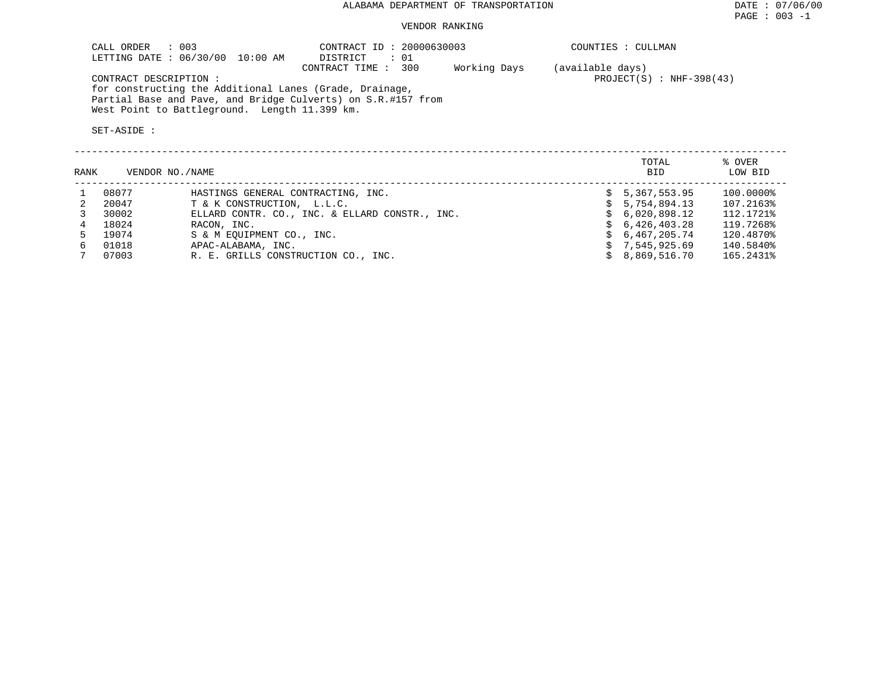# ALABAMA DEPARTMENT OF TRANSPORTATION

DATE : 07/06/00

## VENDOR RANKING

CALL ORDER : 003
LETTING DATE : 06/30/00 10:00 AM

CONTRACT ID : 20000630003
DISTRICT : 01
CONTRACT TIME : 300 Working Days (available days)

COUNTIES : CULLMAN

PROJECT(S) : NHF-398(43)

CONTRACT DESCRIPTION :
for constructing the Additional Lanes (Grade, Drainage, Partial Base and Pave, and Bridge Culverts) on S.R.#157 from West Point to Battleground. Length 11.399 km.

SET-ASIDE :

| RANK | VENDOR NO. | NAME | TOTAL BID | % OVER LOW BID |
|---|---|---|---|---|
| 1 | 08077 | HASTINGS GENERAL CONTRACTING, INC. | $ 5,367,553.95 | 100.0000% |
| 2 | 20047 | T & K CONSTRUCTION, L.L.C. | $ 5,754,894.13 | 107.2163% |
| 3 | 30002 | ELLARD CONTR. CO., INC. & ELLARD CONSTR., INC. | $ 6,020,898.12 | 112.1721% |
| 4 | 18024 | RACON, INC. | $ 6,426,403.28 | 119.7268% |
| 5 | 19074 | S & M EQUIPMENT CO., INC. | $ 6,467,205.74 | 120.4870% |
| 6 | 01018 | APAC-ALABAMA, INC. | $ 7,545,925.69 | 140.5840% |
| 7 | 07003 | R. E. GRILLS CONSTRUCTION CO., INC. | $ 8,869,516.70 | 165.2431% |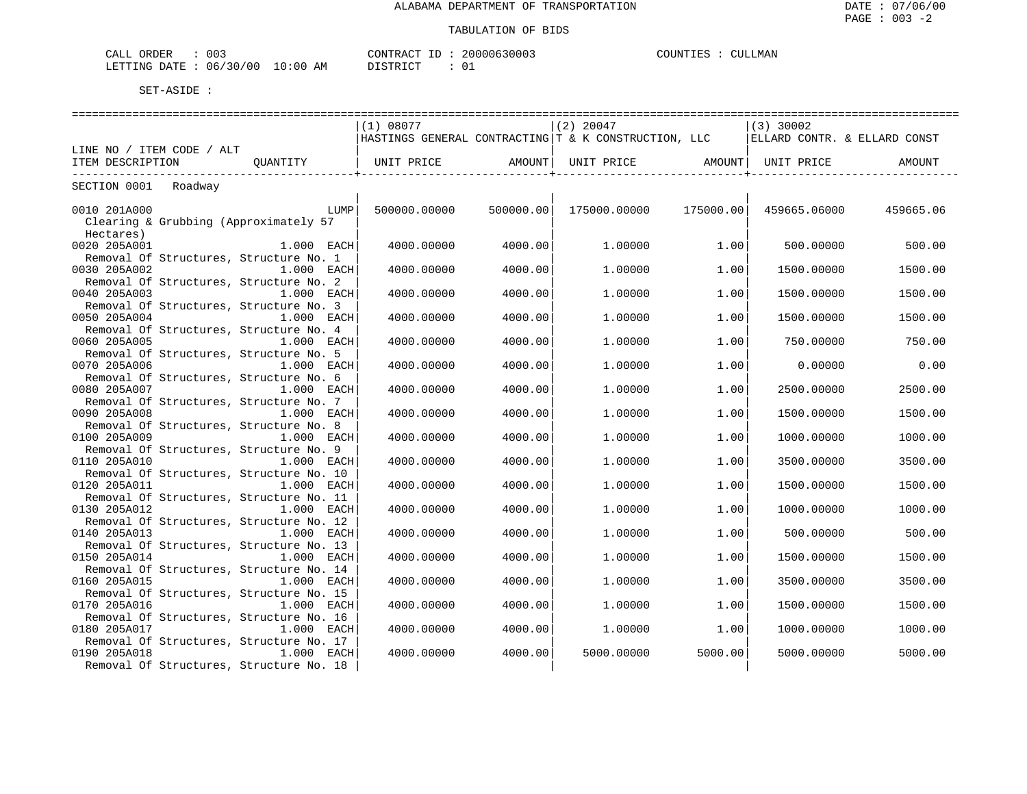ALABAMA DEPARTMENT OF TRANSPORTATION

TABULATION OF BIDS

DATE : 07/06/00
PAGE : 003 -2

CALL ORDER : 003 CONTRACT ID : 20000630003 COUNTIES : CULLMAN
LETTING DATE : 06/30/00 10:00 AM DISTRICT : 01

SET-ASIDE :

| LINE NO / ITEM CODE / ALT ITEM DESCRIPTION | QUANTITY | (1) 08077 HASTINGS GENERAL CONTRACTING UNIT PRICE | AMOUNT | (2) 20047 T & K CONSTRUCTION, LLC UNIT PRICE | AMOUNT | (3) 30002 ELLARD CONTR. & ELLARD CONST UNIT PRICE | AMOUNT |
|---|---|---|---|---|---|---|---|
| SECTION 0001 Roadway | | | | | | | |
| 0010 201A000 Clearing & Grubbing (Approximately 57 Hectares) | LUMP | 500000.00000 | 500000.00 | 175000.00000 | 175000.00 | 459665.06000 | 459665.06 |
| 0020 205A001 Removal Of Structures, Structure No. 1 | 1.000 EACH | 4000.00000 | 4000.00 | 1.00000 | 1.00 | 500.00000 | 500.00 |
| 0030 205A002 Removal Of Structures, Structure No. 2 | 1.000 EACH | 4000.00000 | 4000.00 | 1.00000 | 1.00 | 1500.00000 | 1500.00 |
| 0040 205A003 Removal Of Structures, Structure No. 3 | 1.000 EACH | 4000.00000 | 4000.00 | 1.00000 | 1.00 | 1500.00000 | 1500.00 |
| 0050 205A004 Removal Of Structures, Structure No. 4 | 1.000 EACH | 4000.00000 | 4000.00 | 1.00000 | 1.00 | 1500.00000 | 1500.00 |
| 0060 205A005 Removal Of Structures, Structure No. 5 | 1.000 EACH | 4000.00000 | 4000.00 | 1.00000 | 1.00 | 750.00000 | 750.00 |
| 0070 205A006 Removal Of Structures, Structure No. 6 | 1.000 EACH | 4000.00000 | 4000.00 | 1.00000 | 1.00 | 0.00000 | 0.00 |
| 0080 205A007 Removal Of Structures, Structure No. 7 | 1.000 EACH | 4000.00000 | 4000.00 | 1.00000 | 1.00 | 2500.00000 | 2500.00 |
| 0090 205A008 Removal Of Structures, Structure No. 8 | 1.000 EACH | 4000.00000 | 4000.00 | 1.00000 | 1.00 | 1500.00000 | 1500.00 |
| 0100 205A009 Removal Of Structures, Structure No. 9 | 1.000 EACH | 4000.00000 | 4000.00 | 1.00000 | 1.00 | 1000.00000 | 1000.00 |
| 0110 205A010 Removal Of Structures, Structure No. 10 | 1.000 EACH | 4000.00000 | 4000.00 | 1.00000 | 1.00 | 3500.00000 | 3500.00 |
| 0120 205A011 Removal Of Structures, Structure No. 11 | 1.000 EACH | 4000.00000 | 4000.00 | 1.00000 | 1.00 | 1500.00000 | 1500.00 |
| 0130 205A012 Removal Of Structures, Structure No. 12 | 1.000 EACH | 4000.00000 | 4000.00 | 1.00000 | 1.00 | 1000.00000 | 1000.00 |
| 0140 205A013 Removal Of Structures, Structure No. 13 | 1.000 EACH | 4000.00000 | 4000.00 | 1.00000 | 1.00 | 500.00000 | 500.00 |
| 0150 205A014 Removal Of Structures, Structure No. 14 | 1.000 EACH | 4000.00000 | 4000.00 | 1.00000 | 1.00 | 1500.00000 | 1500.00 |
| 0160 205A015 Removal Of Structures, Structure No. 15 | 1.000 EACH | 4000.00000 | 4000.00 | 1.00000 | 1.00 | 3500.00000 | 3500.00 |
| 0170 205A016 Removal Of Structures, Structure No. 16 | 1.000 EACH | 4000.00000 | 4000.00 | 1.00000 | 1.00 | 1500.00000 | 1500.00 |
| 0180 205A017 Removal Of Structures, Structure No. 17 | 1.000 EACH | 4000.00000 | 4000.00 | 1.00000 | 1.00 | 1000.00000 | 1000.00 |
| 0190 205A018 Removal Of Structures, Structure No. 18 | 1.000 EACH | 4000.00000 | 4000.00 | 5000.00000 | 5000.00 | 5000.00000 | 5000.00 |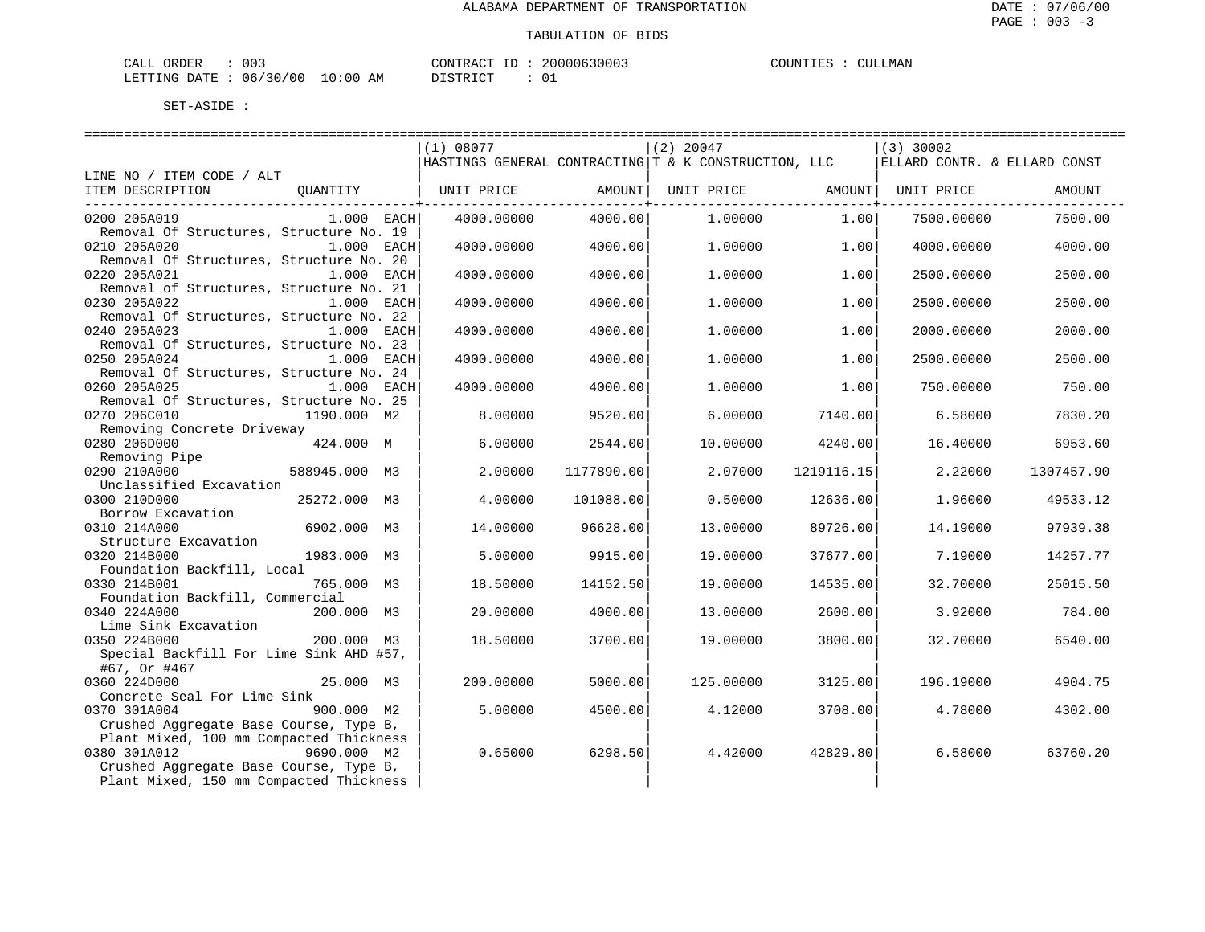ALABAMA DEPARTMENT OF TRANSPORTATION

TABULATION OF BIDS

CALL ORDER : 003 CONTRACT ID : 20000630003 COUNTIES : CULLMAN
LETTING DATE : 06/30/00 10:00 AM DISTRICT : 01

SET-ASIDE :

| LINE NO / ITEM CODE / ALT | | (1) 08077 HASTINGS GENERAL CONTRACTING | | (2) 20047 T & K CONSTRUCTION, LLC | | (3) 30002 ELLARD CONTR. & ELLARD CONST | |
|---|---|---|---|---|---|---|---|
| ITEM DESCRIPTION | QUANTITY | UNIT PRICE | AMOUNT | UNIT PRICE | AMOUNT | UNIT PRICE | AMOUNT |
| 0200 205A019 Removal Of Structures, Structure No. 19 | 1.000 EACH | 4000.00000 | 4000.00 | 1.00000 | 1.00 | 7500.00000 | 7500.00 |
| 0210 205A020 Removal Of Structures, Structure No. 20 | 1.000 EACH | 4000.00000 | 4000.00 | 1.00000 | 1.00 | 4000.00000 | 4000.00 |
| 0220 205A021 Removal of Structures, Structure No. 21 | 1.000 EACH | 4000.00000 | 4000.00 | 1.00000 | 1.00 | 2500.00000 | 2500.00 |
| 0230 205A022 Removal Of Structures, Structure No. 22 | 1.000 EACH | 4000.00000 | 4000.00 | 1.00000 | 1.00 | 2500.00000 | 2500.00 |
| 0240 205A023 Removal Of Structures, Structure No. 23 | 1.000 EACH | 4000.00000 | 4000.00 | 1.00000 | 1.00 | 2000.00000 | 2000.00 |
| 0250 205A024 Removal Of Structures, Structure No. 24 | 1.000 EACH | 4000.00000 | 4000.00 | 1.00000 | 1.00 | 2500.00000 | 2500.00 |
| 0260 205A025 Removal Of Structures, Structure No. 25 | 1.000 EACH | 4000.00000 | 4000.00 | 1.00000 | 1.00 | 750.00000 | 750.00 |
| 0270 206C010 Removing Concrete Driveway | 1190.000 M2 | 8.00000 | 9520.00 | 6.00000 | 7140.00 | 6.58000 | 7830.20 |
| 0280 206D000 Removing Pipe | 424.000 M | 6.00000 | 2544.00 | 10.00000 | 4240.00 | 16.40000 | 6953.60 |
| 0290 210A000 Unclassified Excavation | 588945.000 M3 | 2.00000 | 1177890.00 | 2.07000 | 1219116.15 | 2.22000 | 1307457.90 |
| 0300 210D000 Borrow Excavation | 25272.000 M3 | 4.00000 | 101088.00 | 0.50000 | 12636.00 | 1.96000 | 49533.12 |
| 0310 214A000 Structure Excavation | 6902.000 M3 | 14.00000 | 96628.00 | 13.00000 | 89726.00 | 14.19000 | 97939.38 |
| 0320 214B000 Foundation Backfill, Local | 1983.000 M3 | 5.00000 | 9915.00 | 19.00000 | 37677.00 | 7.19000 | 14257.77 |
| 0330 214B001 Foundation Backfill, Commercial | 765.000 M3 | 18.50000 | 14152.50 | 19.00000 | 14535.00 | 32.70000 | 25015.50 |
| 0340 224A000 Lime Sink Excavation | 200.000 M3 | 20.00000 | 4000.00 | 13.00000 | 2600.00 | 3.92000 | 784.00 |
| 0350 224B000 Special Backfill For Lime Sink AHD #57, #67, Or #467 | 200.000 M3 | 18.50000 | 3700.00 | 19.00000 | 3800.00 | 32.70000 | 6540.00 |
| 0360 224D000 Concrete Seal For Lime Sink | 25.000 M3 | 200.00000 | 5000.00 | 125.00000 | 3125.00 | 196.19000 | 4904.75 |
| 0370 301A004 Crushed Aggregate Base Course, Type B, Plant Mixed, 100 mm Compacted Thickness | 900.000 M2 | 5.00000 | 4500.00 | 4.12000 | 3708.00 | 4.78000 | 4302.00 |
| 0380 301A012 Crushed Aggregate Base Course, Type B, Plant Mixed, 150 mm Compacted Thickness | 9690.000 M2 | 0.65000 | 6298.50 | 4.42000 | 42829.80 | 6.58000 | 63760.20 |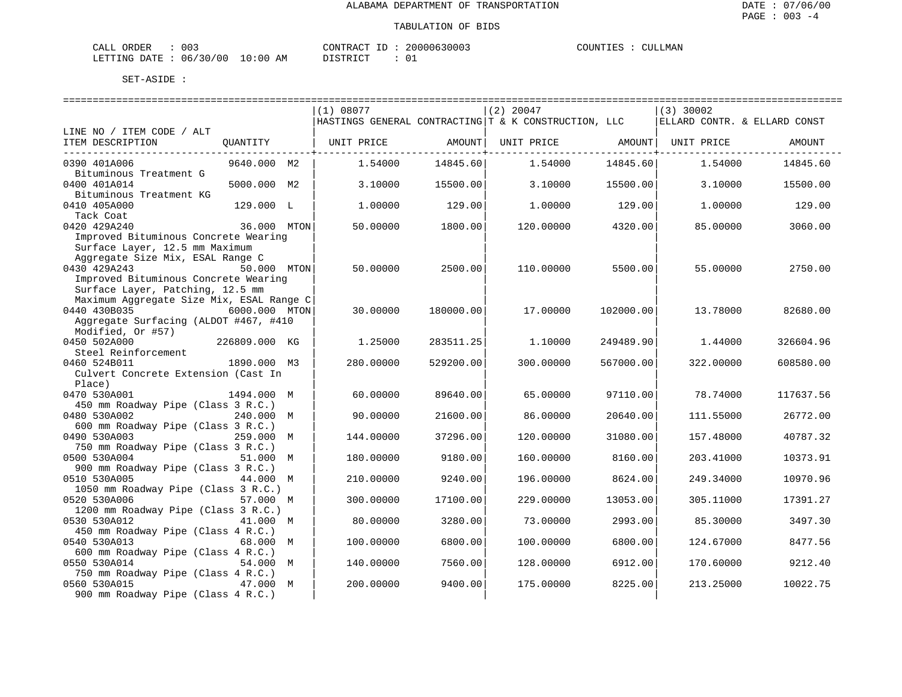ALABAMA DEPARTMENT OF TRANSPORTATION

TABULATION OF BIDS

CALL ORDER : 003 CONTRACT ID : 20000630003 COUNTIES : CULLMAN
LETTING DATE : 06/30/00 10:00 AM DISTRICT : 01

SET-ASIDE :

| LINE NO / ITEM CODE / ALT ITEM DESCRIPTION | QUANTITY | (1) 08077 HASTINGS GENERAL CONTRACTING UNIT PRICE | AMOUNT | (2) 20047 T & K CONSTRUCTION, LLC UNIT PRICE | AMOUNT | (3) 30002 ELLARD CONTR. & ELLARD CONST UNIT PRICE | AMOUNT |
|---|---|---|---|---|---|---|---|
| 0390 401A006 Bituminous Treatment G | 9640.000 M2 | 1.54000 | 14845.60 | 1.54000 | 14845.60 | 1.54000 | 14845.60 |
| 0400 401A014 Bituminous Treatment KG | 5000.000 M2 | 3.10000 | 15500.00 | 3.10000 | 15500.00 | 3.10000 | 15500.00 |
| 0410 405A000 Tack Coat | 129.000 L | 1.00000 | 129.00 | 1.00000 | 129.00 | 1.00000 | 129.00 |
| 0420 429A240 Improved Bituminous Concrete Wearing Surface Layer, 12.5 mm Maximum Aggregate Size Mix, ESAL Range C | 36.000 MTON | 50.00000 | 1800.00 | 120.00000 | 4320.00 | 85.00000 | 3060.00 |
| 0430 429A243 Improved Bituminous Concrete Wearing Surface Layer, Patching, 12.5 mm Maximum Aggregate Size Mix, ESAL Range C | 50.000 MTON | 50.00000 | 2500.00 | 110.00000 | 5500.00 | 55.00000 | 2750.00 |
| 0440 430B035 Aggregate Surfacing (ALDOT #467, #410 Modified, Or #57) | 6000.000 MTON | 30.00000 | 180000.00 | 17.00000 | 102000.00 | 13.78000 | 82680.00 |
| 0450 502A000 Steel Reinforcement | 226809.000 KG | 1.25000 | 283511.25 | 1.10000 | 249489.90 | 1.44000 | 326604.96 |
| 0460 524B011 Culvert Concrete Extension (Cast In Place) | 1890.000 M3 | 280.00000 | 529200.00 | 300.00000 | 567000.00 | 322.00000 | 608580.00 |
| 0470 530A001 450 mm Roadway Pipe (Class 3 R.C.) | 1494.000 M | 60.00000 | 89640.00 | 65.00000 | 97110.00 | 78.74000 | 117637.56 |
| 0480 530A002 600 mm Roadway Pipe (Class 3 R.C.) | 240.000 M | 90.00000 | 21600.00 | 86.00000 | 20640.00 | 111.55000 | 26772.00 |
| 0490 530A003 750 mm Roadway Pipe (Class 3 R.C.) | 259.000 M | 144.00000 | 37296.00 | 120.00000 | 31080.00 | 157.48000 | 40787.32 |
| 0500 530A004 900 mm Roadway Pipe (Class 3 R.C.) | 51.000 M | 180.00000 | 9180.00 | 160.00000 | 8160.00 | 203.41000 | 10373.91 |
| 0510 530A005 1050 mm Roadway Pipe (Class 3 R.C.) | 44.000 M | 210.00000 | 9240.00 | 196.00000 | 8624.00 | 249.34000 | 10970.96 |
| 0520 530A006 1200 mm Roadway Pipe (Class 3 R.C.) | 57.000 M | 300.00000 | 17100.00 | 229.00000 | 13053.00 | 305.11000 | 17391.27 |
| 0530 530A012 450 mm Roadway Pipe (Class 4 R.C.) | 41.000 M | 80.00000 | 3280.00 | 73.00000 | 2993.00 | 85.30000 | 3497.30 |
| 0540 530A013 600 mm Roadway Pipe (Class 4 R.C.) | 68.000 M | 100.00000 | 6800.00 | 100.00000 | 6800.00 | 124.67000 | 8477.56 |
| 0550 530A014 750 mm Roadway Pipe (Class 4 R.C.) | 54.000 M | 140.00000 | 7560.00 | 128.00000 | 6912.00 | 170.60000 | 9212.40 |
| 0560 530A015 900 mm Roadway Pipe (Class 4 R.C.) | 47.000 M | 200.00000 | 9400.00 | 175.00000 | 8225.00 | 213.25000 | 10022.75 |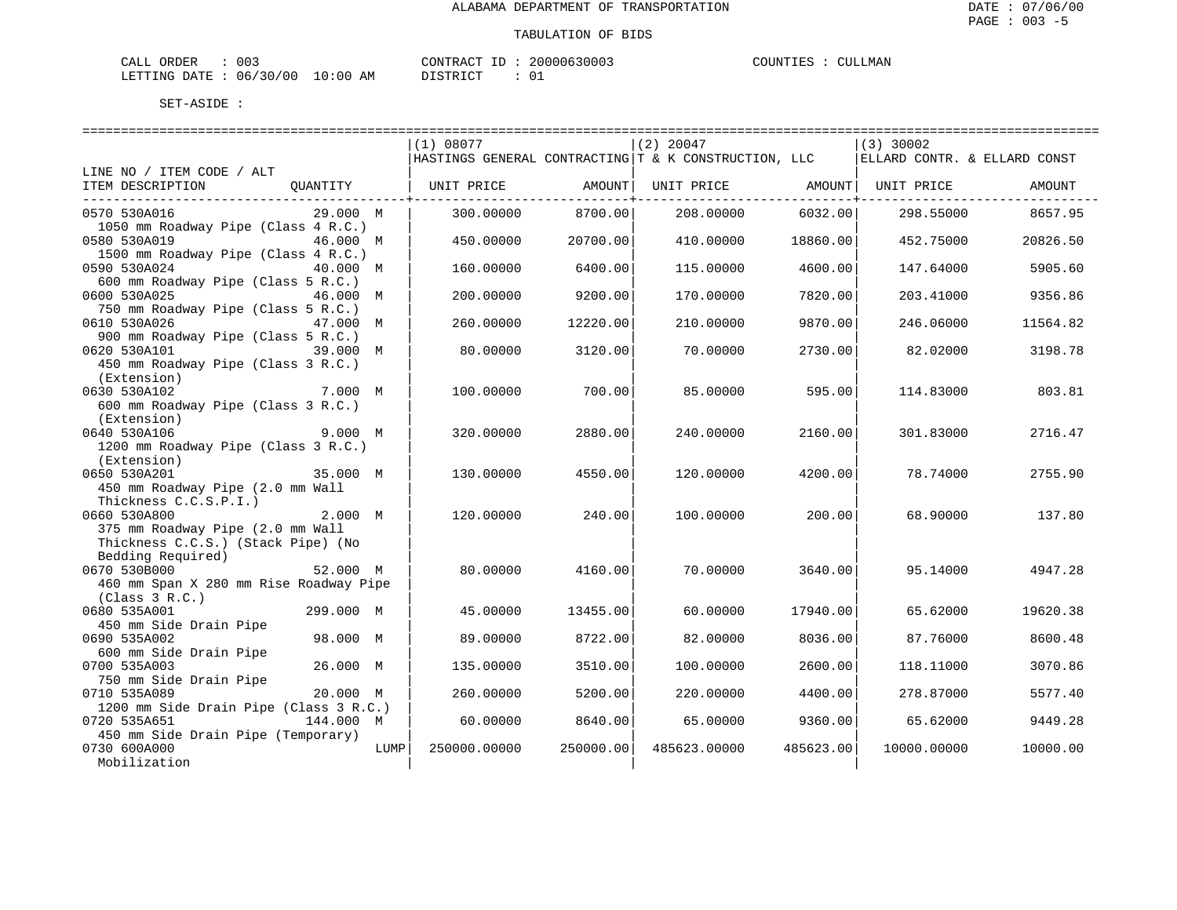ALABAMA DEPARTMENT OF TRANSPORTATION

DATE : 07/06/00

TABULATION OF BIDS

CALL ORDER : 003 &nbsp;&nbsp;&nbsp;&nbsp; CONTRACT ID : 20000630003 &nbsp;&nbsp;&nbsp;&nbsp; COUNTIES : CULLMAN

LETTING DATE : 06/30/00 10:00 AM &nbsp;&nbsp;&nbsp;&nbsp; DISTRICT : 01

SET-ASIDE :

| LINE NO / ITEM CODE / ALT ITEM DESCRIPTION | QUANTITY | (1) 08077 HASTINGS GENERAL CONTRACTING UNIT PRICE | AMOUNT | (2) 20047 T & K CONSTRUCTION, LLC UNIT PRICE | AMOUNT | (3) 30002 ELLARD CONTR. & ELLARD CONST UNIT PRICE | AMOUNT |
|---|---|---|---|---|---|---|---|
| 0570 530A016 1050 mm Roadway Pipe (Class 4 R.C.) | 29.000 M | 300.00000 | 8700.00 | 208.00000 | 6032.00 | 298.55000 | 8657.95 |
| 0580 530A019 1500 mm Roadway Pipe (Class 4 R.C.) | 46.000 M | 450.00000 | 20700.00 | 410.00000 | 18860.00 | 452.75000 | 20826.50 |
| 0590 530A024 600 mm Roadway Pipe (Class 5 R.C.) | 40.000 M | 160.00000 | 6400.00 | 115.00000 | 4600.00 | 147.64000 | 5905.60 |
| 0600 530A025 750 mm Roadway Pipe (Class 5 R.C.) | 46.000 M | 200.00000 | 9200.00 | 170.00000 | 7820.00 | 203.41000 | 9356.86 |
| 0610 530A026 900 mm Roadway Pipe (Class 5 R.C.) | 47.000 M | 260.00000 | 12220.00 | 210.00000 | 9870.00 | 246.06000 | 11564.82 |
| 0620 530A101 450 mm Roadway Pipe (Class 3 R.C.) (Extension) | 39.000 M | 80.00000 | 3120.00 | 70.00000 | 2730.00 | 82.02000 | 3198.78 |
| 0630 530A102 600 mm Roadway Pipe (Class 3 R.C.) (Extension) | 7.000 M | 100.00000 | 700.00 | 85.00000 | 595.00 | 114.83000 | 803.81 |
| 0640 530A106 1200 mm Roadway Pipe (Class 3 R.C.) (Extension) | 9.000 M | 320.00000 | 2880.00 | 240.00000 | 2160.00 | 301.83000 | 2716.47 |
| 0650 530A201 450 mm Roadway Pipe (2.0 mm Wall Thickness C.C.S.P.I.) | 35.000 M | 130.00000 | 4550.00 | 120.00000 | 4200.00 | 78.74000 | 2755.90 |
| 0660 530A800 375 mm Roadway Pipe (2.0 mm Wall Thickness C.C.S.) (Stack Pipe) (No Bedding Required) | 2.000 M | 120.00000 | 240.00 | 100.00000 | 200.00 | 68.90000 | 137.80 |
| 0670 530B000 460 mm Span X 280 mm Rise Roadway Pipe (Class 3 R.C.) | 52.000 M | 80.00000 | 4160.00 | 70.00000 | 3640.00 | 95.14000 | 4947.28 |
| 0680 535A001 450 mm Side Drain Pipe | 299.000 M | 45.00000 | 13455.00 | 60.00000 | 17940.00 | 65.62000 | 19620.38 |
| 0690 535A002 600 mm Side Drain Pipe | 98.000 M | 89.00000 | 8722.00 | 82.00000 | 8036.00 | 87.76000 | 8600.48 |
| 0700 535A003 750 mm Side Drain Pipe | 26.000 M | 135.00000 | 3510.00 | 100.00000 | 2600.00 | 118.11000 | 3070.86 |
| 0710 535A089 1200 mm Side Drain Pipe (Class 3 R.C.) | 20.000 M | 260.00000 | 5200.00 | 220.00000 | 4400.00 | 278.87000 | 5577.40 |
| 0720 535A651 450 mm Side Drain Pipe (Temporary) | 144.000 M | 60.00000 | 8640.00 | 65.00000 | 9360.00 | 65.62000 | 9449.28 |
| 0730 600A000 Mobilization | LUMP | 250000.00000 | 250000.00 | 485623.00000 | 485623.00 | 10000.00000 | 10000.00 |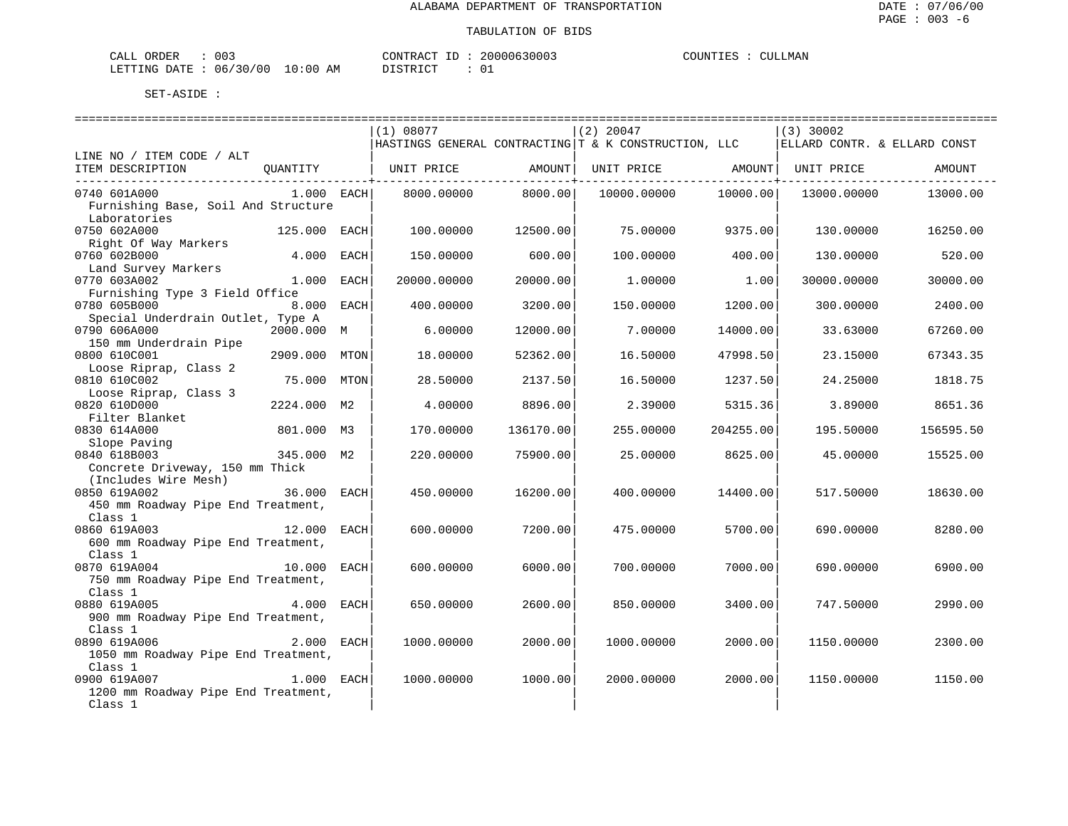ALABAMA DEPARTMENT OF TRANSPORTATION

TABULATION OF BIDS

CALL ORDER : 003  CONTRACT ID : 20000630003  COUNTIES : CULLMAN
LETTING DATE : 06/30/00 10:00 AM  DISTRICT : 01

SET-ASIDE :

| LINE NO / ITEM CODE / ALT ITEM DESCRIPTION | QUANTITY | | (1) 08077 HASTINGS GENERAL CONTRACTING UNIT PRICE | AMOUNT | (2) 20047 T & K CONSTRUCTION, LLC UNIT PRICE | AMOUNT | (3) 30002 ELLARD CONTR. & ELLARD CONST UNIT PRICE | AMOUNT |
|---|---|---|---|---|---|---|---|---|
| 0740 601A000 Furnishing Base, Soil And Structure Laboratories | 1.000 | EACH | 8000.00000 | 8000.00 | 10000.00000 | 10000.00 | 13000.00000 | 13000.00 |
| 0750 602A000 Right Of Way Markers | 125.000 | EACH | 100.00000 | 12500.00 | 75.00000 | 9375.00 | 130.00000 | 16250.00 |
| 0760 602B000 Land Survey Markers | 4.000 | EACH | 150.00000 | 600.00 | 100.00000 | 400.00 | 130.00000 | 520.00 |
| 0770 603A002 Furnishing Type 3 Field Office | 1.000 | EACH | 20000.00000 | 20000.00 | 1.00000 | 1.00 | 30000.00000 | 30000.00 |
| 0780 605B000 Special Underdrain Outlet, Type A | 8.000 | EACH | 400.00000 | 3200.00 | 150.00000 | 1200.00 | 300.00000 | 2400.00 |
| 0790 606A000 150 mm Underdrain Pipe | 2000.000 | M | 6.00000 | 12000.00 | 7.00000 | 14000.00 | 33.63000 | 67260.00 |
| 0800 610C001 Loose Riprap, Class 2 | 2909.000 | MTON | 18.00000 | 52362.00 | 16.50000 | 47998.50 | 23.15000 | 67343.35 |
| 0810 610C002 Loose Riprap, Class 3 | 75.000 | MTON | 28.50000 | 2137.50 | 16.50000 | 1237.50 | 24.25000 | 1818.75 |
| 0820 610D000 Filter Blanket | 2224.000 | M2 | 4.00000 | 8896.00 | 2.39000 | 5315.36 | 3.89000 | 8651.36 |
| 0830 614A000 Slope Paving | 801.000 | M3 | 170.00000 | 136170.00 | 255.00000 | 204255.00 | 195.50000 | 156595.50 |
| 0840 618B003 Concrete Driveway, 150 mm Thick (Includes Wire Mesh) | 345.000 | M2 | 220.00000 | 75900.00 | 25.00000 | 8625.00 | 45.00000 | 15525.00 |
| 0850 619A002 450 mm Roadway Pipe End Treatment, Class 1 | 36.000 | EACH | 450.00000 | 16200.00 | 400.00000 | 14400.00 | 517.50000 | 18630.00 |
| 0860 619A003 600 mm Roadway Pipe End Treatment, Class 1 | 12.000 | EACH | 600.00000 | 7200.00 | 475.00000 | 5700.00 | 690.00000 | 8280.00 |
| 0870 619A004 750 mm Roadway Pipe End Treatment, Class 1 | 10.000 | EACH | 600.00000 | 6000.00 | 700.00000 | 7000.00 | 690.00000 | 6900.00 |
| 0880 619A005 900 mm Roadway Pipe End Treatment, Class 1 | 4.000 | EACH | 650.00000 | 2600.00 | 850.00000 | 3400.00 | 747.50000 | 2990.00 |
| 0890 619A006 1050 mm Roadway Pipe End Treatment, Class 1 | 2.000 | EACH | 1000.00000 | 2000.00 | 1000.00000 | 2000.00 | 1150.00000 | 2300.00 |
| 0900 619A007 1200 mm Roadway Pipe End Treatment, Class 1 | 1.000 | EACH | 1000.00000 | 1000.00 | 2000.00000 | 2000.00 | 1150.00000 | 1150.00 |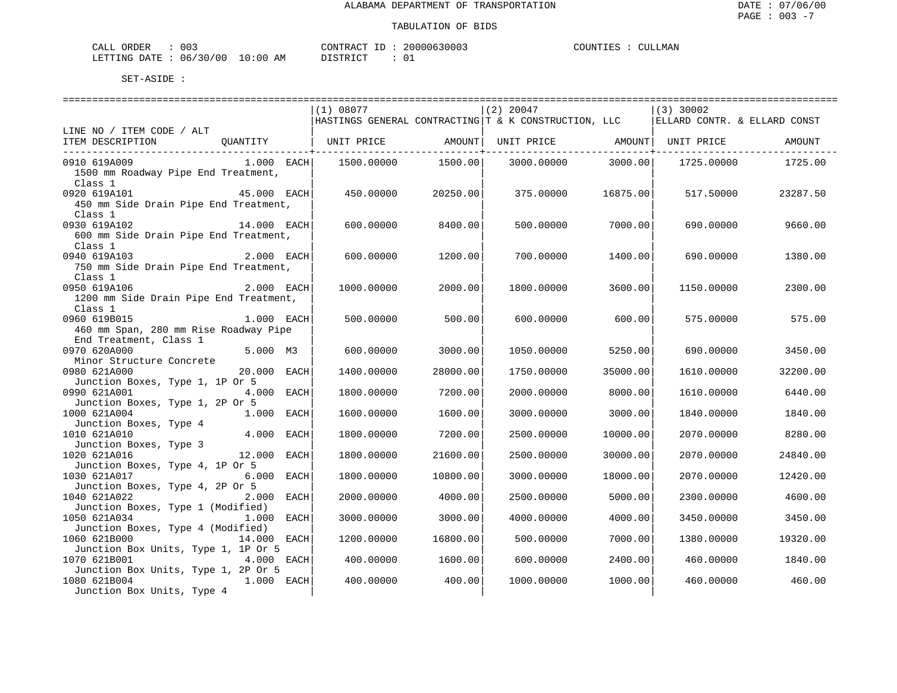ALABAMA DEPARTMENT OF TRANSPORTATION

TABULATION OF BIDS

CALL ORDER : 003 CONTRACT ID : 20000630003 COUNTIES : CULLMAN
LETTING DATE : 06/30/00 10:00 AM DISTRICT : 01

SET-ASIDE :

| LINE NO / ITEM CODE / ALT ITEM DESCRIPTION | QUANTITY | (1) 08077 HASTINGS GENERAL CONTRACTING UNIT PRICE | AMOUNT | (2) 20047 T & K CONSTRUCTION, LLC UNIT PRICE | AMOUNT | (3) 30002 ELLARD CONTR. & ELLARD CONST UNIT PRICE | AMOUNT |
|---|---|---|---|---|---|---|---|
| 0910 619A009 1500 mm Roadway Pipe End Treatment, Class 1 | 1.000 EACH | 1500.00000 | 1500.00 | 3000.00000 | 3000.00 | 1725.00000 | 1725.00 |
| 0920 619A101 450 mm Side Drain Pipe End Treatment, Class 1 | 45.000 EACH | 450.00000 | 20250.00 | 375.00000 | 16875.00 | 517.50000 | 23287.50 |
| 0930 619A102 600 mm Side Drain Pipe End Treatment, Class 1 | 14.000 EACH | 600.00000 | 8400.00 | 500.00000 | 7000.00 | 690.00000 | 9660.00 |
| 0940 619A103 750 mm Side Drain Pipe End Treatment, Class 1 | 2.000 EACH | 600.00000 | 1200.00 | 700.00000 | 1400.00 | 690.00000 | 1380.00 |
| 0950 619A106 1200 mm Side Drain Pipe End Treatment, Class 1 | 2.000 EACH | 1000.00000 | 2000.00 | 1800.00000 | 3600.00 | 1150.00000 | 2300.00 |
| 0960 619B015 460 mm Span, 280 mm Rise Roadway Pipe End Treatment, Class 1 | 1.000 EACH | 500.00000 | 500.00 | 600.00000 | 600.00 | 575.00000 | 575.00 |
| 0970 620A000 Minor Structure Concrete | 5.000 M3 | 600.00000 | 3000.00 | 1050.00000 | 5250.00 | 690.00000 | 3450.00 |
| 0980 621A000 Junction Boxes, Type 1, 1P Or 5 | 20.000 EACH | 1400.00000 | 28000.00 | 1750.00000 | 35000.00 | 1610.00000 | 32200.00 |
| 0990 621A001 Junction Boxes, Type 1, 2P Or 5 | 4.000 EACH | 1800.00000 | 7200.00 | 2000.00000 | 8000.00 | 1610.00000 | 6440.00 |
| 1000 621A004 Junction Boxes, Type 4 | 1.000 EACH | 1600.00000 | 1600.00 | 3000.00000 | 3000.00 | 1840.00000 | 1840.00 |
| 1010 621A010 Junction Boxes, Type 3 | 4.000 EACH | 1800.00000 | 7200.00 | 2500.00000 | 10000.00 | 2070.00000 | 8280.00 |
| 1020 621A016 Junction Boxes, Type 4, 1P Or 5 | 12.000 EACH | 1800.00000 | 21600.00 | 2500.00000 | 30000.00 | 2070.00000 | 24840.00 |
| 1030 621A017 Junction Boxes, Type 4, 2P Or 5 | 6.000 EACH | 1800.00000 | 10800.00 | 3000.00000 | 18000.00 | 2070.00000 | 12420.00 |
| 1040 621A022 Junction Boxes, Type 1 (Modified) | 2.000 EACH | 2000.00000 | 4000.00 | 2500.00000 | 5000.00 | 2300.00000 | 4600.00 |
| 1050 621A034 Junction Boxes, Type 4 (Modified) | 1.000 EACH | 3000.00000 | 3000.00 | 4000.00000 | 4000.00 | 3450.00000 | 3450.00 |
| 1060 621B000 Junction Box Units, Type 1, 1P Or 5 | 14.000 EACH | 1200.00000 | 16800.00 | 500.00000 | 7000.00 | 1380.00000 | 19320.00 |
| 1070 621B001 Junction Box Units, Type 1, 2P Or 5 | 4.000 EACH | 400.00000 | 1600.00 | 600.00000 | 2400.00 | 460.00000 | 1840.00 |
| 1080 621B004 Junction Box Units, Type 4 | 1.000 EACH | 400.00000 | 400.00 | 1000.00000 | 1000.00 | 460.00000 | 460.00 |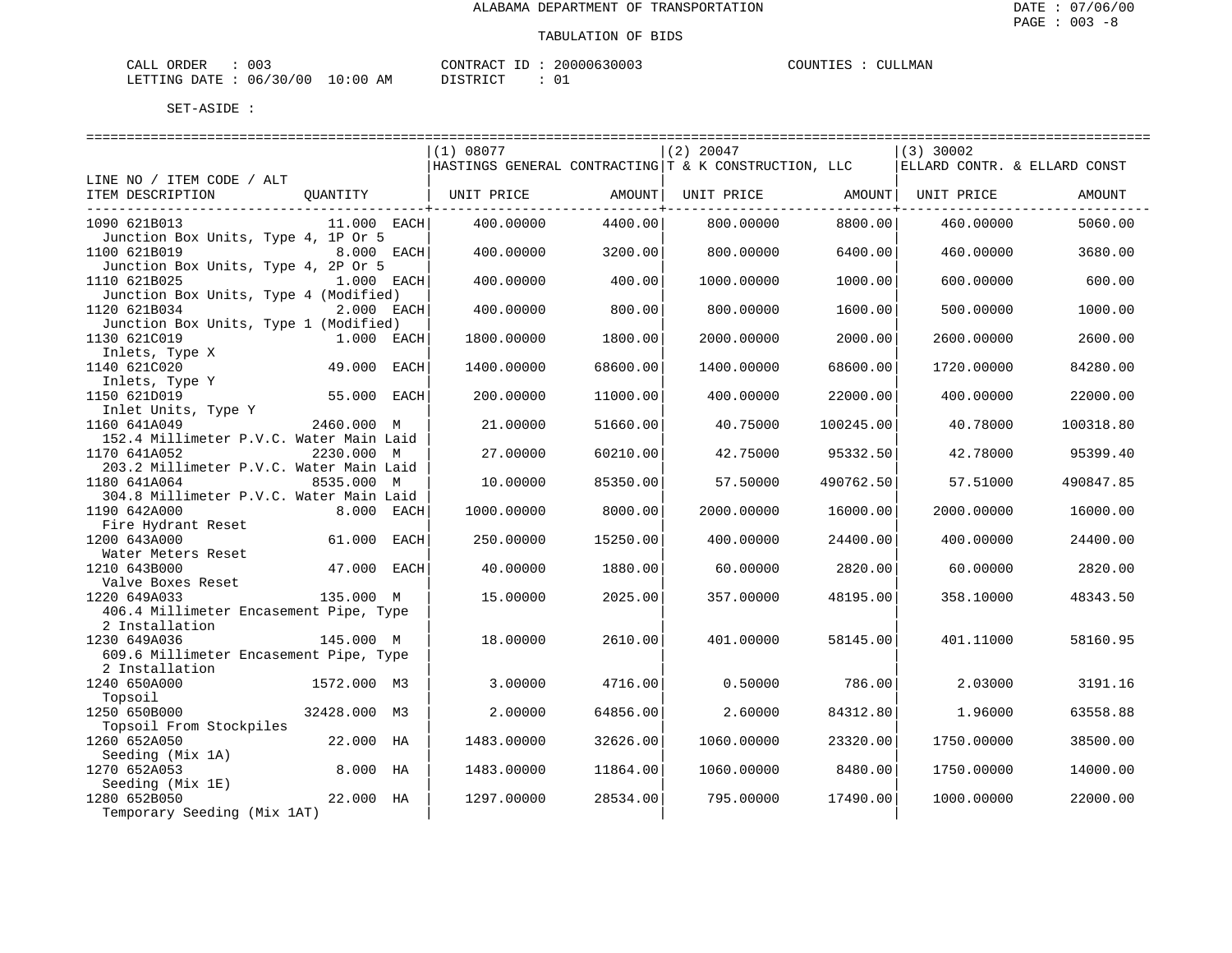ALABAMA DEPARTMENT OF TRANSPORTATION

TABULATION OF BIDS

CALL ORDER : 003 CONTRACT ID : 20000630003 COUNTIES : CULLMAN
LETTING DATE : 06/30/00 10:00 AM DISTRICT : 01

SET-ASIDE :

| LINE NO / ITEM CODE / ALT ITEM DESCRIPTION | QUANTITY | (1) 08077 HASTINGS GENERAL CONTRACTING UNIT PRICE | AMOUNT | (2) 20047 T & K CONSTRUCTION, LLC UNIT PRICE | AMOUNT | (3) 30002 ELLARD CONTR. & ELLARD CONST UNIT PRICE | AMOUNT |
|---|---|---|---|---|---|---|---|
| 1090 621B013 Junction Box Units, Type 4, 1P Or 5 | 11.000 EACH | 400.00000 | 4400.00 | 800.00000 | 8800.00 | 460.00000 | 5060.00 |
| 1100 621B019 Junction Box Units, Type 4, 2P Or 5 | 8.000 EACH | 400.00000 | 3200.00 | 800.00000 | 6400.00 | 460.00000 | 3680.00 |
| 1110 621B025 Junction Box Units, Type 4 (Modified) | 1.000 EACH | 400.00000 | 400.00 | 1000.00000 | 1000.00 | 600.00000 | 600.00 |
| 1120 621B034 Junction Box Units, Type 1 (Modified) | 2.000 EACH | 400.00000 | 800.00 | 800.00000 | 1600.00 | 500.00000 | 1000.00 |
| 1130 621C019 Inlets, Type X | 1.000 EACH | 1800.00000 | 1800.00 | 2000.00000 | 2000.00 | 2600.00000 | 2600.00 |
| 1140 621C020 Inlets, Type Y | 49.000 EACH | 1400.00000 | 68600.00 | 1400.00000 | 68600.00 | 1720.00000 | 84280.00 |
| 1150 621D019 Inlet Units, Type Y | 55.000 EACH | 200.00000 | 11000.00 | 400.00000 | 22000.00 | 400.00000 | 22000.00 |
| 1160 641A049 152.4 Millimeter P.V.C. Water Main Laid | 2460.000 M | 21.00000 | 51660.00 | 40.75000 | 100245.00 | 40.78000 | 100318.80 |
| 1170 641A052 203.2 Millimeter P.V.C. Water Main Laid | 2230.000 M | 27.00000 | 60210.00 | 42.75000 | 95332.50 | 42.78000 | 95399.40 |
| 1180 641A064 304.8 Millimeter P.V.C. Water Main Laid | 8535.000 M | 10.00000 | 85350.00 | 57.50000 | 490762.50 | 57.51000 | 490847.85 |
| 1190 642A000 Fire Hydrant Reset | 8.000 EACH | 1000.00000 | 8000.00 | 2000.00000 | 16000.00 | 2000.00000 | 16000.00 |
| 1200 643A000 Water Meters Reset | 61.000 EACH | 250.00000 | 15250.00 | 400.00000 | 24400.00 | 400.00000 | 24400.00 |
| 1210 643B000 Valve Boxes Reset | 47.000 EACH | 40.00000 | 1880.00 | 60.00000 | 2820.00 | 60.00000 | 2820.00 |
| 1220 649A033 406.4 Millimeter Encasement Pipe, Type 2 Installation | 135.000 M | 15.00000 | 2025.00 | 357.00000 | 48195.00 | 358.10000 | 48343.50 |
| 1230 649A036 609.6 Millimeter Encasement Pipe, Type 2 Installation | 145.000 M | 18.00000 | 2610.00 | 401.00000 | 58145.00 | 401.11000 | 58160.95 |
| 1240 650A000 Topsoil | 1572.000 M3 | 3.00000 | 4716.00 | 0.50000 | 786.00 | 2.03000 | 3191.16 |
| 1250 650B000 Topsoil From Stockpiles | 32428.000 M3 | 2.00000 | 64856.00 | 2.60000 | 84312.80 | 1.96000 | 63558.88 |
| 1260 652A050 Seeding (Mix 1A) | 22.000 HA | 1483.00000 | 32626.00 | 1060.00000 | 23320.00 | 1750.00000 | 38500.00 |
| 1270 652A053 Seeding (Mix 1E) | 8.000 HA | 1483.00000 | 11864.00 | 1060.00000 | 8480.00 | 1750.00000 | 14000.00 |
| 1280 652B050 Temporary Seeding (Mix 1AT) | 22.000 HA | 1297.00000 | 28534.00 | 795.00000 | 17490.00 | 1000.00000 | 22000.00 |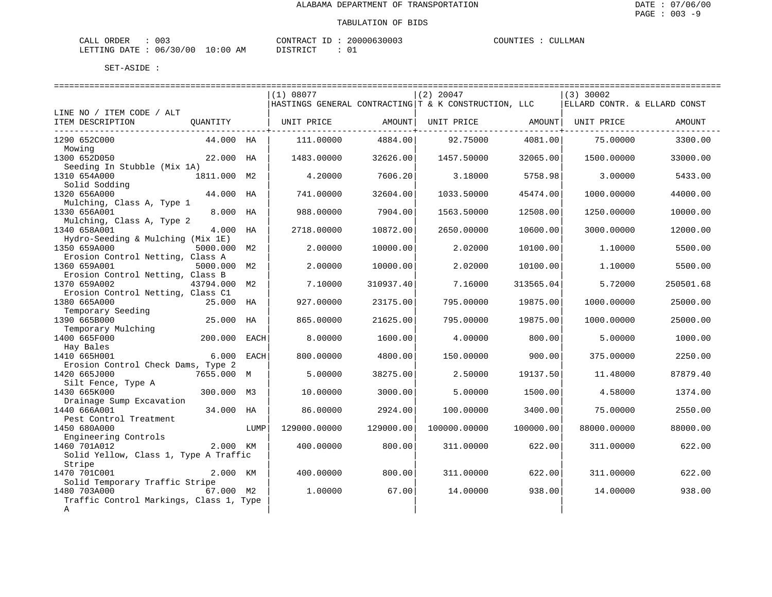ALABAMA DEPARTMENT OF TRANSPORTATION

TABULATION OF BIDS

CALL ORDER : 003
LETTING DATE : 06/30/00 10:00 AM

CONTRACT ID : 20000630003
DISTRICT : 01

COUNTIES : CULLMAN

SET-ASIDE :

| LINE NO / ITEM CODE / ALT ITEM DESCRIPTION | QUANTITY | | (1) 08077 HASTINGS GENERAL CONTRACTING UNIT PRICE | AMOUNT | (2) 20047 T & K CONSTRUCTION, LLC UNIT PRICE | AMOUNT | (3) 30002 ELLARD CONTR. & ELLARD CONST UNIT PRICE | AMOUNT |
|---|---|---|---|---|---|---|---|---|
| 1290 652C000 Mowing | 44.000 | HA | 111.00000 | 4884.00 | 92.75000 | 4081.00 | 75.00000 | 3300.00 |
| 1300 652D050 Seeding In Stubble (Mix 1A) | 22.000 | HA | 1483.00000 | 32626.00 | 1457.50000 | 32065.00 | 1500.00000 | 33000.00 |
| 1310 654A000 Solid Sodding | 1811.000 | M2 | 4.20000 | 7606.20 | 3.18000 | 5758.98 | 3.00000 | 5433.00 |
| 1320 656A000 Mulching, Class A, Type 1 | 44.000 | HA | 741.00000 | 32604.00 | 1033.50000 | 45474.00 | 1000.00000 | 44000.00 |
| 1330 656A001 Mulching, Class A, Type 2 | 8.000 | HA | 988.00000 | 7904.00 | 1563.50000 | 12508.00 | 1250.00000 | 10000.00 |
| 1340 658A001 Hydro-Seeding & Mulching (Mix 1E) | 4.000 | HA | 2718.00000 | 10872.00 | 2650.00000 | 10600.00 | 3000.00000 | 12000.00 |
| 1350 659A000 Erosion Control Netting, Class A | 5000.000 | M2 | 2.00000 | 10000.00 | 2.02000 | 10100.00 | 1.10000 | 5500.00 |
| 1360 659A001 Erosion Control Netting, Class B | 5000.000 | M2 | 2.00000 | 10000.00 | 2.02000 | 10100.00 | 1.10000 | 5500.00 |
| 1370 659A002 Erosion Control Netting, Class C1 | 43794.000 | M2 | 7.10000 | 310937.40 | 7.16000 | 313565.04 | 5.72000 | 250501.68 |
| 1380 665A000 Temporary Seeding | 25.000 | HA | 927.00000 | 23175.00 | 795.00000 | 19875.00 | 1000.00000 | 25000.00 |
| 1390 665B000 Temporary Mulching | 25.000 | HA | 865.00000 | 21625.00 | 795.00000 | 19875.00 | 1000.00000 | 25000.00 |
| 1400 665F000 Hay Bales | 200.000 | EACH | 8.00000 | 1600.00 | 4.00000 | 800.00 | 5.00000 | 1000.00 |
| 1410 665H001 Erosion Control Check Dams, Type 2 | 6.000 | EACH | 800.00000 | 4800.00 | 150.00000 | 900.00 | 375.00000 | 2250.00 |
| 1420 665J000 Silt Fence, Type A | 7655.000 | M | 5.00000 | 38275.00 | 2.50000 | 19137.50 | 11.48000 | 87879.40 |
| 1430 665K000 Drainage Sump Excavation | 300.000 | M3 | 10.00000 | 3000.00 | 5.00000 | 1500.00 | 4.58000 | 1374.00 |
| 1440 666A001 Pest Control Treatment | 34.000 | HA | 86.00000 | 2924.00 | 100.00000 | 3400.00 | 75.00000 | 2550.00 |
| 1450 680A000 Engineering Controls | | LUMP | 129000.00000 | 129000.00 | 100000.00000 | 100000.00 | 88000.00000 | 88000.00 |
| 1460 701A012 Solid Yellow, Class 1, Type A Traffic Stripe | 2.000 | KM | 400.00000 | 800.00 | 311.00000 | 622.00 | 311.00000 | 622.00 |
| 1470 701C001 Solid Temporary Traffic Stripe | 2.000 | KM | 400.00000 | 800.00 | 311.00000 | 622.00 | 311.00000 | 622.00 |
| 1480 703A000 Traffic Control Markings, Class 1, Type A | 67.000 | M2 | 1.00000 | 67.00 | 14.00000 | 938.00 | 14.00000 | 938.00 |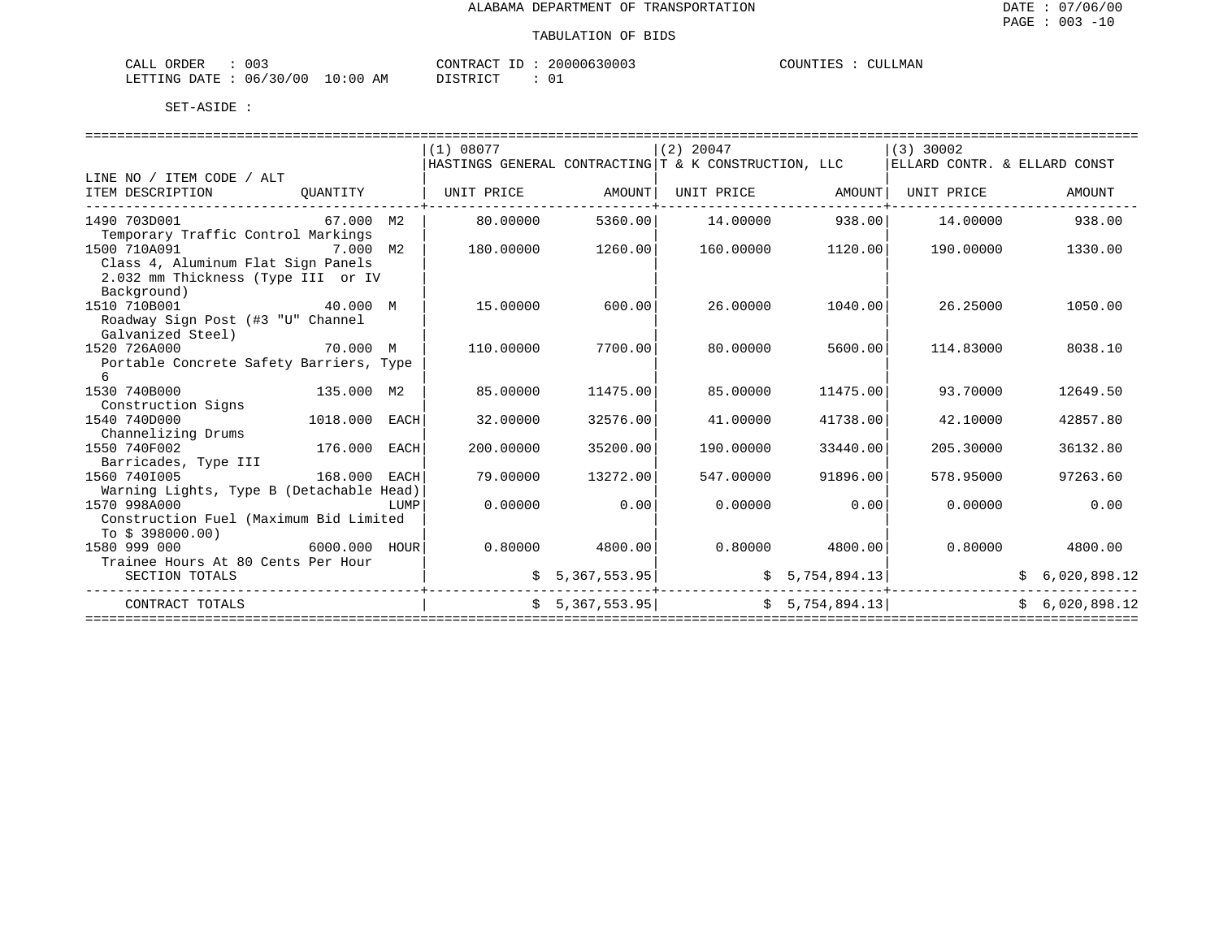ALABAMA DEPARTMENT OF TRANSPORTATION

TABULATION OF BIDS

CALL ORDER : 003 CONTRACT ID : 20000630003 COUNTIES : CULLMAN
LETTING DATE : 06/30/00 10:00 AM DISTRICT : 01

SET-ASIDE :

| LINE NO / ITEM CODE / ALT ITEM DESCRIPTION | QUANTITY | (1) 08077 HASTINGS GENERAL CONTRACTING UNIT PRICE | AMOUNT | (2) 20047 T & K CONSTRUCTION, LLC UNIT PRICE | AMOUNT | (3) 30002 ELLARD CONTR. & ELLARD CONST UNIT PRICE | AMOUNT |
|---|---|---|---|---|---|---|---|
| 1490 703D001 Temporary Traffic Control Markings | 67.000 M2 | 80.00000 | 5360.00 | 14.00000 | 938.00 | 14.00000 | 938.00 |
| 1500 710A091 Class 4, Aluminum Flat Sign Panels 2.032 mm Thickness (Type III or IV Background) | 7.000 M2 | 180.00000 | 1260.00 | 160.00000 | 1120.00 | 190.00000 | 1330.00 |
| 1510 710B001 Roadway Sign Post (#3 "U" Channel Galvanized Steel) | 40.000 M | 15.00000 | 600.00 | 26.00000 | 1040.00 | 26.25000 | 1050.00 |
| 1520 726A000 Portable Concrete Safety Barriers, Type 6 | 70.000 M | 110.00000 | 7700.00 | 80.00000 | 5600.00 | 114.83000 | 8038.10 |
| 1530 740B000 Construction Signs | 135.000 M2 | 85.00000 | 11475.00 | 85.00000 | 11475.00 | 93.70000 | 12649.50 |
| 1540 740D000 Channelizing Drums | 1018.000 EACH | 32.00000 | 32576.00 | 41.00000 | 41738.00 | 42.10000 | 42857.80 |
| 1550 740F002 Barricades, Type III | 176.000 EACH | 200.00000 | 35200.00 | 190.00000 | 33440.00 | 205.30000 | 36132.80 |
| 1560 740I005 Warning Lights, Type B (Detachable Head) | 168.000 EACH | 79.00000 | 13272.00 | 547.00000 | 91896.00 | 578.95000 | 97263.60 |
| 1570 998A000 Construction Fuel (Maximum Bid Limited To $ 398000.00) | LUMP | 0.00000 | 0.00 | 0.00000 | 0.00 | 0.00000 | 0.00 |
| 1580 999 000 Trainee Hours At 80 Cents Per Hour | 6000.000 HOUR | 0.80000 | 4800.00 | 0.80000 | 4800.00 | 0.80000 | 4800.00 |
| SECTION TOTALS | | | $ 5,367,553.95 | | $ 5,754,894.13 | | $ 6,020,898.12 |
| CONTRACT TOTALS | | | $ 5,367,553.95 | | $ 5,754,894.13 | | $ 6,020,898.12 |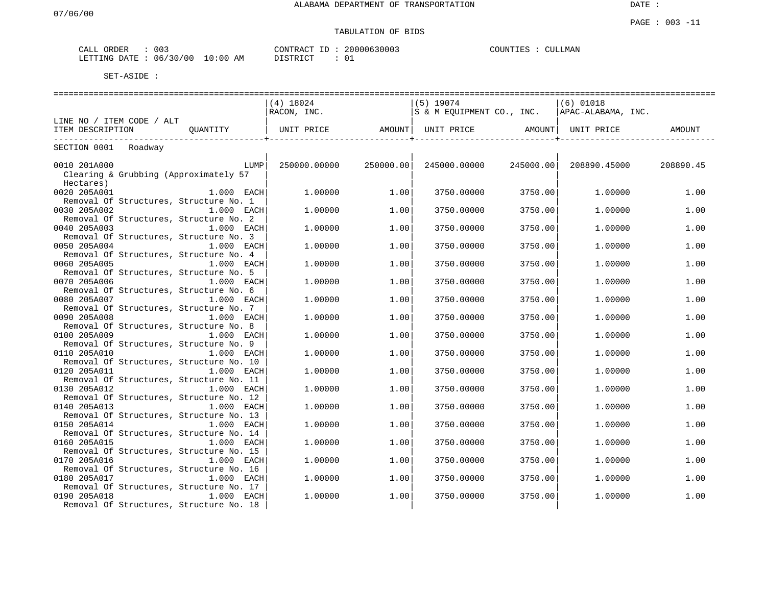ALABAMA DEPARTMENT OF TRANSPORTATION

07/06/00

TABULATION OF BIDS

CALL ORDER : 003 CONTRACT ID : 20000630003 COUNTIES : CULLMAN
LETTING DATE : 06/30/00 10:00 AM DISTRICT : 01

SET-ASIDE :

| LINE NO / ITEM CODE / ALT ITEM DESCRIPTION | QUANTITY | (4) 18024 RACON, INC. UNIT PRICE | AMOUNT | (5) 19074 S & M EQUIPMENT CO., INC. UNIT PRICE | AMOUNT | (6) 01018 APAC-ALABAMA, INC. UNIT PRICE | AMOUNT |
|---|---|---|---|---|---|---|---|
| SECTION 0001 Roadway | | | | | | | |
| 0010 201A000 Clearing & Grubbing (Approximately 57 Hectares) | LUMP | 250000.00000 | 250000.00 | 245000.00000 | 245000.00 | 208890.45000 | 208890.45 |
| 0020 205A001 Removal Of Structures, Structure No. 1 | 1.000 EACH | 1.00000 | 1.00 | 3750.00000 | 3750.00 | 1.00000 | 1.00 |
| 0030 205A002 Removal Of Structures, Structure No. 2 | 1.000 EACH | 1.00000 | 1.00 | 3750.00000 | 3750.00 | 1.00000 | 1.00 |
| 0040 205A003 Removal Of Structures, Structure No. 3 | 1.000 EACH | 1.00000 | 1.00 | 3750.00000 | 3750.00 | 1.00000 | 1.00 |
| 0050 205A004 Removal Of Structures, Structure No. 4 | 1.000 EACH | 1.00000 | 1.00 | 3750.00000 | 3750.00 | 1.00000 | 1.00 |
| 0060 205A005 Removal Of Structures, Structure No. 5 | 1.000 EACH | 1.00000 | 1.00 | 3750.00000 | 3750.00 | 1.00000 | 1.00 |
| 0070 205A006 Removal Of Structures, Structure No. 6 | 1.000 EACH | 1.00000 | 1.00 | 3750.00000 | 3750.00 | 1.00000 | 1.00 |
| 0080 205A007 Removal Of Structures, Structure No. 7 | 1.000 EACH | 1.00000 | 1.00 | 3750.00000 | 3750.00 | 1.00000 | 1.00 |
| 0090 205A008 Removal Of Structures, Structure No. 8 | 1.000 EACH | 1.00000 | 1.00 | 3750.00000 | 3750.00 | 1.00000 | 1.00 |
| 0100 205A009 Removal Of Structures, Structure No. 9 | 1.000 EACH | 1.00000 | 1.00 | 3750.00000 | 3750.00 | 1.00000 | 1.00 |
| 0110 205A010 Removal Of Structures, Structure No. 10 | 1.000 EACH | 1.00000 | 1.00 | 3750.00000 | 3750.00 | 1.00000 | 1.00 |
| 0120 205A011 Removal Of Structures, Structure No. 11 | 1.000 EACH | 1.00000 | 1.00 | 3750.00000 | 3750.00 | 1.00000 | 1.00 |
| 0130 205A012 Removal Of Structures, Structure No. 12 | 1.000 EACH | 1.00000 | 1.00 | 3750.00000 | 3750.00 | 1.00000 | 1.00 |
| 0140 205A013 Removal Of Structures, Structure No. 13 | 1.000 EACH | 1.00000 | 1.00 | 3750.00000 | 3750.00 | 1.00000 | 1.00 |
| 0150 205A014 Removal Of Structures, Structure No. 14 | 1.000 EACH | 1.00000 | 1.00 | 3750.00000 | 3750.00 | 1.00000 | 1.00 |
| 0160 205A015 Removal Of Structures, Structure No. 15 | 1.000 EACH | 1.00000 | 1.00 | 3750.00000 | 3750.00 | 1.00000 | 1.00 |
| 0170 205A016 Removal Of Structures, Structure No. 16 | 1.000 EACH | 1.00000 | 1.00 | 3750.00000 | 3750.00 | 1.00000 | 1.00 |
| 0180 205A017 Removal Of Structures, Structure No. 17 | 1.000 EACH | 1.00000 | 1.00 | 3750.00000 | 3750.00 | 1.00000 | 1.00 |
| 0190 205A018 Removal Of Structures, Structure No. 18 | 1.000 EACH | 1.00000 | 1.00 | 3750.00000 | 3750.00 | 1.00000 | 1.00 |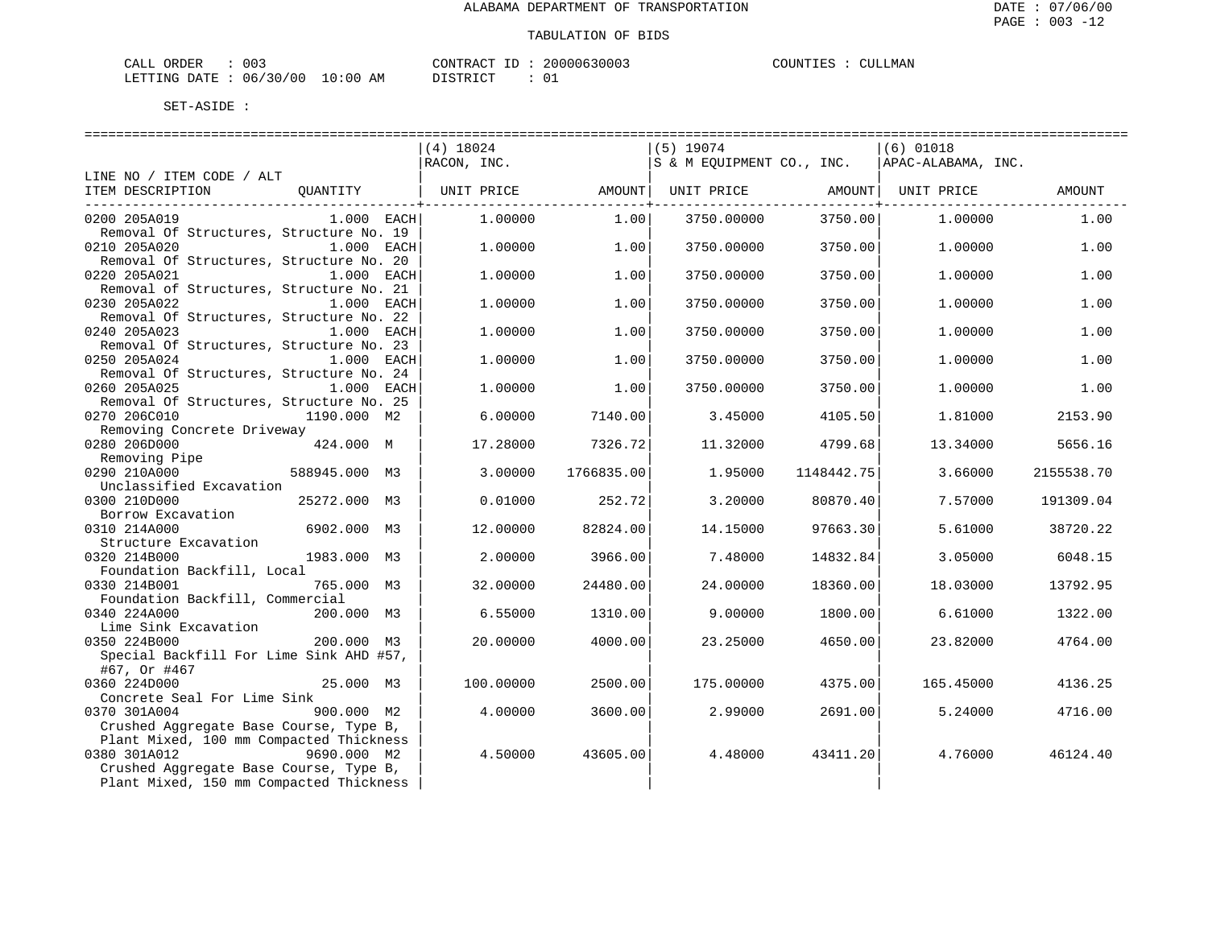ALABAMA DEPARTMENT OF TRANSPORTATION

TABULATION OF BIDS

CALL ORDER : 003 &nbsp;&nbsp;&nbsp; CONTRACT ID : 20000630003 &nbsp;&nbsp;&nbsp; COUNTIES : CULLMAN
LETTING DATE : 06/30/00 10:00 AM &nbsp;&nbsp;&nbsp; DISTRICT : 01

SET-ASIDE :

| LINE NO / ITEM CODE / ALT | | (4) 18024 RACON, INC. | | (5) 19074 S & M EQUIPMENT CO., INC. | | (6) 01018 APAC-ALABAMA, INC. | |
|---|---|---|---|---|---|---|---|
| ITEM DESCRIPTION | QUANTITY | UNIT PRICE | AMOUNT | UNIT PRICE | AMOUNT | UNIT PRICE | AMOUNT |
| 0200 205A019 Removal Of Structures, Structure No. 19 | 1.000 EACH | 1.00000 | 1.00 | 3750.00000 | 3750.00 | 1.00000 | 1.00 |
| 0210 205A020 Removal Of Structures, Structure No. 20 | 1.000 EACH | 1.00000 | 1.00 | 3750.00000 | 3750.00 | 1.00000 | 1.00 |
| 0220 205A021 Removal of Structures, Structure No. 21 | 1.000 EACH | 1.00000 | 1.00 | 3750.00000 | 3750.00 | 1.00000 | 1.00 |
| 0230 205A022 Removal Of Structures, Structure No. 22 | 1.000 EACH | 1.00000 | 1.00 | 3750.00000 | 3750.00 | 1.00000 | 1.00 |
| 0240 205A023 Removal Of Structures, Structure No. 23 | 1.000 EACH | 1.00000 | 1.00 | 3750.00000 | 3750.00 | 1.00000 | 1.00 |
| 0250 205A024 Removal Of Structures, Structure No. 24 | 1.000 EACH | 1.00000 | 1.00 | 3750.00000 | 3750.00 | 1.00000 | 1.00 |
| 0260 205A025 Removal Of Structures, Structure No. 25 | 1.000 EACH | 1.00000 | 1.00 | 3750.00000 | 3750.00 | 1.00000 | 1.00 |
| 0270 206C010 Removing Concrete Driveway | 1190.000 M2 | 6.00000 | 7140.00 | 3.45000 | 4105.50 | 1.81000 | 2153.90 |
| 0280 206D000 Removing Pipe | 424.000 M | 17.28000 | 7326.72 | 11.32000 | 4799.68 | 13.34000 | 5656.16 |
| 0290 210A000 Unclassified Excavation | 588945.000 M3 | 3.00000 | 1766835.00 | 1.95000 | 1148442.75 | 3.66000 | 2155538.70 |
| 0300 210D000 Borrow Excavation | 25272.000 M3 | 0.01000 | 252.72 | 3.20000 | 80870.40 | 7.57000 | 191309.04 |
| 0310 214A000 Structure Excavation | 6902.000 M3 | 12.00000 | 82824.00 | 14.15000 | 97663.30 | 5.61000 | 38720.22 |
| 0320 214B000 Foundation Backfill, Local | 1983.000 M3 | 2.00000 | 3966.00 | 7.48000 | 14832.84 | 3.05000 | 6048.15 |
| 0330 214B001 Foundation Backfill, Commercial | 765.000 M3 | 32.00000 | 24480.00 | 24.00000 | 18360.00 | 18.03000 | 13792.95 |
| 0340 224A000 Lime Sink Excavation | 200.000 M3 | 6.55000 | 1310.00 | 9.00000 | 1800.00 | 6.61000 | 1322.00 |
| 0350 224B000 Special Backfill For Lime Sink AHD #57, #67, Or #467 | 200.000 M3 | 20.00000 | 4000.00 | 23.25000 | 4650.00 | 23.82000 | 4764.00 |
| 0360 224D000 Concrete Seal For Lime Sink | 25.000 M3 | 100.00000 | 2500.00 | 175.00000 | 4375.00 | 165.45000 | 4136.25 |
| 0370 301A004 Crushed Aggregate Base Course, Type B, Plant Mixed, 100 mm Compacted Thickness | 900.000 M2 | 4.00000 | 3600.00 | 2.99000 | 2691.00 | 5.24000 | 4716.00 |
| 0380 301A012 Crushed Aggregate Base Course, Type B, Plant Mixed, 150 mm Compacted Thickness | 9690.000 M2 | 4.50000 | 43605.00 | 4.48000 | 43411.20 | 4.76000 | 46124.40 |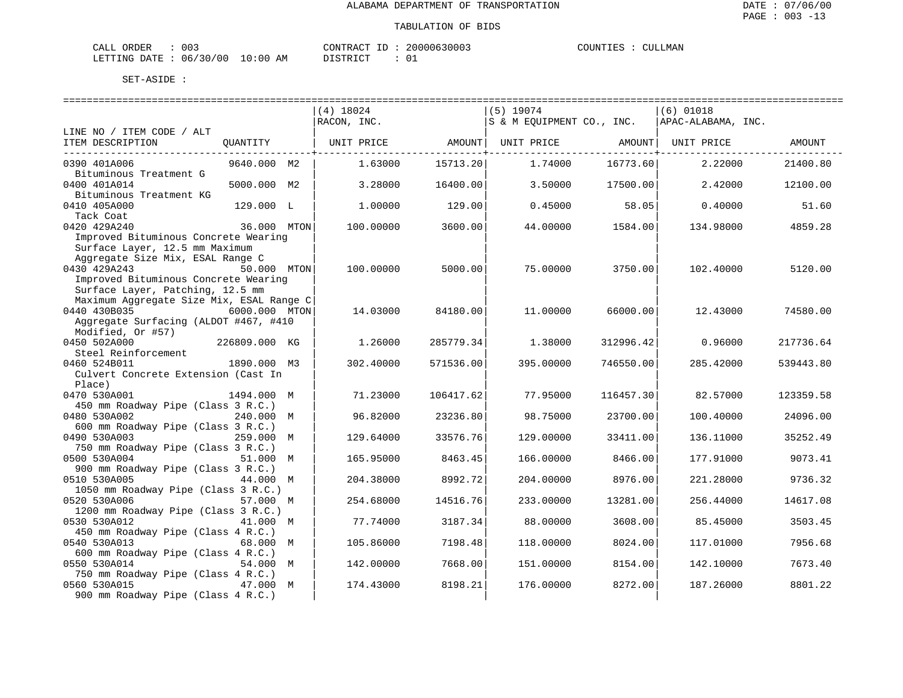ALABAMA DEPARTMENT OF TRANSPORTATION

TABULATION OF BIDS

CALL ORDER : 003 &nbsp;&nbsp;&nbsp; CONTRACT ID : 20000630003 &nbsp;&nbsp;&nbsp; COUNTIES : CULLMAN
LETTING DATE : 06/30/00 10:00 AM &nbsp;&nbsp;&nbsp; DISTRICT : 01

SET-ASIDE :

| LINE NO / ITEM CODE / ALT<br>ITEM DESCRIPTION | QUANTITY | (4) 18024<br>RACON, INC.<br>UNIT PRICE | AMOUNT | (5) 19074<br>S & M EQUIPMENT CO., INC.<br>UNIT PRICE | AMOUNT | (6) 01018<br>APAC-ALABAMA, INC.<br>UNIT PRICE | AMOUNT |
|---|---|---|---|---|---|---|---|
| 0390 401A006<br>Bituminous Treatment G | 9640.000 M2 | 1.63000 | 15713.20 | 1.74000 | 16773.60 | 2.22000 | 21400.80 |
| 0400 401A014<br>Bituminous Treatment KG | 5000.000 M2 | 3.28000 | 16400.00 | 3.50000 | 17500.00 | 2.42000 | 12100.00 |
| 0410 405A000<br>Tack Coat | 129.000 L | 1.00000 | 129.00 | 0.45000 | 58.05 | 0.40000 | 51.60 |
| 0420 429A240<br>Improved Bituminous Concrete Wearing Surface Layer, 12.5 mm Maximum Aggregate Size Mix, ESAL Range C | 36.000 MTON | 100.00000 | 3600.00 | 44.00000 | 1584.00 | 134.98000 | 4859.28 |
| 0430 429A243<br>Improved Bituminous Concrete Wearing Surface Layer, Patching, 12.5 mm Maximum Aggregate Size Mix, ESAL Range C | 50.000 MTON | 100.00000 | 5000.00 | 75.00000 | 3750.00 | 102.40000 | 5120.00 |
| 0440 430B035<br>Aggregate Surfacing (ALDOT #467, #410 Modified, Or #57) | 6000.000 MTON | 14.03000 | 84180.00 | 11.00000 | 66000.00 | 12.43000 | 74580.00 |
| 0450 502A000<br>Steel Reinforcement | 226809.000 KG | 1.26000 | 285779.34 | 1.38000 | 312996.42 | 0.96000 | 217736.64 |
| 0460 524B011<br>Culvert Concrete Extension (Cast In Place) | 1890.000 M3 | 302.40000 | 571536.00 | 395.00000 | 746550.00 | 285.42000 | 539443.80 |
| 0470 530A001<br>450 mm Roadway Pipe (Class 3 R.C.) | 1494.000 M | 71.23000 | 106417.62 | 77.95000 | 116457.30 | 82.57000 | 123359.58 |
| 0480 530A002<br>600 mm Roadway Pipe (Class 3 R.C.) | 240.000 M | 96.82000 | 23236.80 | 98.75000 | 23700.00 | 100.40000 | 24096.00 |
| 0490 530A003<br>750 mm Roadway Pipe (Class 3 R.C.) | 259.000 M | 129.64000 | 33576.76 | 129.00000 | 33411.00 | 136.11000 | 35252.49 |
| 0500 530A004<br>900 mm Roadway Pipe (Class 3 R.C.) | 51.000 M | 165.95000 | 8463.45 | 166.00000 | 8466.00 | 177.91000 | 9073.41 |
| 0510 530A005<br>1050 mm Roadway Pipe (Class 3 R.C.) | 44.000 M | 204.38000 | 8992.72 | 204.00000 | 8976.00 | 221.28000 | 9736.32 |
| 0520 530A006<br>1200 mm Roadway Pipe (Class 3 R.C.) | 57.000 M | 254.68000 | 14516.76 | 233.00000 | 13281.00 | 256.44000 | 14617.08 |
| 0530 530A012<br>450 mm Roadway Pipe (Class 4 R.C.) | 41.000 M | 77.74000 | 3187.34 | 88.00000 | 3608.00 | 85.45000 | 3503.45 |
| 0540 530A013<br>600 mm Roadway Pipe (Class 4 R.C.) | 68.000 M | 105.86000 | 7198.48 | 118.00000 | 8024.00 | 117.01000 | 7956.68 |
| 0550 530A014<br>750 mm Roadway Pipe (Class 4 R.C.) | 54.000 M | 142.00000 | 7668.00 | 151.00000 | 8154.00 | 142.10000 | 7673.40 |
| 0560 530A015<br>900 mm Roadway Pipe (Class 4 R.C.) | 47.000 M | 174.43000 | 8198.21 | 176.00000 | 8272.00 | 187.26000 | 8801.22 |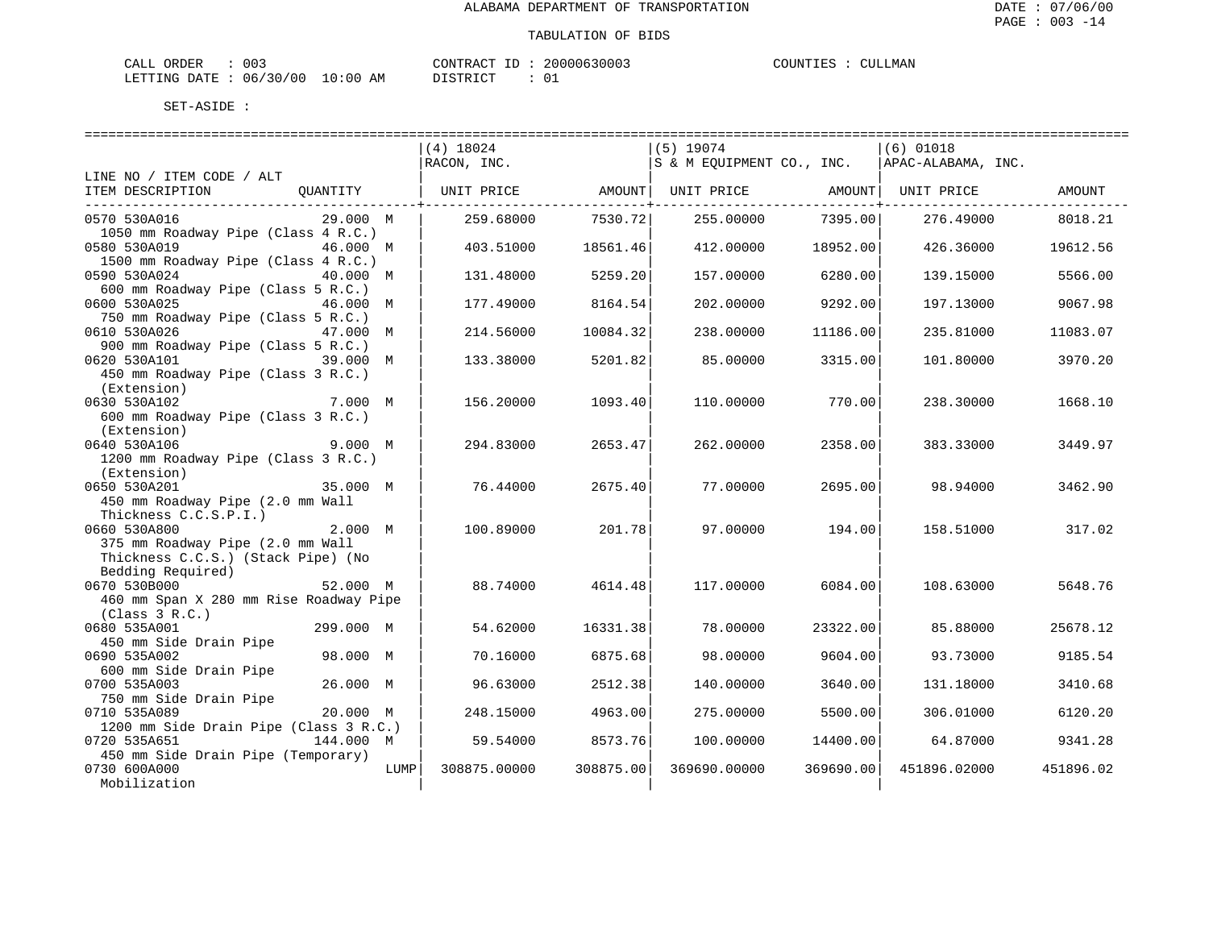ALABAMA DEPARTMENT OF TRANSPORTATION

TABULATION OF BIDS

CALL ORDER : 003
LETTING DATE : 06/30/00 10:00 AM

CONTRACT ID : 20000630003
DISTRICT : 01

COUNTIES : CULLMAN

SET-ASIDE :

| LINE NO / ITEM CODE / ALT ITEM DESCRIPTION | QUANTITY | (4) 18024 RACON, INC. UNIT PRICE | AMOUNT | (5) 19074 S & M EQUIPMENT CO., INC. UNIT PRICE | AMOUNT | (6) 01018 APAC-ALABAMA, INC. UNIT PRICE | AMOUNT |
|---|---|---|---|---|---|---|---|
| 0570 530A016 1050 mm Roadway Pipe (Class 4 R.C.) | 29.000 M | 259.68000 | 7530.72 | 255.00000 | 7395.00 | 276.49000 | 8018.21 |
| 0580 530A019 1500 mm Roadway Pipe (Class 4 R.C.) | 46.000 M | 403.51000 | 18561.46 | 412.00000 | 18952.00 | 426.36000 | 19612.56 |
| 0590 530A024 600 mm Roadway Pipe (Class 5 R.C.) | 40.000 M | 131.48000 | 5259.20 | 157.00000 | 6280.00 | 139.15000 | 5566.00 |
| 0600 530A025 750 mm Roadway Pipe (Class 5 R.C.) | 46.000 M | 177.49000 | 8164.54 | 202.00000 | 9292.00 | 197.13000 | 9067.98 |
| 0610 530A026 900 mm Roadway Pipe (Class 5 R.C.) | 47.000 M | 214.56000 | 10084.32 | 238.00000 | 11186.00 | 235.81000 | 11083.07 |
| 0620 530A101 450 mm Roadway Pipe (Class 3 R.C.) (Extension) | 39.000 M | 133.38000 | 5201.82 | 85.00000 | 3315.00 | 101.80000 | 3970.20 |
| 0630 530A102 600 mm Roadway Pipe (Class 3 R.C.) (Extension) | 7.000 M | 156.20000 | 1093.40 | 110.00000 | 770.00 | 238.30000 | 1668.10 |
| 0640 530A106 1200 mm Roadway Pipe (Class 3 R.C.) (Extension) | 9.000 M | 294.83000 | 2653.47 | 262.00000 | 2358.00 | 383.33000 | 3449.97 |
| 0650 530A201 450 mm Roadway Pipe (2.0 mm Wall Thickness C.C.S.P.I.) | 35.000 M | 76.44000 | 2675.40 | 77.00000 | 2695.00 | 98.94000 | 3462.90 |
| 0660 530A800 375 mm Roadway Pipe (2.0 mm Wall Thickness C.C.S.) (Stack Pipe) (No Bedding Required) | 2.000 M | 100.89000 | 201.78 | 97.00000 | 194.00 | 158.51000 | 317.02 |
| 0670 530B000 460 mm Span X 280 mm Rise Roadway Pipe (Class 3 R.C.) | 52.000 M | 88.74000 | 4614.48 | 117.00000 | 6084.00 | 108.63000 | 5648.76 |
| 0680 535A001 450 mm Side Drain Pipe | 299.000 M | 54.62000 | 16331.38 | 78.00000 | 23322.00 | 85.88000 | 25678.12 |
| 0690 535A002 600 mm Side Drain Pipe | 98.000 M | 70.16000 | 6875.68 | 98.00000 | 9604.00 | 93.73000 | 9185.54 |
| 0700 535A003 750 mm Side Drain Pipe | 26.000 M | 96.63000 | 2512.38 | 140.00000 | 3640.00 | 131.18000 | 3410.68 |
| 0710 535A089 1200 mm Side Drain Pipe (Class 3 R.C.) | 20.000 M | 248.15000 | 4963.00 | 275.00000 | 5500.00 | 306.01000 | 6120.20 |
| 0720 535A651 450 mm Side Drain Pipe (Temporary) | 144.000 M | 59.54000 | 8573.76 | 100.00000 | 14400.00 | 64.87000 | 9341.28 |
| 0730 600A000 Mobilization | LUMP | 308875.00000 | 308875.00 | 369690.00000 | 369690.00 | 451896.02000 | 451896.02 |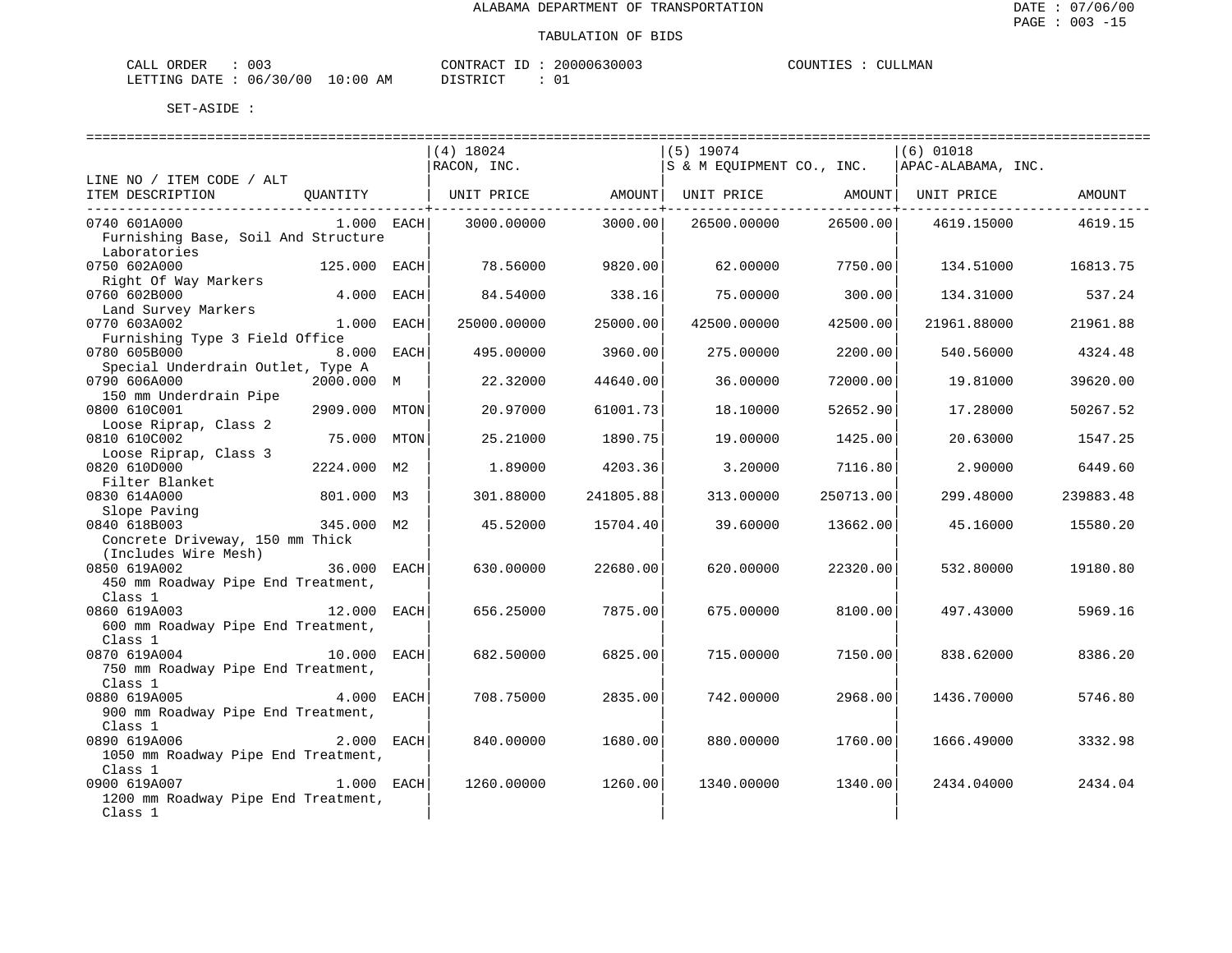ALABAMA DEPARTMENT OF TRANSPORTATION

DATE : 07/06/00

TABULATION OF BIDS

CALL ORDER : 003 CONTRACT ID : 20000630003 COUNTIES : CULLMAN
LETTING DATE : 06/30/00 10:00 AM DISTRICT : 01

SET-ASIDE :

| LINE NO / ITEM CODE / ALT ITEM DESCRIPTION | QUANTITY | | (4) 18024 RACON, INC. UNIT PRICE | AMOUNT | (5) 19074 S & M EQUIPMENT CO., INC. UNIT PRICE | AMOUNT | (6) 01018 APAC-ALABAMA, INC. UNIT PRICE | AMOUNT |
|---|---|---|---|---|---|---|---|---|
| 0740 601A000 Furnishing Base, Soil And Structure Laboratories | 1.000 | EACH | 3000.00000 | 3000.00 | 26500.00000 | 26500.00 | 4619.15000 | 4619.15 |
| 0750 602A000 Right Of Way Markers | 125.000 | EACH | 78.56000 | 9820.00 | 62.00000 | 7750.00 | 134.51000 | 16813.75 |
| 0760 602B000 Land Survey Markers | 4.000 | EACH | 84.54000 | 338.16 | 75.00000 | 300.00 | 134.31000 | 537.24 |
| 0770 603A002 Furnishing Type 3 Field Office | 1.000 | EACH | 25000.00000 | 25000.00 | 42500.00000 | 42500.00 | 21961.88000 | 21961.88 |
| 0780 605B000 Special Underdrain Outlet, Type A | 8.000 | EACH | 495.00000 | 3960.00 | 275.00000 | 2200.00 | 540.56000 | 4324.48 |
| 0790 606A000 150 mm Underdrain Pipe | 2000.000 | M | 22.32000 | 44640.00 | 36.00000 | 72000.00 | 19.81000 | 39620.00 |
| 0800 610C001 Loose Riprap, Class 2 | 2909.000 | MTON | 20.97000 | 61001.73 | 18.10000 | 52652.90 | 17.28000 | 50267.52 |
| 0810 610C002 Loose Riprap, Class 3 | 75.000 | MTON | 25.21000 | 1890.75 | 19.00000 | 1425.00 | 20.63000 | 1547.25 |
| 0820 610D000 Filter Blanket | 2224.000 | M2 | 1.89000 | 4203.36 | 3.20000 | 7116.80 | 2.90000 | 6449.60 |
| 0830 614A000 Slope Paving | 801.000 | M3 | 301.88000 | 241805.88 | 313.00000 | 250713.00 | 299.48000 | 239883.48 |
| 0840 618B003 Concrete Driveway, 150 mm Thick (Includes Wire Mesh) | 345.000 | M2 | 45.52000 | 15704.40 | 39.60000 | 13662.00 | 45.16000 | 15580.20 |
| 0850 619A002 450 mm Roadway Pipe End Treatment, Class 1 | 36.000 | EACH | 630.00000 | 22680.00 | 620.00000 | 22320.00 | 532.80000 | 19180.80 |
| 0860 619A003 600 mm Roadway Pipe End Treatment, Class 1 | 12.000 | EACH | 656.25000 | 7875.00 | 675.00000 | 8100.00 | 497.43000 | 5969.16 |
| 0870 619A004 750 mm Roadway Pipe End Treatment, Class 1 | 10.000 | EACH | 682.50000 | 6825.00 | 715.00000 | 7150.00 | 838.62000 | 8386.20 |
| 0880 619A005 900 mm Roadway Pipe End Treatment, Class 1 | 4.000 | EACH | 708.75000 | 2835.00 | 742.00000 | 2968.00 | 1436.70000 | 5746.80 |
| 0890 619A006 1050 mm Roadway Pipe End Treatment, Class 1 | 2.000 | EACH | 840.00000 | 1680.00 | 880.00000 | 1760.00 | 1666.49000 | 3332.98 |
| 0900 619A007 1200 mm Roadway Pipe End Treatment, Class 1 | 1.000 | EACH | 1260.00000 | 1260.00 | 1340.00000 | 1340.00 | 2434.04000 | 2434.04 |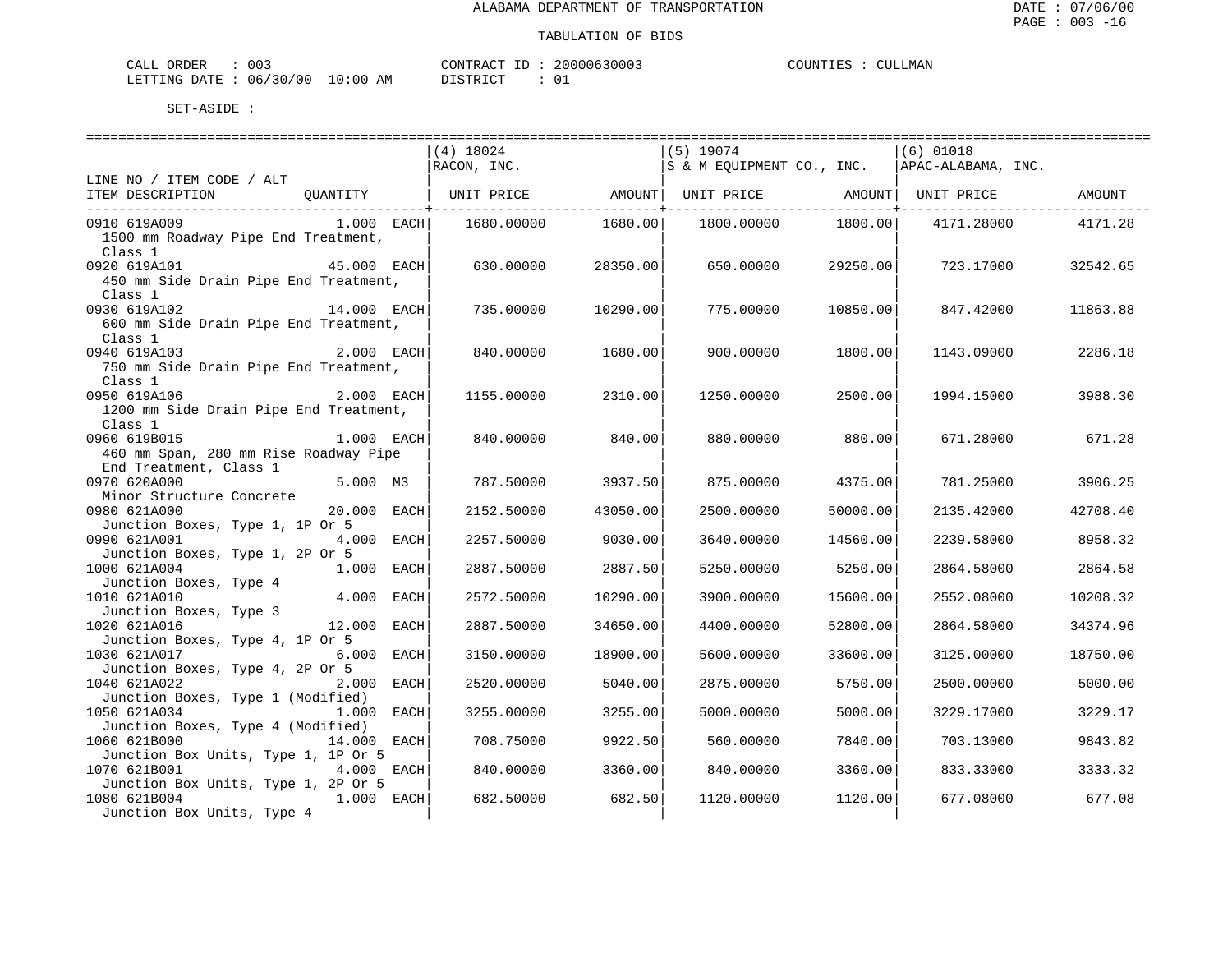ALABAMA DEPARTMENT OF TRANSPORTATION

TABULATION OF BIDS

CALL ORDER : 003 CONTRACT ID : 20000630003 COUNTIES : CULLMAN
LETTING DATE : 06/30/00 10:00 AM DISTRICT : 01

SET-ASIDE :

| LINE NO / ITEM CODE / ALT ITEM DESCRIPTION | QUANTITY | (4) 18024 RACON, INC. UNIT PRICE | AMOUNT | (5) 19074 S & M EQUIPMENT CO., INC. UNIT PRICE | AMOUNT | (6) 01018 APAC-ALABAMA, INC. UNIT PRICE | AMOUNT |
|---|---|---|---|---|---|---|---|
| 0910 619A009 1500 mm Roadway Pipe End Treatment, Class 1 | 1.000 EACH | 1680.00000 | 1680.00 | 1800.00000 | 1800.00 | 4171.28000 | 4171.28 |
| 0920 619A101 450 mm Side Drain Pipe End Treatment, Class 1 | 45.000 EACH | 630.00000 | 28350.00 | 650.00000 | 29250.00 | 723.17000 | 32542.65 |
| 0930 619A102 600 mm Side Drain Pipe End Treatment, Class 1 | 14.000 EACH | 735.00000 | 10290.00 | 775.00000 | 10850.00 | 847.42000 | 11863.88 |
| 0940 619A103 750 mm Side Drain Pipe End Treatment, Class 1 | 2.000 EACH | 840.00000 | 1680.00 | 900.00000 | 1800.00 | 1143.09000 | 2286.18 |
| 0950 619A106 1200 mm Side Drain Pipe End Treatment, Class 1 | 2.000 EACH | 1155.00000 | 2310.00 | 1250.00000 | 2500.00 | 1994.15000 | 3988.30 |
| 0960 619B015 460 mm Span, 280 mm Rise Roadway Pipe End Treatment, Class 1 | 1.000 EACH | 840.00000 | 840.00 | 880.00000 | 880.00 | 671.28000 | 671.28 |
| 0970 620A000 Minor Structure Concrete | 5.000 M3 | 787.50000 | 3937.50 | 875.00000 | 4375.00 | 781.25000 | 3906.25 |
| 0980 621A000 Junction Boxes, Type 1, 1P Or 5 | 20.000 EACH | 2152.50000 | 43050.00 | 2500.00000 | 50000.00 | 2135.42000 | 42708.40 |
| 0990 621A001 Junction Boxes, Type 1, 2P Or 5 | 4.000 EACH | 2257.50000 | 9030.00 | 3640.00000 | 14560.00 | 2239.58000 | 8958.32 |
| 1000 621A004 Junction Boxes, Type 4 | 1.000 EACH | 2887.50000 | 2887.50 | 5250.00000 | 5250.00 | 2864.58000 | 2864.58 |
| 1010 621A010 Junction Boxes, Type 3 | 4.000 EACH | 2572.50000 | 10290.00 | 3900.00000 | 15600.00 | 2552.08000 | 10208.32 |
| 1020 621A016 Junction Boxes, Type 4, 1P Or 5 | 12.000 EACH | 2887.50000 | 34650.00 | 4400.00000 | 52800.00 | 2864.58000 | 34374.96 |
| 1030 621A017 Junction Boxes, Type 4, 2P Or 5 | 6.000 EACH | 3150.00000 | 18900.00 | 5600.00000 | 33600.00 | 3125.00000 | 18750.00 |
| 1040 621A022 Junction Boxes, Type 1 (Modified) | 2.000 EACH | 2520.00000 | 5040.00 | 2875.00000 | 5750.00 | 2500.00000 | 5000.00 |
| 1050 621A034 Junction Boxes, Type 4 (Modified) | 1.000 EACH | 3255.00000 | 3255.00 | 5000.00000 | 5000.00 | 3229.17000 | 3229.17 |
| 1060 621B000 Junction Box Units, Type 1, 1P Or 5 | 14.000 EACH | 708.75000 | 9922.50 | 560.00000 | 7840.00 | 703.13000 | 9843.82 |
| 1070 621B001 Junction Box Units, Type 1, 2P Or 5 | 4.000 EACH | 840.00000 | 3360.00 | 840.00000 | 3360.00 | 833.33000 | 3333.32 |
| 1080 621B004 Junction Box Units, Type 4 | 1.000 EACH | 682.50000 | 682.50 | 1120.00000 | 1120.00 | 677.08000 | 677.08 |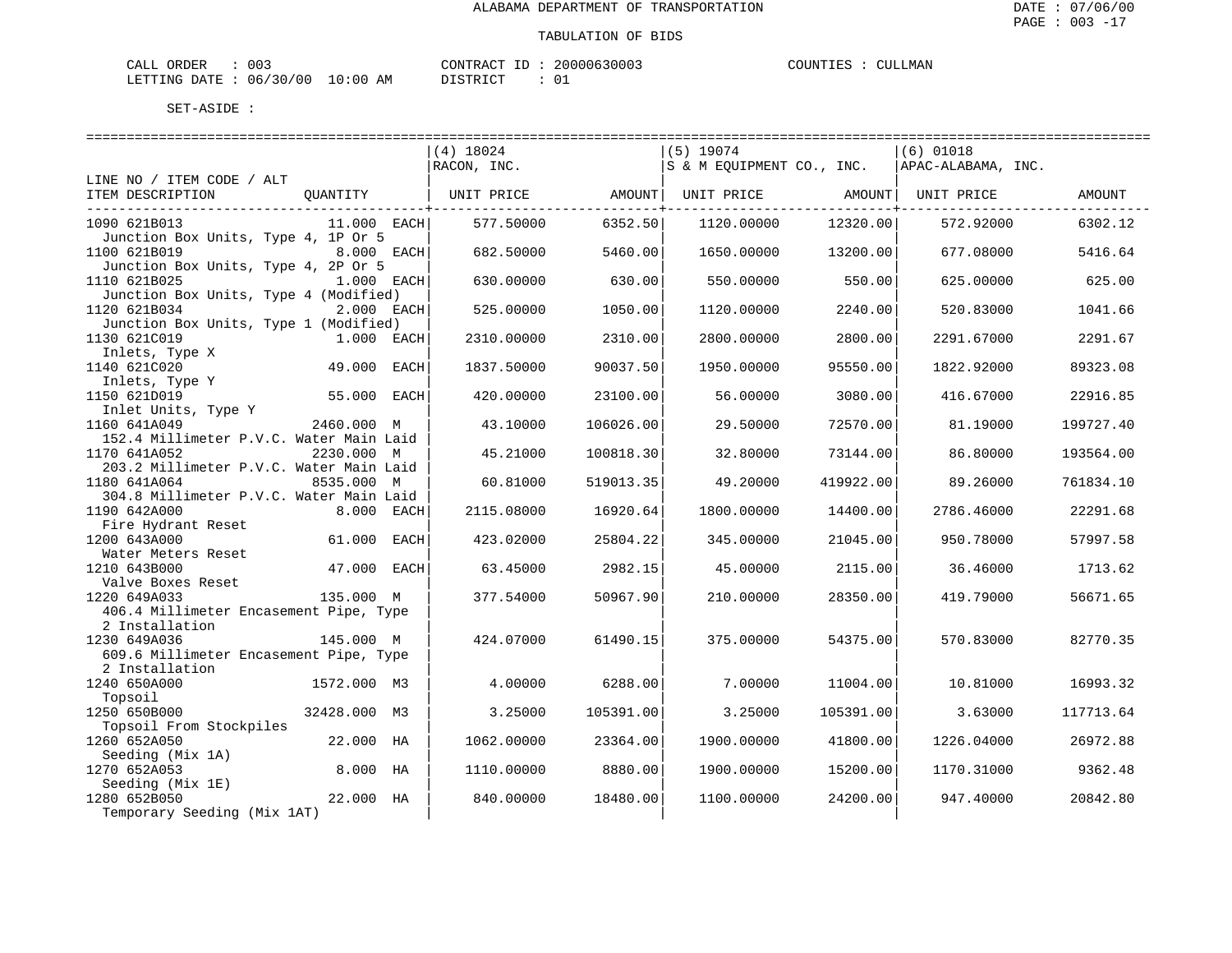ALABAMA DEPARTMENT OF TRANSPORTATION

TABULATION OF BIDS

CALL ORDER : 003 CONTRACT ID : 20000630003 COUNTIES : CULLMAN
LETTING DATE : 06/30/00 10:00 AM DISTRICT : 01

SET-ASIDE :

| LINE NO / ITEM CODE / ALT ITEM DESCRIPTION | QUANTITY | (4) 18024 RACON, INC. UNIT PRICE | AMOUNT | (5) 19074 S & M EQUIPMENT CO., INC. UNIT PRICE | AMOUNT | (6) 01018 APAC-ALABAMA, INC. UNIT PRICE | AMOUNT |
|---|---|---|---|---|---|---|---|
| 1090 621B013 Junction Box Units, Type 4, 1P Or 5 | 11.000 EACH | 577.50000 | 6352.50 | 1120.00000 | 12320.00 | 572.92000 | 6302.12 |
| 1100 621B019 Junction Box Units, Type 4, 2P Or 5 | 8.000 EACH | 682.50000 | 5460.00 | 1650.00000 | 13200.00 | 677.08000 | 5416.64 |
| 1110 621B025 Junction Box Units, Type 4 (Modified) | 1.000 EACH | 630.00000 | 630.00 | 550.00000 | 550.00 | 625.00000 | 625.00 |
| 1120 621B034 Junction Box Units, Type 1 (Modified) | 2.000 EACH | 525.00000 | 1050.00 | 1120.00000 | 2240.00 | 520.83000 | 1041.66 |
| 1130 621C019 Inlets, Type X | 1.000 EACH | 2310.00000 | 2310.00 | 2800.00000 | 2800.00 | 2291.67000 | 2291.67 |
| 1140 621C020 Inlets, Type Y | 49.000 EACH | 1837.50000 | 90037.50 | 1950.00000 | 95550.00 | 1822.92000 | 89323.08 |
| 1150 621D019 Inlet Units, Type Y | 55.000 EACH | 420.00000 | 23100.00 | 56.00000 | 3080.00 | 416.67000 | 22916.85 |
| 1160 641A049 152.4 Millimeter P.V.C. Water Main Laid | 2460.000 M | 43.10000 | 106026.00 | 29.50000 | 72570.00 | 81.19000 | 199727.40 |
| 1170 641A052 203.2 Millimeter P.V.C. Water Main Laid | 2230.000 M | 45.21000 | 100818.30 | 32.80000 | 73144.00 | 86.80000 | 193564.00 |
| 1180 641A064 304.8 Millimeter P.V.C. Water Main Laid | 8535.000 M | 60.81000 | 519013.35 | 49.20000 | 419922.00 | 89.26000 | 761834.10 |
| 1190 642A000 Fire Hydrant Reset | 8.000 EACH | 2115.08000 | 16920.64 | 1800.00000 | 14400.00 | 2786.46000 | 22291.68 |
| 1200 643A000 Water Meters Reset | 61.000 EACH | 423.02000 | 25804.22 | 345.00000 | 21045.00 | 950.78000 | 57997.58 |
| 1210 643B000 Valve Boxes Reset | 47.000 EACH | 63.45000 | 2982.15 | 45.00000 | 2115.00 | 36.46000 | 1713.62 |
| 1220 649A033 406.4 Millimeter Encasement Pipe, Type 2 Installation | 135.000 M | 377.54000 | 50967.90 | 210.00000 | 28350.00 | 419.79000 | 56671.65 |
| 1230 649A036 609.6 Millimeter Encasement Pipe, Type 2 Installation | 145.000 M | 424.07000 | 61490.15 | 375.00000 | 54375.00 | 570.83000 | 82770.35 |
| 1240 650A000 Topsoil | 1572.000 M3 | 4.00000 | 6288.00 | 7.00000 | 11004.00 | 10.81000 | 16993.32 |
| 1250 650B000 Topsoil From Stockpiles | 32428.000 M3 | 3.25000 | 105391.00 | 3.25000 | 105391.00 | 3.63000 | 117713.64 |
| 1260 652A050 Seeding (Mix 1A) | 22.000 HA | 1062.00000 | 23364.00 | 1900.00000 | 41800.00 | 1226.04000 | 26972.88 |
| 1270 652A053 Seeding (Mix 1E) | 8.000 HA | 1110.00000 | 8880.00 | 1900.00000 | 15200.00 | 1170.31000 | 9362.48 |
| 1280 652B050 Temporary Seeding (Mix 1AT) | 22.000 HA | 840.00000 | 18480.00 | 1100.00000 | 24200.00 | 947.40000 | 20842.80 |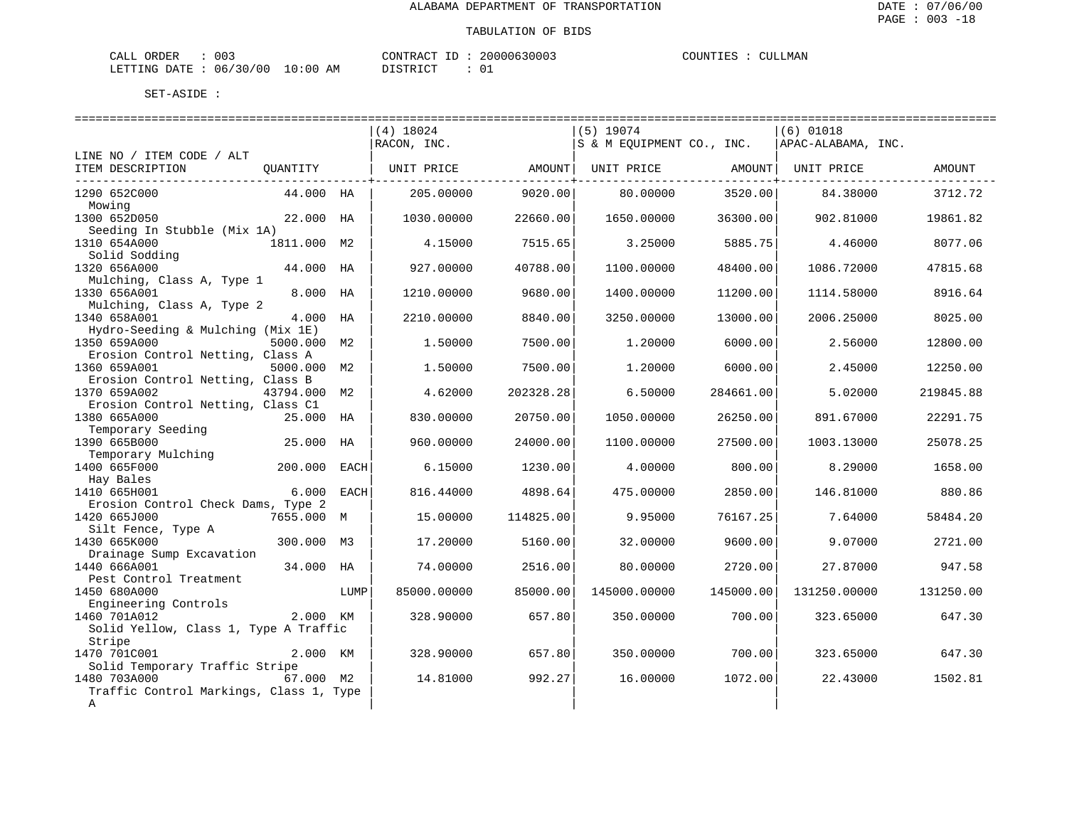ALABAMA DEPARTMENT OF TRANSPORTATION

TABULATION OF BIDS

CALL ORDER : 003 CONTRACT ID : 20000630003 COUNTIES : CULLMAN
LETTING DATE : 06/30/00 10:00 AM DISTRICT : 01

SET-ASIDE :

| LINE NO / ITEM CODE / ALT ITEM DESCRIPTION | QUANTITY | | (4) 18024 RACON, INC. UNIT PRICE | AMOUNT | (5) 19074 S & M EQUIPMENT CO., INC. UNIT PRICE | AMOUNT | (6) 01018 APAC-ALABAMA, INC. UNIT PRICE | AMOUNT |
|---|---|---|---|---|---|---|---|---|
| 1290 652C000 Mowing | 44.000 | HA | 205.00000 | 9020.00 | 80.00000 | 3520.00 | 84.38000 | 3712.72 |
| 1300 652D050 Seeding In Stubble (Mix 1A) | 22.000 | HA | 1030.00000 | 22660.00 | 1650.00000 | 36300.00 | 902.81000 | 19861.82 |
| 1310 654A000 Solid Sodding | 1811.000 | M2 | 4.15000 | 7515.65 | 3.25000 | 5885.75 | 4.46000 | 8077.06 |
| 1320 656A000 Mulching, Class A, Type 1 | 44.000 | HA | 927.00000 | 40788.00 | 1100.00000 | 48400.00 | 1086.72000 | 47815.68 |
| 1330 656A001 Mulching, Class A, Type 2 | 8.000 | HA | 1210.00000 | 9680.00 | 1400.00000 | 11200.00 | 1114.58000 | 8916.64 |
| 1340 658A001 Hydro-Seeding & Mulching (Mix 1E) | 4.000 | HA | 2210.00000 | 8840.00 | 3250.00000 | 13000.00 | 2006.25000 | 8025.00 |
| 1350 659A000 Erosion Control Netting, Class A | 5000.000 | M2 | 1.50000 | 7500.00 | 1.20000 | 6000.00 | 2.56000 | 12800.00 |
| 1360 659A001 Erosion Control Netting, Class B | 5000.000 | M2 | 1.50000 | 7500.00 | 1.20000 | 6000.00 | 2.45000 | 12250.00 |
| 1370 659A002 Erosion Control Netting, Class C1 | 43794.000 | M2 | 4.62000 | 202328.28 | 6.50000 | 284661.00 | 5.02000 | 219845.88 |
| 1380 665A000 Temporary Seeding | 25.000 | HA | 830.00000 | 20750.00 | 1050.00000 | 26250.00 | 891.67000 | 22291.75 |
| 1390 665B000 Temporary Mulching | 25.000 | HA | 960.00000 | 24000.00 | 1100.00000 | 27500.00 | 1003.13000 | 25078.25 |
| 1400 665F000 Hay Bales | 200.000 | EACH | 6.15000 | 1230.00 | 4.00000 | 800.00 | 8.29000 | 1658.00 |
| 1410 665H001 Erosion Control Check Dams, Type 2 | 6.000 | EACH | 816.44000 | 4898.64 | 475.00000 | 2850.00 | 146.81000 | 880.86 |
| 1420 665J000 Silt Fence, Type A | 7655.000 | M | 15.00000 | 114825.00 | 9.95000 | 76167.25 | 7.64000 | 58484.20 |
| 1430 665K000 Drainage Sump Excavation | 300.000 | M3 | 17.20000 | 5160.00 | 32.00000 | 9600.00 | 9.07000 | 2721.00 |
| 1440 666A001 Pest Control Treatment | 34.000 | HA | 74.00000 | 2516.00 | 80.00000 | 2720.00 | 27.87000 | 947.58 |
| 1450 680A000 Engineering Controls | | LUMP | 85000.00000 | 85000.00 | 145000.00000 | 145000.00 | 131250.00000 | 131250.00 |
| 1460 701A012 Solid Yellow, Class 1, Type A Traffic Stripe | 2.000 | KM | 328.90000 | 657.80 | 350.00000 | 700.00 | 323.65000 | 647.30 |
| 1470 701C001 Solid Temporary Traffic Stripe | 2.000 | KM | 328.90000 | 657.80 | 350.00000 | 700.00 | 323.65000 | 647.30 |
| 1480 703A000 Traffic Control Markings, Class 1, Type A | 67.000 | M2 | 14.81000 | 992.27 | 16.00000 | 1072.00 | 22.43000 | 1502.81 |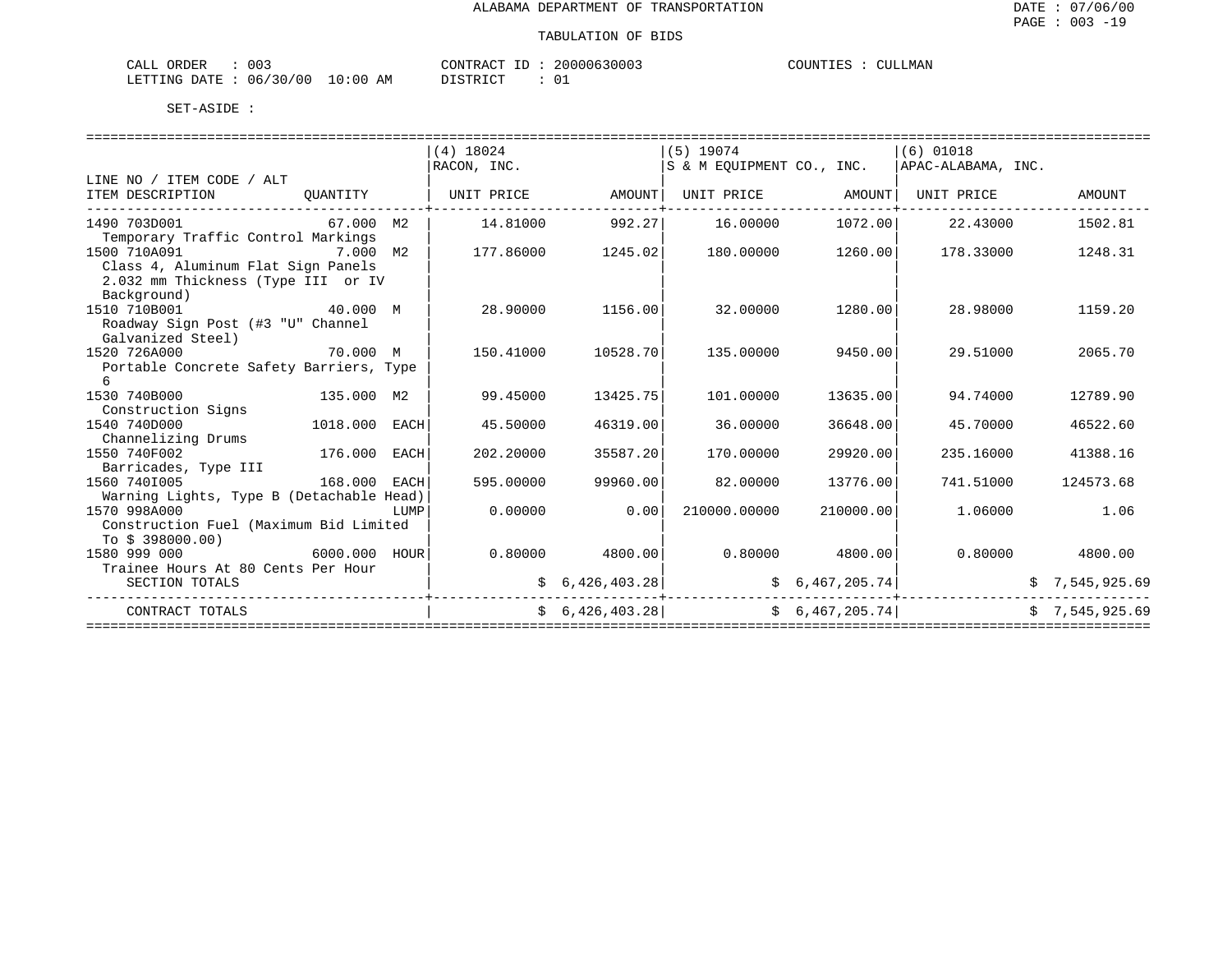ALABAMA DEPARTMENT OF TRANSPORTATION

TABULATION OF BIDS

CALL ORDER : 003 CONTRACT ID : 20000630003 COUNTIES : CULLMAN
LETTING DATE : 06/30/00 10:00 AM DISTRICT : 01

SET-ASIDE :

| LINE NO / ITEM CODE / ALT ITEM DESCRIPTION | QUANTITY | | (4) 18024 RACON, INC. UNIT PRICE | AMOUNT | (5) 19074 S & M EQUIPMENT CO., INC. UNIT PRICE | AMOUNT | (6) 01018 APAC-ALABAMA, INC. UNIT PRICE | AMOUNT |
|---|---|---|---|---|---|---|---|---|
| 1490 703D001 Temporary Traffic Control Markings | 67.000 | M2 | 14.81000 | 992.27 | 16.00000 | 1072.00 | 22.43000 | 1502.81 |
| 1500 710A091 Class 4, Aluminum Flat Sign Panels 2.032 mm Thickness (Type III or IV Background) | 7.000 | M2 | 177.86000 | 1245.02 | 180.00000 | 1260.00 | 178.33000 | 1248.31 |
| 1510 710B001 Roadway Sign Post (#3 "U" Channel Galvanized Steel) | 40.000 | M | 28.90000 | 1156.00 | 32.00000 | 1280.00 | 28.98000 | 1159.20 |
| 1520 726A000 Portable Concrete Safety Barriers, Type 6 | 70.000 | M | 150.41000 | 10528.70 | 135.00000 | 9450.00 | 29.51000 | 2065.70 |
| 1530 740B000 Construction Signs | 135.000 | M2 | 99.45000 | 13425.75 | 101.00000 | 13635.00 | 94.74000 | 12789.90 |
| 1540 740D000 Channelizing Drums | 1018.000 | EACH | 45.50000 | 46319.00 | 36.00000 | 36648.00 | 45.70000 | 46522.60 |
| 1550 740F002 Barricades, Type III | 176.000 | EACH | 202.20000 | 35587.20 | 170.00000 | 29920.00 | 235.16000 | 41388.16 |
| 1560 740I005 Warning Lights, Type B (Detachable Head) | 168.000 | EACH | 595.00000 | 99960.00 | 82.00000 | 13776.00 | 741.51000 | 124573.68 |
| 1570 998A000 Construction Fuel (Maximum Bid Limited To $ 398000.00) | | LUMP | 0.00000 | 0.00 | 210000.00000 | 210000.00 | 1.06000 | 1.06 |
| 1580 999 000 Trainee Hours At 80 Cents Per Hour | 6000.000 | HOUR | 0.80000 | 4800.00 | 0.80000 | 4800.00 | 0.80000 | 4800.00 |
| SECTION TOTALS | | | | $ 6,426,403.28 | | $ 6,467,205.74 | | $ 7,545,925.69 |
| CONTRACT TOTALS | | | | $ 6,426,403.28 | | $ 6,467,205.74 | | $ 7,545,925.69 |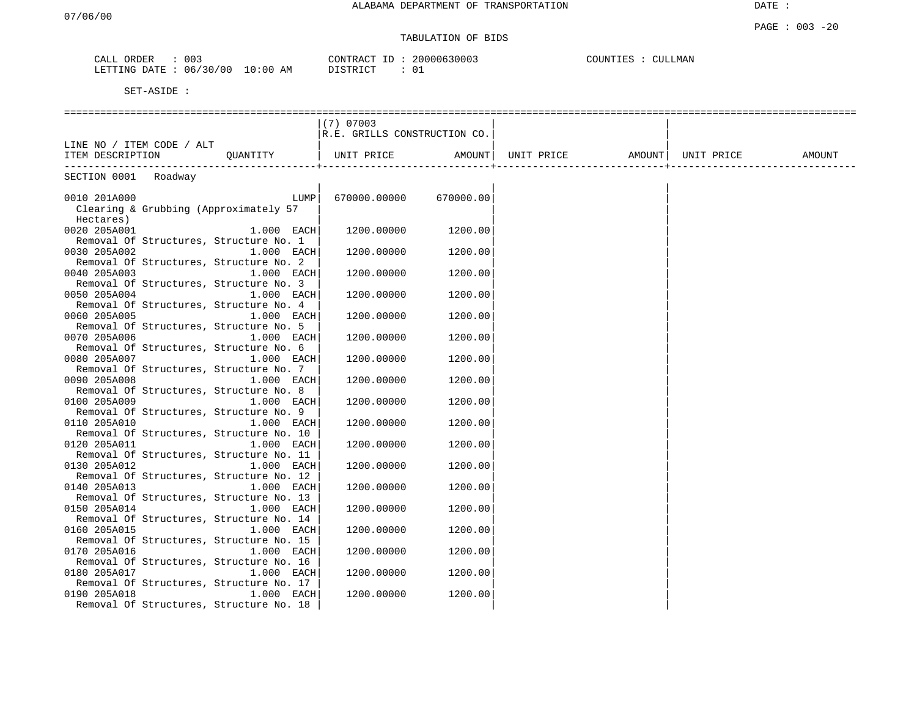ALABAMA DEPARTMENT OF TRANSPORTATION

TABULATION OF BIDS

CALL ORDER : 003  
LETTING DATE : 06/30/00 10:00 AM  
CONTRACT ID : 20000630003  
DISTRICT : 01  
COUNTIES : CULLMAN

SET-ASIDE :

| LINE NO / ITEM CODE / ALT ITEM DESCRIPTION | QUANTITY | (7) 07003 R.E. GRILLS CONSTRUCTION CO. UNIT PRICE | AMOUNT | UNIT PRICE | AMOUNT | UNIT PRICE | AMOUNT |
|---|---|---|---|---|---|---|---|
| SECTION 0001 Roadway | | | | | | | |
| 0010 201A000 Clearing & Grubbing (Approximately 57 Hectares) | LUMP | 670000.00000 | 670000.00 | | | | |
| 0020 205A001 Removal Of Structures, Structure No. 1 | 1.000 EACH | 1200.00000 | 1200.00 | | | | |
| 0030 205A002 Removal Of Structures, Structure No. 2 | 1.000 EACH | 1200.00000 | 1200.00 | | | | |
| 0040 205A003 Removal Of Structures, Structure No. 3 | 1.000 EACH | 1200.00000 | 1200.00 | | | | |
| 0050 205A004 Removal Of Structures, Structure No. 4 | 1.000 EACH | 1200.00000 | 1200.00 | | | | |
| 0060 205A005 Removal Of Structures, Structure No. 5 | 1.000 EACH | 1200.00000 | 1200.00 | | | | |
| 0070 205A006 Removal Of Structures, Structure No. 6 | 1.000 EACH | 1200.00000 | 1200.00 | | | | |
| 0080 205A007 Removal Of Structures, Structure No. 7 | 1.000 EACH | 1200.00000 | 1200.00 | | | | |
| 0090 205A008 Removal Of Structures, Structure No. 8 | 1.000 EACH | 1200.00000 | 1200.00 | | | | |
| 0100 205A009 Removal Of Structures, Structure No. 9 | 1.000 EACH | 1200.00000 | 1200.00 | | | | |
| 0110 205A010 Removal Of Structures, Structure No. 10 | 1.000 EACH | 1200.00000 | 1200.00 | | | | |
| 0120 205A011 Removal Of Structures, Structure No. 11 | 1.000 EACH | 1200.00000 | 1200.00 | | | | |
| 0130 205A012 Removal Of Structures, Structure No. 12 | 1.000 EACH | 1200.00000 | 1200.00 | | | | |
| 0140 205A013 Removal Of Structures, Structure No. 13 | 1.000 EACH | 1200.00000 | 1200.00 | | | | |
| 0150 205A014 Removal Of Structures, Structure No. 14 | 1.000 EACH | 1200.00000 | 1200.00 | | | | |
| 0160 205A015 Removal Of Structures, Structure No. 15 | 1.000 EACH | 1200.00000 | 1200.00 | | | | |
| 0170 205A016 Removal Of Structures, Structure No. 16 | 1.000 EACH | 1200.00000 | 1200.00 | | | | |
| 0180 205A017 Removal Of Structures, Structure No. 17 | 1.000 EACH | 1200.00000 | 1200.00 | | | | |
| 0190 205A018 Removal Of Structures, Structure No. 18 | 1.000 EACH | 1200.00000 | 1200.00 | | | | |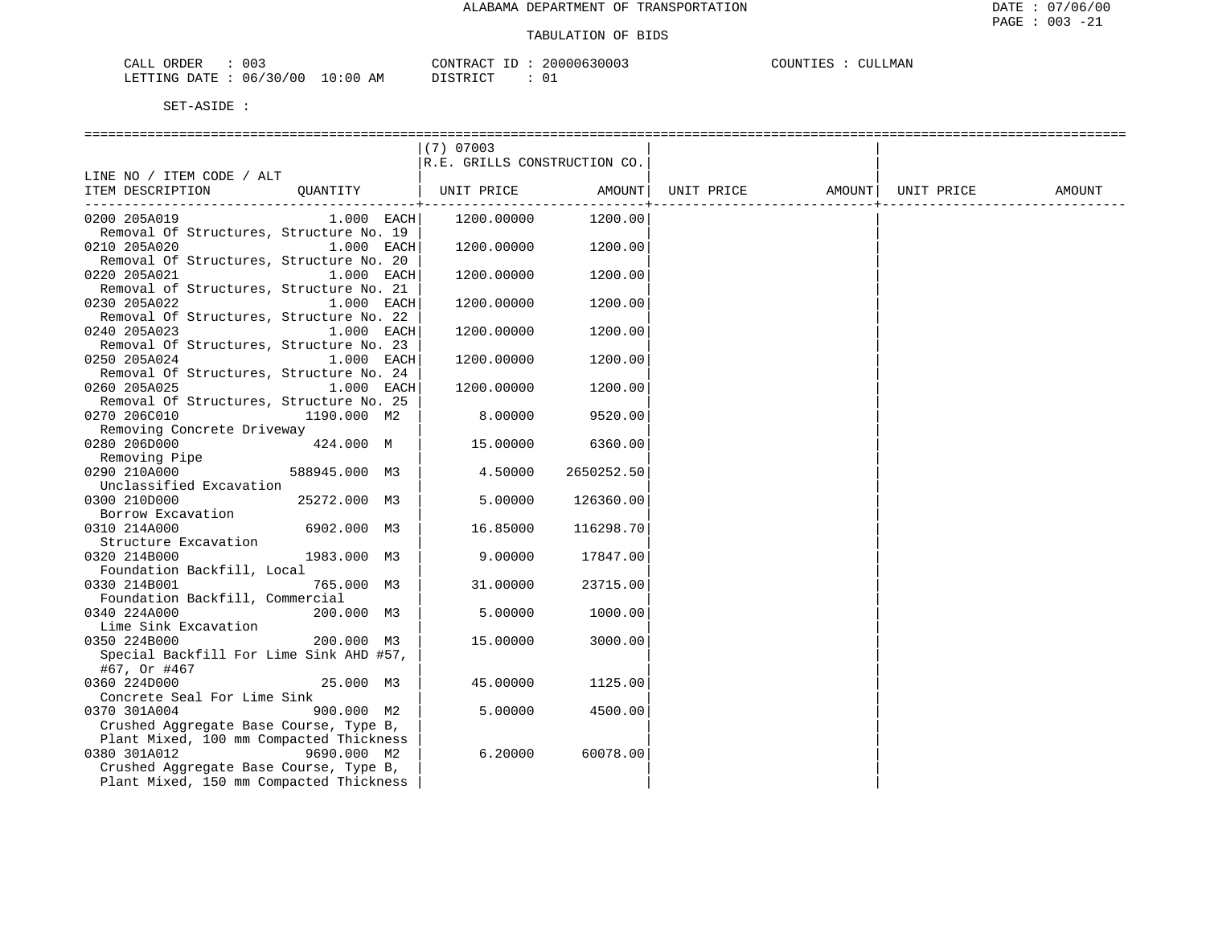ALABAMA DEPARTMENT OF TRANSPORTATION

TABULATION OF BIDS

CALL ORDER : 003 CONTRACT ID : 20000630003 COUNTIES : CULLMAN
LETTING DATE : 06/30/00 10:00 AM DISTRICT : 01

SET-ASIDE :

| LINE NO / ITEM CODE / ALT ITEM DESCRIPTION | QUANTITY | (7) 07003 R.E. GRILLS CONSTRUCTION CO. UNIT PRICE | AMOUNT | UNIT PRICE | AMOUNT | UNIT PRICE | AMOUNT |
|---|---|---|---|---|---|---|---|
| 0200 205A019 Removal Of Structures, Structure No. 19 | 1.000 EACH | 1200.00000 | 1200.00 | | | | |
| 0210 205A020 Removal Of Structures, Structure No. 20 | 1.000 EACH | 1200.00000 | 1200.00 | | | | |
| 0220 205A021 Removal of Structures, Structure No. 21 | 1.000 EACH | 1200.00000 | 1200.00 | | | | |
| 0230 205A022 Removal Of Structures, Structure No. 22 | 1.000 EACH | 1200.00000 | 1200.00 | | | | |
| 0240 205A023 Removal Of Structures, Structure No. 23 | 1.000 EACH | 1200.00000 | 1200.00 | | | | |
| 0250 205A024 Removal Of Structures, Structure No. 24 | 1.000 EACH | 1200.00000 | 1200.00 | | | | |
| 0260 205A025 Removal Of Structures, Structure No. 25 | 1.000 EACH | 1200.00000 | 1200.00 | | | | |
| 0270 206C010 Removing Concrete Driveway | 1190.000 M2 | 8.00000 | 9520.00 | | | | |
| 0280 206D000 Removing Pipe | 424.000 M | 15.00000 | 6360.00 | | | | |
| 0290 210A000 Unclassified Excavation | 588945.000 M3 | 4.50000 | 2650252.50 | | | | |
| 0300 210D000 Borrow Excavation | 25272.000 M3 | 5.00000 | 126360.00 | | | | |
| 0310 214A000 Structure Excavation | 6902.000 M3 | 16.85000 | 116298.70 | | | | |
| 0320 214B000 Foundation Backfill, Local | 1983.000 M3 | 9.00000 | 17847.00 | | | | |
| 0330 214B001 Foundation Backfill, Commercial | 765.000 M3 | 31.00000 | 23715.00 | | | | |
| 0340 224A000 Lime Sink Excavation | 200.000 M3 | 5.00000 | 1000.00 | | | | |
| 0350 224B000 Special Backfill For Lime Sink AHD #57, #67, Or #467 | 200.000 M3 | 15.00000 | 3000.00 | | | | |
| 0360 224D000 Concrete Seal For Lime Sink | 25.000 M3 | 45.00000 | 1125.00 | | | | |
| 0370 301A004 Crushed Aggregate Base Course, Type B, Plant Mixed, 100 mm Compacted Thickness | 900.000 M2 | 5.00000 | 4500.00 | | | | |
| 0380 301A012 Crushed Aggregate Base Course, Type B, Plant Mixed, 150 mm Compacted Thickness | 9690.000 M2 | 6.20000 | 60078.00 | | | | |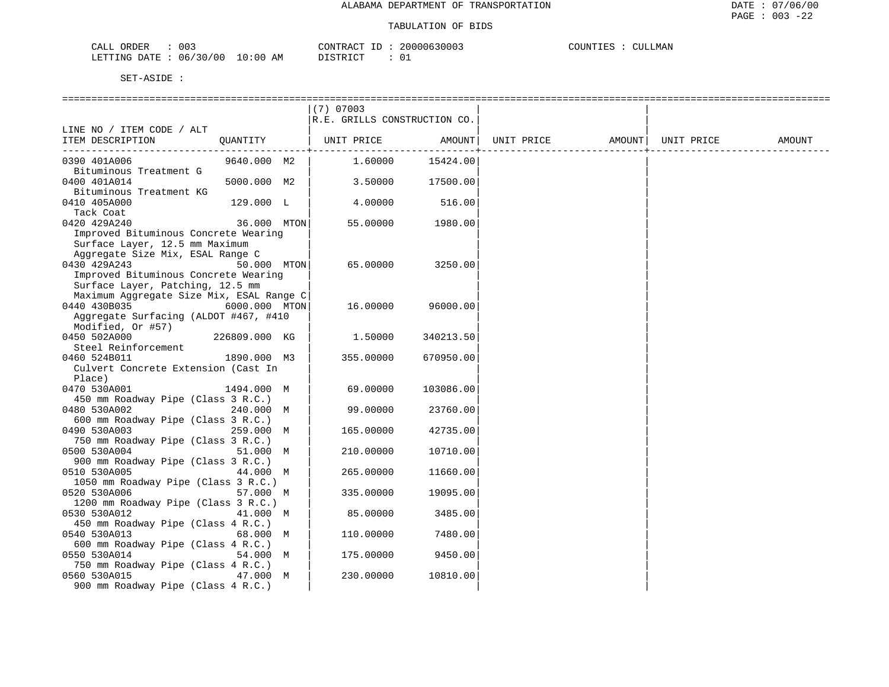ALABAMA DEPARTMENT OF TRANSPORTATION

TABULATION OF BIDS

CALL ORDER : 003 CONTRACT ID : 20000630003 COUNTIES : CULLMAN
LETTING DATE : 06/30/00 10:00 AM DISTRICT : 01

SET-ASIDE :

| LINE NO / ITEM CODE / ALT ITEM DESCRIPTION | QUANTITY | (7) 07003 R.E. GRILLS CONSTRUCTION CO. UNIT PRICE | AMOUNT | UNIT PRICE | AMOUNT | UNIT PRICE | AMOUNT |
|---|---|---|---|---|---|---|---|
| 0390 401A006 Bituminous Treatment G | 9640.000 M2 | 1.60000 | 15424.00 | | | | |
| 0400 401A014 Bituminous Treatment KG | 5000.000 M2 | 3.50000 | 17500.00 | | | | |
| 0410 405A000 Tack Coat | 129.000 L | 4.00000 | 516.00 | | | | |
| 0420 429A240 Improved Bituminous Concrete Wearing Surface Layer, 12.5 mm Maximum Aggregate Size Mix, ESAL Range C | 36.000 MTON | 55.00000 | 1980.00 | | | | |
| 0430 429A243 Improved Bituminous Concrete Wearing Surface Layer, Patching, 12.5 mm Maximum Aggregate Size Mix, ESAL Range C | 50.000 MTON | 65.00000 | 3250.00 | | | | |
| 0440 430B035 Aggregate Surfacing (ALDOT #467, #410 Modified, Or #57) | 6000.000 MTON | 16.00000 | 96000.00 | | | | |
| 0450 502A000 Steel Reinforcement | 226809.000 KG | 1.50000 | 340213.50 | | | | |
| 0460 524B011 Culvert Concrete Extension (Cast In Place) | 1890.000 M3 | 355.00000 | 670950.00 | | | | |
| 0470 530A001 450 mm Roadway Pipe (Class 3 R.C.) | 1494.000 M | 69.00000 | 103086.00 | | | | |
| 0480 530A002 600 mm Roadway Pipe (Class 3 R.C.) | 240.000 M | 99.00000 | 23760.00 | | | | |
| 0490 530A003 750 mm Roadway Pipe (Class 3 R.C.) | 259.000 M | 165.00000 | 42735.00 | | | | |
| 0500 530A004 900 mm Roadway Pipe (Class 3 R.C.) | 51.000 M | 210.00000 | 10710.00 | | | | |
| 0510 530A005 1050 mm Roadway Pipe (Class 3 R.C.) | 44.000 M | 265.00000 | 11660.00 | | | | |
| 0520 530A006 1200 mm Roadway Pipe (Class 3 R.C.) | 57.000 M | 335.00000 | 19095.00 | | | | |
| 0530 530A012 450 mm Roadway Pipe (Class 4 R.C.) | 41.000 M | 85.00000 | 3485.00 | | | | |
| 0540 530A013 600 mm Roadway Pipe (Class 4 R.C.) | 68.000 M | 110.00000 | 7480.00 | | | | |
| 0550 530A014 750 mm Roadway Pipe (Class 4 R.C.) | 54.000 M | 175.00000 | 9450.00 | | | | |
| 0560 530A015 900 mm Roadway Pipe (Class 4 R.C.) | 47.000 M | 230.00000 | 10810.00 | | | | |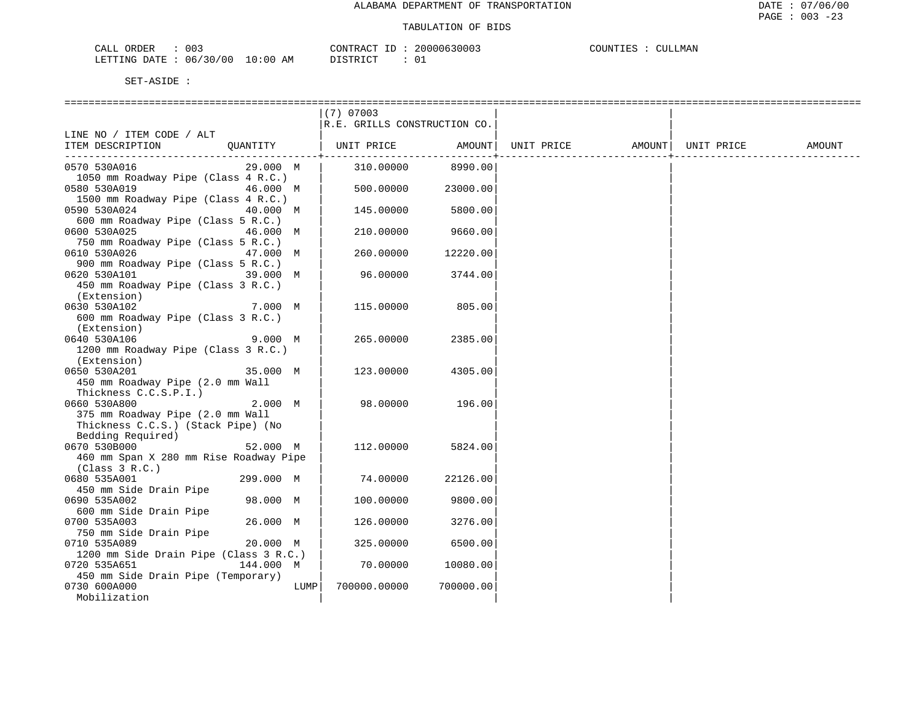ALABAMA DEPARTMENT OF TRANSPORTATION

TABULATION OF BIDS

CALL ORDER : 003 &nbsp;&nbsp;&nbsp;&nbsp; CONTRACT ID : 20000630003 &nbsp;&nbsp;&nbsp;&nbsp; COUNTIES : CULLMAN
LETTING DATE : 06/30/00 10:00 AM &nbsp;&nbsp;&nbsp;&nbsp; DISTRICT : 01

SET-ASIDE :

| LINE NO / ITEM CODE / ALT ITEM DESCRIPTION | QUANTITY | (7) 07003 R.E. GRILLS CONSTRUCTION CO. UNIT PRICE | AMOUNT | UNIT PRICE | AMOUNT | UNIT PRICE | AMOUNT |
|---|---|---|---|---|---|---|---|
| 0570 530A016 1050 mm Roadway Pipe (Class 4 R.C.) | 29.000 M | 310.00000 | 8990.00 | | | | |
| 0580 530A019 1500 mm Roadway Pipe (Class 4 R.C.) | 46.000 M | 500.00000 | 23000.00 | | | | |
| 0590 530A024 600 mm Roadway Pipe (Class 5 R.C.) | 40.000 M | 145.00000 | 5800.00 | | | | |
| 0600 530A025 750 mm Roadway Pipe (Class 5 R.C.) | 46.000 M | 210.00000 | 9660.00 | | | | |
| 0610 530A026 900 mm Roadway Pipe (Class 5 R.C.) | 47.000 M | 260.00000 | 12220.00 | | | | |
| 0620 530A101 450 mm Roadway Pipe (Class 3 R.C.) (Extension) | 39.000 M | 96.00000 | 3744.00 | | | | |
| 0630 530A102 600 mm Roadway Pipe (Class 3 R.C.) (Extension) | 7.000 M | 115.00000 | 805.00 | | | | |
| 0640 530A106 1200 mm Roadway Pipe (Class 3 R.C.) (Extension) | 9.000 M | 265.00000 | 2385.00 | | | | |
| 0650 530A201 450 mm Roadway Pipe (2.0 mm Wall Thickness C.C.S.P.I.) | 35.000 M | 123.00000 | 4305.00 | | | | |
| 0660 530A800 375 mm Roadway Pipe (2.0 mm Wall Thickness C.C.S.) (Stack Pipe) (No Bedding Required) | 2.000 M | 98.00000 | 196.00 | | | | |
| 0670 530B000 460 mm Span X 280 mm Rise Roadway Pipe (Class 3 R.C.) | 52.000 M | 112.00000 | 5824.00 | | | | |
| 0680 535A001 450 mm Side Drain Pipe | 299.000 M | 74.00000 | 22126.00 | | | | |
| 0690 535A002 600 mm Side Drain Pipe | 98.000 M | 100.00000 | 9800.00 | | | | |
| 0700 535A003 750 mm Side Drain Pipe | 26.000 M | 126.00000 | 3276.00 | | | | |
| 0710 535A089 1200 mm Side Drain Pipe (Class 3 R.C.) | 20.000 M | 325.00000 | 6500.00 | | | | |
| 0720 535A651 450 mm Side Drain Pipe (Temporary) | 144.000 M | 70.00000 | 10080.00 | | | | |
| 0730 600A000 Mobilization | LUMP | 700000.00000 | 700000.00 | | | | |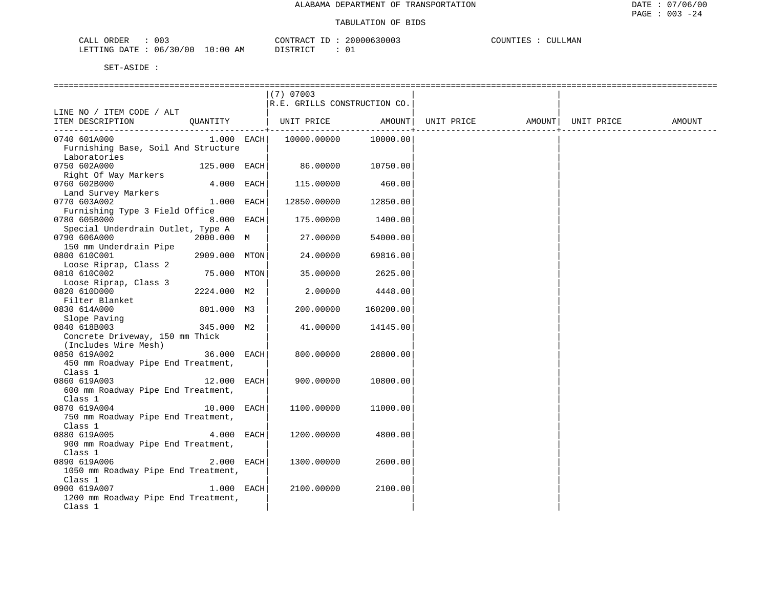ALABAMA DEPARTMENT OF TRANSPORTATION

TABULATION OF BIDS

CALL ORDER : 003　　CONTRACT ID : 20000630003　　COUNTIES : CULLMAN

LETTING DATE : 06/30/00 10:00 AM　　DISTRICT : 01

SET-ASIDE :

| LINE NO / ITEM CODE / ALT ITEM DESCRIPTION | QUANTITY | (7) 07003 R.E. GRILLS CONSTRUCTION CO. UNIT PRICE | AMOUNT | UNIT PRICE | AMOUNT | UNIT PRICE | AMOUNT |
|---|---|---|---|---|---|---|---|
| 0740 601A000 Furnishing Base, Soil And Structure Laboratories | 1.000 EACH | 10000.00000 | 10000.00 | | | | |
| 0750 602A000 Right Of Way Markers | 125.000 EACH | 86.00000 | 10750.00 | | | | |
| 0760 602B000 Land Survey Markers | 4.000 EACH | 115.00000 | 460.00 | | | | |
| 0770 603A002 Furnishing Type 3 Field Office | 1.000 EACH | 12850.00000 | 12850.00 | | | | |
| 0780 605B000 Special Underdrain Outlet, Type A | 8.000 EACH | 175.00000 | 1400.00 | | | | |
| 0790 606A000 150 mm Underdrain Pipe | 2000.000 M | 27.00000 | 54000.00 | | | | |
| 0800 610C001 Loose Riprap, Class 2 | 2909.000 MTON | 24.00000 | 69816.00 | | | | |
| 0810 610C002 Loose Riprap, Class 3 | 75.000 MTON | 35.00000 | 2625.00 | | | | |
| 0820 610D000 Filter Blanket | 2224.000 M2 | 2.00000 | 4448.00 | | | | |
| 0830 614A000 Slope Paving | 801.000 M3 | 200.00000 | 160200.00 | | | | |
| 0840 618B003 Concrete Driveway, 150 mm Thick (Includes Wire Mesh) | 345.000 M2 | 41.00000 | 14145.00 | | | | |
| 0850 619A002 450 mm Roadway Pipe End Treatment, Class 1 | 36.000 EACH | 800.00000 | 28800.00 | | | | |
| 0860 619A003 600 mm Roadway Pipe End Treatment, Class 1 | 12.000 EACH | 900.00000 | 10800.00 | | | | |
| 0870 619A004 750 mm Roadway Pipe End Treatment, Class 1 | 10.000 EACH | 1100.00000 | 11000.00 | | | | |
| 0880 619A005 900 mm Roadway Pipe End Treatment, Class 1 | 4.000 EACH | 1200.00000 | 4800.00 | | | | |
| 0890 619A006 1050 mm Roadway Pipe End Treatment, Class 1 | 2.000 EACH | 1300.00000 | 2600.00 | | | | |
| 0900 619A007 1200 mm Roadway Pipe End Treatment, Class 1 | 1.000 EACH | 2100.00000 | 2100.00 | | | | |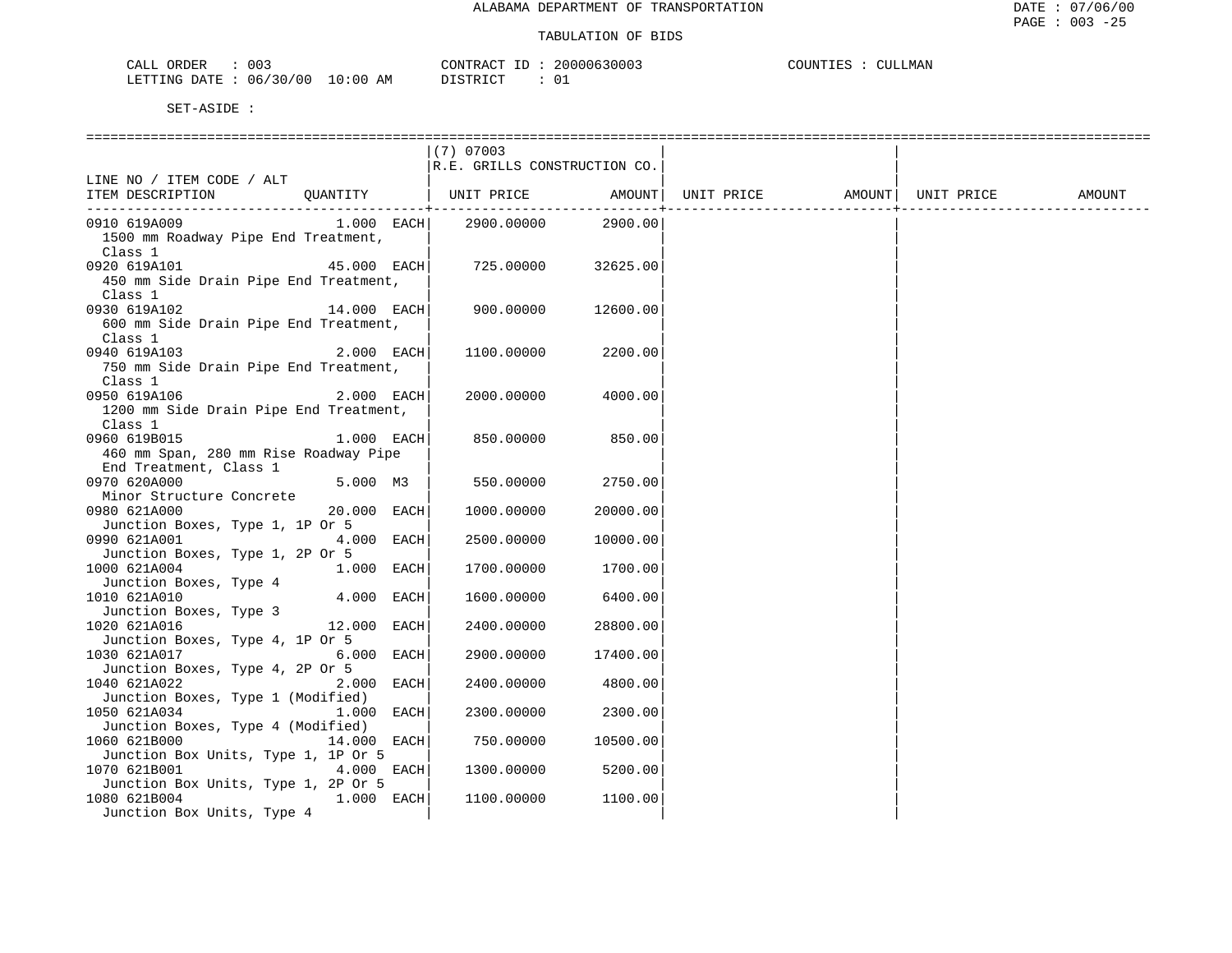ALABAMA DEPARTMENT OF TRANSPORTATION

TABULATION OF BIDS

CALL ORDER : 003 &nbsp;&nbsp;&nbsp; CONTRACT ID : 20000630003 &nbsp;&nbsp;&nbsp; COUNTIES : CULLMAN
LETTING DATE : 06/30/00 10:00 AM &nbsp;&nbsp;&nbsp; DISTRICT : 01

SET-ASIDE :

| LINE NO / ITEM CODE / ALT ITEM DESCRIPTION | QUANTITY | (7) 07003 R.E. GRILLS CONSTRUCTION CO. UNIT PRICE | AMOUNT | UNIT PRICE | AMOUNT | UNIT PRICE | AMOUNT |
|---|---|---|---|---|---|---|---|
| 0910 619A009 1500 mm Roadway Pipe End Treatment, Class 1 | 1.000 EACH | 2900.00000 | 2900.00 | | | | |
| 0920 619A101 450 mm Side Drain Pipe End Treatment, Class 1 | 45.000 EACH | 725.00000 | 32625.00 | | | | |
| 0930 619A102 600 mm Side Drain Pipe End Treatment, Class 1 | 14.000 EACH | 900.00000 | 12600.00 | | | | |
| 0940 619A103 750 mm Side Drain Pipe End Treatment, Class 1 | 2.000 EACH | 1100.00000 | 2200.00 | | | | |
| 0950 619A106 1200 mm Side Drain Pipe End Treatment, Class 1 | 2.000 EACH | 2000.00000 | 4000.00 | | | | |
| 0960 619B015 460 mm Span, 280 mm Rise Roadway Pipe End Treatment, Class 1 | 1.000 EACH | 850.00000 | 850.00 | | | | |
| 0970 620A000 Minor Structure Concrete | 5.000 M3 | 550.00000 | 2750.00 | | | | |
| 0980 621A000 Junction Boxes, Type 1, 1P Or 5 | 20.000 EACH | 1000.00000 | 20000.00 | | | | |
| 0990 621A001 Junction Boxes, Type 1, 2P Or 5 | 4.000 EACH | 2500.00000 | 10000.00 | | | | |
| 1000 621A004 Junction Boxes, Type 4 | 1.000 EACH | 1700.00000 | 1700.00 | | | | |
| 1010 621A010 Junction Boxes, Type 3 | 4.000 EACH | 1600.00000 | 6400.00 | | | | |
| 1020 621A016 Junction Boxes, Type 4, 1P Or 5 | 12.000 EACH | 2400.00000 | 28800.00 | | | | |
| 1030 621A017 Junction Boxes, Type 4, 2P Or 5 | 6.000 EACH | 2900.00000 | 17400.00 | | | | |
| 1040 621A022 Junction Boxes, Type 1 (Modified) | 2.000 EACH | 2400.00000 | 4800.00 | | | | |
| 1050 621A034 Junction Boxes, Type 4 (Modified) | 1.000 EACH | 2300.00000 | 2300.00 | | | | |
| 1060 621B000 Junction Box Units, Type 1, 1P Or 5 | 14.000 EACH | 750.00000 | 10500.00 | | | | |
| 1070 621B001 Junction Box Units, Type 1, 2P Or 5 | 4.000 EACH | 1300.00000 | 5200.00 | | | | |
| 1080 621B004 Junction Box Units, Type 4 | 1.000 EACH | 1100.00000 | 1100.00 | | | | |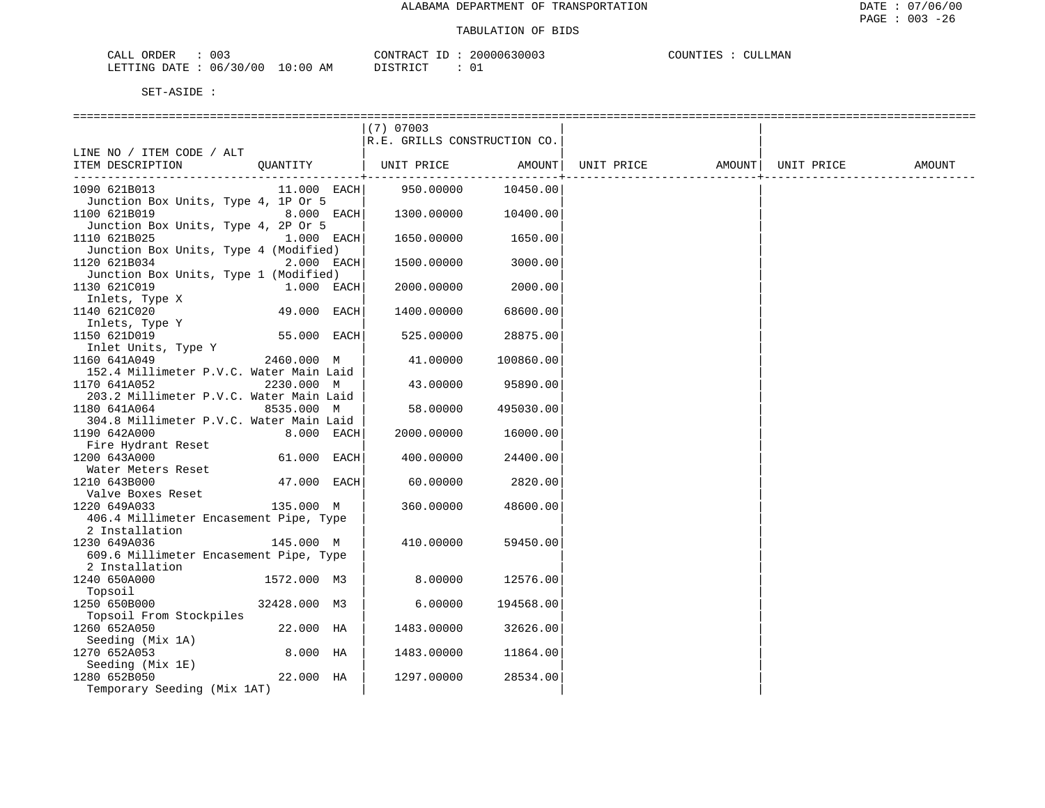ALABAMA DEPARTMENT OF TRANSPORTATION

TABULATION OF BIDS

CALL ORDER : 003 CONTRACT ID : 20000630003 COUNTIES : CULLMAN
LETTING DATE : 06/30/00 10:00 AM DISTRICT : 01

SET-ASIDE :

| LINE NO / ITEM CODE / ALT ITEM DESCRIPTION | QUANTITY | (7) 07003 R.E. GRILLS CONSTRUCTION CO. UNIT PRICE | AMOUNT | UNIT PRICE | AMOUNT | UNIT PRICE | AMOUNT |
|---|---|---|---|---|---|---|---|
| 1090 621B013 Junction Box Units, Type 4, 1P Or 5 | 11.000 EACH | 950.00000 | 10450.00 | | | | |
| 1100 621B019 Junction Box Units, Type 4, 2P Or 5 | 8.000 EACH | 1300.00000 | 10400.00 | | | | |
| 1110 621B025 Junction Box Units, Type 4 (Modified) | 1.000 EACH | 1650.00000 | 1650.00 | | | | |
| 1120 621B034 Junction Box Units, Type 1 (Modified) | 2.000 EACH | 1500.00000 | 3000.00 | | | | |
| 1130 621C019 Inlets, Type X | 1.000 EACH | 2000.00000 | 2000.00 | | | | |
| 1140 621C020 Inlets, Type Y | 49.000 EACH | 1400.00000 | 68600.00 | | | | |
| 1150 621D019 Inlet Units, Type Y | 55.000 EACH | 525.00000 | 28875.00 | | | | |
| 1160 641A049 152.4 Millimeter P.V.C. Water Main Laid | 2460.000 M | 41.00000 | 100860.00 | | | | |
| 1170 641A052 203.2 Millimeter P.V.C. Water Main Laid | 2230.000 M | 43.00000 | 95890.00 | | | | |
| 1180 641A064 304.8 Millimeter P.V.C. Water Main Laid | 8535.000 M | 58.00000 | 495030.00 | | | | |
| 1190 642A000 Fire Hydrant Reset | 8.000 EACH | 2000.00000 | 16000.00 | | | | |
| 1200 643A000 Water Meters Reset | 61.000 EACH | 400.00000 | 24400.00 | | | | |
| 1210 643B000 Valve Boxes Reset | 47.000 EACH | 60.00000 | 2820.00 | | | | |
| 1220 649A033 406.4 Millimeter Encasement Pipe, Type 2 Installation | 135.000 M | 360.00000 | 48600.00 | | | | |
| 1230 649A036 609.6 Millimeter Encasement Pipe, Type 2 Installation | 145.000 M | 410.00000 | 59450.00 | | | | |
| 1240 650A000 Topsoil | 1572.000 M3 | 8.00000 | 12576.00 | | | | |
| 1250 650B000 Topsoil From Stockpiles | 32428.000 M3 | 6.00000 | 194568.00 | | | | |
| 1260 652A050 Seeding (Mix 1A) | 22.000 HA | 1483.00000 | 32626.00 | | | | |
| 1270 652A053 Seeding (Mix 1E) | 8.000 HA | 1483.00000 | 11864.00 | | | | |
| 1280 652B050 Temporary Seeding (Mix 1AT) | 22.000 HA | 1297.00000 | 28534.00 | | | | |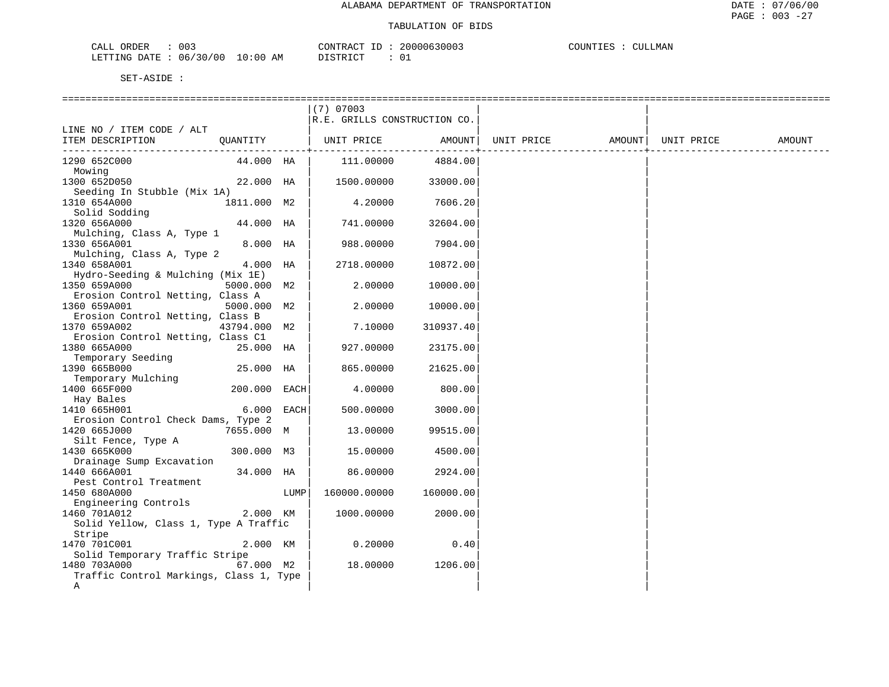ALABAMA DEPARTMENT OF TRANSPORTATION

TABULATION OF BIDS

CALL ORDER : 003 CONTRACT ID : 20000630003 COUNTIES : CULLMAN
LETTING DATE : 06/30/00 10:00 AM DISTRICT : 01

SET-ASIDE :

| LINE NO / ITEM CODE / ALT ITEM DESCRIPTION | QUANTITY | | (7) 07003 R.E. GRILLS CONSTRUCTION CO. UNIT PRICE | AMOUNT | UNIT PRICE | AMOUNT | UNIT PRICE | AMOUNT |
|---|---|---|---|---|---|---|---|---|
| 1290 652C000 Mowing | 44.000 | HA | 111.00000 | 4884.00 | | | | |
| 1300 652D050 Seeding In Stubble (Mix 1A) | 22.000 | HA | 1500.00000 | 33000.00 | | | | |
| 1310 654A000 Solid Sodding | 1811.000 | M2 | 4.20000 | 7606.20 | | | | |
| 1320 656A000 Mulching, Class A, Type 1 | 44.000 | HA | 741.00000 | 32604.00 | | | | |
| 1330 656A001 Mulching, Class A, Type 2 | 8.000 | HA | 988.00000 | 7904.00 | | | | |
| 1340 658A001 Hydro-Seeding & Mulching (Mix 1E) | 4.000 | HA | 2718.00000 | 10872.00 | | | | |
| 1350 659A000 Erosion Control Netting, Class A | 5000.000 | M2 | 2.00000 | 10000.00 | | | | |
| 1360 659A001 Erosion Control Netting, Class B | 5000.000 | M2 | 2.00000 | 10000.00 | | | | |
| 1370 659A002 Erosion Control Netting, Class C1 | 43794.000 | M2 | 7.10000 | 310937.40 | | | | |
| 1380 665A000 Temporary Seeding | 25.000 | HA | 927.00000 | 23175.00 | | | | |
| 1390 665B000 Temporary Mulching | 25.000 | HA | 865.00000 | 21625.00 | | | | |
| 1400 665F000 Hay Bales | 200.000 | EACH | 4.00000 | 800.00 | | | | |
| 1410 665H001 Erosion Control Check Dams, Type 2 | 6.000 | EACH | 500.00000 | 3000.00 | | | | |
| 1420 665J000 Silt Fence, Type A | 7655.000 | M | 13.00000 | 99515.00 | | | | |
| 1430 665K000 Drainage Sump Excavation | 300.000 | M3 | 15.00000 | 4500.00 | | | | |
| 1440 666A001 Pest Control Treatment | 34.000 | HA | 86.00000 | 2924.00 | | | | |
| 1450 680A000 Engineering Controls | | LUMP | 160000.00000 | 160000.00 | | | | |
| 1460 701A012 Solid Yellow, Class 1, Type A Traffic Stripe | 2.000 | KM | 1000.00000 | 2000.00 | | | | |
| 1470 701C001 Solid Temporary Traffic Stripe | 2.000 | KM | 0.20000 | 0.40 | | | | |
| 1480 703A000 Traffic Control Markings, Class 1, Type A | 67.000 | M2 | 18.00000 | 1206.00 | | | | |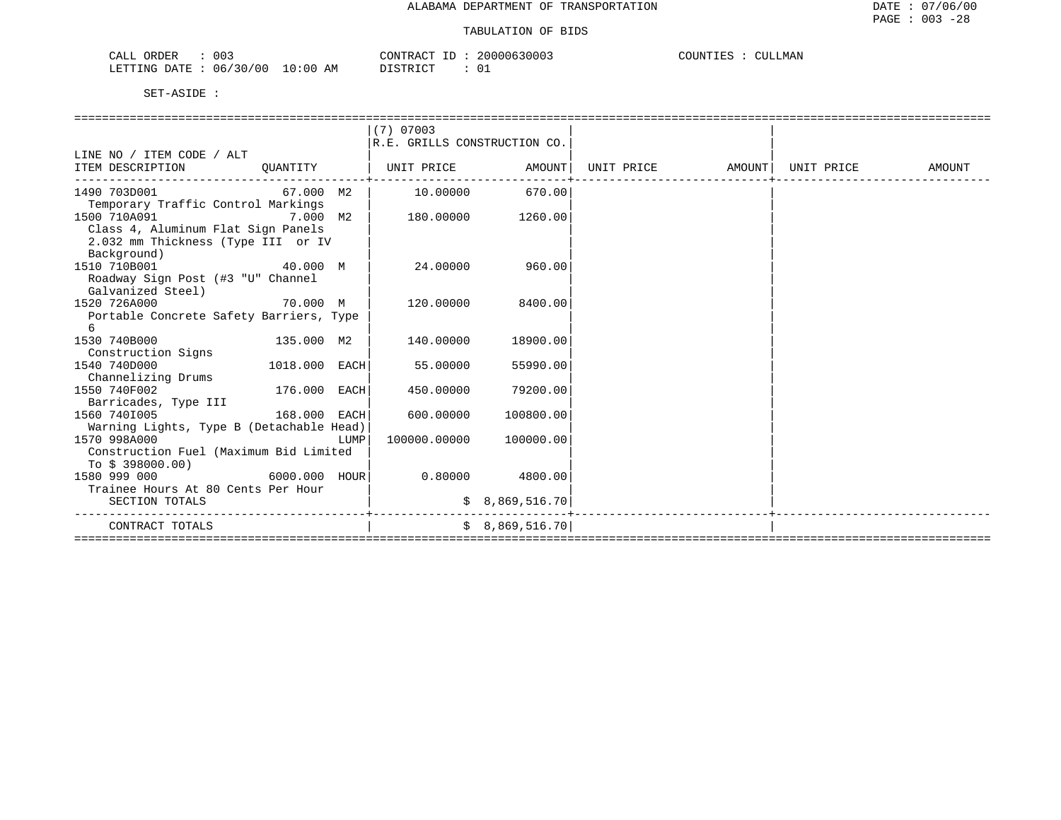ALABAMA DEPARTMENT OF TRANSPORTATION

TABULATION OF BIDS

CALL ORDER : 003    CONTRACT ID : 20000630003    COUNTIES : CULLMAN
LETTING DATE : 06/30/00 10:00 AM    DISTRICT : 01

SET-ASIDE :

| LINE NO / ITEM CODE / ALT ITEM DESCRIPTION | QUANTITY | (7) 07003 R.E. GRILLS CONSTRUCTION CO. UNIT PRICE | AMOUNT | UNIT PRICE | AMOUNT | UNIT PRICE | AMOUNT |
|---|---|---|---|---|---|---|---|
| 1490 703D001 Temporary Traffic Control Markings | 67.000 M2 | 10.00000 | 670.00 | | | | |
| 1500 710A091 Class 4, Aluminum Flat Sign Panels 2.032 mm Thickness (Type III or IV Background) | 7.000 M2 | 180.00000 | 1260.00 | | | | |
| 1510 710B001 Roadway Sign Post (#3 "U" Channel Galvanized Steel) | 40.000 M | 24.00000 | 960.00 | | | | |
| 1520 726A000 Portable Concrete Safety Barriers, Type 6 | 70.000 M | 120.00000 | 8400.00 | | | | |
| 1530 740B000 Construction Signs | 135.000 M2 | 140.00000 | 18900.00 | | | | |
| 1540 740D000 Channelizing Drums | 1018.000 EACH | 55.00000 | 55990.00 | | | | |
| 1550 740F002 Barricades, Type III | 176.000 EACH | 450.00000 | 79200.00 | | | | |
| 1560 740I005 Warning Lights, Type B (Detachable Head) | 168.000 EACH | 600.00000 | 100800.00 | | | | |
| 1570 998A000 Construction Fuel (Maximum Bid Limited To $ 398000.00) | LUMP | 100000.00000 | 100000.00 | | | | |
| 1580 999 000 Trainee Hours At 80 Cents Per Hour | 6000.000 HOUR | 0.80000 | 4800.00 | | | | |
| SECTION TOTALS | | | $ 8,869,516.70 | | | | |
| CONTRACT TOTALS | | | $ 8,869,516.70 | | | | |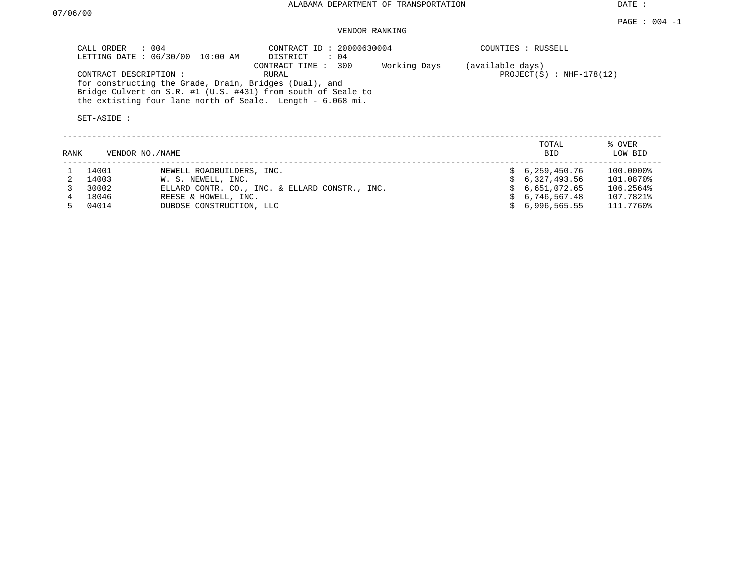ALABAMA DEPARTMENT OF TRANSPORTATION

DATE : 07/06/00

PAGE : 004 -1

VENDOR RANKING

CALL ORDER : 004
LETTING DATE : 06/30/00 10:00 AM
CONTRACT ID : 20000630004
DISTRICT : 04
CONTRACT TIME : 300 Working Days (available days)
COUNTIES : RUSSELL
CONTRACT DESCRIPTION : RURAL
PROJECT(S) : NHF-178(12)

for constructing the Grade, Drain, Bridges (Dual), and Bridge Culvert on S.R. #1 (U.S. #431) from south of Seale to the extisting four lane north of Seale. Length - 6.068 mi.

SET-ASIDE :

| RANK | VENDOR NO./NAME | | TOTAL BID | % OVER LOW BID |
|---|---|---|---|---|
| 1 | 14001 | NEWELL ROADBUILDERS, INC. | $ 6,259,450.76 | 100.0000% |
| 2 | 14003 | W. S. NEWELL, INC. | $ 6,327,493.56 | 101.0870% |
| 3 | 30002 | ELLARD CONTR. CO., INC. & ELLARD CONSTR., INC. | $ 6,651,072.65 | 106.2564% |
| 4 | 18046 | REESE & HOWELL, INC. | $ 6,746,567.48 | 107.7821% |
| 5 | 04014 | DUBOSE CONSTRUCTION, LLC | $ 6,996,565.55 | 111.7760% |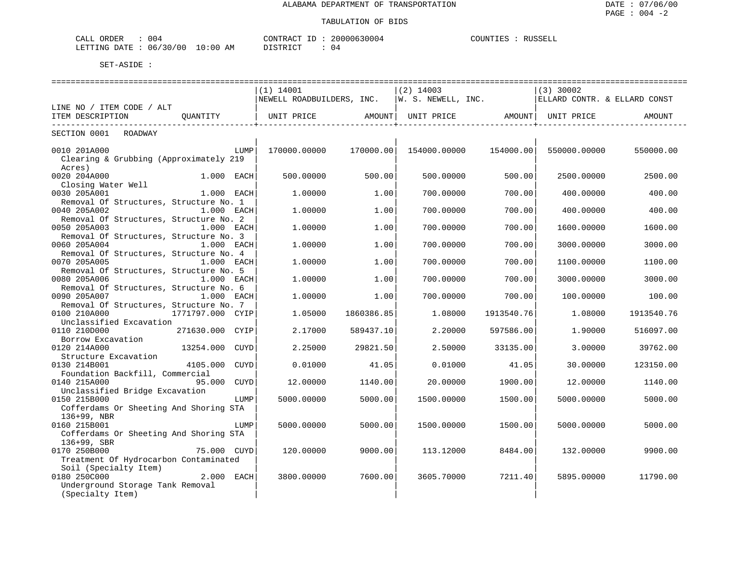ALABAMA DEPARTMENT OF TRANSPORTATION

TABULATION OF BIDS

CALL ORDER : 004    CONTRACT ID : 20000630004    COUNTIES : RUSSELL
LETTING DATE : 06/30/00 10:00 AM    DISTRICT : 04

SET-ASIDE :

| LINE NO / ITEM CODE / ALT ITEM DESCRIPTION | QUANTITY | (1) 14001 NEWELL ROADBUILDERS, INC. UNIT PRICE | AMOUNT | (2) 14003 W. S. NEWELL, INC. UNIT PRICE | AMOUNT | (3) 30002 ELLARD CONTR. & ELLARD CONST UNIT PRICE | AMOUNT |
|---|---|---|---|---|---|---|---|
| SECTION 0001 ROADWAY | | | | | | | |
| 0010 201A000 Clearing & Grubbing (Approximately 219 Acres) | LUMP | 170000.00000 | 170000.00 | 154000.00000 | 154000.00 | 550000.00000 | 550000.00 |
| 0020 204A000 Closing Water Well | 1.000 EACH | 500.00000 | 500.00 | 500.00000 | 500.00 | 2500.00000 | 2500.00 |
| 0030 205A001 Removal Of Structures, Structure No. 1 | 1.000 EACH | 1.00000 | 1.00 | 700.00000 | 700.00 | 400.00000 | 400.00 |
| 0040 205A002 Removal Of Structures, Structure No. 2 | 1.000 EACH | 1.00000 | 1.00 | 700.00000 | 700.00 | 400.00000 | 400.00 |
| 0050 205A003 Removal Of Structures, Structure No. 3 | 1.000 EACH | 1.00000 | 1.00 | 700.00000 | 700.00 | 1600.00000 | 1600.00 |
| 0060 205A004 Removal Of Structures, Structure No. 4 | 1.000 EACH | 1.00000 | 1.00 | 700.00000 | 700.00 | 3000.00000 | 3000.00 |
| 0070 205A005 Removal Of Structures, Structure No. 5 | 1.000 EACH | 1.00000 | 1.00 | 700.00000 | 700.00 | 1100.00000 | 1100.00 |
| 0080 205A006 Removal Of Structures, Structure No. 6 | 1.000 EACH | 1.00000 | 1.00 | 700.00000 | 700.00 | 3000.00000 | 3000.00 |
| 0090 205A007 Removal Of Structures, Structure No. 7 | 1.000 EACH | 1.00000 | 1.00 | 700.00000 | 700.00 | 100.00000 | 100.00 |
| 0100 210A000 Unclassified Excavation | 1771797.000 CYIP | 1.05000 | 1860386.85 | 1.08000 | 1913540.76 | 1.08000 | 1913540.76 |
| 0110 210D000 Borrow Excavation | 271630.000 CYIP | 2.17000 | 589437.10 | 2.20000 | 597586.00 | 1.90000 | 516097.00 |
| 0120 214A000 Structure Excavation | 13254.000 CUYD | 2.25000 | 29821.50 | 2.50000 | 33135.00 | 3.00000 | 39762.00 |
| 0130 214B001 Foundation Backfill, Commercial | 4105.000 CUYD | 0.01000 | 41.05 | 0.01000 | 41.05 | 30.00000 | 123150.00 |
| 0140 215A000 Unclassified Bridge Excavation | 95.000 CUYD | 12.00000 | 1140.00 | 20.00000 | 1900.00 | 12.00000 | 1140.00 |
| 0150 215B000 Cofferdams Or Sheeting And Shoring STA 136+99, NBR | LUMP | 5000.00000 | 5000.00 | 1500.00000 | 1500.00 | 5000.00000 | 5000.00 |
| 0160 215B001 Cofferdams Or Sheeting And Shoring STA 136+99, SBR | LUMP | 5000.00000 | 5000.00 | 1500.00000 | 1500.00 | 5000.00000 | 5000.00 |
| 0170 250B000 Treatment Of Hydrocarbon Contaminated Soil (Specialty Item) | 75.000 CUYD | 120.00000 | 9000.00 | 113.12000 | 8484.00 | 132.00000 | 9900.00 |
| 0180 250C000 Underground Storage Tank Removal (Specialty Item) | 2.000 EACH | 3800.00000 | 7600.00 | 3605.70000 | 7211.40 | 5895.00000 | 11790.00 |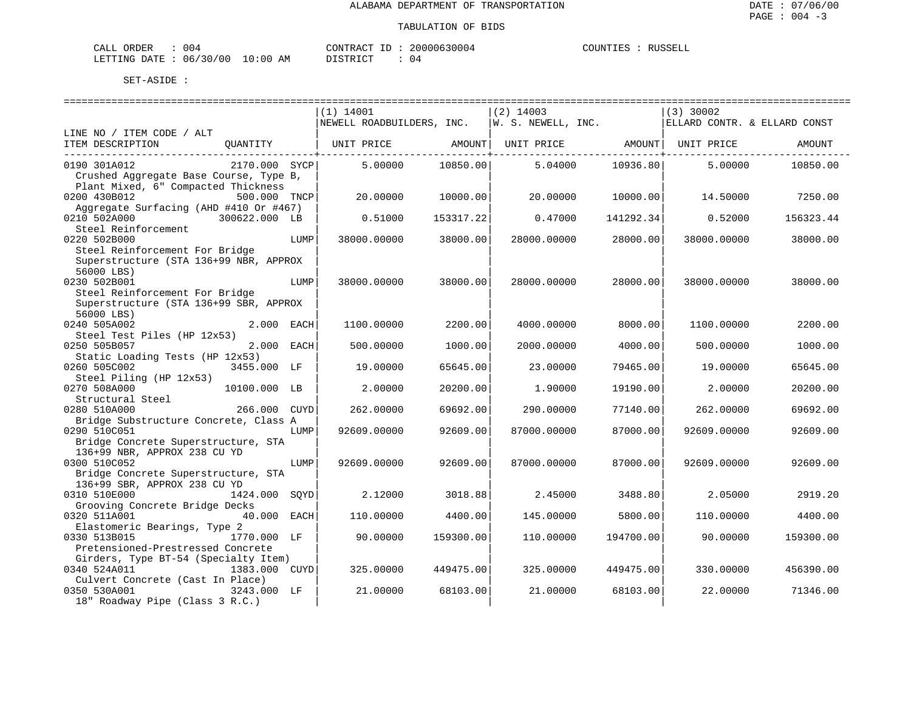ALABAMA DEPARTMENT OF TRANSPORTATION

TABULATION OF BIDS

CALL ORDER : 004 CONTRACT ID : 20000630004 COUNTIES : RUSSELL
LETTING DATE : 06/30/00 10:00 AM DISTRICT : 04

SET-ASIDE :

| LINE NO / ITEM CODE / ALT ITEM DESCRIPTION | QUANTITY | (1) 14001 NEWELL ROADBUILDERS, INC. UNIT PRICE | AMOUNT | (2) 14003 W. S. NEWELL, INC. UNIT PRICE | AMOUNT | (3) 30002 ELLARD CONTR. & ELLARD CONST UNIT PRICE | AMOUNT |
|---|---|---|---|---|---|---|---|
| 0190 301A012 Crushed Aggregate Base Course, Type B, Plant Mixed, 6" Compacted Thickness | 2170.000 SYCP | 5.00000 | 10850.00 | 5.04000 | 10936.80 | 5.00000 | 10850.00 |
| 0200 430B012 Aggregate Surfacing (AHD #410 Or #467) | 500.000 TNCP | 20.00000 | 10000.00 | 20.00000 | 10000.00 | 14.50000 | 7250.00 |
| 0210 502A000 Steel Reinforcement | 300622.000 LB | 0.51000 | 153317.22 | 0.47000 | 141292.34 | 0.52000 | 156323.44 |
| 0220 502B000 Steel Reinforcement For Bridge Superstructure (STA 136+99 NBR, APPROX 56000 LBS) | LUMP | 38000.00000 | 38000.00 | 28000.00000 | 28000.00 | 38000.00000 | 38000.00 |
| 0230 502B001 Steel Reinforcement For Bridge Superstructure (STA 136+99 SBR, APPROX 56000 LBS) | LUMP | 38000.00000 | 38000.00 | 28000.00000 | 28000.00 | 38000.00000 | 38000.00 |
| 0240 505A002 Steel Test Piles (HP 12x53) | 2.000 EACH | 1100.00000 | 2200.00 | 4000.00000 | 8000.00 | 1100.00000 | 2200.00 |
| 0250 505B057 Static Loading Tests (HP 12x53) | 2.000 EACH | 500.00000 | 1000.00 | 2000.00000 | 4000.00 | 500.00000 | 1000.00 |
| 0260 505C002 Steel Piling (HP 12x53) | 3455.000 LF | 19.00000 | 65645.00 | 23.00000 | 79465.00 | 19.00000 | 65645.00 |
| 0270 508A000 Structural Steel | 10100.000 LB | 2.00000 | 20200.00 | 1.90000 | 19190.00 | 2.00000 | 20200.00 |
| 0280 510A000 Bridge Substructure Concrete, Class A | 266.000 CUYD | 262.00000 | 69692.00 | 290.00000 | 77140.00 | 262.00000 | 69692.00 |
| 0290 510C051 Bridge Concrete Superstructure, STA 136+99 NBR, APPROX 238 CU YD | LUMP | 92609.00000 | 92609.00 | 87000.00000 | 87000.00 | 92609.00000 | 92609.00 |
| 0300 510C052 Bridge Concrete Superstructure, STA 136+99 SBR, APPROX 238 CU YD | LUMP | 92609.00000 | 92609.00 | 87000.00000 | 87000.00 | 92609.00000 | 92609.00 |
| 0310 510E000 Grooving Concrete Bridge Decks | 1424.000 SQYD | 2.12000 | 3018.88 | 2.45000 | 3488.80 | 2.05000 | 2919.20 |
| 0320 511A001 Elastomeric Bearings, Type 2 | 40.000 EACH | 110.00000 | 4400.00 | 145.00000 | 5800.00 | 110.00000 | 4400.00 |
| 0330 513B015 Pretensioned-Prestressed Concrete Girders, Type BT-54 (Specialty Item) | 1770.000 LF | 90.00000 | 159300.00 | 110.00000 | 194700.00 | 90.00000 | 159300.00 |
| 0340 524A011 Culvert Concrete (Cast In Place) | 1383.000 CUYD | 325.00000 | 449475.00 | 325.00000 | 449475.00 | 330.00000 | 456390.00 |
| 0350 530A001 18" Roadway Pipe (Class 3 R.C.) | 3243.000 LF | 21.00000 | 68103.00 | 21.00000 | 68103.00 | 22.00000 | 71346.00 |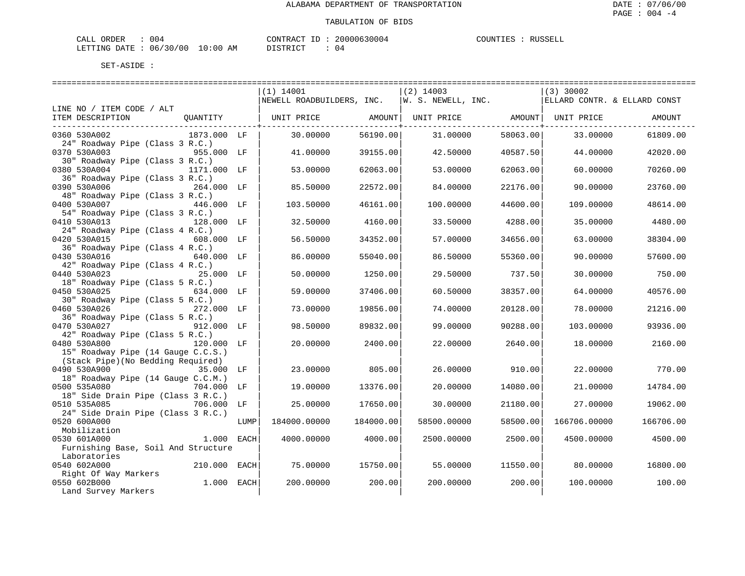ALABAMA DEPARTMENT OF TRANSPORTATION

TABULATION OF BIDS

DATE : 07/06/00
PAGE : 004 -4

CALL ORDER : 004 CONTRACT ID : 20000630004 COUNTIES : RUSSELL
LETTING DATE : 06/30/00 10:00 AM DISTRICT : 04

SET-ASIDE :

| LINE NO / ITEM CODE / ALT ITEM DESCRIPTION | QUANTITY | | (1) 14001 NEWELL ROADBUILDERS, INC. UNIT PRICE | AMOUNT | (2) 14003 W. S. NEWELL, INC. UNIT PRICE | AMOUNT | (3) 30002 ELLARD CONTR. & ELLARD CONST UNIT PRICE | AMOUNT |
|---|---|---|---|---|---|---|---|---|
| 0360 530A002 24" Roadway Pipe (Class 3 R.C.) | 1873.000 | LF | 30.00000 | 56190.00 | 31.00000 | 58063.00 | 33.00000 | 61809.00 |
| 0370 530A003 30" Roadway Pipe (Class 3 R.C.) | 955.000 | LF | 41.00000 | 39155.00 | 42.50000 | 40587.50 | 44.00000 | 42020.00 |
| 0380 530A004 36" Roadway Pipe (Class 3 R.C.) | 1171.000 | LF | 53.00000 | 62063.00 | 53.00000 | 62063.00 | 60.00000 | 70260.00 |
| 0390 530A006 48" Roadway Pipe (Class 3 R.C.) | 264.000 | LF | 85.50000 | 22572.00 | 84.00000 | 22176.00 | 90.00000 | 23760.00 |
| 0400 530A007 54" Roadway Pipe (Class 3 R.C.) | 446.000 | LF | 103.50000 | 46161.00 | 100.00000 | 44600.00 | 109.00000 | 48614.00 |
| 0410 530A013 24" Roadway Pipe (Class 4 R.C.) | 128.000 | LF | 32.50000 | 4160.00 | 33.50000 | 4288.00 | 35.00000 | 4480.00 |
| 0420 530A015 36" Roadway Pipe (Class 4 R.C.) | 608.000 | LF | 56.50000 | 34352.00 | 57.00000 | 34656.00 | 63.00000 | 38304.00 |
| 0430 530A016 42" Roadway Pipe (Class 4 R.C.) | 640.000 | LF | 86.00000 | 55040.00 | 86.50000 | 55360.00 | 90.00000 | 57600.00 |
| 0440 530A023 18" Roadway Pipe (Class 5 R.C.) | 25.000 | LF | 50.00000 | 1250.00 | 29.50000 | 737.50 | 30.00000 | 750.00 |
| 0450 530A025 30" Roadway Pipe (Class 5 R.C.) | 634.000 | LF | 59.00000 | 37406.00 | 60.50000 | 38357.00 | 64.00000 | 40576.00 |
| 0460 530A026 36" Roadway Pipe (Class 5 R.C.) | 272.000 | LF | 73.00000 | 19856.00 | 74.00000 | 20128.00 | 78.00000 | 21216.00 |
| 0470 530A027 42" Roadway Pipe (Class 5 R.C.) | 912.000 | LF | 98.50000 | 89832.00 | 99.00000 | 90288.00 | 103.00000 | 93936.00 |
| 0480 530A800 15" Roadway Pipe (14 Gauge C.C.S.) (Stack Pipe)(No Bedding Required) | 120.000 | LF | 20.00000 | 2400.00 | 22.00000 | 2640.00 | 18.00000 | 2160.00 |
| 0490 530A900 18" Roadway Pipe (14 Gauge C.C.M.) | 35.000 | LF | 23.00000 | 805.00 | 26.00000 | 910.00 | 22.00000 | 770.00 |
| 0500 535A080 18" Side Drain Pipe (Class 3 R.C.) | 704.000 | LF | 19.00000 | 13376.00 | 20.00000 | 14080.00 | 21.00000 | 14784.00 |
| 0510 535A085 24" Side Drain Pipe (Class 3 R.C.) | 706.000 | LF | 25.00000 | 17650.00 | 30.00000 | 21180.00 | 27.00000 | 19062.00 |
| 0520 600A000 Mobilization | | LUMP | 184000.00000 | 184000.00 | 58500.00000 | 58500.00 | 166706.00000 | 166706.00 |
| 0530 601A000 Furnishing Base, Soil And Structure Laboratories | 1.000 | EACH | 4000.00000 | 4000.00 | 2500.00000 | 2500.00 | 4500.00000 | 4500.00 |
| 0540 602A000 Right Of Way Markers | 210.000 | EACH | 75.00000 | 15750.00 | 55.00000 | 11550.00 | 80.00000 | 16800.00 |
| 0550 602B000 Land Survey Markers | 1.000 | EACH | 200.00000 | 200.00 | 200.00000 | 200.00 | 100.00000 | 100.00 |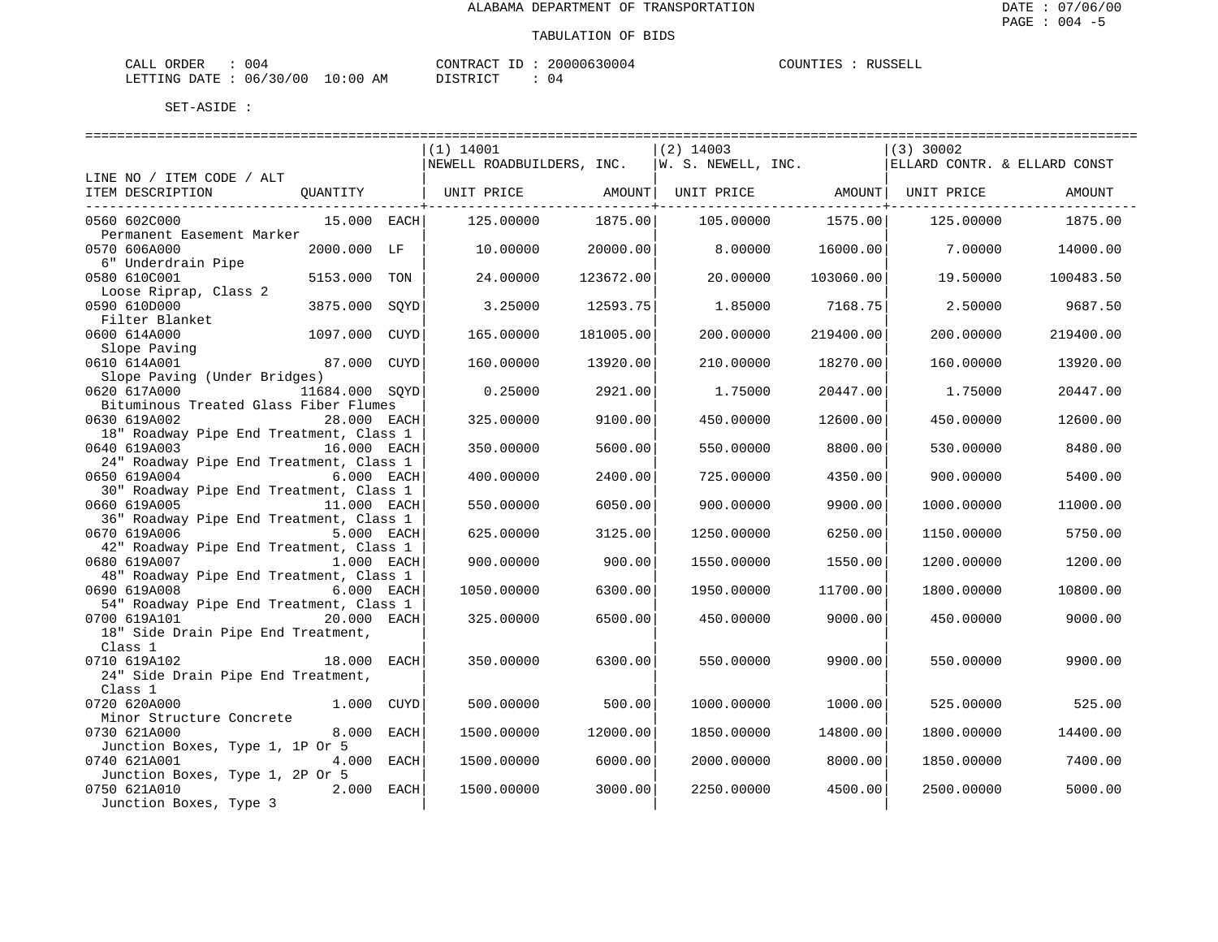ALABAMA DEPARTMENT OF TRANSPORTATION

TABULATION OF BIDS

CALL ORDER : 004 CONTRACT ID : 20000630004 COUNTIES : RUSSELL
LETTING DATE : 06/30/00 10:00 AM DISTRICT : 04

SET-ASIDE :

| LINE NO / ITEM CODE / ALT ITEM DESCRIPTION | QUANTITY | (1) 14001 NEWELL ROADBUILDERS, INC. UNIT PRICE | AMOUNT | (2) 14003 W. S. NEWELL, INC. UNIT PRICE | AMOUNT | (3) 30002 ELLARD CONTR. & ELLARD CONST UNIT PRICE | AMOUNT |
|---|---|---|---|---|---|---|---|
| 0560 602C000 Permanent Easement Marker | 15.000 EACH | 125.00000 | 1875.00 | 105.00000 | 1575.00 | 125.00000 | 1875.00 |
| 0570 606A000 6" Underdrain Pipe | 2000.000 LF | 10.00000 | 20000.00 | 8.00000 | 16000.00 | 7.00000 | 14000.00 |
| 0580 610C001 Loose Riprap, Class 2 | 5153.000 TON | 24.00000 | 123672.00 | 20.00000 | 103060.00 | 19.50000 | 100483.50 |
| 0590 610D000 Filter Blanket | 3875.000 SQYD | 3.25000 | 12593.75 | 1.85000 | 7168.75 | 2.50000 | 9687.50 |
| 0600 614A000 Slope Paving | 1097.000 CUYD | 165.00000 | 181005.00 | 200.00000 | 219400.00 | 200.00000 | 219400.00 |
| 0610 614A001 Slope Paving (Under Bridges) | 87.000 CUYD | 160.00000 | 13920.00 | 210.00000 | 18270.00 | 160.00000 | 13920.00 |
| 0620 617A000 Bituminous Treated Glass Fiber Flumes | 11684.000 SQYD | 0.25000 | 2921.00 | 1.75000 | 20447.00 | 1.75000 | 20447.00 |
| 0630 619A002 18" Roadway Pipe End Treatment, Class 1 | 28.000 EACH | 325.00000 | 9100.00 | 450.00000 | 12600.00 | 450.00000 | 12600.00 |
| 0640 619A003 24" Roadway Pipe End Treatment, Class 1 | 16.000 EACH | 350.00000 | 5600.00 | 550.00000 | 8800.00 | 530.00000 | 8480.00 |
| 0650 619A004 30" Roadway Pipe End Treatment, Class 1 | 6.000 EACH | 400.00000 | 2400.00 | 725.00000 | 4350.00 | 900.00000 | 5400.00 |
| 0660 619A005 36" Roadway Pipe End Treatment, Class 1 | 11.000 EACH | 550.00000 | 6050.00 | 900.00000 | 9900.00 | 1000.00000 | 11000.00 |
| 0670 619A006 42" Roadway Pipe End Treatment, Class 1 | 5.000 EACH | 625.00000 | 3125.00 | 1250.00000 | 6250.00 | 1150.00000 | 5750.00 |
| 0680 619A007 48" Roadway Pipe End Treatment, Class 1 | 1.000 EACH | 900.00000 | 900.00 | 1550.00000 | 1550.00 | 1200.00000 | 1200.00 |
| 0690 619A008 54" Roadway Pipe End Treatment, Class 1 | 6.000 EACH | 1050.00000 | 6300.00 | 1950.00000 | 11700.00 | 1800.00000 | 10800.00 |
| 0700 619A101 18" Side Drain Pipe End Treatment, Class 1 | 20.000 EACH | 325.00000 | 6500.00 | 450.00000 | 9000.00 | 450.00000 | 9000.00 |
| 0710 619A102 24" Side Drain Pipe End Treatment, Class 1 | 18.000 EACH | 350.00000 | 6300.00 | 550.00000 | 9900.00 | 550.00000 | 9900.00 |
| 0720 620A000 Minor Structure Concrete | 1.000 CUYD | 500.00000 | 500.00 | 1000.00000 | 1000.00 | 525.00000 | 525.00 |
| 0730 621A000 Junction Boxes, Type 1, 1P Or 5 | 8.000 EACH | 1500.00000 | 12000.00 | 1850.00000 | 14800.00 | 1800.00000 | 14400.00 |
| 0740 621A001 Junction Boxes, Type 1, 2P Or 5 | 4.000 EACH | 1500.00000 | 6000.00 | 2000.00000 | 8000.00 | 1850.00000 | 7400.00 |
| 0750 621A010 Junction Boxes, Type 3 | 2.000 EACH | 1500.00000 | 3000.00 | 2250.00000 | 4500.00 | 2500.00000 | 5000.00 |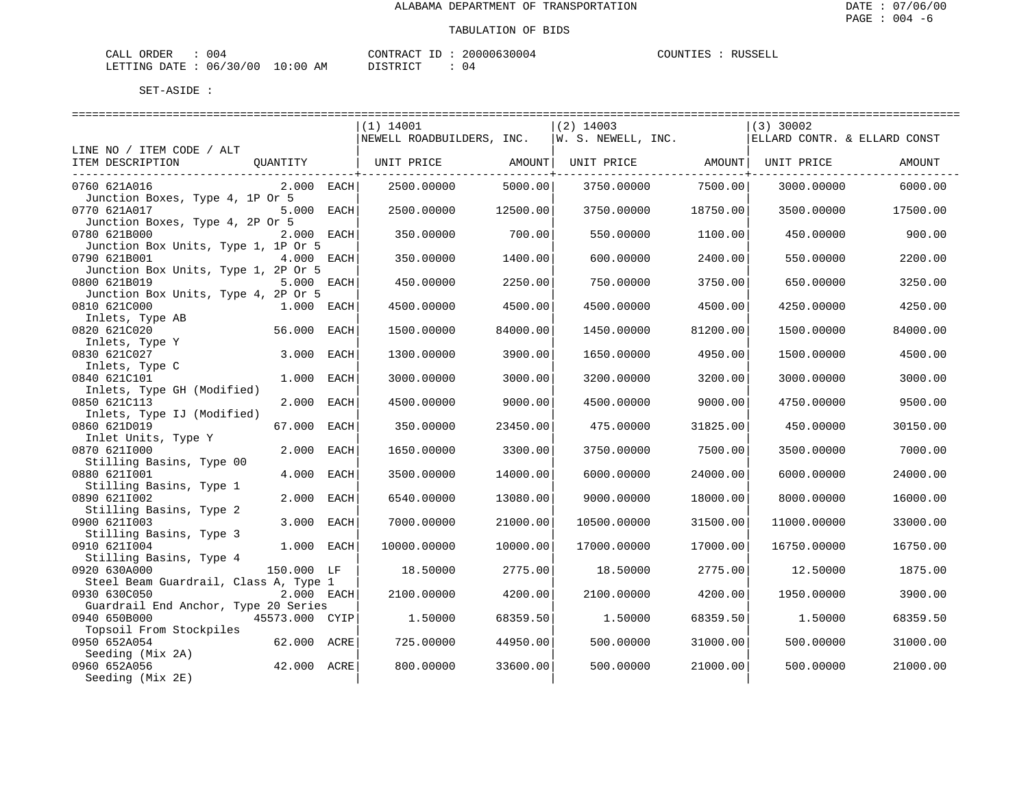ALABAMA DEPARTMENT OF TRANSPORTATION

TABULATION OF BIDS

CALL ORDER : 004 CONTRACT ID : 20000630004 COUNTIES : RUSSELL
LETTING DATE : 06/30/00 10:00 AM DISTRICT : 04

SET-ASIDE :

| LINE NO / ITEM CODE / ALT ITEM DESCRIPTION | QUANTITY | (1) 14001 NEWELL ROADBUILDERS, INC. UNIT PRICE | AMOUNT | (2) 14003 W. S. NEWELL, INC. UNIT PRICE | AMOUNT | (3) 30002 ELLARD CONTR. & ELLARD CONST UNIT PRICE | AMOUNT |
|---|---|---|---|---|---|---|---|
| 0760 621A016 Junction Boxes, Type 4, 1P Or 5 | 2.000 EACH | 2500.00000 | 5000.00 | 3750.00000 | 7500.00 | 3000.00000 | 6000.00 |
| 0770 621A017 Junction Boxes, Type 4, 2P Or 5 | 5.000 EACH | 2500.00000 | 12500.00 | 3750.00000 | 18750.00 | 3500.00000 | 17500.00 |
| 0780 621B000 Junction Box Units, Type 1, 1P Or 5 | 2.000 EACH | 350.00000 | 700.00 | 550.00000 | 1100.00 | 450.00000 | 900.00 |
| 0790 621B001 Junction Box Units, Type 1, 2P Or 5 | 4.000 EACH | 350.00000 | 1400.00 | 600.00000 | 2400.00 | 550.00000 | 2200.00 |
| 0800 621B019 Junction Box Units, Type 4, 2P Or 5 | 5.000 EACH | 450.00000 | 2250.00 | 750.00000 | 3750.00 | 650.00000 | 3250.00 |
| 0810 621C000 Inlets, Type AB | 1.000 EACH | 4500.00000 | 4500.00 | 4500.00000 | 4500.00 | 4250.00000 | 4250.00 |
| 0820 621C020 Inlets, Type Y | 56.000 EACH | 1500.00000 | 84000.00 | 1450.00000 | 81200.00 | 1500.00000 | 84000.00 |
| 0830 621C027 Inlets, Type C | 3.000 EACH | 1300.00000 | 3900.00 | 1650.00000 | 4950.00 | 1500.00000 | 4500.00 |
| 0840 621C101 Inlets, Type GH (Modified) | 1.000 EACH | 3000.00000 | 3000.00 | 3200.00000 | 3200.00 | 3000.00000 | 3000.00 |
| 0850 621C113 Inlets, Type IJ (Modified) | 2.000 EACH | 4500.00000 | 9000.00 | 4500.00000 | 9000.00 | 4750.00000 | 9500.00 |
| 0860 621D019 Inlet Units, Type Y | 67.000 EACH | 350.00000 | 23450.00 | 475.00000 | 31825.00 | 450.00000 | 30150.00 |
| 0870 621I000 Stilling Basins, Type 00 | 2.000 EACH | 1650.00000 | 3300.00 | 3750.00000 | 7500.00 | 3500.00000 | 7000.00 |
| 0880 621I001 Stilling Basins, Type 1 | 4.000 EACH | 3500.00000 | 14000.00 | 6000.00000 | 24000.00 | 6000.00000 | 24000.00 |
| 0890 621I002 Stilling Basins, Type 2 | 2.000 EACH | 6540.00000 | 13080.00 | 9000.00000 | 18000.00 | 8000.00000 | 16000.00 |
| 0900 621I003 Stilling Basins, Type 3 | 3.000 EACH | 7000.00000 | 21000.00 | 10500.00000 | 31500.00 | 11000.00000 | 33000.00 |
| 0910 621I004 Stilling Basins, Type 4 | 1.000 EACH | 10000.00000 | 10000.00 | 17000.00000 | 17000.00 | 16750.00000 | 16750.00 |
| 0920 630A000 Steel Beam Guardrail, Class A, Type 1 | 150.000 LF | 18.50000 | 2775.00 | 18.50000 | 2775.00 | 12.50000 | 1875.00 |
| 0930 630C050 Guardrail End Anchor, Type 20 Series | 2.000 EACH | 2100.00000 | 4200.00 | 2100.00000 | 4200.00 | 1950.00000 | 3900.00 |
| 0940 650B000 Topsoil From Stockpiles | 45573.000 CYIP | 1.50000 | 68359.50 | 1.50000 | 68359.50 | 1.50000 | 68359.50 |
| 0950 652A054 Seeding (Mix 2A) | 62.000 ACRE | 725.00000 | 44950.00 | 500.00000 | 31000.00 | 500.00000 | 31000.00 |
| 0960 652A056 Seeding (Mix 2E) | 42.000 ACRE | 800.00000 | 33600.00 | 500.00000 | 21000.00 | 500.00000 | 21000.00 |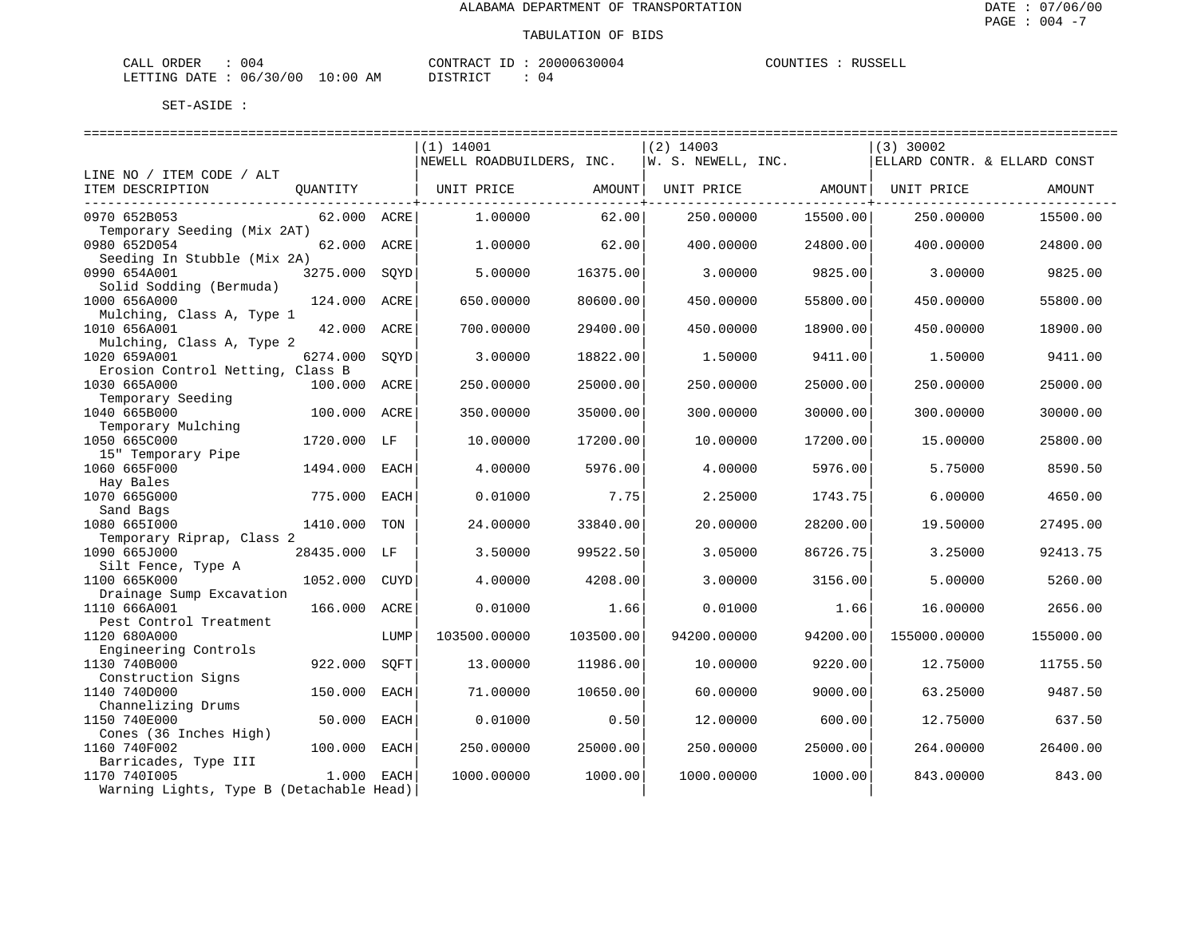ALABAMA DEPARTMENT OF TRANSPORTATION

TABULATION OF BIDS

CALL ORDER : 004 CONTRACT ID : 20000630004 COUNTIES : RUSSELL
LETTING DATE : 06/30/00 10:00 AM DISTRICT : 04

SET-ASIDE :

| LINE NO / ITEM CODE / ALT ITEM DESCRIPTION | QUANTITY | | (1) 14001 NEWELL ROADBUILDERS, INC. UNIT PRICE | AMOUNT | (2) 14003 W. S. NEWELL, INC. UNIT PRICE | AMOUNT | (3) 30002 ELLARD CONTR. & ELLARD CONST UNIT PRICE | AMOUNT |
|---|---|---|---|---|---|---|---|---|
| 0970 652B053 Temporary Seeding (Mix 2AT) | 62.000 | ACRE | 1.00000 | 62.00 | 250.00000 | 15500.00 | 250.00000 | 15500.00 |
| 0980 652D054 Seeding In Stubble (Mix 2A) | 62.000 | ACRE | 1.00000 | 62.00 | 400.00000 | 24800.00 | 400.00000 | 24800.00 |
| 0990 654A001 Solid Sodding (Bermuda) | 3275.000 | SQYD | 5.00000 | 16375.00 | 3.00000 | 9825.00 | 3.00000 | 9825.00 |
| 1000 656A000 Mulching, Class A, Type 1 | 124.000 | ACRE | 650.00000 | 80600.00 | 450.00000 | 55800.00 | 450.00000 | 55800.00 |
| 1010 656A001 Mulching, Class A, Type 2 | 42.000 | ACRE | 700.00000 | 29400.00 | 450.00000 | 18900.00 | 450.00000 | 18900.00 |
| 1020 659A001 Erosion Control Netting, Class B | 6274.000 | SQYD | 3.00000 | 18822.00 | 1.50000 | 9411.00 | 1.50000 | 9411.00 |
| 1030 665A000 Temporary Seeding | 100.000 | ACRE | 250.00000 | 25000.00 | 250.00000 | 25000.00 | 250.00000 | 25000.00 |
| 1040 665B000 Temporary Mulching | 100.000 | ACRE | 350.00000 | 35000.00 | 300.00000 | 30000.00 | 300.00000 | 30000.00 |
| 1050 665C000 15" Temporary Pipe | 1720.000 | LF | 10.00000 | 17200.00 | 10.00000 | 17200.00 | 15.00000 | 25800.00 |
| 1060 665F000 Hay Bales | 1494.000 | EACH | 4.00000 | 5976.00 | 4.00000 | 5976.00 | 5.75000 | 8590.50 |
| 1070 665G000 Sand Bags | 775.000 | EACH | 0.01000 | 7.75 | 2.25000 | 1743.75 | 6.00000 | 4650.00 |
| 1080 665I000 Temporary Riprap, Class 2 | 1410.000 | TON | 24.00000 | 33840.00 | 20.00000 | 28200.00 | 19.50000 | 27495.00 |
| 1090 665J000 Silt Fence, Type A | 28435.000 | LF | 3.50000 | 99522.50 | 3.05000 | 86726.75 | 3.25000 | 92413.75 |
| 1100 665K000 Drainage Sump Excavation | 1052.000 | CUYD | 4.00000 | 4208.00 | 3.00000 | 3156.00 | 5.00000 | 5260.00 |
| 1110 666A001 Pest Control Treatment | 166.000 | ACRE | 0.01000 | 1.66 | 0.01000 | 1.66 | 16.00000 | 2656.00 |
| 1120 680A000 Engineering Controls | | LUMP | 103500.00000 | 103500.00 | 94200.00000 | 94200.00 | 155000.00000 | 155000.00 |
| 1130 740B000 Construction Signs | 922.000 | SQFT | 13.00000 | 11986.00 | 10.00000 | 9220.00 | 12.75000 | 11755.50 |
| 1140 740D000 Channelizing Drums | 150.000 | EACH | 71.00000 | 10650.00 | 60.00000 | 9000.00 | 63.25000 | 9487.50 |
| 1150 740E000 Cones (36 Inches High) | 50.000 | EACH | 0.01000 | 0.50 | 12.00000 | 600.00 | 12.75000 | 637.50 |
| 1160 740F002 Barricades, Type III | 100.000 | EACH | 250.00000 | 25000.00 | 250.00000 | 25000.00 | 264.00000 | 26400.00 |
| 1170 740I005 Warning Lights, Type B (Detachable Head) | 1.000 | EACH | 1000.00000 | 1000.00 | 1000.00000 | 1000.00 | 843.00000 | 843.00 |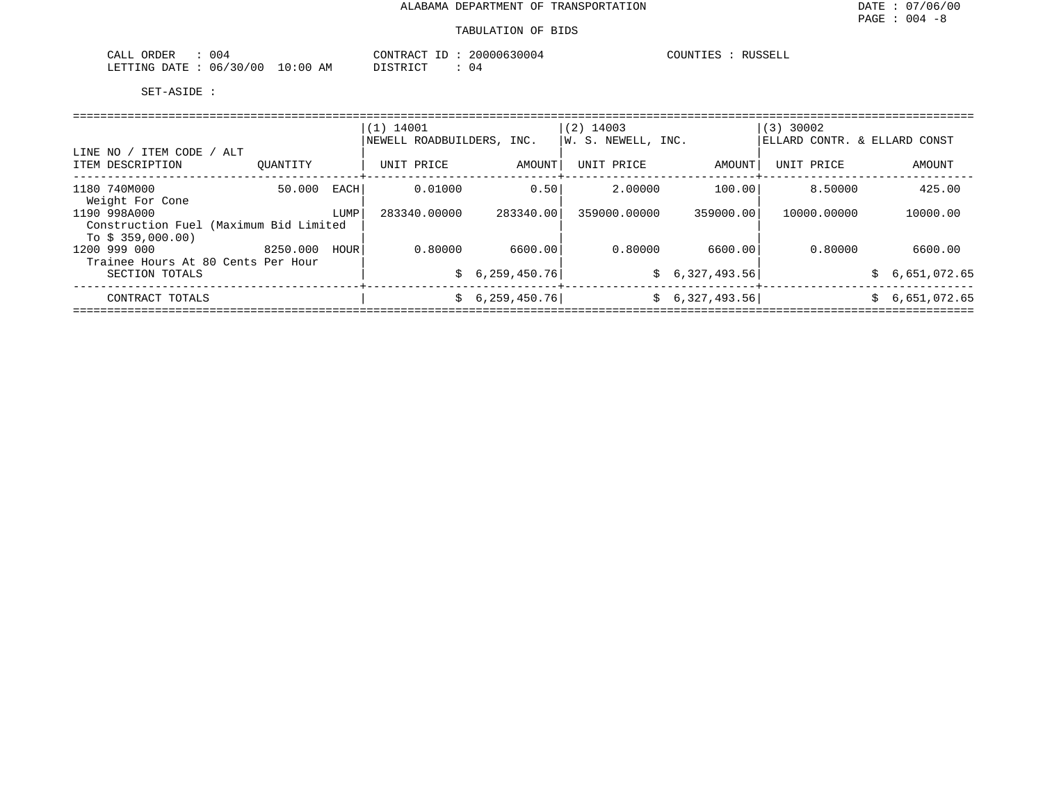ALABAMA DEPARTMENT OF TRANSPORTATION

DATE : 07/06/00

TABULATION OF BIDS

CALL ORDER : 004 CONTRACT ID : 20000630004 COUNTIES : RUSSELL
LETTING DATE : 06/30/00 10:00 AM DISTRICT : 04

SET-ASIDE :

| LINE NO / ITEM CODE / ALT<br>ITEM DESCRIPTION | QUANTITY | | (1) 14001<br>NEWELL ROADBUILDERS, INC.<br>UNIT PRICE | AMOUNT | (2) 14003<br>W. S. NEWELL, INC.<br>UNIT PRICE | AMOUNT | (3) 30002<br>ELLARD CONTR. & ELLARD CONST<br>UNIT PRICE | AMOUNT |
|---|---|---|---|---|---|---|---|---|
| 1180 740M000<br>Weight For Cone | 50.000 | EACH | 0.01000 | 0.50 | 2.00000 | 100.00 | 8.50000 | 425.00 |
| 1190 998A000<br>Construction Fuel (Maximum Bid Limited To $ 359,000.00) | | LUMP | 283340.00000 | 283340.00 | 359000.00000 | 359000.00 | 10000.00000 | 10000.00 |
| 1200 999 000<br>Trainee Hours At 80 Cents Per Hour | 8250.000 | HOUR | 0.80000 | 6600.00 | 0.80000 | 6600.00 | 0.80000 | 6600.00 |
| SECTION TOTALS | | | | $ 6,259,450.76 | | $ 6,327,493.56 | | $ 6,651,072.65 |
| CONTRACT TOTALS | | | | $ 6,259,450.76 | | $ 6,327,493.56 | | $ 6,651,072.65 |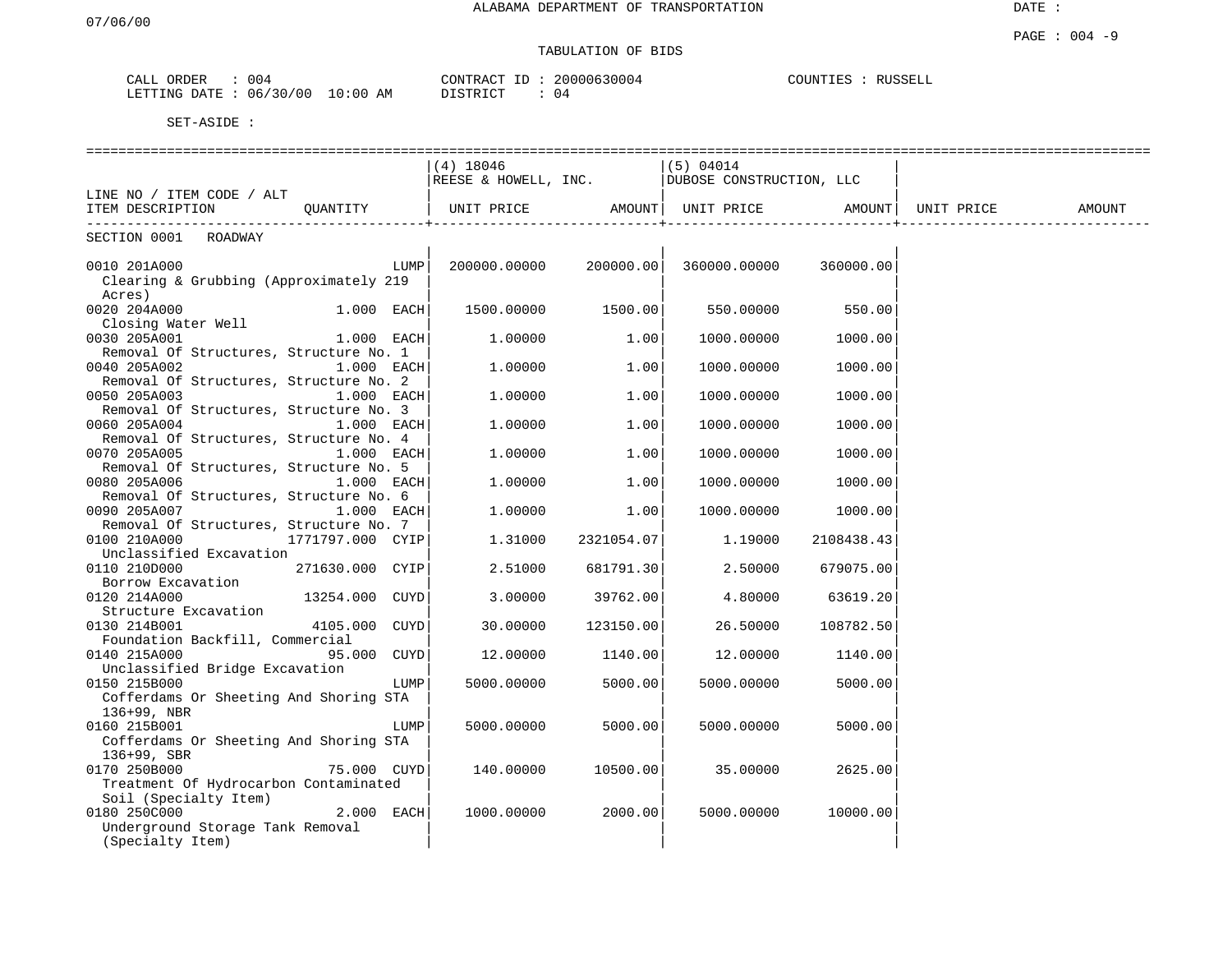ALABAMA DEPARTMENT OF TRANSPORTATION

07/06/00

TABULATION OF BIDS

CALL ORDER : 004 CONTRACT ID : 20000630004 COUNTIES : RUSSELL
LETTING DATE : 06/30/00 10:00 AM DISTRICT : 04

SET-ASIDE :

| LINE NO / ITEM CODE / ALT<br>ITEM DESCRIPTION | QUANTITY | (4) 18046<br>REESE & HOWELL, INC.<br>UNIT PRICE | AMOUNT | (5) 04014<br>DUBOSE CONSTRUCTION, LLC<br>UNIT PRICE | AMOUNT | UNIT PRICE | AMOUNT |
|---|---|---|---|---|---|---|---|
| SECTION 0001 ROADWAY | | | | | | | |
| 0010 201A000<br>Clearing & Grubbing (Approximately 219 Acres) | LUMP | 200000.00000 | 200000.00 | 360000.00000 | 360000.00 | | |
| 0020 204A000<br>Closing Water Well | 1.000 EACH | 1500.00000 | 1500.00 | 550.00000 | 550.00 | | |
| 0030 205A001<br>Removal Of Structures, Structure No. 1 | 1.000 EACH | 1.00000 | 1.00 | 1000.00000 | 1000.00 | | |
| 0040 205A002<br>Removal Of Structures, Structure No. 2 | 1.000 EACH | 1.00000 | 1.00 | 1000.00000 | 1000.00 | | |
| 0050 205A003<br>Removal Of Structures, Structure No. 3 | 1.000 EACH | 1.00000 | 1.00 | 1000.00000 | 1000.00 | | |
| 0060 205A004<br>Removal Of Structures, Structure No. 4 | 1.000 EACH | 1.00000 | 1.00 | 1000.00000 | 1000.00 | | |
| 0070 205A005<br>Removal Of Structures, Structure No. 5 | 1.000 EACH | 1.00000 | 1.00 | 1000.00000 | 1000.00 | | |
| 0080 205A006<br>Removal Of Structures, Structure No. 6 | 1.000 EACH | 1.00000 | 1.00 | 1000.00000 | 1000.00 | | |
| 0090 205A007<br>Removal Of Structures, Structure No. 7 | 1.000 EACH | 1.00000 | 1.00 | 1000.00000 | 1000.00 | | |
| 0100 210A000<br>Unclassified Excavation | 1771797.000 CYIP | 1.31000 | 2321054.07 | 1.19000 | 2108438.43 | | |
| 0110 210D000<br>Borrow Excavation | 271630.000 CYIP | 2.51000 | 681791.30 | 2.50000 | 679075.00 | | |
| 0120 214A000<br>Structure Excavation | 13254.000 CUYD | 3.00000 | 39762.00 | 4.80000 | 63619.20 | | |
| 0130 214B001<br>Foundation Backfill, Commercial | 4105.000 CUYD | 30.00000 | 123150.00 | 26.50000 | 108782.50 | | |
| 0140 215A000<br>Unclassified Bridge Excavation | 95.000 CUYD | 12.00000 | 1140.00 | 12.00000 | 1140.00 | | |
| 0150 215B000<br>Cofferdams Or Sheeting And Shoring STA 136+99, NBR | LUMP | 5000.00000 | 5000.00 | 5000.00000 | 5000.00 | | |
| 0160 215B001<br>Cofferdams Or Sheeting And Shoring STA 136+99, SBR | LUMP | 5000.00000 | 5000.00 | 5000.00000 | 5000.00 | | |
| 0170 250B000<br>Treatment Of Hydrocarbon Contaminated Soil (Specialty Item) | 75.000 CUYD | 140.00000 | 10500.00 | 35.00000 | 2625.00 | | |
| 0180 250C000<br>Underground Storage Tank Removal (Specialty Item) | 2.000 EACH | 1000.00000 | 2000.00 | 5000.00000 | 10000.00 | | |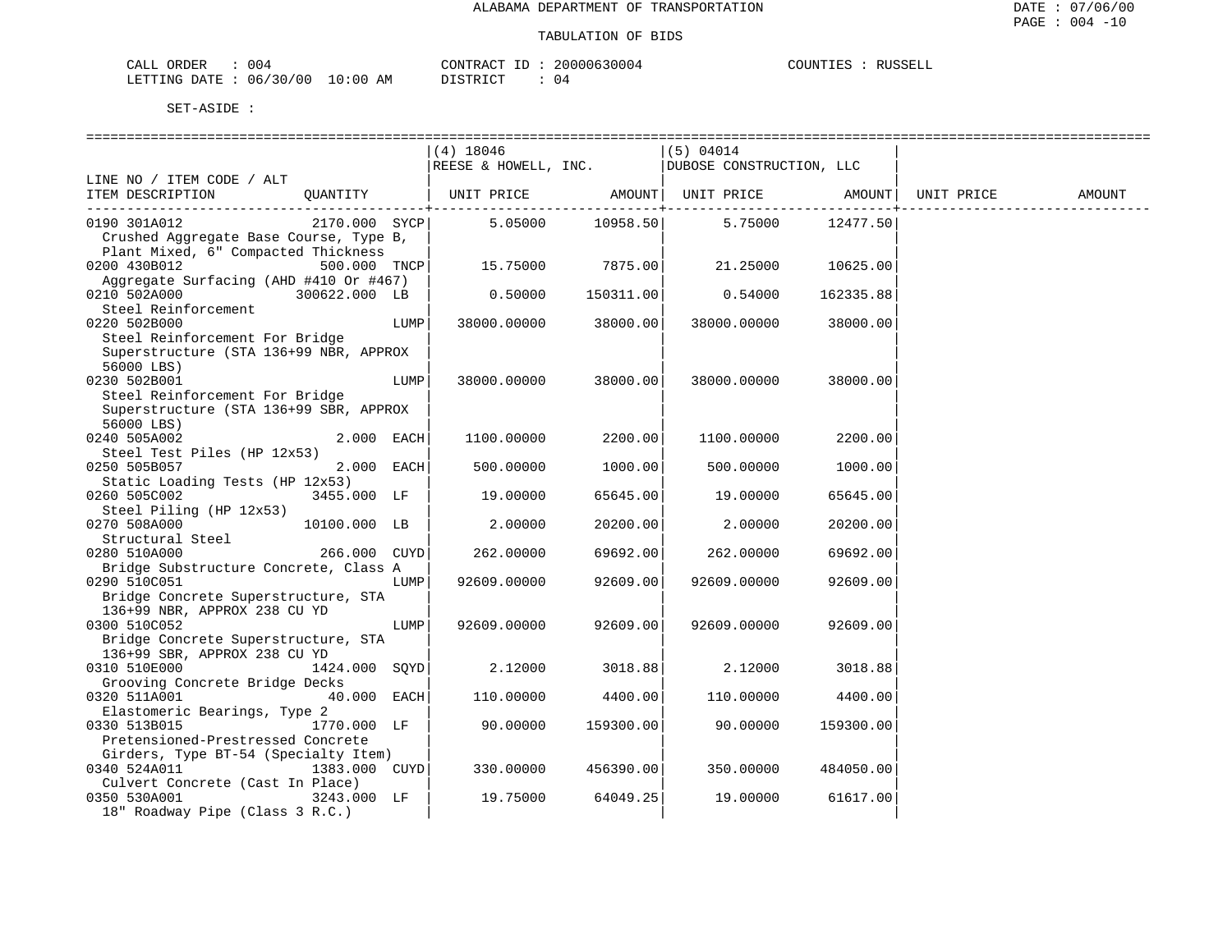ALABAMA DEPARTMENT OF TRANSPORTATION

TABULATION OF BIDS

CALL ORDER : 004 CONTRACT ID : 20000630004 COUNTIES : RUSSELL
LETTING DATE : 06/30/00 10:00 AM DISTRICT : 04

SET-ASIDE :

| LINE NO / ITEM CODE / ALT ITEM DESCRIPTION | QUANTITY | (4) 18046 REESE & HOWELL, INC. UNIT PRICE | AMOUNT | (5) 04014 DUBOSE CONSTRUCTION, LLC UNIT PRICE | AMOUNT | UNIT PRICE | AMOUNT |
|---|---|---|---|---|---|---|---|
| 0190 301A012 Crushed Aggregate Base Course, Type B, Plant Mixed, 6" Compacted Thickness | 2170.000 SYCP | 5.05000 | 10958.50 | 5.75000 | 12477.50 | | |
| 0200 430B012 Aggregate Surfacing (AHD #410 Or #467) | 500.000 TNCP | 15.75000 | 7875.00 | 21.25000 | 10625.00 | | |
| 0210 502A000 Steel Reinforcement | 300622.000 LB | 0.50000 | 150311.00 | 0.54000 | 162335.88 | | |
| 0220 502B000 Steel Reinforcement For Bridge Superstructure (STA 136+99 NBR, APPROX 56000 LBS) | LUMP | 38000.00000 | 38000.00 | 38000.00000 | 38000.00 | | |
| 0230 502B001 Steel Reinforcement For Bridge Superstructure (STA 136+99 SBR, APPROX 56000 LBS) | LUMP | 38000.00000 | 38000.00 | 38000.00000 | 38000.00 | | |
| 0240 505A002 Steel Test Piles (HP 12x53) | 2.000 EACH | 1100.00000 | 2200.00 | 1100.00000 | 2200.00 | | |
| 0250 505B057 Static Loading Tests (HP 12x53) | 2.000 EACH | 500.00000 | 1000.00 | 500.00000 | 1000.00 | | |
| 0260 505C002 Steel Piling (HP 12x53) | 3455.000 LF | 19.00000 | 65645.00 | 19.00000 | 65645.00 | | |
| 0270 508A000 Structural Steel | 10100.000 LB | 2.00000 | 20200.00 | 2.00000 | 20200.00 | | |
| 0280 510A000 Bridge Substructure Concrete, Class A | 266.000 CUYD | 262.00000 | 69692.00 | 262.00000 | 69692.00 | | |
| 0290 510C051 Bridge Concrete Superstructure, STA 136+99 NBR, APPROX 238 CU YD | LUMP | 92609.00000 | 92609.00 | 92609.00000 | 92609.00 | | |
| 0300 510C052 Bridge Concrete Superstructure, STA 136+99 SBR, APPROX 238 CU YD | LUMP | 92609.00000 | 92609.00 | 92609.00000 | 92609.00 | | |
| 0310 510E000 Grooving Concrete Bridge Decks | 1424.000 SQYD | 2.12000 | 3018.88 | 2.12000 | 3018.88 | | |
| 0320 511A001 Elastomeric Bearings, Type 2 | 40.000 EACH | 110.00000 | 4400.00 | 110.00000 | 4400.00 | | |
| 0330 513B015 Pretensioned-Prestressed Concrete Girders, Type BT-54 (Specialty Item) | 1770.000 LF | 90.00000 | 159300.00 | 90.00000 | 159300.00 | | |
| 0340 524A011 Culvert Concrete (Cast In Place) | 1383.000 CUYD | 330.00000 | 456390.00 | 350.00000 | 484050.00 | | |
| 0350 530A001 18" Roadway Pipe (Class 3 R.C.) | 3243.000 LF | 19.75000 | 64049.25 | 19.00000 | 61617.00 | | |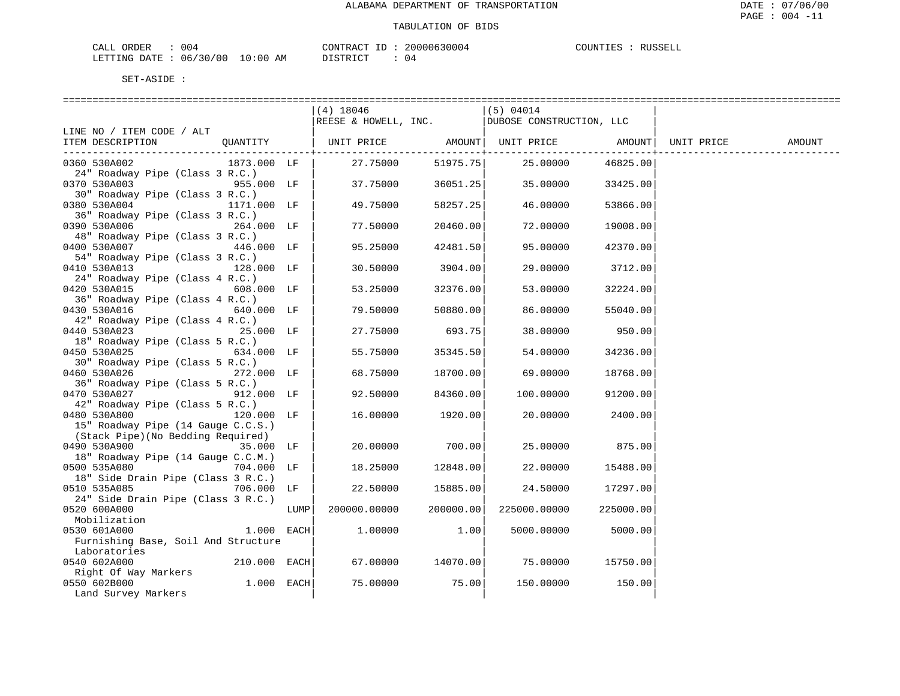ALABAMA DEPARTMENT OF TRANSPORTATION

TABULATION OF BIDS

CALL ORDER : 004 CONTRACT ID : 20000630004 COUNTIES : RUSSELL
LETTING DATE : 06/30/00 10:00 AM DISTRICT : 04

SET-ASIDE :

| LINE NO / ITEM CODE / ALT ITEM DESCRIPTION | QUANTITY | | (4) 18046 REESE & HOWELL, INC. UNIT PRICE | AMOUNT | (5) 04014 DUBOSE CONSTRUCTION, LLC UNIT PRICE | AMOUNT | UNIT PRICE | AMOUNT |
|---|---|---|---|---|---|---|---|---|
| 0360 530A002 24" Roadway Pipe (Class 3 R.C.) | 1873.000 | LF | 27.75000 | 51975.75 | 25.00000 | 46825.00 | | |
| 0370 530A003 30" Roadway Pipe (Class 3 R.C.) | 955.000 | LF | 37.75000 | 36051.25 | 35.00000 | 33425.00 | | |
| 0380 530A004 36" Roadway Pipe (Class 3 R.C.) | 1171.000 | LF | 49.75000 | 58257.25 | 46.00000 | 53866.00 | | |
| 0390 530A006 48" Roadway Pipe (Class 3 R.C.) | 264.000 | LF | 77.50000 | 20460.00 | 72.00000 | 19008.00 | | |
| 0400 530A007 54" Roadway Pipe (Class 3 R.C.) | 446.000 | LF | 95.25000 | 42481.50 | 95.00000 | 42370.00 | | |
| 0410 530A013 24" Roadway Pipe (Class 4 R.C.) | 128.000 | LF | 30.50000 | 3904.00 | 29.00000 | 3712.00 | | |
| 0420 530A015 36" Roadway Pipe (Class 4 R.C.) | 608.000 | LF | 53.25000 | 32376.00 | 53.00000 | 32224.00 | | |
| 0430 530A016 42" Roadway Pipe (Class 4 R.C.) | 640.000 | LF | 79.50000 | 50880.00 | 86.00000 | 55040.00 | | |
| 0440 530A023 18" Roadway Pipe (Class 5 R.C.) | 25.000 | LF | 27.75000 | 693.75 | 38.00000 | 950.00 | | |
| 0450 530A025 30" Roadway Pipe (Class 5 R.C.) | 634.000 | LF | 55.75000 | 35345.50 | 54.00000 | 34236.00 | | |
| 0460 530A026 36" Roadway Pipe (Class 5 R.C.) | 272.000 | LF | 68.75000 | 18700.00 | 69.00000 | 18768.00 | | |
| 0470 530A027 42" Roadway Pipe (Class 5 R.C.) | 912.000 | LF | 92.50000 | 84360.00 | 100.00000 | 91200.00 | | |
| 0480 530A800 15" Roadway Pipe (14 Gauge C.C.S.) (Stack Pipe)(No Bedding Required) | 120.000 | LF | 16.00000 | 1920.00 | 20.00000 | 2400.00 | | |
| 0490 530A900 18" Roadway Pipe (14 Gauge C.C.M.) | 35.000 | LF | 20.00000 | 700.00 | 25.00000 | 875.00 | | |
| 0500 535A080 18" Side Drain Pipe (Class 3 R.C.) | 704.000 | LF | 18.25000 | 12848.00 | 22.00000 | 15488.00 | | |
| 0510 535A085 24" Side Drain Pipe (Class 3 R.C.) | 706.000 | LF | 22.50000 | 15885.00 | 24.50000 | 17297.00 | | |
| 0520 600A000 Mobilization | | LUMP | 200000.00000 | 200000.00 | 225000.00000 | 225000.00 | | |
| 0530 601A000 Furnishing Base, Soil And Structure Laboratories | 1.000 | EACH | 1.00000 | 1.00 | 5000.00000 | 5000.00 | | |
| 0540 602A000 Right Of Way Markers | 210.000 | EACH | 67.00000 | 14070.00 | 75.00000 | 15750.00 | | |
| 0550 602B000 Land Survey Markers | 1.000 | EACH | 75.00000 | 75.00 | 150.00000 | 150.00 | | |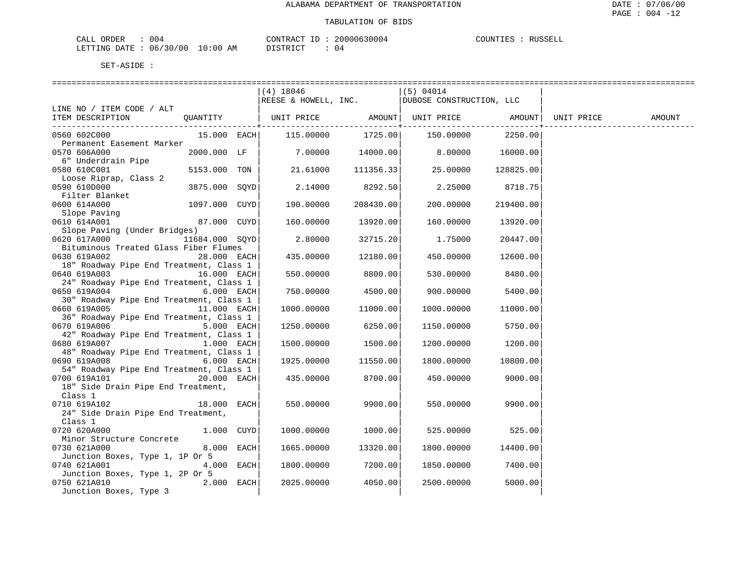ALABAMA DEPARTMENT OF TRANSPORTATION

TABULATION OF BIDS

CALL ORDER : 004 CONTRACT ID : 20000630004 COUNTIES : RUSSELL
LETTING DATE : 06/30/00 10:00 AM DISTRICT : 04

SET-ASIDE :

| LINE NO / ITEM CODE / ALT ITEM DESCRIPTION | QUANTITY | (4) 18046 REESE & HOWELL, INC. UNIT PRICE | AMOUNT | (5) 04014 DUBOSE CONSTRUCTION, LLC UNIT PRICE | AMOUNT | UNIT PRICE | AMOUNT |
|---|---|---|---|---|---|---|---|
| 0560 602C000 Permanent Easement Marker | 15.000 EACH | 115.00000 | 1725.00 | 150.00000 | 2250.00 | | |
| 0570 606A000 6" Underdrain Pipe | 2000.000 LF | 7.00000 | 14000.00 | 8.00000 | 16000.00 | | |
| 0580 610C001 Loose Riprap, Class 2 | 5153.000 TON | 21.61000 | 111356.33 | 25.00000 | 128825.00 | | |
| 0590 610D000 Filter Blanket | 3875.000 SQYD | 2.14000 | 8292.50 | 2.25000 | 8718.75 | | |
| 0600 614A000 Slope Paving | 1097.000 CUYD | 190.00000 | 208430.00 | 200.00000 | 219400.00 | | |
| 0610 614A001 Slope Paving (Under Bridges) | 87.000 CUYD | 160.00000 | 13920.00 | 160.00000 | 13920.00 | | |
| 0620 617A000 Bituminous Treated Glass Fiber Flumes | 11684.000 SQYD | 2.80000 | 32715.20 | 1.75000 | 20447.00 | | |
| 0630 619A002 18" Roadway Pipe End Treatment, Class 1 | 28.000 EACH | 435.00000 | 12180.00 | 450.00000 | 12600.00 | | |
| 0640 619A003 24" Roadway Pipe End Treatment, Class 1 | 16.000 EACH | 550.00000 | 8800.00 | 530.00000 | 8480.00 | | |
| 0650 619A004 30" Roadway Pipe End Treatment, Class 1 | 6.000 EACH | 750.00000 | 4500.00 | 900.00000 | 5400.00 | | |
| 0660 619A005 36" Roadway Pipe End Treatment, Class 1 | 11.000 EACH | 1000.00000 | 11000.00 | 1000.00000 | 11000.00 | | |
| 0670 619A006 42" Roadway Pipe End Treatment, Class 1 | 5.000 EACH | 1250.00000 | 6250.00 | 1150.00000 | 5750.00 | | |
| 0680 619A007 48" Roadway Pipe End Treatment, Class 1 | 1.000 EACH | 1500.00000 | 1500.00 | 1200.00000 | 1200.00 | | |
| 0690 619A008 54" Roadway Pipe End Treatment, Class 1 | 6.000 EACH | 1925.00000 | 11550.00 | 1800.00000 | 10800.00 | | |
| 0700 619A101 18" Side Drain Pipe End Treatment, Class 1 | 20.000 EACH | 435.00000 | 8700.00 | 450.00000 | 9000.00 | | |
| 0710 619A102 24" Side Drain Pipe End Treatment, Class 1 | 18.000 EACH | 550.00000 | 9900.00 | 550.00000 | 9900.00 | | |
| 0720 620A000 Minor Structure Concrete | 1.000 CUYD | 1000.00000 | 1000.00 | 525.00000 | 525.00 | | |
| 0730 621A000 Junction Boxes, Type 1, 1P Or 5 | 8.000 EACH | 1665.00000 | 13320.00 | 1800.00000 | 14400.00 | | |
| 0740 621A001 Junction Boxes, Type 1, 2P Or 5 | 4.000 EACH | 1800.00000 | 7200.00 | 1850.00000 | 7400.00 | | |
| 0750 621A010 Junction Boxes, Type 3 | 2.000 EACH | 2025.00000 | 4050.00 | 2500.00000 | 5000.00 | | |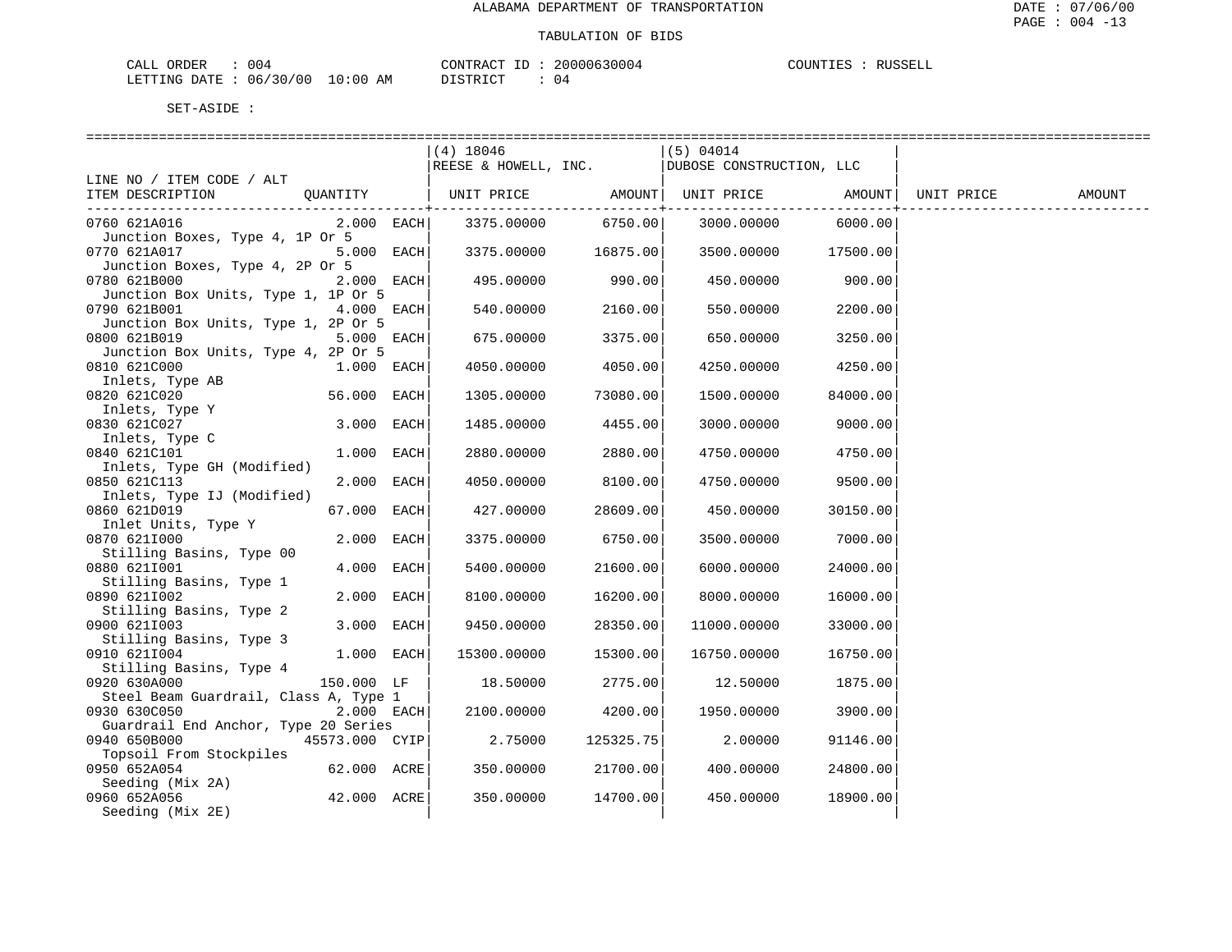ALABAMA DEPARTMENT OF TRANSPORTATION

TABULATION OF BIDS

CALL ORDER : 004 CONTRACT ID : 20000630004 COUNTIES : RUSSELL
LETTING DATE : 06/30/00 10:00 AM DISTRICT : 04

SET-ASIDE :

| LINE NO / ITEM CODE / ALT ITEM DESCRIPTION | QUANTITY | (4) 18046 REESE & HOWELL, INC. UNIT PRICE | AMOUNT | (5) 04014 DUBOSE CONSTRUCTION, LLC UNIT PRICE | AMOUNT | UNIT PRICE | AMOUNT |
|---|---|---|---|---|---|---|---|
| 0760 621A016 Junction Boxes, Type 4, 1P Or 5 | 2.000 EACH | 3375.00000 | 6750.00 | 3000.00000 | 6000.00 | | |
| 0770 621A017 Junction Boxes, Type 4, 2P Or 5 | 5.000 EACH | 3375.00000 | 16875.00 | 3500.00000 | 17500.00 | | |
| 0780 621B000 Junction Box Units, Type 1, 1P Or 5 | 2.000 EACH | 495.00000 | 990.00 | 450.00000 | 900.00 | | |
| 0790 621B001 Junction Box Units, Type 1, 2P Or 5 | 4.000 EACH | 540.00000 | 2160.00 | 550.00000 | 2200.00 | | |
| 0800 621B019 Junction Box Units, Type 4, 2P Or 5 | 5.000 EACH | 675.00000 | 3375.00 | 650.00000 | 3250.00 | | |
| 0810 621C000 Inlets, Type AB | 1.000 EACH | 4050.00000 | 4050.00 | 4250.00000 | 4250.00 | | |
| 0820 621C020 Inlets, Type Y | 56.000 EACH | 1305.00000 | 73080.00 | 1500.00000 | 84000.00 | | |
| 0830 621C027 Inlets, Type C | 3.000 EACH | 1485.00000 | 4455.00 | 3000.00000 | 9000.00 | | |
| 0840 621C101 Inlets, Type GH (Modified) | 1.000 EACH | 2880.00000 | 2880.00 | 4750.00000 | 4750.00 | | |
| 0850 621C113 Inlets, Type IJ (Modified) | 2.000 EACH | 4050.00000 | 8100.00 | 4750.00000 | 9500.00 | | |
| 0860 621D019 Inlet Units, Type Y | 67.000 EACH | 427.00000 | 28609.00 | 450.00000 | 30150.00 | | |
| 0870 621I000 Stilling Basins, Type 00 | 2.000 EACH | 3375.00000 | 6750.00 | 3500.00000 | 7000.00 | | |
| 0880 621I001 Stilling Basins, Type 1 | 4.000 EACH | 5400.00000 | 21600.00 | 6000.00000 | 24000.00 | | |
| 0890 621I002 Stilling Basins, Type 2 | 2.000 EACH | 8100.00000 | 16200.00 | 8000.00000 | 16000.00 | | |
| 0900 621I003 Stilling Basins, Type 3 | 3.000 EACH | 9450.00000 | 28350.00 | 11000.00000 | 33000.00 | | |
| 0910 621I004 Stilling Basins, Type 4 | 1.000 EACH | 15300.00000 | 15300.00 | 16750.00000 | 16750.00 | | |
| 0920 630A000 Steel Beam Guardrail, Class A, Type 1 | 150.000 LF | 18.50000 | 2775.00 | 12.50000 | 1875.00 | | |
| 0930 630C050 Guardrail End Anchor, Type 20 Series | 2.000 EACH | 2100.00000 | 4200.00 | 1950.00000 | 3900.00 | | |
| 0940 650B000 Topsoil From Stockpiles | 45573.000 CYIP | 2.75000 | 125325.75 | 2.00000 | 91146.00 | | |
| 0950 652A054 Seeding (Mix 2A) | 62.000 ACRE | 350.00000 | 21700.00 | 400.00000 | 24800.00 | | |
| 0960 652A056 Seeding (Mix 2E) | 42.000 ACRE | 350.00000 | 14700.00 | 450.00000 | 18900.00 | | |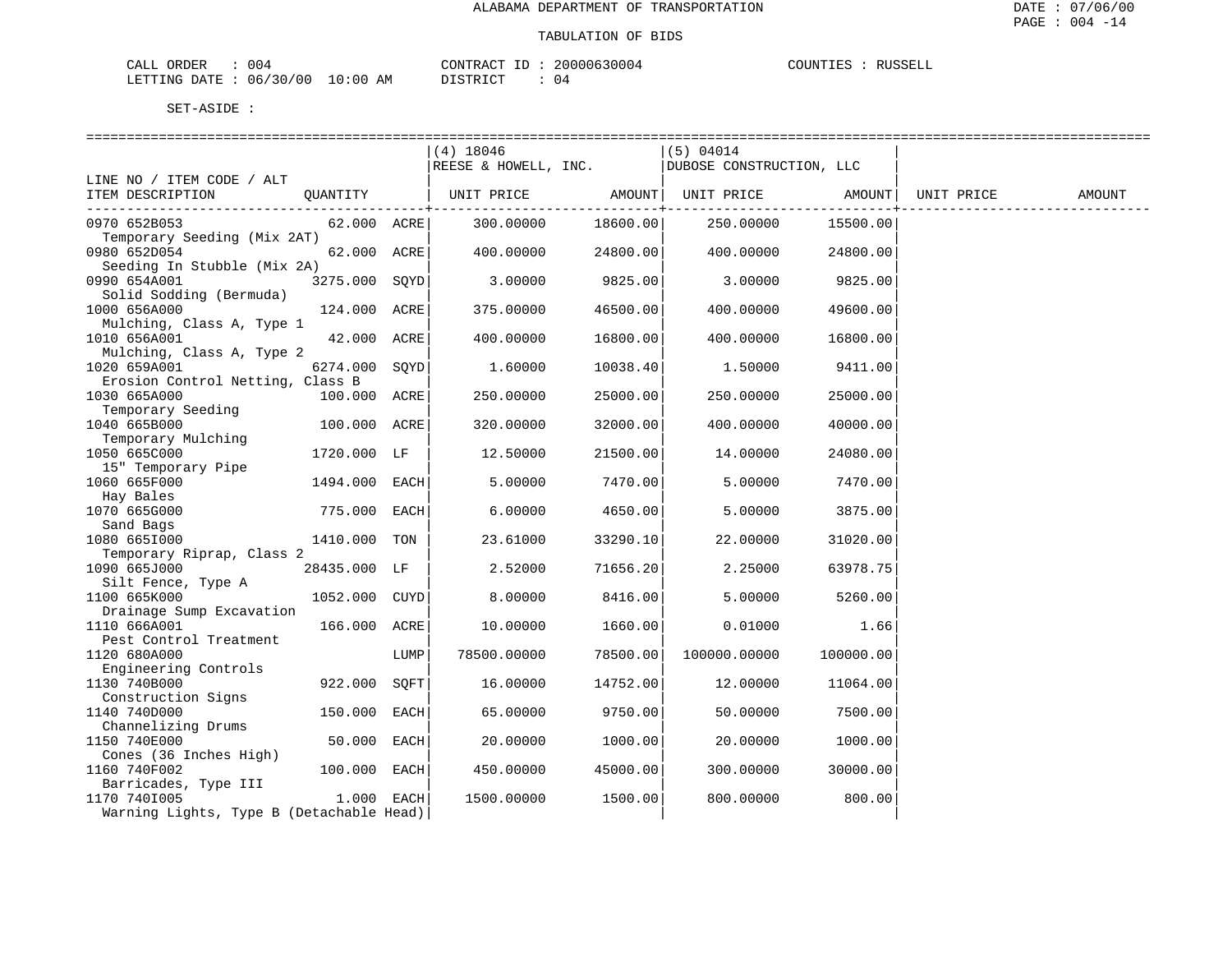ALABAMA DEPARTMENT OF TRANSPORTATION

TABULATION OF BIDS

CALL ORDER : 004　　CONTRACT ID : 20000630004　　COUNTIES : RUSSELL
LETTING DATE : 06/30/00 10:00 AM　　DISTRICT : 04

SET-ASIDE :

| LINE NO / ITEM CODE / ALT ITEM DESCRIPTION | QUANTITY | | (4) 18046 REESE & HOWELL, INC. UNIT PRICE | AMOUNT | (5) 04014 DUBOSE CONSTRUCTION, LLC UNIT PRICE | AMOUNT | UNIT PRICE | AMOUNT |
|---|---|---|---|---|---|---|---|---|
| 0970 652B053 Temporary Seeding (Mix 2AT) | 62.000 | ACRE | 300.00000 | 18600.00 | 250.00000 | 15500.00 | | |
| 0980 652D054 Seeding In Stubble (Mix 2A) | 62.000 | ACRE | 400.00000 | 24800.00 | 400.00000 | 24800.00 | | |
| 0990 654A001 Solid Sodding (Bermuda) | 3275.000 | SQYD | 3.00000 | 9825.00 | 3.00000 | 9825.00 | | |
| 1000 656A000 Mulching, Class A, Type 1 | 124.000 | ACRE | 375.00000 | 46500.00 | 400.00000 | 49600.00 | | |
| 1010 656A001 Mulching, Class A, Type 2 | 42.000 | ACRE | 400.00000 | 16800.00 | 400.00000 | 16800.00 | | |
| 1020 659A001 Erosion Control Netting, Class B | 6274.000 | SQYD | 1.60000 | 10038.40 | 1.50000 | 9411.00 | | |
| 1030 665A000 Temporary Seeding | 100.000 | ACRE | 250.00000 | 25000.00 | 250.00000 | 25000.00 | | |
| 1040 665B000 Temporary Mulching | 100.000 | ACRE | 320.00000 | 32000.00 | 400.00000 | 40000.00 | | |
| 1050 665C000 15" Temporary Pipe | 1720.000 | LF | 12.50000 | 21500.00 | 14.00000 | 24080.00 | | |
| 1060 665F000 Hay Bales | 1494.000 | EACH | 5.00000 | 7470.00 | 5.00000 | 7470.00 | | |
| 1070 665G000 Sand Bags | 775.000 | EACH | 6.00000 | 4650.00 | 5.00000 | 3875.00 | | |
| 1080 665I000 Temporary Riprap, Class 2 | 1410.000 | TON | 23.61000 | 33290.10 | 22.00000 | 31020.00 | | |
| 1090 665J000 Silt Fence, Type A | 28435.000 | LF | 2.52000 | 71656.20 | 2.25000 | 63978.75 | | |
| 1100 665K000 Drainage Sump Excavation | 1052.000 | CUYD | 8.00000 | 8416.00 | 5.00000 | 5260.00 | | |
| 1110 666A001 Pest Control Treatment | 166.000 | ACRE | 10.00000 | 1660.00 | 0.01000 | 1.66 | | |
| 1120 680A000 Engineering Controls | | LUMP | 78500.00000 | 78500.00 | 100000.00000 | 100000.00 | | |
| 1130 740B000 Construction Signs | 922.000 | SQFT | 16.00000 | 14752.00 | 12.00000 | 11064.00 | | |
| 1140 740D000 Channelizing Drums | 150.000 | EACH | 65.00000 | 9750.00 | 50.00000 | 7500.00 | | |
| 1150 740E000 Cones (36 Inches High) | 50.000 | EACH | 20.00000 | 1000.00 | 20.00000 | 1000.00 | | |
| 1160 740F002 Barricades, Type III | 100.000 | EACH | 450.00000 | 45000.00 | 300.00000 | 30000.00 | | |
| 1170 740I005 Warning Lights, Type B (Detachable Head) | 1.000 | EACH | 1500.00000 | 1500.00 | 800.00000 | 800.00 | | |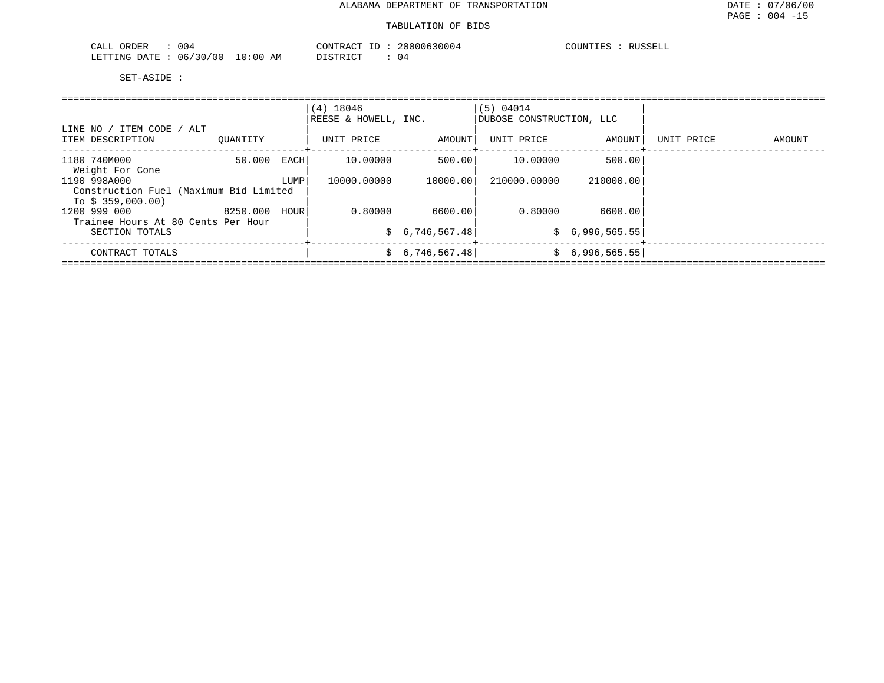ALABAMA DEPARTMENT OF TRANSPORTATION

TABULATION OF BIDS

CALL ORDER : 004
LETTING DATE : 06/30/00 10:00 AM

CONTRACT ID : 20000630004
DISTRICT : 04

COUNTIES : RUSSELL

SET-ASIDE :

| LINE NO / ITEM CODE / ALT<br>ITEM DESCRIPTION | QUANTITY | | (4) 18046<br>REESE & HOWELL, INC.<br>UNIT PRICE | AMOUNT | (5) 04014<br>DUBOSE CONSTRUCTION, LLC<br>UNIT PRICE | AMOUNT | UNIT PRICE | AMOUNT |
|---|---|---|---|---|---|---|---|---|
| 1180 740M000<br>Weight For Cone | 50.000 | EACH | 10.00000 | 500.00 | 10.00000 | 500.00 | | |
| 1190 998A000<br>Construction Fuel (Maximum Bid Limited To $ 359,000.00) | | LUMP | 10000.00000 | 10000.00 | 210000.00000 | 210000.00 | | |
| 1200 999 000<br>Trainee Hours At 80 Cents Per Hour | 8250.000 | HOUR | 0.80000 | 6600.00 | 0.80000 | 6600.00 | | |
| SECTION TOTALS | | | | $ 6,746,567.48 | | $ 6,996,565.55 | | |
| CONTRACT TOTALS | | | | $ 6,746,567.48 | | $ 6,996,565.55 | | |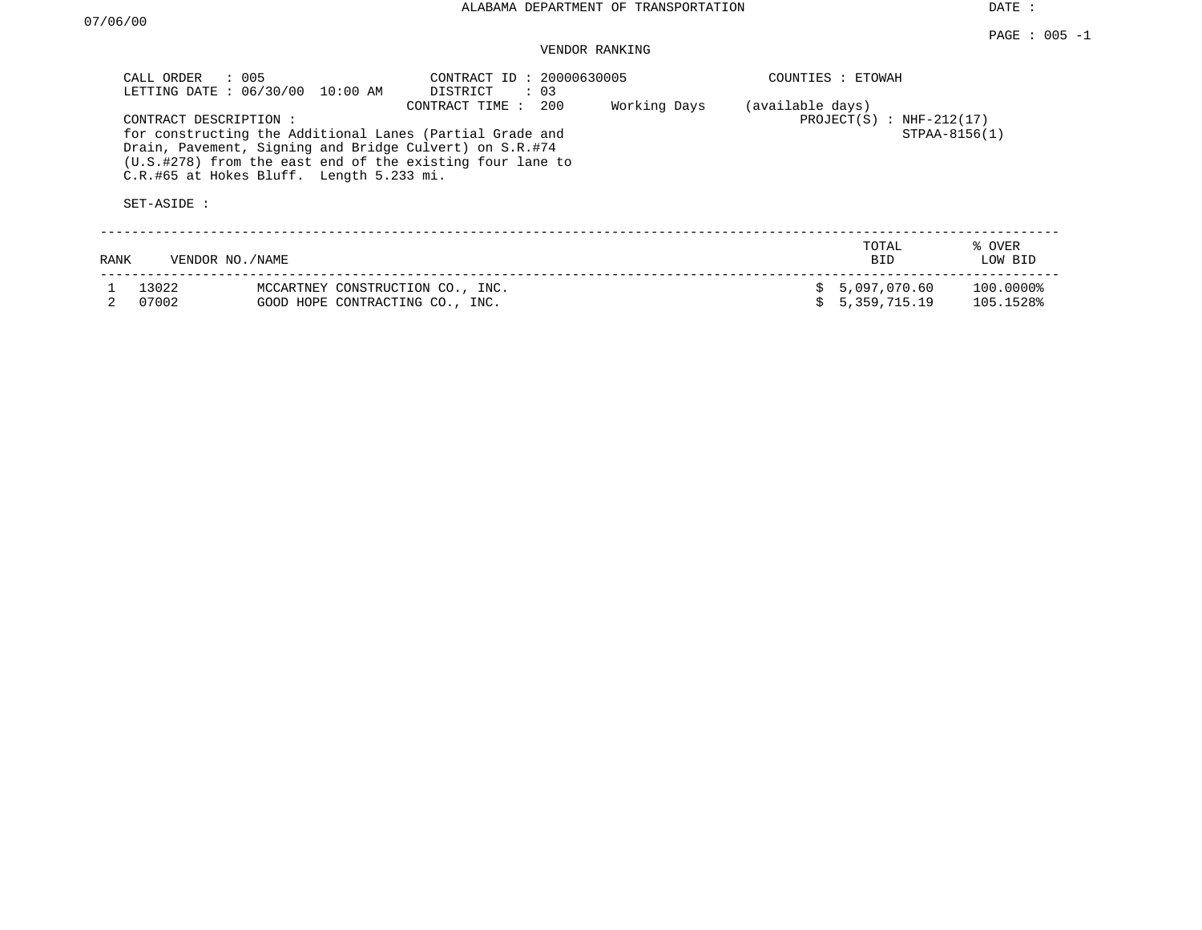ALABAMA DEPARTMENT OF TRANSPORTATION

DATE : 07/06/00

PAGE : 005 -1

VENDOR RANKING

CALL ORDER : 005
LETTING DATE : 06/30/00 10:00 AM

CONTRACT ID : 20000630005
DISTRICT : 03
CONTRACT TIME : 200 Working Days (available days)

COUNTIES : ETOWAH

PROJECT(S) : NHF-212(17)
STPAA-8156(1)

CONTRACT DESCRIPTION :
for constructing the Additional Lanes (Partial Grade and Drain, Pavement, Signing and Bridge Culvert) on S.R.#74 (U.S.#278) from the east end of the existing four lane to C.R.#65 at Hokes Bluff. Length 5.233 mi.

SET-ASIDE :

| RANK | VENDOR NO./NAME | | TOTAL BID | % OVER LOW BID |
|---|---|---|---|---|
| 1 | 13022 | MCCARTNEY CONSTRUCTION CO., INC. | $ 5,097,070.60 | 100.0000% |
| 2 | 07002 | GOOD HOPE CONTRACTING CO., INC. | $ 5,359,715.19 | 105.1528% |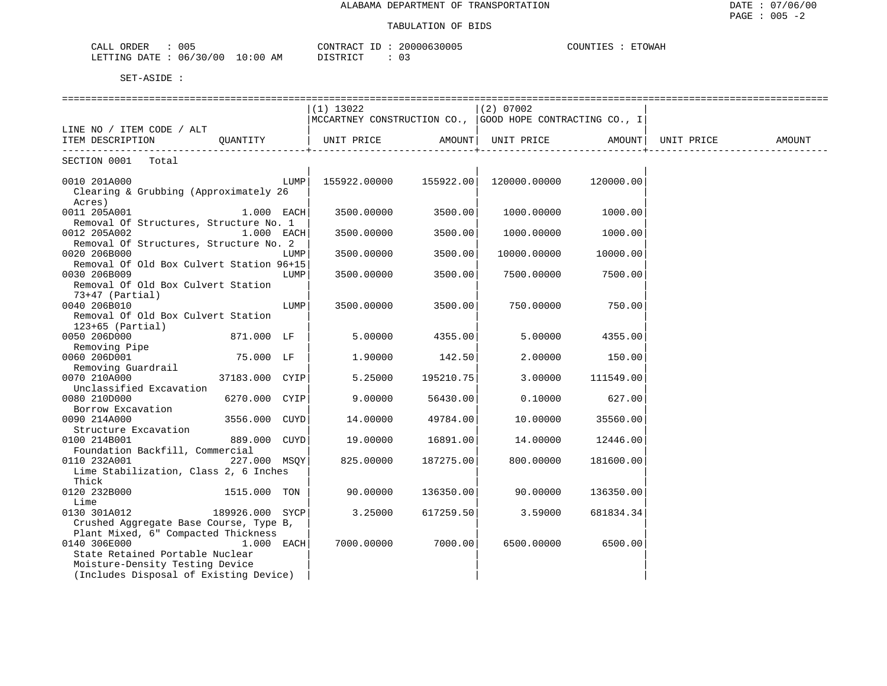ALABAMA DEPARTMENT OF TRANSPORTATION

TABULATION OF BIDS

CALL ORDER : 005 CONTRACT ID : 20000630005 COUNTIES : ETOWAH
LETTING DATE : 06/30/00 10:00 AM DISTRICT : 03

SET-ASIDE :

| LINE NO / ITEM CODE / ALT ITEM DESCRIPTION | QUANTITY | (1) 13022 MCCARTNEY CONSTRUCTION CO., UNIT PRICE | AMOUNT | (2) 07002 GOOD HOPE CONTRACTING CO., I UNIT PRICE | AMOUNT | UNIT PRICE | AMOUNT |
|---|---|---|---|---|---|---|---|
| SECTION 0001 Total | | | | | | | |
| 0010 201A000 Clearing & Grubbing (Approximately 26 Acres) | LUMP | 155922.00000 | 155922.00 | 120000.00000 | 120000.00 | | |
| 0011 205A001 Removal Of Structures, Structure No. 1 | 1.000 EACH | 3500.00000 | 3500.00 | 1000.00000 | 1000.00 | | |
| 0012 205A002 Removal Of Structures, Structure No. 2 | 1.000 EACH | 3500.00000 | 3500.00 | 1000.00000 | 1000.00 | | |
| 0020 206B000 Removal Of Old Box Culvert Station 96+15 | LUMP | 3500.00000 | 3500.00 | 10000.00000 | 10000.00 | | |
| 0030 206B009 Removal Of Old Box Culvert Station 73+47 (Partial) | LUMP | 3500.00000 | 3500.00 | 7500.00000 | 7500.00 | | |
| 0040 206B010 Removal Of Old Box Culvert Station 123+65 (Partial) | LUMP | 3500.00000 | 3500.00 | 750.00000 | 750.00 | | |
| 0050 206D000 Removing Pipe | 871.000 LF | 5.00000 | 4355.00 | 5.00000 | 4355.00 | | |
| 0060 206D001 Removing Guardrail | 75.000 LF | 1.90000 | 142.50 | 2.00000 | 150.00 | | |
| 0070 210A000 Unclassified Excavation | 37183.000 CYIP | 5.25000 | 195210.75 | 3.00000 | 111549.00 | | |
| 0080 210D000 Borrow Excavation | 6270.000 CYIP | 9.00000 | 56430.00 | 0.10000 | 627.00 | | |
| 0090 214A000 Structure Excavation | 3556.000 CUYD | 14.00000 | 49784.00 | 10.00000 | 35560.00 | | |
| 0100 214B001 Foundation Backfill, Commercial | 889.000 CUYD | 19.00000 | 16891.00 | 14.00000 | 12446.00 | | |
| 0110 232A001 Lime Stabilization, Class 2, 6 Inches Thick | 227.000 MSQY | 825.00000 | 187275.00 | 800.00000 | 181600.00 | | |
| 0120 232B000 Lime | 1515.000 TON | 90.00000 | 136350.00 | 90.00000 | 136350.00 | | |
| 0130 301A012 Crushed Aggregate Base Course, Type B, Plant Mixed, 6" Compacted Thickness | 189926.000 SYCP | 3.25000 | 617259.50 | 3.59000 | 681834.34 | | |
| 0140 306E000 State Retained Portable Nuclear Moisture-Density Testing Device (Includes Disposal of Existing Device) | 1.000 EACH | 7000.00000 | 7000.00 | 6500.00000 | 6500.00 | | |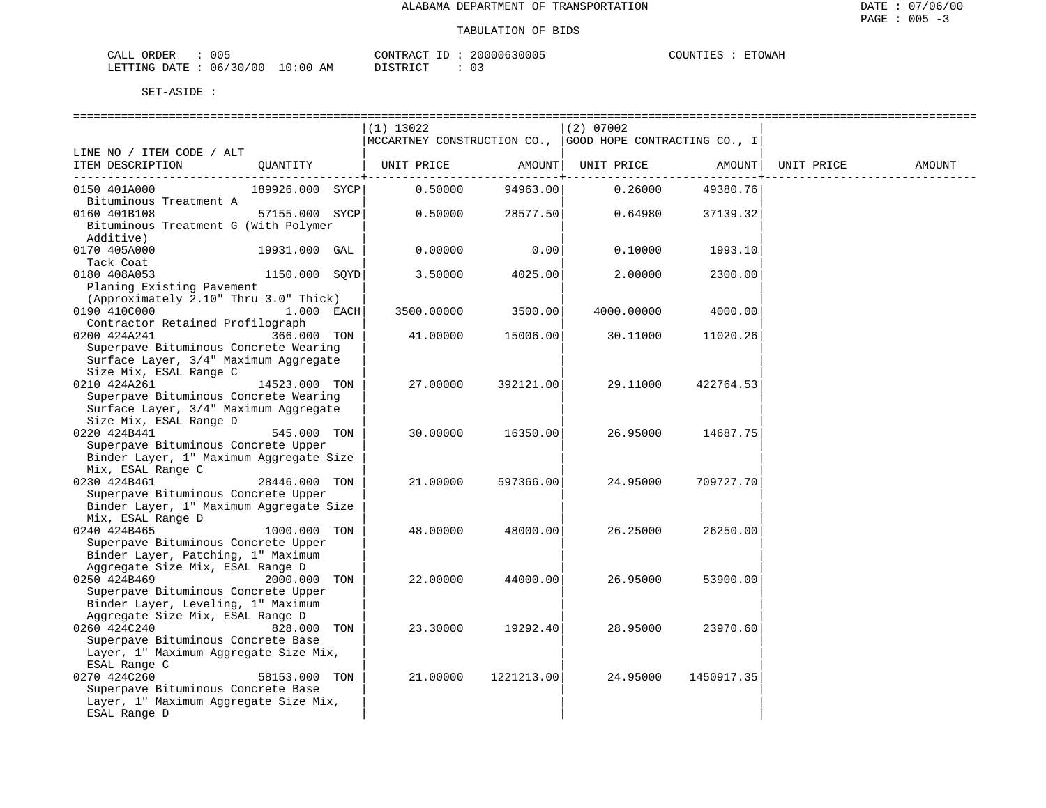ALABAMA DEPARTMENT OF TRANSPORTATION

TABULATION OF BIDS

CALL ORDER : 005 &nbsp;&nbsp;&nbsp; CONTRACT ID : 20000630005 &nbsp;&nbsp;&nbsp; COUNTIES : ETOWAH
LETTING DATE : 06/30/00 10:00 AM &nbsp;&nbsp;&nbsp; DISTRICT : 03

SET-ASIDE :

| LINE NO / ITEM CODE / ALT ITEM DESCRIPTION | QUANTITY | (1) 13022 MCCARTNEY CONSTRUCTION CO., UNIT PRICE | AMOUNT | (2) 07002 GOOD HOPE CONTRACTING CO., I UNIT PRICE | AMOUNT | UNIT PRICE | AMOUNT |
|---|---|---|---|---|---|---|---|
| 0150 401A000 Bituminous Treatment A | 189926.000 SYCP | 0.50000 | 94963.00 | 0.26000 | 49380.76 | | |
| 0160 401B108 Bituminous Treatment G (With Polymer Additive) | 57155.000 SYCP | 0.50000 | 28577.50 | 0.64980 | 37139.32 | | |
| 0170 405A000 Tack Coat | 19931.000 GAL | 0.00000 | 0.00 | 0.10000 | 1993.10 | | |
| 0180 408A053 Planing Existing Pavement (Approximately 2.10" Thru 3.0" Thick) | 1150.000 SQYD | 3.50000 | 4025.00 | 2.00000 | 2300.00 | | |
| 0190 410C000 Contractor Retained Profilograph | 1.000 EACH | 3500.00000 | 3500.00 | 4000.00000 | 4000.00 | | |
| 0200 424A241 Superpave Bituminous Concrete Wearing Surface Layer, 3/4" Maximum Aggregate Size Mix, ESAL Range C | 366.000 TON | 41.00000 | 15006.00 | 30.11000 | 11020.26 | | |
| 0210 424A261 Superpave Bituminous Concrete Wearing Surface Layer, 3/4" Maximum Aggregate Size Mix, ESAL Range D | 14523.000 TON | 27.00000 | 392121.00 | 29.11000 | 422764.53 | | |
| 0220 424B441 Superpave Bituminous Concrete Upper Binder Layer, 1" Maximum Aggregate Size Mix, ESAL Range C | 545.000 TON | 30.00000 | 16350.00 | 26.95000 | 14687.75 | | |
| 0230 424B461 Superpave Bituminous Concrete Upper Binder Layer, 1" Maximum Aggregate Size Mix, ESAL Range D | 28446.000 TON | 21.00000 | 597366.00 | 24.95000 | 709727.70 | | |
| 0240 424B465 Superpave Bituminous Concrete Upper Binder Layer, Patching, 1" Maximum Aggregate Size Mix, ESAL Range D | 1000.000 TON | 48.00000 | 48000.00 | 26.25000 | 26250.00 | | |
| 0250 424B469 Superpave Bituminous Concrete Upper Binder Layer, Leveling, 1" Maximum Aggregate Size Mix, ESAL Range D | 2000.000 TON | 22.00000 | 44000.00 | 26.95000 | 53900.00 | | |
| 0260 424C240 Superpave Bituminous Concrete Base Layer, 1" Maximum Aggregate Size Mix, ESAL Range C | 828.000 TON | 23.30000 | 19292.40 | 28.95000 | 23970.60 | | |
| 0270 424C260 Superpave Bituminous Concrete Base Layer, 1" Maximum Aggregate Size Mix, ESAL Range D | 58153.000 TON | 21.00000 | 1221213.00 | 24.95000 | 1450917.35 | | |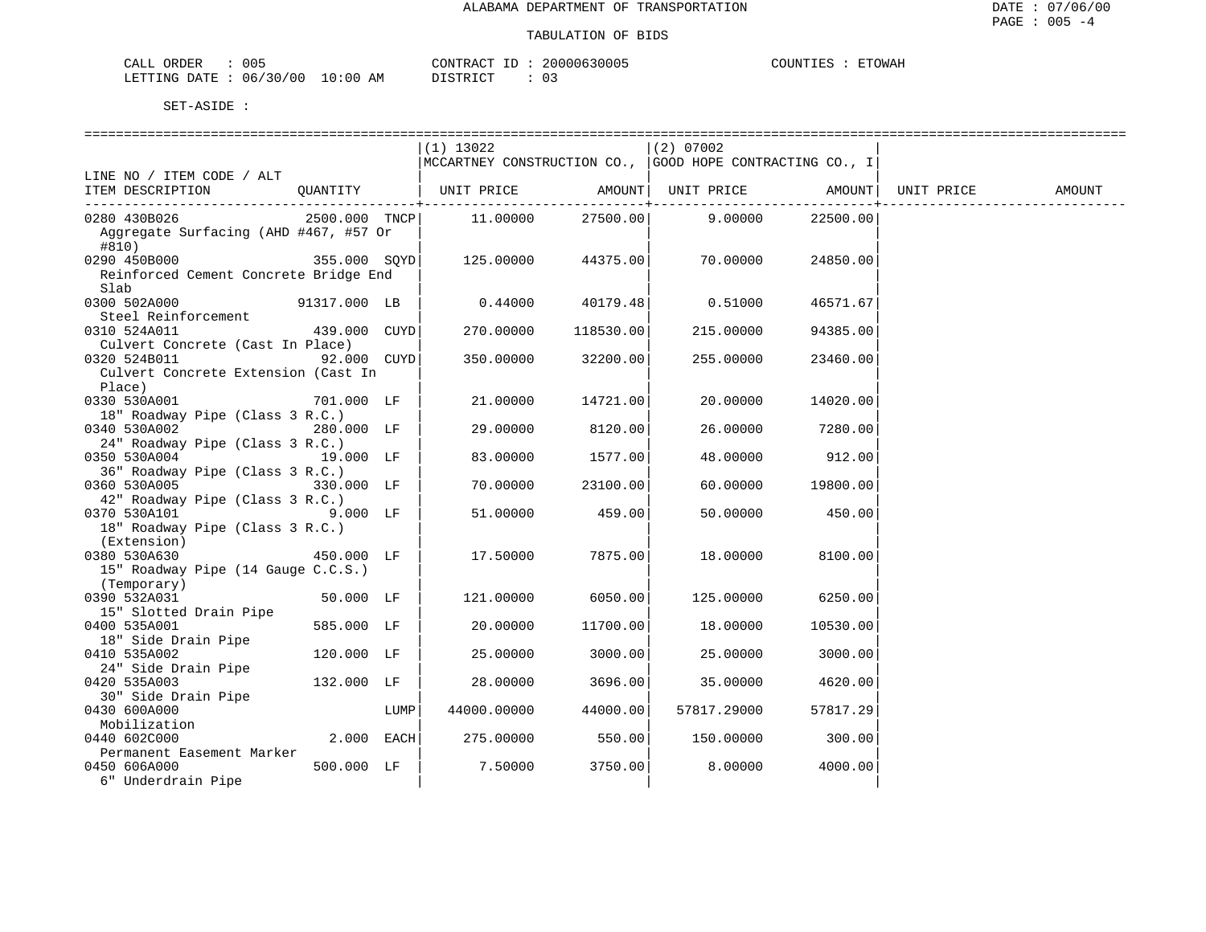ALABAMA DEPARTMENT OF TRANSPORTATION

TABULATION OF BIDS

CALL ORDER : 005 CONTRACT ID : 20000630005 COUNTIES : ETOWAH
LETTING DATE : 06/30/00 10:00 AM DISTRICT : 03

SET-ASIDE :

| LINE NO / ITEM CODE / ALT ITEM DESCRIPTION | QUANTITY | | (1) 13022 MCCARTNEY CONSTRUCTION CO., UNIT PRICE | AMOUNT | (2) 07002 GOOD HOPE CONTRACTING CO., I UNIT PRICE | AMOUNT | UNIT PRICE | AMOUNT |
|---|---|---|---|---|---|---|---|---|
| 0280 430B026 Aggregate Surfacing (AHD #467, #57 Or #810) | 2500.000 | TNCP | 11.00000 | 27500.00 | 9.00000 | 22500.00 | | |
| 0290 450B000 Reinforced Cement Concrete Bridge End Slab | 355.000 | SQYD | 125.00000 | 44375.00 | 70.00000 | 24850.00 | | |
| 0300 502A000 Steel Reinforcement | 91317.000 | LB | 0.44000 | 40179.48 | 0.51000 | 46571.67 | | |
| 0310 524A011 Culvert Concrete (Cast In Place) | 439.000 | CUYD | 270.00000 | 118530.00 | 215.00000 | 94385.00 | | |
| 0320 524B011 Culvert Concrete Extension (Cast In Place) | 92.000 | CUYD | 350.00000 | 32200.00 | 255.00000 | 23460.00 | | |
| 0330 530A001 18" Roadway Pipe (Class 3 R.C.) | 701.000 | LF | 21.00000 | 14721.00 | 20.00000 | 14020.00 | | |
| 0340 530A002 24" Roadway Pipe (Class 3 R.C.) | 280.000 | LF | 29.00000 | 8120.00 | 26.00000 | 7280.00 | | |
| 0350 530A004 36" Roadway Pipe (Class 3 R.C.) | 19.000 | LF | 83.00000 | 1577.00 | 48.00000 | 912.00 | | |
| 0360 530A005 42" Roadway Pipe (Class 3 R.C.) | 330.000 | LF | 70.00000 | 23100.00 | 60.00000 | 19800.00 | | |
| 0370 530A101 18" Roadway Pipe (Class 3 R.C.) (Extension) | 9.000 | LF | 51.00000 | 459.00 | 50.00000 | 450.00 | | |
| 0380 530A630 15" Roadway Pipe (14 Gauge C.C.S.) (Temporary) | 450.000 | LF | 17.50000 | 7875.00 | 18.00000 | 8100.00 | | |
| 0390 532A031 15" Slotted Drain Pipe | 50.000 | LF | 121.00000 | 6050.00 | 125.00000 | 6250.00 | | |
| 0400 535A001 18" Side Drain Pipe | 585.000 | LF | 20.00000 | 11700.00 | 18.00000 | 10530.00 | | |
| 0410 535A002 24" Side Drain Pipe | 120.000 | LF | 25.00000 | 3000.00 | 25.00000 | 3000.00 | | |
| 0420 535A003 30" Side Drain Pipe | 132.000 | LF | 28.00000 | 3696.00 | 35.00000 | 4620.00 | | |
| 0430 600A000 Mobilization | | LUMP | 44000.00000 | 44000.00 | 57817.29000 | 57817.29 | | |
| 0440 602C000 Permanent Easement Marker | 2.000 | EACH | 275.00000 | 550.00 | 150.00000 | 300.00 | | |
| 0450 606A000 6" Underdrain Pipe | 500.000 | LF | 7.50000 | 3750.00 | 8.00000 | 4000.00 | | |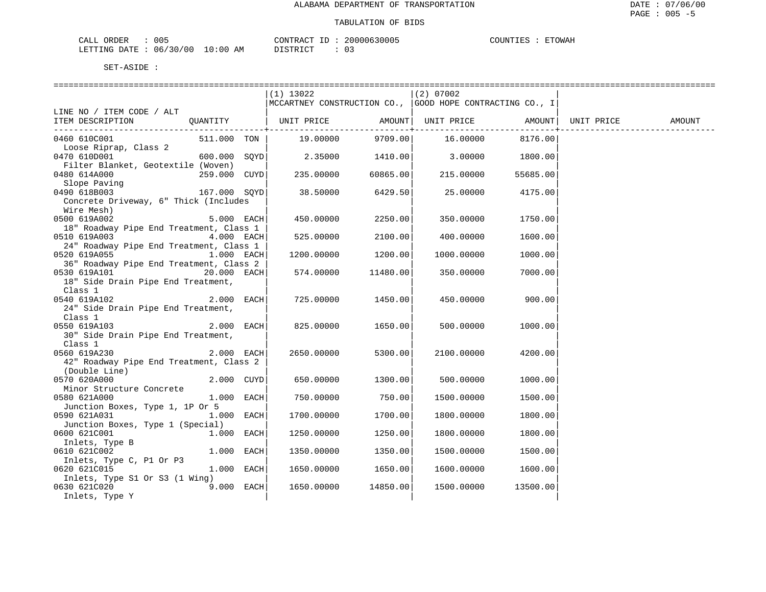ALABAMA DEPARTMENT OF TRANSPORTATION

TABULATION OF BIDS

CALL ORDER : 005 CONTRACT ID : 20000630005 COUNTIES : ETOWAH
LETTING DATE : 06/30/00 10:00 AM DISTRICT : 03

SET-ASIDE :

| LINE NO / ITEM CODE / ALT ITEM DESCRIPTION | QUANTITY | (1) 13022 MCCARTNEY CONSTRUCTION CO., UNIT PRICE | AMOUNT | (2) 07002 GOOD HOPE CONTRACTING CO., I UNIT PRICE | AMOUNT | UNIT PRICE | AMOUNT |
|---|---|---|---|---|---|---|---|
| 0460 610C001 Loose Riprap, Class 2 | 511.000 TON | 19.00000 | 9709.00 | 16.00000 | 8176.00 | | |
| 0470 610D001 Filter Blanket, Geotextile (Woven) | 600.000 SQYD | 2.35000 | 1410.00 | 3.00000 | 1800.00 | | |
| 0480 614A000 Slope Paving | 259.000 CUYD | 235.00000 | 60865.00 | 215.00000 | 55685.00 | | |
| 0490 618B003 Concrete Driveway, 6" Thick (Includes Wire Mesh) | 167.000 SQYD | 38.50000 | 6429.50 | 25.00000 | 4175.00 | | |
| 0500 619A002 18" Roadway Pipe End Treatment, Class 1 | 5.000 EACH | 450.00000 | 2250.00 | 350.00000 | 1750.00 | | |
| 0510 619A003 24" Roadway Pipe End Treatment, Class 1 | 4.000 EACH | 525.00000 | 2100.00 | 400.00000 | 1600.00 | | |
| 0520 619A055 36" Roadway Pipe End Treatment, Class 2 | 1.000 EACH | 1200.00000 | 1200.00 | 1000.00000 | 1000.00 | | |
| 0530 619A101 18" Side Drain Pipe End Treatment, Class 1 | 20.000 EACH | 574.00000 | 11480.00 | 350.00000 | 7000.00 | | |
| 0540 619A102 24" Side Drain Pipe End Treatment, Class 1 | 2.000 EACH | 725.00000 | 1450.00 | 450.00000 | 900.00 | | |
| 0550 619A103 30" Side Drain Pipe End Treatment, Class 1 | 2.000 EACH | 825.00000 | 1650.00 | 500.00000 | 1000.00 | | |
| 0560 619A230 42" Roadway Pipe End Treatment, Class 2 (Double Line) | 2.000 EACH | 2650.00000 | 5300.00 | 2100.00000 | 4200.00 | | |
| 0570 620A000 Minor Structure Concrete | 2.000 CUYD | 650.00000 | 1300.00 | 500.00000 | 1000.00 | | |
| 0580 621A000 Junction Boxes, Type 1, 1P Or 5 | 1.000 EACH | 750.00000 | 750.00 | 1500.00000 | 1500.00 | | |
| 0590 621A031 Junction Boxes, Type 1 (Special) | 1.000 EACH | 1700.00000 | 1700.00 | 1800.00000 | 1800.00 | | |
| 0600 621C001 Inlets, Type B | 1.000 EACH | 1250.00000 | 1250.00 | 1800.00000 | 1800.00 | | |
| 0610 621C002 Inlets, Type C, P1 Or P3 | 1.000 EACH | 1350.00000 | 1350.00 | 1500.00000 | 1500.00 | | |
| 0620 621C015 Inlets, Type S1 Or S3 (1 Wing) | 1.000 EACH | 1650.00000 | 1650.00 | 1600.00000 | 1600.00 | | |
| 0630 621C020 Inlets, Type Y | 9.000 EACH | 1650.00000 | 14850.00 | 1500.00000 | 13500.00 | | |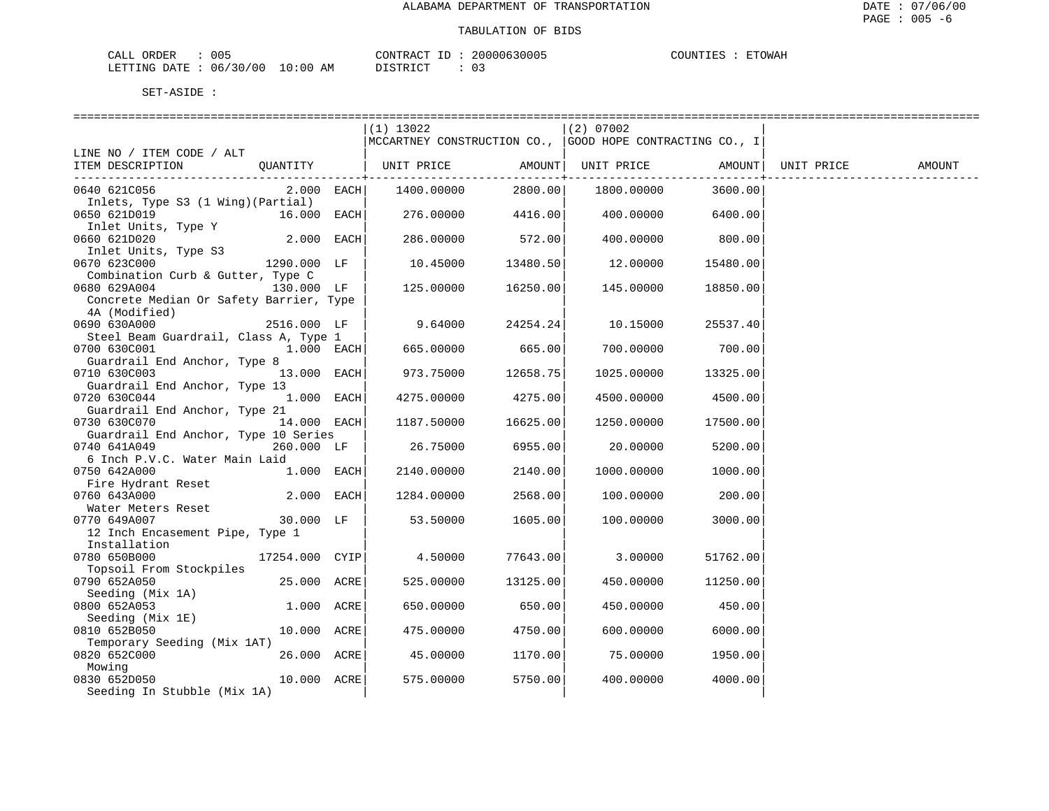ALABAMA DEPARTMENT OF TRANSPORTATION

TABULATION OF BIDS

CALL ORDER : 005 CONTRACT ID : 20000630005 COUNTIES : ETOWAH
LETTING DATE : 06/30/00 10:00 AM DISTRICT : 03

SET-ASIDE :

| LINE NO / ITEM CODE / ALT<br>ITEM DESCRIPTION | QUANTITY | (1) 13022<br>MCCARTNEY CONSTRUCTION CO.,<br>UNIT PRICE | AMOUNT | (2) 07002<br>GOOD HOPE CONTRACTING CO., I<br>UNIT PRICE | AMOUNT | UNIT PRICE | AMOUNT |
|---|---|---|---|---|---|---|---|
| 0640 621C056<br>Inlets, Type S3 (1 Wing)(Partial) | 2.000 EACH | 1400.00000 | 2800.00 | 1800.00000 | 3600.00 | | |
| 0650 621D019<br>Inlet Units, Type Y | 16.000 EACH | 276.00000 | 4416.00 | 400.00000 | 6400.00 | | |
| 0660 621D020<br>Inlet Units, Type S3 | 2.000 EACH | 286.00000 | 572.00 | 400.00000 | 800.00 | | |
| 0670 623C000<br>Combination Curb & Gutter, Type C | 1290.000 LF | 10.45000 | 13480.50 | 12.00000 | 15480.00 | | |
| 0680 629A004<br>Concrete Median Or Safety Barrier, Type 4A (Modified) | 130.000 LF | 125.00000 | 16250.00 | 145.00000 | 18850.00 | | |
| 0690 630A000<br>Steel Beam Guardrail, Class A, Type 1 | 2516.000 LF | 9.64000 | 24254.24 | 10.15000 | 25537.40 | | |
| 0700 630C001<br>Guardrail End Anchor, Type 8 | 1.000 EACH | 665.00000 | 665.00 | 700.00000 | 700.00 | | |
| 0710 630C003<br>Guardrail End Anchor, Type 13 | 13.000 EACH | 973.75000 | 12658.75 | 1025.00000 | 13325.00 | | |
| 0720 630C044<br>Guardrail End Anchor, Type 21 | 1.000 EACH | 4275.00000 | 4275.00 | 4500.00000 | 4500.00 | | |
| 0730 630C070<br>Guardrail End Anchor, Type 10 Series | 14.000 EACH | 1187.50000 | 16625.00 | 1250.00000 | 17500.00 | | |
| 0740 641A049<br>6 Inch P.V.C. Water Main Laid | 260.000 LF | 26.75000 | 6955.00 | 20.00000 | 5200.00 | | |
| 0750 642A000<br>Fire Hydrant Reset | 1.000 EACH | 2140.00000 | 2140.00 | 1000.00000 | 1000.00 | | |
| 0760 643A000<br>Water Meters Reset | 2.000 EACH | 1284.00000 | 2568.00 | 100.00000 | 200.00 | | |
| 0770 649A007<br>12 Inch Encasement Pipe, Type 1 Installation | 30.000 LF | 53.50000 | 1605.00 | 100.00000 | 3000.00 | | |
| 0780 650B000<br>Topsoil From Stockpiles | 17254.000 CYIP | 4.50000 | 77643.00 | 3.00000 | 51762.00 | | |
| 0790 652A050<br>Seeding (Mix 1A) | 25.000 ACRE | 525.00000 | 13125.00 | 450.00000 | 11250.00 | | |
| 0800 652A053<br>Seeding (Mix 1E) | 1.000 ACRE | 650.00000 | 650.00 | 450.00000 | 450.00 | | |
| 0810 652B050<br>Temporary Seeding (Mix 1AT) | 10.000 ACRE | 475.00000 | 4750.00 | 600.00000 | 6000.00 | | |
| 0820 652C000<br>Mowing | 26.000 ACRE | 45.00000 | 1170.00 | 75.00000 | 1950.00 | | |
| 0830 652D050<br>Seeding In Stubble (Mix 1A) | 10.000 ACRE | 575.00000 | 5750.00 | 400.00000 | 4000.00 | | |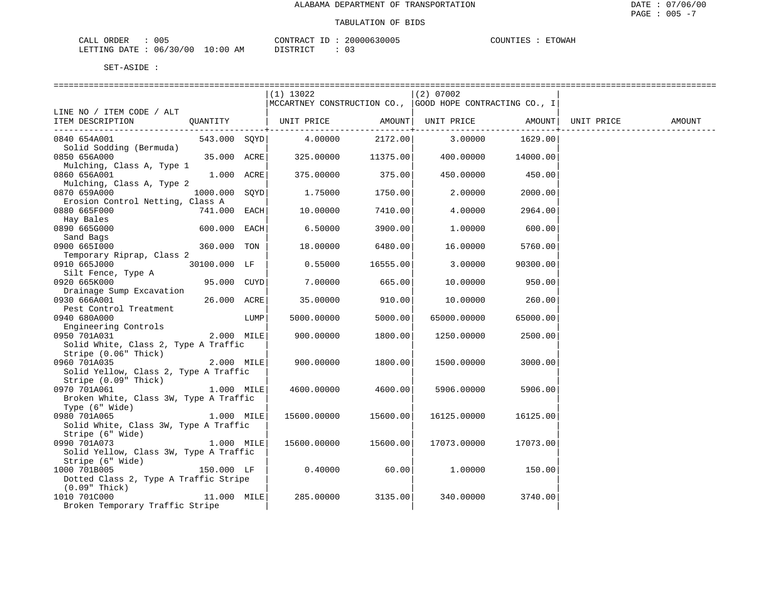ALABAMA DEPARTMENT OF TRANSPORTATION

TABULATION OF BIDS

CALL ORDER : 005 CONTRACT ID : 20000630005 COUNTIES : ETOWAH
LETTING DATE : 06/30/00 10:00 AM DISTRICT : 03

SET-ASIDE :

| LINE NO / ITEM CODE / ALT ITEM DESCRIPTION | QUANTITY | | (1) 13022 MCCARTNEY CONSTRUCTION CO., UNIT PRICE | AMOUNT | (2) 07002 GOOD HOPE CONTRACTING CO., I UNIT PRICE | AMOUNT | UNIT PRICE | AMOUNT |
|---|---|---|---|---|---|---|---|---|
| 0840 654A001 Solid Sodding (Bermuda) | 543.000 | SQYD | 4.00000 | 2172.00 | 3.00000 | 1629.00 | | |
| 0850 656A000 Mulching, Class A, Type 1 | 35.000 | ACRE | 325.00000 | 11375.00 | 400.00000 | 14000.00 | | |
| 0860 656A001 Mulching, Class A, Type 2 | 1.000 | ACRE | 375.00000 | 375.00 | 450.00000 | 450.00 | | |
| 0870 659A000 Erosion Control Netting, Class A | 1000.000 | SQYD | 1.75000 | 1750.00 | 2.00000 | 2000.00 | | |
| 0880 665F000 Hay Bales | 741.000 | EACH | 10.00000 | 7410.00 | 4.00000 | 2964.00 | | |
| 0890 665G000 Sand Bags | 600.000 | EACH | 6.50000 | 3900.00 | 1.00000 | 600.00 | | |
| 0900 665I000 Temporary Riprap, Class 2 | 360.000 | TON | 18.00000 | 6480.00 | 16.00000 | 5760.00 | | |
| 0910 665J000 Silt Fence, Type A | 30100.000 | LF | 0.55000 | 16555.00 | 3.00000 | 90300.00 | | |
| 0920 665K000 Drainage Sump Excavation | 95.000 | CUYD | 7.00000 | 665.00 | 10.00000 | 950.00 | | |
| 0930 666A001 Pest Control Treatment | 26.000 | ACRE | 35.00000 | 910.00 | 10.00000 | 260.00 | | |
| 0940 680A000 Engineering Controls | | LUMP | 5000.00000 | 5000.00 | 65000.00000 | 65000.00 | | |
| 0950 701A031 Solid White, Class 2, Type A Traffic Stripe (0.06" Thick) | 2.000 | MILE | 900.00000 | 1800.00 | 1250.00000 | 2500.00 | | |
| 0960 701A035 Solid Yellow, Class 2, Type A Traffic Stripe (0.09" Thick) | 2.000 | MILE | 900.00000 | 1800.00 | 1500.00000 | 3000.00 | | |
| 0970 701A061 Broken White, Class 3W, Type A Traffic Type (6" Wide) | 1.000 | MILE | 4600.00000 | 4600.00 | 5906.00000 | 5906.00 | | |
| 0980 701A065 Solid White, Class 3W, Type A Traffic Stripe (6" Wide) | 1.000 | MILE | 15600.00000 | 15600.00 | 16125.00000 | 16125.00 | | |
| 0990 701A073 Solid Yellow, Class 3W, Type A Traffic Stripe (6" Wide) | 1.000 | MILE | 15600.00000 | 15600.00 | 17073.00000 | 17073.00 | | |
| 1000 701B005 Dotted Class 2, Type A Traffic Stripe (0.09" Thick) | 150.000 | LF | 0.40000 | 60.00 | 1.00000 | 150.00 | | |
| 1010 701C000 Broken Temporary Traffic Stripe | 11.000 | MILE | 285.00000 | 3135.00 | 340.00000 | 3740.00 | | |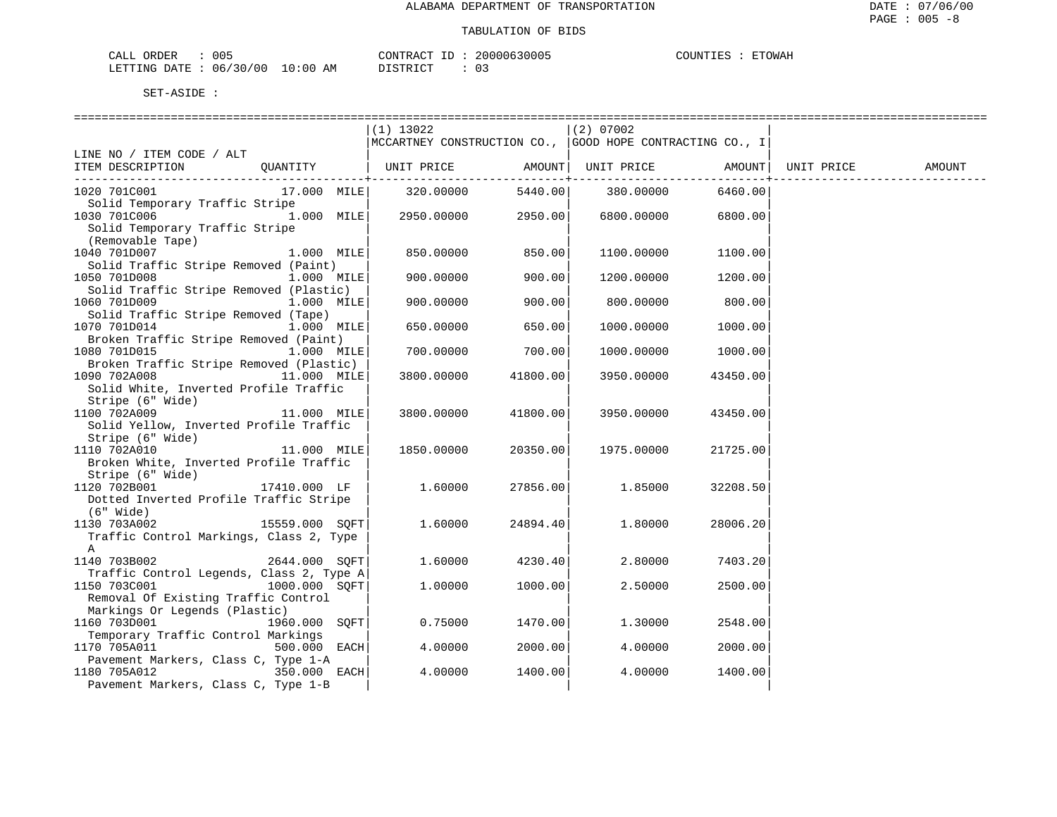ALABAMA DEPARTMENT OF TRANSPORTATION

TABULATION OF BIDS

CALL ORDER : 005 CONTRACT ID : 20000630005 COUNTIES : ETOWAH
LETTING DATE : 06/30/00 10:00 AM DISTRICT : 03

SET-ASIDE :

| LINE NO / ITEM CODE / ALT ITEM DESCRIPTION | QUANTITY | (1) 13022 MCCARTNEY CONSTRUCTION CO., UNIT PRICE | AMOUNT | (2) 07002 GOOD HOPE CONTRACTING CO., I UNIT PRICE | AMOUNT | UNIT PRICE | AMOUNT |
|---|---|---|---|---|---|---|---|
| 1020 701C001 Solid Temporary Traffic Stripe | 17.000 MILE | 320.00000 | 5440.00 | 380.00000 | 6460.00 | | |
| 1030 701C006 Solid Temporary Traffic Stripe (Removable Tape) | 1.000 MILE | 2950.00000 | 2950.00 | 6800.00000 | 6800.00 | | |
| 1040 701D007 Solid Traffic Stripe Removed (Paint) | 1.000 MILE | 850.00000 | 850.00 | 1100.00000 | 1100.00 | | |
| 1050 701D008 Solid Traffic Stripe Removed (Plastic) | 1.000 MILE | 900.00000 | 900.00 | 1200.00000 | 1200.00 | | |
| 1060 701D009 Solid Traffic Stripe Removed (Tape) | 1.000 MILE | 900.00000 | 900.00 | 800.00000 | 800.00 | | |
| 1070 701D014 Broken Traffic Stripe Removed (Paint) | 1.000 MILE | 650.00000 | 650.00 | 1000.00000 | 1000.00 | | |
| 1080 701D015 Broken Traffic Stripe Removed (Plastic) | 1.000 MILE | 700.00000 | 700.00 | 1000.00000 | 1000.00 | | |
| 1090 702A008 Solid White, Inverted Profile Traffic Stripe (6" Wide) | 11.000 MILE | 3800.00000 | 41800.00 | 3950.00000 | 43450.00 | | |
| 1100 702A009 Solid Yellow, Inverted Profile Traffic Stripe (6" Wide) | 11.000 MILE | 3800.00000 | 41800.00 | 3950.00000 | 43450.00 | | |
| 1110 702A010 Broken White, Inverted Profile Traffic Stripe (6" Wide) | 11.000 MILE | 1850.00000 | 20350.00 | 1975.00000 | 21725.00 | | |
| 1120 702B001 Dotted Inverted Profile Traffic Stripe (6" Wide) | 17410.000 LF | 1.60000 | 27856.00 | 1.85000 | 32208.50 | | |
| 1130 703A002 Traffic Control Markings, Class 2, Type A | 15559.000 SQFT | 1.60000 | 24894.40 | 1.80000 | 28006.20 | | |
| 1140 703B002 Traffic Control Legends, Class 2, Type A | 2644.000 SQFT | 1.60000 | 4230.40 | 2.80000 | 7403.20 | | |
| 1150 703C001 Removal Of Existing Traffic Control Markings Or Legends (Plastic) | 1000.000 SQFT | 1.00000 | 1000.00 | 2.50000 | 2500.00 | | |
| 1160 703D001 Temporary Traffic Control Markings | 1960.000 SQFT | 0.75000 | 1470.00 | 1.30000 | 2548.00 | | |
| 1170 705A011 Pavement Markers, Class C, Type 1-A | 500.000 EACH | 4.00000 | 2000.00 | 4.00000 | 2000.00 | | |
| 1180 705A012 Pavement Markers, Class C, Type 1-B | 350.000 EACH | 4.00000 | 1400.00 | 4.00000 | 1400.00 | | |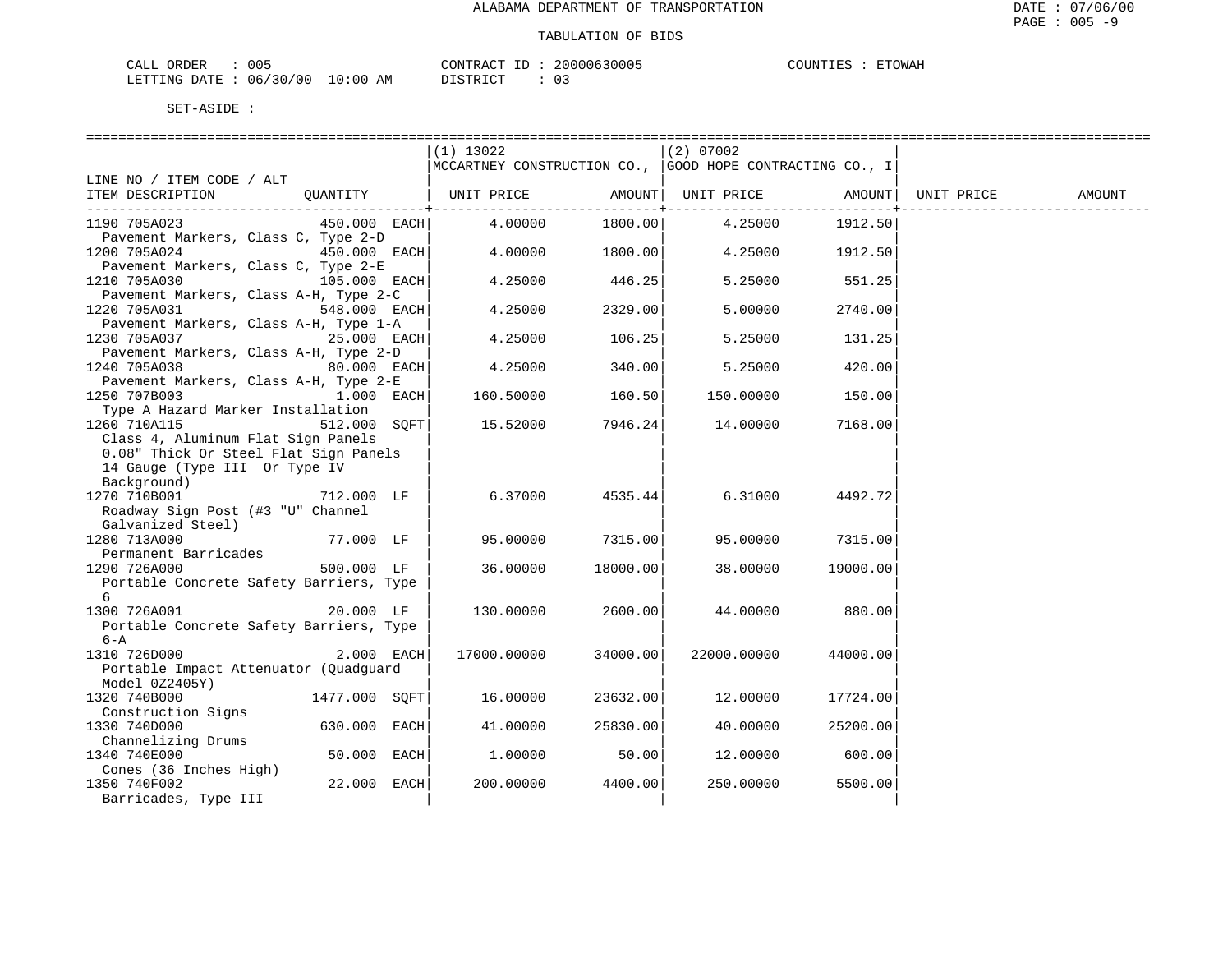ALABAMA DEPARTMENT OF TRANSPORTATION

TABULATION OF BIDS

CALL ORDER : 005 CONTRACT ID : 20000630005 COUNTIES : ETOWAH
LETTING DATE : 06/30/00 10:00 AM DISTRICT : 03

SET-ASIDE :

| LINE NO / ITEM CODE / ALT ITEM DESCRIPTION | QUANTITY | (1) 13022 MCCARTNEY CONSTRUCTION CO., UNIT PRICE | AMOUNT | (2) 07002 GOOD HOPE CONTRACTING CO., I UNIT PRICE | AMOUNT | UNIT PRICE | AMOUNT |
|---|---|---|---|---|---|---|---|
| 1190 705A023 Pavement Markers, Class C, Type 2-D | 450.000 EACH | 4.00000 | 1800.00 | 4.25000 | 1912.50 | | |
| 1200 705A024 Pavement Markers, Class C, Type 2-E | 450.000 EACH | 4.00000 | 1800.00 | 4.25000 | 1912.50 | | |
| 1210 705A030 Pavement Markers, Class A-H, Type 2-C | 105.000 EACH | 4.25000 | 446.25 | 5.25000 | 551.25 | | |
| 1220 705A031 Pavement Markers, Class A-H, Type 1-A | 548.000 EACH | 4.25000 | 2329.00 | 5.00000 | 2740.00 | | |
| 1230 705A037 Pavement Markers, Class A-H, Type 2-D | 25.000 EACH | 4.25000 | 106.25 | 5.25000 | 131.25 | | |
| 1240 705A038 Pavement Markers, Class A-H, Type 2-E | 80.000 EACH | 4.25000 | 340.00 | 5.25000 | 420.00 | | |
| 1250 707B003 Type A Hazard Marker Installation | 1.000 EACH | 160.50000 | 160.50 | 150.00000 | 150.00 | | |
| 1260 710A115 Class 4, Aluminum Flat Sign Panels 0.08" Thick Or Steel Flat Sign Panels 14 Gauge (Type III Or Type IV Background) | 512.000 SQFT | 15.52000 | 7946.24 | 14.00000 | 7168.00 | | |
| 1270 710B001 Roadway Sign Post (#3 "U" Channel Galvanized Steel) | 712.000 LF | 6.37000 | 4535.44 | 6.31000 | 4492.72 | | |
| 1280 713A000 Permanent Barricades | 77.000 LF | 95.00000 | 7315.00 | 95.00000 | 7315.00 | | |
| 1290 726A000 Portable Concrete Safety Barriers, Type 6 | 500.000 LF | 36.00000 | 18000.00 | 38.00000 | 19000.00 | | |
| 1300 726A001 Portable Concrete Safety Barriers, Type 6-A | 20.000 LF | 130.00000 | 2600.00 | 44.00000 | 880.00 | | |
| 1310 726D000 Portable Impact Attenuator (Quadguard Model 0Z2405Y) | 2.000 EACH | 17000.00000 | 34000.00 | 22000.00000 | 44000.00 | | |
| 1320 740B000 Construction Signs | 1477.000 SQFT | 16.00000 | 23632.00 | 12.00000 | 17724.00 | | |
| 1330 740D000 Channelizing Drums | 630.000 EACH | 41.00000 | 25830.00 | 40.00000 | 25200.00 | | |
| 1340 740E000 Cones (36 Inches High) | 50.000 EACH | 1.00000 | 50.00 | 12.00000 | 600.00 | | |
| 1350 740F002 Barricades, Type III | 22.000 EACH | 200.00000 | 4400.00 | 250.00000 | 5500.00 | | |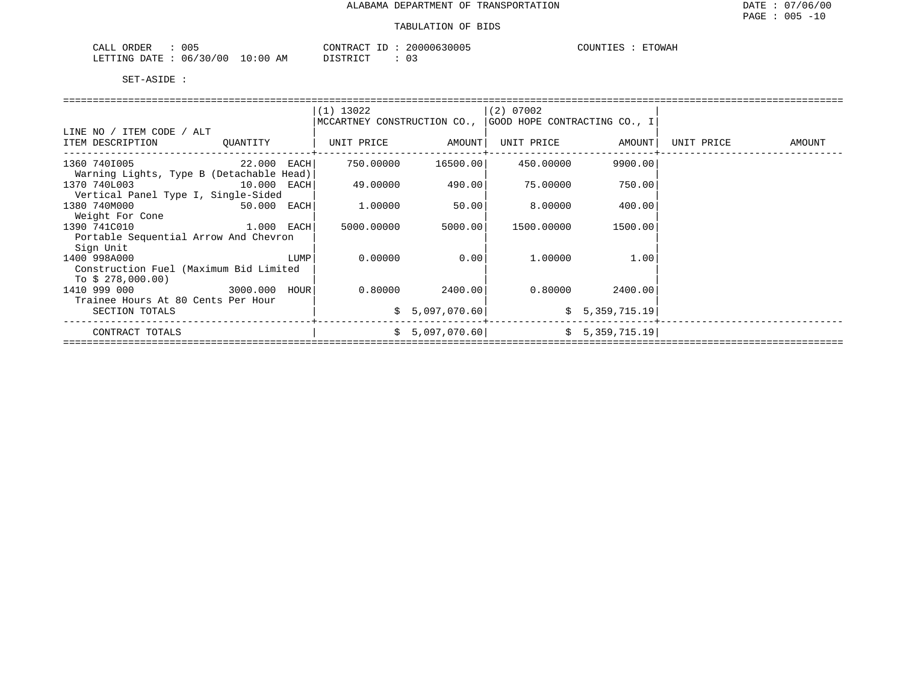ALABAMA DEPARTMENT OF TRANSPORTATION

TABULATION OF BIDS

CALL ORDER : 005    CONTRACT ID : 20000630005    COUNTIES : ETOWAH
LETTING DATE : 06/30/00 10:00 AM    DISTRICT : 03

SET-ASIDE :

| LINE NO / ITEM CODE / ALT ITEM DESCRIPTION | QUANTITY | (1) 13022 MCCARTNEY CONSTRUCTION CO., UNIT PRICE | AMOUNT | (2) 07002 GOOD HOPE CONTRACTING CO., I UNIT PRICE | AMOUNT | UNIT PRICE | AMOUNT |
|---|---|---|---|---|---|---|---|
| 1360 740I005 Warning Lights, Type B (Detachable Head) | 22.000 EACH | 750.00000 | 16500.00 | 450.00000 | 9900.00 | | |
| 1370 740L003 Vertical Panel Type I, Single-Sided | 10.000 EACH | 49.00000 | 490.00 | 75.00000 | 750.00 | | |
| 1380 740M000 Weight For Cone | 50.000 EACH | 1.00000 | 50.00 | 8.00000 | 400.00 | | |
| 1390 741C010 Portable Sequential Arrow And Chevron Sign Unit | 1.000 EACH | 5000.00000 | 5000.00 | 1500.00000 | 1500.00 | | |
| 1400 998A000 Construction Fuel (Maximum Bid Limited To $ 278,000.00) | LUMP | 0.00000 | 0.00 | 1.00000 | 1.00 | | |
| 1410 999 000 Trainee Hours At 80 Cents Per Hour | 3000.000 HOUR | 0.80000 | 2400.00 | 0.80000 | 2400.00 | | |
| SECTION TOTALS | | | $ 5,097,070.60 | | $ 5,359,715.19 | | |
| CONTRACT TOTALS | | | $ 5,097,070.60 | | $ 5,359,715.19 | | |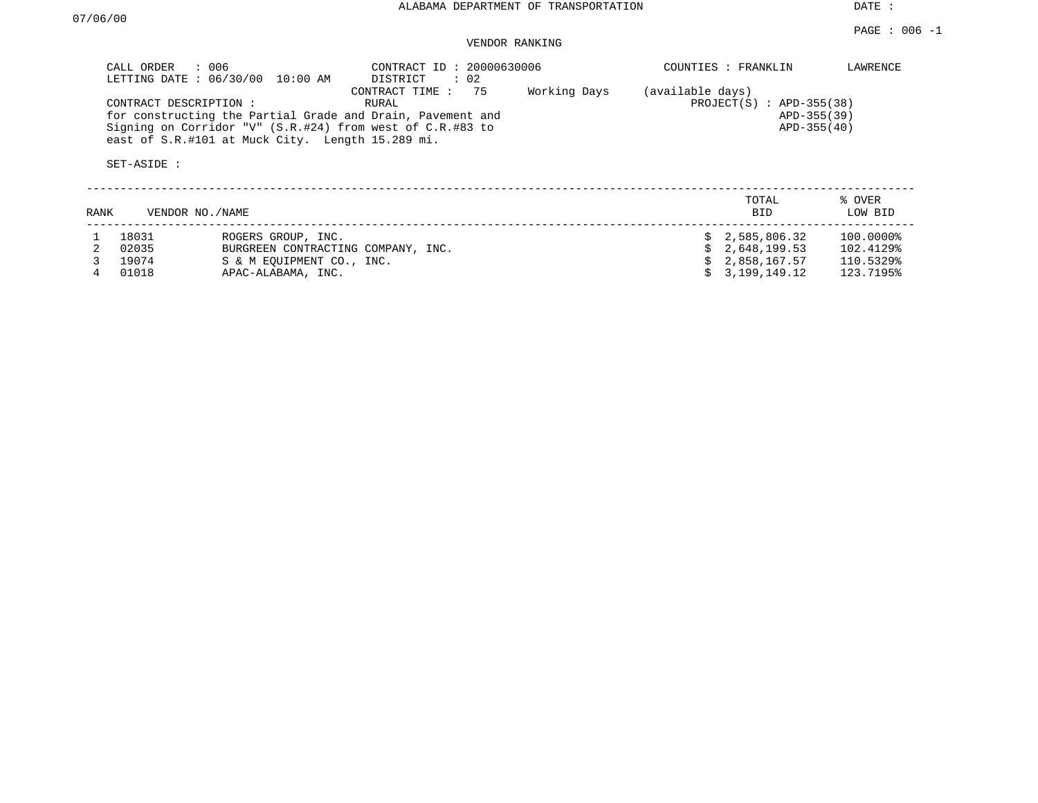ALABAMA DEPARTMENT OF TRANSPORTATION

DATE : 07/06/00

PAGE : 006 -1

VENDOR RANKING

CALL ORDER : 006
LETTING DATE : 06/30/00 10:00 AM

CONTRACT ID : 20000630006
DISTRICT : 02
CONTRACT TIME : 75 Working Days (available days)
RURAL

COUNTIES : FRANKLIN LAWRENCE

PROJECT(S) : APD-355(38)
APD-355(39)
APD-355(40)

CONTRACT DESCRIPTION :
for constructing the Partial Grade and Drain, Pavement and Signing on Corridor "V" (S.R.#24) from west of C.R.#83 to east of S.R.#101 at Muck City. Length 15.289 mi.

SET-ASIDE :

| RANK | VENDOR NO. | NAME | TOTAL BID | % OVER LOW BID |
|---|---|---|---|---|
| 1 | 18031 | ROGERS GROUP, INC. | $ 2,585,806.32 | 100.0000% |
| 2 | 02035 | BURGREEN CONTRACTING COMPANY, INC. | $ 2,648,199.53 | 102.4129% |
| 3 | 19074 | S & M EQUIPMENT CO., INC. | $ 2,858,167.57 | 110.5329% |
| 4 | 01018 | APAC-ALABAMA, INC. | $ 3,199,149.12 | 123.7195% |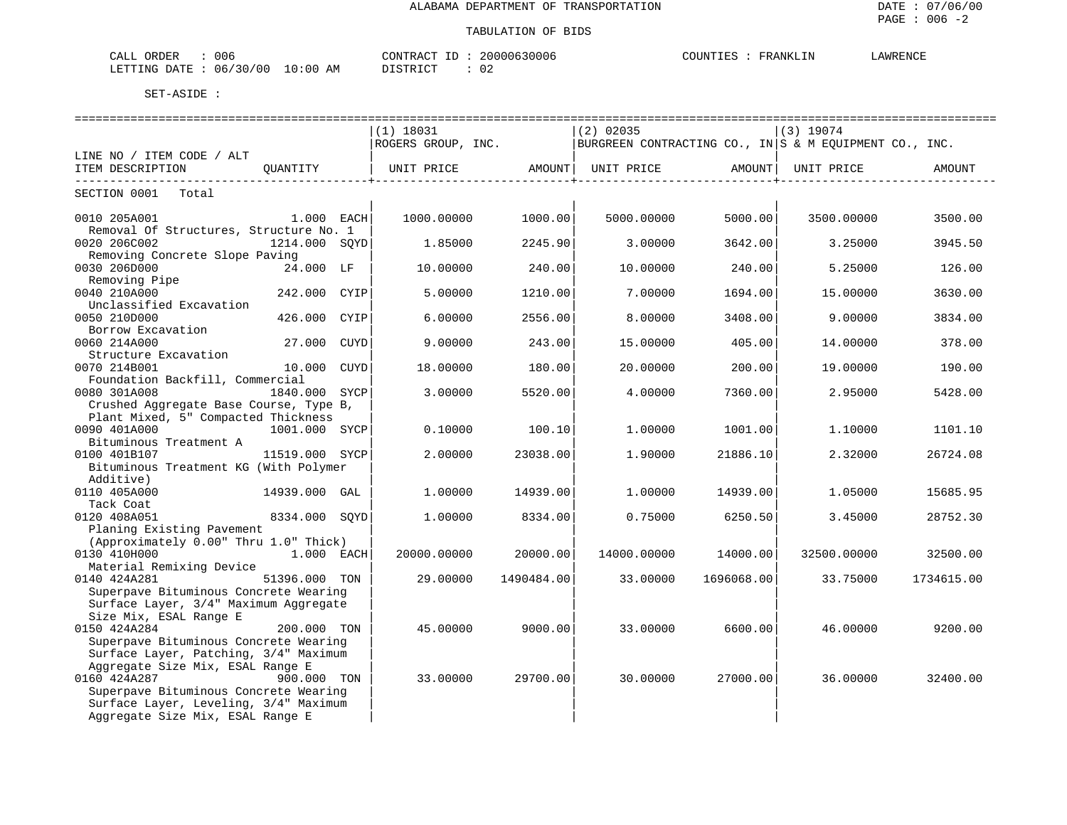ALABAMA DEPARTMENT OF TRANSPORTATION

TABULATION OF BIDS

CALL ORDER : 006 CONTRACT ID : 20000630006 COUNTIES : FRANKLIN LAWRENCE
LETTING DATE : 06/30/00 10:00 AM DISTRICT : 02

SET-ASIDE :

| LINE NO / ITEM CODE / ALT ITEM DESCRIPTION | QUANTITY | (1) 18031 ROGERS GROUP, INC. UNIT PRICE | AMOUNT | (2) 02035 BURGREEN CONTRACTING CO., IN UNIT PRICE | AMOUNT | (3) 19074 S & M EQUIPMENT CO., INC. UNIT PRICE | AMOUNT |
|---|---|---|---|---|---|---|---|
| SECTION 0001 Total | | | | | | | |
| 0010 205A001 Removal Of Structures, Structure No. 1 | 1.000 EACH | 1000.00000 | 1000.00 | 5000.00000 | 5000.00 | 3500.00000 | 3500.00 |
| 0020 206C002 Removing Concrete Slope Paving | 1214.000 SQYD | 1.85000 | 2245.90 | 3.00000 | 3642.00 | 3.25000 | 3945.50 |
| 0030 206D000 Removing Pipe | 24.000 LF | 10.00000 | 240.00 | 10.00000 | 240.00 | 5.25000 | 126.00 |
| 0040 210A000 Unclassified Excavation | 242.000 CYIP | 5.00000 | 1210.00 | 7.00000 | 1694.00 | 15.00000 | 3630.00 |
| 0050 210D000 Borrow Excavation | 426.000 CYIP | 6.00000 | 2556.00 | 8.00000 | 3408.00 | 9.00000 | 3834.00 |
| 0060 214A000 Structure Excavation | 27.000 CUYD | 9.00000 | 243.00 | 15.00000 | 405.00 | 14.00000 | 378.00 |
| 0070 214B001 Foundation Backfill, Commercial | 10.000 CUYD | 18.00000 | 180.00 | 20.00000 | 200.00 | 19.00000 | 190.00 |
| 0080 301A008 Crushed Aggregate Base Course, Type B, Plant Mixed, 5" Compacted Thickness | 1840.000 SYCP | 3.00000 | 5520.00 | 4.00000 | 7360.00 | 2.95000 | 5428.00 |
| 0090 401A000 Bituminous Treatment A | 1001.000 SYCP | 0.10000 | 100.10 | 1.00000 | 1001.00 | 1.10000 | 1101.10 |
| 0100 401B107 Bituminous Treatment KG (With Polymer Additive) | 11519.000 SYCP | 2.00000 | 23038.00 | 1.90000 | 21886.10 | 2.32000 | 26724.08 |
| 0110 405A000 Tack Coat | 14939.000 GAL | 1.00000 | 14939.00 | 1.00000 | 14939.00 | 1.05000 | 15685.95 |
| 0120 408A051 Planing Existing Pavement (Approximately 0.00" Thru 1.0" Thick) | 8334.000 SQYD | 1.00000 | 8334.00 | 0.75000 | 6250.50 | 3.45000 | 28752.30 |
| 0130 410H000 Material Remixing Device | 1.000 EACH | 20000.00000 | 20000.00 | 14000.00000 | 14000.00 | 32500.00000 | 32500.00 |
| 0140 424A281 Superpave Bituminous Concrete Wearing Surface Layer, 3/4" Maximum Aggregate Size Mix, ESAL Range E | 51396.000 TON | 29.00000 | 1490484.00 | 33.00000 | 1696068.00 | 33.75000 | 1734615.00 |
| 0150 424A284 Superpave Bituminous Concrete Wearing Surface Layer, Patching, 3/4" Maximum Aggregate Size Mix, ESAL Range E | 200.000 TON | 45.00000 | 9000.00 | 33.00000 | 6600.00 | 46.00000 | 9200.00 |
| 0160 424A287 Superpave Bituminous Concrete Wearing Surface Layer, Leveling, 3/4" Maximum Aggregate Size Mix, ESAL Range E | 900.000 TON | 33.00000 | 29700.00 | 30.00000 | 27000.00 | 36.00000 | 32400.00 |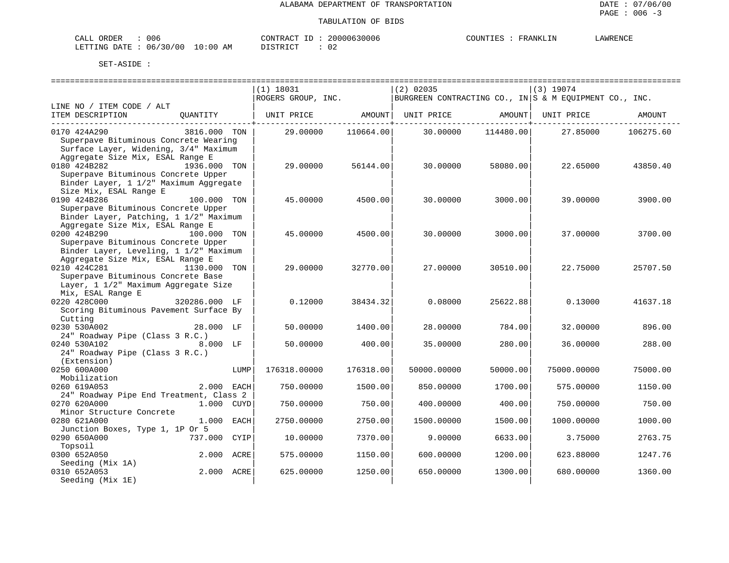ALABAMA DEPARTMENT OF TRANSPORTATION

TABULATION OF BIDS

CALL ORDER : 006 CONTRACT ID : 20000630006 COUNTIES : FRANKLIN LAWRENCE
LETTING DATE : 06/30/00 10:00 AM DISTRICT : 02

SET-ASIDE :

| LINE NO / ITEM CODE / ALT ITEM DESCRIPTION | QUANTITY | (1) 18031 ROGERS GROUP, INC. UNIT PRICE | AMOUNT | (2) 02035 BURGREEN CONTRACTING CO., IN UNIT PRICE | AMOUNT | (3) 19074 S & M EQUIPMENT CO., INC. UNIT PRICE | AMOUNT |
|---|---|---|---|---|---|---|---|
| 0170 424A290 Superpave Bituminous Concrete Wearing Surface Layer, Widening, 3/4" Maximum Aggregate Size Mix, ESAL Range E | 3816.000 TON | 29.00000 | 110664.00 | 30.00000 | 114480.00 | 27.85000 | 106275.60 |
| 0180 424B282 Superpave Bituminous Concrete Upper Binder Layer, 1 1/2" Maximum Aggregate Size Mix, ESAL Range E | 1936.000 TON | 29.00000 | 56144.00 | 30.00000 | 58080.00 | 22.65000 | 43850.40 |
| 0190 424B286 Superpave Bituminous Concrete Upper Binder Layer, Patching, 1 1/2" Maximum Aggregate Size Mix, ESAL Range E | 100.000 TON | 45.00000 | 4500.00 | 30.00000 | 3000.00 | 39.00000 | 3900.00 |
| 0200 424B290 Superpave Bituminous Concrete Upper Binder Layer, Leveling, 1 1/2" Maximum Aggregate Size Mix, ESAL Range E | 100.000 TON | 45.00000 | 4500.00 | 30.00000 | 3000.00 | 37.00000 | 3700.00 |
| 0210 424C281 Superpave Bituminous Concrete Base Layer, 1 1/2" Maximum Aggregate Size Mix, ESAL Range E | 1130.000 TON | 29.00000 | 32770.00 | 27.00000 | 30510.00 | 22.75000 | 25707.50 |
| 0220 428C000 Scoring Bituminous Pavement Surface By Cutting | 320286.000 LF | 0.12000 | 38434.32 | 0.08000 | 25622.88 | 0.13000 | 41637.18 |
| 0230 530A002 24" Roadway Pipe (Class 3 R.C.) | 28.000 LF | 50.00000 | 1400.00 | 28.00000 | 784.00 | 32.00000 | 896.00 |
| 0240 530A102 24" Roadway Pipe (Class 3 R.C.) (Extension) | 8.000 LF | 50.00000 | 400.00 | 35.00000 | 280.00 | 36.00000 | 288.00 |
| 0250 600A000 Mobilization | LUMP | 176318.00000 | 176318.00 | 50000.00000 | 50000.00 | 75000.00000 | 75000.00 |
| 0260 619A053 24" Roadway Pipe End Treatment, Class 2 | 2.000 EACH | 750.00000 | 1500.00 | 850.00000 | 1700.00 | 575.00000 | 1150.00 |
| 0270 620A000 Minor Structure Concrete | 1.000 CUYD | 750.00000 | 750.00 | 400.00000 | 400.00 | 750.00000 | 750.00 |
| 0280 621A000 Junction Boxes, Type 1, 1P Or 5 | 1.000 EACH | 2750.00000 | 2750.00 | 1500.00000 | 1500.00 | 1000.00000 | 1000.00 |
| 0290 650A000 Topsoil | 737.000 CYIP | 10.00000 | 7370.00 | 9.00000 | 6633.00 | 3.75000 | 2763.75 |
| 0300 652A050 Seeding (Mix 1A) | 2.000 ACRE | 575.00000 | 1150.00 | 600.00000 | 1200.00 | 623.88000 | 1247.76 |
| 0310 652A053 Seeding (Mix 1E) | 2.000 ACRE | 625.00000 | 1250.00 | 650.00000 | 1300.00 | 680.00000 | 1360.00 |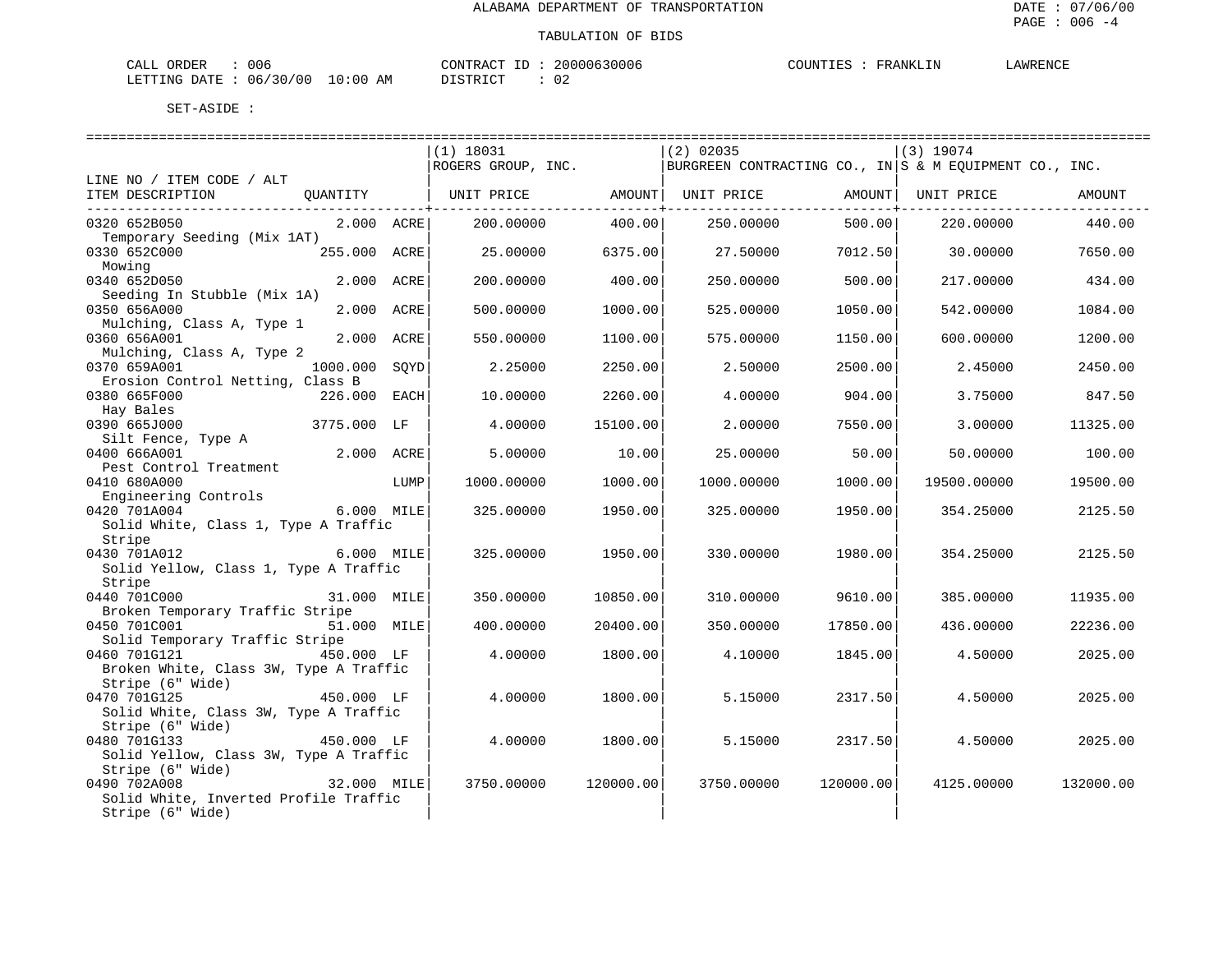ALABAMA DEPARTMENT OF TRANSPORTATION

TABULATION OF BIDS

CALL ORDER : 006 CONTRACT ID : 20000630006 COUNTIES : FRANKLIN LAWRENCE
LETTING DATE : 06/30/00 10:00 AM DISTRICT : 02

SET-ASIDE :

| LINE NO / ITEM CODE / ALT ITEM DESCRIPTION | QUANTITY | | (1) 18031 ROGERS GROUP, INC. UNIT PRICE | AMOUNT | (2) 02035 BURGREEN CONTRACTING CO., IN UNIT PRICE | AMOUNT | (3) 19074 S & M EQUIPMENT CO., INC. UNIT PRICE | AMOUNT |
|---|---|---|---|---|---|---|---|---|
| 0320 652B050 Temporary Seeding (Mix 1AT) | 2.000 | ACRE | 200.00000 | 400.00 | 250.00000 | 500.00 | 220.00000 | 440.00 |
| 0330 652C000 Mowing | 255.000 | ACRE | 25.00000 | 6375.00 | 27.50000 | 7012.50 | 30.00000 | 7650.00 |
| 0340 652D050 Seeding In Stubble (Mix 1A) | 2.000 | ACRE | 200.00000 | 400.00 | 250.00000 | 500.00 | 217.00000 | 434.00 |
| 0350 656A000 Mulching, Class A, Type 1 | 2.000 | ACRE | 500.00000 | 1000.00 | 525.00000 | 1050.00 | 542.00000 | 1084.00 |
| 0360 656A001 Mulching, Class A, Type 2 | 2.000 | ACRE | 550.00000 | 1100.00 | 575.00000 | 1150.00 | 600.00000 | 1200.00 |
| 0370 659A001 Erosion Control Netting, Class B | 1000.000 | SQYD | 2.25000 | 2250.00 | 2.50000 | 2500.00 | 2.45000 | 2450.00 |
| 0380 665F000 Hay Bales | 226.000 | EACH | 10.00000 | 2260.00 | 4.00000 | 904.00 | 3.75000 | 847.50 |
| 0390 665J000 Silt Fence, Type A | 3775.000 | LF | 4.00000 | 15100.00 | 2.00000 | 7550.00 | 3.00000 | 11325.00 |
| 0400 666A001 Pest Control Treatment | 2.000 | ACRE | 5.00000 | 10.00 | 25.00000 | 50.00 | 50.00000 | 100.00 |
| 0410 680A000 Engineering Controls | | LUMP | 1000.00000 | 1000.00 | 1000.00000 | 1000.00 | 19500.00000 | 19500.00 |
| 0420 701A004 Solid White, Class 1, Type A Traffic Stripe | 6.000 | MILE | 325.00000 | 1950.00 | 325.00000 | 1950.00 | 354.25000 | 2125.50 |
| 0430 701A012 Solid Yellow, Class 1, Type A Traffic Stripe | 6.000 | MILE | 325.00000 | 1950.00 | 330.00000 | 1980.00 | 354.25000 | 2125.50 |
| 0440 701C000 Broken Temporary Traffic Stripe | 31.000 | MILE | 350.00000 | 10850.00 | 310.00000 | 9610.00 | 385.00000 | 11935.00 |
| 0450 701C001 Solid Temporary Traffic Stripe | 51.000 | MILE | 400.00000 | 20400.00 | 350.00000 | 17850.00 | 436.00000 | 22236.00 |
| 0460 701G121 Broken White, Class 3W, Type A Traffic Stripe (6" Wide) | 450.000 | LF | 4.00000 | 1800.00 | 4.10000 | 1845.00 | 4.50000 | 2025.00 |
| 0470 701G125 Solid White, Class 3W, Type A Traffic Stripe (6" Wide) | 450.000 | LF | 4.00000 | 1800.00 | 5.15000 | 2317.50 | 4.50000 | 2025.00 |
| 0480 701G133 Solid Yellow, Class 3W, Type A Traffic Stripe (6" Wide) | 450.000 | LF | 4.00000 | 1800.00 | 5.15000 | 2317.50 | 4.50000 | 2025.00 |
| 0490 702A008 Solid White, Inverted Profile Traffic Stripe (6" Wide) | 32.000 | MILE | 3750.00000 | 120000.00 | 3750.00000 | 120000.00 | 4125.00000 | 132000.00 |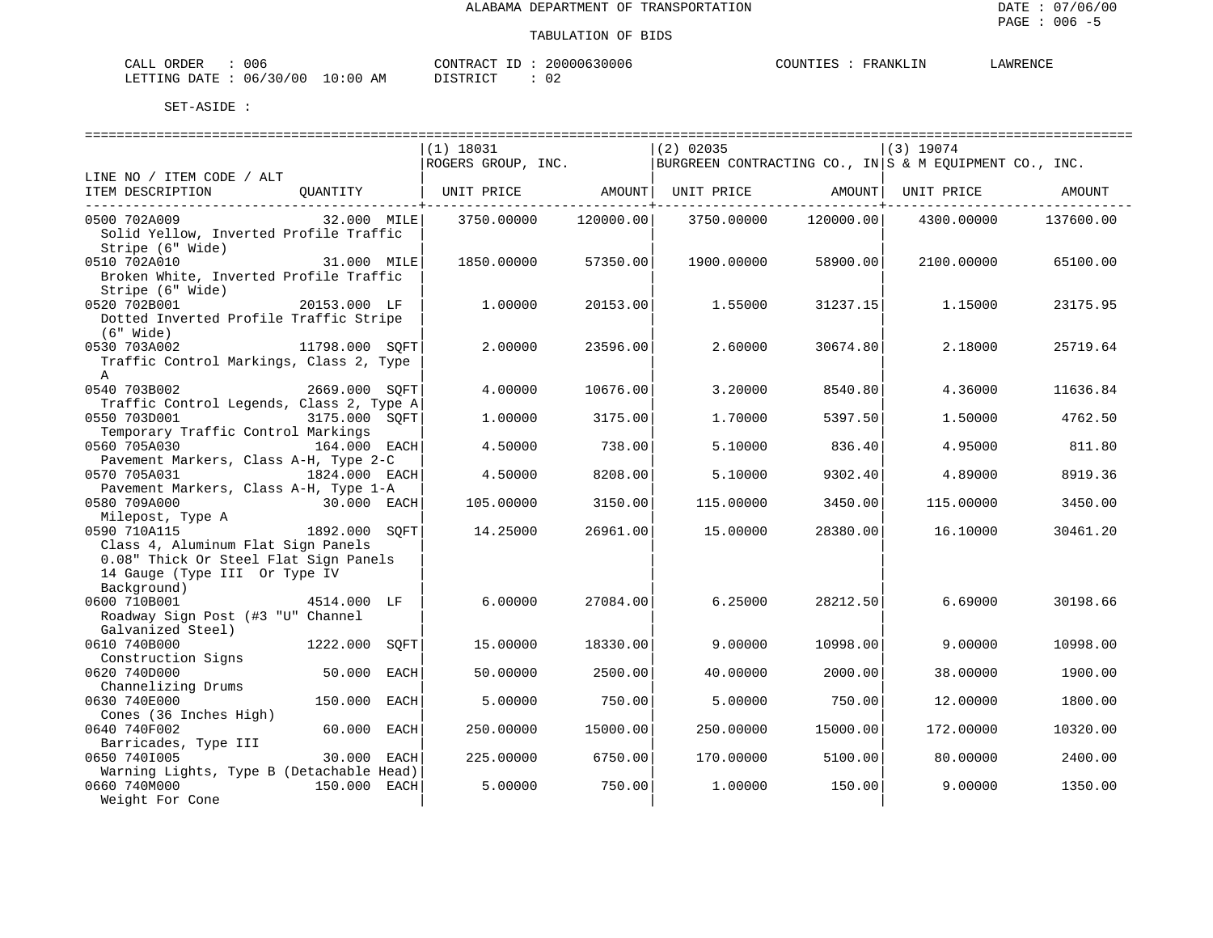ALABAMA DEPARTMENT OF TRANSPORTATION

TABULATION OF BIDS

CALL ORDER : 006 CONTRACT ID : 20000630006 COUNTIES : FRANKLIN LAWRENCE
LETTING DATE : 06/30/00 10:00 AM DISTRICT : 02

SET-ASIDE :

| LINE NO / ITEM CODE / ALT ITEM DESCRIPTION | QUANTITY | (1) 18031 ROGERS GROUP, INC. UNIT PRICE | AMOUNT | (2) 02035 BURGREEN CONTRACTING CO., IN UNIT PRICE | AMOUNT | (3) 19074 S & M EQUIPMENT CO., INC. UNIT PRICE | AMOUNT |
|---|---|---|---|---|---|---|---|
| 0500 702A009 Solid Yellow, Inverted Profile Traffic Stripe (6" Wide) | 32.000 MILE | 3750.00000 | 120000.00 | 3750.00000 | 120000.00 | 4300.00000 | 137600.00 |
| 0510 702A010 Broken White, Inverted Profile Traffic Stripe (6" Wide) | 31.000 MILE | 1850.00000 | 57350.00 | 1900.00000 | 58900.00 | 2100.00000 | 65100.00 |
| 0520 702B001 Dotted Inverted Profile Traffic Stripe (6" Wide) | 20153.000 LF | 1.00000 | 20153.00 | 1.55000 | 31237.15 | 1.15000 | 23175.95 |
| 0530 703A002 Traffic Control Markings, Class 2, Type A | 11798.000 SQFT | 2.00000 | 23596.00 | 2.60000 | 30674.80 | 2.18000 | 25719.64 |
| 0540 703B002 Traffic Control Legends, Class 2, Type A | 2669.000 SQFT | 4.00000 | 10676.00 | 3.20000 | 8540.80 | 4.36000 | 11636.84 |
| 0550 703D001 Temporary Traffic Control Markings | 3175.000 SQFT | 1.00000 | 3175.00 | 1.70000 | 5397.50 | 1.50000 | 4762.50 |
| 0560 705A030 Pavement Markers, Class A-H, Type 2-C | 164.000 EACH | 4.50000 | 738.00 | 5.10000 | 836.40 | 4.95000 | 811.80 |
| 0570 705A031 Pavement Markers, Class A-H, Type 1-A | 1824.000 EACH | 4.50000 | 8208.00 | 5.10000 | 9302.40 | 4.89000 | 8919.36 |
| 0580 709A000 Milepost, Type A | 30.000 EACH | 105.00000 | 3150.00 | 115.00000 | 3450.00 | 115.00000 | 3450.00 |
| 0590 710A115 Class 4, Aluminum Flat Sign Panels 0.08" Thick Or Steel Flat Sign Panels 14 Gauge (Type III Or Type IV Background) | 1892.000 SQFT | 14.25000 | 26961.00 | 15.00000 | 28380.00 | 16.10000 | 30461.20 |
| 0600 710B001 Roadway Sign Post (#3 "U" Channel Galvanized Steel) | 4514.000 LF | 6.00000 | 27084.00 | 6.25000 | 28212.50 | 6.69000 | 30198.66 |
| 0610 740B000 Construction Signs | 1222.000 SQFT | 15.00000 | 18330.00 | 9.00000 | 10998.00 | 9.00000 | 10998.00 |
| 0620 740D000 Channelizing Drums | 50.000 EACH | 50.00000 | 2500.00 | 40.00000 | 2000.00 | 38.00000 | 1900.00 |
| 0630 740E000 Cones (36 Inches High) | 150.000 EACH | 5.00000 | 750.00 | 5.00000 | 750.00 | 12.00000 | 1800.00 |
| 0640 740F002 Barricades, Type III | 60.000 EACH | 250.00000 | 15000.00 | 250.00000 | 15000.00 | 172.00000 | 10320.00 |
| 0650 740I005 Warning Lights, Type B (Detachable Head) | 30.000 EACH | 225.00000 | 6750.00 | 170.00000 | 5100.00 | 80.00000 | 2400.00 |
| 0660 740M000 Weight For Cone | 150.000 EACH | 5.00000 | 750.00 | 1.00000 | 150.00 | 9.00000 | 1350.00 |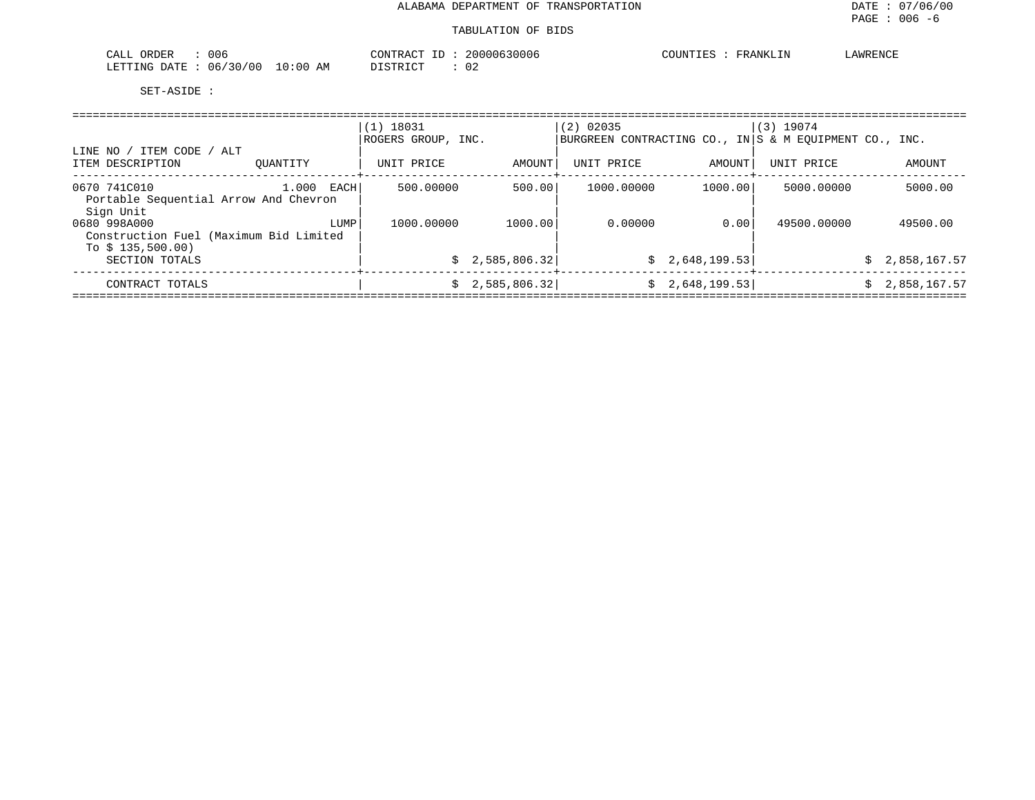ALABAMA DEPARTMENT OF TRANSPORTATION

DATE : 07/06/00

TABULATION OF BIDS

CALL ORDER : 006
LETTING DATE : 06/30/00 10:00 AM

CONTRACT ID : 20000630006
DISTRICT : 02

COUNTIES : FRANKLIN LAWRENCE

SET-ASIDE :

| LINE NO / ITEM CODE / ALT ITEM DESCRIPTION | QUANTITY | (1) 18031 ROGERS GROUP, INC. UNIT PRICE | AMOUNT | (2) 02035 BURGREEN CONTRACTING CO., IN UNIT PRICE | AMOUNT | (3) 19074 S & M EQUIPMENT CO., INC. UNIT PRICE | AMOUNT |
|---|---|---|---|---|---|---|---|
| 0670 741C010 Portable Sequential Arrow And Chevron Sign Unit | 1.000 EACH | 500.00000 | 500.00 | 1000.00000 | 1000.00 | 5000.00000 | 5000.00 |
| 0680 998A000 Construction Fuel (Maximum Bid Limited To $ 135,500.00) | LUMP | 1000.00000 | 1000.00 | 0.00000 | 0.00 | 49500.00000 | 49500.00 |
| SECTION TOTALS | | | $ 2,585,806.32 | | $ 2,648,199.53 | | $ 2,858,167.57 |
| CONTRACT TOTALS | | | $ 2,585,806.32 | | $ 2,648,199.53 | | $ 2,858,167.57 |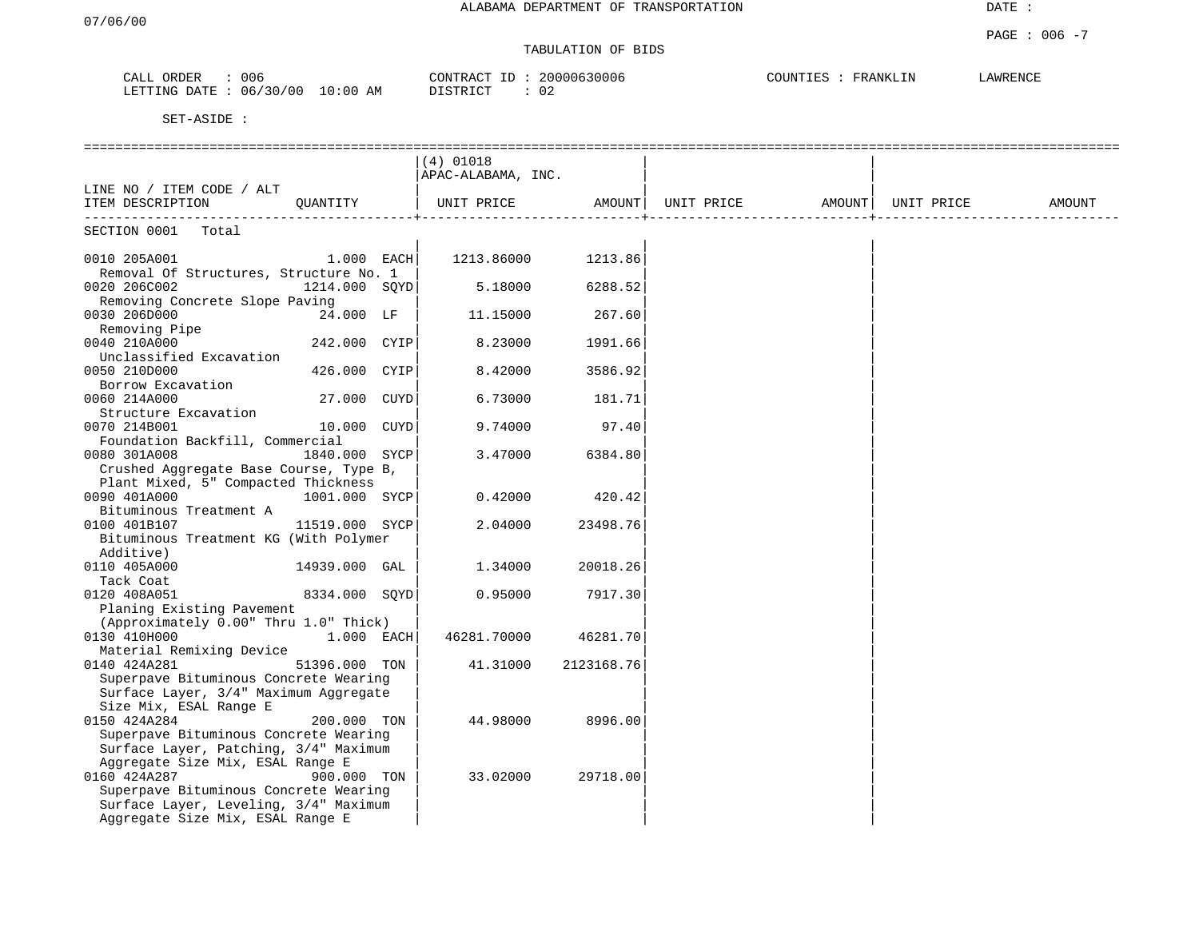ALABAMA DEPARTMENT OF TRANSPORTATION

07/06/00

DATE :

PAGE : 006 -7

TABULATION OF BIDS

CALL ORDER : 006  
LETTING DATE : 06/30/00 10:00 AM

CONTRACT ID : 20000630006  
DISTRICT : 02

COUNTIES : FRANKLIN LAWRENCE

SET-ASIDE :

| LINE NO / ITEM CODE / ALT ITEM DESCRIPTION | QUANTITY | (4) 01018 APAC-ALABAMA, INC. UNIT PRICE | AMOUNT | UNIT PRICE | AMOUNT | UNIT PRICE | AMOUNT |
|---|---|---|---|---|---|---|---|
| SECTION 0001 Total | | | | | | | |
| 0010 205A001 Removal Of Structures, Structure No. 1 | 1.000 EACH | 1213.86000 | 1213.86 | | | | |
| 0020 206C002 Removing Concrete Slope Paving | 1214.000 SQYD | 5.18000 | 6288.52 | | | | |
| 0030 206D000 Removing Pipe | 24.000 LF | 11.15000 | 267.60 | | | | |
| 0040 210A000 Unclassified Excavation | 242.000 CYIP | 8.23000 | 1991.66 | | | | |
| 0050 210D000 Borrow Excavation | 426.000 CYIP | 8.42000 | 3586.92 | | | | |
| 0060 214A000 Structure Excavation | 27.000 CUYD | 6.73000 | 181.71 | | | | |
| 0070 214B001 Foundation Backfill, Commercial | 10.000 CUYD | 9.74000 | 97.40 | | | | |
| 0080 301A008 Crushed Aggregate Base Course, Type B, Plant Mixed, 5" Compacted Thickness | 1840.000 SYCP | 3.47000 | 6384.80 | | | | |
| 0090 401A000 Bituminous Treatment A | 1001.000 SYCP | 0.42000 | 420.42 | | | | |
| 0100 401B107 Bituminous Treatment KG (With Polymer Additive) | 11519.000 SYCP | 2.04000 | 23498.76 | | | | |
| 0110 405A000 Tack Coat | 14939.000 GAL | 1.34000 | 20018.26 | | | | |
| 0120 408A051 Planing Existing Pavement (Approximately 0.00" Thru 1.0" Thick) | 8334.000 SQYD | 0.95000 | 7917.30 | | | | |
| 0130 410H000 Material Remixing Device | 1.000 EACH | 46281.70000 | 46281.70 | | | | |
| 0140 424A281 Superpave Bituminous Concrete Wearing Surface Layer, 3/4" Maximum Aggregate Size Mix, ESAL Range E | 51396.000 TON | 41.31000 | 2123168.76 | | | | |
| 0150 424A284 Superpave Bituminous Concrete Wearing Surface Layer, Patching, 3/4" Maximum Aggregate Size Mix, ESAL Range E | 200.000 TON | 44.98000 | 8996.00 | | | | |
| 0160 424A287 Superpave Bituminous Concrete Wearing Surface Layer, Leveling, 3/4" Maximum Aggregate Size Mix, ESAL Range E | 900.000 TON | 33.02000 | 29718.00 | | | | |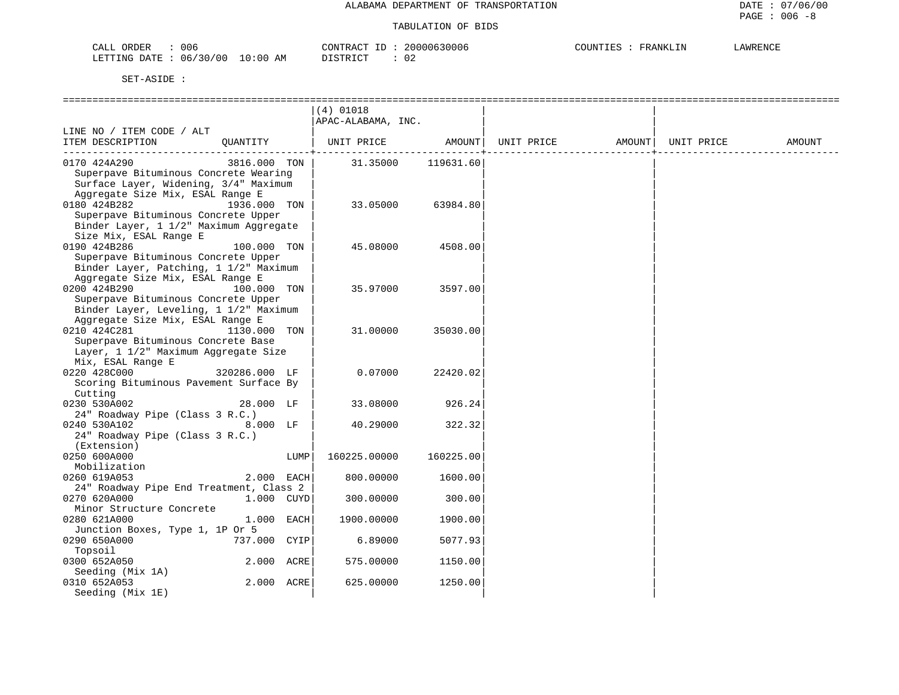ALABAMA DEPARTMENT OF TRANSPORTATION

TABULATION OF BIDS

DATE : 07/06/00
PAGE : 006 -8

CALL ORDER : 006
LETTING DATE : 06/30/00 10:00 AM

CONTRACT ID : 20000630006
DISTRICT : 02

COUNTIES : FRANKLIN LAWRENCE

SET-ASIDE :

| LINE NO / ITEM CODE / ALT<br>ITEM DESCRIPTION | QUANTITY | (4) 01018<br>APAC-ALABAMA, INC.<br>UNIT PRICE | AMOUNT | UNIT PRICE | AMOUNT | UNIT PRICE | AMOUNT |
|---|---|---|---|---|---|---|---|
| 0170 424A290<br>Superpave Bituminous Concrete Wearing Surface Layer, Widening, 3/4" Maximum Aggregate Size Mix, ESAL Range E | 3816.000 TON | 31.35000 | 119631.60 | | | | |
| 0180 424B282<br>Superpave Bituminous Concrete Upper Binder Layer, 1 1/2" Maximum Aggregate Size Mix, ESAL Range E | 1936.000 TON | 33.05000 | 63984.80 | | | | |
| 0190 424B286<br>Superpave Bituminous Concrete Upper Binder Layer, Patching, 1 1/2" Maximum Aggregate Size Mix, ESAL Range E | 100.000 TON | 45.08000 | 4508.00 | | | | |
| 0200 424B290<br>Superpave Bituminous Concrete Upper Binder Layer, Leveling, 1 1/2" Maximum Aggregate Size Mix, ESAL Range E | 100.000 TON | 35.97000 | 3597.00 | | | | |
| 0210 424C281<br>Superpave Bituminous Concrete Base Layer, 1 1/2" Maximum Aggregate Size Mix, ESAL Range E | 1130.000 TON | 31.00000 | 35030.00 | | | | |
| 0220 428C000<br>Scoring Bituminous Pavement Surface By Cutting | 320286.000 LF | 0.07000 | 22420.02 | | | | |
| 0230 530A002<br>24" Roadway Pipe (Class 3 R.C.) | 28.000 LF | 33.08000 | 926.24 | | | | |
| 0240 530A102<br>24" Roadway Pipe (Class 3 R.C.) (Extension) | 8.000 LF | 40.29000 | 322.32 | | | | |
| 0250 600A000<br>Mobilization | LUMP | 160225.00000 | 160225.00 | | | | |
| 0260 619A053<br>24" Roadway Pipe End Treatment, Class 2 | 2.000 EACH | 800.00000 | 1600.00 | | | | |
| 0270 620A000<br>Minor Structure Concrete | 1.000 CUYD | 300.00000 | 300.00 | | | | |
| 0280 621A000<br>Junction Boxes, Type 1, 1P Or 5 | 1.000 EACH | 1900.00000 | 1900.00 | | | | |
| 0290 650A000<br>Topsoil | 737.000 CYIP | 6.89000 | 5077.93 | | | | |
| 0300 652A050<br>Seeding (Mix 1A) | 2.000 ACRE | 575.00000 | 1150.00 | | | | |
| 0310 652A053<br>Seeding (Mix 1E) | 2.000 ACRE | 625.00000 | 1250.00 | | | | |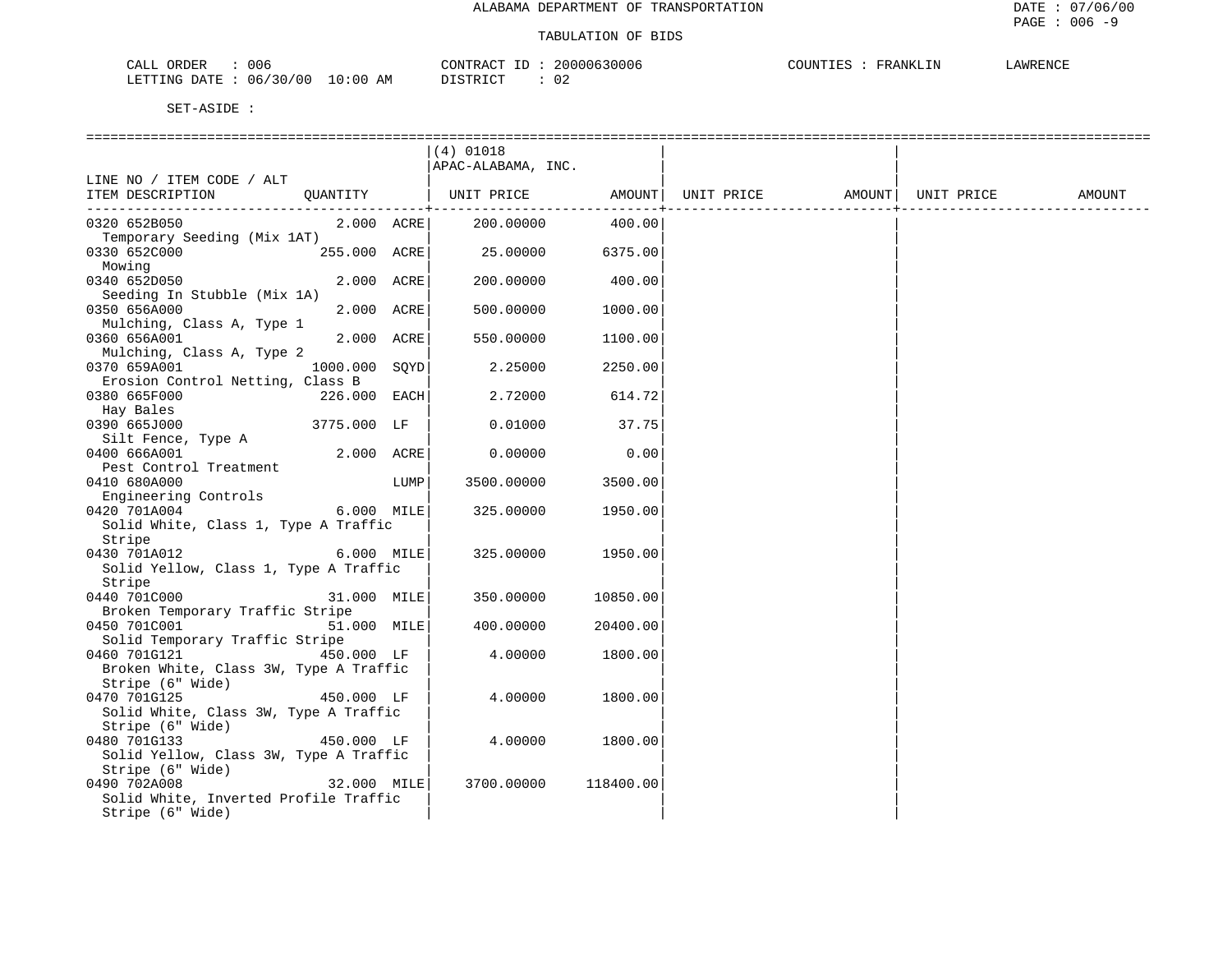ALABAMA DEPARTMENT OF TRANSPORTATION

TABULATION OF BIDS

CALL ORDER : 006 &nbsp;&nbsp;&nbsp; CONTRACT ID : 20000630006 &nbsp;&nbsp;&nbsp; COUNTIES : FRANKLIN &nbsp;&nbsp; LAWRENCE

LETTING DATE : 06/30/00 10:00 AM &nbsp;&nbsp;&nbsp; DISTRICT : 02

SET-ASIDE :

| LINE NO / ITEM CODE / ALT ITEM DESCRIPTION | QUANTITY | | (4) 01018 APAC-ALABAMA, INC. UNIT PRICE | AMOUNT | UNIT PRICE | AMOUNT | UNIT PRICE | AMOUNT |
|---|---|---|---|---|---|---|---|---|
| 0320 652B050 Temporary Seeding (Mix 1AT) | 2.000 | ACRE | 200.00000 | 400.00 | | | | |
| 0330 652C000 Mowing | 255.000 | ACRE | 25.00000 | 6375.00 | | | | |
| 0340 652D050 Seeding In Stubble (Mix 1A) | 2.000 | ACRE | 200.00000 | 400.00 | | | | |
| 0350 656A000 Mulching, Class A, Type 1 | 2.000 | ACRE | 500.00000 | 1000.00 | | | | |
| 0360 656A001 Mulching, Class A, Type 2 | 2.000 | ACRE | 550.00000 | 1100.00 | | | | |
| 0370 659A001 Erosion Control Netting, Class B | 1000.000 | SQYD | 2.25000 | 2250.00 | | | | |
| 0380 665F000 Hay Bales | 226.000 | EACH | 2.72000 | 614.72 | | | | |
| 0390 665J000 Silt Fence, Type A | 3775.000 | LF | 0.01000 | 37.75 | | | | |
| 0400 666A001 Pest Control Treatment | 2.000 | ACRE | 0.00000 | 0.00 | | | | |
| 0410 680A000 Engineering Controls | | LUMP | 3500.00000 | 3500.00 | | | | |
| 0420 701A004 Solid White, Class 1, Type A Traffic Stripe | 6.000 | MILE | 325.00000 | 1950.00 | | | | |
| 0430 701A012 Solid Yellow, Class 1, Type A Traffic Stripe | 6.000 | MILE | 325.00000 | 1950.00 | | | | |
| 0440 701C000 Broken Temporary Traffic Stripe | 31.000 | MILE | 350.00000 | 10850.00 | | | | |
| 0450 701C001 Solid Temporary Traffic Stripe | 51.000 | MILE | 400.00000 | 20400.00 | | | | |
| 0460 701G121 Broken White, Class 3W, Type A Traffic Stripe (6" Wide) | 450.000 | LF | 4.00000 | 1800.00 | | | | |
| 0470 701G125 Solid White, Class 3W, Type A Traffic Stripe (6" Wide) | 450.000 | LF | 4.00000 | 1800.00 | | | | |
| 0480 701G133 Solid Yellow, Class 3W, Type A Traffic Stripe (6" Wide) | 450.000 | LF | 4.00000 | 1800.00 | | | | |
| 0490 702A008 Solid White, Inverted Profile Traffic Stripe (6" Wide) | 32.000 | MILE | 3700.00000 | 118400.00 | | | | |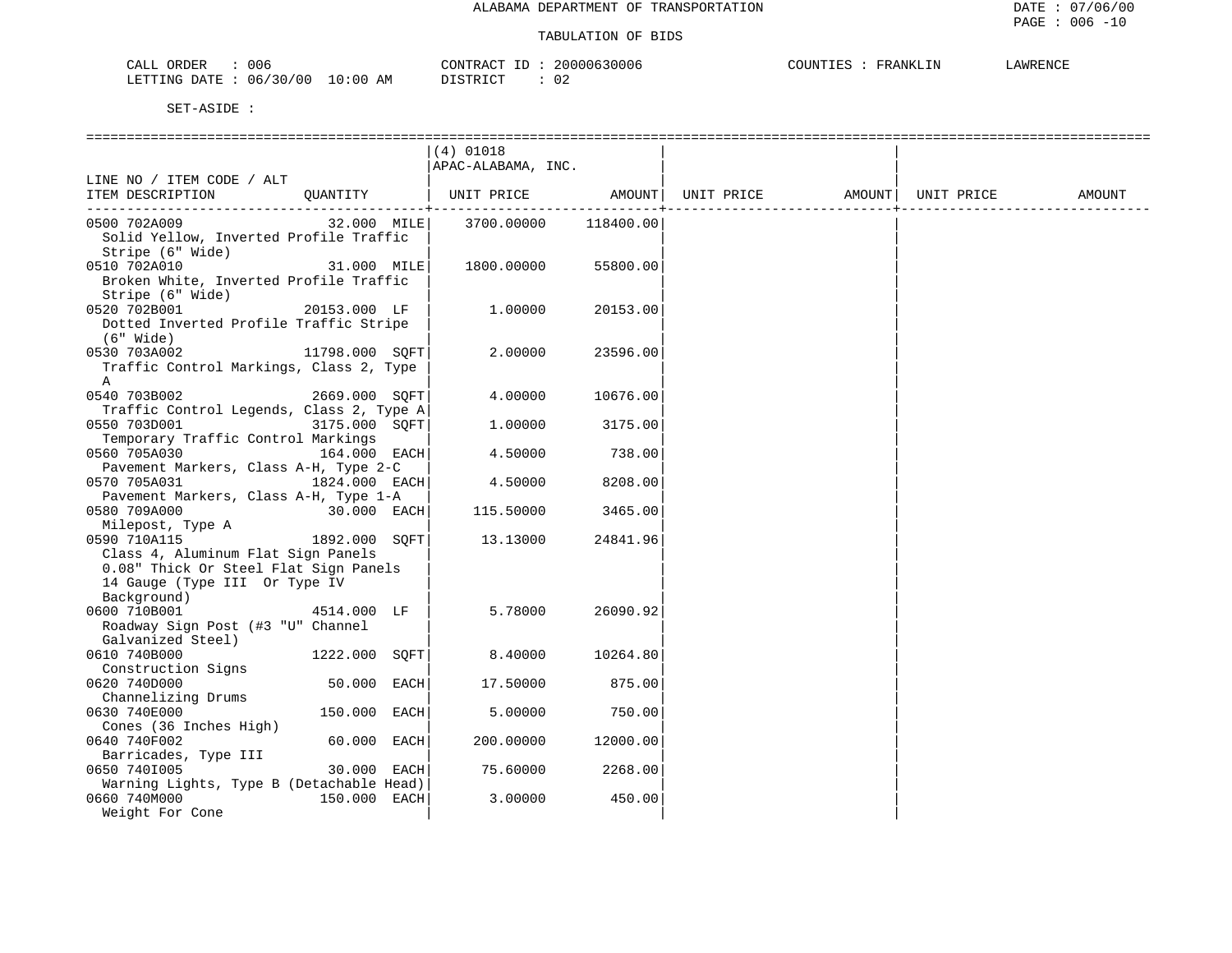ALABAMA DEPARTMENT OF TRANSPORTATION

TABULATION OF BIDS

CALL ORDER : 006    CONTRACT ID : 20000630006    COUNTIES : FRANKLIN    LAWRENCE
LETTING DATE : 06/30/00 10:00 AM    DISTRICT : 02

SET-ASIDE :

| LINE NO / ITEM CODE / ALT ITEM DESCRIPTION | QUANTITY | (4) 01018 APAC-ALABAMA, INC. UNIT PRICE | AMOUNT | UNIT PRICE | AMOUNT | UNIT PRICE | AMOUNT |
|---|---|---|---|---|---|---|---|
| 0500 702A009 Solid Yellow, Inverted Profile Traffic Stripe (6" Wide) | 32.000 MILE | 3700.00000 | 118400.00 | | | | |
| 0510 702A010 Broken White, Inverted Profile Traffic Stripe (6" Wide) | 31.000 MILE | 1800.00000 | 55800.00 | | | | |
| 0520 702B001 Dotted Inverted Profile Traffic Stripe (6" Wide) | 20153.000 LF | 1.00000 | 20153.00 | | | | |
| 0530 703A002 Traffic Control Markings, Class 2, Type A | 11798.000 SQFT | 2.00000 | 23596.00 | | | | |
| 0540 703B002 Traffic Control Legends, Class 2, Type A | 2669.000 SQFT | 4.00000 | 10676.00 | | | | |
| 0550 703D001 Temporary Traffic Control Markings | 3175.000 SQFT | 1.00000 | 3175.00 | | | | |
| 0560 705A030 Pavement Markers, Class A-H, Type 2-C | 164.000 EACH | 4.50000 | 738.00 | | | | |
| 0570 705A031 Pavement Markers, Class A-H, Type 1-A | 1824.000 EACH | 4.50000 | 8208.00 | | | | |
| 0580 709A000 Milepost, Type A | 30.000 EACH | 115.50000 | 3465.00 | | | | |
| 0590 710A115 Class 4, Aluminum Flat Sign Panels 0.08" Thick Or Steel Flat Sign Panels 14 Gauge (Type III Or Type IV Background) | 1892.000 SQFT | 13.13000 | 24841.96 | | | | |
| 0600 710B001 Roadway Sign Post (#3 "U" Channel Galvanized Steel) | 4514.000 LF | 5.78000 | 26090.92 | | | | |
| 0610 740B000 Construction Signs | 1222.000 SQFT | 8.40000 | 10264.80 | | | | |
| 0620 740D000 Channelizing Drums | 50.000 EACH | 17.50000 | 875.00 | | | | |
| 0630 740E000 Cones (36 Inches High) | 150.000 EACH | 5.00000 | 750.00 | | | | |
| 0640 740F002 Barricades, Type III | 60.000 EACH | 200.00000 | 12000.00 | | | | |
| 0650 740I005 Warning Lights, Type B (Detachable Head) | 30.000 EACH | 75.60000 | 2268.00 | | | | |
| 0660 740M000 Weight For Cone | 150.000 EACH | 3.00000 | 450.00 | | | | |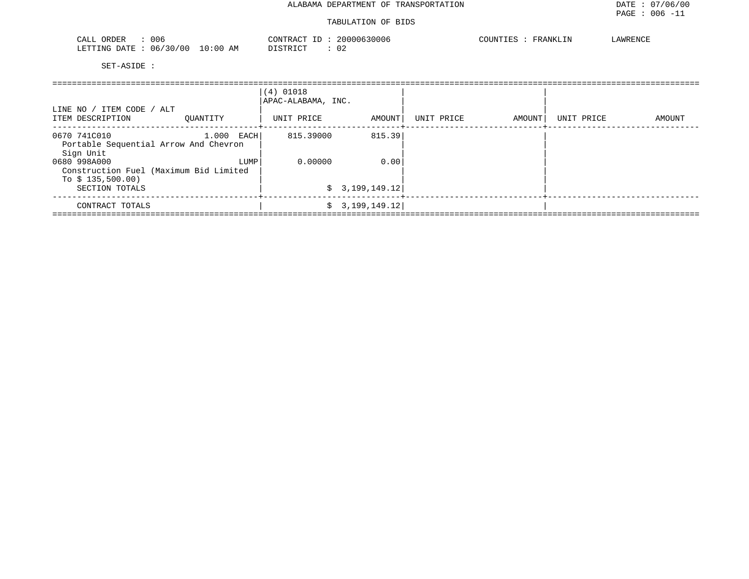ALABAMA DEPARTMENT OF TRANSPORTATION

TABULATION OF BIDS

CALL ORDER : 006 CONTRACT ID : 20000630006 COUNTIES : FRANKLIN LAWRENCE
LETTING DATE : 06/30/00 10:00 AM DISTRICT : 02

SET-ASIDE :

| LINE NO / ITEM CODE / ALT<br>ITEM DESCRIPTION | QUANTITY | (4) 01018<br>APAC-ALABAMA, INC.<br>UNIT PRICE | AMOUNT | UNIT PRICE | AMOUNT | UNIT PRICE | AMOUNT |
|---|---|---|---|---|---|---|---|
| 0670 741C010<br>Portable Sequential Arrow And Chevron Sign Unit | 1.000 EACH | 815.39000 | 815.39 | | | | |
| 0680 998A000<br>Construction Fuel (Maximum Bid Limited To $ 135,500.00) | LUMP | 0.00000 | 0.00 | | | | |
| SECTION TOTALS | | | $ 3,199,149.12 | | | | |
| CONTRACT TOTALS | | | $ 3,199,149.12 | | | | |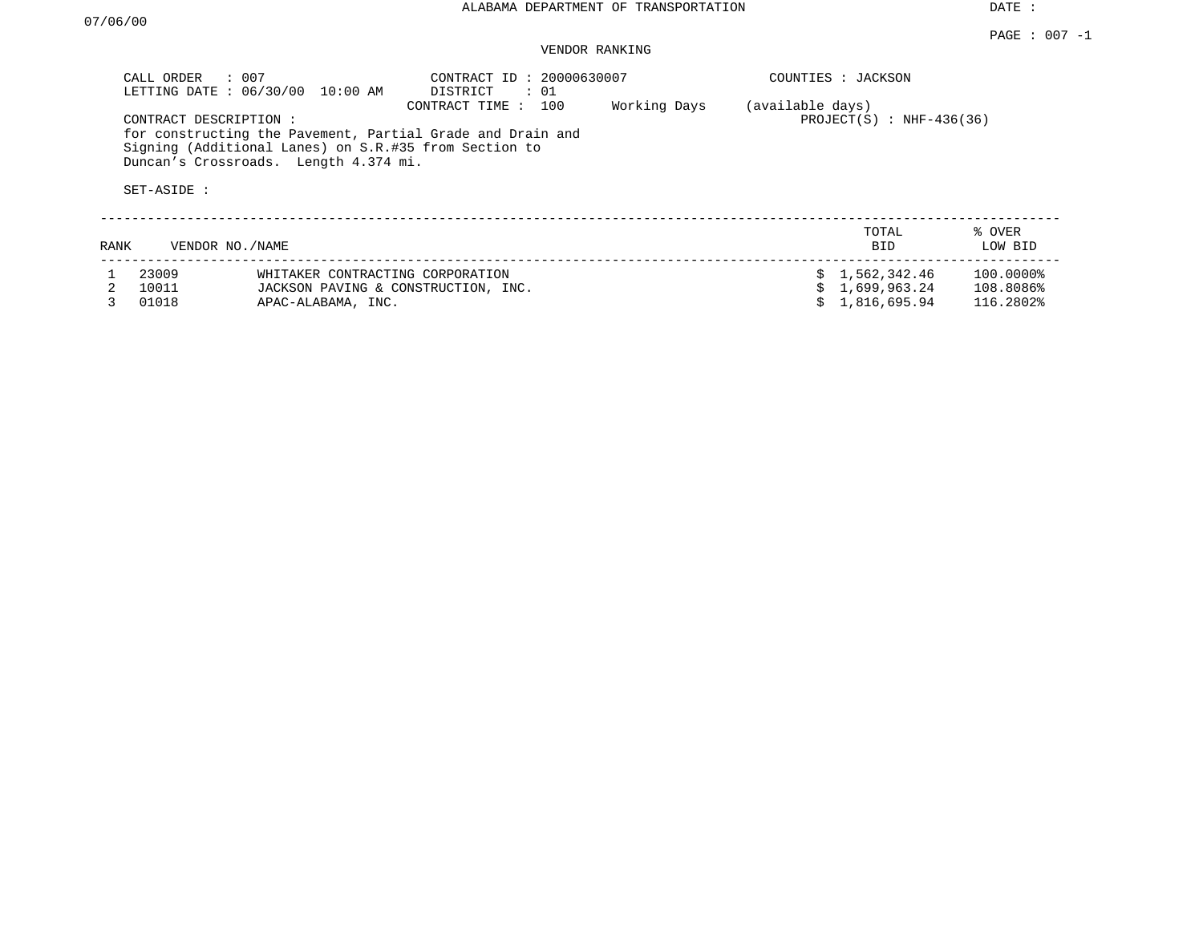ALABAMA DEPARTMENT OF TRANSPORTATION

DATE : 07/06/00

PAGE : 007 -1

VENDOR RANKING

CALL ORDER : 007
LETTING DATE : 06/30/00 10:00 AM
CONTRACT ID : 20000630007
DISTRICT : 01
CONTRACT TIME : 100 Working Days (available days)
COUNTIES : JACKSON
PROJECT(S) : NHF-436(36)

CONTRACT DESCRIPTION :
for constructing the Pavement, Partial Grade and Drain and Signing (Additional Lanes) on S.R.#35 from Section to Duncan's Crossroads. Length 4.374 mi.

SET-ASIDE :

| RANK | VENDOR NO. | NAME | TOTAL BID | % OVER LOW BID |
|---|---|---|---|---|
| 1 | 23009 | WHITAKER CONTRACTING CORPORATION | $ 1,562,342.46 | 100.0000% |
| 2 | 10011 | JACKSON PAVING & CONSTRUCTION, INC. | $ 1,699,963.24 | 108.8086% |
| 3 | 01018 | APAC-ALABAMA, INC. | $ 1,816,695.94 | 116.2802% |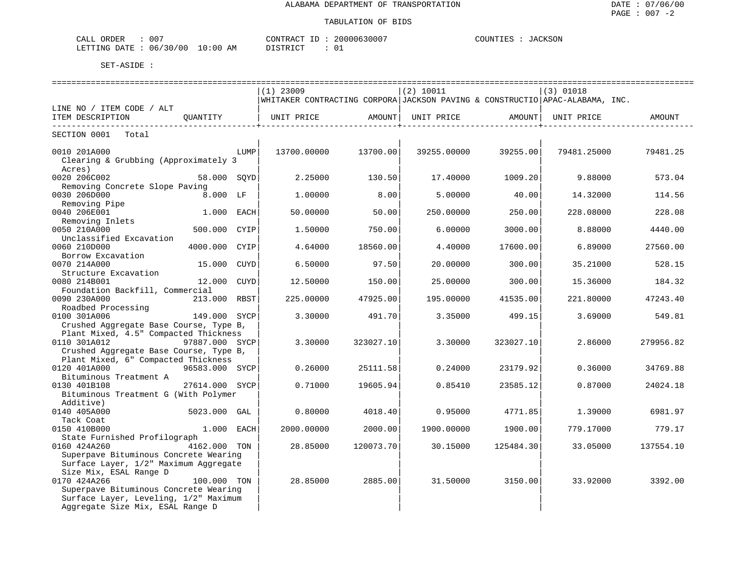ALABAMA DEPARTMENT OF TRANSPORTATION

DATE : 07/06/00

TABULATION OF BIDS

CALL ORDER : 007 CONTRACT ID : 20000630007 COUNTIES : JACKSON
LETTING DATE : 06/30/00 10:00 AM DISTRICT : 01

SET-ASIDE :

| LINE NO / ITEM CODE / ALT ITEM DESCRIPTION | QUANTITY | (1) 23009 WHITAKER CONTRACTING CORPORA UNIT PRICE | AMOUNT | (2) 10011 JACKSON PAVING & CONSTRUCTIO UNIT PRICE | AMOUNT | (3) 01018 APAC-ALABAMA, INC. UNIT PRICE | AMOUNT |
|---|---|---|---|---|---|---|---|
| SECTION 0001 Total | | | | | | | |
| 0010 201A000 Clearing & Grubbing (Approximately 3 Acres) | LUMP | 13700.00000 | 13700.00 | 39255.00000 | 39255.00 | 79481.25000 | 79481.25 |
| 0020 206C002 Removing Concrete Slope Paving | 58.000 SQYD | 2.25000 | 130.50 | 17.40000 | 1009.20 | 9.88000 | 573.04 |
| 0030 206D000 Removing Pipe | 8.000 LF | 1.00000 | 8.00 | 5.00000 | 40.00 | 14.32000 | 114.56 |
| 0040 206E001 Removing Inlets | 1.000 EACH | 50.00000 | 50.00 | 250.00000 | 250.00 | 228.08000 | 228.08 |
| 0050 210A000 Unclassified Excavation | 500.000 CYIP | 1.50000 | 750.00 | 6.00000 | 3000.00 | 8.88000 | 4440.00 |
| 0060 210D000 Borrow Excavation | 4000.000 CYIP | 4.64000 | 18560.00 | 4.40000 | 17600.00 | 6.89000 | 27560.00 |
| 0070 214A000 Structure Excavation | 15.000 CUYD | 6.50000 | 97.50 | 20.00000 | 300.00 | 35.21000 | 528.15 |
| 0080 214B001 Foundation Backfill, Commercial | 12.000 CUYD | 12.50000 | 150.00 | 25.00000 | 300.00 | 15.36000 | 184.32 |
| 0090 230A000 Roadbed Processing | 213.000 RBST | 225.00000 | 47925.00 | 195.00000 | 41535.00 | 221.80000 | 47243.40 |
| 0100 301A006 Crushed Aggregate Base Course, Type B, Plant Mixed, 4.5" Compacted Thickness | 149.000 SYCP | 3.30000 | 491.70 | 3.35000 | 499.15 | 3.69000 | 549.81 |
| 0110 301A012 Crushed Aggregate Base Course, Type B, Plant Mixed, 6" Compacted Thickness | 97887.000 SYCP | 3.30000 | 323027.10 | 3.30000 | 323027.10 | 2.86000 | 279956.82 |
| 0120 401A000 Bituminous Treatment A | 96583.000 SYCP | 0.26000 | 25111.58 | 0.24000 | 23179.92 | 0.36000 | 34769.88 |
| 0130 401B108 Bituminous Treatment G (With Polymer Additive) | 27614.000 SYCP | 0.71000 | 19605.94 | 0.85410 | 23585.12 | 0.87000 | 24024.18 |
| 0140 405A000 Tack Coat | 5023.000 GAL | 0.80000 | 4018.40 | 0.95000 | 4771.85 | 1.39000 | 6981.97 |
| 0150 410B000 State Furnished Profilograph | 1.000 EACH | 2000.00000 | 2000.00 | 1900.00000 | 1900.00 | 779.17000 | 779.17 |
| 0160 424A260 Superpave Bituminous Concrete Wearing Surface Layer, 1/2" Maximum Aggregate Size Mix, ESAL Range D | 4162.000 TON | 28.85000 | 120073.70 | 30.15000 | 125484.30 | 33.05000 | 137554.10 |
| 0170 424A266 Superpave Bituminous Concrete Wearing Surface Layer, Leveling, 1/2" Maximum Aggregate Size Mix, ESAL Range D | 100.000 TON | 28.85000 | 2885.00 | 31.50000 | 3150.00 | 33.92000 | 3392.00 |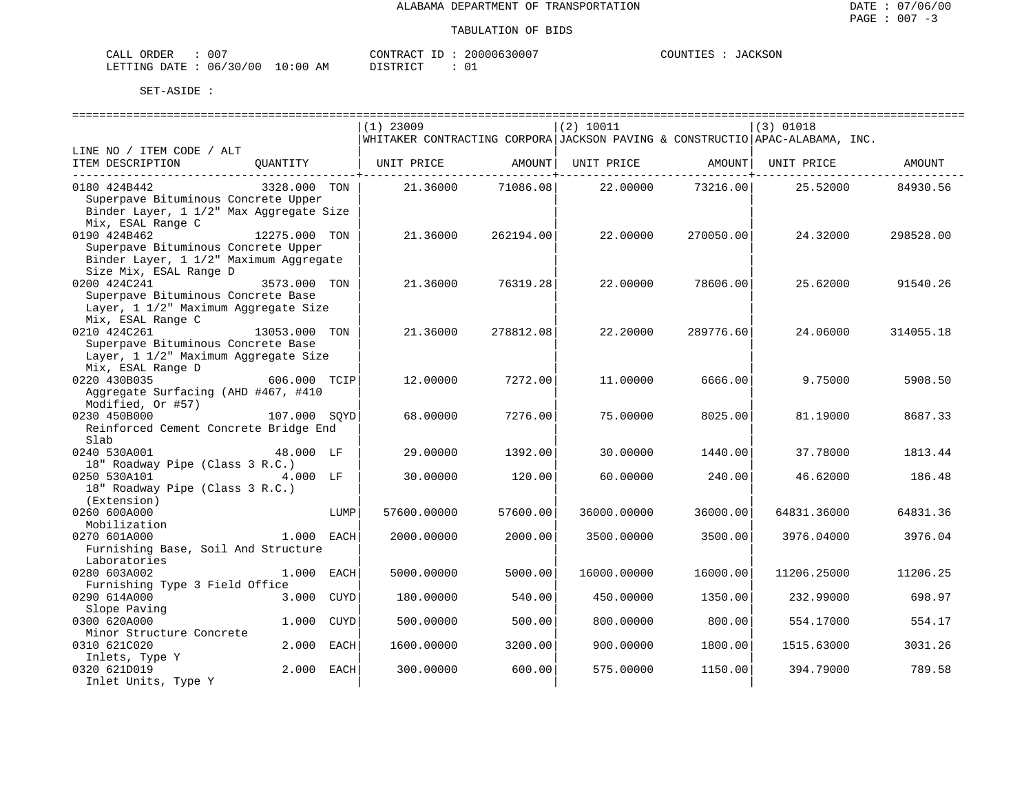ALABAMA DEPARTMENT OF TRANSPORTATION

TABULATION OF BIDS

CALL ORDER : 007 CONTRACT ID : 20000630007 COUNTIES : JACKSON
LETTING DATE : 06/30/00 10:00 AM DISTRICT : 01

SET-ASIDE :

| LINE NO / ITEM CODE / ALT ITEM DESCRIPTION | QUANTITY | | (1) 23009 WHITAKER CONTRACTING CORPORA UNIT PRICE | AMOUNT | (2) 10011 JACKSON PAVING & CONSTRUCTIO UNIT PRICE | AMOUNT | (3) 01018 APAC-ALABAMA, INC. UNIT PRICE | AMOUNT |
|---|---|---|---|---|---|---|---|---|
| 0180 424B442 Superpave Bituminous Concrete Upper Binder Layer, 1 1/2" Max Aggregate Size Mix, ESAL Range C | 3328.000 | TON | 21.36000 | 71086.08 | 22.00000 | 73216.00 | 25.52000 | 84930.56 |
| 0190 424B462 Superpave Bituminous Concrete Upper Binder Layer, 1 1/2" Maximum Aggregate Size Mix, ESAL Range D | 12275.000 | TON | 21.36000 | 262194.00 | 22.00000 | 270050.00 | 24.32000 | 298528.00 |
| 0200 424C241 Superpave Bituminous Concrete Base Layer, 1 1/2" Maximum Aggregate Size Mix, ESAL Range C | 3573.000 | TON | 21.36000 | 76319.28 | 22.00000 | 78606.00 | 25.62000 | 91540.26 |
| 0210 424C261 Superpave Bituminous Concrete Base Layer, 1 1/2" Maximum Aggregate Size Mix, ESAL Range D | 13053.000 | TON | 21.36000 | 278812.08 | 22.20000 | 289776.60 | 24.06000 | 314055.18 |
| 0220 430B035 Aggregate Surfacing (AHD #467, #410 Modified, Or #57) | 606.000 | TCIP | 12.00000 | 7272.00 | 11.00000 | 6666.00 | 9.75000 | 5908.50 |
| 0230 450B000 Reinforced Cement Concrete Bridge End Slab | 107.000 | SQYD | 68.00000 | 7276.00 | 75.00000 | 8025.00 | 81.19000 | 8687.33 |
| 0240 530A001 18" Roadway Pipe (Class 3 R.C.) | 48.000 | LF | 29.00000 | 1392.00 | 30.00000 | 1440.00 | 37.78000 | 1813.44 |
| 0250 530A101 18" Roadway Pipe (Class 3 R.C.) (Extension) | 4.000 | LF | 30.00000 | 120.00 | 60.00000 | 240.00 | 46.62000 | 186.48 |
| 0260 600A000 Mobilization | | LUMP | 57600.00000 | 57600.00 | 36000.00000 | 36000.00 | 64831.36000 | 64831.36 |
| 0270 601A000 Furnishing Base, Soil And Structure Laboratories | 1.000 | EACH | 2000.00000 | 2000.00 | 3500.00000 | 3500.00 | 3976.04000 | 3976.04 |
| 0280 603A002 Furnishing Type 3 Field Office | 1.000 | EACH | 5000.00000 | 5000.00 | 16000.00000 | 16000.00 | 11206.25000 | 11206.25 |
| 0290 614A000 Slope Paving | 3.000 | CUYD | 180.00000 | 540.00 | 450.00000 | 1350.00 | 232.99000 | 698.97 |
| 0300 620A000 Minor Structure Concrete | 1.000 | CUYD | 500.00000 | 500.00 | 800.00000 | 800.00 | 554.17000 | 554.17 |
| 0310 621C020 Inlets, Type Y | 2.000 | EACH | 1600.00000 | 3200.00 | 900.00000 | 1800.00 | 1515.63000 | 3031.26 |
| 0320 621D019 Inlet Units, Type Y | 2.000 | EACH | 300.00000 | 600.00 | 575.00000 | 1150.00 | 394.79000 | 789.58 |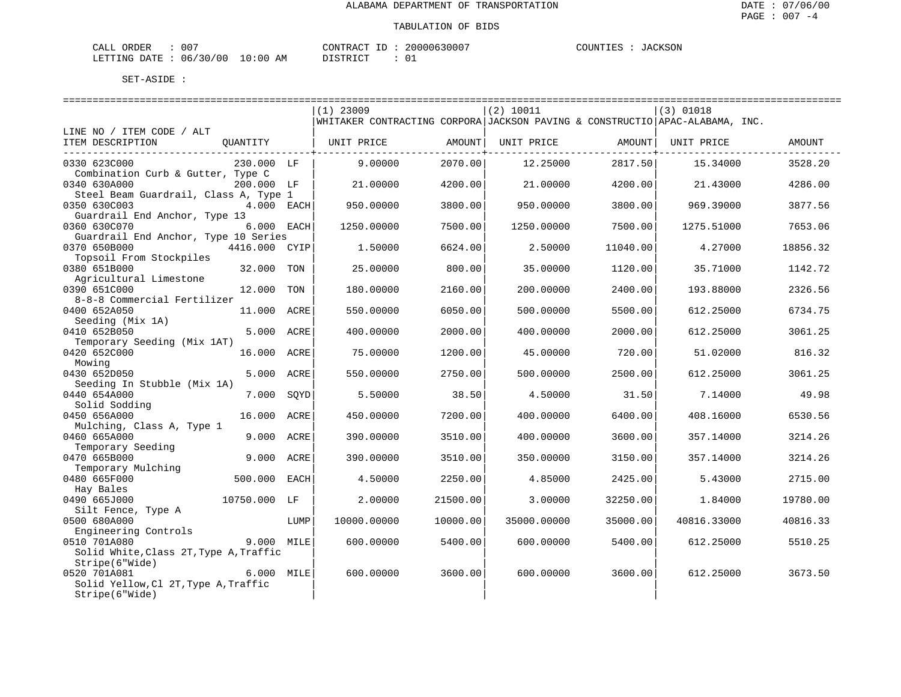ALABAMA DEPARTMENT OF TRANSPORTATION

TABULATION OF BIDS

CALL ORDER : 007 CONTRACT ID : 20000630007 COUNTIES : JACKSON
LETTING DATE : 06/30/00 10:00 AM DISTRICT : 01

SET-ASIDE :

| LINE NO / ITEM CODE / ALT ITEM DESCRIPTION | QUANTITY | | (1) 23009 WHITAKER CONTRACTING CORPORA UNIT PRICE | AMOUNT | (2) 10011 JACKSON PAVING & CONSTRUCTIO UNIT PRICE | AMOUNT | (3) 01018 APAC-ALABAMA, INC. UNIT PRICE | AMOUNT |
|---|---|---|---|---|---|---|---|---|
| 0330 623C000 Combination Curb & Gutter, Type C | 230.000 | LF | 9.00000 | 2070.00 | 12.25000 | 2817.50 | 15.34000 | 3528.20 |
| 0340 630A000 Steel Beam Guardrail, Class A, Type 1 | 200.000 | LF | 21.00000 | 4200.00 | 21.00000 | 4200.00 | 21.43000 | 4286.00 |
| 0350 630C003 Guardrail End Anchor, Type 13 | 4.000 | EACH | 950.00000 | 3800.00 | 950.00000 | 3800.00 | 969.39000 | 3877.56 |
| 0360 630C070 Guardrail End Anchor, Type 10 Series | 6.000 | EACH | 1250.00000 | 7500.00 | 1250.00000 | 7500.00 | 1275.51000 | 7653.06 |
| 0370 650B000 Topsoil From Stockpiles | 4416.000 | CYIP | 1.50000 | 6624.00 | 2.50000 | 11040.00 | 4.27000 | 18856.32 |
| 0380 651B000 Agricultural Limestone | 32.000 | TON | 25.00000 | 800.00 | 35.00000 | 1120.00 | 35.71000 | 1142.72 |
| 0390 651C000 8-8-8 Commercial Fertilizer | 12.000 | TON | 180.00000 | 2160.00 | 200.00000 | 2400.00 | 193.88000 | 2326.56 |
| 0400 652A050 Seeding (Mix 1A) | 11.000 | ACRE | 550.00000 | 6050.00 | 500.00000 | 5500.00 | 612.25000 | 6734.75 |
| 0410 652B050 Temporary Seeding (Mix 1AT) | 5.000 | ACRE | 400.00000 | 2000.00 | 400.00000 | 2000.00 | 612.25000 | 3061.25 |
| 0420 652C000 Mowing | 16.000 | ACRE | 75.00000 | 1200.00 | 45.00000 | 720.00 | 51.02000 | 816.32 |
| 0430 652D050 Seeding In Stubble (Mix 1A) | 5.000 | ACRE | 550.00000 | 2750.00 | 500.00000 | 2500.00 | 612.25000 | 3061.25 |
| 0440 654A000 Solid Sodding | 7.000 | SQYD | 5.50000 | 38.50 | 4.50000 | 31.50 | 7.14000 | 49.98 |
| 0450 656A000 Mulching, Class A, Type 1 | 16.000 | ACRE | 450.00000 | 7200.00 | 400.00000 | 6400.00 | 408.16000 | 6530.56 |
| 0460 665A000 Temporary Seeding | 9.000 | ACRE | 390.00000 | 3510.00 | 400.00000 | 3600.00 | 357.14000 | 3214.26 |
| 0470 665B000 Temporary Mulching | 9.000 | ACRE | 390.00000 | 3510.00 | 350.00000 | 3150.00 | 357.14000 | 3214.26 |
| 0480 665F000 Hay Bales | 500.000 | EACH | 4.50000 | 2250.00 | 4.85000 | 2425.00 | 5.43000 | 2715.00 |
| 0490 665J000 Silt Fence, Type A | 10750.000 | LF | 2.00000 | 21500.00 | 3.00000 | 32250.00 | 1.84000 | 19780.00 |
| 0500 680A000 Engineering Controls | | LUMP | 10000.00000 | 10000.00 | 35000.00000 | 35000.00 | 40816.33000 | 40816.33 |
| 0510 701A080 Solid White,Class 2T,Type A,Traffic Stripe(6"Wide) | 9.000 | MILE | 600.00000 | 5400.00 | 600.00000 | 5400.00 | 612.25000 | 5510.25 |
| 0520 701A081 Solid Yellow,Cl 2T,Type A,Traffic Stripe(6"Wide) | 6.000 | MILE | 600.00000 | 3600.00 | 600.00000 | 3600.00 | 612.25000 | 3673.50 |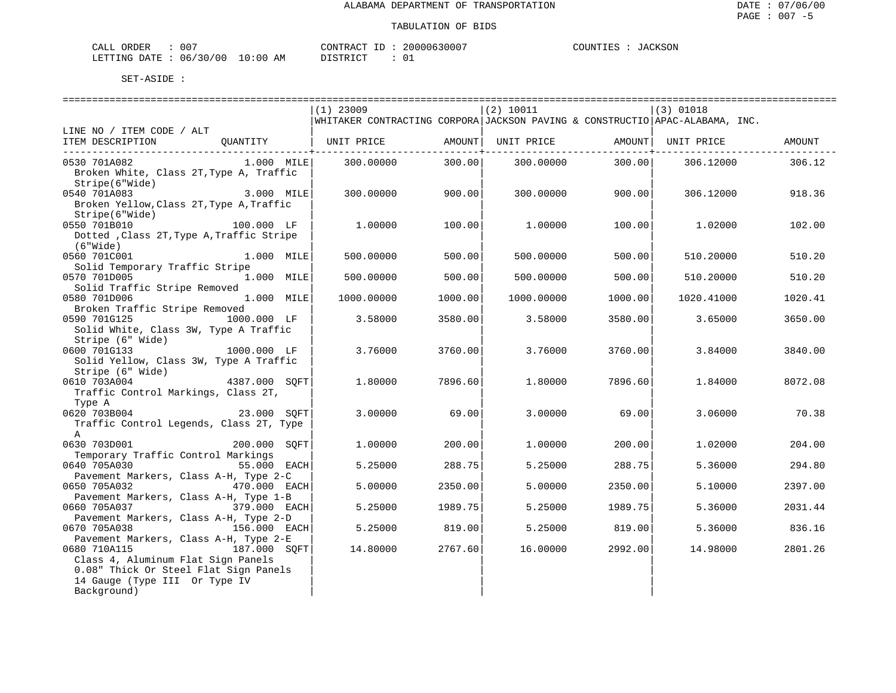ALABAMA DEPARTMENT OF TRANSPORTATION

TABULATION OF BIDS

DATE : 07/06/00
PAGE : 007 -5

CALL ORDER : 007 CONTRACT ID : 20000630007 COUNTIES : JACKSON
LETTING DATE : 06/30/00 10:00 AM DISTRICT : 01

SET-ASIDE :

| LINE NO / ITEM CODE / ALT ITEM DESCRIPTION | QUANTITY | (1) 23009 WHITAKER CONTRACTING CORPORA UNIT PRICE | AMOUNT | (2) 10011 JACKSON PAVING & CONSTRUCTIO UNIT PRICE | AMOUNT | (3) 01018 APAC-ALABAMA, INC. UNIT PRICE | AMOUNT |
|---|---|---|---|---|---|---|---|
| 0530 701A082 Broken White, Class 2T, Type A, Traffic Stripe(6"Wide) | 1.000 MILE | 300.00000 | 300.00 | 300.00000 | 300.00 | 306.12000 | 306.12 |
| 0540 701A083 Broken Yellow, Class 2T, Type A, Traffic Stripe(6"Wide) | 3.000 MILE | 300.00000 | 900.00 | 300.00000 | 900.00 | 306.12000 | 918.36 |
| 0550 701B010 Dotted ,Class 2T, Type A, Traffic Stripe (6"Wide) | 100.000 LF | 1.00000 | 100.00 | 1.00000 | 100.00 | 1.02000 | 102.00 |
| 0560 701C001 Solid Temporary Traffic Stripe | 1.000 MILE | 500.00000 | 500.00 | 500.00000 | 500.00 | 510.20000 | 510.20 |
| 0570 701D005 Solid Traffic Stripe Removed | 1.000 MILE | 500.00000 | 500.00 | 500.00000 | 500.00 | 510.20000 | 510.20 |
| 0580 701D006 Broken Traffic Stripe Removed | 1.000 MILE | 1000.00000 | 1000.00 | 1000.00000 | 1000.00 | 1020.41000 | 1020.41 |
| 0590 701G125 Solid White, Class 3W, Type A Traffic Stripe (6" Wide) | 1000.000 LF | 3.58000 | 3580.00 | 3.58000 | 3580.00 | 3.65000 | 3650.00 |
| 0600 701G133 Solid Yellow, Class 3W, Type A Traffic Stripe (6" Wide) | 1000.000 LF | 3.76000 | 3760.00 | 3.76000 | 3760.00 | 3.84000 | 3840.00 |
| 0610 703A004 Traffic Control Markings, Class 2T, Type A | 4387.000 SQFT | 1.80000 | 7896.60 | 1.80000 | 7896.60 | 1.84000 | 8072.08 |
| 0620 703B004 Traffic Control Legends, Class 2T, Type A | 23.000 SQFT | 3.00000 | 69.00 | 3.00000 | 69.00 | 3.06000 | 70.38 |
| 0630 703D001 Temporary Traffic Control Markings | 200.000 SQFT | 1.00000 | 200.00 | 1.00000 | 200.00 | 1.02000 | 204.00 |
| 0640 705A030 Pavement Markers, Class A-H, Type 2-C | 55.000 EACH | 5.25000 | 288.75 | 5.25000 | 288.75 | 5.36000 | 294.80 |
| 0650 705A032 Pavement Markers, Class A-H, Type 1-B | 470.000 EACH | 5.00000 | 2350.00 | 5.00000 | 2350.00 | 5.10000 | 2397.00 |
| 0660 705A037 Pavement Markers, Class A-H, Type 2-D | 379.000 EACH | 5.25000 | 1989.75 | 5.25000 | 1989.75 | 5.36000 | 2031.44 |
| 0670 705A038 Pavement Markers, Class A-H, Type 2-E | 156.000 EACH | 5.25000 | 819.00 | 5.25000 | 819.00 | 5.36000 | 836.16 |
| 0680 710A115 Class 4, Aluminum Flat Sign Panels 0.08" Thick Or Steel Flat Sign Panels 14 Gauge (Type III Or Type IV Background) | 187.000 SQFT | 14.80000 | 2767.60 | 16.00000 | 2992.00 | 14.98000 | 2801.26 |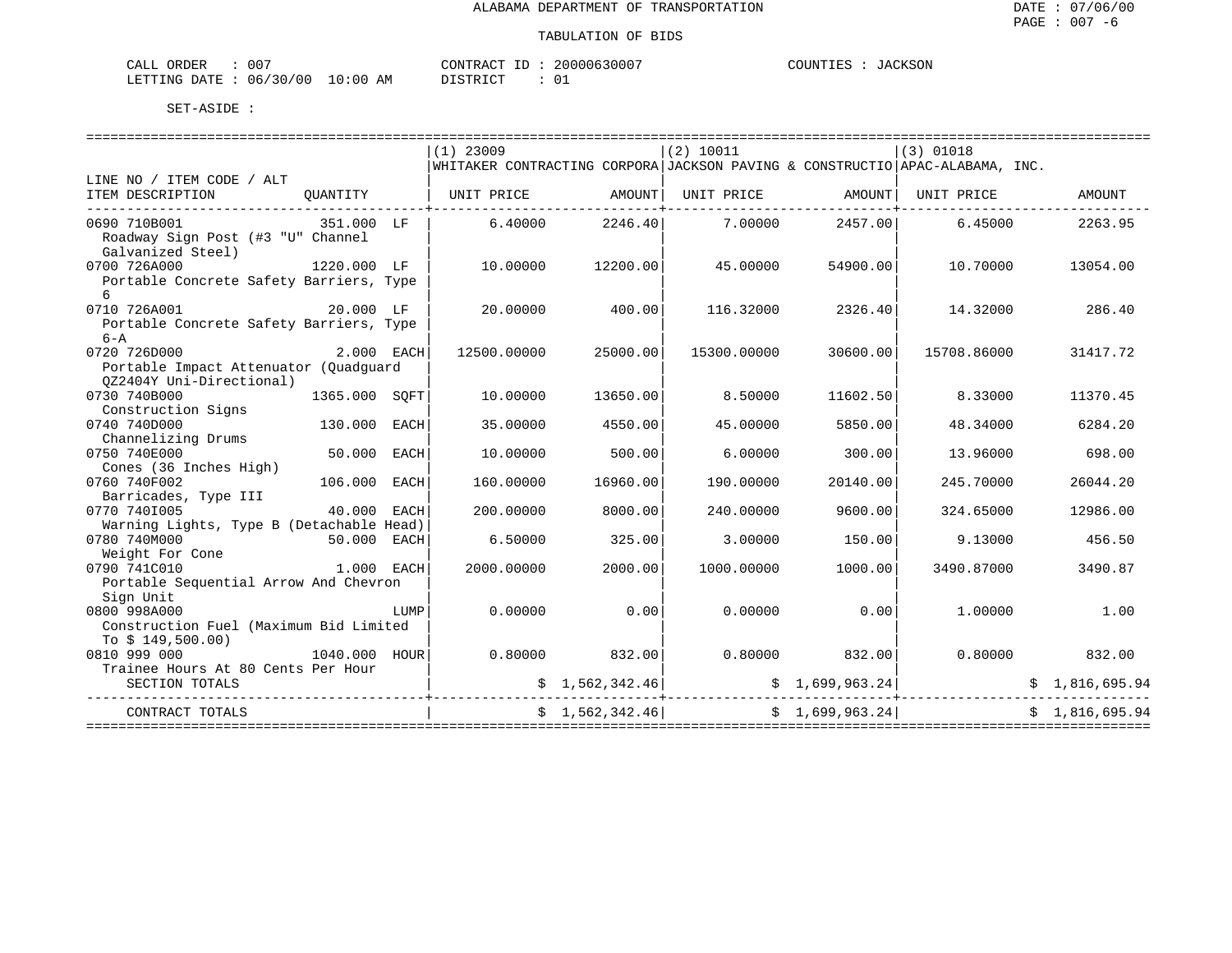ALABAMA DEPARTMENT OF TRANSPORTATION

TABULATION OF BIDS

DATE : 07/06/00
PAGE : 007 -6

CALL ORDER : 007    CONTRACT ID : 20000630007    COUNTIES : JACKSON
LETTING DATE : 06/30/00 10:00 AM    DISTRICT : 01

SET-ASIDE :

| LINE NO / ITEM CODE / ALT<br>ITEM DESCRIPTION | QUANTITY | (1) 23009<br>WHITAKER CONTRACTING CORPORA<br>UNIT PRICE | AMOUNT | (2) 10011<br>JACKSON PAVING & CONSTRUCTIO<br>UNIT PRICE | AMOUNT | (3) 01018<br>APAC-ALABAMA, INC.<br>UNIT PRICE | AMOUNT |
|---|---|---|---|---|---|---|---|
| 0690 710B001<br>Roadway Sign Post (#3 "U" Channel Galvanized Steel) | 351.000 LF | 6.40000 | 2246.40 | 7.00000 | 2457.00 | 6.45000 | 2263.95 |
| 0700 726A000<br>Portable Concrete Safety Barriers, Type 6 | 1220.000 LF | 10.00000 | 12200.00 | 45.00000 | 54900.00 | 10.70000 | 13054.00 |
| 0710 726A001<br>Portable Concrete Safety Barriers, Type 6-A | 20.000 LF | 20.00000 | 400.00 | 116.32000 | 2326.40 | 14.32000 | 286.40 |
| 0720 726D000<br>Portable Impact Attenuator (Quadguard QZ2404Y Uni-Directional) | 2.000 EACH | 12500.00000 | 25000.00 | 15300.00000 | 30600.00 | 15708.86000 | 31417.72 |
| 0730 740B000<br>Construction Signs | 1365.000 SQFT | 10.00000 | 13650.00 | 8.50000 | 11602.50 | 8.33000 | 11370.45 |
| 0740 740D000<br>Channelizing Drums | 130.000 EACH | 35.00000 | 4550.00 | 45.00000 | 5850.00 | 48.34000 | 6284.20 |
| 0750 740E000<br>Cones (36 Inches High) | 50.000 EACH | 10.00000 | 500.00 | 6.00000 | 300.00 | 13.96000 | 698.00 |
| 0760 740F002<br>Barricades, Type III | 106.000 EACH | 160.00000 | 16960.00 | 190.00000 | 20140.00 | 245.70000 | 26044.20 |
| 0770 740I005<br>Warning Lights, Type B (Detachable Head) | 40.000 EACH | 200.00000 | 8000.00 | 240.00000 | 9600.00 | 324.65000 | 12986.00 |
| 0780 740M000<br>Weight For Cone | 50.000 EACH | 6.50000 | 325.00 | 3.00000 | 150.00 | 9.13000 | 456.50 |
| 0790 741C010<br>Portable Sequential Arrow And Chevron Sign Unit | 1.000 EACH | 2000.00000 | 2000.00 | 1000.00000 | 1000.00 | 3490.87000 | 3490.87 |
| 0800 998A000<br>Construction Fuel (Maximum Bid Limited To $ 149,500.00) | LUMP | 0.00000 | 0.00 | 0.00000 | 0.00 | 1.00000 | 1.00 |
| 0810 999 000<br>Trainee Hours At 80 Cents Per Hour | 1040.000 HOUR | 0.80000 | 832.00 | 0.80000 | 832.00 | 0.80000 | 832.00 |
| SECTION TOTALS | | | $ 1,562,342.46 | | $ 1,699,963.24 | | $ 1,816,695.94 |
| CONTRACT TOTALS | | | $ 1,562,342.46 | | $ 1,699,963.24 | | $ 1,816,695.94 |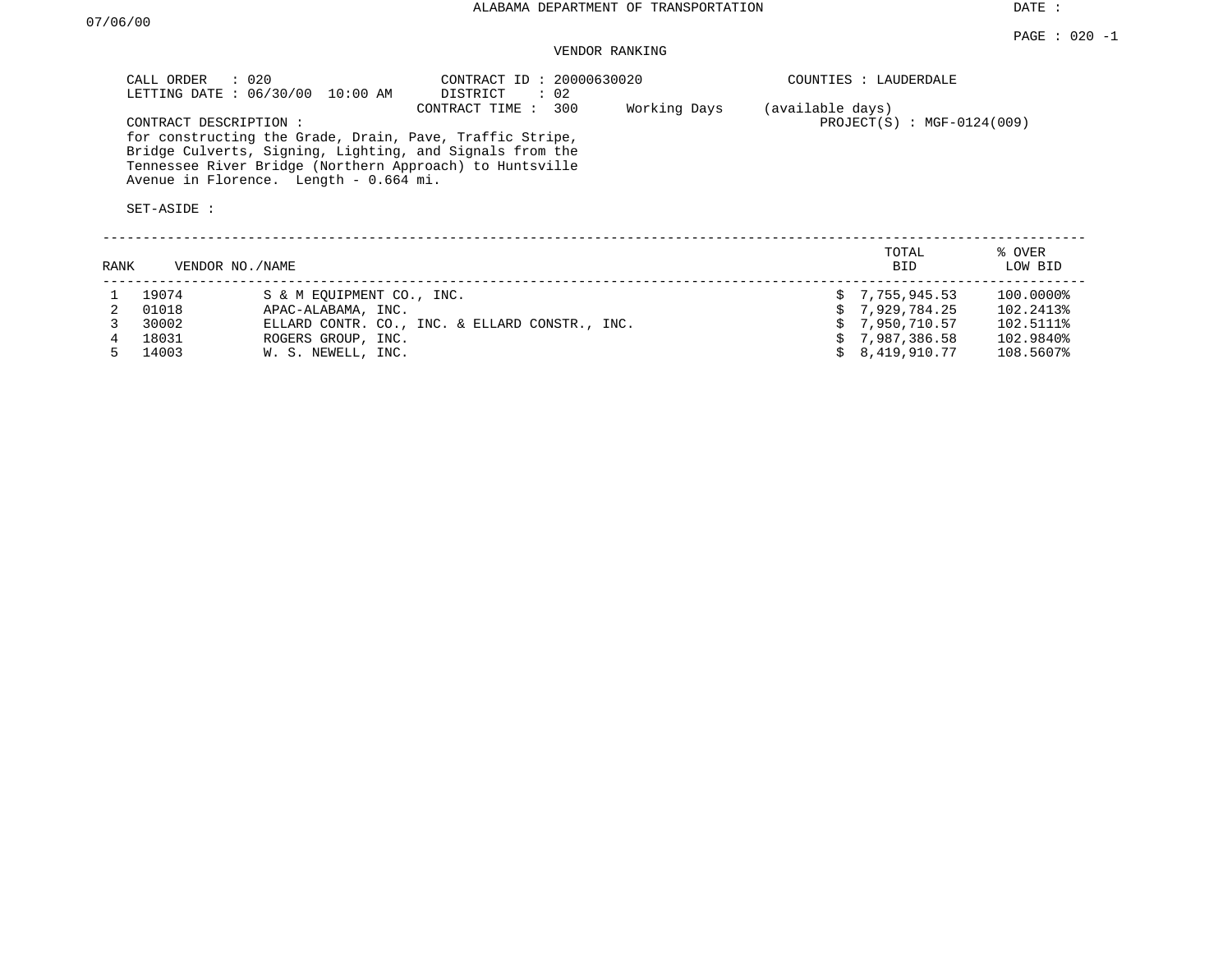ALABAMA DEPARTMENT OF TRANSPORTATION

DATE : 07/06/00

PAGE : 020 -1

VENDOR RANKING

CALL ORDER : 020
LETTING DATE : 06/30/00 10:00 AM

CONTRACT ID : 20000630020
DISTRICT : 02
CONTRACT TIME : 300 Working Days (available days)

COUNTIES : LAUDERDALE

PROJECT(S) : MGF-0124(009)

CONTRACT DESCRIPTION :
for constructing the Grade, Drain, Pave, Traffic Stripe, Bridge Culverts, Signing, Lighting, and Signals from the Tennessee River Bridge (Northern Approach) to Huntsville Avenue in Florence. Length - 0.664 mi.

SET-ASIDE :

| RANK | VENDOR NO./NAME | | TOTAL BID | % OVER LOW BID |
|---|---|---|---|---|
| 1 | 19074 | S & M EQUIPMENT CO., INC. | $ 7,755,945.53 | 100.0000% |
| 2 | 01018 | APAC-ALABAMA, INC. | $ 7,929,784.25 | 102.2413% |
| 3 | 30002 | ELLARD CONTR. CO., INC. & ELLARD CONSTR., INC. | $ 7,950,710.57 | 102.5111% |
| 4 | 18031 | ROGERS GROUP, INC. | $ 7,987,386.58 | 102.9840% |
| 5 | 14003 | W. S. NEWELL, INC. | $ 8,419,910.77 | 108.5607% |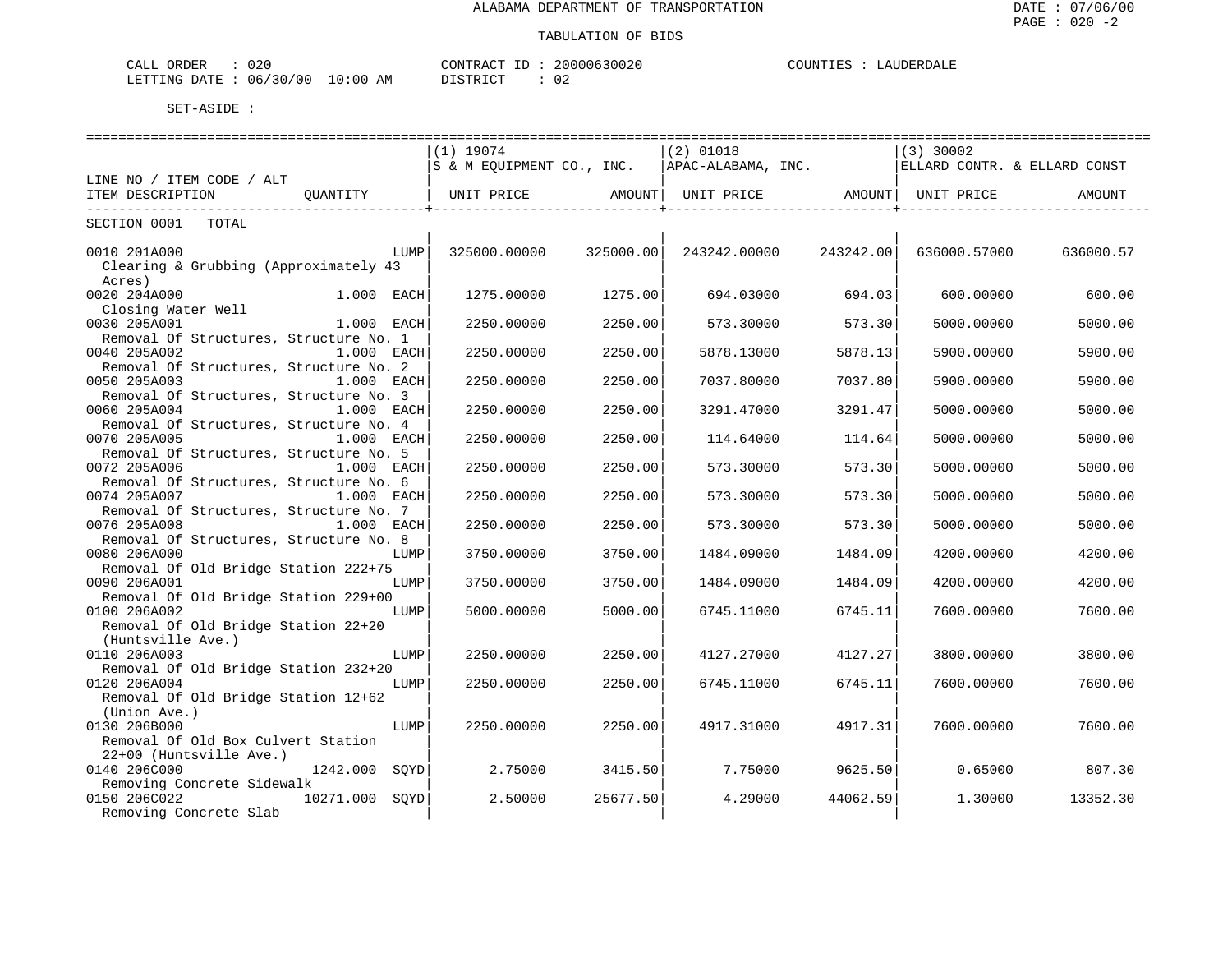ALABAMA DEPARTMENT OF TRANSPORTATION

TABULATION OF BIDS

DATE : 07/06/00

PAGE : 020 -2

CALL ORDER : 020 &nbsp;&nbsp;&nbsp; CONTRACT ID : 20000630020 &nbsp;&nbsp;&nbsp; COUNTIES : LAUDERDALE

LETTING DATE : 06/30/00 10:00 AM &nbsp;&nbsp;&nbsp; DISTRICT : 02

SET-ASIDE :

| LINE NO / ITEM CODE / ALT<br>ITEM DESCRIPTION | QUANTITY | (1) 19074<br>S & M EQUIPMENT CO., INC.<br>UNIT PRICE | AMOUNT | (2) 01018<br>APAC-ALABAMA, INC.<br>UNIT PRICE | AMOUNT | (3) 30002<br>ELLARD CONTR. & ELLARD CONST<br>UNIT PRICE | AMOUNT |
|---|---|---|---|---|---|---|---|
| SECTION 0001 TOTAL | | | | | | | |
| 0010 201A000<br>Clearing & Grubbing (Approximately 43 Acres) | LUMP | 325000.00000 | 325000.00 | 243242.00000 | 243242.00 | 636000.57000 | 636000.57 |
| 0020 204A000<br>Closing Water Well | 1.000 EACH | 1275.00000 | 1275.00 | 694.03000 | 694.03 | 600.00000 | 600.00 |
| 0030 205A001<br>Removal Of Structures, Structure No. 1 | 1.000 EACH | 2250.00000 | 2250.00 | 573.30000 | 573.30 | 5000.00000 | 5000.00 |
| 0040 205A002<br>Removal Of Structures, Structure No. 2 | 1.000 EACH | 2250.00000 | 2250.00 | 5878.13000 | 5878.13 | 5900.00000 | 5900.00 |
| 0050 205A003<br>Removal Of Structures, Structure No. 3 | 1.000 EACH | 2250.00000 | 2250.00 | 7037.80000 | 7037.80 | 5900.00000 | 5900.00 |
| 0060 205A004<br>Removal Of Structures, Structure No. 4 | 1.000 EACH | 2250.00000 | 2250.00 | 3291.47000 | 3291.47 | 5000.00000 | 5000.00 |
| 0070 205A005<br>Removal Of Structures, Structure No. 5 | 1.000 EACH | 2250.00000 | 2250.00 | 114.64000 | 114.64 | 5000.00000 | 5000.00 |
| 0072 205A006<br>Removal Of Structures, Structure No. 6 | 1.000 EACH | 2250.00000 | 2250.00 | 573.30000 | 573.30 | 5000.00000 | 5000.00 |
| 0074 205A007<br>Removal Of Structures, Structure No. 7 | 1.000 EACH | 2250.00000 | 2250.00 | 573.30000 | 573.30 | 5000.00000 | 5000.00 |
| 0076 205A008<br>Removal Of Structures, Structure No. 8 | 1.000 EACH | 2250.00000 | 2250.00 | 573.30000 | 573.30 | 5000.00000 | 5000.00 |
| 0080 206A000<br>Removal Of Old Bridge Station 222+75 | LUMP | 3750.00000 | 3750.00 | 1484.09000 | 1484.09 | 4200.00000 | 4200.00 |
| 0090 206A001<br>Removal Of Old Bridge Station 229+00 | LUMP | 3750.00000 | 3750.00 | 1484.09000 | 1484.09 | 4200.00000 | 4200.00 |
| 0100 206A002<br>Removal Of Old Bridge Station 22+20 (Huntsville Ave.) | LUMP | 5000.00000 | 5000.00 | 6745.11000 | 6745.11 | 7600.00000 | 7600.00 |
| 0110 206A003<br>Removal Of Old Bridge Station 232+20 | LUMP | 2250.00000 | 2250.00 | 4127.27000 | 4127.27 | 3800.00000 | 3800.00 |
| 0120 206A004<br>Removal Of Old Bridge Station 12+62 (Union Ave.) | LUMP | 2250.00000 | 2250.00 | 6745.11000 | 6745.11 | 7600.00000 | 7600.00 |
| 0130 206B000<br>Removal Of Old Box Culvert Station 22+00 (Huntsville Ave.) | LUMP | 2250.00000 | 2250.00 | 4917.31000 | 4917.31 | 7600.00000 | 7600.00 |
| 0140 206C000<br>Removing Concrete Sidewalk | 1242.000 SQYD | 2.75000 | 3415.50 | 7.75000 | 9625.50 | 0.65000 | 807.30 |
| 0150 206C022<br>Removing Concrete Slab | 10271.000 SQYD | 2.50000 | 25677.50 | 4.29000 | 44062.59 | 1.30000 | 13352.30 |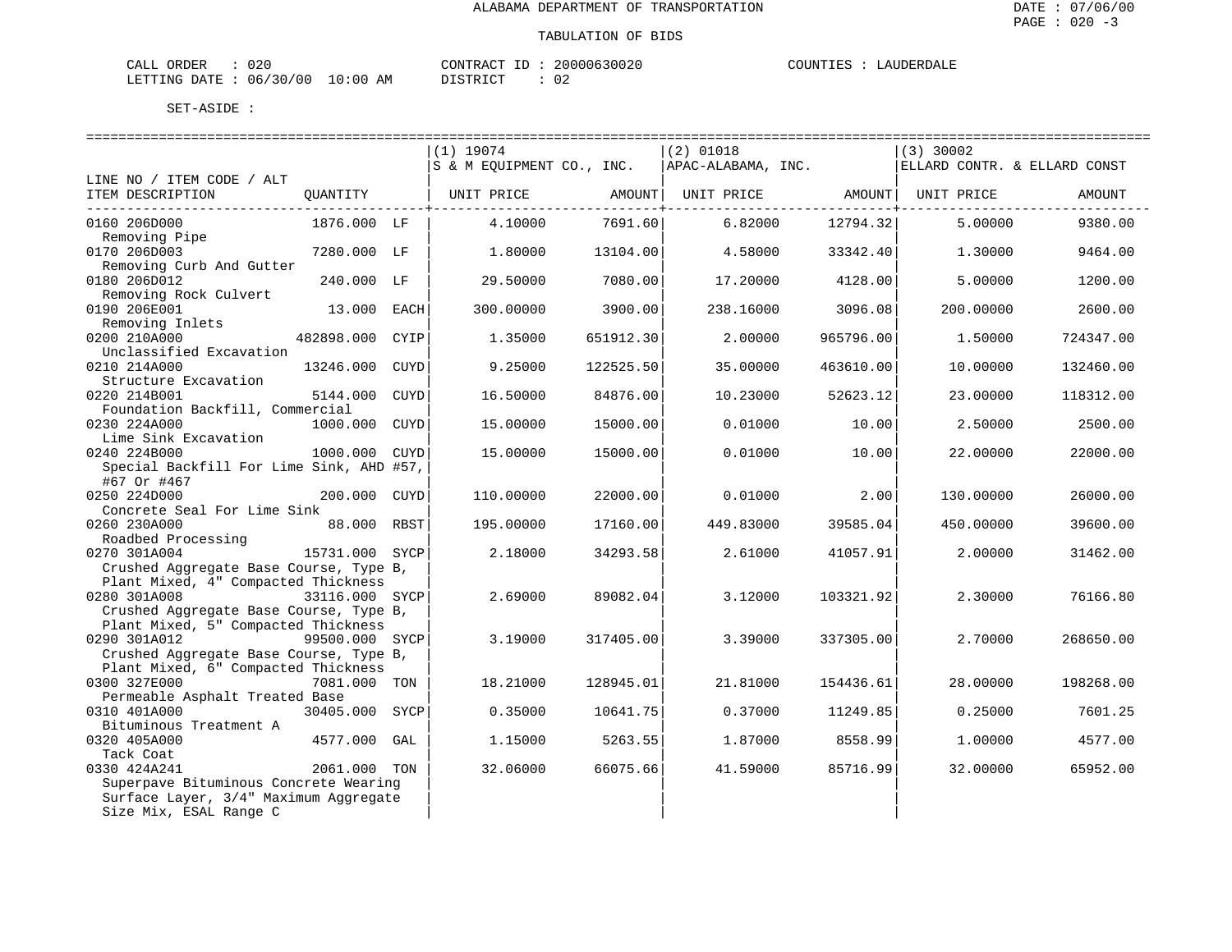ALABAMA DEPARTMENT OF TRANSPORTATION

TABULATION OF BIDS

CALL ORDER : 020  
LETTING DATE : 06/30/00 10:00 AM

CONTRACT ID : 20000630020  
DISTRICT : 02

COUNTIES : LAUDERDALE

SET-ASIDE :

| LINE NO / ITEM CODE / ALT ITEM DESCRIPTION | QUANTITY | | (1) 19074 S & M EQUIPMENT CO., INC. UNIT PRICE | AMOUNT | (2) 01018 APAC-ALABAMA, INC. UNIT PRICE | AMOUNT | (3) 30002 ELLARD CONTR. & ELLARD CONST UNIT PRICE | AMOUNT |
|---|---|---|---|---|---|---|---|---|
| 0160 206D000 Removing Pipe | 1876.000 | LF | 4.10000 | 7691.60 | 6.82000 | 12794.32 | 5.00000 | 9380.00 |
| 0170 206D003 Removing Curb And Gutter | 7280.000 | LF | 1.80000 | 13104.00 | 4.58000 | 33342.40 | 1.30000 | 9464.00 |
| 0180 206D012 Removing Rock Culvert | 240.000 | LF | 29.50000 | 7080.00 | 17.20000 | 4128.00 | 5.00000 | 1200.00 |
| 0190 206E001 Removing Inlets | 13.000 | EACH | 300.00000 | 3900.00 | 238.16000 | 3096.08 | 200.00000 | 2600.00 |
| 0200 210A000 Unclassified Excavation | 482898.000 | CYIP | 1.35000 | 651912.30 | 2.00000 | 965796.00 | 1.50000 | 724347.00 |
| 0210 214A000 Structure Excavation | 13246.000 | CUYD | 9.25000 | 122525.50 | 35.00000 | 463610.00 | 10.00000 | 132460.00 |
| 0220 214B001 Foundation Backfill, Commercial | 5144.000 | CUYD | 16.50000 | 84876.00 | 10.23000 | 52623.12 | 23.00000 | 118312.00 |
| 0230 224A000 Lime Sink Excavation | 1000.000 | CUYD | 15.00000 | 15000.00 | 0.01000 | 10.00 | 2.50000 | 2500.00 |
| 0240 224B000 Special Backfill For Lime Sink, AHD #57, #67 Or #467 | 1000.000 | CUYD | 15.00000 | 15000.00 | 0.01000 | 10.00 | 22.00000 | 22000.00 |
| 0250 224D000 Concrete Seal For Lime Sink | 200.000 | CUYD | 110.00000 | 22000.00 | 0.01000 | 2.00 | 130.00000 | 26000.00 |
| 0260 230A000 Roadbed Processing | 88.000 | RBST | 195.00000 | 17160.00 | 449.83000 | 39585.04 | 450.00000 | 39600.00 |
| 0270 301A004 Crushed Aggregate Base Course, Type B, Plant Mixed, 4" Compacted Thickness | 15731.000 | SYCP | 2.18000 | 34293.58 | 2.61000 | 41057.91 | 2.00000 | 31462.00 |
| 0280 301A008 Crushed Aggregate Base Course, Type B, Plant Mixed, 5" Compacted Thickness | 33116.000 | SYCP | 2.69000 | 89082.04 | 3.12000 | 103321.92 | 2.30000 | 76166.80 |
| 0290 301A012 Crushed Aggregate Base Course, Type B, Plant Mixed, 6" Compacted Thickness | 99500.000 | SYCP | 3.19000 | 317405.00 | 3.39000 | 337305.00 | 2.70000 | 268650.00 |
| 0300 327E000 Permeable Asphalt Treated Base | 7081.000 | TON | 18.21000 | 128945.01 | 21.81000 | 154436.61 | 28.00000 | 198268.00 |
| 0310 401A000 Bituminous Treatment A | 30405.000 | SYCP | 0.35000 | 10641.75 | 0.37000 | 11249.85 | 0.25000 | 7601.25 |
| 0320 405A000 Tack Coat | 4577.000 | GAL | 1.15000 | 5263.55 | 1.87000 | 8558.99 | 1.00000 | 4577.00 |
| 0330 424A241 Superpave Bituminous Concrete Wearing Surface Layer, 3/4" Maximum Aggregate Size Mix, ESAL Range C | 2061.000 | TON | 32.06000 | 66075.66 | 41.59000 | 85716.99 | 32.00000 | 65952.00 |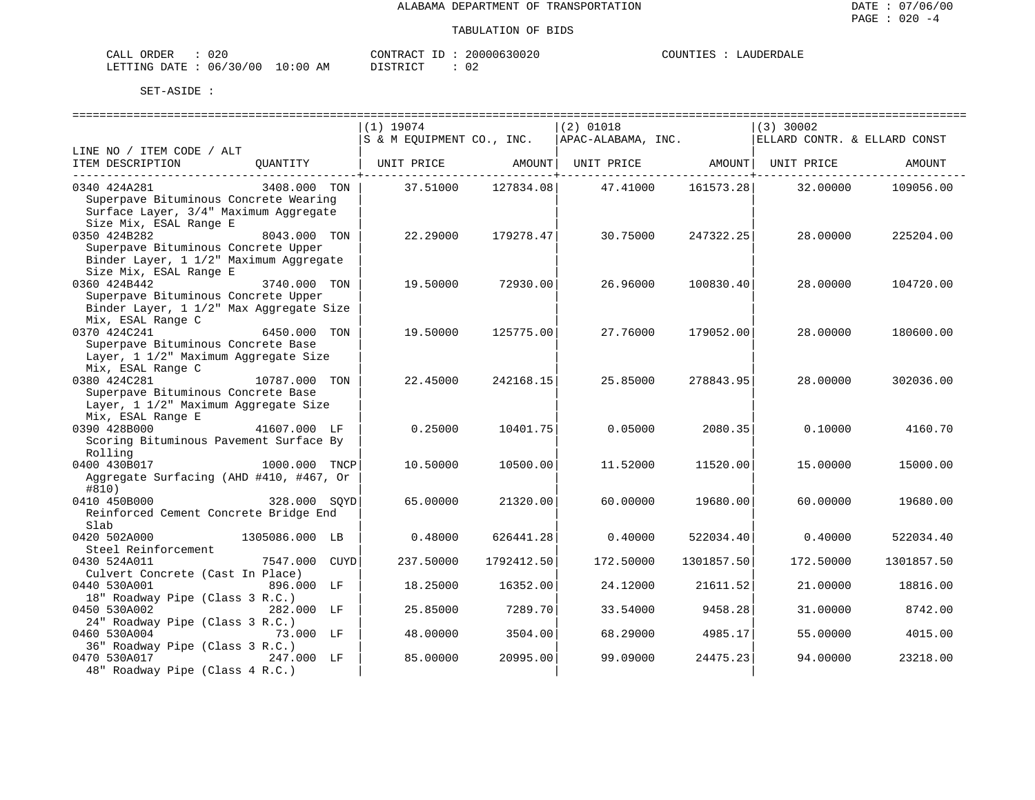ALABAMA DEPARTMENT OF TRANSPORTATION

TABULATION OF BIDS

CALL ORDER : 020 &nbsp;&nbsp;&nbsp;&nbsp; CONTRACT ID : 20000630020 &nbsp;&nbsp;&nbsp;&nbsp; COUNTIES : LAUDERDALE
LETTING DATE : 06/30/00 10:00 AM &nbsp;&nbsp;&nbsp;&nbsp; DISTRICT : 02

SET-ASIDE :

| LINE NO / ITEM CODE / ALT ITEM DESCRIPTION | QUANTITY | (1) 19074 S & M EQUIPMENT CO., INC. UNIT PRICE | AMOUNT | (2) 01018 APAC-ALABAMA, INC. UNIT PRICE | AMOUNT | (3) 30002 ELLARD CONTR. & ELLARD CONST UNIT PRICE | AMOUNT |
|---|---|---|---|---|---|---|---|
| 0340 424A281 Superpave Bituminous Concrete Wearing Surface Layer, 3/4" Maximum Aggregate Size Mix, ESAL Range E | 3408.000 TON | 37.51000 | 127834.08 | 47.41000 | 161573.28 | 32.00000 | 109056.00 |
| 0350 424B282 Superpave Bituminous Concrete Upper Binder Layer, 1 1/2" Maximum Aggregate Size Mix, ESAL Range E | 8043.000 TON | 22.29000 | 179278.47 | 30.75000 | 247322.25 | 28.00000 | 225204.00 |
| 0360 424B442 Superpave Bituminous Concrete Upper Binder Layer, 1 1/2" Max Aggregate Size Mix, ESAL Range C | 3740.000 TON | 19.50000 | 72930.00 | 26.96000 | 100830.40 | 28.00000 | 104720.00 |
| 0370 424C241 Superpave Bituminous Concrete Base Layer, 1 1/2" Maximum Aggregate Size Mix, ESAL Range C | 6450.000 TON | 19.50000 | 125775.00 | 27.76000 | 179052.00 | 28.00000 | 180600.00 |
| 0380 424C281 Superpave Bituminous Concrete Base Layer, 1 1/2" Maximum Aggregate Size Mix, ESAL Range E | 10787.000 TON | 22.45000 | 242168.15 | 25.85000 | 278843.95 | 28.00000 | 302036.00 |
| 0390 428B000 Scoring Bituminous Pavement Surface By Rolling | 41607.000 LF | 0.25000 | 10401.75 | 0.05000 | 2080.35 | 0.10000 | 4160.70 |
| 0400 430B017 Aggregate Surfacing (AHD #410, #467, Or #810) | 1000.000 TNCP | 10.50000 | 10500.00 | 11.52000 | 11520.00 | 15.00000 | 15000.00 |
| 0410 450B000 Reinforced Cement Concrete Bridge End Slab | 328.000 SQYD | 65.00000 | 21320.00 | 60.00000 | 19680.00 | 60.00000 | 19680.00 |
| 0420 502A000 Steel Reinforcement | 1305086.000 LB | 0.48000 | 626441.28 | 0.40000 | 522034.40 | 0.40000 | 522034.40 |
| 0430 524A011 Culvert Concrete (Cast In Place) | 7547.000 CUYD | 237.50000 | 1792412.50 | 172.50000 | 1301857.50 | 172.50000 | 1301857.50 |
| 0440 530A001 18" Roadway Pipe (Class 3 R.C.) | 896.000 LF | 18.25000 | 16352.00 | 24.12000 | 21611.52 | 21.00000 | 18816.00 |
| 0450 530A002 24" Roadway Pipe (Class 3 R.C.) | 282.000 LF | 25.85000 | 7289.70 | 33.54000 | 9458.28 | 31.00000 | 8742.00 |
| 0460 530A004 36" Roadway Pipe (Class 3 R.C.) | 73.000 LF | 48.00000 | 3504.00 | 68.29000 | 4985.17 | 55.00000 | 4015.00 |
| 0470 530A017 48" Roadway Pipe (Class 4 R.C.) | 247.000 LF | 85.00000 | 20995.00 | 99.09000 | 24475.23 | 94.00000 | 23218.00 |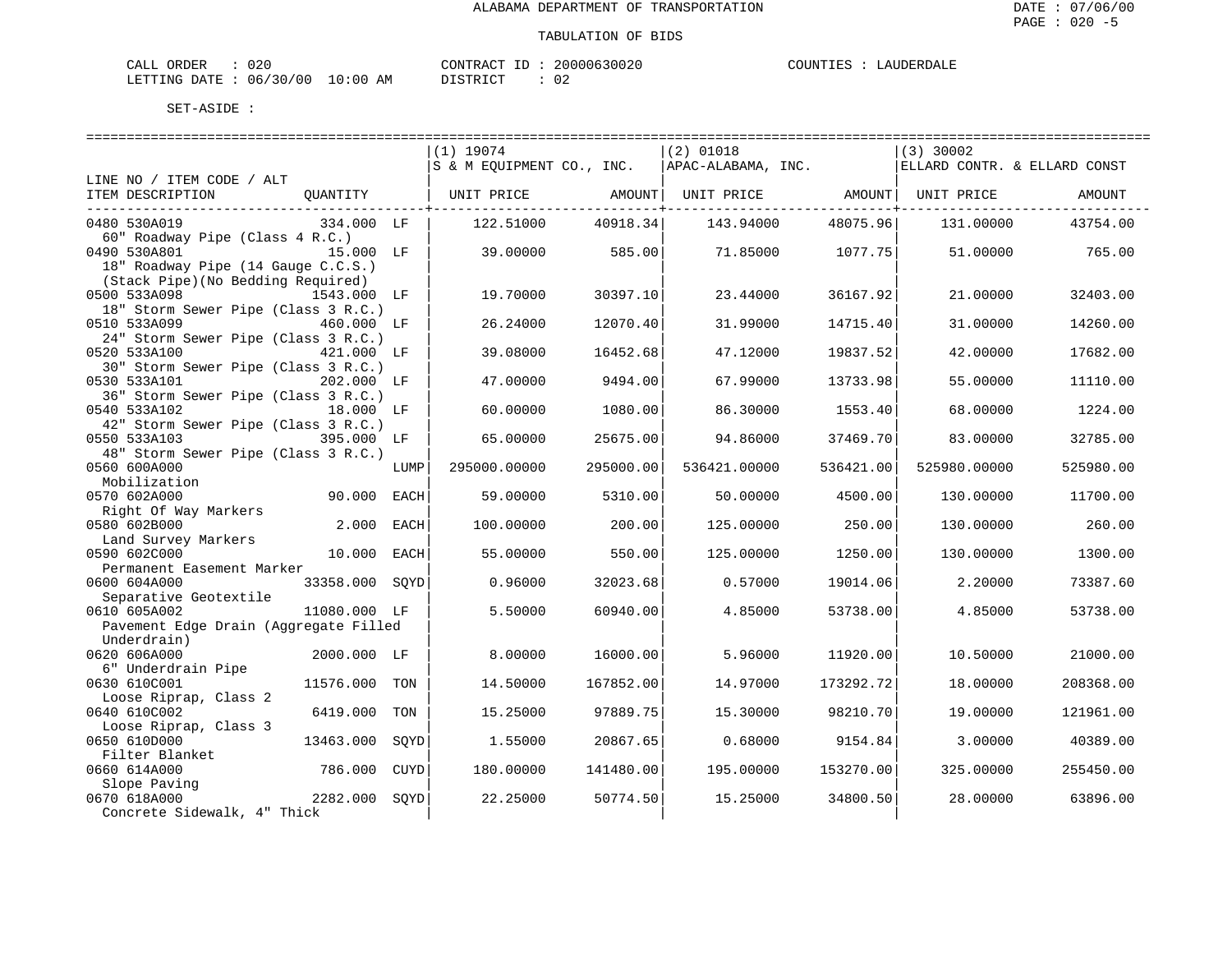ALABAMA DEPARTMENT OF TRANSPORTATION

TABULATION OF BIDS

CALL ORDER : 020 &nbsp;&nbsp;&nbsp; CONTRACT ID : 20000630020 &nbsp;&nbsp;&nbsp; COUNTIES : LAUDERDALE
LETTING DATE : 06/30/00 10:00 AM &nbsp;&nbsp;&nbsp; DISTRICT : 02

SET-ASIDE :

| LINE NO / ITEM CODE / ALT ITEM DESCRIPTION | QUANTITY | | (1) 19074 S & M EQUIPMENT CO., INC. UNIT PRICE | AMOUNT | (2) 01018 APAC-ALABAMA, INC. UNIT PRICE | AMOUNT | (3) 30002 ELLARD CONTR. & ELLARD CONST UNIT PRICE | AMOUNT |
|---|---|---|---|---|---|---|---|---|
| 0480 530A019 60" Roadway Pipe (Class 4 R.C.) | 334.000 | LF | 122.51000 | 40918.34 | 143.94000 | 48075.96 | 131.00000 | 43754.00 |
| 0490 530A801 18" Roadway Pipe (14 Gauge C.C.S.) (Stack Pipe)(No Bedding Required) | 15.000 | LF | 39.00000 | 585.00 | 71.85000 | 1077.75 | 51.00000 | 765.00 |
| 0500 533A098 18" Storm Sewer Pipe (Class 3 R.C.) | 1543.000 | LF | 19.70000 | 30397.10 | 23.44000 | 36167.92 | 21.00000 | 32403.00 |
| 0510 533A099 24" Storm Sewer Pipe (Class 3 R.C.) | 460.000 | LF | 26.24000 | 12070.40 | 31.99000 | 14715.40 | 31.00000 | 14260.00 |
| 0520 533A100 30" Storm Sewer Pipe (Class 3 R.C.) | 421.000 | LF | 39.08000 | 16452.68 | 47.12000 | 19837.52 | 42.00000 | 17682.00 |
| 0530 533A101 36" Storm Sewer Pipe (Class 3 R.C.) | 202.000 | LF | 47.00000 | 9494.00 | 67.99000 | 13733.98 | 55.00000 | 11110.00 |
| 0540 533A102 42" Storm Sewer Pipe (Class 3 R.C.) | 18.000 | LF | 60.00000 | 1080.00 | 86.30000 | 1553.40 | 68.00000 | 1224.00 |
| 0550 533A103 48" Storm Sewer Pipe (Class 3 R.C.) | 395.000 | LF | 65.00000 | 25675.00 | 94.86000 | 37469.70 | 83.00000 | 32785.00 |
| 0560 600A000 Mobilization | | LUMP | 295000.00000 | 295000.00 | 536421.00000 | 536421.00 | 525980.00000 | 525980.00 |
| 0570 602A000 Right Of Way Markers | 90.000 | EACH | 59.00000 | 5310.00 | 50.00000 | 4500.00 | 130.00000 | 11700.00 |
| 0580 602B000 Land Survey Markers | 2.000 | EACH | 100.00000 | 200.00 | 125.00000 | 250.00 | 130.00000 | 260.00 |
| 0590 602C000 Permanent Easement Marker | 10.000 | EACH | 55.00000 | 550.00 | 125.00000 | 1250.00 | 130.00000 | 1300.00 |
| 0600 604A000 Separative Geotextile | 33358.000 | SQYD | 0.96000 | 32023.68 | 0.57000 | 19014.06 | 2.20000 | 73387.60 |
| 0610 605A002 Pavement Edge Drain (Aggregate Filled Underdrain) | 11080.000 | LF | 5.50000 | 60940.00 | 4.85000 | 53738.00 | 4.85000 | 53738.00 |
| 0620 606A000 6" Underdrain Pipe | 2000.000 | LF | 8.00000 | 16000.00 | 5.96000 | 11920.00 | 10.50000 | 21000.00 |
| 0630 610C001 Loose Riprap, Class 2 | 11576.000 | TON | 14.50000 | 167852.00 | 14.97000 | 173292.72 | 18.00000 | 208368.00 |
| 0640 610C002 Loose Riprap, Class 3 | 6419.000 | TON | 15.25000 | 97889.75 | 15.30000 | 98210.70 | 19.00000 | 121961.00 |
| 0650 610D000 Filter Blanket | 13463.000 | SQYD | 1.55000 | 20867.65 | 0.68000 | 9154.84 | 3.00000 | 40389.00 |
| 0660 614A000 Slope Paving | 786.000 | CUYD | 180.00000 | 141480.00 | 195.00000 | 153270.00 | 325.00000 | 255450.00 |
| 0670 618A000 Concrete Sidewalk, 4" Thick | 2282.000 | SQYD | 22.25000 | 50774.50 | 15.25000 | 34800.50 | 28.00000 | 63896.00 |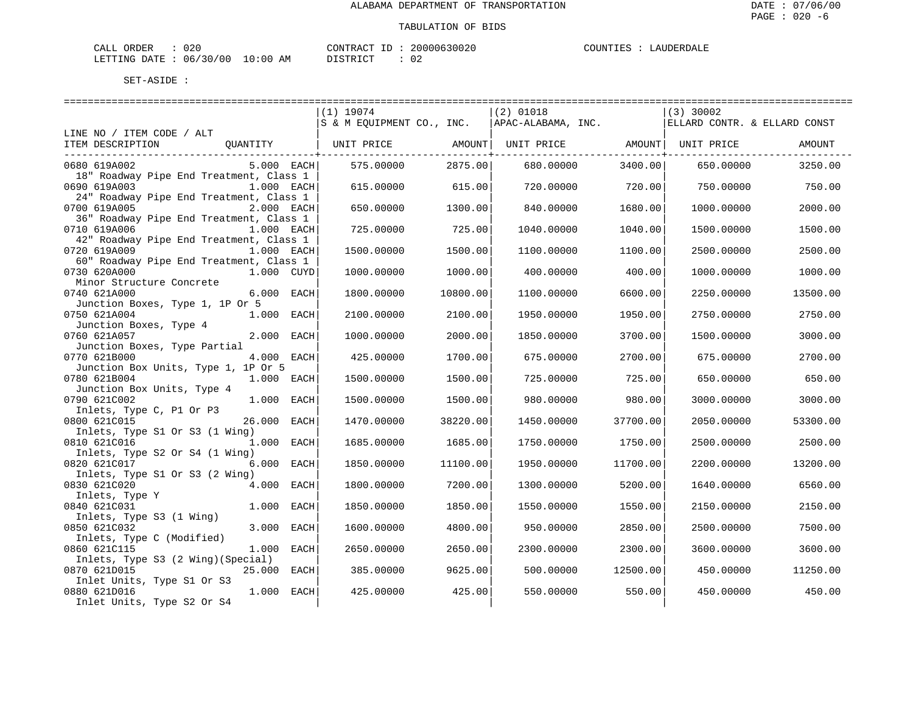ALABAMA DEPARTMENT OF TRANSPORTATION

TABULATION OF BIDS

CALL ORDER : 020 CONTRACT ID : 20000630020 COUNTIES : LAUDERDALE
LETTING DATE : 06/30/00 10:00 AM DISTRICT : 02

SET-ASIDE :

| LINE NO / ITEM CODE / ALT ITEM DESCRIPTION | QUANTITY | (1) 19074 S & M EQUIPMENT CO., INC. UNIT PRICE | AMOUNT | (2) 01018 APAC-ALABAMA, INC. UNIT PRICE | AMOUNT | (3) 30002 ELLARD CONTR. & ELLARD CONST UNIT PRICE | AMOUNT |
|---|---|---|---|---|---|---|---|
| 0680 619A002 18" Roadway Pipe End Treatment, Class 1 | 5.000 EACH | 575.00000 | 2875.00 | 680.00000 | 3400.00 | 650.00000 | 3250.00 |
| 0690 619A003 24" Roadway Pipe End Treatment, Class 1 | 1.000 EACH | 615.00000 | 615.00 | 720.00000 | 720.00 | 750.00000 | 750.00 |
| 0700 619A005 36" Roadway Pipe End Treatment, Class 1 | 2.000 EACH | 650.00000 | 1300.00 | 840.00000 | 1680.00 | 1000.00000 | 2000.00 |
| 0710 619A006 42" Roadway Pipe End Treatment, Class 1 | 1.000 EACH | 725.00000 | 725.00 | 1040.00000 | 1040.00 | 1500.00000 | 1500.00 |
| 0720 619A009 60" Roadway Pipe End Treatment, Class 1 | 1.000 EACH | 1500.00000 | 1500.00 | 1100.00000 | 1100.00 | 2500.00000 | 2500.00 |
| 0730 620A000 Minor Structure Concrete | 1.000 CUYD | 1000.00000 | 1000.00 | 400.00000 | 400.00 | 1000.00000 | 1000.00 |
| 0740 621A000 Junction Boxes, Type 1, 1P Or 5 | 6.000 EACH | 1800.00000 | 10800.00 | 1100.00000 | 6600.00 | 2250.00000 | 13500.00 |
| 0750 621A004 Junction Boxes, Type 4 | 1.000 EACH | 2100.00000 | 2100.00 | 1950.00000 | 1950.00 | 2750.00000 | 2750.00 |
| 0760 621A057 Junction Boxes, Type Partial | 2.000 EACH | 1000.00000 | 2000.00 | 1850.00000 | 3700.00 | 1500.00000 | 3000.00 |
| 0770 621B000 Junction Box Units, Type 1, 1P Or 5 | 4.000 EACH | 425.00000 | 1700.00 | 675.00000 | 2700.00 | 675.00000 | 2700.00 |
| 0780 621B004 Junction Box Units, Type 4 | 1.000 EACH | 1500.00000 | 1500.00 | 725.00000 | 725.00 | 650.00000 | 650.00 |
| 0790 621C002 Inlets, Type C, P1 Or P3 | 1.000 EACH | 1500.00000 | 1500.00 | 980.00000 | 980.00 | 3000.00000 | 3000.00 |
| 0800 621C015 Inlets, Type S1 Or S3 (1 Wing) | 26.000 EACH | 1470.00000 | 38220.00 | 1450.00000 | 37700.00 | 2050.00000 | 53300.00 |
| 0810 621C016 Inlets, Type S2 Or S4 (1 Wing) | 1.000 EACH | 1685.00000 | 1685.00 | 1750.00000 | 1750.00 | 2500.00000 | 2500.00 |
| 0820 621C017 Inlets, Type S1 Or S3 (2 Wing) | 6.000 EACH | 1850.00000 | 11100.00 | 1950.00000 | 11700.00 | 2200.00000 | 13200.00 |
| 0830 621C020 Inlets, Type Y | 4.000 EACH | 1800.00000 | 7200.00 | 1300.00000 | 5200.00 | 1640.00000 | 6560.00 |
| 0840 621C031 Inlets, Type S3 (1 Wing) | 1.000 EACH | 1850.00000 | 1850.00 | 1550.00000 | 1550.00 | 2150.00000 | 2150.00 |
| 0850 621C032 Inlets, Type C (Modified) | 3.000 EACH | 1600.00000 | 4800.00 | 950.00000 | 2850.00 | 2500.00000 | 7500.00 |
| 0860 621C115 Inlets, Type S3 (2 Wing)(Special) | 1.000 EACH | 2650.00000 | 2650.00 | 2300.00000 | 2300.00 | 3600.00000 | 3600.00 |
| 0870 621D015 Inlet Units, Type S1 Or S3 | 25.000 EACH | 385.00000 | 9625.00 | 500.00000 | 12500.00 | 450.00000 | 11250.00 |
| 0880 621D016 Inlet Units, Type S2 Or S4 | 1.000 EACH | 425.00000 | 425.00 | 550.00000 | 550.00 | 450.00000 | 450.00 |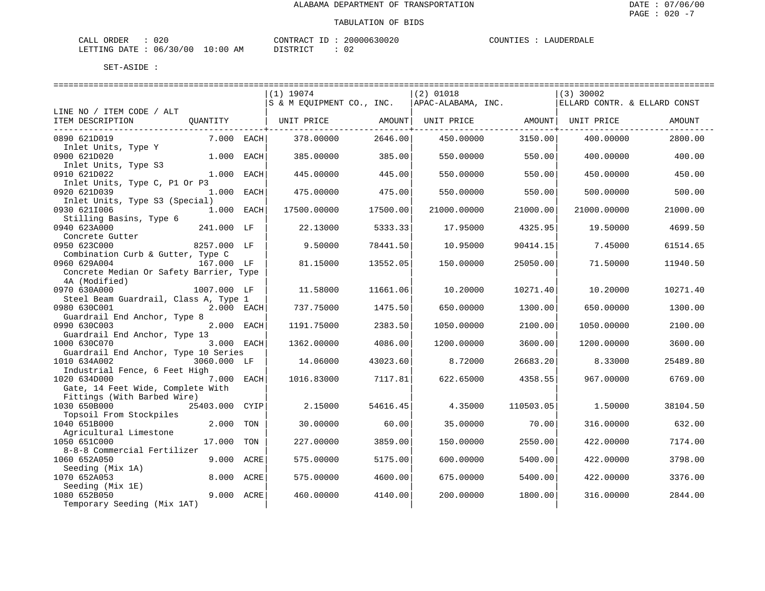ALABAMA DEPARTMENT OF TRANSPORTATION

TABULATION OF BIDS

CALL ORDER : 020 CONTRACT ID : 20000630020 COUNTIES : LAUDERDALE
LETTING DATE : 06/30/00 10:00 AM DISTRICT : 02

SET-ASIDE :

| LINE NO / ITEM CODE / ALT ITEM DESCRIPTION | QUANTITY | (1) 19074 S & M EQUIPMENT CO., INC. UNIT PRICE | AMOUNT | (2) 01018 APAC-ALABAMA, INC. UNIT PRICE | AMOUNT | (3) 30002 ELLARD CONTR. & ELLARD CONST UNIT PRICE | AMOUNT |
|---|---|---|---|---|---|---|---|
| 0890 621D019 Inlet Units, Type Y | 7.000 EACH | 378.00000 | 2646.00 | 450.00000 | 3150.00 | 400.00000 | 2800.00 |
| 0900 621D020 Inlet Units, Type S3 | 1.000 EACH | 385.00000 | 385.00 | 550.00000 | 550.00 | 400.00000 | 400.00 |
| 0910 621D022 Inlet Units, Type C, P1 Or P3 | 1.000 EACH | 445.00000 | 445.00 | 550.00000 | 550.00 | 450.00000 | 450.00 |
| 0920 621D039 Inlet Units, Type S3 (Special) | 1.000 EACH | 475.00000 | 475.00 | 550.00000 | 550.00 | 500.00000 | 500.00 |
| 0930 621I006 Stilling Basins, Type 6 | 1.000 EACH | 17500.00000 | 17500.00 | 21000.00000 | 21000.00 | 21000.00000 | 21000.00 |
| 0940 623A000 Concrete Gutter | 241.000 LF | 22.13000 | 5333.33 | 17.95000 | 4325.95 | 19.50000 | 4699.50 |
| 0950 623C000 Combination Curb & Gutter, Type C | 8257.000 LF | 9.50000 | 78441.50 | 10.95000 | 90414.15 | 7.45000 | 61514.65 |
| 0960 629A004 Concrete Median Or Safety Barrier, Type 4A (Modified) | 167.000 LF | 81.15000 | 13552.05 | 150.00000 | 25050.00 | 71.50000 | 11940.50 |
| 0970 630A000 Steel Beam Guardrail, Class A, Type 1 | 1007.000 LF | 11.58000 | 11661.06 | 10.20000 | 10271.40 | 10.20000 | 10271.40 |
| 0980 630C001 Guardrail End Anchor, Type 8 | 2.000 EACH | 737.75000 | 1475.50 | 650.00000 | 1300.00 | 650.00000 | 1300.00 |
| 0990 630C003 Guardrail End Anchor, Type 13 | 2.000 EACH | 1191.75000 | 2383.50 | 1050.00000 | 2100.00 | 1050.00000 | 2100.00 |
| 1000 630C070 Guardrail End Anchor, Type 10 Series | 3.000 EACH | 1362.00000 | 4086.00 | 1200.00000 | 3600.00 | 1200.00000 | 3600.00 |
| 1010 634A002 Industrial Fence, 6 Feet High | 3060.000 LF | 14.06000 | 43023.60 | 8.72000 | 26683.20 | 8.33000 | 25489.80 |
| 1020 634D000 Gate, 14 Feet Wide, Complete With Fittings (With Barbed Wire) | 7.000 EACH | 1016.83000 | 7117.81 | 622.65000 | 4358.55 | 967.00000 | 6769.00 |
| 1030 650B000 Topsoil From Stockpiles | 25403.000 CYIP | 2.15000 | 54616.45 | 4.35000 | 110503.05 | 1.50000 | 38104.50 |
| 1040 651B000 Agricultural Limestone | 2.000 TON | 30.00000 | 60.00 | 35.00000 | 70.00 | 316.00000 | 632.00 |
| 1050 651C000 8-8-8 Commercial Fertilizer | 17.000 TON | 227.00000 | 3859.00 | 150.00000 | 2550.00 | 422.00000 | 7174.00 |
| 1060 652A050 Seeding (Mix 1A) | 9.000 ACRE | 575.00000 | 5175.00 | 600.00000 | 5400.00 | 422.00000 | 3798.00 |
| 1070 652A053 Seeding (Mix 1E) | 8.000 ACRE | 575.00000 | 4600.00 | 675.00000 | 5400.00 | 422.00000 | 3376.00 |
| 1080 652B050 Temporary Seeding (Mix 1AT) | 9.000 ACRE | 460.00000 | 4140.00 | 200.00000 | 1800.00 | 316.00000 | 2844.00 |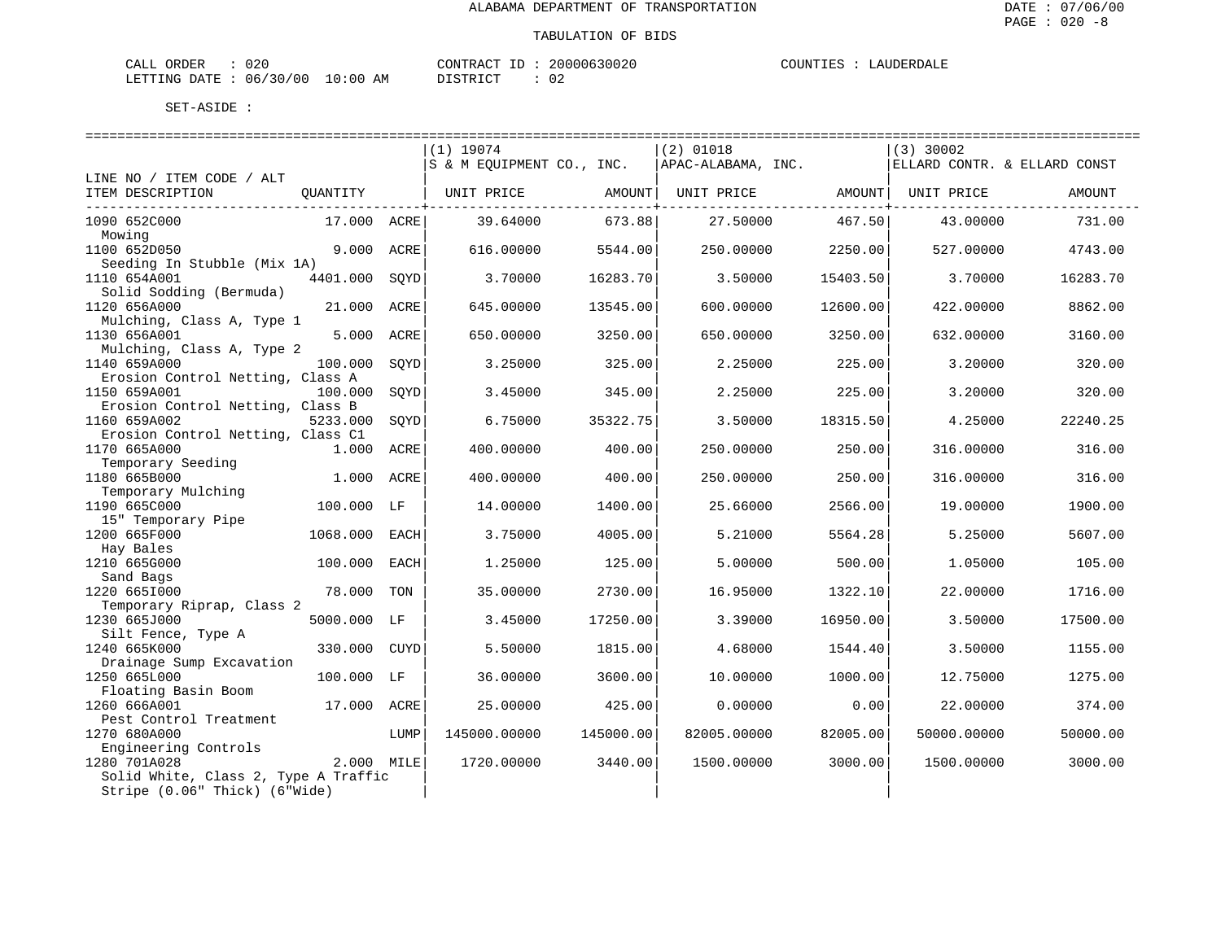ALABAMA DEPARTMENT OF TRANSPORTATION

DATE : 07/06/00
PAGE : 020 -8

TABULATION OF BIDS

CALL ORDER : 020
LETTING DATE : 06/30/00 10:00 AM

CONTRACT ID : 20000630020
DISTRICT : 02

COUNTIES : LAUDERDALE

SET-ASIDE :

| LINE NO / ITEM CODE / ALT ITEM DESCRIPTION | QUANTITY | | (1) 19074 S & M EQUIPMENT CO., INC. UNIT PRICE | AMOUNT | (2) 01018 APAC-ALABAMA, INC. UNIT PRICE | AMOUNT | (3) 30002 ELLARD CONTR. & ELLARD CONST UNIT PRICE | AMOUNT |
|---|---|---|---|---|---|---|---|---|
| 1090 652C000 Mowing | 17.000 | ACRE | 39.64000 | 673.88 | 27.50000 | 467.50 | 43.00000 | 731.00 |
| 1100 652D050 Seeding In Stubble (Mix 1A) | 9.000 | ACRE | 616.00000 | 5544.00 | 250.00000 | 2250.00 | 527.00000 | 4743.00 |
| 1110 654A001 Solid Sodding (Bermuda) | 4401.000 | SQYD | 3.70000 | 16283.70 | 3.50000 | 15403.50 | 3.70000 | 16283.70 |
| 1120 656A000 Mulching, Class A, Type 1 | 21.000 | ACRE | 645.00000 | 13545.00 | 600.00000 | 12600.00 | 422.00000 | 8862.00 |
| 1130 656A001 Mulching, Class A, Type 2 | 5.000 | ACRE | 650.00000 | 3250.00 | 650.00000 | 3250.00 | 632.00000 | 3160.00 |
| 1140 659A000 Erosion Control Netting, Class A | 100.000 | SQYD | 3.25000 | 325.00 | 2.25000 | 225.00 | 3.20000 | 320.00 |
| 1150 659A001 Erosion Control Netting, Class B | 100.000 | SQYD | 3.45000 | 345.00 | 2.25000 | 225.00 | 3.20000 | 320.00 |
| 1160 659A002 Erosion Control Netting, Class C1 | 5233.000 | SQYD | 6.75000 | 35322.75 | 3.50000 | 18315.50 | 4.25000 | 22240.25 |
| 1170 665A000 Temporary Seeding | 1.000 | ACRE | 400.00000 | 400.00 | 250.00000 | 250.00 | 316.00000 | 316.00 |
| 1180 665B000 Temporary Mulching | 1.000 | ACRE | 400.00000 | 400.00 | 250.00000 | 250.00 | 316.00000 | 316.00 |
| 1190 665C000 15" Temporary Pipe | 100.000 | LF | 14.00000 | 1400.00 | 25.66000 | 2566.00 | 19.00000 | 1900.00 |
| 1200 665F000 Hay Bales | 1068.000 | EACH | 3.75000 | 4005.00 | 5.21000 | 5564.28 | 5.25000 | 5607.00 |
| 1210 665G000 Sand Bags | 100.000 | EACH | 1.25000 | 125.00 | 5.00000 | 500.00 | 1.05000 | 105.00 |
| 1220 665I000 Temporary Riprap, Class 2 | 78.000 | TON | 35.00000 | 2730.00 | 16.95000 | 1322.10 | 22.00000 | 1716.00 |
| 1230 665J000 Silt Fence, Type A | 5000.000 | LF | 3.45000 | 17250.00 | 3.39000 | 16950.00 | 3.50000 | 17500.00 |
| 1240 665K000 Drainage Sump Excavation | 330.000 | CUYD | 5.50000 | 1815.00 | 4.68000 | 1544.40 | 3.50000 | 1155.00 |
| 1250 665L000 Floating Basin Boom | 100.000 | LF | 36.00000 | 3600.00 | 10.00000 | 1000.00 | 12.75000 | 1275.00 |
| 1260 666A001 Pest Control Treatment | 17.000 | ACRE | 25.00000 | 425.00 | 0.00000 | 0.00 | 22.00000 | 374.00 |
| 1270 680A000 Engineering Controls | | LUMP | 145000.00000 | 145000.00 | 82005.00000 | 82005.00 | 50000.00000 | 50000.00 |
| 1280 701A028 Solid White, Class 2, Type A Traffic Stripe (0.06" Thick) (6"Wide) | 2.000 | MILE | 1720.00000 | 3440.00 | 1500.00000 | 3000.00 | 1500.00000 | 3000.00 |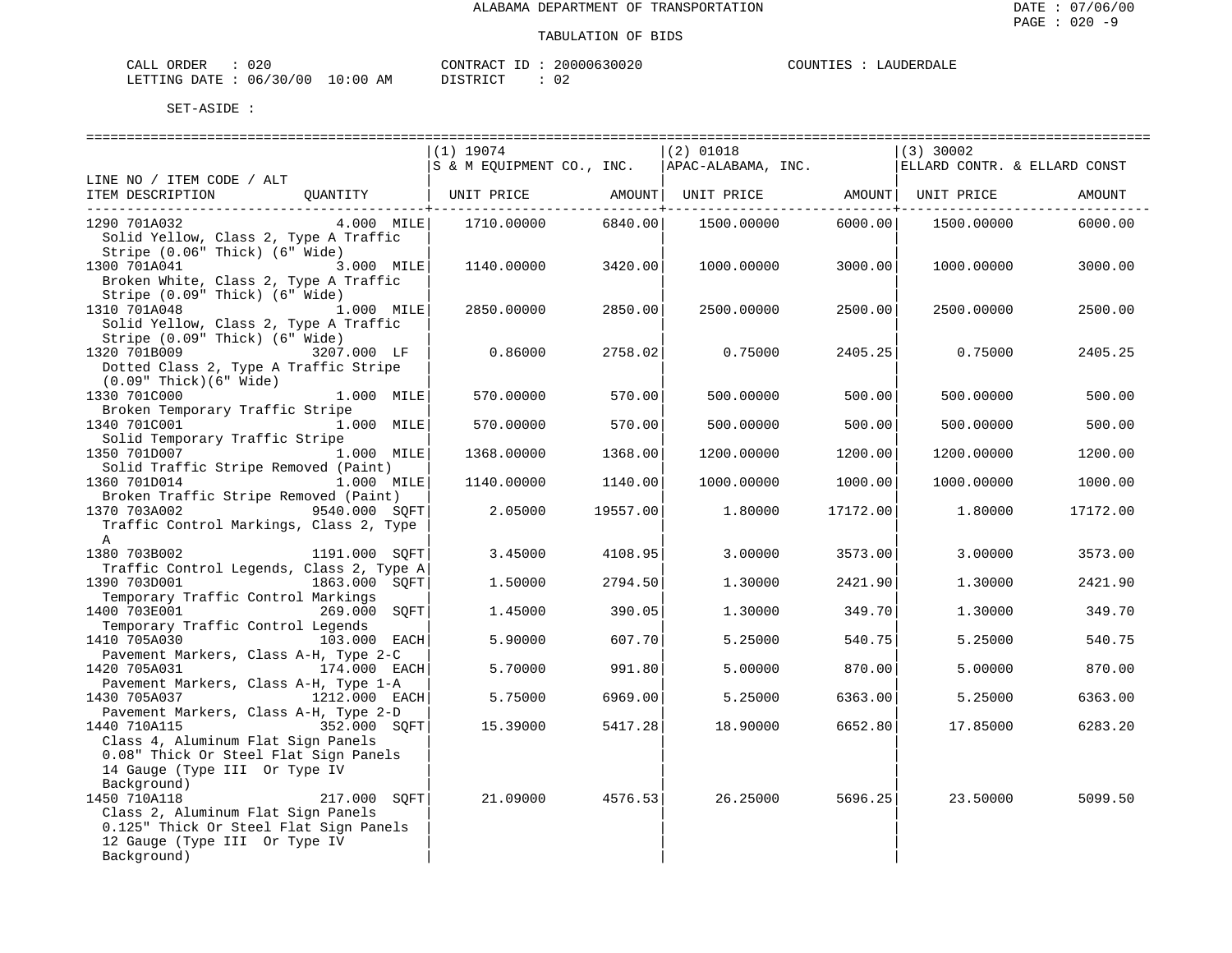ALABAMA DEPARTMENT OF TRANSPORTATION

TABULATION OF BIDS

CALL ORDER : 020 CONTRACT ID : 20000630020 COUNTIES : LAUDERDALE
LETTING DATE : 06/30/00 10:00 AM DISTRICT : 02

SET-ASIDE :

| LINE NO / ITEM CODE / ALT ITEM DESCRIPTION | QUANTITY | (1) 19074 S & M EQUIPMENT CO., INC. UNIT PRICE | AMOUNT | (2) 01018 APAC-ALABAMA, INC. UNIT PRICE | AMOUNT | (3) 30002 ELLARD CONTR. & ELLARD CONST UNIT PRICE | AMOUNT |
|---|---|---|---|---|---|---|---|
| 1290 701A032 Solid Yellow, Class 2, Type A Traffic Stripe (0.06" Thick) (6" Wide) | 4.000 MILE | 1710.00000 | 6840.00 | 1500.00000 | 6000.00 | 1500.00000 | 6000.00 |
| 1300 701A041 Broken White, Class 2, Type A Traffic Stripe (0.09" Thick) (6" Wide) | 3.000 MILE | 1140.00000 | 3420.00 | 1000.00000 | 3000.00 | 1000.00000 | 3000.00 |
| 1310 701A048 Solid Yellow, Class 2, Type A Traffic Stripe (0.09" Thick) (6" Wide) | 1.000 MILE | 2850.00000 | 2850.00 | 2500.00000 | 2500.00 | 2500.00000 | 2500.00 |
| 1320 701B009 Dotted Class 2, Type A Traffic Stripe (0.09" Thick)(6" Wide) | 3207.000 LF | 0.86000 | 2758.02 | 0.75000 | 2405.25 | 0.75000 | 2405.25 |
| 1330 701C000 Broken Temporary Traffic Stripe | 1.000 MILE | 570.00000 | 570.00 | 500.00000 | 500.00 | 500.00000 | 500.00 |
| 1340 701C001 Solid Temporary Traffic Stripe | 1.000 MILE | 570.00000 | 570.00 | 500.00000 | 500.00 | 500.00000 | 500.00 |
| 1350 701D007 Solid Traffic Stripe Removed (Paint) | 1.000 MILE | 1368.00000 | 1368.00 | 1200.00000 | 1200.00 | 1200.00000 | 1200.00 |
| 1360 701D014 Broken Traffic Stripe Removed (Paint) | 1.000 MILE | 1140.00000 | 1140.00 | 1000.00000 | 1000.00 | 1000.00000 | 1000.00 |
| 1370 703A002 Traffic Control Markings, Class 2, Type A | 9540.000 SQFT | 2.05000 | 19557.00 | 1.80000 | 17172.00 | 1.80000 | 17172.00 |
| 1380 703B002 Traffic Control Legends, Class 2, Type A | 1191.000 SQFT | 3.45000 | 4108.95 | 3.00000 | 3573.00 | 3.00000 | 3573.00 |
| 1390 703D001 Temporary Traffic Control Markings | 1863.000 SQFT | 1.50000 | 2794.50 | 1.30000 | 2421.90 | 1.30000 | 2421.90 |
| 1400 703E001 Temporary Traffic Control Legends | 269.000 SQFT | 1.45000 | 390.05 | 1.30000 | 349.70 | 1.30000 | 349.70 |
| 1410 705A030 Pavement Markers, Class A-H, Type 2-C | 103.000 EACH | 5.90000 | 607.70 | 5.25000 | 540.75 | 5.25000 | 540.75 |
| 1420 705A031 Pavement Markers, Class A-H, Type 1-A | 174.000 EACH | 5.70000 | 991.80 | 5.00000 | 870.00 | 5.00000 | 870.00 |
| 1430 705A037 Pavement Markers, Class A-H, Type 2-D | 1212.000 EACH | 5.75000 | 6969.00 | 5.25000 | 6363.00 | 5.25000 | 6363.00 |
| 1440 710A115 Class 4, Aluminum Flat Sign Panels 0.08" Thick Or Steel Flat Sign Panels 14 Gauge (Type III Or Type IV Background) | 352.000 SQFT | 15.39000 | 5417.28 | 18.90000 | 6652.80 | 17.85000 | 6283.20 |
| 1450 710A118 Class 2, Aluminum Flat Sign Panels 0.125" Thick Or Steel Flat Sign Panels 12 Gauge (Type III Or Type IV Background) | 217.000 SQFT | 21.09000 | 4576.53 | 26.25000 | 5696.25 | 23.50000 | 5099.50 |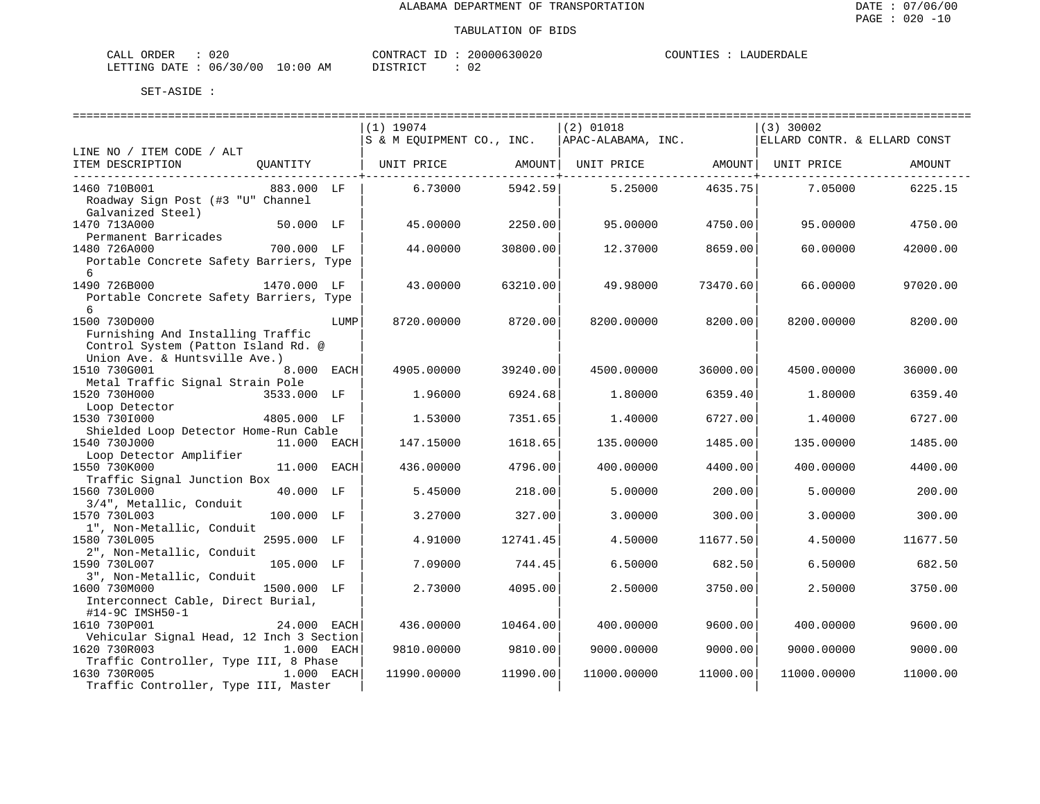ALABAMA DEPARTMENT OF TRANSPORTATION

TABULATION OF BIDS

CALL ORDER : 020 CONTRACT ID : 20000630020 COUNTIES : LAUDERDALE
LETTING DATE : 06/30/00 10:00 AM DISTRICT : 02

SET-ASIDE :

| LINE NO / ITEM CODE / ALT ITEM DESCRIPTION | QUANTITY | (1) 19074 S & M EQUIPMENT CO., INC. UNIT PRICE | AMOUNT | (2) 01018 APAC-ALABAMA, INC. UNIT PRICE | AMOUNT | (3) 30002 ELLARD CONTR. & ELLARD CONST UNIT PRICE | AMOUNT |
|---|---|---|---|---|---|---|---|
| 1460 710B001 Roadway Sign Post (#3 "U" Channel Galvanized Steel) | 883.000 LF | 6.73000 | 5942.59 | 5.25000 | 4635.75 | 7.05000 | 6225.15 |
| 1470 713A000 Permanent Barricades | 50.000 LF | 45.00000 | 2250.00 | 95.00000 | 4750.00 | 95.00000 | 4750.00 |
| 1480 726A000 Portable Concrete Safety Barriers, Type 6 | 700.000 LF | 44.00000 | 30800.00 | 12.37000 | 8659.00 | 60.00000 | 42000.00 |
| 1490 726B000 Portable Concrete Safety Barriers, Type 6 | 1470.000 LF | 43.00000 | 63210.00 | 49.98000 | 73470.60 | 66.00000 | 97020.00 |
| 1500 730D000 Furnishing And Installing Traffic Control System (Patton Island Rd. @ Union Ave. & Huntsville Ave.) | LUMP | 8720.00000 | 8720.00 | 8200.00000 | 8200.00 | 8200.00000 | 8200.00 |
| 1510 730G001 Metal Traffic Signal Strain Pole | 8.000 EACH | 4905.00000 | 39240.00 | 4500.00000 | 36000.00 | 4500.00000 | 36000.00 |
| 1520 730H000 Loop Detector | 3533.000 LF | 1.96000 | 6924.68 | 1.80000 | 6359.40 | 1.80000 | 6359.40 |
| 1530 730I000 Shielded Loop Detector Home-Run Cable | 4805.000 LF | 1.53000 | 7351.65 | 1.40000 | 6727.00 | 1.40000 | 6727.00 |
| 1540 730J000 Loop Detector Amplifier | 11.000 EACH | 147.15000 | 1618.65 | 135.00000 | 1485.00 | 135.00000 | 1485.00 |
| 1550 730K000 Traffic Signal Junction Box | 11.000 EACH | 436.00000 | 4796.00 | 400.00000 | 4400.00 | 400.00000 | 4400.00 |
| 1560 730L000 3/4", Metallic, Conduit | 40.000 LF | 5.45000 | 218.00 | 5.00000 | 200.00 | 5.00000 | 200.00 |
| 1570 730L003 1", Non-Metallic, Conduit | 100.000 LF | 3.27000 | 327.00 | 3.00000 | 300.00 | 3.00000 | 300.00 |
| 1580 730L005 2", Non-Metallic, Conduit | 2595.000 LF | 4.91000 | 12741.45 | 4.50000 | 11677.50 | 4.50000 | 11677.50 |
| 1590 730L007 3", Non-Metallic, Conduit | 105.000 LF | 7.09000 | 744.45 | 6.50000 | 682.50 | 6.50000 | 682.50 |
| 1600 730M000 Interconnect Cable, Direct Burial, #14-9C IMSH50-1 | 1500.000 LF | 2.73000 | 4095.00 | 2.50000 | 3750.00 | 2.50000 | 3750.00 |
| 1610 730P001 Vehicular Signal Head, 12 Inch 3 Section | 24.000 EACH | 436.00000 | 10464.00 | 400.00000 | 9600.00 | 400.00000 | 9600.00 |
| 1620 730R003 Traffic Controller, Type III, 8 Phase | 1.000 EACH | 9810.00000 | 9810.00 | 9000.00000 | 9000.00 | 9000.00000 | 9000.00 |
| 1630 730R005 Traffic Controller, Type III, Master | 1.000 EACH | 11990.00000 | 11990.00 | 11000.00000 | 11000.00 | 11000.00000 | 11000.00 |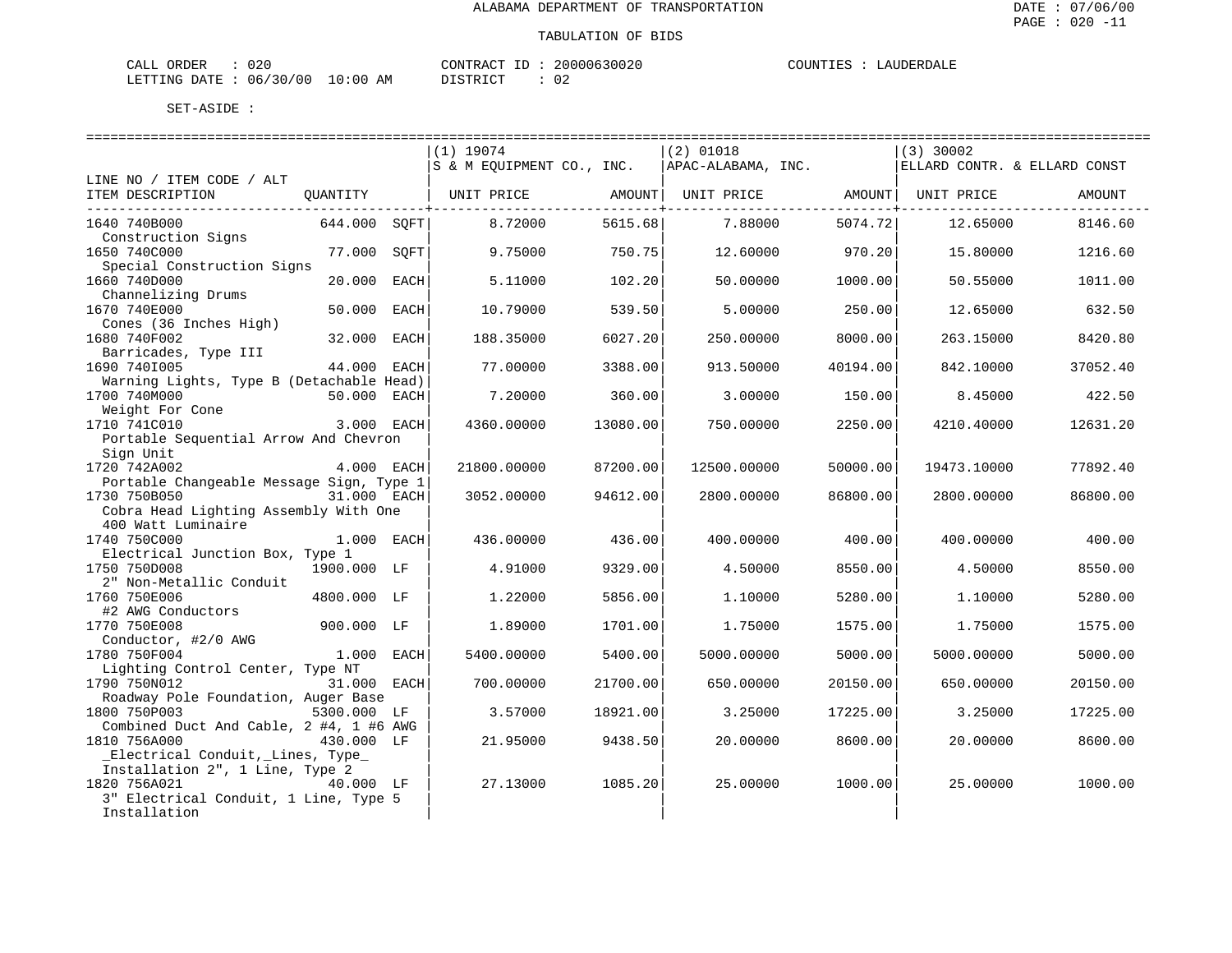ALABAMA DEPARTMENT OF TRANSPORTATION

TABULATION OF BIDS

CALL ORDER : 020 CONTRACT ID : 20000630020 COUNTIES : LAUDERDALE
LETTING DATE : 06/30/00 10:00 AM DISTRICT : 02

SET-ASIDE :

| LINE NO / ITEM CODE / ALT ITEM DESCRIPTION | QUANTITY | (1) 19074 S & M EQUIPMENT CO., INC. UNIT PRICE | AMOUNT | (2) 01018 APAC-ALABAMA, INC. UNIT PRICE | AMOUNT | (3) 30002 ELLARD CONTR. & ELLARD CONST UNIT PRICE | AMOUNT |
|---|---|---|---|---|---|---|---|
| 1640 740B000 Construction Signs | 644.000 SQFT | 8.72000 | 5615.68 | 7.88000 | 5074.72 | 12.65000 | 8146.60 |
| 1650 740C000 Special Construction Signs | 77.000 SQFT | 9.75000 | 750.75 | 12.60000 | 970.20 | 15.80000 | 1216.60 |
| 1660 740D000 Channelizing Drums | 20.000 EACH | 5.11000 | 102.20 | 50.00000 | 1000.00 | 50.55000 | 1011.00 |
| 1670 740E000 Cones (36 Inches High) | 50.000 EACH | 10.79000 | 539.50 | 5.00000 | 250.00 | 12.65000 | 632.50 |
| 1680 740F002 Barricades, Type III | 32.000 EACH | 188.35000 | 6027.20 | 250.00000 | 8000.00 | 263.15000 | 8420.80 |
| 1690 740I005 Warning Lights, Type B (Detachable Head) | 44.000 EACH | 77.00000 | 3388.00 | 913.50000 | 40194.00 | 842.10000 | 37052.40 |
| 1700 740M000 Weight For Cone | 50.000 EACH | 7.20000 | 360.00 | 3.00000 | 150.00 | 8.45000 | 422.50 |
| 1710 741C010 Portable Sequential Arrow And Chevron Sign Unit | 3.000 EACH | 4360.00000 | 13080.00 | 750.00000 | 2250.00 | 4210.40000 | 12631.20 |
| 1720 742A002 Portable Changeable Message Sign, Type 1 | 4.000 EACH | 21800.00000 | 87200.00 | 12500.00000 | 50000.00 | 19473.10000 | 77892.40 |
| 1730 750B050 Cobra Head Lighting Assembly With One 400 Watt Luminaire | 31.000 EACH | 3052.00000 | 94612.00 | 2800.00000 | 86800.00 | 2800.00000 | 86800.00 |
| 1740 750C000 Electrical Junction Box, Type 1 | 1.000 EACH | 436.00000 | 436.00 | 400.00000 | 400.00 | 400.00000 | 400.00 |
| 1750 750D008 2" Non-Metallic Conduit | 1900.000 LF | 4.91000 | 9329.00 | 4.50000 | 8550.00 | 4.50000 | 8550.00 |
| 1760 750E006 #2 AWG Conductors | 4800.000 LF | 1.22000 | 5856.00 | 1.10000 | 5280.00 | 1.10000 | 5280.00 |
| 1770 750E008 Conductor, #2/0 AWG | 900.000 LF | 1.89000 | 1701.00 | 1.75000 | 1575.00 | 1.75000 | 1575.00 |
| 1780 750F004 Lighting Control Center, Type NT | 1.000 EACH | 5400.00000 | 5400.00 | 5000.00000 | 5000.00 | 5000.00000 | 5000.00 |
| 1790 750N012 Roadway Pole Foundation, Auger Base | 31.000 EACH | 700.00000 | 21700.00 | 650.00000 | 20150.00 | 650.00000 | 20150.00 |
| 1800 750P003 Combined Duct And Cable, 2 #4, 1 #6 AWG | 5300.000 LF | 3.57000 | 18921.00 | 3.25000 | 17225.00 | 3.25000 | 17225.00 |
| 1810 756A000 _Electrical Conduit,_Lines, Type_ Installation 2", 1 Line, Type 2 | 430.000 LF | 21.95000 | 9438.50 | 20.00000 | 8600.00 | 20.00000 | 8600.00 |
| 1820 756A021 3" Electrical Conduit, 1 Line, Type 5 Installation | 40.000 LF | 27.13000 | 1085.20 | 25.00000 | 1000.00 | 25.00000 | 1000.00 |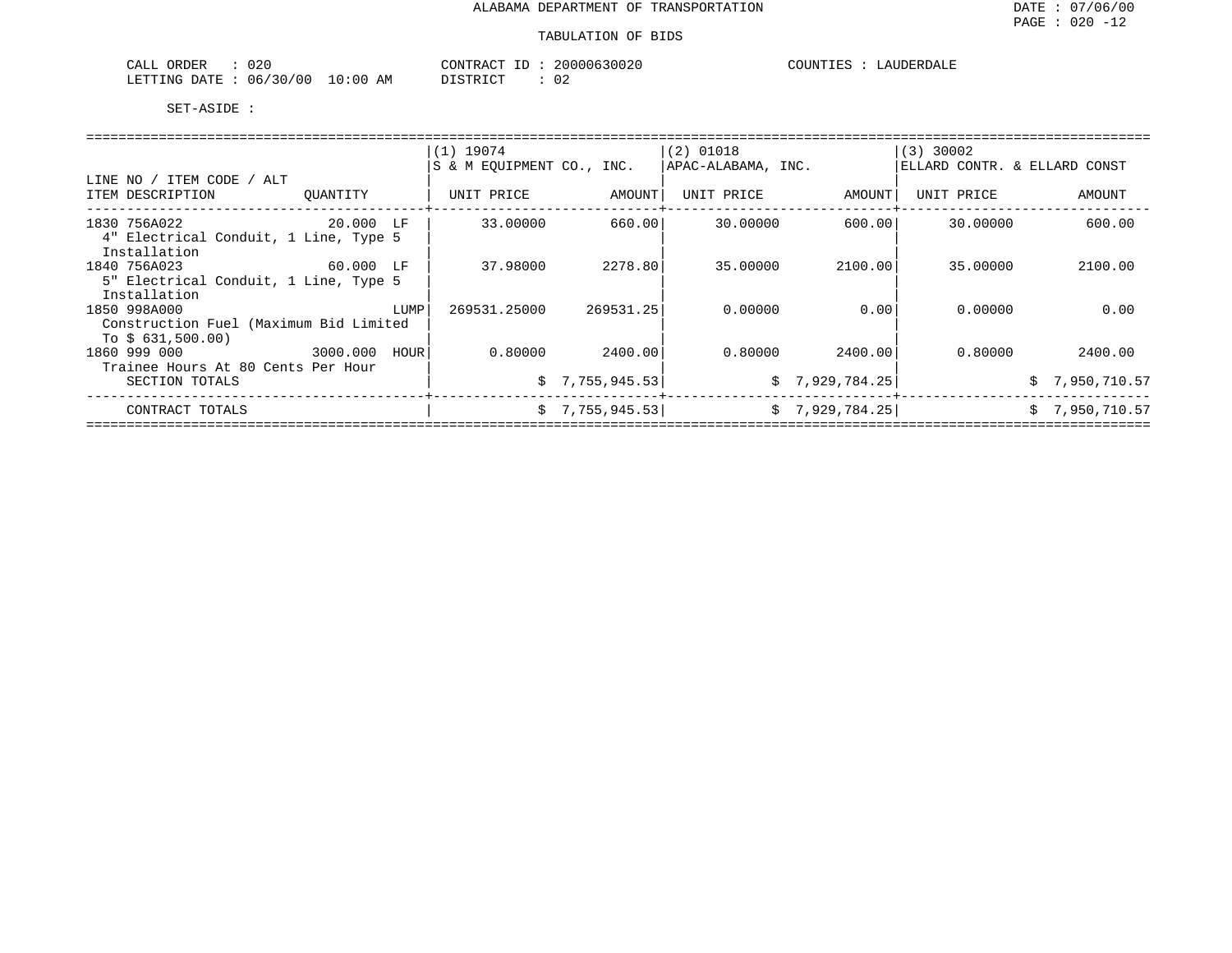ALABAMA DEPARTMENT OF TRANSPORTATION

TABULATION OF BIDS

CALL ORDER : 020 CONTRACT ID : 20000630020 COUNTIES : LAUDERDALE
LETTING DATE : 06/30/00 10:00 AM DISTRICT : 02

SET-ASIDE :

| LINE NO / ITEM CODE / ALT | | (1) 19074 S & M EQUIPMENT CO., INC. | | (2) 01018 APAC-ALABAMA, INC. | | (3) 30002 ELLARD CONTR. & ELLARD CONST | |
|---|---|---|---|---|---|---|---|
| ITEM DESCRIPTION | QUANTITY | UNIT PRICE | AMOUNT | UNIT PRICE | AMOUNT | UNIT PRICE | AMOUNT |
| 1830 756A022 4" Electrical Conduit, 1 Line, Type 5 Installation | 20.000 LF | 33.00000 | 660.00 | 30.00000 | 600.00 | 30.00000 | 600.00 |
| 1840 756A023 5" Electrical Conduit, 1 Line, Type 5 Installation | 60.000 LF | 37.98000 | 2278.80 | 35.00000 | 2100.00 | 35.00000 | 2100.00 |
| 1850 998A000 Construction Fuel (Maximum Bid Limited To $ 631,500.00) | LUMP | 269531.25000 | 269531.25 | 0.00000 | 0.00 | 0.00000 | 0.00 |
| 1860 999 000 Trainee Hours At 80 Cents Per Hour | 3000.000 HOUR | 0.80000 | 2400.00 | 0.80000 | 2400.00 | 0.80000 | 2400.00 |
| SECTION TOTALS | | | $ 7,755,945.53 | | $ 7,929,784.25 | | $ 7,950,710.57 |
| CONTRACT TOTALS | | | $ 7,755,945.53 | | $ 7,929,784.25 | | $ 7,950,710.57 |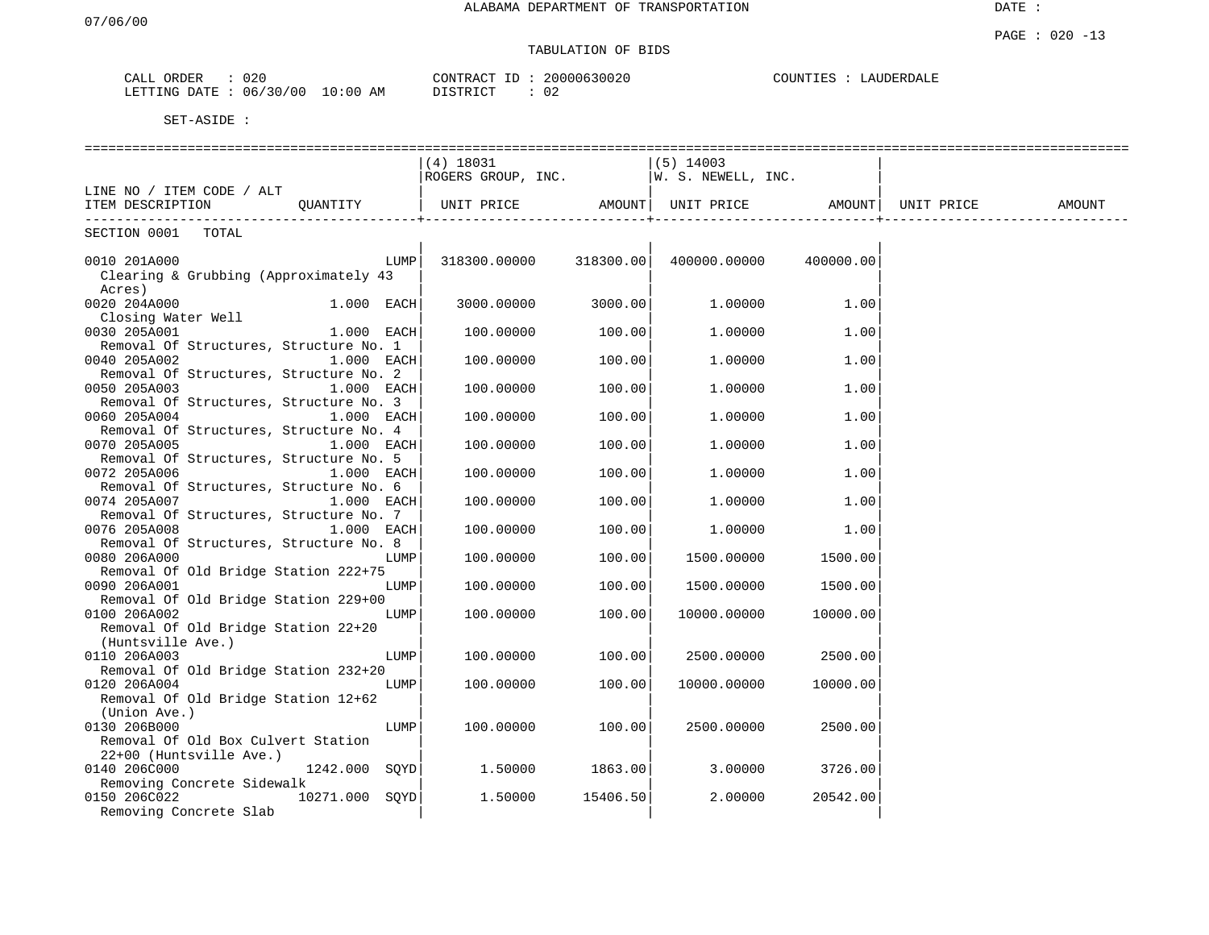ALABAMA DEPARTMENT OF TRANSPORTATION

07/06/00

DATE :

# TABULATION OF BIDS

CALL ORDER : 020 &nbsp;&nbsp;&nbsp;&nbsp; CONTRACT ID : 20000630020 &nbsp;&nbsp;&nbsp;&nbsp; COUNTIES : LAUDERDALE

LETTING DATE : 06/30/00 10:00 AM &nbsp;&nbsp;&nbsp;&nbsp; DISTRICT : 02

SET-ASIDE :

| LINE NO / ITEM CODE / ALT ITEM DESCRIPTION | QUANTITY | (4) 18031 ROGERS GROUP, INC. UNIT PRICE | AMOUNT | (5) 14003 W. S. NEWELL, INC. UNIT PRICE | AMOUNT | UNIT PRICE | AMOUNT |
|---|---|---|---|---|---|---|---|
| SECTION 0001 TOTAL | | | | | | | |
| 0010 201A000 Clearing & Grubbing (Approximately 43 Acres) | LUMP | 318300.00000 | 318300.00 | 400000.00000 | 400000.00 | | |
| 0020 204A000 Closing Water Well | 1.000 EACH | 3000.00000 | 3000.00 | 1.00000 | 1.00 | | |
| 0030 205A001 Removal Of Structures, Structure No. 1 | 1.000 EACH | 100.00000 | 100.00 | 1.00000 | 1.00 | | |
| 0040 205A002 Removal Of Structures, Structure No. 2 | 1.000 EACH | 100.00000 | 100.00 | 1.00000 | 1.00 | | |
| 0050 205A003 Removal Of Structures, Structure No. 3 | 1.000 EACH | 100.00000 | 100.00 | 1.00000 | 1.00 | | |
| 0060 205A004 Removal Of Structures, Structure No. 4 | 1.000 EACH | 100.00000 | 100.00 | 1.00000 | 1.00 | | |
| 0070 205A005 Removal Of Structures, Structure No. 5 | 1.000 EACH | 100.00000 | 100.00 | 1.00000 | 1.00 | | |
| 0072 205A006 Removal Of Structures, Structure No. 6 | 1.000 EACH | 100.00000 | 100.00 | 1.00000 | 1.00 | | |
| 0074 205A007 Removal Of Structures, Structure No. 7 | 1.000 EACH | 100.00000 | 100.00 | 1.00000 | 1.00 | | |
| 0076 205A008 Removal Of Structures, Structure No. 8 | 1.000 EACH | 100.00000 | 100.00 | 1.00000 | 1.00 | | |
| 0080 206A000 Removal Of Old Bridge Station 222+75 | LUMP | 100.00000 | 100.00 | 1500.00000 | 1500.00 | | |
| 0090 206A001 Removal Of Old Bridge Station 229+00 | LUMP | 100.00000 | 100.00 | 1500.00000 | 1500.00 | | |
| 0100 206A002 Removal Of Old Bridge Station 22+20 (Huntsville Ave.) | LUMP | 100.00000 | 100.00 | 10000.00000 | 10000.00 | | |
| 0110 206A003 Removal Of Old Bridge Station 232+20 | LUMP | 100.00000 | 100.00 | 2500.00000 | 2500.00 | | |
| 0120 206A004 Removal Of Old Bridge Station 12+62 (Union Ave.) | LUMP | 100.00000 | 100.00 | 10000.00000 | 10000.00 | | |
| 0130 206B000 Removal Of Old Box Culvert Station 22+00 (Huntsville Ave.) | LUMP | 100.00000 | 100.00 | 2500.00000 | 2500.00 | | |
| 0140 206C000 Removing Concrete Sidewalk | 1242.000 SQYD | 1.50000 | 1863.00 | 3.00000 | 3726.00 | | |
| 0150 206C022 Removing Concrete Slab | 10271.000 SQYD | 1.50000 | 15406.50 | 2.00000 | 20542.00 | | |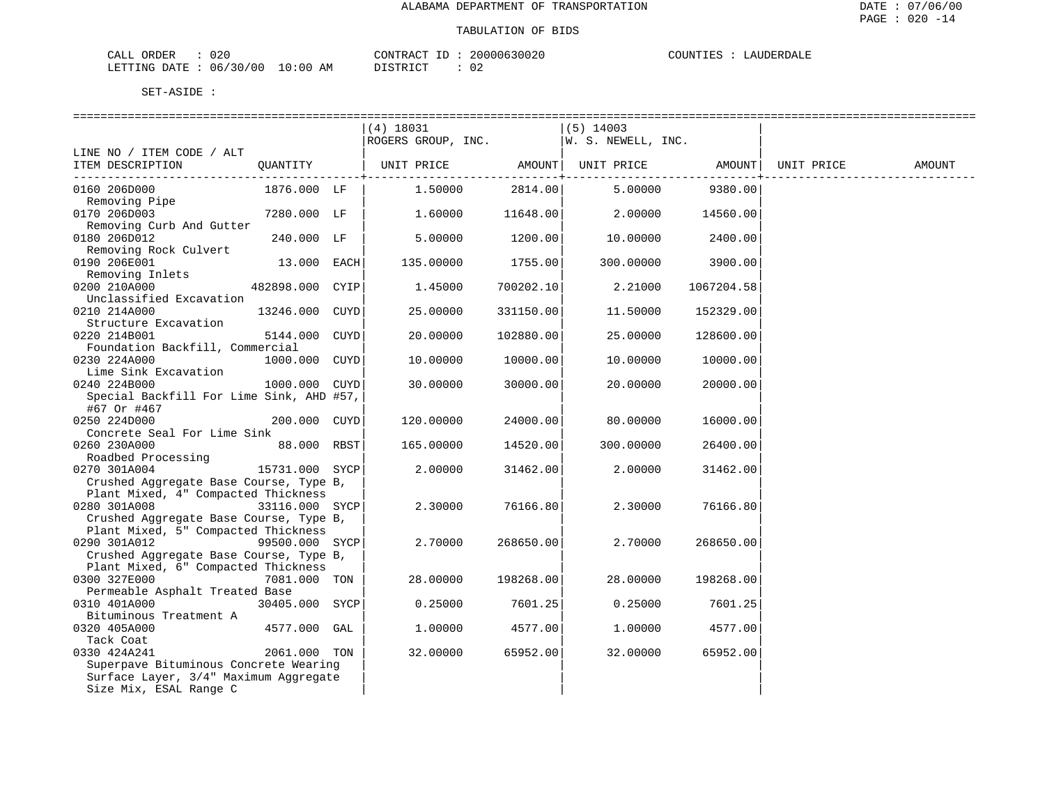ALABAMA DEPARTMENT OF TRANSPORTATION

TABULATION OF BIDS

CALL ORDER : 020 CONTRACT ID : 20000630020 COUNTIES : LAUDERDALE
LETTING DATE : 06/30/00 10:00 AM DISTRICT : 02

SET-ASIDE :

| LINE NO / ITEM CODE / ALT ITEM DESCRIPTION | QUANTITY | | (4) 18031 ROGERS GROUP, INC. UNIT PRICE | AMOUNT | (5) 14003 W. S. NEWELL, INC. UNIT PRICE | AMOUNT | UNIT PRICE | AMOUNT |
|---|---|---|---|---|---|---|---|---|
| 0160 206D000 Removing Pipe | 1876.000 | LF | 1.50000 | 2814.00 | 5.00000 | 9380.00 | | |
| 0170 206D003 Removing Curb And Gutter | 7280.000 | LF | 1.60000 | 11648.00 | 2.00000 | 14560.00 | | |
| 0180 206D012 Removing Rock Culvert | 240.000 | LF | 5.00000 | 1200.00 | 10.00000 | 2400.00 | | |
| 0190 206E001 Removing Inlets | 13.000 | EACH | 135.00000 | 1755.00 | 300.00000 | 3900.00 | | |
| 0200 210A000 Unclassified Excavation | 482898.000 | CYIP | 1.45000 | 700202.10 | 2.21000 | 1067204.58 | | |
| 0210 214A000 Structure Excavation | 13246.000 | CUYD | 25.00000 | 331150.00 | 11.50000 | 152329.00 | | |
| 0220 214B001 Foundation Backfill, Commercial | 5144.000 | CUYD | 20.00000 | 102880.00 | 25.00000 | 128600.00 | | |
| 0230 224A000 Lime Sink Excavation | 1000.000 | CUYD | 10.00000 | 10000.00 | 10.00000 | 10000.00 | | |
| 0240 224B000 Special Backfill For Lime Sink, AHD #57, #67 Or #467 | 1000.000 | CUYD | 30.00000 | 30000.00 | 20.00000 | 20000.00 | | |
| 0250 224D000 Concrete Seal For Lime Sink | 200.000 | CUYD | 120.00000 | 24000.00 | 80.00000 | 16000.00 | | |
| 0260 230A000 Roadbed Processing | 88.000 | RBST | 165.00000 | 14520.00 | 300.00000 | 26400.00 | | |
| 0270 301A004 Crushed Aggregate Base Course, Type B, Plant Mixed, 4" Compacted Thickness | 15731.000 | SYCP | 2.00000 | 31462.00 | 2.00000 | 31462.00 | | |
| 0280 301A008 Crushed Aggregate Base Course, Type B, Plant Mixed, 5" Compacted Thickness | 33116.000 | SYCP | 2.30000 | 76166.80 | 2.30000 | 76166.80 | | |
| 0290 301A012 Crushed Aggregate Base Course, Type B, Plant Mixed, 6" Compacted Thickness | 99500.000 | SYCP | 2.70000 | 268650.00 | 2.70000 | 268650.00 | | |
| 0300 327E000 Permeable Asphalt Treated Base | 7081.000 | TON | 28.00000 | 198268.00 | 28.00000 | 198268.00 | | |
| 0310 401A000 Bituminous Treatment A | 30405.000 | SYCP | 0.25000 | 7601.25 | 0.25000 | 7601.25 | | |
| 0320 405A000 Tack Coat | 4577.000 | GAL | 1.00000 | 4577.00 | 1.00000 | 4577.00 | | |
| 0330 424A241 Superpave Bituminous Concrete Wearing Surface Layer, 3/4" Maximum Aggregate Size Mix, ESAL Range C | 2061.000 | TON | 32.00000 | 65952.00 | 32.00000 | 65952.00 | | |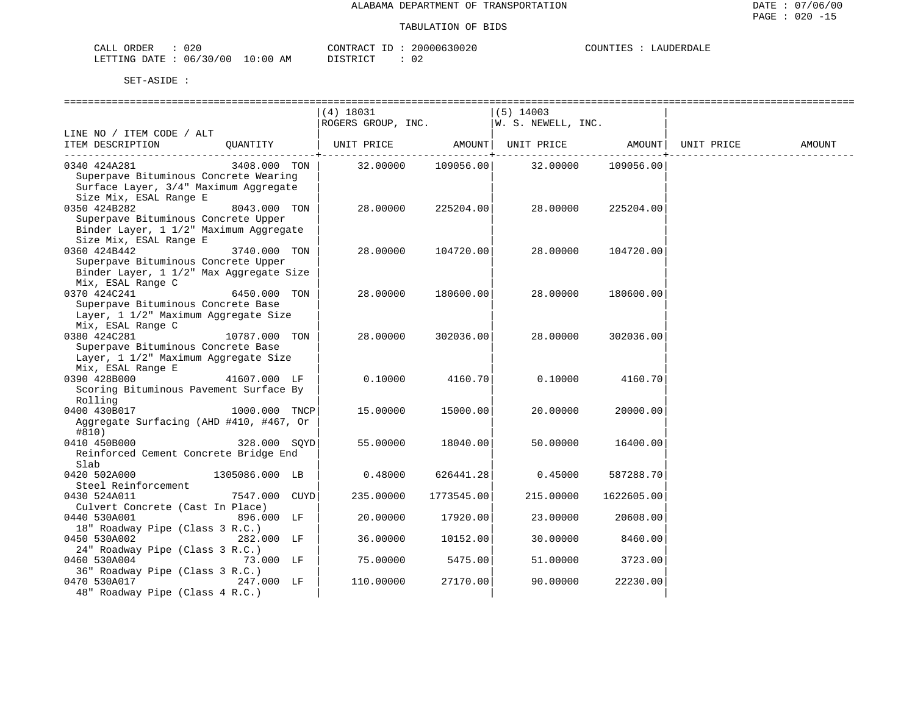ALABAMA DEPARTMENT OF TRANSPORTATION

TABULATION OF BIDS

CALL ORDER : 020
LETTING DATE : 06/30/00 10:00 AM

CONTRACT ID : 20000630020
DISTRICT : 02

COUNTIES : LAUDERDALE

SET-ASIDE :

| LINE NO / ITEM CODE / ALT ITEM DESCRIPTION | QUANTITY | (4) 18031 ROGERS GROUP, INC. UNIT PRICE | AMOUNT | (5) 14003 W. S. NEWELL, INC. UNIT PRICE | AMOUNT | UNIT PRICE | AMOUNT |
|---|---|---|---|---|---|---|---|
| 0340 424A281 Superpave Bituminous Concrete Wearing Surface Layer, 3/4" Maximum Aggregate Size Mix, ESAL Range E | 3408.000 TON | 32.00000 | 109056.00 | 32.00000 | 109056.00 | | |
| 0350 424B282 Superpave Bituminous Concrete Upper Binder Layer, 1 1/2" Maximum Aggregate Size Mix, ESAL Range E | 8043.000 TON | 28.00000 | 225204.00 | 28.00000 | 225204.00 | | |
| 0360 424B442 Superpave Bituminous Concrete Upper Binder Layer, 1 1/2" Max Aggregate Size Mix, ESAL Range C | 3740.000 TON | 28.00000 | 104720.00 | 28.00000 | 104720.00 | | |
| 0370 424C241 Superpave Bituminous Concrete Base Layer, 1 1/2" Maximum Aggregate Size Mix, ESAL Range C | 6450.000 TON | 28.00000 | 180600.00 | 28.00000 | 180600.00 | | |
| 0380 424C281 Superpave Bituminous Concrete Base Layer, 1 1/2" Maximum Aggregate Size Mix, ESAL Range E | 10787.000 TON | 28.00000 | 302036.00 | 28.00000 | 302036.00 | | |
| 0390 428B000 Scoring Bituminous Pavement Surface By Rolling | 41607.000 LF | 0.10000 | 4160.70 | 0.10000 | 4160.70 | | |
| 0400 430B017 Aggregate Surfacing (AHD #410, #467, Or #810) | 1000.000 TNCP | 15.00000 | 15000.00 | 20.00000 | 20000.00 | | |
| 0410 450B000 Reinforced Cement Concrete Bridge End Slab | 328.000 SQYD | 55.00000 | 18040.00 | 50.00000 | 16400.00 | | |
| 0420 502A000 Steel Reinforcement | 1305086.000 LB | 0.48000 | 626441.28 | 0.45000 | 587288.70 | | |
| 0430 524A011 Culvert Concrete (Cast In Place) | 7547.000 CUYD | 235.00000 | 1773545.00 | 215.00000 | 1622605.00 | | |
| 0440 530A001 18" Roadway Pipe (Class 3 R.C.) | 896.000 LF | 20.00000 | 17920.00 | 23.00000 | 20608.00 | | |
| 0450 530A002 24" Roadway Pipe (Class 3 R.C.) | 282.000 LF | 36.00000 | 10152.00 | 30.00000 | 8460.00 | | |
| 0460 530A004 36" Roadway Pipe (Class 3 R.C.) | 73.000 LF | 75.00000 | 5475.00 | 51.00000 | 3723.00 | | |
| 0470 530A017 48" Roadway Pipe (Class 4 R.C.) | 247.000 LF | 110.00000 | 27170.00 | 90.00000 | 22230.00 | | |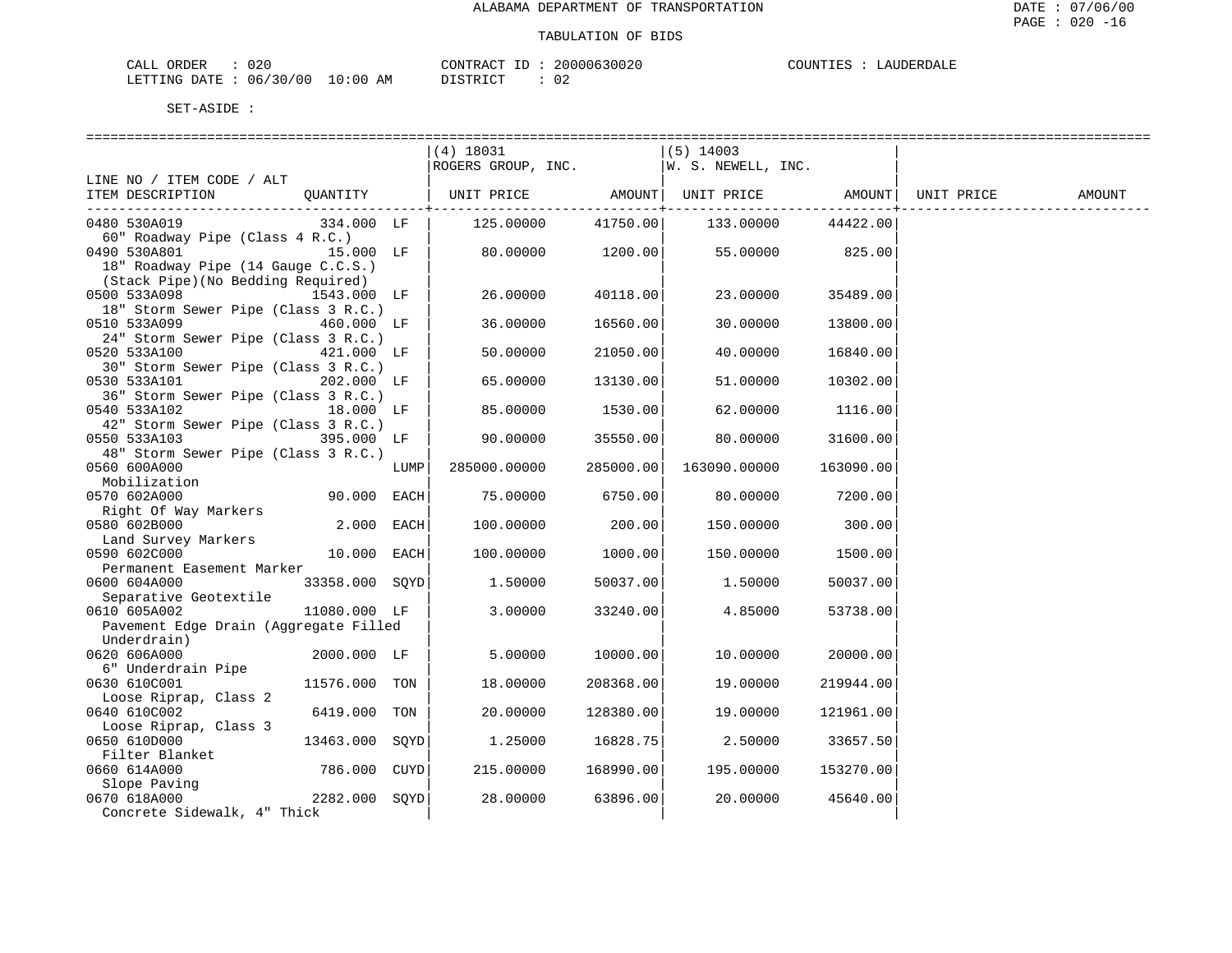ALABAMA DEPARTMENT OF TRANSPORTATION

TABULATION OF BIDS

CALL ORDER : 020 CONTRACT ID : 20000630020 COUNTIES : LAUDERDALE
LETTING DATE : 06/30/00 10:00 AM DISTRICT : 02

SET-ASIDE :

| LINE NO / ITEM CODE / ALT ITEM DESCRIPTION | QUANTITY | | (4) 18031 ROGERS GROUP, INC. UNIT PRICE | AMOUNT | (5) 14003 W. S. NEWELL, INC. UNIT PRICE | AMOUNT | UNIT PRICE | AMOUNT |
|---|---|---|---|---|---|---|---|---|
| 0480 530A019 60" Roadway Pipe (Class 4 R.C.) | 334.000 | LF | 125.00000 | 41750.00 | 133.00000 | 44422.00 | | |
| 0490 530A801 18" Roadway Pipe (14 Gauge C.C.S.) (Stack Pipe)(No Bedding Required) | 15.000 | LF | 80.00000 | 1200.00 | 55.00000 | 825.00 | | |
| 0500 533A098 18" Storm Sewer Pipe (Class 3 R.C.) | 1543.000 | LF | 26.00000 | 40118.00 | 23.00000 | 35489.00 | | |
| 0510 533A099 24" Storm Sewer Pipe (Class 3 R.C.) | 460.000 | LF | 36.00000 | 16560.00 | 30.00000 | 13800.00 | | |
| 0520 533A100 30" Storm Sewer Pipe (Class 3 R.C.) | 421.000 | LF | 50.00000 | 21050.00 | 40.00000 | 16840.00 | | |
| 0530 533A101 36" Storm Sewer Pipe (Class 3 R.C.) | 202.000 | LF | 65.00000 | 13130.00 | 51.00000 | 10302.00 | | |
| 0540 533A102 42" Storm Sewer Pipe (Class 3 R.C.) | 18.000 | LF | 85.00000 | 1530.00 | 62.00000 | 1116.00 | | |
| 0550 533A103 48" Storm Sewer Pipe (Class 3 R.C.) | 395.000 | LF | 90.00000 | 35550.00 | 80.00000 | 31600.00 | | |
| 0560 600A000 Mobilization | | LUMP | 285000.00000 | 285000.00 | 163090.00000 | 163090.00 | | |
| 0570 602A000 Right Of Way Markers | 90.000 | EACH | 75.00000 | 6750.00 | 80.00000 | 7200.00 | | |
| 0580 602B000 Land Survey Markers | 2.000 | EACH | 100.00000 | 200.00 | 150.00000 | 300.00 | | |
| 0590 602C000 Permanent Easement Marker | 10.000 | EACH | 100.00000 | 1000.00 | 150.00000 | 1500.00 | | |
| 0600 604A000 Separative Geotextile | 33358.000 | SQYD | 1.50000 | 50037.00 | 1.50000 | 50037.00 | | |
| 0610 605A002 Pavement Edge Drain (Aggregate Filled Underdrain) | 11080.000 | LF | 3.00000 | 33240.00 | 4.85000 | 53738.00 | | |
| 0620 606A000 6" Underdrain Pipe | 2000.000 | LF | 5.00000 | 10000.00 | 10.00000 | 20000.00 | | |
| 0630 610C001 Loose Riprap, Class 2 | 11576.000 | TON | 18.00000 | 208368.00 | 19.00000 | 219944.00 | | |
| 0640 610C002 Loose Riprap, Class 3 | 6419.000 | TON | 20.00000 | 128380.00 | 19.00000 | 121961.00 | | |
| 0650 610D000 Filter Blanket | 13463.000 | SQYD | 1.25000 | 16828.75 | 2.50000 | 33657.50 | | |
| 0660 614A000 Slope Paving | 786.000 | CUYD | 215.00000 | 168990.00 | 195.00000 | 153270.00 | | |
| 0670 618A000 Concrete Sidewalk, 4" Thick | 2282.000 | SQYD | 28.00000 | 63896.00 | 20.00000 | 45640.00 | | |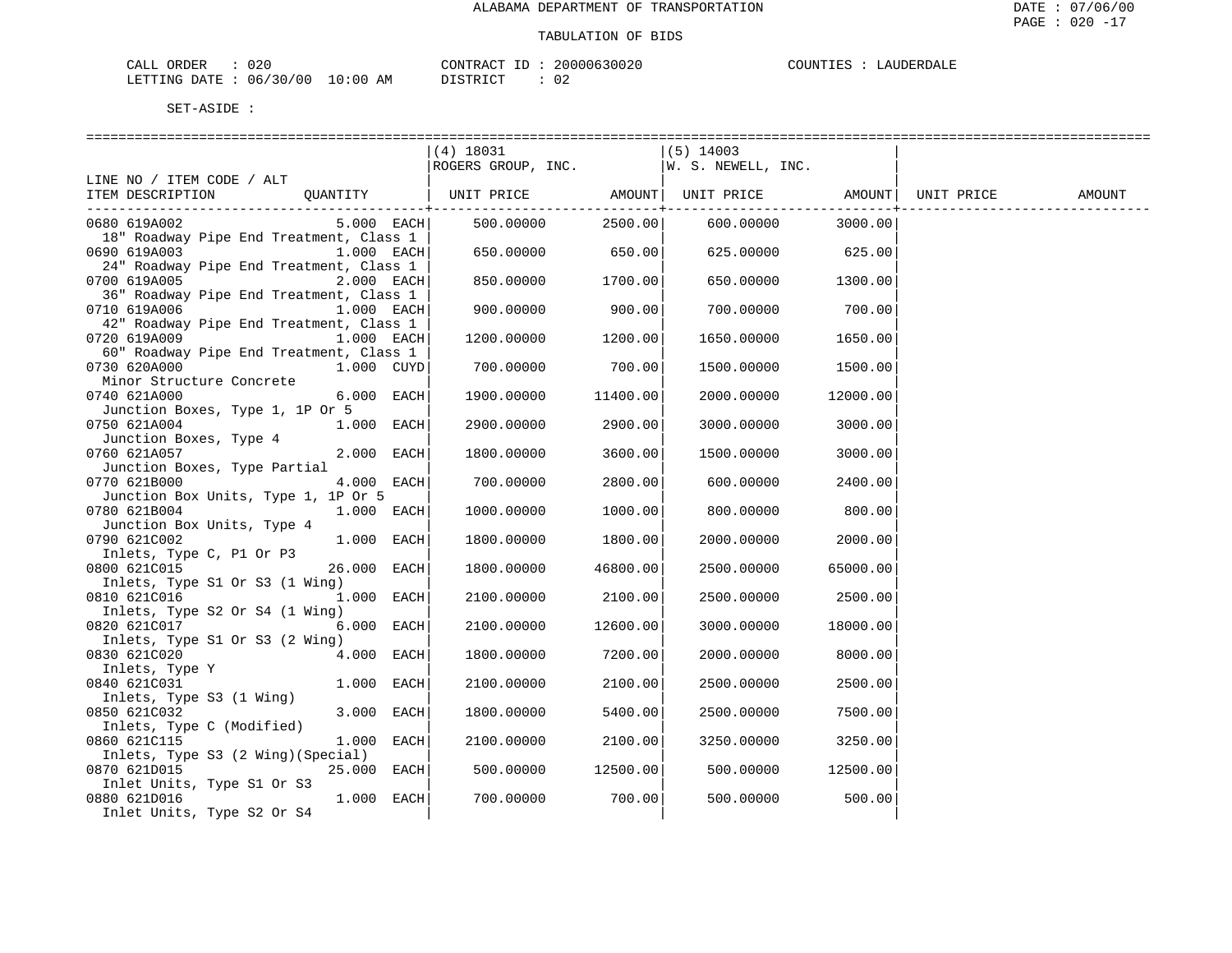ALABAMA DEPARTMENT OF TRANSPORTATION

TABULATION OF BIDS

CALL ORDER : 020 CONTRACT ID : 20000630020 COUNTIES : LAUDERDALE
LETTING DATE : 06/30/00 10:00 AM DISTRICT : 02

SET-ASIDE :

| LINE NO / ITEM CODE / ALT ITEM DESCRIPTION | QUANTITY | (4) 18031 ROGERS GROUP, INC. UNIT PRICE | AMOUNT | (5) 14003 W. S. NEWELL, INC. UNIT PRICE | AMOUNT | UNIT PRICE | AMOUNT |
|---|---|---|---|---|---|---|---|
| 0680 619A002 18" Roadway Pipe End Treatment, Class 1 | 5.000 EACH | 500.00000 | 2500.00 | 600.00000 | 3000.00 | | |
| 0690 619A003 24" Roadway Pipe End Treatment, Class 1 | 1.000 EACH | 650.00000 | 650.00 | 625.00000 | 625.00 | | |
| 0700 619A005 36" Roadway Pipe End Treatment, Class 1 | 2.000 EACH | 850.00000 | 1700.00 | 650.00000 | 1300.00 | | |
| 0710 619A006 42" Roadway Pipe End Treatment, Class 1 | 1.000 EACH | 900.00000 | 900.00 | 700.00000 | 700.00 | | |
| 0720 619A009 60" Roadway Pipe End Treatment, Class 1 | 1.000 EACH | 1200.00000 | 1200.00 | 1650.00000 | 1650.00 | | |
| 0730 620A000 Minor Structure Concrete | 1.000 CUYD | 700.00000 | 700.00 | 1500.00000 | 1500.00 | | |
| 0740 621A000 Junction Boxes, Type 1, 1P Or 5 | 6.000 EACH | 1900.00000 | 11400.00 | 2000.00000 | 12000.00 | | |
| 0750 621A004 Junction Boxes, Type 4 | 1.000 EACH | 2900.00000 | 2900.00 | 3000.00000 | 3000.00 | | |
| 0760 621A057 Junction Boxes, Type Partial | 2.000 EACH | 1800.00000 | 3600.00 | 1500.00000 | 3000.00 | | |
| 0770 621B000 Junction Box Units, Type 1, 1P Or 5 | 4.000 EACH | 700.00000 | 2800.00 | 600.00000 | 2400.00 | | |
| 0780 621B004 Junction Box Units, Type 4 | 1.000 EACH | 1000.00000 | 1000.00 | 800.00000 | 800.00 | | |
| 0790 621C002 Inlets, Type C, P1 Or P3 | 1.000 EACH | 1800.00000 | 1800.00 | 2000.00000 | 2000.00 | | |
| 0800 621C015 Inlets, Type S1 Or S3 (1 Wing) | 26.000 EACH | 1800.00000 | 46800.00 | 2500.00000 | 65000.00 | | |
| 0810 621C016 Inlets, Type S2 Or S4 (1 Wing) | 1.000 EACH | 2100.00000 | 2100.00 | 2500.00000 | 2500.00 | | |
| 0820 621C017 Inlets, Type S1 Or S3 (2 Wing) | 6.000 EACH | 2100.00000 | 12600.00 | 3000.00000 | 18000.00 | | |
| 0830 621C020 Inlets, Type Y | 4.000 EACH | 1800.00000 | 7200.00 | 2000.00000 | 8000.00 | | |
| 0840 621C031 Inlets, Type S3 (1 Wing) | 1.000 EACH | 2100.00000 | 2100.00 | 2500.00000 | 2500.00 | | |
| 0850 621C032 Inlets, Type C (Modified) | 3.000 EACH | 1800.00000 | 5400.00 | 2500.00000 | 7500.00 | | |
| 0860 621C115 Inlets, Type S3 (2 Wing)(Special) | 1.000 EACH | 2100.00000 | 2100.00 | 3250.00000 | 3250.00 | | |
| 0870 621D015 Inlet Units, Type S1 Or S3 | 25.000 EACH | 500.00000 | 12500.00 | 500.00000 | 12500.00 | | |
| 0880 621D016 Inlet Units, Type S2 Or S4 | 1.000 EACH | 700.00000 | 700.00 | 500.00000 | 500.00 | | |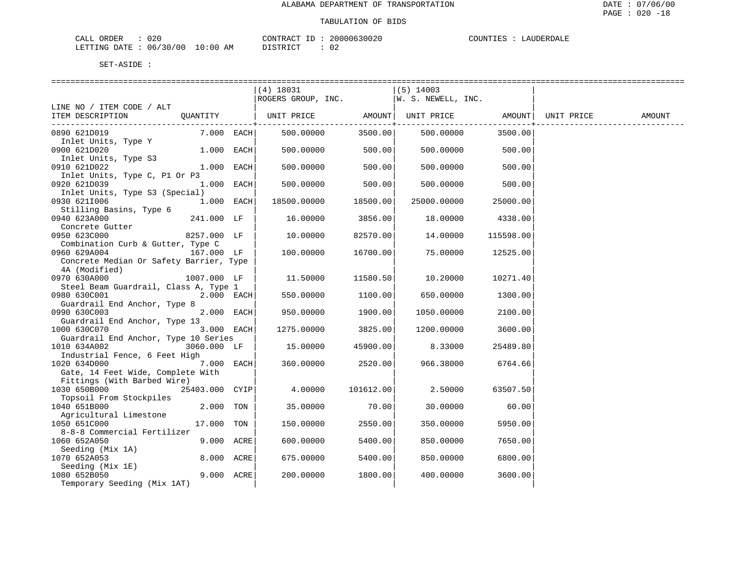ALABAMA DEPARTMENT OF TRANSPORTATION

TABULATION OF BIDS

CALL ORDER : 020 CONTRACT ID : 20000630020 COUNTIES : LAUDERDALE
LETTING DATE : 06/30/00 10:00 AM DISTRICT : 02

SET-ASIDE :

| LINE NO / ITEM CODE / ALT ITEM DESCRIPTION | QUANTITY | (4) 18031 ROGERS GROUP, INC. UNIT PRICE | AMOUNT | (5) 14003 W. S. NEWELL, INC. UNIT PRICE | AMOUNT | UNIT PRICE | AMOUNT |
|---|---|---|---|---|---|---|---|
| 0890 621D019 Inlet Units, Type Y | 7.000 EACH | 500.00000 | 3500.00 | 500.00000 | 3500.00 | | |
| 0900 621D020 Inlet Units, Type S3 | 1.000 EACH | 500.00000 | 500.00 | 500.00000 | 500.00 | | |
| 0910 621D022 Inlet Units, Type C, P1 Or P3 | 1.000 EACH | 500.00000 | 500.00 | 500.00000 | 500.00 | | |
| 0920 621D039 Inlet Units, Type S3 (Special) | 1.000 EACH | 500.00000 | 500.00 | 500.00000 | 500.00 | | |
| 0930 621I006 Stilling Basins, Type 6 | 1.000 EACH | 18500.00000 | 18500.00 | 25000.00000 | 25000.00 | | |
| 0940 623A000 Concrete Gutter | 241.000 LF | 16.00000 | 3856.00 | 18.00000 | 4338.00 | | |
| 0950 623C000 Combination Curb & Gutter, Type C | 8257.000 LF | 10.00000 | 82570.00 | 14.00000 | 115598.00 | | |
| 0960 629A004 Concrete Median Or Safety Barrier, Type 4A (Modified) | 167.000 LF | 100.00000 | 16700.00 | 75.00000 | 12525.00 | | |
| 0970 630A000 Steel Beam Guardrail, Class A, Type 1 | 1007.000 LF | 11.50000 | 11580.50 | 10.20000 | 10271.40 | | |
| 0980 630C001 Guardrail End Anchor, Type 8 | 2.000 EACH | 550.00000 | 1100.00 | 650.00000 | 1300.00 | | |
| 0990 630C003 Guardrail End Anchor, Type 13 | 2.000 EACH | 950.00000 | 1900.00 | 1050.00000 | 2100.00 | | |
| 1000 630C070 Guardrail End Anchor, Type 10 Series | 3.000 EACH | 1275.00000 | 3825.00 | 1200.00000 | 3600.00 | | |
| 1010 634A002 Industrial Fence, 6 Feet High | 3060.000 LF | 15.00000 | 45900.00 | 8.33000 | 25489.80 | | |
| 1020 634D000 Gate, 14 Feet Wide, Complete With Fittings (With Barbed Wire) | 7.000 EACH | 360.00000 | 2520.00 | 966.38000 | 6764.66 | | |
| 1030 650B000 Topsoil From Stockpiles | 25403.000 CYIP | 4.00000 | 101612.00 | 2.50000 | 63507.50 | | |
| 1040 651B000 Agricultural Limestone | 2.000 TON | 35.00000 | 70.00 | 30.00000 | 60.00 | | |
| 1050 651C000 8-8-8 Commercial Fertilizer | 17.000 TON | 150.00000 | 2550.00 | 350.00000 | 5950.00 | | |
| 1060 652A050 Seeding (Mix 1A) | 9.000 ACRE | 600.00000 | 5400.00 | 850.00000 | 7650.00 | | |
| 1070 652A053 Seeding (Mix 1E) | 8.000 ACRE | 675.00000 | 5400.00 | 850.00000 | 6800.00 | | |
| 1080 652B050 Temporary Seeding (Mix 1AT) | 9.000 ACRE | 200.00000 | 1800.00 | 400.00000 | 3600.00 | | |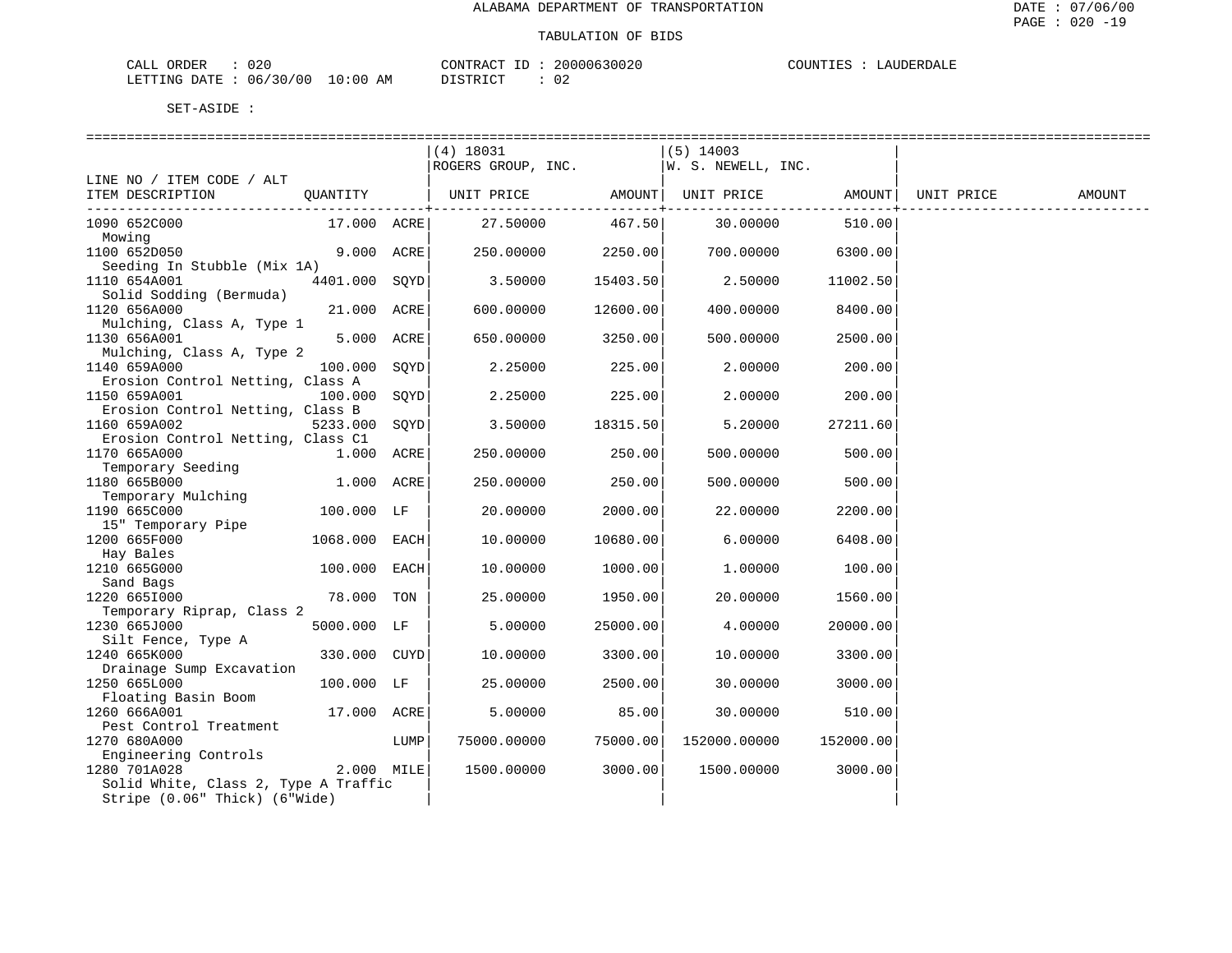ALABAMA DEPARTMENT OF TRANSPORTATION

TABULATION OF BIDS

CALL ORDER : 020 CONTRACT ID : 20000630020 COUNTIES : LAUDERDALE
LETTING DATE : 06/30/00 10:00 AM DISTRICT : 02

SET-ASIDE :

| LINE NO / ITEM CODE / ALT ITEM DESCRIPTION | QUANTITY | | (4) 18031 ROGERS GROUP, INC. UNIT PRICE | AMOUNT | (5) 14003 W. S. NEWELL, INC. UNIT PRICE | AMOUNT | UNIT PRICE | AMOUNT |
|---|---|---|---|---|---|---|---|---|
| 1090 652C000 Mowing | 17.000 | ACRE | 27.50000 | 467.50 | 30.00000 | 510.00 | | |
| 1100 652D050 Seeding In Stubble (Mix 1A) | 9.000 | ACRE | 250.00000 | 2250.00 | 700.00000 | 6300.00 | | |
| 1110 654A001 Solid Sodding (Bermuda) | 4401.000 | SQYD | 3.50000 | 15403.50 | 2.50000 | 11002.50 | | |
| 1120 656A000 Mulching, Class A, Type 1 | 21.000 | ACRE | 600.00000 | 12600.00 | 400.00000 | 8400.00 | | |
| 1130 656A001 Mulching, Class A, Type 2 | 5.000 | ACRE | 650.00000 | 3250.00 | 500.00000 | 2500.00 | | |
| 1140 659A000 Erosion Control Netting, Class A | 100.000 | SQYD | 2.25000 | 225.00 | 2.00000 | 200.00 | | |
| 1150 659A001 Erosion Control Netting, Class B | 100.000 | SQYD | 2.25000 | 225.00 | 2.00000 | 200.00 | | |
| 1160 659A002 Erosion Control Netting, Class C1 | 5233.000 | SQYD | 3.50000 | 18315.50 | 5.20000 | 27211.60 | | |
| 1170 665A000 Temporary Seeding | 1.000 | ACRE | 250.00000 | 250.00 | 500.00000 | 500.00 | | |
| 1180 665B000 Temporary Mulching | 1.000 | ACRE | 250.00000 | 250.00 | 500.00000 | 500.00 | | |
| 1190 665C000 15" Temporary Pipe | 100.000 | LF | 20.00000 | 2000.00 | 22.00000 | 2200.00 | | |
| 1200 665F000 Hay Bales | 1068.000 | EACH | 10.00000 | 10680.00 | 6.00000 | 6408.00 | | |
| 1210 665G000 Sand Bags | 100.000 | EACH | 10.00000 | 1000.00 | 1.00000 | 100.00 | | |
| 1220 665I000 Temporary Riprap, Class 2 | 78.000 | TON | 25.00000 | 1950.00 | 20.00000 | 1560.00 | | |
| 1230 665J000 Silt Fence, Type A | 5000.000 | LF | 5.00000 | 25000.00 | 4.00000 | 20000.00 | | |
| 1240 665K000 Drainage Sump Excavation | 330.000 | CUYD | 10.00000 | 3300.00 | 10.00000 | 3300.00 | | |
| 1250 665L000 Floating Basin Boom | 100.000 | LF | 25.00000 | 2500.00 | 30.00000 | 3000.00 | | |
| 1260 666A001 Pest Control Treatment | 17.000 | ACRE | 5.00000 | 85.00 | 30.00000 | 510.00 | | |
| 1270 680A000 Engineering Controls | | LUMP | 75000.00000 | 75000.00 | 152000.00000 | 152000.00 | | |
| 1280 701A028 Solid White, Class 2, Type A Traffic Stripe (0.06" Thick) (6"Wide) | 2.000 | MILE | 1500.00000 | 3000.00 | 1500.00000 | 3000.00 | | |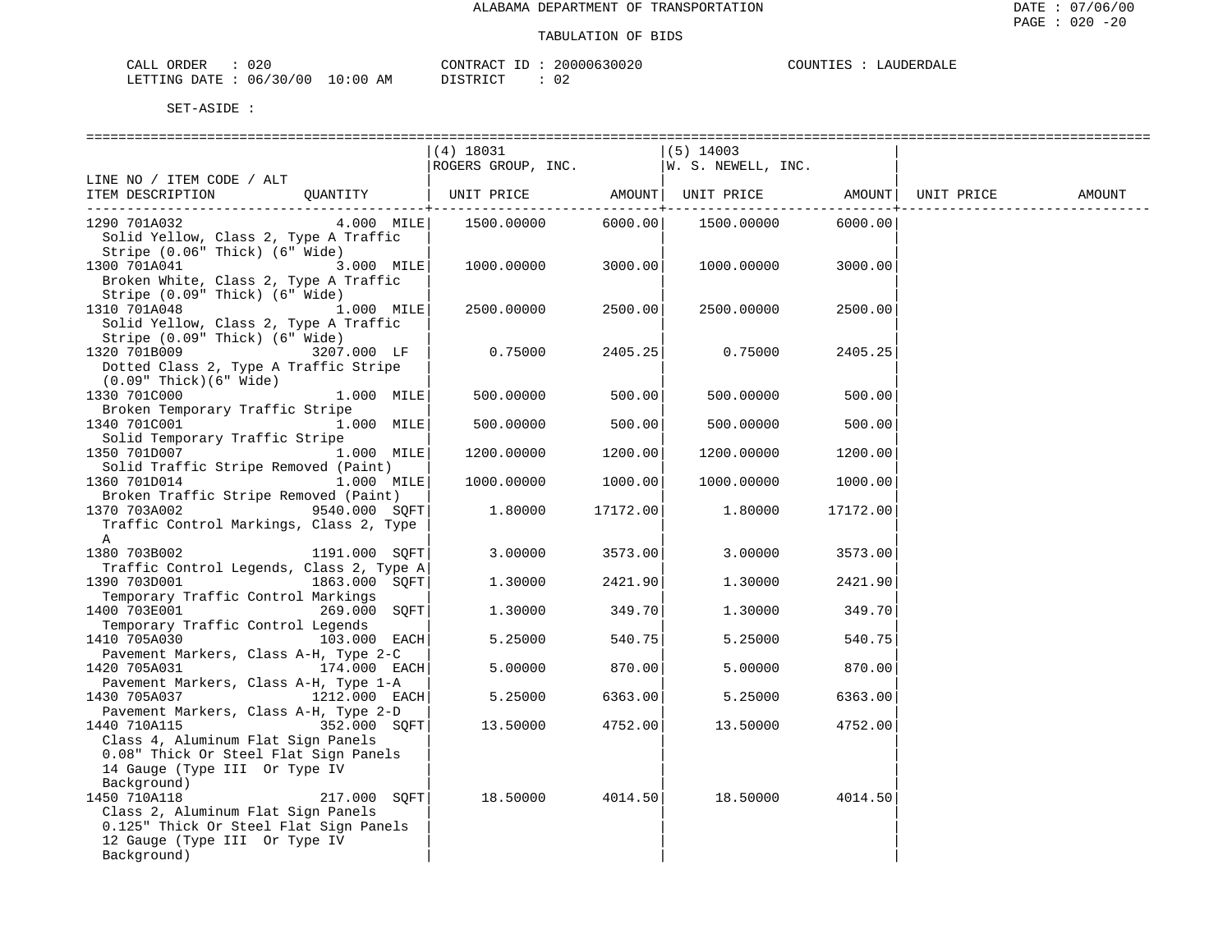ALABAMA DEPARTMENT OF TRANSPORTATION

TABULATION OF BIDS

CALL ORDER : 020 CONTRACT ID : 20000630020 COUNTIES : LAUDERDALE
LETTING DATE : 06/30/00 10:00 AM DISTRICT : 02

SET-ASIDE :

| LINE NO / ITEM CODE / ALT ITEM DESCRIPTION | QUANTITY | (4) 18031 ROGERS GROUP, INC. UNIT PRICE | AMOUNT | (5) 14003 W. S. NEWELL, INC. UNIT PRICE | AMOUNT | UNIT PRICE | AMOUNT |
|---|---|---|---|---|---|---|---|
| 1290 701A032 Solid Yellow, Class 2, Type A Traffic Stripe (0.06" Thick) (6" Wide) | 4.000 MILE | 1500.00000 | 6000.00 | 1500.00000 | 6000.00 | | |
| 1300 701A041 Broken White, Class 2, Type A Traffic Stripe (0.09" Thick) (6" Wide) | 3.000 MILE | 1000.00000 | 3000.00 | 1000.00000 | 3000.00 | | |
| 1310 701A048 Solid Yellow, Class 2, Type A Traffic Stripe (0.09" Thick) (6" Wide) | 1.000 MILE | 2500.00000 | 2500.00 | 2500.00000 | 2500.00 | | |
| 1320 701B009 Dotted Class 2, Type A Traffic Stripe (0.09" Thick)(6" Wide) | 3207.000 LF | 0.75000 | 2405.25 | 0.75000 | 2405.25 | | |
| 1330 701C000 Broken Temporary Traffic Stripe | 1.000 MILE | 500.00000 | 500.00 | 500.00000 | 500.00 | | |
| 1340 701C001 Solid Temporary Traffic Stripe | 1.000 MILE | 500.00000 | 500.00 | 500.00000 | 500.00 | | |
| 1350 701D007 Solid Traffic Stripe Removed (Paint) | 1.000 MILE | 1200.00000 | 1200.00 | 1200.00000 | 1200.00 | | |
| 1360 701D014 Broken Traffic Stripe Removed (Paint) | 1.000 MILE | 1000.00000 | 1000.00 | 1000.00000 | 1000.00 | | |
| 1370 703A002 Traffic Control Markings, Class 2, Type A | 9540.000 SQFT | 1.80000 | 17172.00 | 1.80000 | 17172.00 | | |
| 1380 703B002 Traffic Control Legends, Class 2, Type A | 1191.000 SQFT | 3.00000 | 3573.00 | 3.00000 | 3573.00 | | |
| 1390 703D001 Temporary Traffic Control Markings | 1863.000 SQFT | 1.30000 | 2421.90 | 1.30000 | 2421.90 | | |
| 1400 703E001 Temporary Traffic Control Legends | 269.000 SQFT | 1.30000 | 349.70 | 1.30000 | 349.70 | | |
| 1410 705A030 Pavement Markers, Class A-H, Type 2-C | 103.000 EACH | 5.25000 | 540.75 | 5.25000 | 540.75 | | |
| 1420 705A031 Pavement Markers, Class A-H, Type 1-A | 174.000 EACH | 5.00000 | 870.00 | 5.00000 | 870.00 | | |
| 1430 705A037 Pavement Markers, Class A-H, Type 2-D | 1212.000 EACH | 5.25000 | 6363.00 | 5.25000 | 6363.00 | | |
| 1440 710A115 Class 4, Aluminum Flat Sign Panels 0.08" Thick Or Steel Flat Sign Panels 14 Gauge (Type III Or Type IV Background) | 352.000 SQFT | 13.50000 | 4752.00 | 13.50000 | 4752.00 | | |
| 1450 710A118 Class 2, Aluminum Flat Sign Panels 0.125" Thick Or Steel Flat Sign Panels 12 Gauge (Type III Or Type IV Background) | 217.000 SQFT | 18.50000 | 4014.50 | 18.50000 | 4014.50 | | |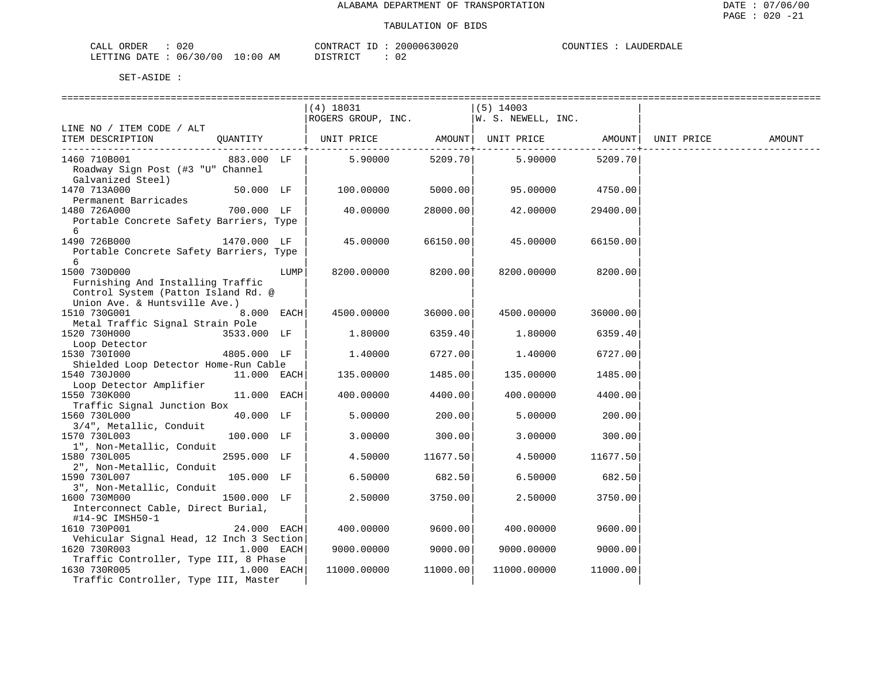ALABAMA DEPARTMENT OF TRANSPORTATION

TABULATION OF BIDS

CALL ORDER : 020 CONTRACT ID : 20000630020 COUNTIES : LAUDERDALE
LETTING DATE : 06/30/00 10:00 AM DISTRICT : 02

SET-ASIDE :

| LINE NO / ITEM CODE / ALT ITEM DESCRIPTION | QUANTITY | (4) 18031 ROGERS GROUP, INC. UNIT PRICE | AMOUNT | (5) 14003 W. S. NEWELL, INC. UNIT PRICE | AMOUNT | UNIT PRICE | AMOUNT |
|---|---|---|---|---|---|---|---|
| 1460 710B001 Roadway Sign Post (#3 "U" Channel Galvanized Steel) | 883.000 LF | 5.90000 | 5209.70 | 5.90000 | 5209.70 | | |
| 1470 713A000 Permanent Barricades | 50.000 LF | 100.00000 | 5000.00 | 95.00000 | 4750.00 | | |
| 1480 726A000 Portable Concrete Safety Barriers, Type 6 | 700.000 LF | 40.00000 | 28000.00 | 42.00000 | 29400.00 | | |
| 1490 726B000 Portable Concrete Safety Barriers, Type 6 | 1470.000 LF | 45.00000 | 66150.00 | 45.00000 | 66150.00 | | |
| 1500 730D000 Furnishing And Installing Traffic Control System (Patton Island Rd. @ Union Ave. & Huntsville Ave.) | LUMP | 8200.00000 | 8200.00 | 8200.00000 | 8200.00 | | |
| 1510 730G001 Metal Traffic Signal Strain Pole | 8.000 EACH | 4500.00000 | 36000.00 | 4500.00000 | 36000.00 | | |
| 1520 730H000 Loop Detector | 3533.000 LF | 1.80000 | 6359.40 | 1.80000 | 6359.40 | | |
| 1530 730I000 Shielded Loop Detector Home-Run Cable | 4805.000 LF | 1.40000 | 6727.00 | 1.40000 | 6727.00 | | |
| 1540 730J000 Loop Detector Amplifier | 11.000 EACH | 135.00000 | 1485.00 | 135.00000 | 1485.00 | | |
| 1550 730K000 Traffic Signal Junction Box | 11.000 EACH | 400.00000 | 4400.00 | 400.00000 | 4400.00 | | |
| 1560 730L000 3/4", Metallic, Conduit | 40.000 LF | 5.00000 | 200.00 | 5.00000 | 200.00 | | |
| 1570 730L003 1", Non-Metallic, Conduit | 100.000 LF | 3.00000 | 300.00 | 3.00000 | 300.00 | | |
| 1580 730L005 2", Non-Metallic, Conduit | 2595.000 LF | 4.50000 | 11677.50 | 4.50000 | 11677.50 | | |
| 1590 730L007 3", Non-Metallic, Conduit | 105.000 LF | 6.50000 | 682.50 | 6.50000 | 682.50 | | |
| 1600 730M000 Interconnect Cable, Direct Burial, #14-9C IMSH50-1 | 1500.000 LF | 2.50000 | 3750.00 | 2.50000 | 3750.00 | | |
| 1610 730P001 Vehicular Signal Head, 12 Inch 3 Section | 24.000 EACH | 400.00000 | 9600.00 | 400.00000 | 9600.00 | | |
| 1620 730R003 Traffic Controller, Type III, 8 Phase | 1.000 EACH | 9000.00000 | 9000.00 | 9000.00000 | 9000.00 | | |
| 1630 730R005 Traffic Controller, Type III, Master | 1.000 EACH | 11000.00000 | 11000.00 | 11000.00000 | 11000.00 | | |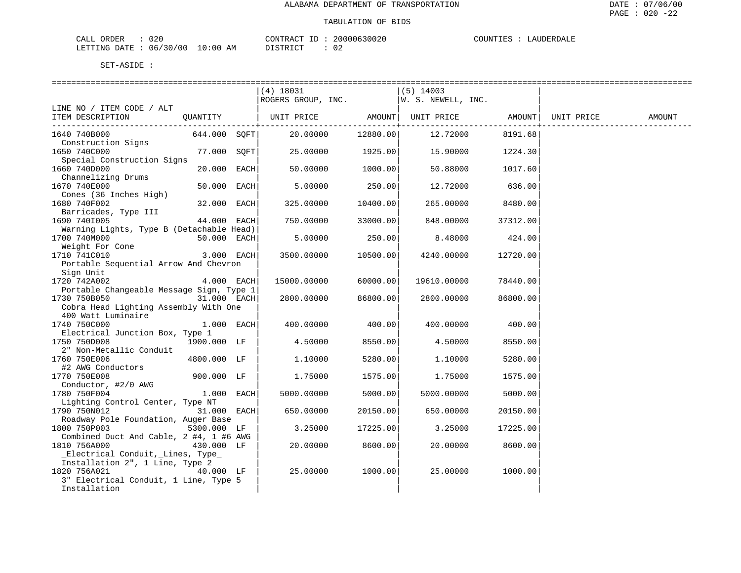ALABAMA DEPARTMENT OF TRANSPORTATION

TABULATION OF BIDS

CALL ORDER : 020　　CONTRACT ID : 20000630020　　COUNTIES : LAUDERDALE
LETTING DATE : 06/30/00 10:00 AM　　DISTRICT : 02

SET-ASIDE :

| LINE NO / ITEM CODE / ALT ITEM DESCRIPTION | QUANTITY | (4) 18031 ROGERS GROUP, INC. UNIT PRICE | AMOUNT | (5) 14003 W. S. NEWELL, INC. UNIT PRICE | AMOUNT | UNIT PRICE | AMOUNT |
|---|---|---|---|---|---|---|---|
| 1640 740B000 Construction Signs | 644.000 SQFT | 20.00000 | 12880.00 | 12.72000 | 8191.68 | | |
| 1650 740C000 Special Construction Signs | 77.000 SQFT | 25.00000 | 1925.00 | 15.90000 | 1224.30 | | |
| 1660 740D000 Channelizing Drums | 20.000 EACH | 50.00000 | 1000.00 | 50.88000 | 1017.60 | | |
| 1670 740E000 Cones (36 Inches High) | 50.000 EACH | 5.00000 | 250.00 | 12.72000 | 636.00 | | |
| 1680 740F002 Barricades, Type III | 32.000 EACH | 325.00000 | 10400.00 | 265.00000 | 8480.00 | | |
| 1690 740I005 Warning Lights, Type B (Detachable Head) | 44.000 EACH | 750.00000 | 33000.00 | 848.00000 | 37312.00 | | |
| 1700 740M000 Weight For Cone | 50.000 EACH | 5.00000 | 250.00 | 8.48000 | 424.00 | | |
| 1710 741C010 Portable Sequential Arrow And Chevron Sign Unit | 3.000 EACH | 3500.00000 | 10500.00 | 4240.00000 | 12720.00 | | |
| 1720 742A002 Portable Changeable Message Sign, Type 1 | 4.000 EACH | 15000.00000 | 60000.00 | 19610.00000 | 78440.00 | | |
| 1730 750B050 Cobra Head Lighting Assembly With One 400 Watt Luminaire | 31.000 EACH | 2800.00000 | 86800.00 | 2800.00000 | 86800.00 | | |
| 1740 750C000 Electrical Junction Box, Type 1 | 1.000 EACH | 400.00000 | 400.00 | 400.00000 | 400.00 | | |
| 1750 750D008 2" Non-Metallic Conduit | 1900.000 LF | 4.50000 | 8550.00 | 4.50000 | 8550.00 | | |
| 1760 750E006 #2 AWG Conductors | 4800.000 LF | 1.10000 | 5280.00 | 1.10000 | 5280.00 | | |
| 1770 750E008 Conductor, #2/0 AWG | 900.000 LF | 1.75000 | 1575.00 | 1.75000 | 1575.00 | | |
| 1780 750F004 Lighting Control Center, Type NT | 1.000 EACH | 5000.00000 | 5000.00 | 5000.00000 | 5000.00 | | |
| 1790 750N012 Roadway Pole Foundation, Auger Base | 31.000 EACH | 650.00000 | 20150.00 | 650.00000 | 20150.00 | | |
| 1800 750P003 Combined Duct And Cable, 2 #4, 1 #6 AWG | 5300.000 LF | 3.25000 | 17225.00 | 3.25000 | 17225.00 | | |
| 1810 756A000 _Electrical Conduit,_Lines, Type_ Installation 2", 1 Line, Type 2 | 430.000 LF | 20.00000 | 8600.00 | 20.00000 | 8600.00 | | |
| 1820 756A021 3" Electrical Conduit, 1 Line, Type 5 Installation | 40.000 LF | 25.00000 | 1000.00 | 25.00000 | 1000.00 | | |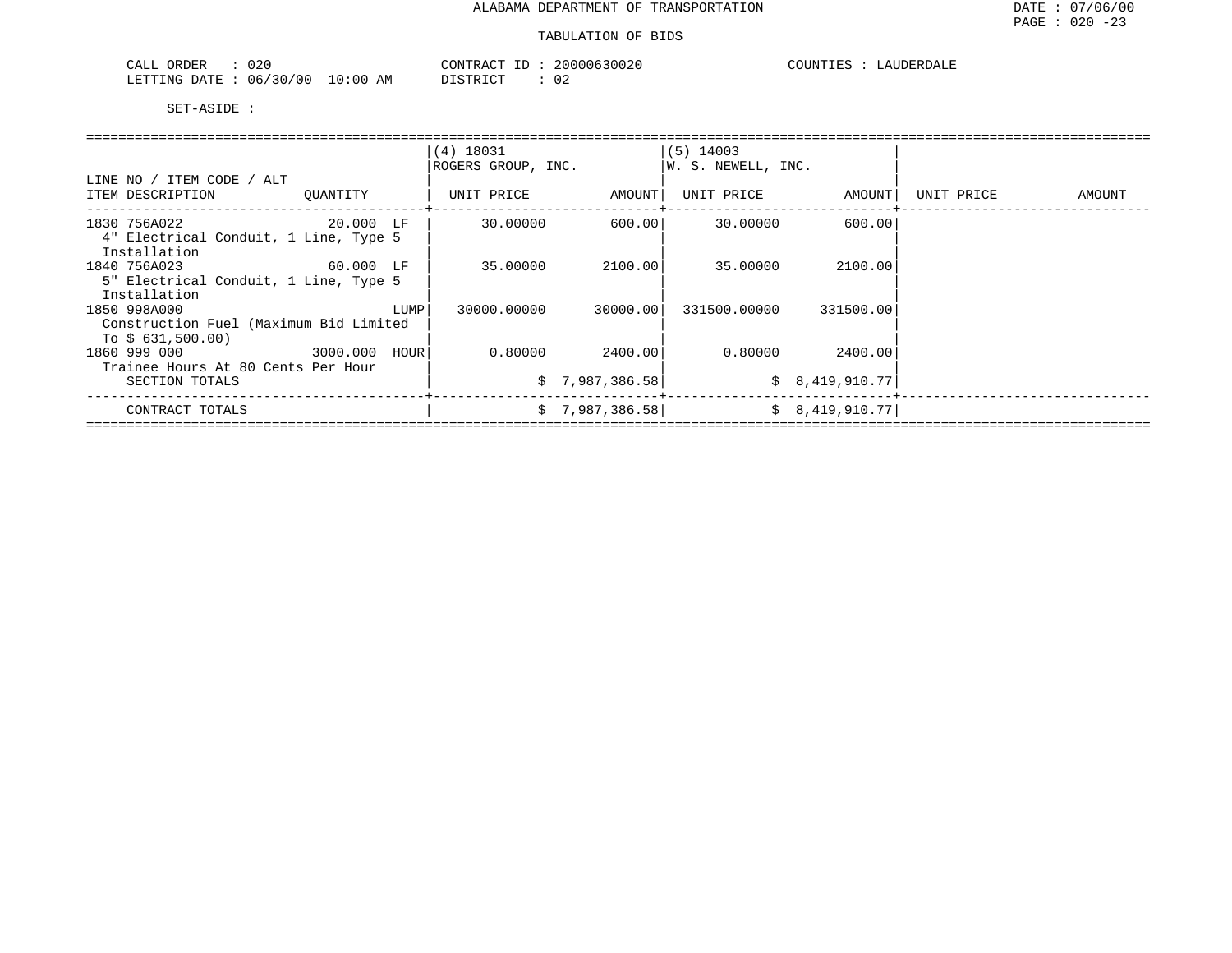ALABAMA DEPARTMENT OF TRANSPORTATION

TABULATION OF BIDS

CALL ORDER : 020 CONTRACT ID : 20000630020 COUNTIES : LAUDERDALE
LETTING DATE : 06/30/00 10:00 AM DISTRICT : 02

SET-ASIDE :

| LINE NO / ITEM CODE / ALT ITEM DESCRIPTION | QUANTITY | (4) 18031 ROGERS GROUP, INC. UNIT PRICE | AMOUNT | (5) 14003 W. S. NEWELL, INC. UNIT PRICE | AMOUNT | UNIT PRICE | AMOUNT |
|---|---|---|---|---|---|---|---|
| 1830 756A022 4" Electrical Conduit, 1 Line, Type 5 Installation | 20.000 LF | 30.00000 | 600.00 | 30.00000 | 600.00 | | |
| 1840 756A023 5" Electrical Conduit, 1 Line, Type 5 Installation | 60.000 LF | 35.00000 | 2100.00 | 35.00000 | 2100.00 | | |
| 1850 998A000 Construction Fuel (Maximum Bid Limited To $ 631,500.00) | LUMP | 30000.00000 | 30000.00 | 331500.00000 | 331500.00 | | |
| 1860 999 000 Trainee Hours At 80 Cents Per Hour | 3000.000 HOUR | 0.80000 | 2400.00 | 0.80000 | 2400.00 | | |
| SECTION TOTALS | | | $ 7,987,386.58 | | $ 8,419,910.77 | | |
| CONTRACT TOTALS | | | $ 7,987,386.58 | | $ 8,419,910.77 | | |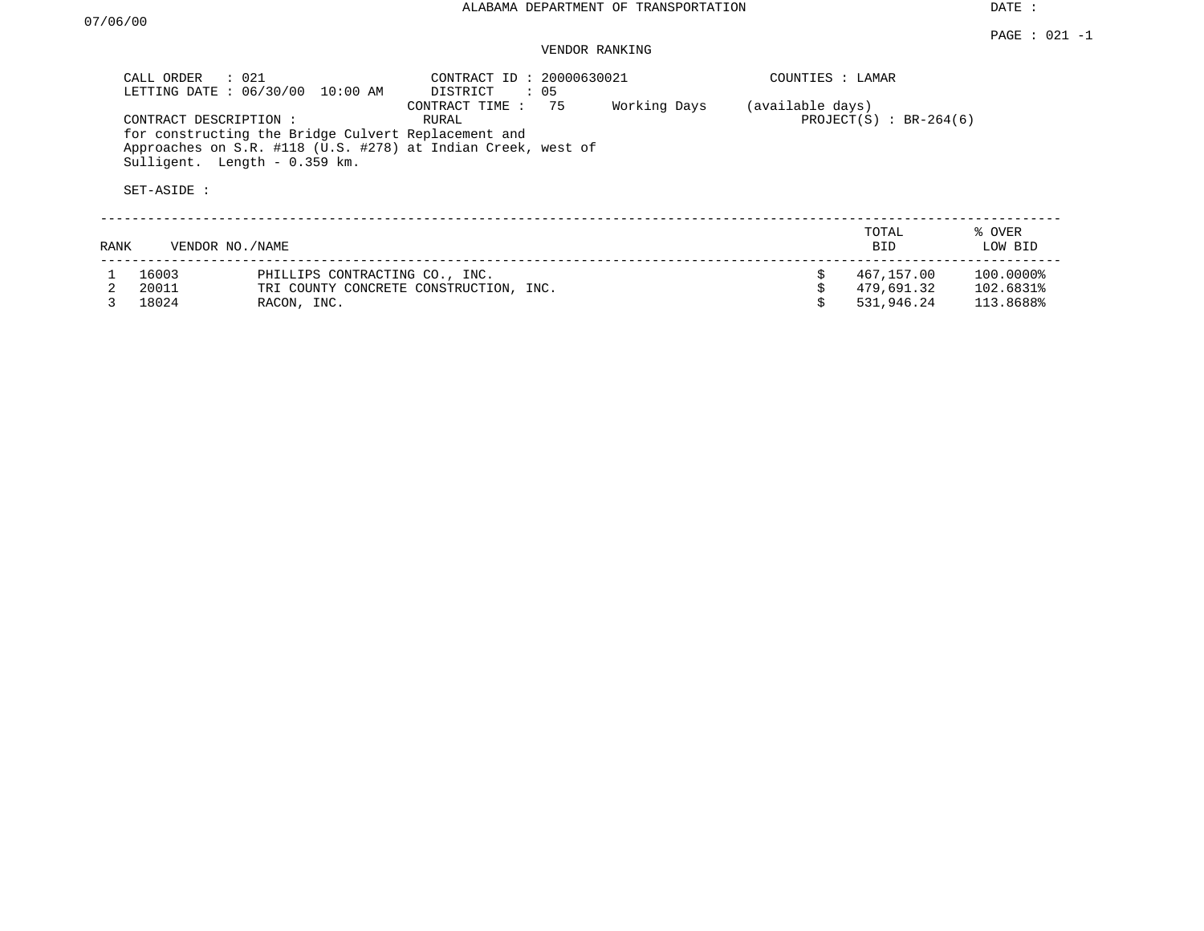ALABAMA DEPARTMENT OF TRANSPORTATION

DATE : 07/06/00

PAGE : 021 -1

VENDOR RANKING

CALL ORDER : 021
LETTING DATE : 06/30/00 10:00 AM

CONTRACT ID : 20000630021
DISTRICT : 05
CONTRACT TIME : 75 Working Days (available days)
RURAL

COUNTIES : LAMAR

PROJECT(S) : BR-264(6)

CONTRACT DESCRIPTION :
for constructing the Bridge Culvert Replacement and Approaches on S.R. #118 (U.S. #278) at Indian Creek, west of Sulligent. Length - 0.359 km.

SET-ASIDE :

| RANK | VENDOR NO./NAME | | TOTAL BID | % OVER LOW BID |
|---|---|---|---|---|
| 1 | 16003 | PHILLIPS CONTRACTING CO., INC. | $ 467,157.00 | 100.0000% |
| 2 | 20011 | TRI COUNTY CONCRETE CONSTRUCTION, INC. | $ 479,691.32 | 102.6831% |
| 3 | 18024 | RACON, INC. | $ 531,946.24 | 113.8688% |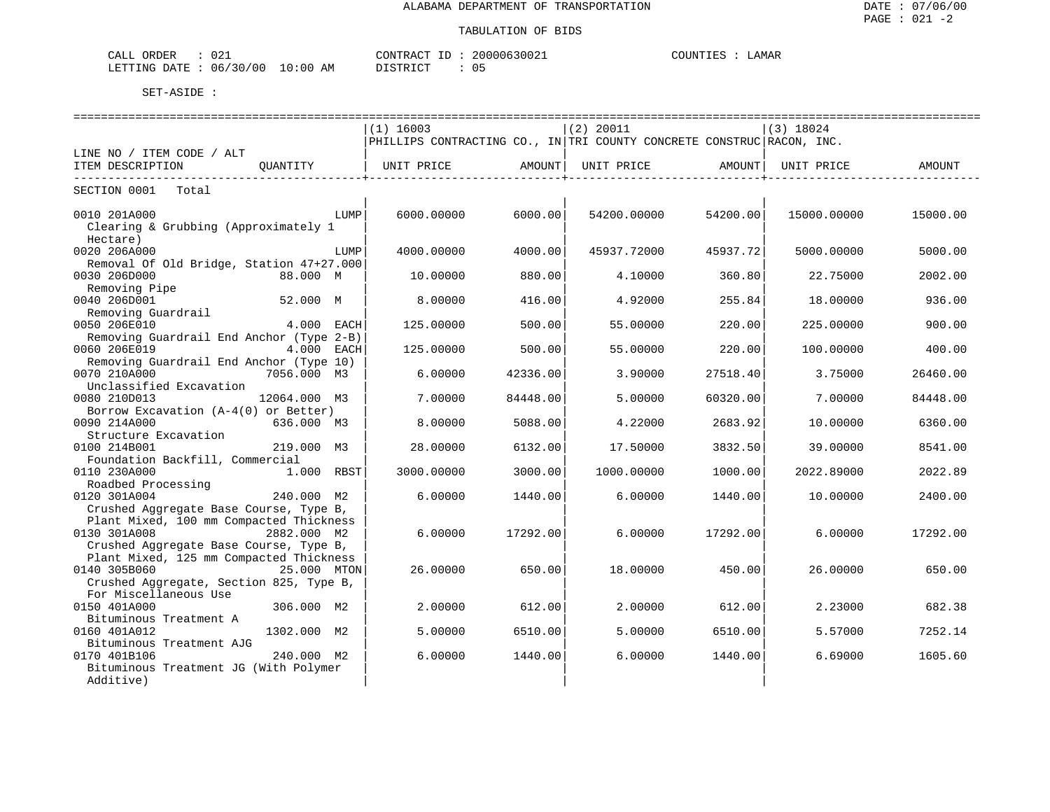ALABAMA DEPARTMENT OF TRANSPORTATION

TABULATION OF BIDS

DATE : 07/06/00
PAGE : 021 -2

CALL ORDER : 021 CONTRACT ID : 20000630021 COUNTIES : LAMAR
LETTING DATE : 06/30/00 10:00 AM DISTRICT : 05

SET-ASIDE :

| LINE NO / ITEM CODE / ALT ITEM DESCRIPTION | QUANTITY | (1) 16003 PHILLIPS CONTRACTING CO., IN UNIT PRICE | AMOUNT | (2) 20011 TRI COUNTY CONCRETE CONSTRUC UNIT PRICE | AMOUNT | (3) 18024 RACON, INC. UNIT PRICE | AMOUNT |
|---|---|---|---|---|---|---|---|
| SECTION 0001 Total | | | | | | | |
| 0010 201A000 Clearing & Grubbing (Approximately 1 Hectare) | LUMP | 6000.00000 | 6000.00 | 54200.00000 | 54200.00 | 15000.00000 | 15000.00 |
| 0020 206A000 Removal Of Old Bridge, Station 47+27.000 | LUMP | 4000.00000 | 4000.00 | 45937.72000 | 45937.72 | 5000.00000 | 5000.00 |
| 0030 206D000 Removing Pipe | 88.000 M | 10.00000 | 880.00 | 4.10000 | 360.80 | 22.75000 | 2002.00 |
| 0040 206D001 Removing Guardrail | 52.000 M | 8.00000 | 416.00 | 4.92000 | 255.84 | 18.00000 | 936.00 |
| 0050 206E010 Removing Guardrail End Anchor (Type 2-B) | 4.000 EACH | 125.00000 | 500.00 | 55.00000 | 220.00 | 225.00000 | 900.00 |
| 0060 206E019 Removing Guardrail End Anchor (Type 10) | 4.000 EACH | 125.00000 | 500.00 | 55.00000 | 220.00 | 100.00000 | 400.00 |
| 0070 210A000 Unclassified Excavation | 7056.000 M3 | 6.00000 | 42336.00 | 3.90000 | 27518.40 | 3.75000 | 26460.00 |
| 0080 210D013 Borrow Excavation (A-4(0) or Better) | 12064.000 M3 | 7.00000 | 84448.00 | 5.00000 | 60320.00 | 7.00000 | 84448.00 |
| 0090 214A000 Structure Excavation | 636.000 M3 | 8.00000 | 5088.00 | 4.22000 | 2683.92 | 10.00000 | 6360.00 |
| 0100 214B001 Foundation Backfill, Commercial | 219.000 M3 | 28.00000 | 6132.00 | 17.50000 | 3832.50 | 39.00000 | 8541.00 |
| 0110 230A000 Roadbed Processing | 1.000 RBST | 3000.00000 | 3000.00 | 1000.00000 | 1000.00 | 2022.89000 | 2022.89 |
| 0120 301A004 Crushed Aggregate Base Course, Type B, Plant Mixed, 100 mm Compacted Thickness | 240.000 M2 | 6.00000 | 1440.00 | 6.00000 | 1440.00 | 10.00000 | 2400.00 |
| 0130 301A008 Crushed Aggregate Base Course, Type B, Plant Mixed, 125 mm Compacted Thickness | 2882.000 M2 | 6.00000 | 17292.00 | 6.00000 | 17292.00 | 6.00000 | 17292.00 |
| 0140 305B060 Crushed Aggregate, Section 825, Type B, For Miscellaneous Use | 25.000 MTON | 26.00000 | 650.00 | 18.00000 | 450.00 | 26.00000 | 650.00 |
| 0150 401A000 Bituminous Treatment A | 306.000 M2 | 2.00000 | 612.00 | 2.00000 | 612.00 | 2.23000 | 682.38 |
| 0160 401A012 Bituminous Treatment AJG | 1302.000 M2 | 5.00000 | 6510.00 | 5.00000 | 6510.00 | 5.57000 | 7252.14 |
| 0170 401B106 Bituminous Treatment JG (With Polymer Additive) | 240.000 M2 | 6.00000 | 1440.00 | 6.00000 | 1440.00 | 6.69000 | 1605.60 |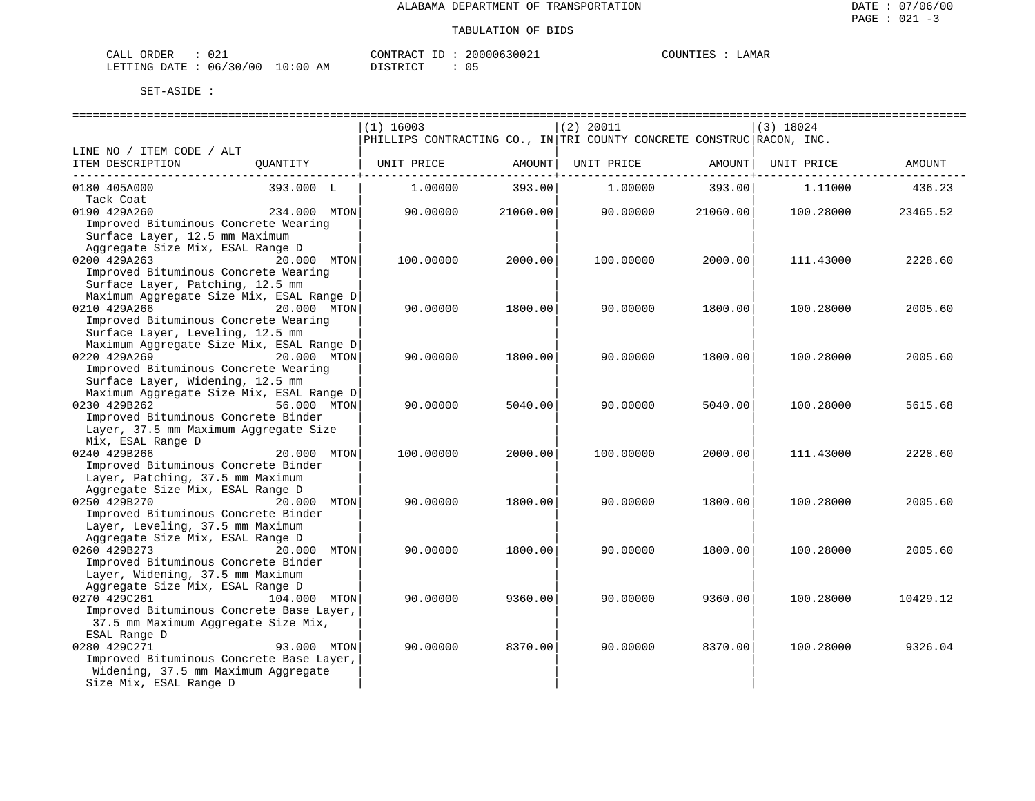ALABAMA DEPARTMENT OF TRANSPORTATION

TABULATION OF BIDS

CALL ORDER : 021 CONTRACT ID : 20000630021 COUNTIES : LAMAR
LETTING DATE : 06/30/00 10:00 AM DISTRICT : 05

SET-ASIDE :

| LINE NO / ITEM CODE / ALT ITEM DESCRIPTION | QUANTITY | (1) 16003 PHILLIPS CONTRACTING CO., IN UNIT PRICE | AMOUNT | (2) 20011 TRI COUNTY CONCRETE CONSTRUC UNIT PRICE | AMOUNT | (3) 18024 RACON, INC. UNIT PRICE | AMOUNT |
|---|---|---|---|---|---|---|---|
| 0180 405A000 Tack Coat | 393.000 L | 1.00000 | 393.00 | 1.00000 | 393.00 | 1.11000 | 436.23 |
| 0190 429A260 Improved Bituminous Concrete Wearing Surface Layer, 12.5 mm Maximum Aggregate Size Mix, ESAL Range D | 234.000 MTON | 90.00000 | 21060.00 | 90.00000 | 21060.00 | 100.28000 | 23465.52 |
| 0200 429A263 Improved Bituminous Concrete Wearing Surface Layer, Patching, 12.5 mm Maximum Aggregate Size Mix, ESAL Range D | 20.000 MTON | 100.00000 | 2000.00 | 100.00000 | 2000.00 | 111.43000 | 2228.60 |
| 0210 429A266 Improved Bituminous Concrete Wearing Surface Layer, Leveling, 12.5 mm Maximum Aggregate Size Mix, ESAL Range D | 20.000 MTON | 90.00000 | 1800.00 | 90.00000 | 1800.00 | 100.28000 | 2005.60 |
| 0220 429A269 Improved Bituminous Concrete Wearing Surface Layer, Widening, 12.5 mm Maximum Aggregate Size Mix, ESAL Range D | 20.000 MTON | 90.00000 | 1800.00 | 90.00000 | 1800.00 | 100.28000 | 2005.60 |
| 0230 429B262 Improved Bituminous Concrete Binder Layer, 37.5 mm Maximum Aggregate Size Mix, ESAL Range D | 56.000 MTON | 90.00000 | 5040.00 | 90.00000 | 5040.00 | 100.28000 | 5615.68 |
| 0240 429B266 Improved Bituminous Concrete Binder Layer, Patching, 37.5 mm Maximum Aggregate Size Mix, ESAL Range D | 20.000 MTON | 100.00000 | 2000.00 | 100.00000 | 2000.00 | 111.43000 | 2228.60 |
| 0250 429B270 Improved Bituminous Concrete Binder Layer, Leveling, 37.5 mm Maximum Aggregate Size Mix, ESAL Range D | 20.000 MTON | 90.00000 | 1800.00 | 90.00000 | 1800.00 | 100.28000 | 2005.60 |
| 0260 429B273 Improved Bituminous Concrete Binder Layer, Widening, 37.5 mm Maximum Aggregate Size Mix, ESAL Range D | 20.000 MTON | 90.00000 | 1800.00 | 90.00000 | 1800.00 | 100.28000 | 2005.60 |
| 0270 429C261 Improved Bituminous Concrete Base Layer, 37.5 mm Maximum Aggregate Size Mix, ESAL Range D | 104.000 MTON | 90.00000 | 9360.00 | 90.00000 | 9360.00 | 100.28000 | 10429.12 |
| 0280 429C271 Improved Bituminous Concrete Base Layer, Widening, 37.5 mm Maximum Aggregate Size Mix, ESAL Range D | 93.000 MTON | 90.00000 | 8370.00 | 90.00000 | 8370.00 | 100.28000 | 9326.04 |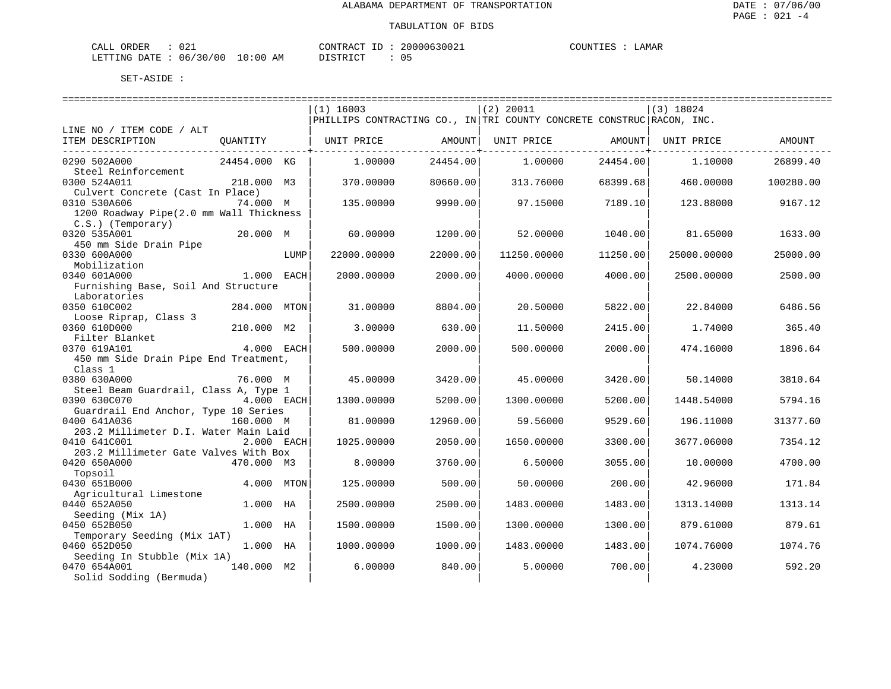ALABAMA DEPARTMENT OF TRANSPORTATION

TABULATION OF BIDS

CALL ORDER : 021 CONTRACT ID : 20000630021 COUNTIES : LAMAR
LETTING DATE : 06/30/00 10:00 AM DISTRICT : 05

SET-ASIDE :

| LINE NO / ITEM CODE / ALT ITEM DESCRIPTION | QUANTITY | | (1) 16003 PHILLIPS CONTRACTING CO., IN UNIT PRICE | AMOUNT | (2) 20011 TRI COUNTY CONCRETE CONSTRUC UNIT PRICE | AMOUNT | (3) 18024 RACON, INC. UNIT PRICE | AMOUNT |
|---|---|---|---|---|---|---|---|---|
| 0290 502A000 Steel Reinforcement | 24454.000 | KG | 1.00000 | 24454.00 | 1.00000 | 24454.00 | 1.10000 | 26899.40 |
| 0300 524A011 Culvert Concrete (Cast In Place) | 218.000 | M3 | 370.00000 | 80660.00 | 313.76000 | 68399.68 | 460.00000 | 100280.00 |
| 0310 530A606 1200 Roadway Pipe(2.0 mm Wall Thickness C.S.) (Temporary) | 74.000 | M | 135.00000 | 9990.00 | 97.15000 | 7189.10 | 123.88000 | 9167.12 |
| 0320 535A001 450 mm Side Drain Pipe | 20.000 | M | 60.00000 | 1200.00 | 52.00000 | 1040.00 | 81.65000 | 1633.00 |
| 0330 600A000 Mobilization | | LUMP | 22000.00000 | 22000.00 | 11250.00000 | 11250.00 | 25000.00000 | 25000.00 |
| 0340 601A000 Furnishing Base, Soil And Structure Laboratories | 1.000 | EACH | 2000.00000 | 2000.00 | 4000.00000 | 4000.00 | 2500.00000 | 2500.00 |
| 0350 610C002 Loose Riprap, Class 3 | 284.000 | MTON | 31.00000 | 8804.00 | 20.50000 | 5822.00 | 22.84000 | 6486.56 |
| 0360 610D000 Filter Blanket | 210.000 | M2 | 3.00000 | 630.00 | 11.50000 | 2415.00 | 1.74000 | 365.40 |
| 0370 619A101 450 mm Side Drain Pipe End Treatment, Class 1 | 4.000 | EACH | 500.00000 | 2000.00 | 500.00000 | 2000.00 | 474.16000 | 1896.64 |
| 0380 630A000 Steel Beam Guardrail, Class A, Type 1 | 76.000 | M | 45.00000 | 3420.00 | 45.00000 | 3420.00 | 50.14000 | 3810.64 |
| 0390 630C070 Guardrail End Anchor, Type 10 Series | 4.000 | EACH | 1300.00000 | 5200.00 | 1300.00000 | 5200.00 | 1448.54000 | 5794.16 |
| 0400 641A036 203.2 Millimeter D.I. Water Main Laid | 160.000 | M | 81.00000 | 12960.00 | 59.56000 | 9529.60 | 196.11000 | 31377.60 |
| 0410 641C001 203.2 Millimeter Gate Valves With Box | 2.000 | EACH | 1025.00000 | 2050.00 | 1650.00000 | 3300.00 | 3677.06000 | 7354.12 |
| 0420 650A000 Topsoil | 470.000 | M3 | 8.00000 | 3760.00 | 6.50000 | 3055.00 | 10.00000 | 4700.00 |
| 0430 651B000 Agricultural Limestone | 4.000 | MTON | 125.00000 | 500.00 | 50.00000 | 200.00 | 42.96000 | 171.84 |
| 0440 652A050 Seeding (Mix 1A) | 1.000 | HA | 2500.00000 | 2500.00 | 1483.00000 | 1483.00 | 1313.14000 | 1313.14 |
| 0450 652B050 Temporary Seeding (Mix 1AT) | 1.000 | HA | 1500.00000 | 1500.00 | 1300.00000 | 1300.00 | 879.61000 | 879.61 |
| 0460 652D050 Seeding In Stubble (Mix 1A) | 1.000 | HA | 1000.00000 | 1000.00 | 1483.00000 | 1483.00 | 1074.76000 | 1074.76 |
| 0470 654A001 Solid Sodding (Bermuda) | 140.000 | M2 | 6.00000 | 840.00 | 5.00000 | 700.00 | 4.23000 | 592.20 |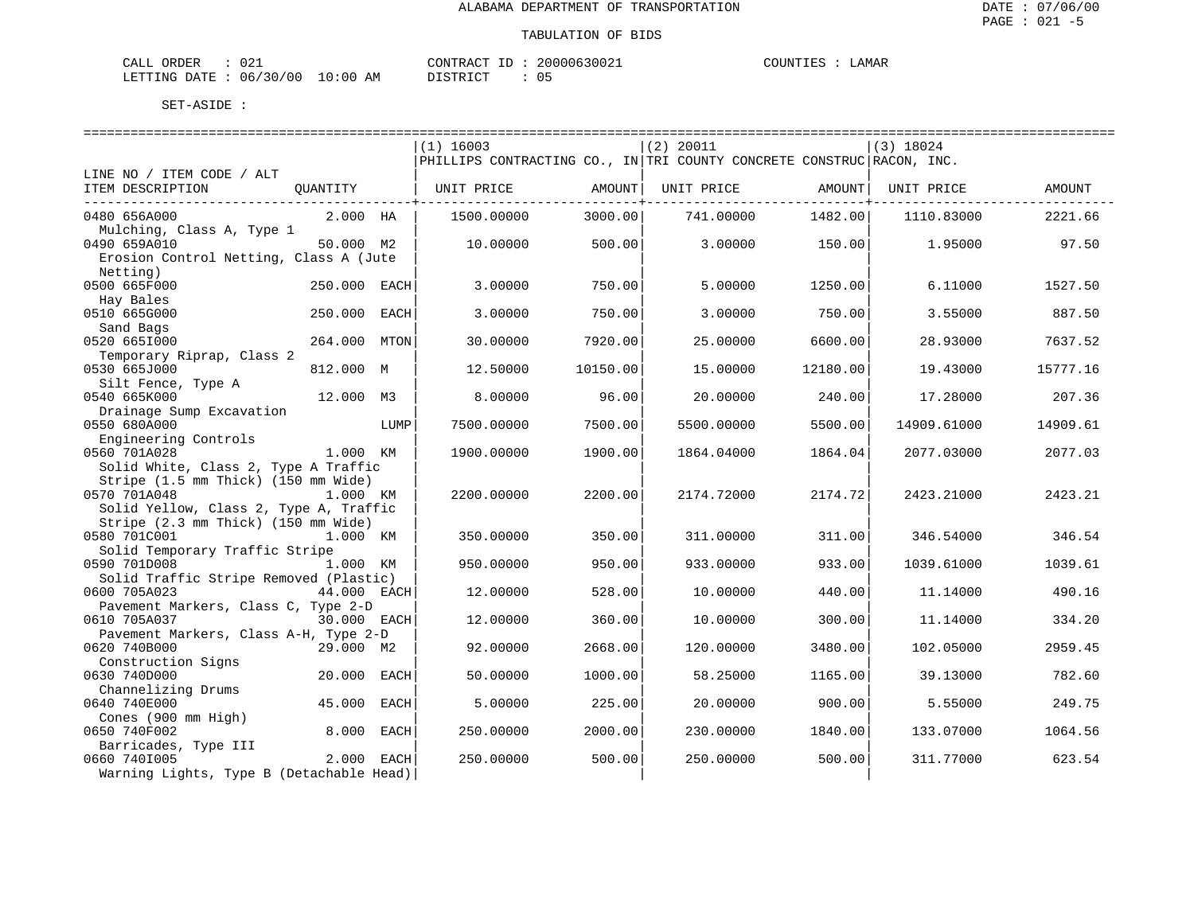ALABAMA DEPARTMENT OF TRANSPORTATION

TABULATION OF BIDS

CALL ORDER : 021 &nbsp;&nbsp;&nbsp; CONTRACT ID : 20000630021 &nbsp;&nbsp;&nbsp; COUNTIES : LAMAR
LETTING DATE : 06/30/00 10:00 AM &nbsp;&nbsp;&nbsp; DISTRICT : 05

SET-ASIDE :

| LINE NO / ITEM CODE / ALT ITEM DESCRIPTION | QUANTITY | (1) 16003 PHILLIPS CONTRACTING CO., IN UNIT PRICE | AMOUNT | (2) 20011 TRI COUNTY CONCRETE CONSTRUC UNIT PRICE | AMOUNT | (3) 18024 RACON, INC. UNIT PRICE | AMOUNT |
|---|---|---|---|---|---|---|---|
| 0480 656A000 Mulching, Class A, Type 1 | 2.000 HA | 1500.00000 | 3000.00 | 741.00000 | 1482.00 | 1110.83000 | 2221.66 |
| 0490 659A010 Erosion Control Netting, Class A (Jute Netting) | 50.000 M2 | 10.00000 | 500.00 | 3.00000 | 150.00 | 1.95000 | 97.50 |
| 0500 665F000 Hay Bales | 250.000 EACH | 3.00000 | 750.00 | 5.00000 | 1250.00 | 6.11000 | 1527.50 |
| 0510 665G000 Sand Bags | 250.000 EACH | 3.00000 | 750.00 | 3.00000 | 750.00 | 3.55000 | 887.50 |
| 0520 665I000 Temporary Riprap, Class 2 | 264.000 MTON | 30.00000 | 7920.00 | 25.00000 | 6600.00 | 28.93000 | 7637.52 |
| 0530 665J000 Silt Fence, Type A | 812.000 M | 12.50000 | 10150.00 | 15.00000 | 12180.00 | 19.43000 | 15777.16 |
| 0540 665K000 Drainage Sump Excavation | 12.000 M3 | 8.00000 | 96.00 | 20.00000 | 240.00 | 17.28000 | 207.36 |
| 0550 680A000 Engineering Controls | LUMP | 7500.00000 | 7500.00 | 5500.00000 | 5500.00 | 14909.61000 | 14909.61 |
| 0560 701A028 Solid White, Class 2, Type A Traffic Stripe (1.5 mm Thick) (150 mm Wide) | 1.000 KM | 1900.00000 | 1900.00 | 1864.04000 | 1864.04 | 2077.03000 | 2077.03 |
| 0570 701A048 Solid Yellow, Class 2, Type A, Traffic Stripe (2.3 mm Thick) (150 mm Wide) | 1.000 KM | 2200.00000 | 2200.00 | 2174.72000 | 2174.72 | 2423.21000 | 2423.21 |
| 0580 701C001 Solid Temporary Traffic Stripe | 1.000 KM | 350.00000 | 350.00 | 311.00000 | 311.00 | 346.54000 | 346.54 |
| 0590 701D008 Solid Traffic Stripe Removed (Plastic) | 1.000 KM | 950.00000 | 950.00 | 933.00000 | 933.00 | 1039.61000 | 1039.61 |
| 0600 705A023 Pavement Markers, Class C, Type 2-D | 44.000 EACH | 12.00000 | 528.00 | 10.00000 | 440.00 | 11.14000 | 490.16 |
| 0610 705A037 Pavement Markers, Class A-H, Type 2-D | 30.000 EACH | 12.00000 | 360.00 | 10.00000 | 300.00 | 11.14000 | 334.20 |
| 0620 740B000 Construction Signs | 29.000 M2 | 92.00000 | 2668.00 | 120.00000 | 3480.00 | 102.05000 | 2959.45 |
| 0630 740D000 Channelizing Drums | 20.000 EACH | 50.00000 | 1000.00 | 58.25000 | 1165.00 | 39.13000 | 782.60 |
| 0640 740E000 Cones (900 mm High) | 45.000 EACH | 5.00000 | 225.00 | 20.00000 | 900.00 | 5.55000 | 249.75 |
| 0650 740F002 Barricades, Type III | 8.000 EACH | 250.00000 | 2000.00 | 230.00000 | 1840.00 | 133.07000 | 1064.56 |
| 0660 740I005 Warning Lights, Type B (Detachable Head) | 2.000 EACH | 250.00000 | 500.00 | 250.00000 | 500.00 | 311.77000 | 623.54 |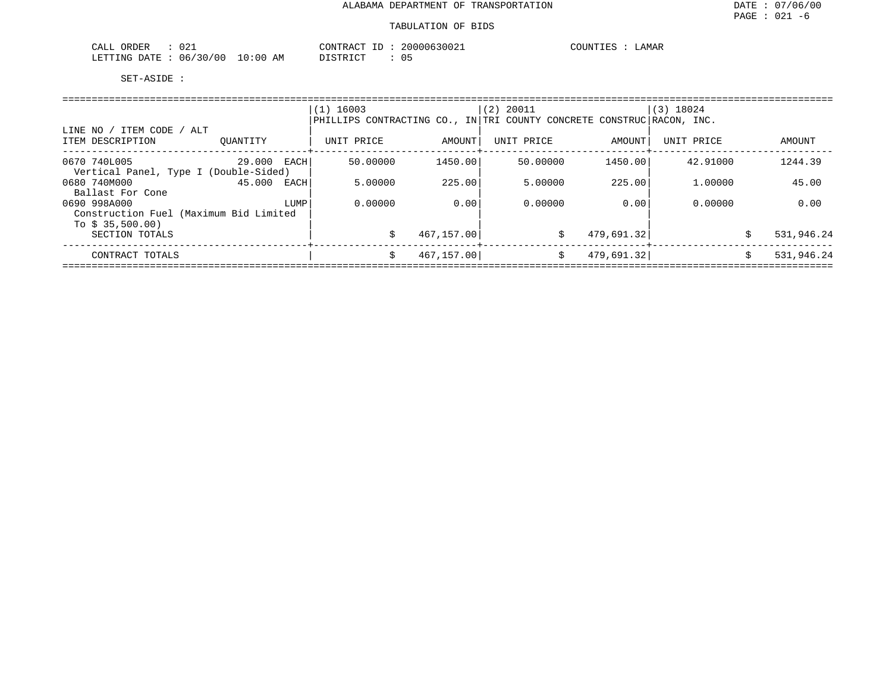ALABAMA DEPARTMENT OF TRANSPORTATION

TABULATION OF BIDS

DATE : 07/06/00
PAGE : 021 -6

CALL ORDER : 021
LETTING DATE : 06/30/00 10:00 AM

CONTRACT ID : 20000630021
DISTRICT : 05

COUNTIES : LAMAR

SET-ASIDE :

| LINE NO / ITEM CODE / ALT ITEM DESCRIPTION | QUANTITY | (1) 16003 PHILLIPS CONTRACTING CO., IN UNIT PRICE | AMOUNT | (2) 20011 TRI COUNTY CONCRETE CONSTRUC UNIT PRICE | AMOUNT | (3) 18024 RACON, INC. UNIT PRICE | AMOUNT |
|---|---|---|---|---|---|---|---|
| 0670 740L005 Vertical Panel, Type I (Double-Sided) | 29.000 EACH | 50.00000 | 1450.00 | 50.00000 | 1450.00 | 42.91000 | 1244.39 |
| 0680 740M000 Ballast For Cone | 45.000 EACH | 5.00000 | 225.00 | 5.00000 | 225.00 | 1.00000 | 45.00 |
| 0690 998A000 Construction Fuel (Maximum Bid Limited To $ 35,500.00) | LUMP | 0.00000 | 0.00 | 0.00000 | 0.00 | 0.00000 | 0.00 |
| SECTION TOTALS | | | $ 467,157.00 | | $ 479,691.32 | | $ 531,946.24 |
| CONTRACT TOTALS | | | $ 467,157.00 | | $ 479,691.32 | | $ 531,946.24 |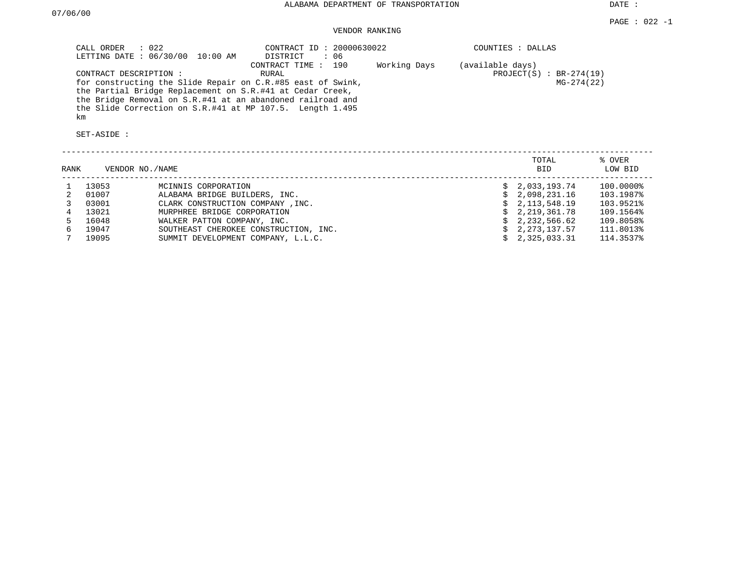ALABAMA DEPARTMENT OF TRANSPORTATION

DATE : 07/06/00

PAGE : 022 -1

VENDOR RANKING

CALL ORDER : 022
LETTING DATE : 06/30/00 10:00 AM

CONTRACT ID : 20000630022
DISTRICT : 06
CONTRACT TIME : 190 Working Days (available days)
RURAL

COUNTIES : DALLAS
PROJECT(S) : BR-274(19)
MG-274(22)

CONTRACT DESCRIPTION :
for constructing the Slide Repair on C.R.#85 east of Swink, the Partial Bridge Replacement on S.R.#41 at Cedar Creek, the Bridge Removal on S.R.#41 at an abandoned railroad and the Slide Correction on S.R.#41 at MP 107.5. Length 1.495 km

SET-ASIDE :

| RANK | VENDOR NO. | NAME | TOTAL BID | % OVER LOW BID |
|---|---|---|---|---|
| 1 | 13053 | MCINNIS CORPORATION | $ 2,033,193.74 | 100.0000% |
| 2 | 01007 | ALABAMA BRIDGE BUILDERS, INC. | $ 2,098,231.16 | 103.1987% |
| 3 | 03001 | CLARK CONSTRUCTION COMPANY ,INC. | $ 2,113,548.19 | 103.9521% |
| 4 | 13021 | MURPHREE BRIDGE CORPORATION | $ 2,219,361.78 | 109.1564% |
| 5 | 16048 | WALKER PATTON COMPANY, INC. | $ 2,232,566.62 | 109.8058% |
| 6 | 19047 | SOUTHEAST CHEROKEE CONSTRUCTION, INC. | $ 2,273,137.57 | 111.8013% |
| 7 | 19095 | SUMMIT DEVELOPMENT COMPANY, L.L.C. | $ 2,325,033.31 | 114.3537% |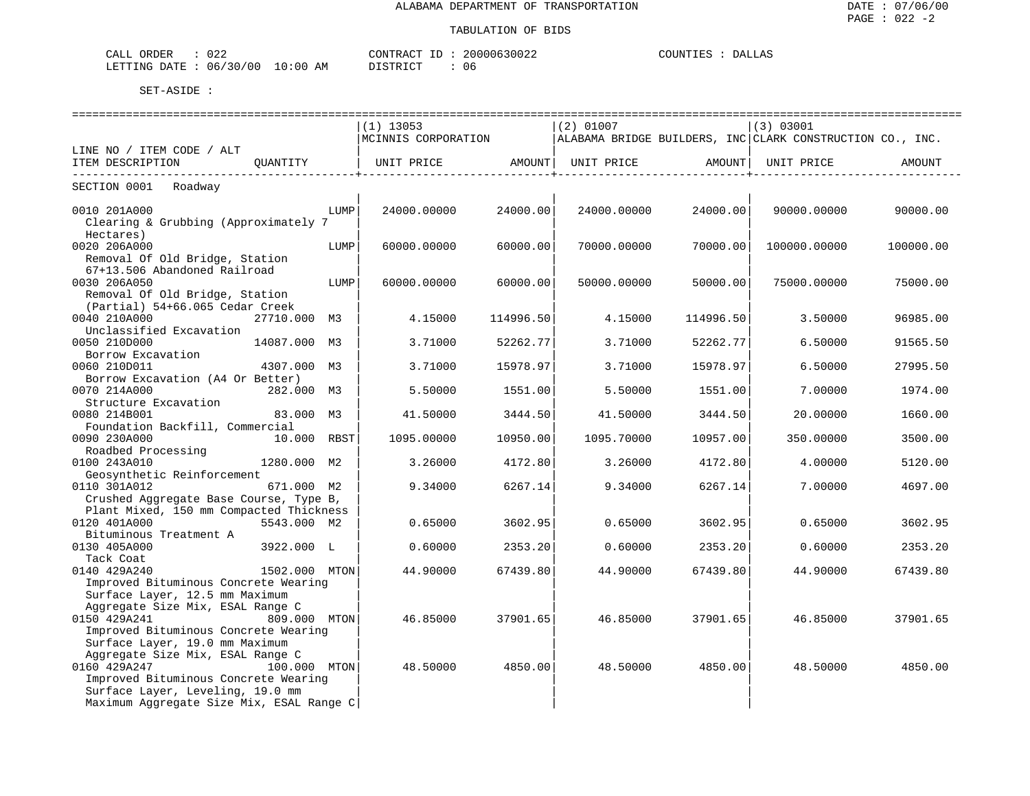ALABAMA DEPARTMENT OF TRANSPORTATION

TABULATION OF BIDS

CALL ORDER : 022  CONTRACT ID : 20000630022  COUNTIES : DALLAS
LETTING DATE : 06/30/00 10:00 AM  DISTRICT : 06

SET-ASIDE :

| LINE NO / ITEM CODE / ALT ITEM DESCRIPTION | QUANTITY | (1) 13053 MCINNIS CORPORATION UNIT PRICE | AMOUNT | (2) 01007 ALABAMA BRIDGE BUILDERS, INC UNIT PRICE | AMOUNT | (3) 03001 CLARK CONSTRUCTION CO., INC. UNIT PRICE | AMOUNT |
|---|---|---|---|---|---|---|---|
| SECTION 0001 Roadway | | | | | | | |
| 0010 201A000 Clearing & Grubbing (Approximately 7 Hectares) | LUMP | 24000.00000 | 24000.00 | 24000.00000 | 24000.00 | 90000.00000 | 90000.00 |
| 0020 206A000 Removal Of Old Bridge, Station 67+13.506 Abandoned Railroad | LUMP | 60000.00000 | 60000.00 | 70000.00000 | 70000.00 | 100000.00000 | 100000.00 |
| 0030 206A050 Removal Of Old Bridge, Station (Partial) 54+66.065 Cedar Creek | LUMP | 60000.00000 | 60000.00 | 50000.00000 | 50000.00 | 75000.00000 | 75000.00 |
| 0040 210A000 Unclassified Excavation | 27710.000 M3 | 4.15000 | 114996.50 | 4.15000 | 114996.50 | 3.50000 | 96985.00 |
| 0050 210D000 Borrow Excavation | 14087.000 M3 | 3.71000 | 52262.77 | 3.71000 | 52262.77 | 6.50000 | 91565.50 |
| 0060 210D011 Borrow Excavation (A4 Or Better) | 4307.000 M3 | 3.71000 | 15978.97 | 3.71000 | 15978.97 | 6.50000 | 27995.50 |
| 0070 214A000 Structure Excavation | 282.000 M3 | 5.50000 | 1551.00 | 5.50000 | 1551.00 | 7.00000 | 1974.00 |
| 0080 214B001 Foundation Backfill, Commercial | 83.000 M3 | 41.50000 | 3444.50 | 41.50000 | 3444.50 | 20.00000 | 1660.00 |
| 0090 230A000 Roadbed Processing | 10.000 RBST | 1095.00000 | 10950.00 | 1095.70000 | 10957.00 | 350.00000 | 3500.00 |
| 0100 243A010 Geosynthetic Reinforcement | 1280.000 M2 | 3.26000 | 4172.80 | 3.26000 | 4172.80 | 4.00000 | 5120.00 |
| 0110 301A012 Crushed Aggregate Base Course, Type B, Plant Mixed, 150 mm Compacted Thickness | 671.000 M2 | 9.34000 | 6267.14 | 9.34000 | 6267.14 | 7.00000 | 4697.00 |
| 0120 401A000 Bituminous Treatment A | 5543.000 M2 | 0.65000 | 3602.95 | 0.65000 | 3602.95 | 0.65000 | 3602.95 |
| 0130 405A000 Tack Coat | 3922.000 L | 0.60000 | 2353.20 | 0.60000 | 2353.20 | 0.60000 | 2353.20 |
| 0140 429A240 Improved Bituminous Concrete Wearing Surface Layer, 12.5 mm Maximum Aggregate Size Mix, ESAL Range C | 1502.000 MTON | 44.90000 | 67439.80 | 44.90000 | 67439.80 | 44.90000 | 67439.80 |
| 0150 429A241 Improved Bituminous Concrete Wearing Surface Layer, 19.0 mm Maximum Aggregate Size Mix, ESAL Range C | 809.000 MTON | 46.85000 | 37901.65 | 46.85000 | 37901.65 | 46.85000 | 37901.65 |
| 0160 429A247 Improved Bituminous Concrete Wearing Surface Layer, Leveling, 19.0 mm Maximum Aggregate Size Mix, ESAL Range C | 100.000 MTON | 48.50000 | 4850.00 | 48.50000 | 4850.00 | 48.50000 | 4850.00 |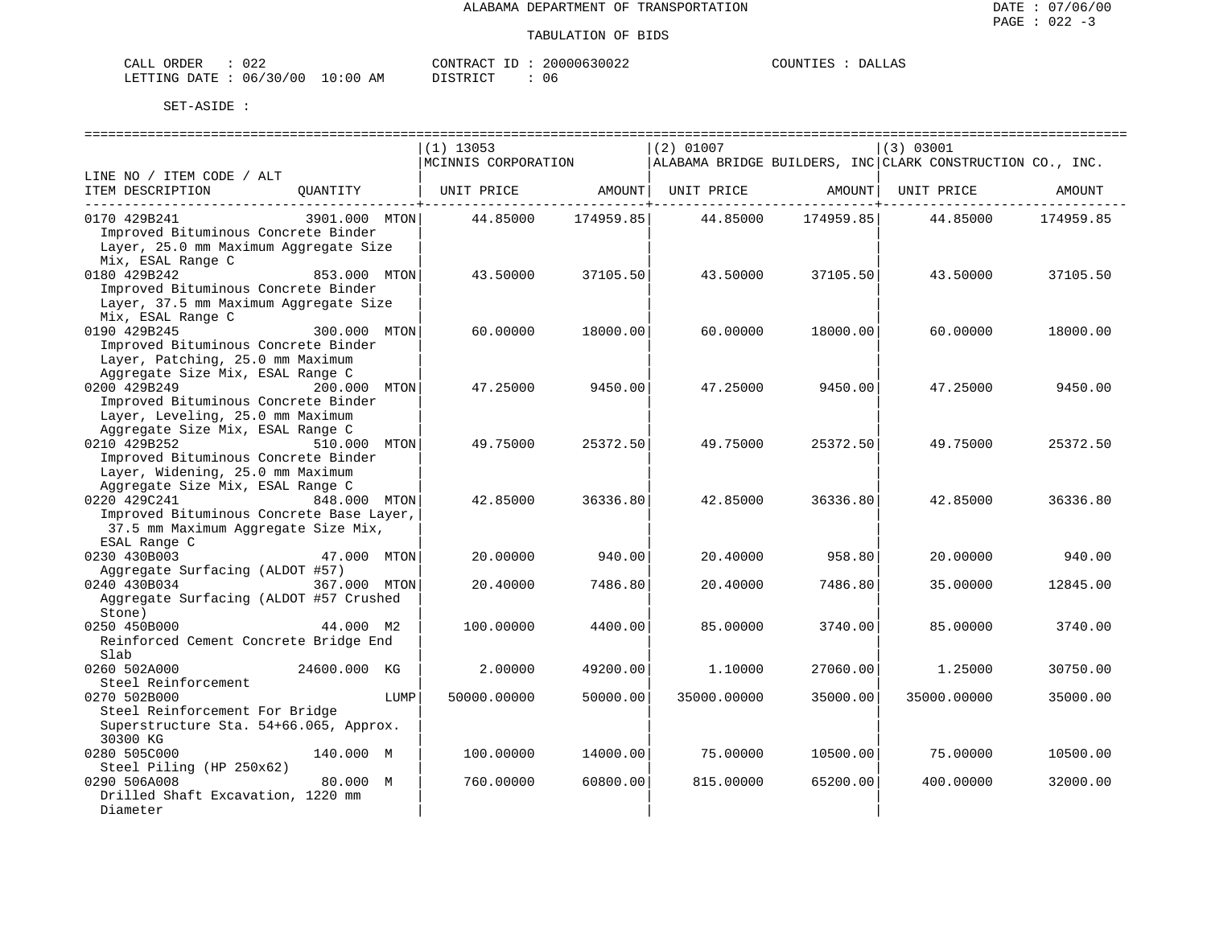ALABAMA DEPARTMENT OF TRANSPORTATION

TABULATION OF BIDS

CALL ORDER : 022 &nbsp;&nbsp;&nbsp; CONTRACT ID : 20000630022 &nbsp;&nbsp;&nbsp; COUNTIES : DALLAS
LETTING DATE : 06/30/00 10:00 AM &nbsp;&nbsp;&nbsp; DISTRICT : 06

SET-ASIDE :

| LINE NO / ITEM CODE / ALT / ITEM DESCRIPTION | QUANTITY | (1) 13053 MCINNIS CORPORATION UNIT PRICE | AMOUNT | (2) 01007 ALABAMA BRIDGE BUILDERS, INC UNIT PRICE | AMOUNT | (3) 03001 CLARK CONSTRUCTION CO., INC. UNIT PRICE | AMOUNT |
|---|---|---|---|---|---|---|---|
| 0170 429B241 Improved Bituminous Concrete Binder Layer, 25.0 mm Maximum Aggregate Size Mix, ESAL Range C | 3901.000 MTON | 44.85000 | 174959.85 | 44.85000 | 174959.85 | 44.85000 | 174959.85 |
| 0180 429B242 Improved Bituminous Concrete Binder Layer, 37.5 mm Maximum Aggregate Size Mix, ESAL Range C | 853.000 MTON | 43.50000 | 37105.50 | 43.50000 | 37105.50 | 43.50000 | 37105.50 |
| 0190 429B245 Improved Bituminous Concrete Binder Layer, Patching, 25.0 mm Maximum Aggregate Size Mix, ESAL Range C | 300.000 MTON | 60.00000 | 18000.00 | 60.00000 | 18000.00 | 60.00000 | 18000.00 |
| 0200 429B249 Improved Bituminous Concrete Binder Layer, Leveling, 25.0 mm Maximum Aggregate Size Mix, ESAL Range C | 200.000 MTON | 47.25000 | 9450.00 | 47.25000 | 9450.00 | 47.25000 | 9450.00 |
| 0210 429B252 Improved Bituminous Concrete Binder Layer, Widening, 25.0 mm Maximum Aggregate Size Mix, ESAL Range C | 510.000 MTON | 49.75000 | 25372.50 | 49.75000 | 25372.50 | 49.75000 | 25372.50 |
| 0220 429C241 Improved Bituminous Concrete Base Layer, 37.5 mm Maximum Aggregate Size Mix, ESAL Range C | 848.000 MTON | 42.85000 | 36336.80 | 42.85000 | 36336.80 | 42.85000 | 36336.80 |
| 0230 430B003 Aggregate Surfacing (ALDOT #57) | 47.000 MTON | 20.00000 | 940.00 | 20.40000 | 958.80 | 20.00000 | 940.00 |
| 0240 430B034 Aggregate Surfacing (ALDOT #57 Crushed Stone) | 367.000 MTON | 20.40000 | 7486.80 | 20.40000 | 7486.80 | 35.00000 | 12845.00 |
| 0250 450B000 Reinforced Cement Concrete Bridge End Slab | 44.000 M2 | 100.00000 | 4400.00 | 85.00000 | 3740.00 | 85.00000 | 3740.00 |
| 0260 502A000 Steel Reinforcement | 24600.000 KG | 2.00000 | 49200.00 | 1.10000 | 27060.00 | 1.25000 | 30750.00 |
| 0270 502B000 Steel Reinforcement For Bridge Superstructure Sta. 54+66.065, Approx. 30300 KG | LUMP | 50000.00000 | 50000.00 | 35000.00000 | 35000.00 | 35000.00000 | 35000.00 |
| 0280 505C000 Steel Piling (HP 250x62) | 140.000 M | 100.00000 | 14000.00 | 75.00000 | 10500.00 | 75.00000 | 10500.00 |
| 0290 506A008 Drilled Shaft Excavation, 1220 mm Diameter | 80.000 M | 760.00000 | 60800.00 | 815.00000 | 65200.00 | 400.00000 | 32000.00 |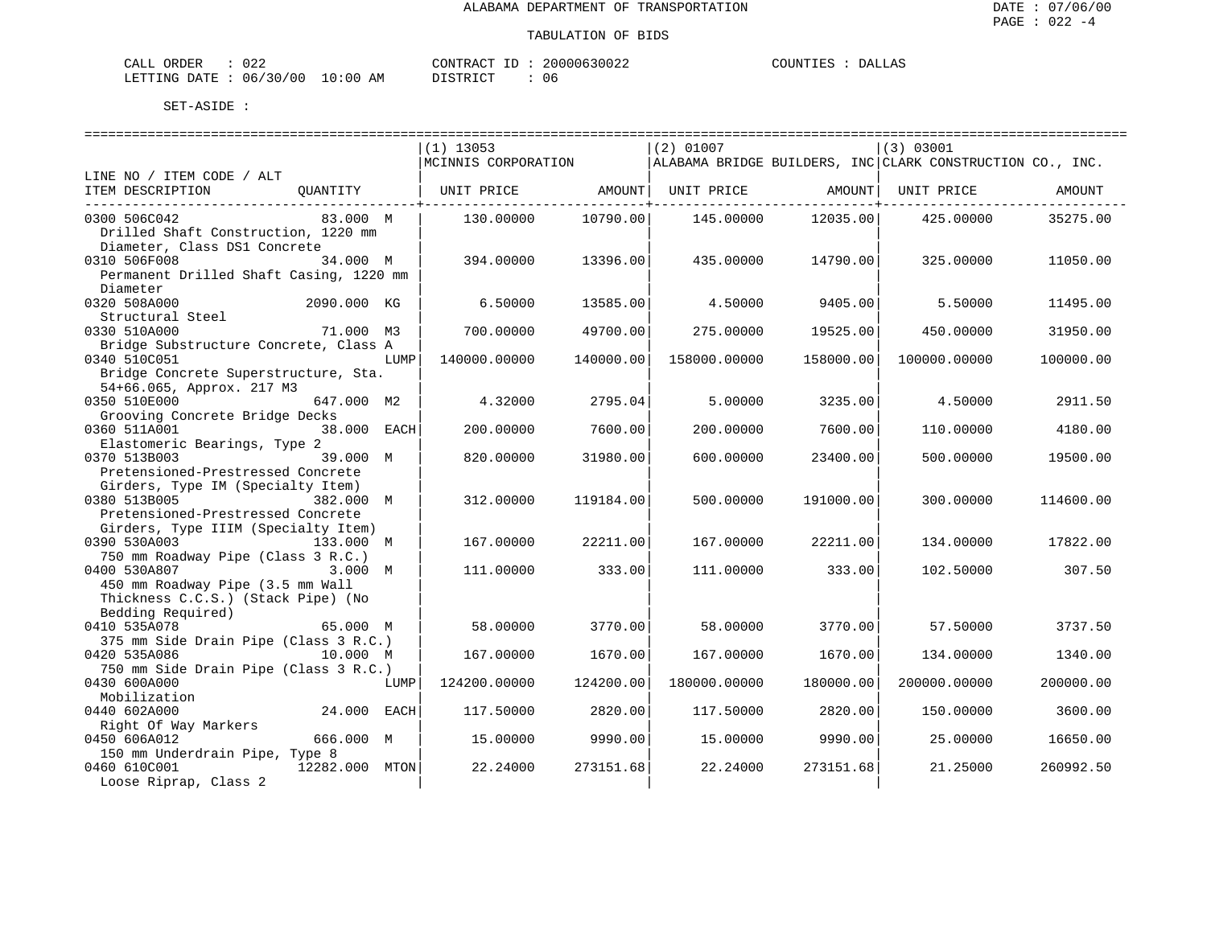ALABAMA DEPARTMENT OF TRANSPORTATION

TABULATION OF BIDS

CALL ORDER : 022 CONTRACT ID : 20000630022 COUNTIES : DALLAS
LETTING DATE : 06/30/00 10:00 AM DISTRICT : 06

SET-ASIDE :

| LINE NO / ITEM CODE / ALT ITEM DESCRIPTION | QUANTITY | (1) 13053 MCINNIS CORPORATION UNIT PRICE | AMOUNT | (2) 01007 ALABAMA BRIDGE BUILDERS, INC UNIT PRICE | AMOUNT | (3) 03001 CLARK CONSTRUCTION CO., INC. UNIT PRICE | AMOUNT |
|---|---|---|---|---|---|---|---|
| 0300 506C042 Drilled Shaft Construction, 1220 mm Diameter, Class DS1 Concrete | 83.000 M | 130.00000 | 10790.00 | 145.00000 | 12035.00 | 425.00000 | 35275.00 |
| 0310 506F008 Permanent Drilled Shaft Casing, 1220 mm Diameter | 34.000 M | 394.00000 | 13396.00 | 435.00000 | 14790.00 | 325.00000 | 11050.00 |
| 0320 508A000 Structural Steel | 2090.000 KG | 6.50000 | 13585.00 | 4.50000 | 9405.00 | 5.50000 | 11495.00 |
| 0330 510A000 Bridge Substructure Concrete, Class A | 71.000 M3 | 700.00000 | 49700.00 | 275.00000 | 19525.00 | 450.00000 | 31950.00 |
| 0340 510C051 Bridge Concrete Superstructure, Sta. 54+66.065, Approx. 217 M3 | LUMP | 140000.00000 | 140000.00 | 158000.00000 | 158000.00 | 100000.00000 | 100000.00 |
| 0350 510E000 Grooving Concrete Bridge Decks | 647.000 M2 | 4.32000 | 2795.04 | 5.00000 | 3235.00 | 4.50000 | 2911.50 |
| 0360 511A001 Elastomeric Bearings, Type 2 | 38.000 EACH | 200.00000 | 7600.00 | 200.00000 | 7600.00 | 110.00000 | 4180.00 |
| 0370 513B003 Pretensioned-Prestressed Concrete Girders, Type IM (Specialty Item) | 39.000 M | 820.00000 | 31980.00 | 600.00000 | 23400.00 | 500.00000 | 19500.00 |
| 0380 513B005 Pretensioned-Prestressed Concrete Girders, Type IIIM (Specialty Item) | 382.000 M | 312.00000 | 119184.00 | 500.00000 | 191000.00 | 300.00000 | 114600.00 |
| 0390 530A003 750 mm Roadway Pipe (Class 3 R.C.) | 133.000 M | 167.00000 | 22211.00 | 167.00000 | 22211.00 | 134.00000 | 17822.00 |
| 0400 530A807 450 mm Roadway Pipe (3.5 mm Wall Thickness C.C.S.) (Stack Pipe) (No Bedding Required) | 3.000 M | 111.00000 | 333.00 | 111.00000 | 333.00 | 102.50000 | 307.50 |
| 0410 535A078 375 mm Side Drain Pipe (Class 3 R.C.) | 65.000 M | 58.00000 | 3770.00 | 58.00000 | 3770.00 | 57.50000 | 3737.50 |
| 0420 535A086 750 mm Side Drain Pipe (Class 3 R.C.) | 10.000 M | 167.00000 | 1670.00 | 167.00000 | 1670.00 | 134.00000 | 1340.00 |
| 0430 600A000 Mobilization | LUMP | 124200.00000 | 124200.00 | 180000.00000 | 180000.00 | 200000.00000 | 200000.00 |
| 0440 602A000 Right Of Way Markers | 24.000 EACH | 117.50000 | 2820.00 | 117.50000 | 2820.00 | 150.00000 | 3600.00 |
| 0450 606A012 150 mm Underdrain Pipe, Type 8 | 666.000 M | 15.00000 | 9990.00 | 15.00000 | 9990.00 | 25.00000 | 16650.00 |
| 0460 610C001 Loose Riprap, Class 2 | 12282.000 MTON | 22.24000 | 273151.68 | 22.24000 | 273151.68 | 21.25000 | 260992.50 |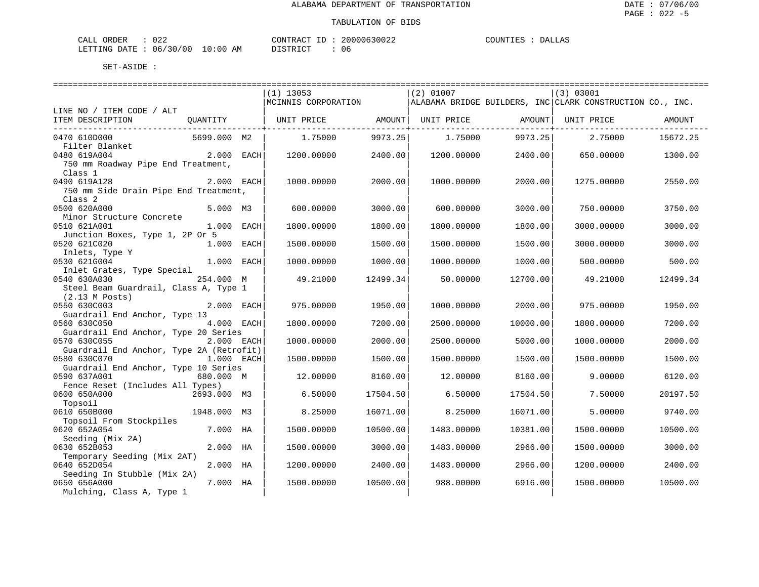ALABAMA DEPARTMENT OF TRANSPORTATION

TABULATION OF BIDS

CALL ORDER : 022 CONTRACT ID : 20000630022 COUNTIES : DALLAS
LETTING DATE : 06/30/00 10:00 AM DISTRICT : 06

SET-ASIDE :

| LINE NO / ITEM CODE / ALT ITEM DESCRIPTION | QUANTITY | (1) 13053 MCINNIS CORPORATION UNIT PRICE | AMOUNT | (2) 01007 ALABAMA BRIDGE BUILDERS, INC UNIT PRICE | AMOUNT | (3) 03001 CLARK CONSTRUCTION CO., INC. UNIT PRICE | AMOUNT |
|---|---|---|---|---|---|---|---|
| 0470 610D000 Filter Blanket | 5699.000 M2 | 1.75000 | 9973.25 | 1.75000 | 9973.25 | 2.75000 | 15672.25 |
| 0480 619A004 750 mm Roadway Pipe End Treatment, Class 1 | 2.000 EACH | 1200.00000 | 2400.00 | 1200.00000 | 2400.00 | 650.00000 | 1300.00 |
| 0490 619A128 750 mm Side Drain Pipe End Treatment, Class 2 | 2.000 EACH | 1000.00000 | 2000.00 | 1000.00000 | 2000.00 | 1275.00000 | 2550.00 |
| 0500 620A000 Minor Structure Concrete | 5.000 M3 | 600.00000 | 3000.00 | 600.00000 | 3000.00 | 750.00000 | 3750.00 |
| 0510 621A001 Junction Boxes, Type 1, 2P Or 5 | 1.000 EACH | 1800.00000 | 1800.00 | 1800.00000 | 1800.00 | 3000.00000 | 3000.00 |
| 0520 621C020 Inlets, Type Y | 1.000 EACH | 1500.00000 | 1500.00 | 1500.00000 | 1500.00 | 3000.00000 | 3000.00 |
| 0530 621G004 Inlet Grates, Type Special | 1.000 EACH | 1000.00000 | 1000.00 | 1000.00000 | 1000.00 | 500.00000 | 500.00 |
| 0540 630A030 Steel Beam Guardrail, Class A, Type 1 (2.13 M Posts) | 254.000 M | 49.21000 | 12499.34 | 50.00000 | 12700.00 | 49.21000 | 12499.34 |
| 0550 630C003 Guardrail End Anchor, Type 13 | 2.000 EACH | 975.00000 | 1950.00 | 1000.00000 | 2000.00 | 975.00000 | 1950.00 |
| 0560 630C050 Guardrail End Anchor, Type 20 Series | 4.000 EACH | 1800.00000 | 7200.00 | 2500.00000 | 10000.00 | 1800.00000 | 7200.00 |
| 0570 630C055 Guardrail End Anchor, Type 2A (Retrofit) | 2.000 EACH | 1000.00000 | 2000.00 | 2500.00000 | 5000.00 | 1000.00000 | 2000.00 |
| 0580 630C070 Guardrail End Anchor, Type 10 Series | 1.000 EACH | 1500.00000 | 1500.00 | 1500.00000 | 1500.00 | 1500.00000 | 1500.00 |
| 0590 637A001 Fence Reset (Includes All Types) | 680.000 M | 12.00000 | 8160.00 | 12.00000 | 8160.00 | 9.00000 | 6120.00 |
| 0600 650A000 Topsoil | 2693.000 M3 | 6.50000 | 17504.50 | 6.50000 | 17504.50 | 7.50000 | 20197.50 |
| 0610 650B000 Topsoil From Stockpiles | 1948.000 M3 | 8.25000 | 16071.00 | 8.25000 | 16071.00 | 5.00000 | 9740.00 |
| 0620 652A054 Seeding (Mix 2A) | 7.000 HA | 1500.00000 | 10500.00 | 1483.00000 | 10381.00 | 1500.00000 | 10500.00 |
| 0630 652B053 Temporary Seeding (Mix 2AT) | 2.000 HA | 1500.00000 | 3000.00 | 1483.00000 | 2966.00 | 1500.00000 | 3000.00 |
| 0640 652D054 Seeding In Stubble (Mix 2A) | 2.000 HA | 1200.00000 | 2400.00 | 1483.00000 | 2966.00 | 1200.00000 | 2400.00 |
| 0650 656A000 Mulching, Class A, Type 1 | 7.000 HA | 1500.00000 | 10500.00 | 988.00000 | 6916.00 | 1500.00000 | 10500.00 |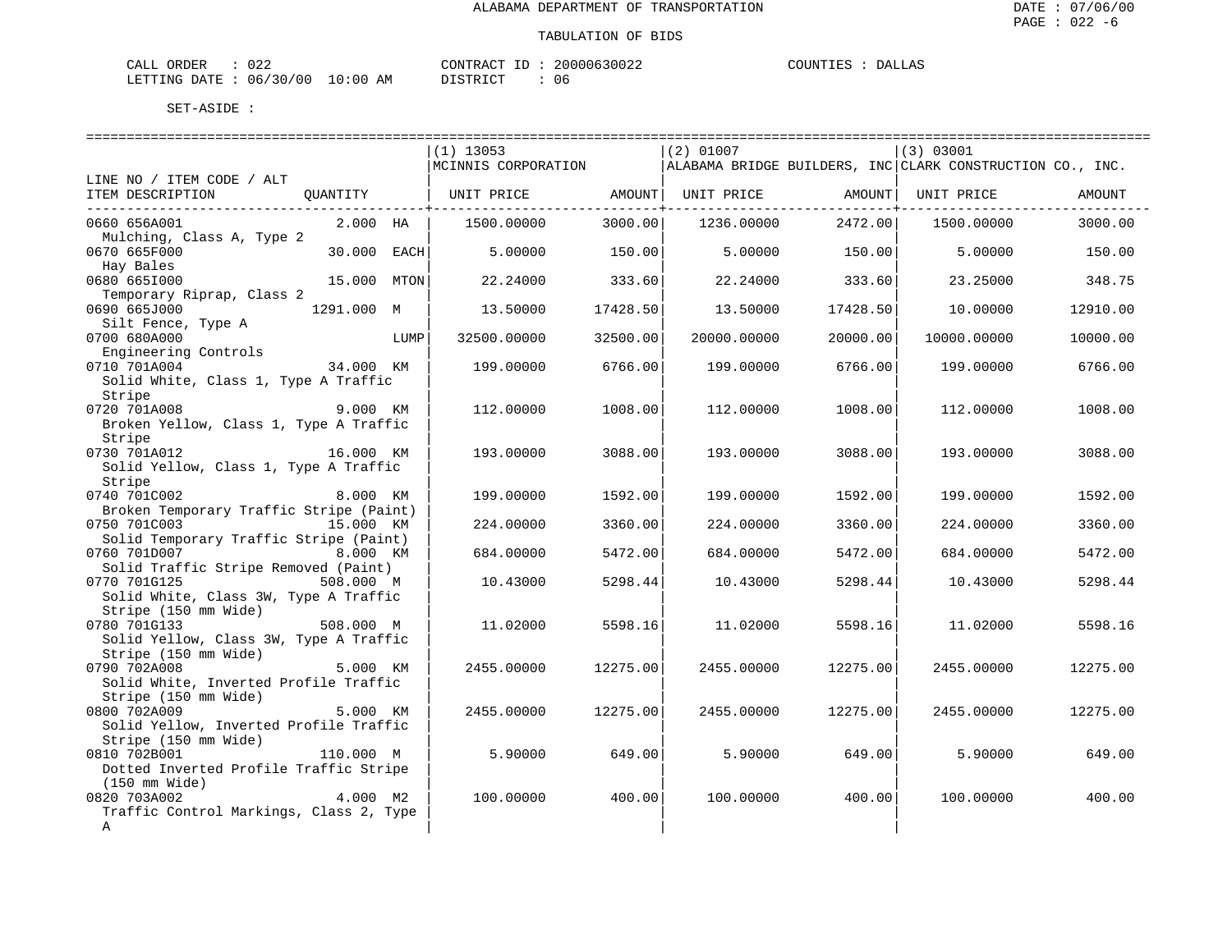ALABAMA DEPARTMENT OF TRANSPORTATION

TABULATION OF BIDS

CALL ORDER : 022 CONTRACT ID : 20000630022 COUNTIES : DALLAS
LETTING DATE : 06/30/00 10:00 AM DISTRICT : 06

SET-ASIDE :

| LINE NO / ITEM CODE / ALT ITEM DESCRIPTION | QUANTITY | (1) 13053 MCINNIS CORPORATION UNIT PRICE | AMOUNT | (2) 01007 ALABAMA BRIDGE BUILDERS, INC UNIT PRICE | AMOUNT | (3) 03001 CLARK CONSTRUCTION CO., INC. UNIT PRICE | AMOUNT |
|---|---|---|---|---|---|---|---|
| 0660 656A001 Mulching, Class A, Type 2 | 2.000 HA | 1500.00000 | 3000.00 | 1236.00000 | 2472.00 | 1500.00000 | 3000.00 |
| 0670 665F000 Hay Bales | 30.000 EACH | 5.00000 | 150.00 | 5.00000 | 150.00 | 5.00000 | 150.00 |
| 0680 665I000 Temporary Riprap, Class 2 | 15.000 MTON | 22.24000 | 333.60 | 22.24000 | 333.60 | 23.25000 | 348.75 |
| 0690 665J000 Silt Fence, Type A | 1291.000 M | 13.50000 | 17428.50 | 13.50000 | 17428.50 | 10.00000 | 12910.00 |
| 0700 680A000 Engineering Controls | LUMP | 32500.00000 | 32500.00 | 20000.00000 | 20000.00 | 10000.00000 | 10000.00 |
| 0710 701A004 Solid White, Class 1, Type A Traffic Stripe | 34.000 KM | 199.00000 | 6766.00 | 199.00000 | 6766.00 | 199.00000 | 6766.00 |
| 0720 701A008 Broken Yellow, Class 1, Type A Traffic Stripe | 9.000 KM | 112.00000 | 1008.00 | 112.00000 | 1008.00 | 112.00000 | 1008.00 |
| 0730 701A012 Solid Yellow, Class 1, Type A Traffic Stripe | 16.000 KM | 193.00000 | 3088.00 | 193.00000 | 3088.00 | 193.00000 | 3088.00 |
| 0740 701C002 Broken Temporary Traffic Stripe (Paint) | 8.000 KM | 199.00000 | 1592.00 | 199.00000 | 1592.00 | 199.00000 | 1592.00 |
| 0750 701C003 Solid Temporary Traffic Stripe (Paint) | 15.000 KM | 224.00000 | 3360.00 | 224.00000 | 3360.00 | 224.00000 | 3360.00 |
| 0760 701D007 Solid Traffic Stripe Removed (Paint) | 8.000 KM | 684.00000 | 5472.00 | 684.00000 | 5472.00 | 684.00000 | 5472.00 |
| 0770 701G125 Solid White, Class 3W, Type A Traffic Stripe (150 mm Wide) | 508.000 M | 10.43000 | 5298.44 | 10.43000 | 5298.44 | 10.43000 | 5298.44 |
| 0780 701G133 Solid Yellow, Class 3W, Type A Traffic Stripe (150 mm Wide) | 508.000 M | 11.02000 | 5598.16 | 11.02000 | 5598.16 | 11.02000 | 5598.16 |
| 0790 702A008 Solid White, Inverted Profile Traffic Stripe (150 mm Wide) | 5.000 KM | 2455.00000 | 12275.00 | 2455.00000 | 12275.00 | 2455.00000 | 12275.00 |
| 0800 702A009 Solid Yellow, Inverted Profile Traffic Stripe (150 mm Wide) | 5.000 KM | 2455.00000 | 12275.00 | 2455.00000 | 12275.00 | 2455.00000 | 12275.00 |
| 0810 702B001 Dotted Inverted Profile Traffic Stripe (150 mm Wide) | 110.000 M | 5.90000 | 649.00 | 5.90000 | 649.00 | 5.90000 | 649.00 |
| 0820 703A002 Traffic Control Markings, Class 2, Type A | 4.000 M2 | 100.00000 | 400.00 | 100.00000 | 400.00 | 100.00000 | 400.00 |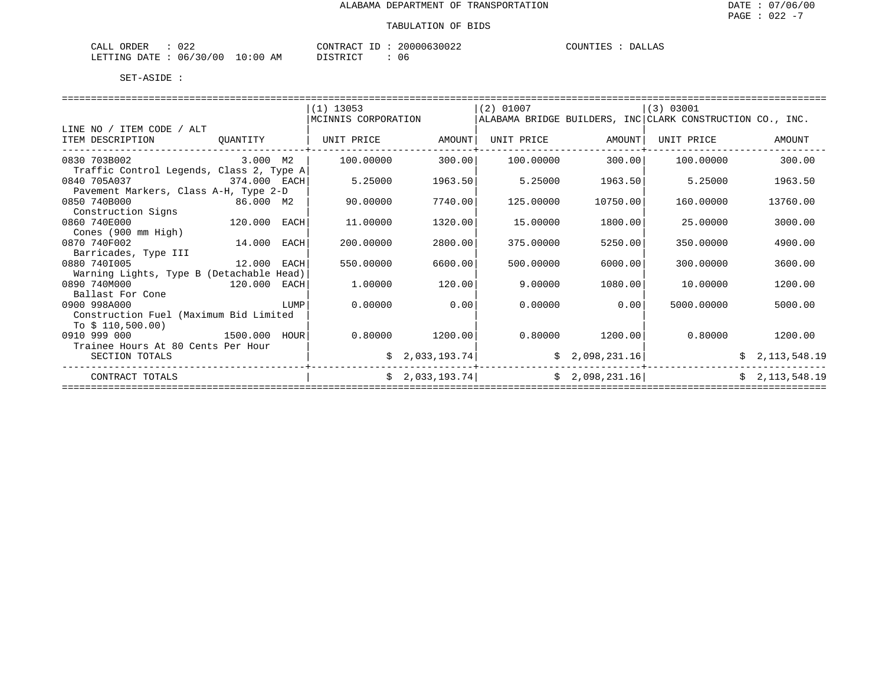ALABAMA DEPARTMENT OF TRANSPORTATION

TABULATION OF BIDS

CALL ORDER : 022 CONTRACT ID : 20000630022 COUNTIES : DALLAS
LETTING DATE : 06/30/00 10:00 AM DISTRICT : 06

SET-ASIDE :

| LINE NO / ITEM CODE / ALT ITEM DESCRIPTION | QUANTITY | (1) 13053 MCINNIS CORPORATION UNIT PRICE | AMOUNT | (2) 01007 ALABAMA BRIDGE BUILDERS, INC UNIT PRICE | AMOUNT | (3) 03001 CLARK CONSTRUCTION CO., INC. UNIT PRICE | AMOUNT |
|---|---|---|---|---|---|---|---|
| 0830 703B002 Traffic Control Legends, Class 2, Type A | 3.000 M2 | 100.00000 | 300.00 | 100.00000 | 300.00 | 100.00000 | 300.00 |
| 0840 705A037 Pavement Markers, Class A-H, Type 2-D | 374.000 EACH | 5.25000 | 1963.50 | 5.25000 | 1963.50 | 5.25000 | 1963.50 |
| 0850 740B000 Construction Signs | 86.000 M2 | 90.00000 | 7740.00 | 125.00000 | 10750.00 | 160.00000 | 13760.00 |
| 0860 740E000 Cones (900 mm High) | 120.000 EACH | 11.00000 | 1320.00 | 15.00000 | 1800.00 | 25.00000 | 3000.00 |
| 0870 740F002 Barricades, Type III | 14.000 EACH | 200.00000 | 2800.00 | 375.00000 | 5250.00 | 350.00000 | 4900.00 |
| 0880 740I005 Warning Lights, Type B (Detachable Head) | 12.000 EACH | 550.00000 | 6600.00 | 500.00000 | 6000.00 | 300.00000 | 3600.00 |
| 0890 740M000 Ballast For Cone | 120.000 EACH | 1.00000 | 120.00 | 9.00000 | 1080.00 | 10.00000 | 1200.00 |
| 0900 998A000 Construction Fuel (Maximum Bid Limited To $ 110,500.00) | LUMP | 0.00000 | 0.00 | 0.00000 | 0.00 | 5000.00000 | 5000.00 |
| 0910 999 000 Trainee Hours At 80 Cents Per Hour | 1500.000 HOUR | 0.80000 | 1200.00 | 0.80000 | 1200.00 | 0.80000 | 1200.00 |
| SECTION TOTALS | | | $ 2,033,193.74 | | $ 2,098,231.16 | | $ 2,113,548.19 |
| CONTRACT TOTALS | | | $ 2,033,193.74 | | $ 2,098,231.16 | | $ 2,113,548.19 |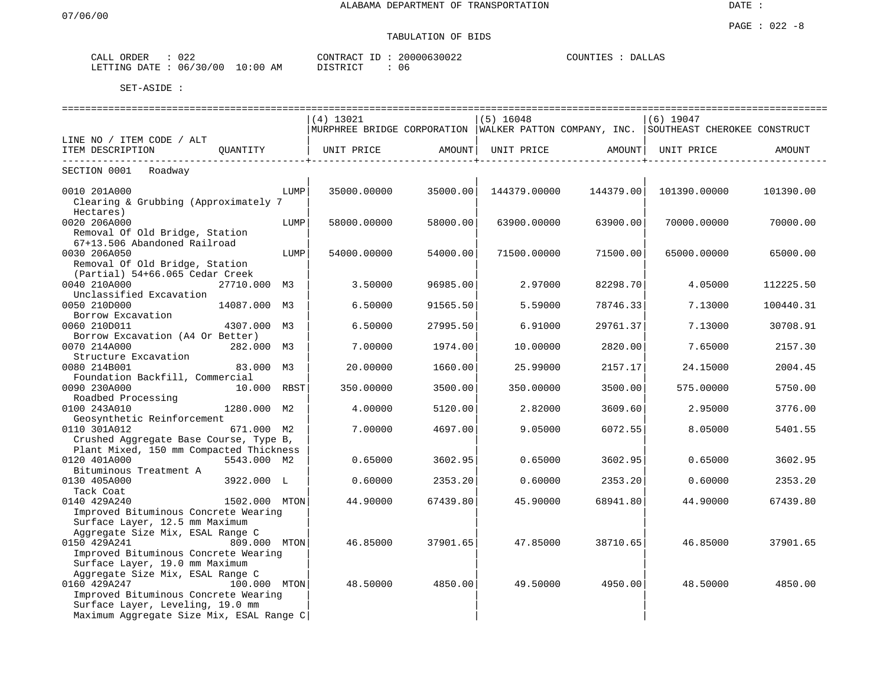ALABAMA DEPARTMENT OF TRANSPORTATION

07/06/00

DATE :

PAGE : 022 -8

TABULATION OF BIDS

CALL ORDER : 022 CONTRACT ID : 20000630022 COUNTIES : DALLAS
LETTING DATE : 06/30/00 10:00 AM DISTRICT : 06

SET-ASIDE :

| LINE NO / ITEM CODE / ALT ITEM DESCRIPTION | QUANTITY | (4) 13021 MURPHREE BRIDGE CORPORATION UNIT PRICE | AMOUNT | (5) 16048 WALKER PATTON COMPANY, INC. UNIT PRICE | AMOUNT | (6) 19047 SOUTHEAST CHEROKEE CONSTRUCT UNIT PRICE | AMOUNT |
|---|---|---|---|---|---|---|---|
| SECTION 0001 Roadway | | | | | | | |
| 0010 201A000 Clearing & Grubbing (Approximately 7 Hectares) | LUMP | 35000.00000 | 35000.00 | 144379.00000 | 144379.00 | 101390.00000 | 101390.00 |
| 0020 206A000 Removal Of Old Bridge, Station 67+13.506 Abandoned Railroad | LUMP | 58000.00000 | 58000.00 | 63900.00000 | 63900.00 | 70000.00000 | 70000.00 |
| 0030 206A050 Removal Of Old Bridge, Station (Partial) 54+66.065 Cedar Creek | LUMP | 54000.00000 | 54000.00 | 71500.00000 | 71500.00 | 65000.00000 | 65000.00 |
| 0040 210A000 Unclassified Excavation | 27710.000 M3 | 3.50000 | 96985.00 | 2.97000 | 82298.70 | 4.05000 | 112225.50 |
| 0050 210D000 Borrow Excavation | 14087.000 M3 | 6.50000 | 91565.50 | 5.59000 | 78746.33 | 7.13000 | 100440.31 |
| 0060 210D011 Borrow Excavation (A4 Or Better) | 4307.000 M3 | 6.50000 | 27995.50 | 6.91000 | 29761.37 | 7.13000 | 30708.91 |
| 0070 214A000 Structure Excavation | 282.000 M3 | 7.00000 | 1974.00 | 10.00000 | 2820.00 | 7.65000 | 2157.30 |
| 0080 214B001 Foundation Backfill, Commercial | 83.000 M3 | 20.00000 | 1660.00 | 25.99000 | 2157.17 | 24.15000 | 2004.45 |
| 0090 230A000 Roadbed Processing | 10.000 RBST | 350.00000 | 3500.00 | 350.00000 | 3500.00 | 575.00000 | 5750.00 |
| 0100 243A010 Geosynthetic Reinforcement | 1280.000 M2 | 4.00000 | 5120.00 | 2.82000 | 3609.60 | 2.95000 | 3776.00 |
| 0110 301A012 Crushed Aggregate Base Course, Type B, Plant Mixed, 150 mm Compacted Thickness | 671.000 M2 | 7.00000 | 4697.00 | 9.05000 | 6072.55 | 8.05000 | 5401.55 |
| 0120 401A000 Bituminous Treatment A | 5543.000 M2 | 0.65000 | 3602.95 | 0.65000 | 3602.95 | 0.65000 | 3602.95 |
| 0130 405A000 Tack Coat | 3922.000 L | 0.60000 | 2353.20 | 0.60000 | 2353.20 | 0.60000 | 2353.20 |
| 0140 429A240 Improved Bituminous Concrete Wearing Surface Layer, 12.5 mm Maximum Aggregate Size Mix, ESAL Range C | 1502.000 MTON | 44.90000 | 67439.80 | 45.90000 | 68941.80 | 44.90000 | 67439.80 |
| 0150 429A241 Improved Bituminous Concrete Wearing Surface Layer, 19.0 mm Maximum Aggregate Size Mix, ESAL Range C | 809.000 MTON | 46.85000 | 37901.65 | 47.85000 | 38710.65 | 46.85000 | 37901.65 |
| 0160 429A247 Improved Bituminous Concrete Wearing Surface Layer, Leveling, 19.0 mm Maximum Aggregate Size Mix, ESAL Range C | 100.000 MTON | 48.50000 | 4850.00 | 49.50000 | 4950.00 | 48.50000 | 4850.00 |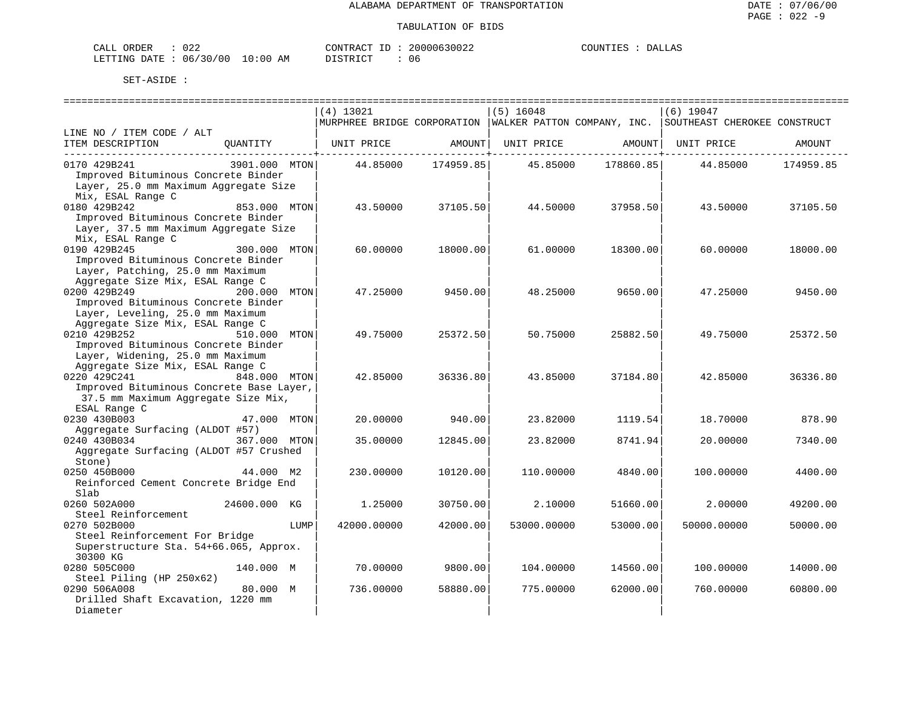ALABAMA DEPARTMENT OF TRANSPORTATION

TABULATION OF BIDS

CALL ORDER : 022 CONTRACT ID : 20000630022 COUNTIES : DALLAS
LETTING DATE : 06/30/00 10:00 AM DISTRICT : 06

SET-ASIDE :

| LINE NO / ITEM CODE / ALT ITEM DESCRIPTION | QUANTITY | (4) 13021 MURPHREE BRIDGE CORPORATION UNIT PRICE | AMOUNT | (5) 16048 WALKER PATTON COMPANY, INC. UNIT PRICE | AMOUNT | (6) 19047 SOUTHEAST CHEROKEE CONSTRUCT UNIT PRICE | AMOUNT |
|---|---|---|---|---|---|---|---|
| 0170 429B241 Improved Bituminous Concrete Binder Layer, 25.0 mm Maximum Aggregate Size Mix, ESAL Range C | 3901.000 MTON | 44.85000 | 174959.85 | 45.85000 | 178860.85 | 44.85000 | 174959.85 |
| 0180 429B242 Improved Bituminous Concrete Binder Layer, 37.5 mm Maximum Aggregate Size Mix, ESAL Range C | 853.000 MTON | 43.50000 | 37105.50 | 44.50000 | 37958.50 | 43.50000 | 37105.50 |
| 0190 429B245 Improved Bituminous Concrete Binder Layer, Patching, 25.0 mm Maximum Aggregate Size Mix, ESAL Range C | 300.000 MTON | 60.00000 | 18000.00 | 61.00000 | 18300.00 | 60.00000 | 18000.00 |
| 0200 429B249 Improved Bituminous Concrete Binder Layer, Leveling, 25.0 mm Maximum Aggregate Size Mix, ESAL Range C | 200.000 MTON | 47.25000 | 9450.00 | 48.25000 | 9650.00 | 47.25000 | 9450.00 |
| 0210 429B252 Improved Bituminous Concrete Binder Layer, Widening, 25.0 mm Maximum Aggregate Size Mix, ESAL Range C | 510.000 MTON | 49.75000 | 25372.50 | 50.75000 | 25882.50 | 49.75000 | 25372.50 |
| 0220 429C241 Improved Bituminous Concrete Base Layer, 37.5 mm Maximum Aggregate Size Mix, ESAL Range C | 848.000 MTON | 42.85000 | 36336.80 | 43.85000 | 37184.80 | 42.85000 | 36336.80 |
| 0230 430B003 Aggregate Surfacing (ALDOT #57) | 47.000 MTON | 20.00000 | 940.00 | 23.82000 | 1119.54 | 18.70000 | 878.90 |
| 0240 430B034 Aggregate Surfacing (ALDOT #57 Crushed Stone) | 367.000 MTON | 35.00000 | 12845.00 | 23.82000 | 8741.94 | 20.00000 | 7340.00 |
| 0250 450B000 Reinforced Cement Concrete Bridge End Slab | 44.000 M2 | 230.00000 | 10120.00 | 110.00000 | 4840.00 | 100.00000 | 4400.00 |
| 0260 502A000 Steel Reinforcement | 24600.000 KG | 1.25000 | 30750.00 | 2.10000 | 51660.00 | 2.00000 | 49200.00 |
| 0270 502B000 Steel Reinforcement For Bridge Superstructure Sta. 54+66.065, Approx. 30300 KG | LUMP | 42000.00000 | 42000.00 | 53000.00000 | 53000.00 | 50000.00000 | 50000.00 |
| 0280 505C000 Steel Piling (HP 250x62) | 140.000 M | 70.00000 | 9800.00 | 104.00000 | 14560.00 | 100.00000 | 14000.00 |
| 0290 506A008 Drilled Shaft Excavation, 1220 mm Diameter | 80.000 M | 736.00000 | 58880.00 | 775.00000 | 62000.00 | 760.00000 | 60800.00 |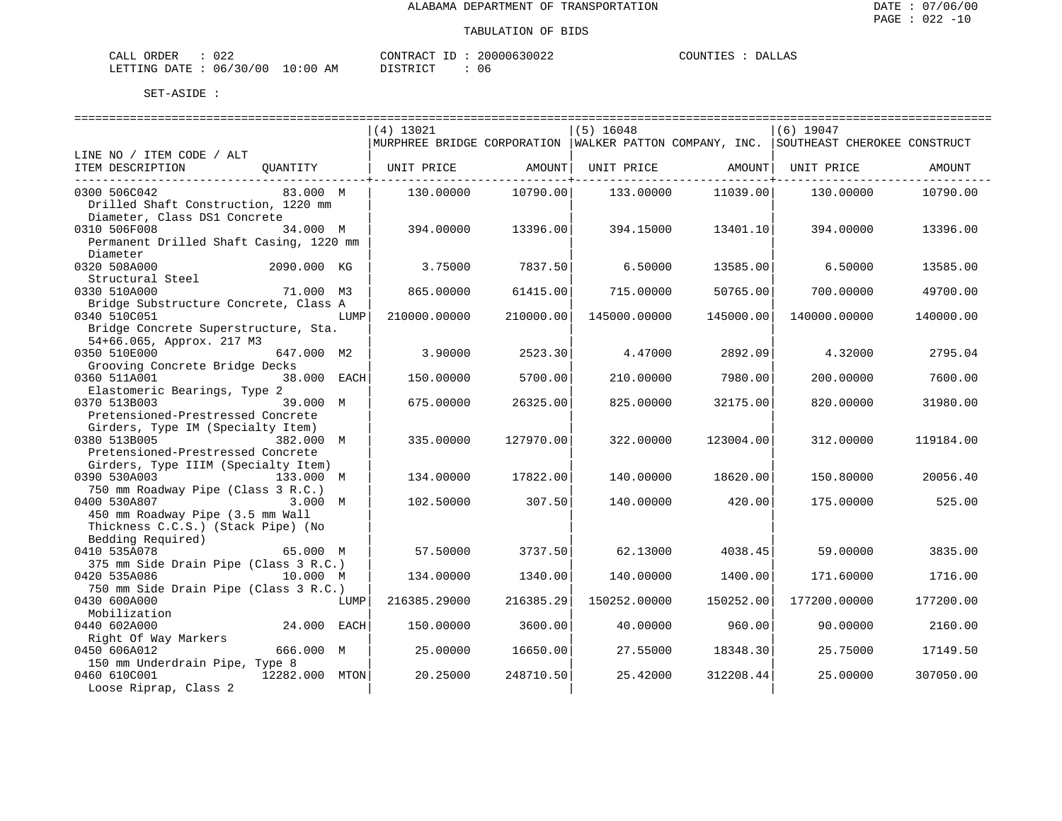ALABAMA DEPARTMENT OF TRANSPORTATION

TABULATION OF BIDS

DATE : 07/06/00
PAGE : 022 -10

CALL ORDER : 022 CONTRACT ID : 20000630022 COUNTIES : DALLAS
LETTING DATE : 06/30/00 10:00 AM DISTRICT : 06

SET-ASIDE :

| LINE NO / ITEM CODE / ALT<br>ITEM DESCRIPTION | QUANTITY | (4) 13021<br>MURPHREE BRIDGE CORPORATION<br>UNIT PRICE | AMOUNT | (5) 16048<br>WALKER PATTON COMPANY, INC.<br>UNIT PRICE | AMOUNT | (6) 19047<br>SOUTHEAST CHEROKEE CONSTRUCT<br>UNIT PRICE | AMOUNT |
|---|---|---|---|---|---|---|---|
| 0300 506C042<br>Drilled Shaft Construction, 1220 mm Diameter, Class DS1 Concrete | 83.000 M | 130.00000 | 10790.00 | 133.00000 | 11039.00 | 130.00000 | 10790.00 |
| 0310 506F008<br>Permanent Drilled Shaft Casing, 1220 mm Diameter | 34.000 M | 394.00000 | 13396.00 | 394.15000 | 13401.10 | 394.00000 | 13396.00 |
| 0320 508A000<br>Structural Steel | 2090.000 KG | 3.75000 | 7837.50 | 6.50000 | 13585.00 | 6.50000 | 13585.00 |
| 0330 510A000<br>Bridge Substructure Concrete, Class A | 71.000 M3 | 865.00000 | 61415.00 | 715.00000 | 50765.00 | 700.00000 | 49700.00 |
| 0340 510C051<br>Bridge Concrete Superstructure, Sta. 54+66.065, Approx. 217 M3 | LUMP | 210000.00000 | 210000.00 | 145000.00000 | 145000.00 | 140000.00000 | 140000.00 |
| 0350 510E000<br>Grooving Concrete Bridge Decks | 647.000 M2 | 3.90000 | 2523.30 | 4.47000 | 2892.09 | 4.32000 | 2795.04 |
| 0360 511A001<br>Elastomeric Bearings, Type 2 | 38.000 EACH | 150.00000 | 5700.00 | 210.00000 | 7980.00 | 200.00000 | 7600.00 |
| 0370 513B003<br>Pretensioned-Prestressed Concrete Girders, Type IM (Specialty Item) | 39.000 M | 675.00000 | 26325.00 | 825.00000 | 32175.00 | 820.00000 | 31980.00 |
| 0380 513B005<br>Pretensioned-Prestressed Concrete Girders, Type IIIM (Specialty Item) | 382.000 M | 335.00000 | 127970.00 | 322.00000 | 123004.00 | 312.00000 | 119184.00 |
| 0390 530A003<br>750 mm Roadway Pipe (Class 3 R.C.) | 133.000 M | 134.00000 | 17822.00 | 140.00000 | 18620.00 | 150.80000 | 20056.40 |
| 0400 530A807<br>450 mm Roadway Pipe (3.5 mm Wall Thickness C.C.S.) (Stack Pipe) (No Bedding Required) | 3.000 M | 102.50000 | 307.50 | 140.00000 | 420.00 | 175.00000 | 525.00 |
| 0410 535A078<br>375 mm Side Drain Pipe (Class 3 R.C.) | 65.000 M | 57.50000 | 3737.50 | 62.13000 | 4038.45 | 59.00000 | 3835.00 |
| 0420 535A086<br>750 mm Side Drain Pipe (Class 3 R.C.) | 10.000 M | 134.00000 | 1340.00 | 140.00000 | 1400.00 | 171.60000 | 1716.00 |
| 0430 600A000<br>Mobilization | LUMP | 216385.29000 | 216385.29 | 150252.00000 | 150252.00 | 177200.00000 | 177200.00 |
| 0440 602A000<br>Right Of Way Markers | 24.000 EACH | 150.00000 | 3600.00 | 40.00000 | 960.00 | 90.00000 | 2160.00 |
| 0450 606A012<br>150 mm Underdrain Pipe, Type 8 | 666.000 M | 25.00000 | 16650.00 | 27.55000 | 18348.30 | 25.75000 | 17149.50 |
| 0460 610C001<br>Loose Riprap, Class 2 | 12282.000 MTON | 20.25000 | 248710.50 | 25.42000 | 312208.44 | 25.00000 | 307050.00 |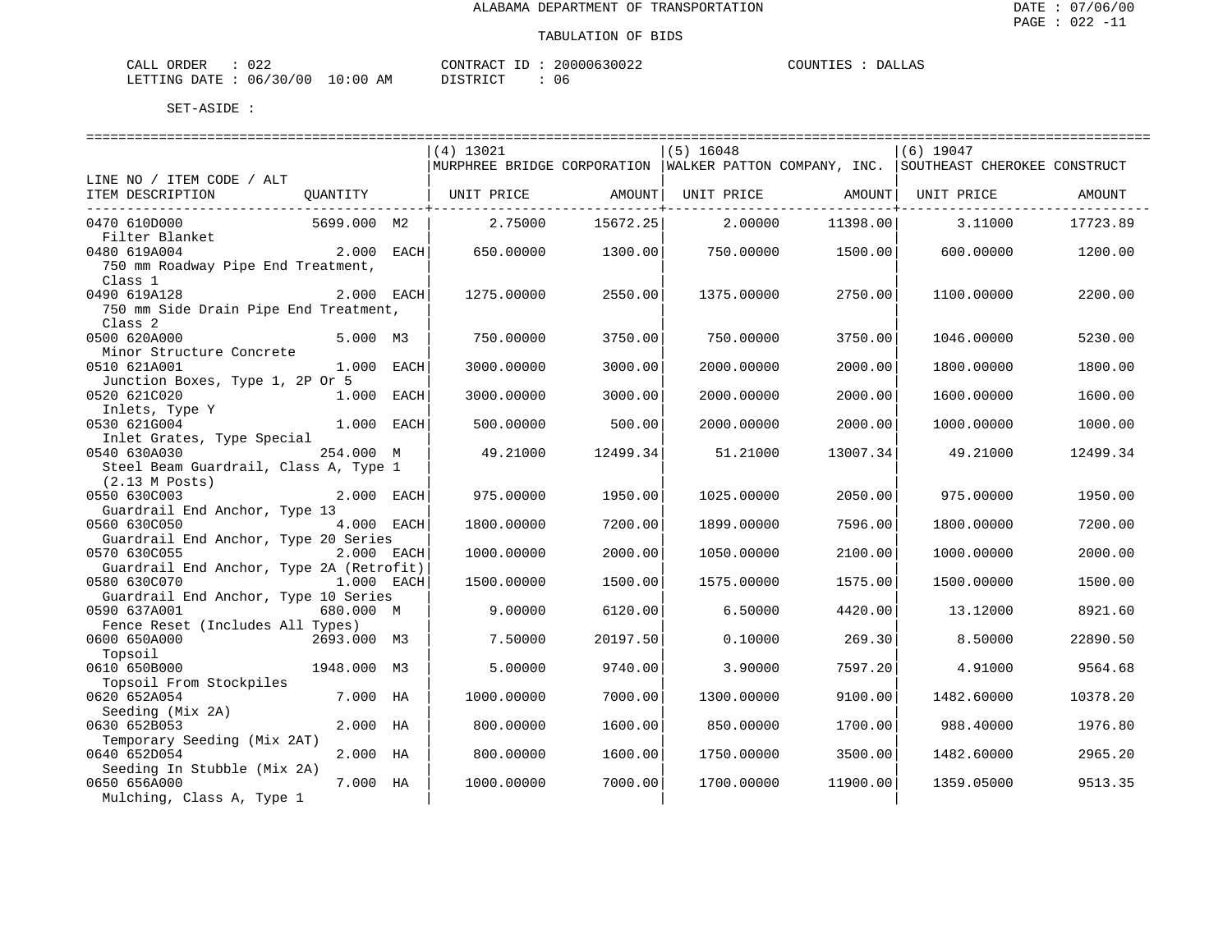ALABAMA DEPARTMENT OF TRANSPORTATION

TABULATION OF BIDS

CALL ORDER : 022 CONTRACT ID : 20000630022 COUNTIES : DALLAS
LETTING DATE : 06/30/00 10:00 AM DISTRICT : 06

SET-ASIDE :

| LINE NO / ITEM CODE / ALT ITEM DESCRIPTION | QUANTITY | (4) 13021 MURPHREE BRIDGE CORPORATION UNIT PRICE | AMOUNT | (5) 16048 WALKER PATTON COMPANY, INC. UNIT PRICE | AMOUNT | (6) 19047 SOUTHEAST CHEROKEE CONSTRUCT UNIT PRICE | AMOUNT |
|---|---|---|---|---|---|---|---|
| 0470 610D000 Filter Blanket | 5699.000 M2 | 2.75000 | 15672.25 | 2.00000 | 11398.00 | 3.11000 | 17723.89 |
| 0480 619A004 750 mm Roadway Pipe End Treatment, Class 1 | 2.000 EACH | 650.00000 | 1300.00 | 750.00000 | 1500.00 | 600.00000 | 1200.00 |
| 0490 619A128 750 mm Side Drain Pipe End Treatment, Class 2 | 2.000 EACH | 1275.00000 | 2550.00 | 1375.00000 | 2750.00 | 1100.00000 | 2200.00 |
| 0500 620A000 Minor Structure Concrete | 5.000 M3 | 750.00000 | 3750.00 | 750.00000 | 3750.00 | 1046.00000 | 5230.00 |
| 0510 621A001 Junction Boxes, Type 1, 2P Or 5 | 1.000 EACH | 3000.00000 | 3000.00 | 2000.00000 | 2000.00 | 1800.00000 | 1800.00 |
| 0520 621C020 Inlets, Type Y | 1.000 EACH | 3000.00000 | 3000.00 | 2000.00000 | 2000.00 | 1600.00000 | 1600.00 |
| 0530 621G004 Inlet Grates, Type Special | 1.000 EACH | 500.00000 | 500.00 | 2000.00000 | 2000.00 | 1000.00000 | 1000.00 |
| 0540 630A030 Steel Beam Guardrail, Class A, Type 1 (2.13 M Posts) | 254.000 M | 49.21000 | 12499.34 | 51.21000 | 13007.34 | 49.21000 | 12499.34 |
| 0550 630C003 Guardrail End Anchor, Type 13 | 2.000 EACH | 975.00000 | 1950.00 | 1025.00000 | 2050.00 | 975.00000 | 1950.00 |
| 0560 630C050 Guardrail End Anchor, Type 20 Series | 4.000 EACH | 1800.00000 | 7200.00 | 1899.00000 | 7596.00 | 1800.00000 | 7200.00 |
| 0570 630C055 Guardrail End Anchor, Type 2A (Retrofit) | 2.000 EACH | 1000.00000 | 2000.00 | 1050.00000 | 2100.00 | 1000.00000 | 2000.00 |
| 0580 630C070 Guardrail End Anchor, Type 10 Series | 1.000 EACH | 1500.00000 | 1500.00 | 1575.00000 | 1575.00 | 1500.00000 | 1500.00 |
| 0590 637A001 Fence Reset (Includes All Types) | 680.000 M | 9.00000 | 6120.00 | 6.50000 | 4420.00 | 13.12000 | 8921.60 |
| 0600 650A000 Topsoil | 2693.000 M3 | 7.50000 | 20197.50 | 0.10000 | 269.30 | 8.50000 | 22890.50 |
| 0610 650B000 Topsoil From Stockpiles | 1948.000 M3 | 5.00000 | 9740.00 | 3.90000 | 7597.20 | 4.91000 | 9564.68 |
| 0620 652A054 Seeding (Mix 2A) | 7.000 HA | 1000.00000 | 7000.00 | 1300.00000 | 9100.00 | 1482.60000 | 10378.20 |
| 0630 652B053 Temporary Seeding (Mix 2AT) | 2.000 HA | 800.00000 | 1600.00 | 850.00000 | 1700.00 | 988.40000 | 1976.80 |
| 0640 652D054 Seeding In Stubble (Mix 2A) | 2.000 HA | 800.00000 | 1600.00 | 1750.00000 | 3500.00 | 1482.60000 | 2965.20 |
| 0650 656A000 Mulching, Class A, Type 1 | 7.000 HA | 1000.00000 | 7000.00 | 1700.00000 | 11900.00 | 1359.05000 | 9513.35 |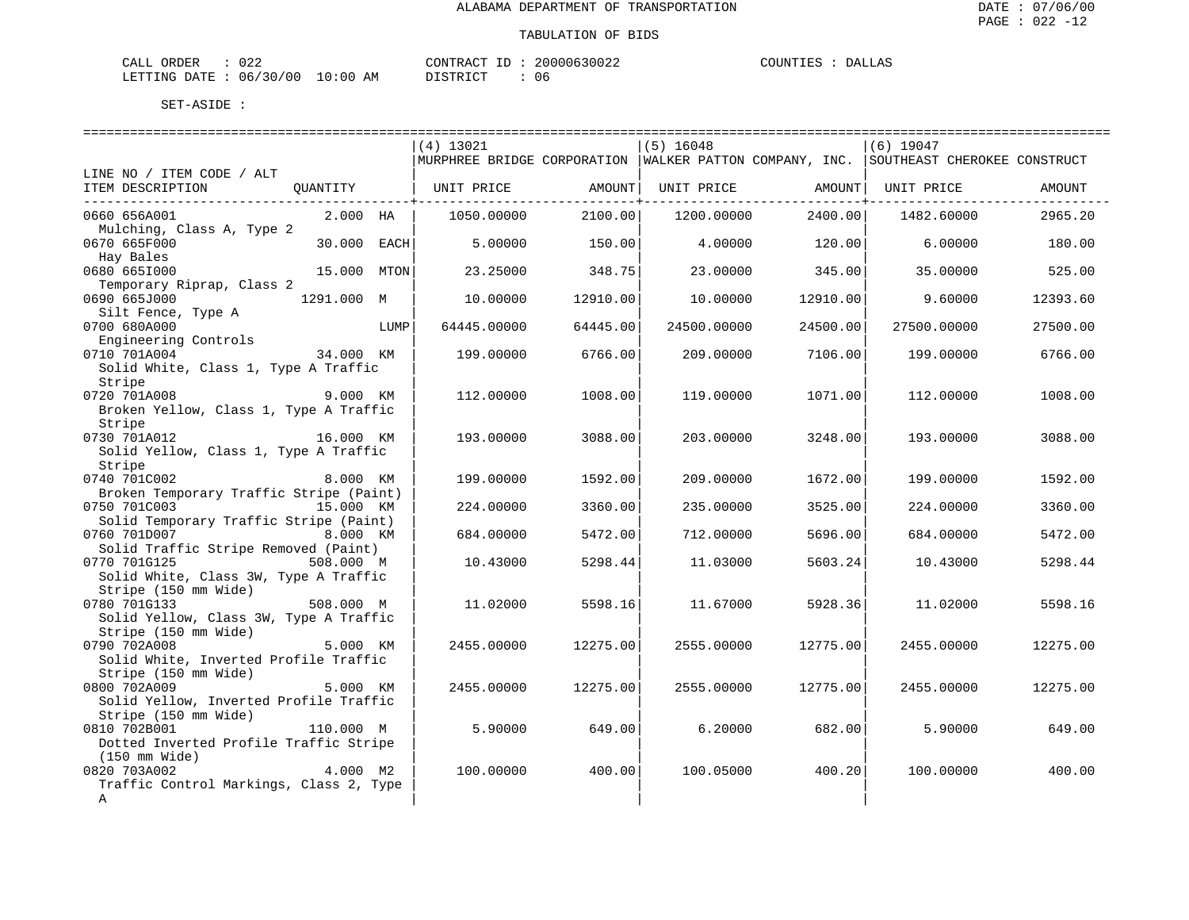ALABAMA DEPARTMENT OF TRANSPORTATION

TABULATION OF BIDS

CALL ORDER : 022 &nbsp;&nbsp;&nbsp;&nbsp; CONTRACT ID : 20000630022 &nbsp;&nbsp;&nbsp;&nbsp; COUNTIES : DALLAS
LETTING DATE : 06/30/00 10:00 AM &nbsp;&nbsp;&nbsp;&nbsp; DISTRICT : 06

SET-ASIDE :

| LINE NO / ITEM CODE / ALT ITEM DESCRIPTION | QUANTITY | (4) 13021 MURPHREE BRIDGE CORPORATION UNIT PRICE | AMOUNT | (5) 16048 WALKER PATTON COMPANY, INC. UNIT PRICE | AMOUNT | (6) 19047 SOUTHEAST CHEROKEE CONSTRUCT UNIT PRICE | AMOUNT |
|---|---|---|---|---|---|---|---|
| 0660 656A001 Mulching, Class A, Type 2 | 2.000 HA | 1050.00000 | 2100.00 | 1200.00000 | 2400.00 | 1482.60000 | 2965.20 |
| 0670 665F000 Hay Bales | 30.000 EACH | 5.00000 | 150.00 | 4.00000 | 120.00 | 6.00000 | 180.00 |
| 0680 665I000 Temporary Riprap, Class 2 | 15.000 MTON | 23.25000 | 348.75 | 23.00000 | 345.00 | 35.00000 | 525.00 |
| 0690 665J000 Silt Fence, Type A | 1291.000 M | 10.00000 | 12910.00 | 10.00000 | 12910.00 | 9.60000 | 12393.60 |
| 0700 680A000 Engineering Controls | LUMP | 64445.00000 | 64445.00 | 24500.00000 | 24500.00 | 27500.00000 | 27500.00 |
| 0710 701A004 Solid White, Class 1, Type A Traffic Stripe | 34.000 KM | 199.00000 | 6766.00 | 209.00000 | 7106.00 | 199.00000 | 6766.00 |
| 0720 701A008 Broken Yellow, Class 1, Type A Traffic Stripe | 9.000 KM | 112.00000 | 1008.00 | 119.00000 | 1071.00 | 112.00000 | 1008.00 |
| 0730 701A012 Solid Yellow, Class 1, Type A Traffic Stripe | 16.000 KM | 193.00000 | 3088.00 | 203.00000 | 3248.00 | 193.00000 | 3088.00 |
| 0740 701C002 Broken Temporary Traffic Stripe (Paint) | 8.000 KM | 199.00000 | 1592.00 | 209.00000 | 1672.00 | 199.00000 | 1592.00 |
| 0750 701C003 Solid Temporary Traffic Stripe (Paint) | 15.000 KM | 224.00000 | 3360.00 | 235.00000 | 3525.00 | 224.00000 | 3360.00 |
| 0760 701D007 Solid Traffic Stripe Removed (Paint) | 8.000 KM | 684.00000 | 5472.00 | 712.00000 | 5696.00 | 684.00000 | 5472.00 |
| 0770 701G125 Solid White, Class 3W, Type A Traffic Stripe (150 mm Wide) | 508.000 M | 10.43000 | 5298.44 | 11.03000 | 5603.24 | 10.43000 | 5298.44 |
| 0780 701G133 Solid Yellow, Class 3W, Type A Traffic Stripe (150 mm Wide) | 508.000 M | 11.02000 | 5598.16 | 11.67000 | 5928.36 | 11.02000 | 5598.16 |
| 0790 702A008 Solid White, Inverted Profile Traffic Stripe (150 mm Wide) | 5.000 KM | 2455.00000 | 12275.00 | 2555.00000 | 12775.00 | 2455.00000 | 12275.00 |
| 0800 702A009 Solid Yellow, Inverted Profile Traffic Stripe (150 mm Wide) | 5.000 KM | 2455.00000 | 12275.00 | 2555.00000 | 12775.00 | 2455.00000 | 12275.00 |
| 0810 702B001 Dotted Inverted Profile Traffic Stripe (150 mm Wide) | 110.000 M | 5.90000 | 649.00 | 6.20000 | 682.00 | 5.90000 | 649.00 |
| 0820 703A002 Traffic Control Markings, Class 2, Type A | 4.000 M2 | 100.00000 | 400.00 | 100.05000 | 400.20 | 100.00000 | 400.00 |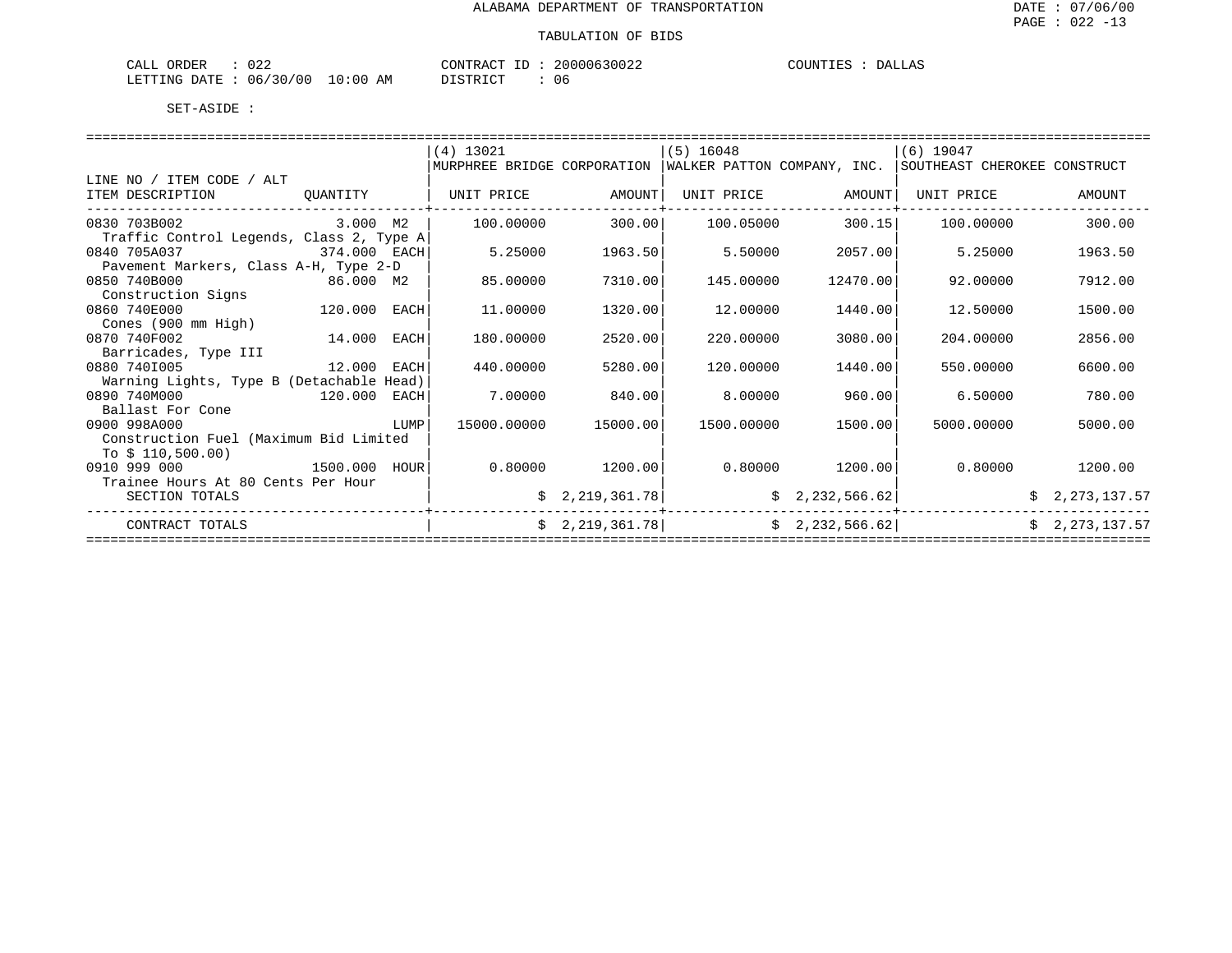ALABAMA DEPARTMENT OF TRANSPORTATION

TABULATION OF BIDS

CALL ORDER : 022 CONTRACT ID : 20000630022 COUNTIES : DALLAS
LETTING DATE : 06/30/00 10:00 AM DISTRICT : 06

SET-ASIDE :

| LINE NO / ITEM CODE / ALT ITEM DESCRIPTION | QUANTITY | (4) 13021 MURPHREE BRIDGE CORPORATION UNIT PRICE | AMOUNT | (5) 16048 WALKER PATTON COMPANY, INC. UNIT PRICE | AMOUNT | (6) 19047 SOUTHEAST CHEROKEE CONSTRUCT UNIT PRICE | AMOUNT |
|---|---|---|---|---|---|---|---|
| 0830 703B002 Traffic Control Legends, Class 2, Type A | 3.000 M2 | 100.00000 | 300.00 | 100.05000 | 300.15 | 100.00000 | 300.00 |
| 0840 705A037 Pavement Markers, Class A-H, Type 2-D | 374.000 EACH | 5.25000 | 1963.50 | 5.50000 | 2057.00 | 5.25000 | 1963.50 |
| 0850 740B000 Construction Signs | 86.000 M2 | 85.00000 | 7310.00 | 145.00000 | 12470.00 | 92.00000 | 7912.00 |
| 0860 740E000 Cones (900 mm High) | 120.000 EACH | 11.00000 | 1320.00 | 12.00000 | 1440.00 | 12.50000 | 1500.00 |
| 0870 740F002 Barricades, Type III | 14.000 EACH | 180.00000 | 2520.00 | 220.00000 | 3080.00 | 204.00000 | 2856.00 |
| 0880 740I005 Warning Lights, Type B (Detachable Head) | 12.000 EACH | 440.00000 | 5280.00 | 120.00000 | 1440.00 | 550.00000 | 6600.00 |
| 0890 740M000 Ballast For Cone | 120.000 EACH | 7.00000 | 840.00 | 8.00000 | 960.00 | 6.50000 | 780.00 |
| 0900 998A000 Construction Fuel (Maximum Bid Limited To $ 110,500.00) | LUMP | 15000.00000 | 15000.00 | 1500.00000 | 1500.00 | 5000.00000 | 5000.00 |
| 0910 999 000 Trainee Hours At 80 Cents Per Hour | 1500.000 HOUR | 0.80000 | 1200.00 | 0.80000 | 1200.00 | 0.80000 | 1200.00 |
| SECTION TOTALS | | | $ 2,219,361.78 | | $ 2,232,566.62 | | $ 2,273,137.57 |
| CONTRACT TOTALS | | | $ 2,219,361.78 | | $ 2,232,566.62 | | $ 2,273,137.57 |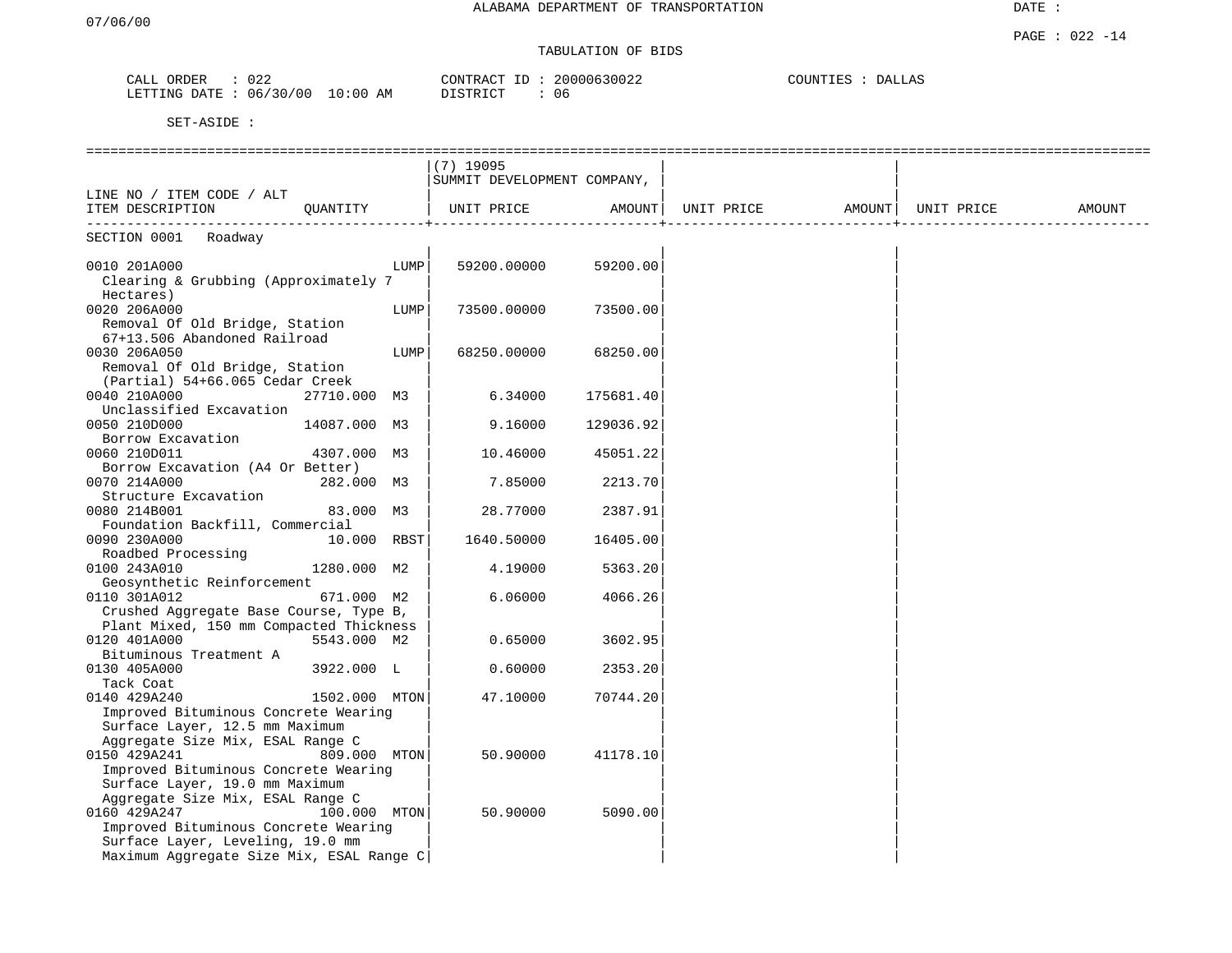ALABAMA DEPARTMENT OF TRANSPORTATION

TABULATION OF BIDS

CALL ORDER : 022  CONTRACT ID : 20000630022  COUNTIES : DALLAS
LETTING DATE : 06/30/00 10:00 AM  DISTRICT : 06

SET-ASIDE :

| LINE NO / ITEM CODE / ALT ITEM DESCRIPTION | QUANTITY | (7) 19095 SUMMIT DEVELOPMENT COMPANY, UNIT PRICE | AMOUNT | UNIT PRICE | AMOUNT | UNIT PRICE | AMOUNT |
|---|---|---|---|---|---|---|---|
| **SECTION 0001 Roadway** | | | | | | | |
| 0010 201A000 Clearing & Grubbing (Approximately 7 Hectares) | LUMP | 59200.00000 | 59200.00 | | | | |
| 0020 206A000 Removal Of Old Bridge, Station 67+13.506 Abandoned Railroad | LUMP | 73500.00000 | 73500.00 | | | | |
| 0030 206A050 Removal Of Old Bridge, Station (Partial) 54+66.065 Cedar Creek | LUMP | 68250.00000 | 68250.00 | | | | |
| 0040 210A000 Unclassified Excavation | 27710.000 M3 | 6.34000 | 175681.40 | | | | |
| 0050 210D000 Borrow Excavation | 14087.000 M3 | 9.16000 | 129036.92 | | | | |
| 0060 210D011 Borrow Excavation (A4 Or Better) | 4307.000 M3 | 10.46000 | 45051.22 | | | | |
| 0070 214A000 Structure Excavation | 282.000 M3 | 7.85000 | 2213.70 | | | | |
| 0080 214B001 Foundation Backfill, Commercial | 83.000 M3 | 28.77000 | 2387.91 | | | | |
| 0090 230A000 Roadbed Processing | 10.000 RBST | 1640.50000 | 16405.00 | | | | |
| 0100 243A010 Geosynthetic Reinforcement | 1280.000 M2 | 4.19000 | 5363.20 | | | | |
| 0110 301A012 Crushed Aggregate Base Course, Type B, Plant Mixed, 150 mm Compacted Thickness | 671.000 M2 | 6.06000 | 4066.26 | | | | |
| 0120 401A000 Bituminous Treatment A | 5543.000 M2 | 0.65000 | 3602.95 | | | | |
| 0130 405A000 Tack Coat | 3922.000 L | 0.60000 | 2353.20 | | | | |
| 0140 429A240 Improved Bituminous Concrete Wearing Surface Layer, 12.5 mm Maximum Aggregate Size Mix, ESAL Range C | 1502.000 MTON | 47.10000 | 70744.20 | | | | |
| 0150 429A241 Improved Bituminous Concrete Wearing Surface Layer, 19.0 mm Maximum Aggregate Size Mix, ESAL Range C | 809.000 MTON | 50.90000 | 41178.10 | | | | |
| 0160 429A247 Improved Bituminous Concrete Wearing Surface Layer, Leveling, 19.0 mm Maximum Aggregate Size Mix, ESAL Range C | 100.000 MTON | 50.90000 | 5090.00 | | | | |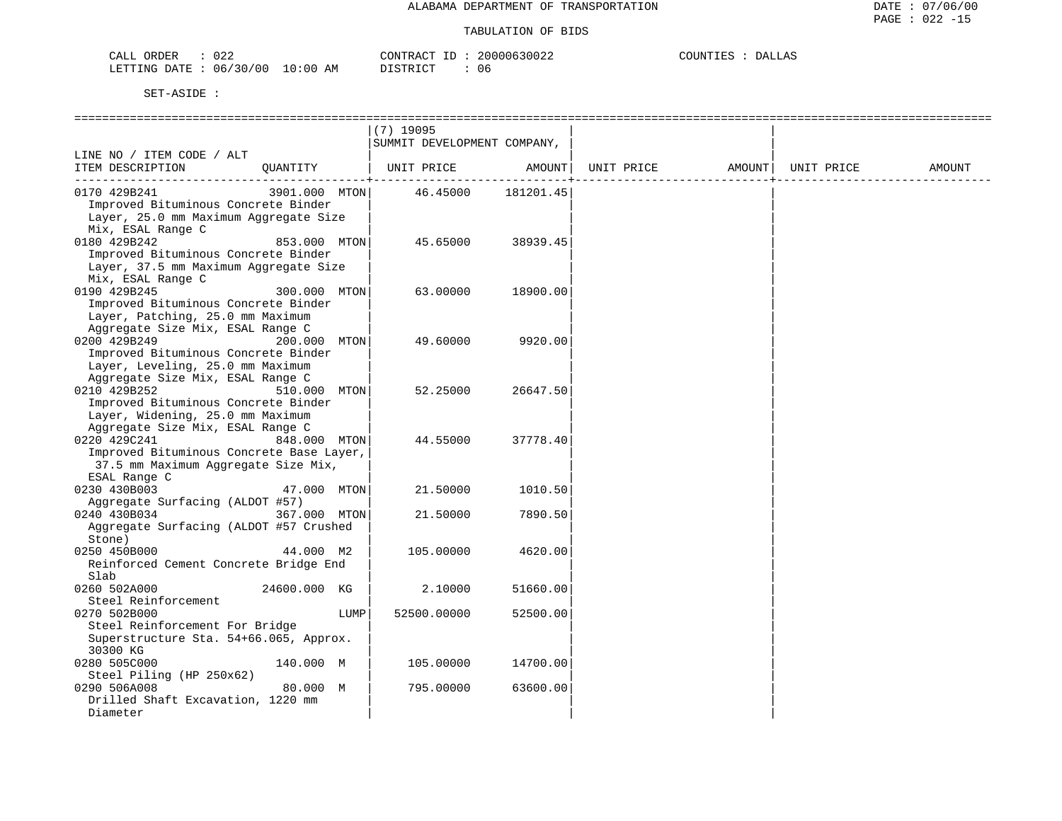ALABAMA DEPARTMENT OF TRANSPORTATION

TABULATION OF BIDS

CALL ORDER : 022 CONTRACT ID : 20000630022 COUNTIES : DALLAS
LETTING DATE : 06/30/00 10:00 AM DISTRICT : 06

SET-ASIDE :

| LINE NO / ITEM CODE / ALT ITEM DESCRIPTION | QUANTITY | (7) 19095 SUMMIT DEVELOPMENT COMPANY, UNIT PRICE | AMOUNT | UNIT PRICE | AMOUNT | UNIT PRICE | AMOUNT |
|---|---|---|---|---|---|---|---|
| 0170 429B241 Improved Bituminous Concrete Binder Layer, 25.0 mm Maximum Aggregate Size Mix, ESAL Range C | 3901.000 MTON | 46.45000 | 181201.45 | | | | |
| 0180 429B242 Improved Bituminous Concrete Binder Layer, 37.5 mm Maximum Aggregate Size Mix, ESAL Range C | 853.000 MTON | 45.65000 | 38939.45 | | | | |
| 0190 429B245 Improved Bituminous Concrete Binder Layer, Patching, 25.0 mm Maximum Aggregate Size Mix, ESAL Range C | 300.000 MTON | 63.00000 | 18900.00 | | | | |
| 0200 429B249 Improved Bituminous Concrete Binder Layer, Leveling, 25.0 mm Maximum Aggregate Size Mix, ESAL Range C | 200.000 MTON | 49.60000 | 9920.00 | | | | |
| 0210 429B252 Improved Bituminous Concrete Binder Layer, Widening, 25.0 mm Maximum Aggregate Size Mix, ESAL Range C | 510.000 MTON | 52.25000 | 26647.50 | | | | |
| 0220 429C241 Improved Bituminous Concrete Base Layer, 37.5 mm Maximum Aggregate Size Mix, ESAL Range C | 848.000 MTON | 44.55000 | 37778.40 | | | | |
| 0230 430B003 Aggregate Surfacing (ALDOT #57) | 47.000 MTON | 21.50000 | 1010.50 | | | | |
| 0240 430B034 Aggregate Surfacing (ALDOT #57 Crushed Stone) | 367.000 MTON | 21.50000 | 7890.50 | | | | |
| 0250 450B000 Reinforced Cement Concrete Bridge End Slab | 44.000 M2 | 105.00000 | 4620.00 | | | | |
| 0260 502A000 Steel Reinforcement | 24600.000 KG | 2.10000 | 51660.00 | | | | |
| 0270 502B000 Steel Reinforcement For Bridge Superstructure Sta. 54+66.065, Approx. 30300 KG | LUMP | 52500.00000 | 52500.00 | | | | |
| 0280 505C000 Steel Piling (HP 250x62) | 140.000 M | 105.00000 | 14700.00 | | | | |
| 0290 506A008 Drilled Shaft Excavation, 1220 mm Diameter | 80.000 M | 795.00000 | 63600.00 | | | | |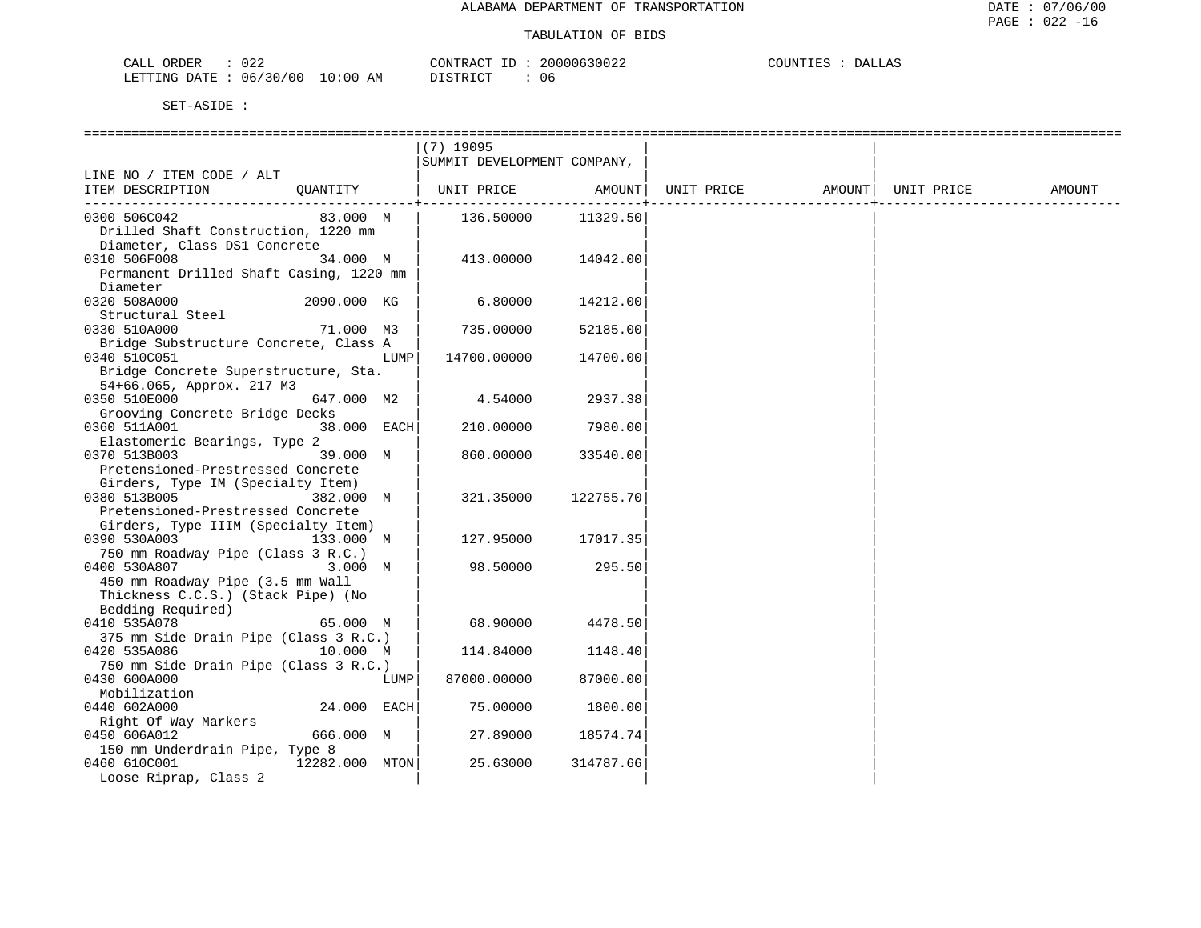ALABAMA DEPARTMENT OF TRANSPORTATION

TABULATION OF BIDS

CALL ORDER : 022
LETTING DATE : 06/30/00 10:00 AM

CONTRACT ID : 20000630022
DISTRICT : 06

COUNTIES : DALLAS

SET-ASIDE :

| LINE NO / ITEM CODE / ALT ITEM DESCRIPTION | QUANTITY | (7) 19095 SUMMIT DEVELOPMENT COMPANY, UNIT PRICE | AMOUNT | UNIT PRICE | AMOUNT | UNIT PRICE | AMOUNT |
|---|---|---|---|---|---|---|---|
| 0300 506C042 Drilled Shaft Construction, 1220 mm Diameter, Class DS1 Concrete | 83.000 M | 136.50000 | 11329.50 | | | | |
| 0310 506F008 Permanent Drilled Shaft Casing, 1220 mm Diameter | 34.000 M | 413.00000 | 14042.00 | | | | |
| 0320 508A000 Structural Steel | 2090.000 KG | 6.80000 | 14212.00 | | | | |
| 0330 510A000 Bridge Substructure Concrete, Class A | 71.000 M3 | 735.00000 | 52185.00 | | | | |
| 0340 510C051 Bridge Concrete Superstructure, Sta. 54+66.065, Approx. 217 M3 | LUMP | 14700.00000 | 14700.00 | | | | |
| 0350 510E000 Grooving Concrete Bridge Decks | 647.000 M2 | 4.54000 | 2937.38 | | | | |
| 0360 511A001 Elastomeric Bearings, Type 2 | 38.000 EACH | 210.00000 | 7980.00 | | | | |
| 0370 513B003 Pretensioned-Prestressed Concrete Girders, Type IM (Specialty Item) | 39.000 M | 860.00000 | 33540.00 | | | | |
| 0380 513B005 Pretensioned-Prestressed Concrete Girders, Type IIIM (Specialty Item) | 382.000 M | 321.35000 | 122755.70 | | | | |
| 0390 530A003 750 mm Roadway Pipe (Class 3 R.C.) | 133.000 M | 127.95000 | 17017.35 | | | | |
| 0400 530A807 450 mm Roadway Pipe (3.5 mm Wall Thickness C.C.S.) (Stack Pipe) (No Bedding Required) | 3.000 M | 98.50000 | 295.50 | | | | |
| 0410 535A078 375 mm Side Drain Pipe (Class 3 R.C.) | 65.000 M | 68.90000 | 4478.50 | | | | |
| 0420 535A086 750 mm Side Drain Pipe (Class 3 R.C.) | 10.000 M | 114.84000 | 1148.40 | | | | |
| 0430 600A000 Mobilization | LUMP | 87000.00000 | 87000.00 | | | | |
| 0440 602A000 Right Of Way Markers | 24.000 EACH | 75.00000 | 1800.00 | | | | |
| 0450 606A012 150 mm Underdrain Pipe, Type 8 | 666.000 M | 27.89000 | 18574.74 | | | | |
| 0460 610C001 Loose Riprap, Class 2 | 12282.000 MTON | 25.63000 | 314787.66 | | | | |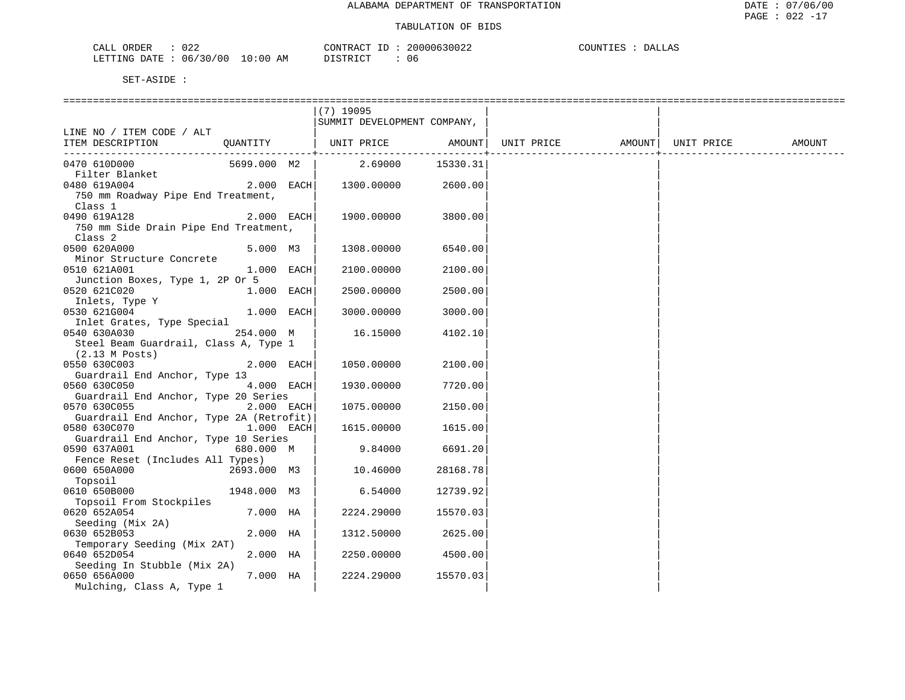ALABAMA DEPARTMENT OF TRANSPORTATION

TABULATION OF BIDS

CALL ORDER : 022  CONTRACT ID : 20000630022  COUNTIES : DALLAS
LETTING DATE : 06/30/00 10:00 AM  DISTRICT : 06

SET-ASIDE :

| LINE NO / ITEM CODE / ALT ITEM DESCRIPTION | QUANTITY | (7) 19095 SUMMIT DEVELOPMENT COMPANY, UNIT PRICE | AMOUNT | UNIT PRICE | AMOUNT | UNIT PRICE | AMOUNT |
|---|---|---|---|---|---|---|---|
| 0470 610D000 Filter Blanket | 5699.000 M2 | 2.69000 | 15330.31 | | | | |
| 0480 619A004 750 mm Roadway Pipe End Treatment, Class 1 | 2.000 EACH | 1300.00000 | 2600.00 | | | | |
| 0490 619A128 750 mm Side Drain Pipe End Treatment, Class 2 | 2.000 EACH | 1900.00000 | 3800.00 | | | | |
| 0500 620A000 Minor Structure Concrete | 5.000 M3 | 1308.00000 | 6540.00 | | | | |
| 0510 621A001 Junction Boxes, Type 1, 2P Or 5 | 1.000 EACH | 2100.00000 | 2100.00 | | | | |
| 0520 621C020 Inlets, Type Y | 1.000 EACH | 2500.00000 | 2500.00 | | | | |
| 0530 621G004 Inlet Grates, Type Special | 1.000 EACH | 3000.00000 | 3000.00 | | | | |
| 0540 630A030 Steel Beam Guardrail, Class A, Type 1 (2.13 M Posts) | 254.000 M | 16.15000 | 4102.10 | | | | |
| 0550 630C003 Guardrail End Anchor, Type 13 | 2.000 EACH | 1050.00000 | 2100.00 | | | | |
| 0560 630C050 Guardrail End Anchor, Type 20 Series | 4.000 EACH | 1930.00000 | 7720.00 | | | | |
| 0570 630C055 Guardrail End Anchor, Type 2A (Retrofit) | 2.000 EACH | 1075.00000 | 2150.00 | | | | |
| 0580 630C070 Guardrail End Anchor, Type 10 Series | 1.000 EACH | 1615.00000 | 1615.00 | | | | |
| 0590 637A001 Fence Reset (Includes All Types) | 680.000 M | 9.84000 | 6691.20 | | | | |
| 0600 650A000 Topsoil | 2693.000 M3 | 10.46000 | 28168.78 | | | | |
| 0610 650B000 Topsoil From Stockpiles | 1948.000 M3 | 6.54000 | 12739.92 | | | | |
| 0620 652A054 Seeding (Mix 2A) | 7.000 HA | 2224.29000 | 15570.03 | | | | |
| 0630 652B053 Temporary Seeding (Mix 2AT) | 2.000 HA | 1312.50000 | 2625.00 | | | | |
| 0640 652D054 Seeding In Stubble (Mix 2A) | 2.000 HA | 2250.00000 | 4500.00 | | | | |
| 0650 656A000 Mulching, Class A, Type 1 | 7.000 HA | 2224.29000 | 15570.03 | | | | |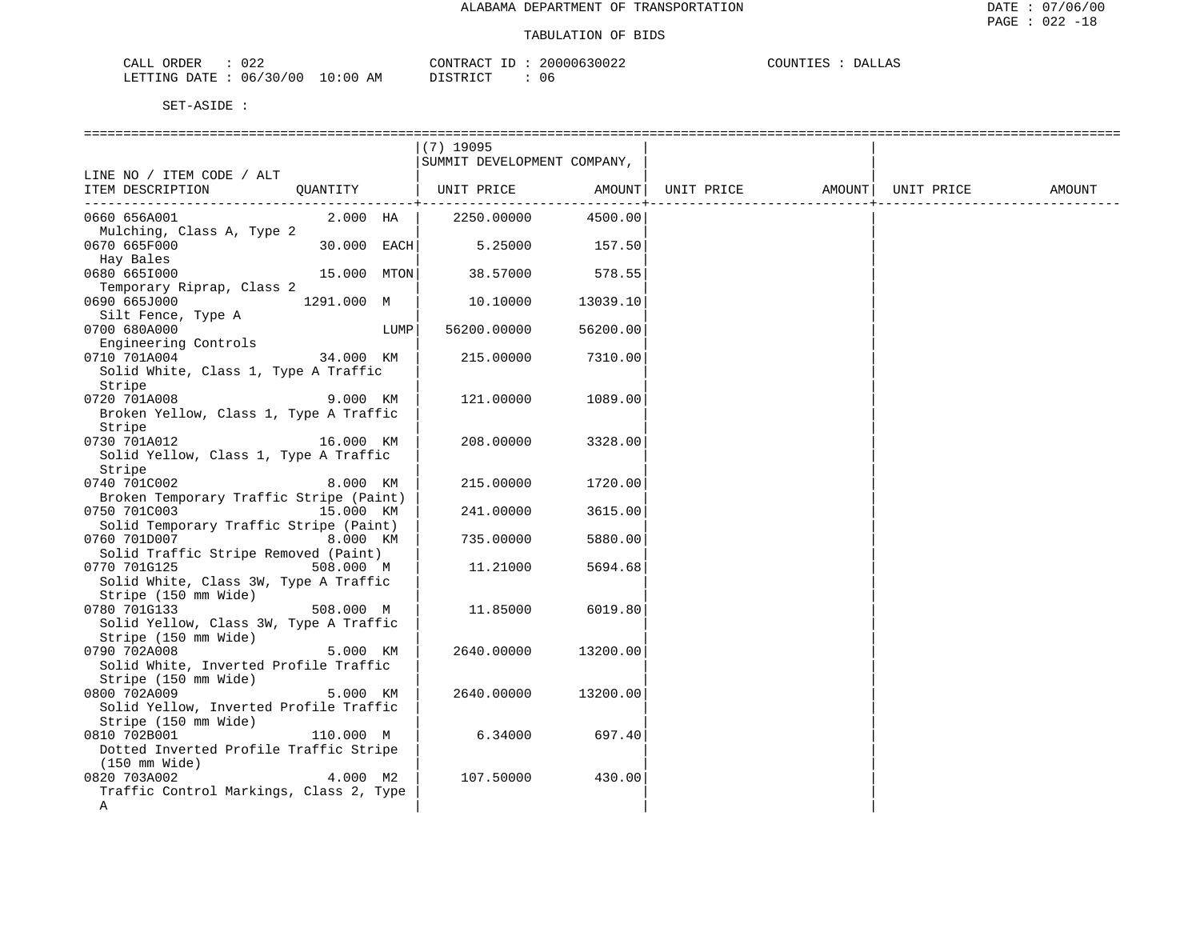ALABAMA DEPARTMENT OF TRANSPORTATION

TABULATION OF BIDS

CALL ORDER : 022 CONTRACT ID : 20000630022 COUNTIES : DALLAS
LETTING DATE : 06/30/00 10:00 AM DISTRICT : 06

SET-ASIDE :

| LINE NO / ITEM CODE / ALT ITEM DESCRIPTION | QUANTITY | (7) 19095 SUMMIT DEVELOPMENT COMPANY, UNIT PRICE | AMOUNT | UNIT PRICE | AMOUNT | UNIT PRICE | AMOUNT |
|---|---|---|---|---|---|---|---|
| 0660 656A001 Mulching, Class A, Type 2 | 2.000 HA | 2250.00000 | 4500.00 | | | | |
| 0670 665F000 Hay Bales | 30.000 EACH | 5.25000 | 157.50 | | | | |
| 0680 665I000 Temporary Riprap, Class 2 | 15.000 MTON | 38.57000 | 578.55 | | | | |
| 0690 665J000 Silt Fence, Type A | 1291.000 M | 10.10000 | 13039.10 | | | | |
| 0700 680A000 Engineering Controls | LUMP | 56200.00000 | 56200.00 | | | | |
| 0710 701A004 Solid White, Class 1, Type A Traffic Stripe | 34.000 KM | 215.00000 | 7310.00 | | | | |
| 0720 701A008 Broken Yellow, Class 1, Type A Traffic Stripe | 9.000 KM | 121.00000 | 1089.00 | | | | |
| 0730 701A012 Solid Yellow, Class 1, Type A Traffic Stripe | 16.000 KM | 208.00000 | 3328.00 | | | | |
| 0740 701C002 Broken Temporary Traffic Stripe (Paint) | 8.000 KM | 215.00000 | 1720.00 | | | | |
| 0750 701C003 Solid Temporary Traffic Stripe (Paint) | 15.000 KM | 241.00000 | 3615.00 | | | | |
| 0760 701D007 Solid Traffic Stripe Removed (Paint) | 8.000 KM | 735.00000 | 5880.00 | | | | |
| 0770 701G125 Solid White, Class 3W, Type A Traffic Stripe (150 mm Wide) | 508.000 M | 11.21000 | 5694.68 | | | | |
| 0780 701G133 Solid Yellow, Class 3W, Type A Traffic Stripe (150 mm Wide) | 508.000 M | 11.85000 | 6019.80 | | | | |
| 0790 702A008 Solid White, Inverted Profile Traffic Stripe (150 mm Wide) | 5.000 KM | 2640.00000 | 13200.00 | | | | |
| 0800 702A009 Solid Yellow, Inverted Profile Traffic Stripe (150 mm Wide) | 5.000 KM | 2640.00000 | 13200.00 | | | | |
| 0810 702B001 Dotted Inverted Profile Traffic Stripe (150 mm Wide) | 110.000 M | 6.34000 | 697.40 | | | | |
| 0820 703A002 Traffic Control Markings, Class 2, Type A | 4.000 M2 | 107.50000 | 430.00 | | | | |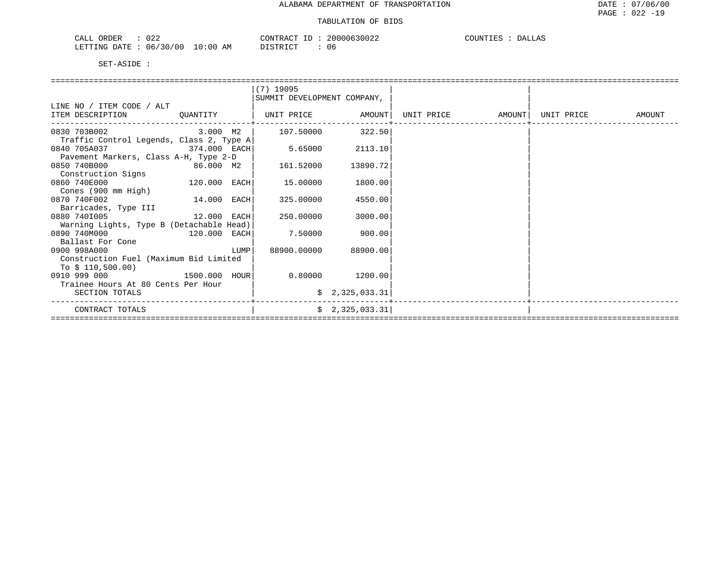# ALABAMA DEPARTMENT OF TRANSPORTATION

## TABULATION OF BIDS

DATE : 07/06/00
PAGE : 022 -19

CALL ORDER : 022
LETTING DATE : 06/30/00 10:00 AM

CONTRACT ID : 20000630022
DISTRICT : 06

COUNTIES : DALLAS

SET-ASIDE :

| LINE NO / ITEM CODE / ALT<br>ITEM DESCRIPTION | QUANTITY | (7) 19095<br>SUMMIT DEVELOPMENT COMPANY,<br>UNIT PRICE | AMOUNT | UNIT PRICE | AMOUNT | UNIT PRICE | AMOUNT |
|---|---|---|---|---|---|---|---|
| 0830 703B002<br>Traffic Control Legends, Class 2, Type A | 3.000 M2 | 107.50000 | 322.50 | | | | |
| 0840 705A037<br>Pavement Markers, Class A-H, Type 2-D | 374.000 EACH | 5.65000 | 2113.10 | | | | |
| 0850 740B000<br>Construction Signs | 86.000 M2 | 161.52000 | 13890.72 | | | | |
| 0860 740E000<br>Cones (900 mm High) | 120.000 EACH | 15.00000 | 1800.00 | | | | |
| 0870 740F002<br>Barricades, Type III | 14.000 EACH | 325.00000 | 4550.00 | | | | |
| 0880 740I005<br>Warning Lights, Type B (Detachable Head) | 12.000 EACH | 250.00000 | 3000.00 | | | | |
| 0890 740M000<br>Ballast For Cone | 120.000 EACH | 7.50000 | 900.00 | | | | |
| 0900 998A000<br>Construction Fuel (Maximum Bid Limited To $ 110,500.00) | LUMP | 88900.00000 | 88900.00 | | | | |
| 0910 999 000<br>Trainee Hours At 80 Cents Per Hour | 1500.000 HOUR | 0.80000 | 1200.00 | | | | |
| SECTION TOTALS | | | $ 2,325,033.31 | | | | |
| CONTRACT TOTALS | | | $ 2,325,033.31 | | | | |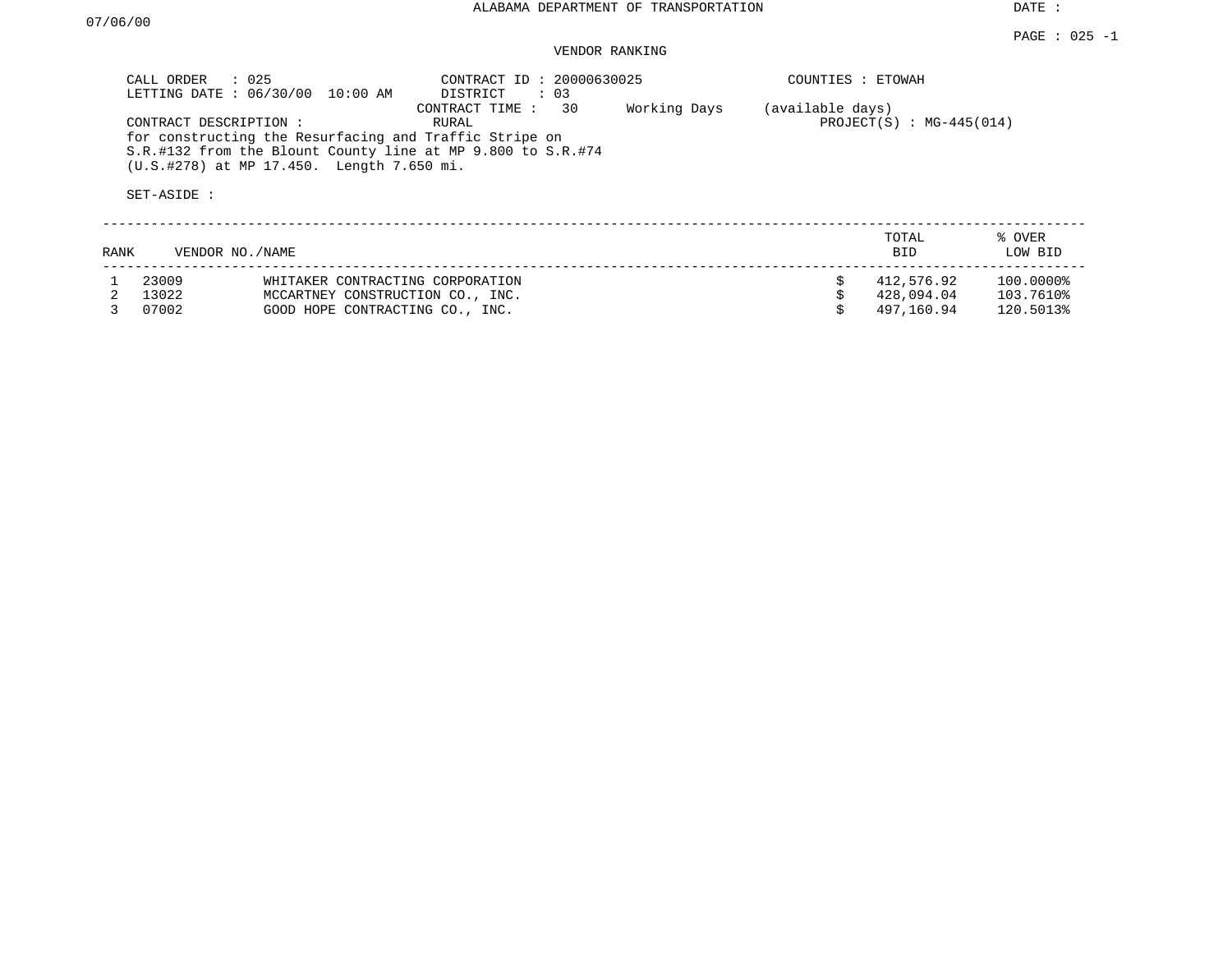ALABAMA DEPARTMENT OF TRANSPORTATION

DATE : 07/06/00

PAGE : 025 -1

VENDOR RANKING

CALL ORDER : 025
LETTING DATE : 06/30/00 10:00 AM
CONTRACT ID : 20000630025
DISTRICT : 03
COUNTIES : ETOWAH
CONTRACT TIME : 30 Working Days (available days)
CONTRACT DESCRIPTION : RURAL
PROJECT(S) : MG-445(014)

for constructing the Resurfacing and Traffic Stripe on S.R.#132 from the Blount County line at MP 9.800 to S.R.#74 (U.S.#278) at MP 17.450. Length 7.650 mi.

SET-ASIDE :

| RANK | VENDOR NO. | NAME | TOTAL BID | % OVER LOW BID |
|---|---|---|---|---|
| 1 | 23009 | WHITAKER CONTRACTING CORPORATION | $ 412,576.92 | 100.0000% |
| 2 | 13022 | MCCARTNEY CONSTRUCTION CO., INC. | $ 428,094.04 | 103.7610% |
| 3 | 07002 | GOOD HOPE CONTRACTING CO., INC. | $ 497,160.94 | 120.5013% |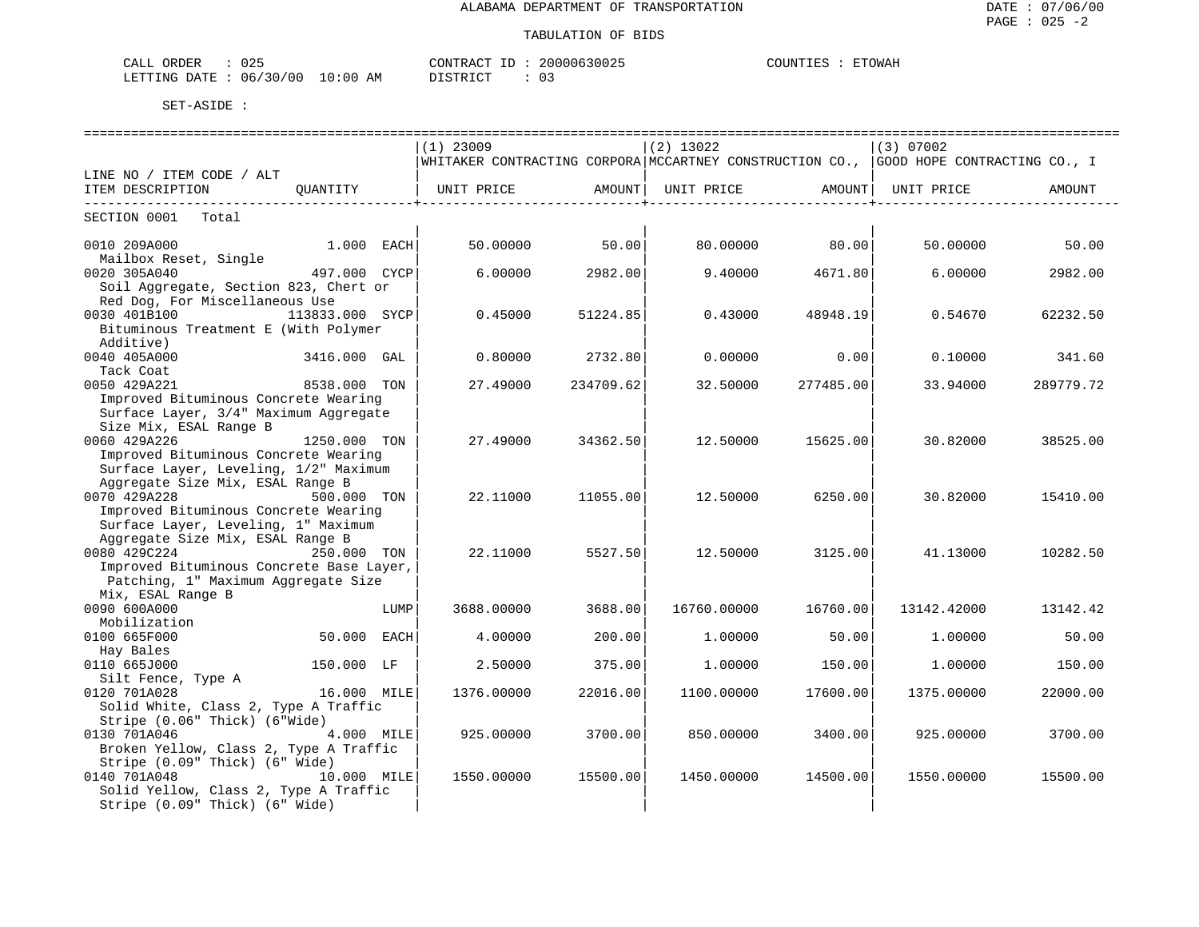ALABAMA DEPARTMENT OF TRANSPORTATION

TABULATION OF BIDS

CALL ORDER : 025 CONTRACT ID : 20000630025 COUNTIES : ETOWAH
LETTING DATE : 06/30/00 10:00 AM DISTRICT : 03

SET-ASIDE :

| LINE NO / ITEM CODE / ALT<br>ITEM DESCRIPTION | QUANTITY | (1) 23009<br>WHITAKER CONTRACTING CORPORA<br>UNIT PRICE | AMOUNT | (2) 13022<br>MCCARTNEY CONSTRUCTION CO.,<br>UNIT PRICE | AMOUNT | (3) 07002<br>GOOD HOPE CONTRACTING CO., I<br>UNIT PRICE | AMOUNT |
|---|---|---|---|---|---|---|---|
| SECTION 0001 Total | | | | | | | |
| 0010 209A000<br>Mailbox Reset, Single | 1.000 EACH | 50.00000 | 50.00 | 80.00000 | 80.00 | 50.00000 | 50.00 |
| 0020 305A040<br>Soil Aggregate, Section 823, Chert or Red Dog, For Miscellaneous Use | 497.000 CYCP | 6.00000 | 2982.00 | 9.40000 | 4671.80 | 6.00000 | 2982.00 |
| 0030 401B100<br>Bituminous Treatment E (With Polymer Additive) | 113833.000 SYCP | 0.45000 | 51224.85 | 0.43000 | 48948.19 | 0.54670 | 62232.50 |
| 0040 405A000<br>Tack Coat | 3416.000 GAL | 0.80000 | 2732.80 | 0.00000 | 0.00 | 0.10000 | 341.60 |
| 0050 429A221<br>Improved Bituminous Concrete Wearing Surface Layer, 3/4" Maximum Aggregate Size Mix, ESAL Range B | 8538.000 TON | 27.49000 | 234709.62 | 32.50000 | 277485.00 | 33.94000 | 289779.72 |
| 0060 429A226<br>Improved Bituminous Concrete Wearing Surface Layer, Leveling, 1/2" Maximum Aggregate Size Mix, ESAL Range B | 1250.000 TON | 27.49000 | 34362.50 | 12.50000 | 15625.00 | 30.82000 | 38525.00 |
| 0070 429A228<br>Improved Bituminous Concrete Wearing Surface Layer, Leveling, 1" Maximum Aggregate Size Mix, ESAL Range B | 500.000 TON | 22.11000 | 11055.00 | 12.50000 | 6250.00 | 30.82000 | 15410.00 |
| 0080 429C224<br>Improved Bituminous Concrete Base Layer, Patching, 1" Maximum Aggregate Size Mix, ESAL Range B | 250.000 TON | 22.11000 | 5527.50 | 12.50000 | 3125.00 | 41.13000 | 10282.50 |
| 0090 600A000<br>Mobilization | LUMP | 3688.00000 | 3688.00 | 16760.00000 | 16760.00 | 13142.42000 | 13142.42 |
| 0100 665F000<br>Hay Bales | 50.000 EACH | 4.00000 | 200.00 | 1.00000 | 50.00 | 1.00000 | 50.00 |
| 0110 665J000<br>Silt Fence, Type A | 150.000 LF | 2.50000 | 375.00 | 1.00000 | 150.00 | 1.00000 | 150.00 |
| 0120 701A028<br>Solid White, Class 2, Type A Traffic Stripe (0.06" Thick) (6"Wide) | 16.000 MILE | 1376.00000 | 22016.00 | 1100.00000 | 17600.00 | 1375.00000 | 22000.00 |
| 0130 701A046<br>Broken Yellow, Class 2, Type A Traffic Stripe (0.09" Thick) (6" Wide) | 4.000 MILE | 925.00000 | 3700.00 | 850.00000 | 3400.00 | 925.00000 | 3700.00 |
| 0140 701A048<br>Solid Yellow, Class 2, Type A Traffic Stripe (0.09" Thick) (6" Wide) | 10.000 MILE | 1550.00000 | 15500.00 | 1450.00000 | 14500.00 | 1550.00000 | 15500.00 |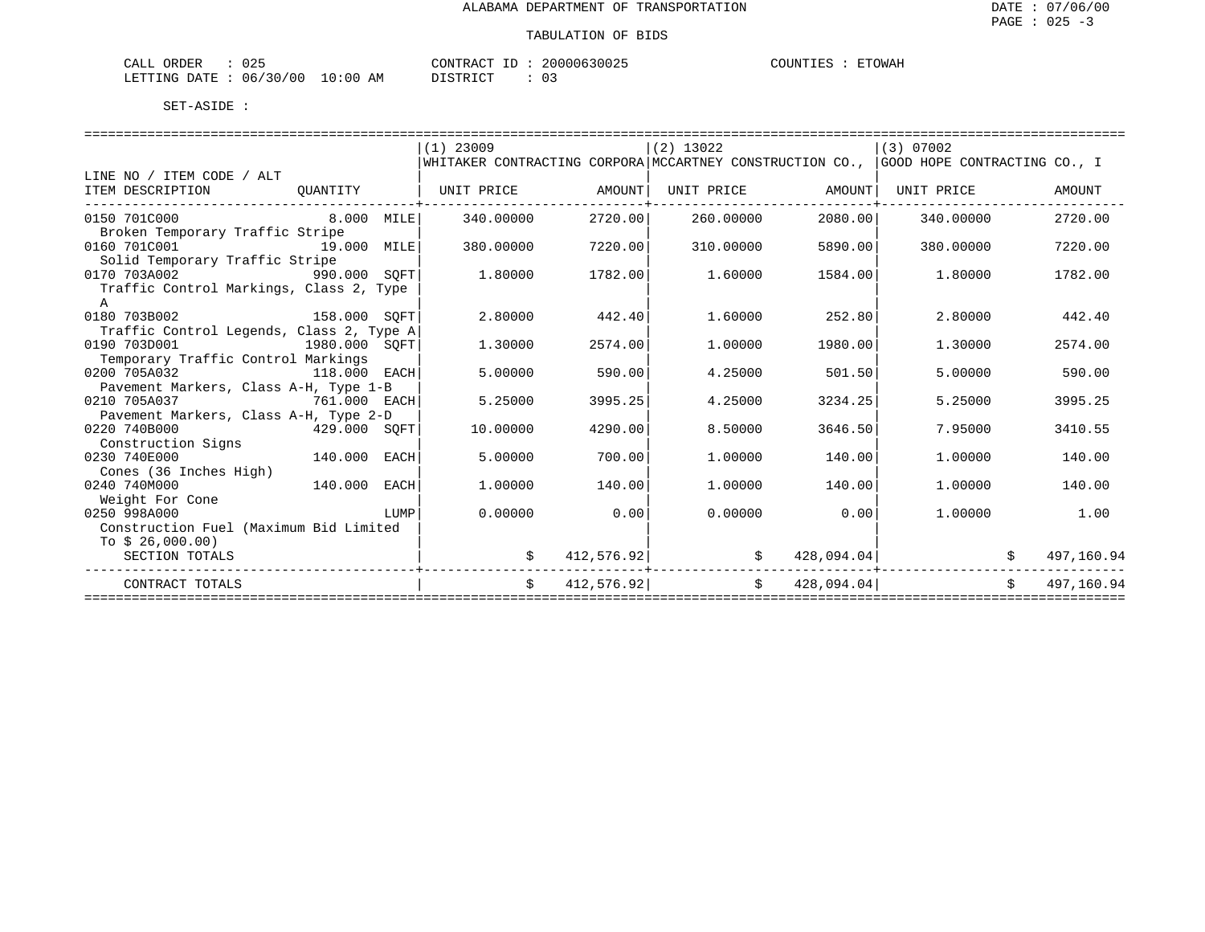ALABAMA DEPARTMENT OF TRANSPORTATION

TABULATION OF BIDS

CALL ORDER : 025 CONTRACT ID : 20000630025 COUNTIES : ETOWAH
LETTING DATE : 06/30/00 10:00 AM DISTRICT : 03

SET-ASIDE :

| LINE NO / ITEM CODE / ALT ITEM DESCRIPTION | QUANTITY | (1) 23009 WHITAKER CONTRACTING CORPORA UNIT PRICE | AMOUNT | (2) 13022 MCCARTNEY CONSTRUCTION CO., UNIT PRICE | AMOUNT | (3) 07002 GOOD HOPE CONTRACTING CO., I UNIT PRICE | AMOUNT |
|---|---|---|---|---|---|---|---|
| 0150 701C000 Broken Temporary Traffic Stripe | 8.000 MILE | 340.00000 | 2720.00 | 260.00000 | 2080.00 | 340.00000 | 2720.00 |
| 0160 701C001 Solid Temporary Traffic Stripe | 19.000 MILE | 380.00000 | 7220.00 | 310.00000 | 5890.00 | 380.00000 | 7220.00 |
| 0170 703A002 Traffic Control Markings, Class 2, Type A | 990.000 SQFT | 1.80000 | 1782.00 | 1.60000 | 1584.00 | 1.80000 | 1782.00 |
| 0180 703B002 Traffic Control Legends, Class 2, Type A | 158.000 SQFT | 2.80000 | 442.40 | 1.60000 | 252.80 | 2.80000 | 442.40 |
| 0190 703D001 Temporary Traffic Control Markings | 1980.000 SQFT | 1.30000 | 2574.00 | 1.00000 | 1980.00 | 1.30000 | 2574.00 |
| 0200 705A032 Pavement Markers, Class A-H, Type 1-B | 118.000 EACH | 5.00000 | 590.00 | 4.25000 | 501.50 | 5.00000 | 590.00 |
| 0210 705A037 Pavement Markers, Class A-H, Type 2-D | 761.000 EACH | 5.25000 | 3995.25 | 4.25000 | 3234.25 | 5.25000 | 3995.25 |
| 0220 740B000 Construction Signs | 429.000 SQFT | 10.00000 | 4290.00 | 8.50000 | 3646.50 | 7.95000 | 3410.55 |
| 0230 740E000 Cones (36 Inches High) | 140.000 EACH | 5.00000 | 700.00 | 1.00000 | 140.00 | 1.00000 | 140.00 |
| 0240 740M000 Weight For Cone | 140.000 EACH | 1.00000 | 140.00 | 1.00000 | 140.00 | 1.00000 | 140.00 |
| 0250 998A000 Construction Fuel (Maximum Bid Limited To $ 26,000.00) | LUMP | 0.00000 | 0.00 | 0.00000 | 0.00 | 1.00000 | 1.00 |
| SECTION TOTALS | | | $ 412,576.92 | | $ 428,094.04 | | $ 497,160.94 |
| CONTRACT TOTALS | | | $ 412,576.92 | | $ 428,094.04 | | $ 497,160.94 |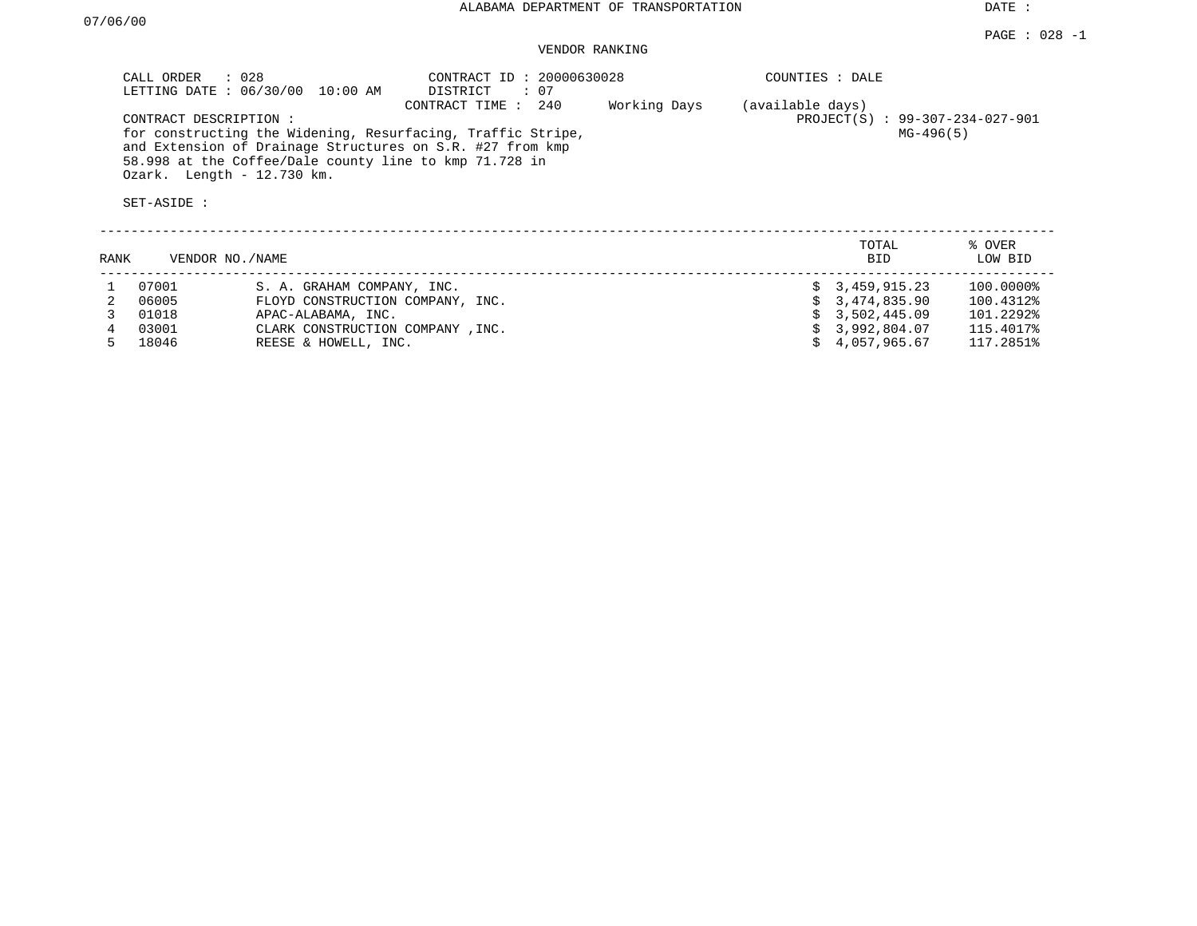ALABAMA DEPARTMENT OF TRANSPORTATION

DATE : 07/06/00

PAGE : 028 -1

VENDOR RANKING

CALL ORDER : 028
LETTING DATE : 06/30/00 10:00 AM
CONTRACT ID : 20000630028
DISTRICT : 07
CONTRACT TIME : 240 Working Days (available days)
COUNTIES : DALE
PROJECT(S) : 99-307-234-027-901
MG-496(5)

CONTRACT DESCRIPTION :
for constructing the Widening, Resurfacing, Traffic Stripe, and Extension of Drainage Structures on S.R. #27 from kmp 58.998 at the Coffee/Dale county line to kmp 71.728 in Ozark. Length - 12.730 km.

SET-ASIDE :

| RANK | VENDOR NO. | NAME | TOTAL BID | % OVER LOW BID |
|---|---|---|---|---|
| 1 | 07001 | S. A. GRAHAM COMPANY, INC. | $ 3,459,915.23 | 100.0000% |
| 2 | 06005 | FLOYD CONSTRUCTION COMPANY, INC. | $ 3,474,835.90 | 100.4312% |
| 3 | 01018 | APAC-ALABAMA, INC. | $ 3,502,445.09 | 101.2292% |
| 4 | 03001 | CLARK CONSTRUCTION COMPANY ,INC. | $ 3,992,804.07 | 115.4017% |
| 5 | 18046 | REESE & HOWELL, INC. | $ 4,057,965.67 | 117.2851% |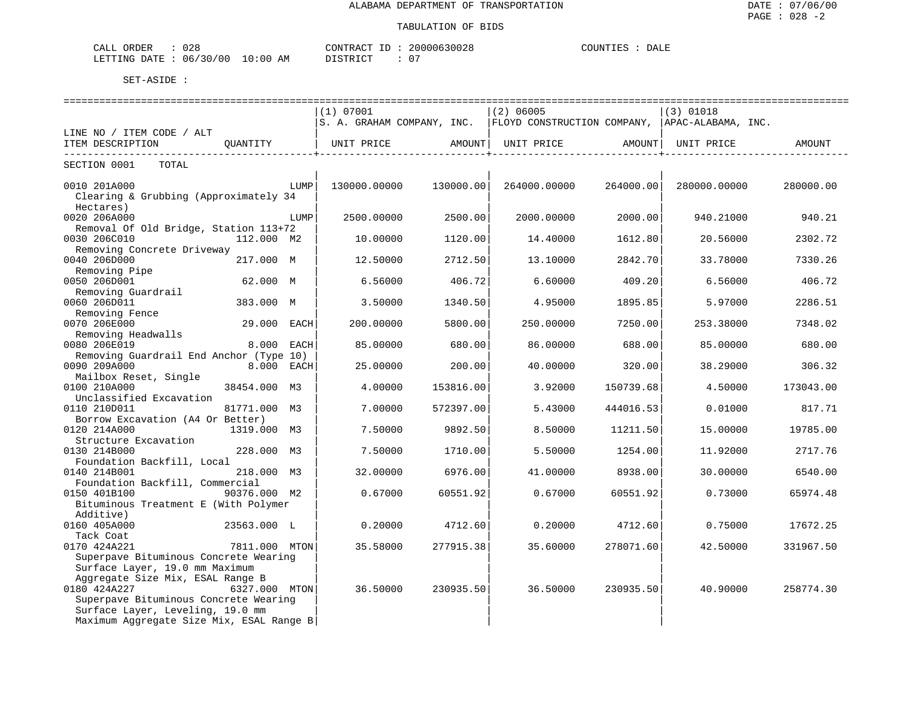ALABAMA DEPARTMENT OF TRANSPORTATION

TABULATION OF BIDS

CALL ORDER : 028 CONTRACT ID : 20000630028 COUNTIES : DALE
LETTING DATE : 06/30/00 10:00 AM DISTRICT : 07

SET-ASIDE :

| LINE NO / ITEM CODE / ALT ITEM DESCRIPTION | QUANTITY | (1) 07001 S. A. GRAHAM COMPANY, INC. UNIT PRICE | AMOUNT | (2) 06005 FLOYD CONSTRUCTION COMPANY, UNIT PRICE | AMOUNT | (3) 01018 APAC-ALABAMA, INC. UNIT PRICE | AMOUNT |
|---|---|---|---|---|---|---|---|
| SECTION 0001 TOTAL | | | | | | | |
| 0010 201A000 Clearing & Grubbing (Approximately 34 Hectares) | LUMP | 130000.00000 | 130000.00 | 264000.00000 | 264000.00 | 280000.00000 | 280000.00 |
| 0020 206A000 Removal Of Old Bridge, Station 113+72 | LUMP | 2500.00000 | 2500.00 | 2000.00000 | 2000.00 | 940.21000 | 940.21 |
| 0030 206C010 Removing Concrete Driveway | 112.000 M2 | 10.00000 | 1120.00 | 14.40000 | 1612.80 | 20.56000 | 2302.72 |
| 0040 206D000 Removing Pipe | 217.000 M | 12.50000 | 2712.50 | 13.10000 | 2842.70 | 33.78000 | 7330.26 |
| 0050 206D001 Removing Guardrail | 62.000 M | 6.56000 | 406.72 | 6.60000 | 409.20 | 6.56000 | 406.72 |
| 0060 206D011 Removing Fence | 383.000 M | 3.50000 | 1340.50 | 4.95000 | 1895.85 | 5.97000 | 2286.51 |
| 0070 206E000 Removing Headwalls | 29.000 EACH | 200.00000 | 5800.00 | 250.00000 | 7250.00 | 253.38000 | 7348.02 |
| 0080 206E019 Removing Guardrail End Anchor (Type 10) | 8.000 EACH | 85.00000 | 680.00 | 86.00000 | 688.00 | 85.00000 | 680.00 |
| 0090 209A000 Mailbox Reset, Single | 8.000 EACH | 25.00000 | 200.00 | 40.00000 | 320.00 | 38.29000 | 306.32 |
| 0100 210A000 Unclassified Excavation | 38454.000 M3 | 4.00000 | 153816.00 | 3.92000 | 150739.68 | 4.50000 | 173043.00 |
| 0110 210D011 Borrow Excavation (A4 Or Better) | 81771.000 M3 | 7.00000 | 572397.00 | 5.43000 | 444016.53 | 0.01000 | 817.71 |
| 0120 214A000 Structure Excavation | 1319.000 M3 | 7.50000 | 9892.50 | 8.50000 | 11211.50 | 15.00000 | 19785.00 |
| 0130 214B000 Foundation Backfill, Local | 228.000 M3 | 7.50000 | 1710.00 | 5.50000 | 1254.00 | 11.92000 | 2717.76 |
| 0140 214B001 Foundation Backfill, Commercial | 218.000 M3 | 32.00000 | 6976.00 | 41.00000 | 8938.00 | 30.00000 | 6540.00 |
| 0150 401B100 Bituminous Treatment E (With Polymer Additive) | 90376.000 M2 | 0.67000 | 60551.92 | 0.67000 | 60551.92 | 0.73000 | 65974.48 |
| 0160 405A000 Tack Coat | 23563.000 L | 0.20000 | 4712.60 | 0.20000 | 4712.60 | 0.75000 | 17672.25 |
| 0170 424A221 Superpave Bituminous Concrete Wearing Surface Layer, 19.0 mm Maximum Aggregate Size Mix, ESAL Range B | 7811.000 MTON | 35.58000 | 277915.38 | 35.60000 | 278071.60 | 42.50000 | 331967.50 |
| 0180 424A227 Superpave Bituminous Concrete Wearing Surface Layer, Leveling, 19.0 mm Maximum Aggregate Size Mix, ESAL Range B | 6327.000 MTON | 36.50000 | 230935.50 | 36.50000 | 230935.50 | 40.90000 | 258774.30 |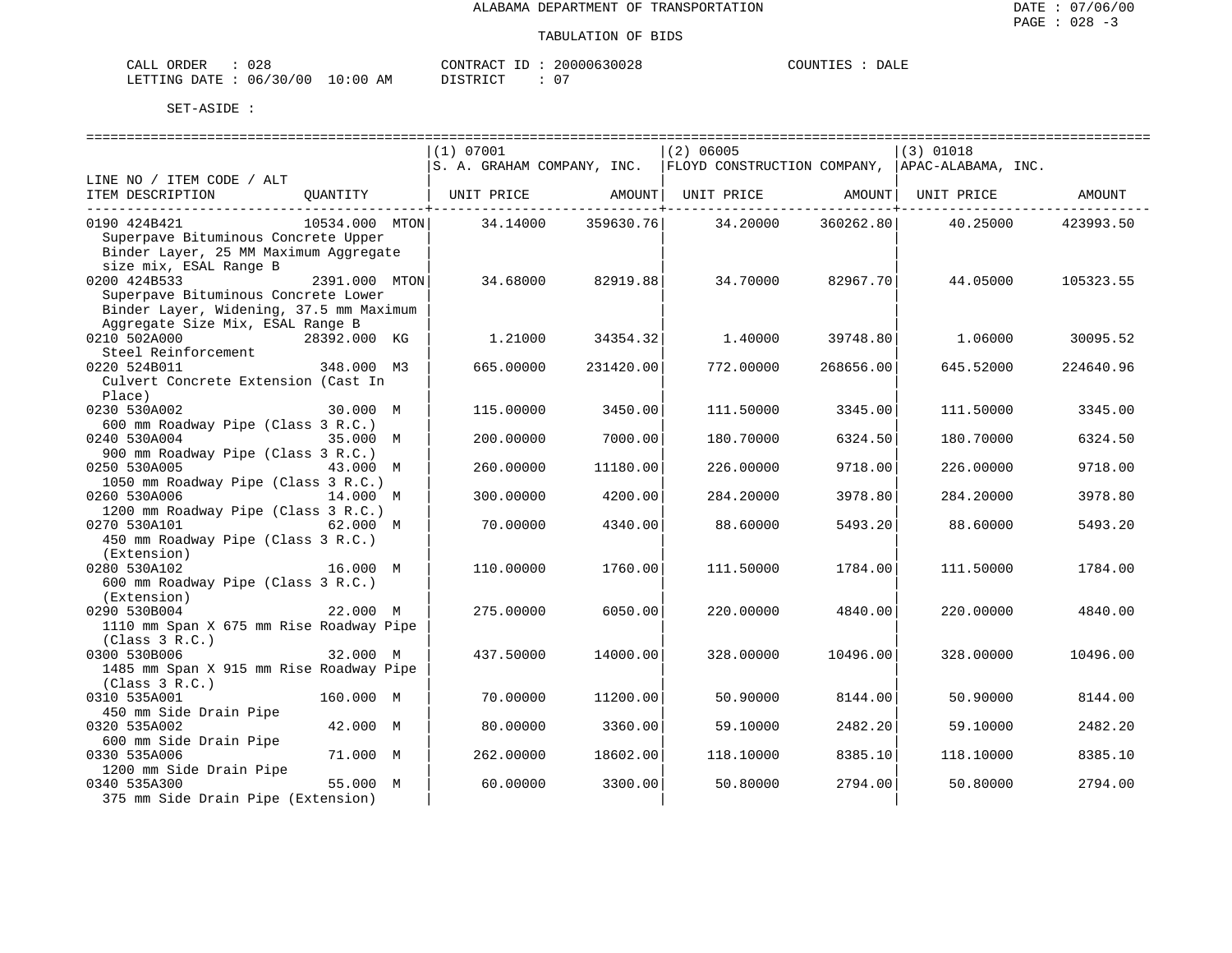ALABAMA DEPARTMENT OF TRANSPORTATION

TABULATION OF BIDS

CALL ORDER : 028 CONTRACT ID : 20000630028 COUNTIES : DALE
LETTING DATE : 06/30/00 10:00 AM DISTRICT : 07

SET-ASIDE :

| LINE NO / ITEM CODE / ALT<br>ITEM DESCRIPTION | QUANTITY | (1) 07001<br>S. A. GRAHAM COMPANY, INC.<br>UNIT PRICE | AMOUNT | (2) 06005<br>FLOYD CONSTRUCTION COMPANY,<br>UNIT PRICE | AMOUNT | (3) 01018<br>APAC-ALABAMA, INC.<br>UNIT PRICE | AMOUNT |
|---|---|---|---|---|---|---|---|
| 0190 424B421<br>Superpave Bituminous Concrete Upper Binder Layer, 25 MM Maximum Aggregate size mix, ESAL Range B | 10534.000 MTON | 34.14000 | 359630.76 | 34.20000 | 360262.80 | 40.25000 | 423993.50 |
| 0200 424B533<br>Superpave Bituminous Concrete Lower Binder Layer, Widening, 37.5 mm Maximum Aggregate Size Mix, ESAL Range B | 2391.000 MTON | 34.68000 | 82919.88 | 34.70000 | 82967.70 | 44.05000 | 105323.55 |
| 0210 502A000<br>Steel Reinforcement | 28392.000 KG | 1.21000 | 34354.32 | 1.40000 | 39748.80 | 1.06000 | 30095.52 |
| 0220 524B011<br>Culvert Concrete Extension (Cast In Place) | 348.000 M3 | 665.00000 | 231420.00 | 772.00000 | 268656.00 | 645.52000 | 224640.96 |
| 0230 530A002<br>600 mm Roadway Pipe (Class 3 R.C.) | 30.000 M | 115.00000 | 3450.00 | 111.50000 | 3345.00 | 111.50000 | 3345.00 |
| 0240 530A004<br>900 mm Roadway Pipe (Class 3 R.C.) | 35.000 M | 200.00000 | 7000.00 | 180.70000 | 6324.50 | 180.70000 | 6324.50 |
| 0250 530A005<br>1050 mm Roadway Pipe (Class 3 R.C.) | 43.000 M | 260.00000 | 11180.00 | 226.00000 | 9718.00 | 226.00000 | 9718.00 |
| 0260 530A006<br>1200 mm Roadway Pipe (Class 3 R.C.) | 14.000 M | 300.00000 | 4200.00 | 284.20000 | 3978.80 | 284.20000 | 3978.80 |
| 0270 530A101<br>450 mm Roadway Pipe (Class 3 R.C.) (Extension) | 62.000 M | 70.00000 | 4340.00 | 88.60000 | 5493.20 | 88.60000 | 5493.20 |
| 0280 530A102<br>600 mm Roadway Pipe (Class 3 R.C.) (Extension) | 16.000 M | 110.00000 | 1760.00 | 111.50000 | 1784.00 | 111.50000 | 1784.00 |
| 0290 530B004<br>1110 mm Span X 675 mm Rise Roadway Pipe (Class 3 R.C.) | 22.000 M | 275.00000 | 6050.00 | 220.00000 | 4840.00 | 220.00000 | 4840.00 |
| 0300 530B006<br>1485 mm Span X 915 mm Rise Roadway Pipe (Class 3 R.C.) | 32.000 M | 437.50000 | 14000.00 | 328.00000 | 10496.00 | 328.00000 | 10496.00 |
| 0310 535A001<br>450 mm Side Drain Pipe | 160.000 M | 70.00000 | 11200.00 | 50.90000 | 8144.00 | 50.90000 | 8144.00 |
| 0320 535A002<br>600 mm Side Drain Pipe | 42.000 M | 80.00000 | 3360.00 | 59.10000 | 2482.20 | 59.10000 | 2482.20 |
| 0330 535A006<br>1200 mm Side Drain Pipe | 71.000 M | 262.00000 | 18602.00 | 118.10000 | 8385.10 | 118.10000 | 8385.10 |
| 0340 535A300<br>375 mm Side Drain Pipe (Extension) | 55.000 M | 60.00000 | 3300.00 | 50.80000 | 2794.00 | 50.80000 | 2794.00 |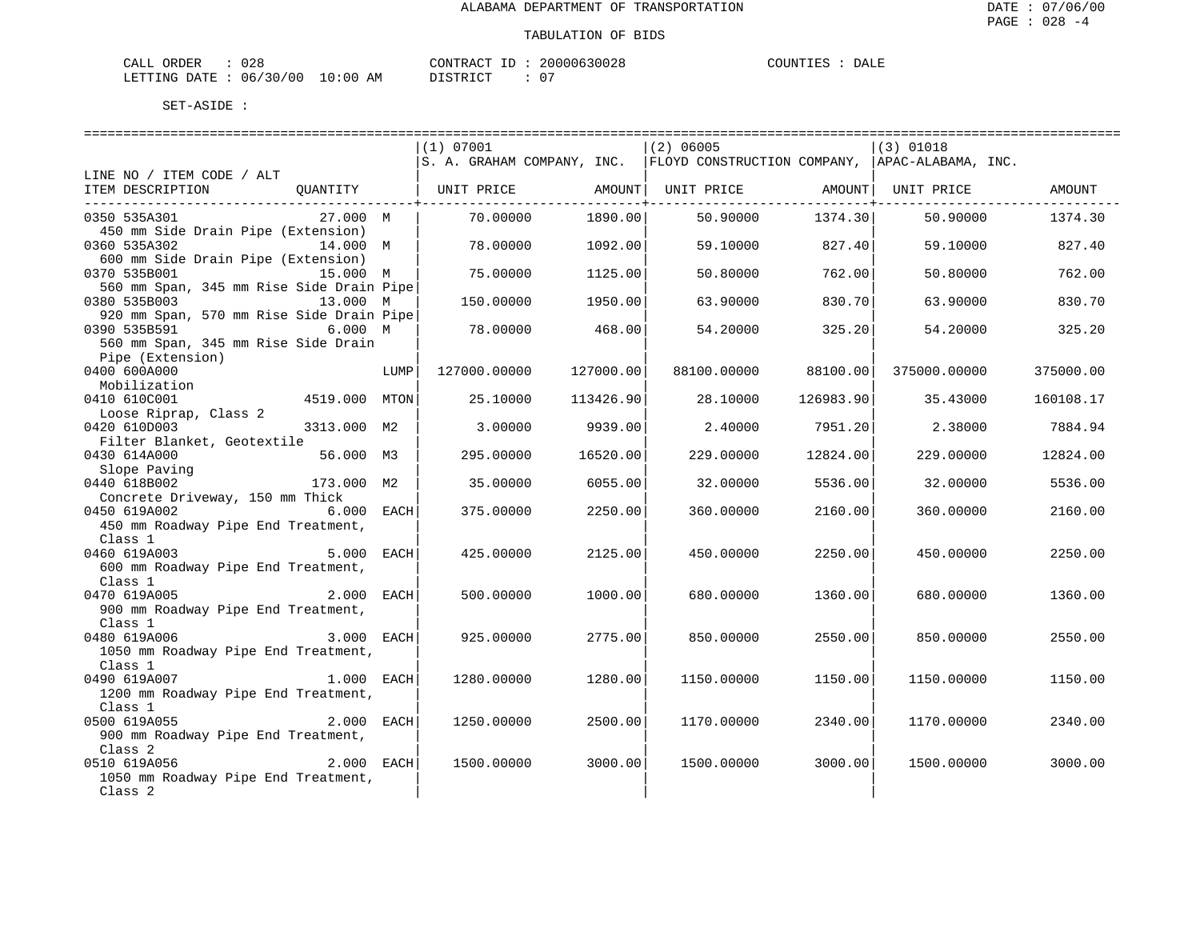ALABAMA DEPARTMENT OF TRANSPORTATION

TABULATION OF BIDS

CALL ORDER : 028 CONTRACT ID : 20000630028 COUNTIES : DALE
LETTING DATE : 06/30/00 10:00 AM DISTRICT : 07

SET-ASIDE :

| LINE NO / ITEM CODE / ALT ITEM DESCRIPTION | QUANTITY | (1) 07001 S. A. GRAHAM COMPANY, INC. UNIT PRICE | AMOUNT | (2) 06005 FLOYD CONSTRUCTION COMPANY, UNIT PRICE | AMOUNT | (3) 01018 APAC-ALABAMA, INC. UNIT PRICE | AMOUNT |
|---|---|---|---|---|---|---|---|
| 0350 535A301 450 mm Side Drain Pipe (Extension) | 27.000 M | 70.00000 | 1890.00 | 50.90000 | 1374.30 | 50.90000 | 1374.30 |
| 0360 535A302 600 mm Side Drain Pipe (Extension) | 14.000 M | 78.00000 | 1092.00 | 59.10000 | 827.40 | 59.10000 | 827.40 |
| 0370 535B001 560 mm Span, 345 mm Rise Side Drain Pipe | 15.000 M | 75.00000 | 1125.00 | 50.80000 | 762.00 | 50.80000 | 762.00 |
| 0380 535B003 920 mm Span, 570 mm Rise Side Drain Pipe | 13.000 M | 150.00000 | 1950.00 | 63.90000 | 830.70 | 63.90000 | 830.70 |
| 0390 535B591 560 mm Span, 345 mm Rise Side Drain Pipe (Extension) | 6.000 M | 78.00000 | 468.00 | 54.20000 | 325.20 | 54.20000 | 325.20 |
| 0400 600A000 Mobilization | LUMP | 127000.00000 | 127000.00 | 88100.00000 | 88100.00 | 375000.00000 | 375000.00 |
| 0410 610C001 Loose Riprap, Class 2 | 4519.000 MTON | 25.10000 | 113426.90 | 28.10000 | 126983.90 | 35.43000 | 160108.17 |
| 0420 610D003 Filter Blanket, Geotextile | 3313.000 M2 | 3.00000 | 9939.00 | 2.40000 | 7951.20 | 2.38000 | 7884.94 |
| 0430 614A000 Slope Paving | 56.000 M3 | 295.00000 | 16520.00 | 229.00000 | 12824.00 | 229.00000 | 12824.00 |
| 0440 618B002 Concrete Driveway, 150 mm Thick | 173.000 M2 | 35.00000 | 6055.00 | 32.00000 | 5536.00 | 32.00000 | 5536.00 |
| 0450 619A002 450 mm Roadway Pipe End Treatment, Class 1 | 6.000 EACH | 375.00000 | 2250.00 | 360.00000 | 2160.00 | 360.00000 | 2160.00 |
| 0460 619A003 600 mm Roadway Pipe End Treatment, Class 1 | 5.000 EACH | 425.00000 | 2125.00 | 450.00000 | 2250.00 | 450.00000 | 2250.00 |
| 0470 619A005 900 mm Roadway Pipe End Treatment, Class 1 | 2.000 EACH | 500.00000 | 1000.00 | 680.00000 | 1360.00 | 680.00000 | 1360.00 |
| 0480 619A006 1050 mm Roadway Pipe End Treatment, Class 1 | 3.000 EACH | 925.00000 | 2775.00 | 850.00000 | 2550.00 | 850.00000 | 2550.00 |
| 0490 619A007 1200 mm Roadway Pipe End Treatment, Class 1 | 1.000 EACH | 1280.00000 | 1280.00 | 1150.00000 | 1150.00 | 1150.00000 | 1150.00 |
| 0500 619A055 900 mm Roadway Pipe End Treatment, Class 2 | 2.000 EACH | 1250.00000 | 2500.00 | 1170.00000 | 2340.00 | 1170.00000 | 2340.00 |
| 0510 619A056 1050 mm Roadway Pipe End Treatment, Class 2 | 2.000 EACH | 1500.00000 | 3000.00 | 1500.00000 | 3000.00 | 1500.00000 | 3000.00 |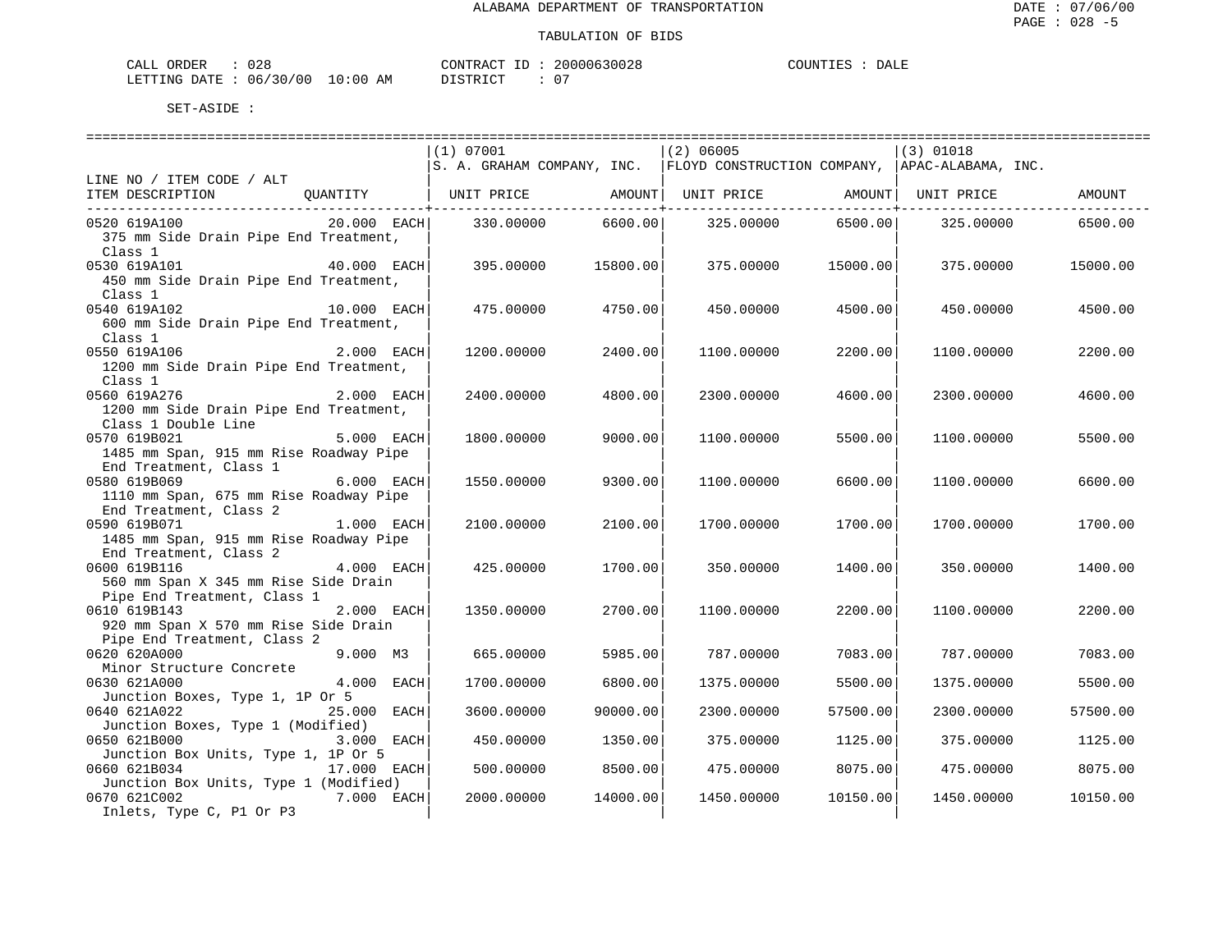ALABAMA DEPARTMENT OF TRANSPORTATION

DATE : 07/06/00
PAGE : 028 -5

TABULATION OF BIDS

CALL ORDER : 028 CONTRACT ID : 20000630028 COUNTIES : DALE
LETTING DATE : 06/30/00 10:00 AM DISTRICT : 07

SET-ASIDE :

| LINE NO / ITEM CODE / ALT ITEM DESCRIPTION | QUANTITY | (1) 07001 S. A. GRAHAM COMPANY, INC. UNIT PRICE | AMOUNT | (2) 06005 FLOYD CONSTRUCTION COMPANY, UNIT PRICE | AMOUNT | (3) 01018 APAC-ALABAMA, INC. UNIT PRICE | AMOUNT |
|---|---|---|---|---|---|---|---|
| 0520 619A100 375 mm Side Drain Pipe End Treatment, Class 1 | 20.000 EACH | 330.00000 | 6600.00 | 325.00000 | 6500.00 | 325.00000 | 6500.00 |
| 0530 619A101 450 mm Side Drain Pipe End Treatment, Class 1 | 40.000 EACH | 395.00000 | 15800.00 | 375.00000 | 15000.00 | 375.00000 | 15000.00 |
| 0540 619A102 600 mm Side Drain Pipe End Treatment, Class 1 | 10.000 EACH | 475.00000 | 4750.00 | 450.00000 | 4500.00 | 450.00000 | 4500.00 |
| 0550 619A106 1200 mm Side Drain Pipe End Treatment, Class 1 | 2.000 EACH | 1200.00000 | 2400.00 | 1100.00000 | 2200.00 | 1100.00000 | 2200.00 |
| 0560 619A276 1200 mm Side Drain Pipe End Treatment, Class 1 Double Line | 2.000 EACH | 2400.00000 | 4800.00 | 2300.00000 | 4600.00 | 2300.00000 | 4600.00 |
| 0570 619B021 1485 mm Span, 915 mm Rise Roadway Pipe End Treatment, Class 1 | 5.000 EACH | 1800.00000 | 9000.00 | 1100.00000 | 5500.00 | 1100.00000 | 5500.00 |
| 0580 619B069 1110 mm Span, 675 mm Rise Roadway Pipe End Treatment, Class 2 | 6.000 EACH | 1550.00000 | 9300.00 | 1100.00000 | 6600.00 | 1100.00000 | 6600.00 |
| 0590 619B071 1485 mm Span, 915 mm Rise Roadway Pipe End Treatment, Class 2 | 1.000 EACH | 2100.00000 | 2100.00 | 1700.00000 | 1700.00 | 1700.00000 | 1700.00 |
| 0600 619B116 560 mm Span X 345 mm Rise Side Drain Pipe End Treatment, Class 1 | 4.000 EACH | 425.00000 | 1700.00 | 350.00000 | 1400.00 | 350.00000 | 1400.00 |
| 0610 619B143 920 mm Span X 570 mm Rise Side Drain Pipe End Treatment, Class 2 | 2.000 EACH | 1350.00000 | 2700.00 | 1100.00000 | 2200.00 | 1100.00000 | 2200.00 |
| 0620 620A000 Minor Structure Concrete | 9.000 M3 | 665.00000 | 5985.00 | 787.00000 | 7083.00 | 787.00000 | 7083.00 |
| 0630 621A000 Junction Boxes, Type 1, 1P Or 5 | 4.000 EACH | 1700.00000 | 6800.00 | 1375.00000 | 5500.00 | 1375.00000 | 5500.00 |
| 0640 621A022 Junction Boxes, Type 1 (Modified) | 25.000 EACH | 3600.00000 | 90000.00 | 2300.00000 | 57500.00 | 2300.00000 | 57500.00 |
| 0650 621B000 Junction Box Units, Type 1, 1P Or 5 | 3.000 EACH | 450.00000 | 1350.00 | 375.00000 | 1125.00 | 375.00000 | 1125.00 |
| 0660 621B034 Junction Box Units, Type 1 (Modified) | 17.000 EACH | 500.00000 | 8500.00 | 475.00000 | 8075.00 | 475.00000 | 8075.00 |
| 0670 621C002 Inlets, Type C, P1 Or P3 | 7.000 EACH | 2000.00000 | 14000.00 | 1450.00000 | 10150.00 | 1450.00000 | 10150.00 |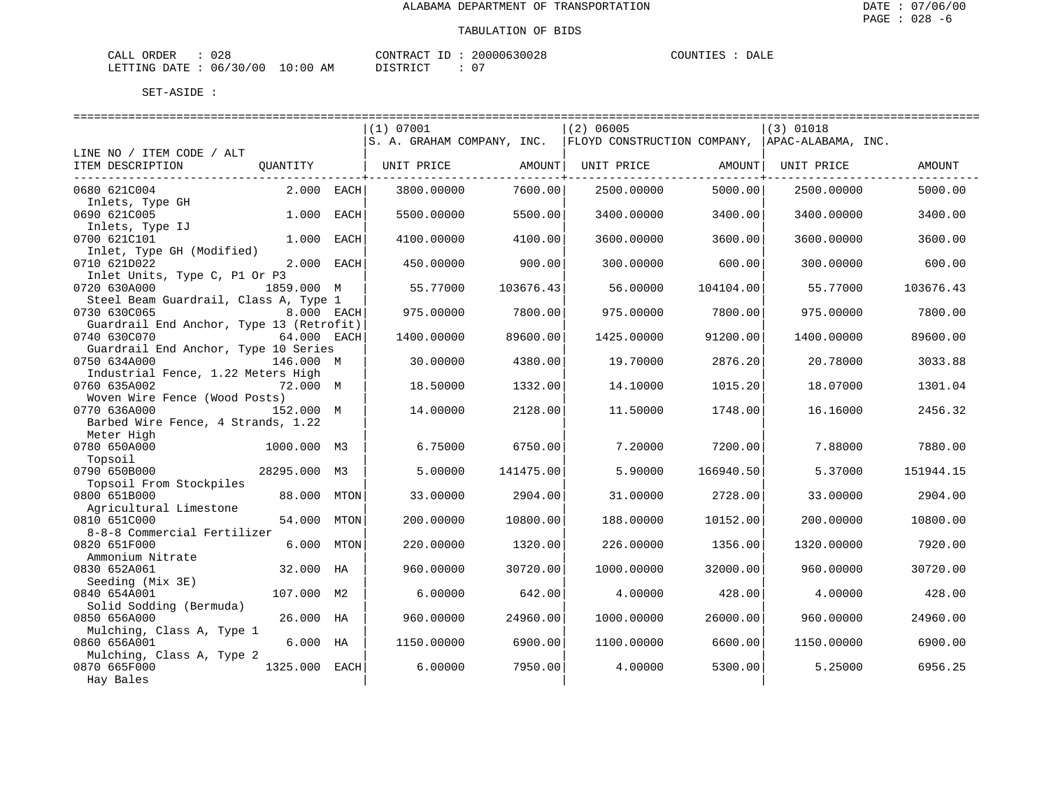ALABAMA DEPARTMENT OF TRANSPORTATION

TABULATION OF BIDS

CALL ORDER : 028 CONTRACT ID : 20000630028 COUNTIES : DALE
LETTING DATE : 06/30/00 10:00 AM DISTRICT : 07

SET-ASIDE :

| LINE NO / ITEM CODE / ALT ITEM DESCRIPTION | QUANTITY | (1) 07001 S. A. GRAHAM COMPANY, INC. UNIT PRICE | AMOUNT | (2) 06005 FLOYD CONSTRUCTION COMPANY, UNIT PRICE | AMOUNT | (3) 01018 APAC-ALABAMA, INC. UNIT PRICE | AMOUNT |
|---|---|---|---|---|---|---|---|
| 0680 621C004 Inlets, Type GH | 2.000 EACH | 3800.00000 | 7600.00 | 2500.00000 | 5000.00 | 2500.00000 | 5000.00 |
| 0690 621C005 Inlets, Type IJ | 1.000 EACH | 5500.00000 | 5500.00 | 3400.00000 | 3400.00 | 3400.00000 | 3400.00 |
| 0700 621C101 Inlet, Type GH (Modified) | 1.000 EACH | 4100.00000 | 4100.00 | 3600.00000 | 3600.00 | 3600.00000 | 3600.00 |
| 0710 621D022 Inlet Units, Type C, P1 Or P3 | 2.000 EACH | 450.00000 | 900.00 | 300.00000 | 600.00 | 300.00000 | 600.00 |
| 0720 630A000 Steel Beam Guardrail, Class A, Type 1 | 1859.000 M | 55.77000 | 103676.43 | 56.00000 | 104104.00 | 55.77000 | 103676.43 |
| 0730 630C065 Guardrail End Anchor, Type 13 (Retrofit) | 8.000 EACH | 975.00000 | 7800.00 | 975.00000 | 7800.00 | 975.00000 | 7800.00 |
| 0740 630C070 Guardrail End Anchor, Type 10 Series | 64.000 EACH | 1400.00000 | 89600.00 | 1425.00000 | 91200.00 | 1400.00000 | 89600.00 |
| 0750 634A000 Industrial Fence, 1.22 Meters High | 146.000 M | 30.00000 | 4380.00 | 19.70000 | 2876.20 | 20.78000 | 3033.88 |
| 0760 635A002 Woven Wire Fence (Wood Posts) | 72.000 M | 18.50000 | 1332.00 | 14.10000 | 1015.20 | 18.07000 | 1301.04 |
| 0770 636A000 Barbed Wire Fence, 4 Strands, 1.22 Meter High | 152.000 M | 14.00000 | 2128.00 | 11.50000 | 1748.00 | 16.16000 | 2456.32 |
| 0780 650A000 Topsoil | 1000.000 M3 | 6.75000 | 6750.00 | 7.20000 | 7200.00 | 7.88000 | 7880.00 |
| 0790 650B000 Topsoil From Stockpiles | 28295.000 M3 | 5.00000 | 141475.00 | 5.90000 | 166940.50 | 5.37000 | 151944.15 |
| 0800 651B000 Agricultural Limestone | 88.000 MTON | 33.00000 | 2904.00 | 31.00000 | 2728.00 | 33.00000 | 2904.00 |
| 0810 651C000 8-8-8 Commercial Fertilizer | 54.000 MTON | 200.00000 | 10800.00 | 188.00000 | 10152.00 | 200.00000 | 10800.00 |
| 0820 651F000 Ammonium Nitrate | 6.000 MTON | 220.00000 | 1320.00 | 226.00000 | 1356.00 | 1320.00000 | 7920.00 |
| 0830 652A061 Seeding (Mix 3E) | 32.000 HA | 960.00000 | 30720.00 | 1000.00000 | 32000.00 | 960.00000 | 30720.00 |
| 0840 654A001 Solid Sodding (Bermuda) | 107.000 M2 | 6.00000 | 642.00 | 4.00000 | 428.00 | 4.00000 | 428.00 |
| 0850 656A000 Mulching, Class A, Type 1 | 26.000 HA | 960.00000 | 24960.00 | 1000.00000 | 26000.00 | 960.00000 | 24960.00 |
| 0860 656A001 Mulching, Class A, Type 2 | 6.000 HA | 1150.00000 | 6900.00 | 1100.00000 | 6600.00 | 1150.00000 | 6900.00 |
| 0870 665F000 Hay Bales | 1325.000 EACH | 6.00000 | 7950.00 | 4.00000 | 5300.00 | 5.25000 | 6956.25 |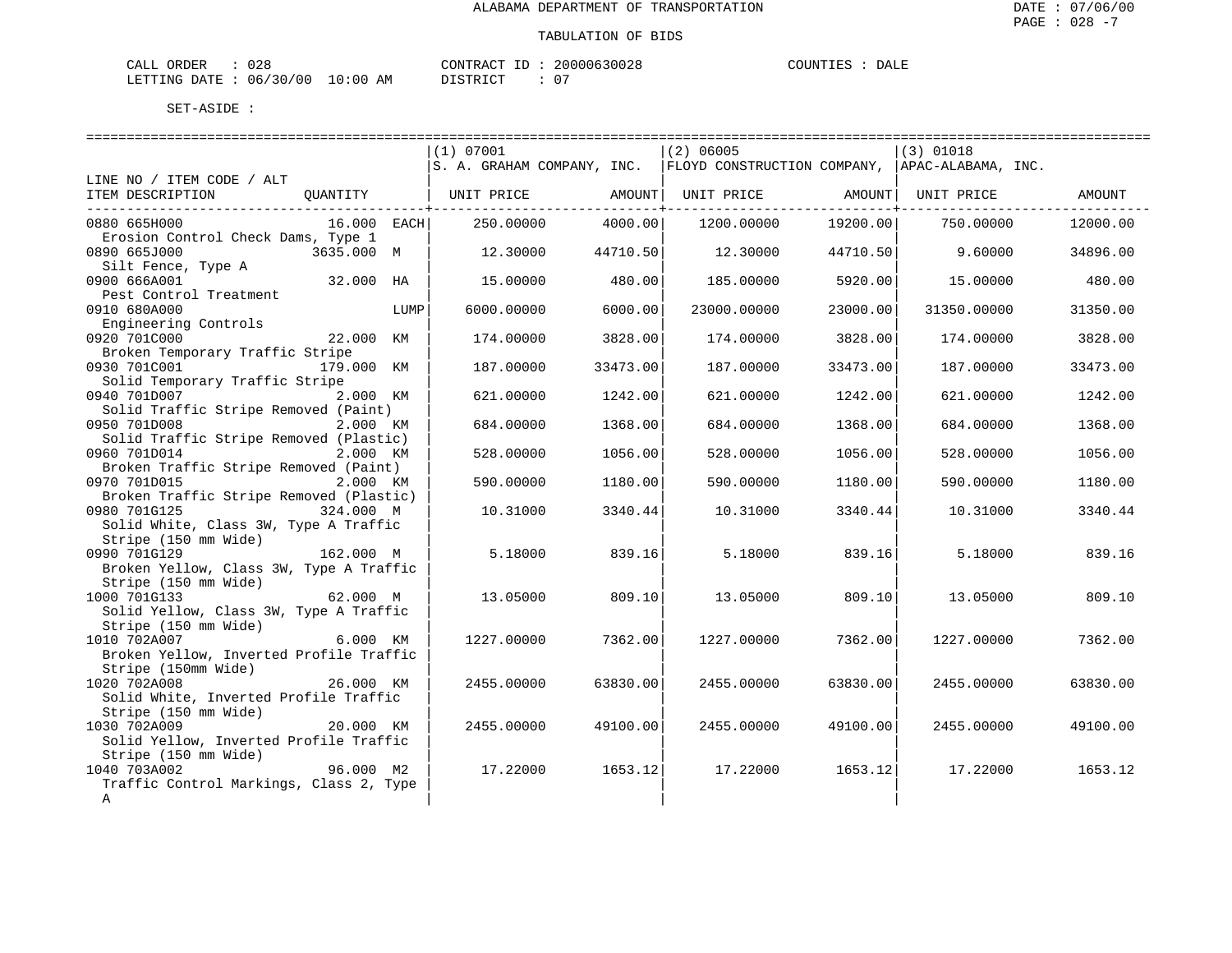ALABAMA DEPARTMENT OF TRANSPORTATION

TABULATION OF BIDS

CALL ORDER : 028 &nbsp;&nbsp;&nbsp;&nbsp; CONTRACT ID : 20000630028 &nbsp;&nbsp;&nbsp;&nbsp; COUNTIES : DALE
LETTING DATE : 06/30/00 10:00 AM &nbsp;&nbsp;&nbsp;&nbsp; DISTRICT : 07

SET-ASIDE :

| LINE NO / ITEM CODE / ALT | | (1) 07001 S. A. GRAHAM COMPANY, INC. | | (2) 06005 FLOYD CONSTRUCTION COMPANY, | | (3) 01018 APAC-ALABAMA, INC. | |
|---|---|---|---|---|---|---|---|
| ITEM DESCRIPTION | QUANTITY | UNIT PRICE | AMOUNT | UNIT PRICE | AMOUNT | UNIT PRICE | AMOUNT |
| 0880 665H000 Erosion Control Check Dams, Type 1 | 16.000 EACH | 250.00000 | 4000.00 | 1200.00000 | 19200.00 | 750.00000 | 12000.00 |
| 0890 665J000 Silt Fence, Type A | 3635.000 M | 12.30000 | 44710.50 | 12.30000 | 44710.50 | 9.60000 | 34896.00 |
| 0900 666A001 Pest Control Treatment | 32.000 HA | 15.00000 | 480.00 | 185.00000 | 5920.00 | 15.00000 | 480.00 |
| 0910 680A000 Engineering Controls | LUMP | 6000.00000 | 6000.00 | 23000.00000 | 23000.00 | 31350.00000 | 31350.00 |
| 0920 701C000 Broken Temporary Traffic Stripe | 22.000 KM | 174.00000 | 3828.00 | 174.00000 | 3828.00 | 174.00000 | 3828.00 |
| 0930 701C001 Solid Temporary Traffic Stripe | 179.000 KM | 187.00000 | 33473.00 | 187.00000 | 33473.00 | 187.00000 | 33473.00 |
| 0940 701D007 Solid Traffic Stripe Removed (Paint) | 2.000 KM | 621.00000 | 1242.00 | 621.00000 | 1242.00 | 621.00000 | 1242.00 |
| 0950 701D008 Solid Traffic Stripe Removed (Plastic) | 2.000 KM | 684.00000 | 1368.00 | 684.00000 | 1368.00 | 684.00000 | 1368.00 |
| 0960 701D014 Broken Traffic Stripe Removed (Paint) | 2.000 KM | 528.00000 | 1056.00 | 528.00000 | 1056.00 | 528.00000 | 1056.00 |
| 0970 701D015 Broken Traffic Stripe Removed (Plastic) | 2.000 KM | 590.00000 | 1180.00 | 590.00000 | 1180.00 | 590.00000 | 1180.00 |
| 0980 701G125 Solid White, Class 3W, Type A Traffic Stripe (150 mm Wide) | 324.000 M | 10.31000 | 3340.44 | 10.31000 | 3340.44 | 10.31000 | 3340.44 |
| 0990 701G129 Broken Yellow, Class 3W, Type A Traffic Stripe (150 mm Wide) | 162.000 M | 5.18000 | 839.16 | 5.18000 | 839.16 | 5.18000 | 839.16 |
| 1000 701G133 Solid Yellow, Class 3W, Type A Traffic Stripe (150 mm Wide) | 62.000 M | 13.05000 | 809.10 | 13.05000 | 809.10 | 13.05000 | 809.10 |
| 1010 702A007 Broken Yellow, Inverted Profile Traffic Stripe (150mm Wide) | 6.000 KM | 1227.00000 | 7362.00 | 1227.00000 | 7362.00 | 1227.00000 | 7362.00 |
| 1020 702A008 Solid White, Inverted Profile Traffic Stripe (150 mm Wide) | 26.000 KM | 2455.00000 | 63830.00 | 2455.00000 | 63830.00 | 2455.00000 | 63830.00 |
| 1030 702A009 Solid Yellow, Inverted Profile Traffic Stripe (150 mm Wide) | 20.000 KM | 2455.00000 | 49100.00 | 2455.00000 | 49100.00 | 2455.00000 | 49100.00 |
| 1040 703A002 Traffic Control Markings, Class 2, Type A | 96.000 M2 | 17.22000 | 1653.12 | 17.22000 | 1653.12 | 17.22000 | 1653.12 |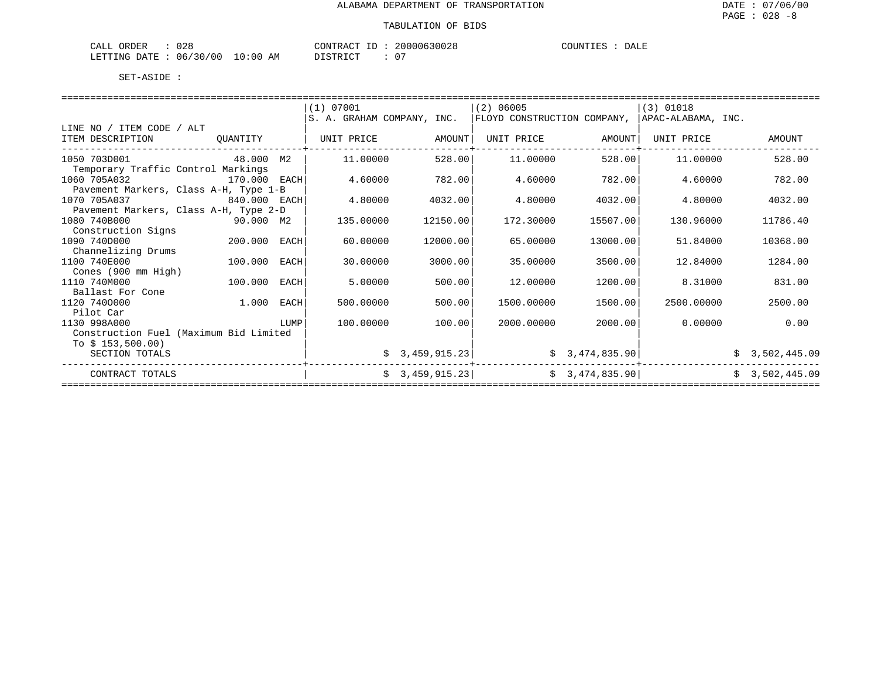ALABAMA DEPARTMENT OF TRANSPORTATION

TABULATION OF BIDS

CALL ORDER : 028
LETTING DATE : 06/30/00 10:00 AM

CONTRACT ID : 20000630028
DISTRICT : 07

COUNTIES : DALE

SET-ASIDE :

| LINE NO / ITEM CODE / ALT ITEM DESCRIPTION | QUANTITY | (1) 07001 S. A. GRAHAM COMPANY, INC. UNIT PRICE | AMOUNT | (2) 06005 FLOYD CONSTRUCTION COMPANY, UNIT PRICE | AMOUNT | (3) 01018 APAC-ALABAMA, INC. UNIT PRICE | AMOUNT |
|---|---|---|---|---|---|---|---|
| 1050 703D001 Temporary Traffic Control Markings | 48.000 M2 | 11.00000 | 528.00 | 11.00000 | 528.00 | 11.00000 | 528.00 |
| 1060 705A032 Pavement Markers, Class A-H, Type 1-B | 170.000 EACH | 4.60000 | 782.00 | 4.60000 | 782.00 | 4.60000 | 782.00 |
| 1070 705A037 Pavement Markers, Class A-H, Type 2-D | 840.000 EACH | 4.80000 | 4032.00 | 4.80000 | 4032.00 | 4.80000 | 4032.00 |
| 1080 740B000 Construction Signs | 90.000 M2 | 135.00000 | 12150.00 | 172.30000 | 15507.00 | 130.96000 | 11786.40 |
| 1090 740D000 Channelizing Drums | 200.000 EACH | 60.00000 | 12000.00 | 65.00000 | 13000.00 | 51.84000 | 10368.00 |
| 1100 740E000 Cones (900 mm High) | 100.000 EACH | 30.00000 | 3000.00 | 35.00000 | 3500.00 | 12.84000 | 1284.00 |
| 1110 740M000 Ballast For Cone | 100.000 EACH | 5.00000 | 500.00 | 12.00000 | 1200.00 | 8.31000 | 831.00 |
| 1120 740O000 Pilot Car | 1.000 EACH | 500.00000 | 500.00 | 1500.00000 | 1500.00 | 2500.00000 | 2500.00 |
| 1130 998A000 Construction Fuel (Maximum Bid Limited To $ 153,500.00) | LUMP | 100.00000 | 100.00 | 2000.00000 | 2000.00 | 0.00000 | 0.00 |
| SECTION TOTALS | | | $ 3,459,915.23 | | $ 3,474,835.90 | | $ 3,502,445.09 |
| CONTRACT TOTALS | | | $ 3,459,915.23 | | $ 3,474,835.90 | | $ 3,502,445.09 |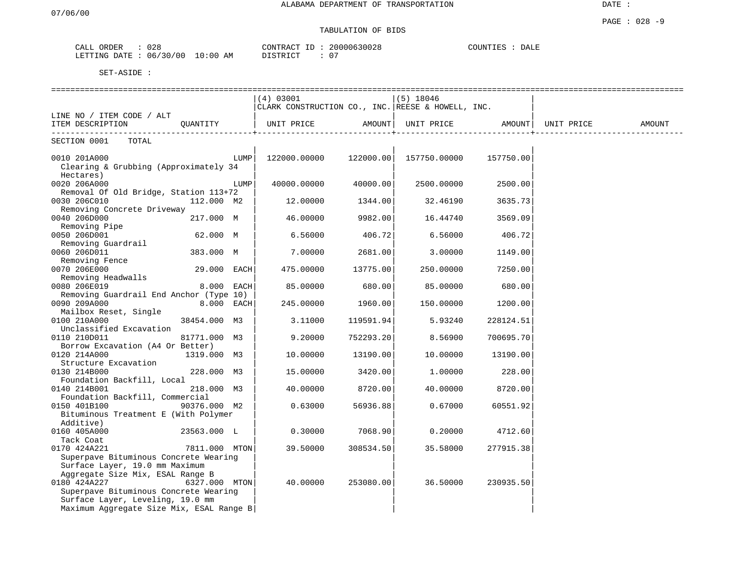ALABAMA DEPARTMENT OF TRANSPORTATION

07/06/00

DATE :

PAGE : 028 -9

TABULATION OF BIDS

CALL ORDER : 028　　　CONTRACT ID : 20000630028　　　COUNTIES : DALE
LETTING DATE : 06/30/00 10:00 AM　　　DISTRICT : 07

SET-ASIDE :

| LINE NO / ITEM CODE / ALT<br>ITEM DESCRIPTION | QUANTITY | (4) 03001<br>CLARK CONSTRUCTION CO., INC.<br>UNIT PRICE | AMOUNT | (5) 18046<br>REESE & HOWELL, INC.<br>UNIT PRICE | AMOUNT | UNIT PRICE | AMOUNT |
|---|---|---|---|---|---|---|---|
| SECTION 0001 TOTAL | | | | | | | |
| 0010 201A000<br>Clearing & Grubbing (Approximately 34 Hectares) | LUMP | 122000.00000 | 122000.00 | 157750.00000 | 157750.00 | | |
| 0020 206A000<br>Removal Of Old Bridge, Station 113+72 | LUMP | 40000.00000 | 40000.00 | 2500.00000 | 2500.00 | | |
| 0030 206C010<br>Removing Concrete Driveway | 112.000 M2 | 12.00000 | 1344.00 | 32.46190 | 3635.73 | | |
| 0040 206D000<br>Removing Pipe | 217.000 M | 46.00000 | 9982.00 | 16.44740 | 3569.09 | | |
| 0050 206D001<br>Removing Guardrail | 62.000 M | 6.56000 | 406.72 | 6.56000 | 406.72 | | |
| 0060 206D011<br>Removing Fence | 383.000 M | 7.00000 | 2681.00 | 3.00000 | 1149.00 | | |
| 0070 206E000<br>Removing Headwalls | 29.000 EACH | 475.00000 | 13775.00 | 250.00000 | 7250.00 | | |
| 0080 206E019<br>Removing Guardrail End Anchor (Type 10) | 8.000 EACH | 85.00000 | 680.00 | 85.00000 | 680.00 | | |
| 0090 209A000<br>Mailbox Reset, Single | 8.000 EACH | 245.00000 | 1960.00 | 150.00000 | 1200.00 | | |
| 0100 210A000<br>Unclassified Excavation | 38454.000 M3 | 3.11000 | 119591.94 | 5.93240 | 228124.51 | | |
| 0110 210D011<br>Borrow Excavation (A4 Or Better) | 81771.000 M3 | 9.20000 | 752293.20 | 8.56900 | 700695.70 | | |
| 0120 214A000<br>Structure Excavation | 1319.000 M3 | 10.00000 | 13190.00 | 10.00000 | 13190.00 | | |
| 0130 214B000<br>Foundation Backfill, Local | 228.000 M3 | 15.00000 | 3420.00 | 1.00000 | 228.00 | | |
| 0140 214B001<br>Foundation Backfill, Commercial | 218.000 M3 | 40.00000 | 8720.00 | 40.00000 | 8720.00 | | |
| 0150 401B100<br>Bituminous Treatment E (With Polymer Additive) | 90376.000 M2 | 0.63000 | 56936.88 | 0.67000 | 60551.92 | | |
| 0160 405A000<br>Tack Coat | 23563.000 L | 0.30000 | 7068.90 | 0.20000 | 4712.60 | | |
| 0170 424A221<br>Superpave Bituminous Concrete Wearing Surface Layer, 19.0 mm Maximum Aggregate Size Mix, ESAL Range B | 7811.000 MTON | 39.50000 | 308534.50 | 35.58000 | 277915.38 | | |
| 0180 424A227<br>Superpave Bituminous Concrete Wearing Surface Layer, Leveling, 19.0 mm Maximum Aggregate Size Mix, ESAL Range B | 6327.000 MTON | 40.00000 | 253080.00 | 36.50000 | 230935.50 | | |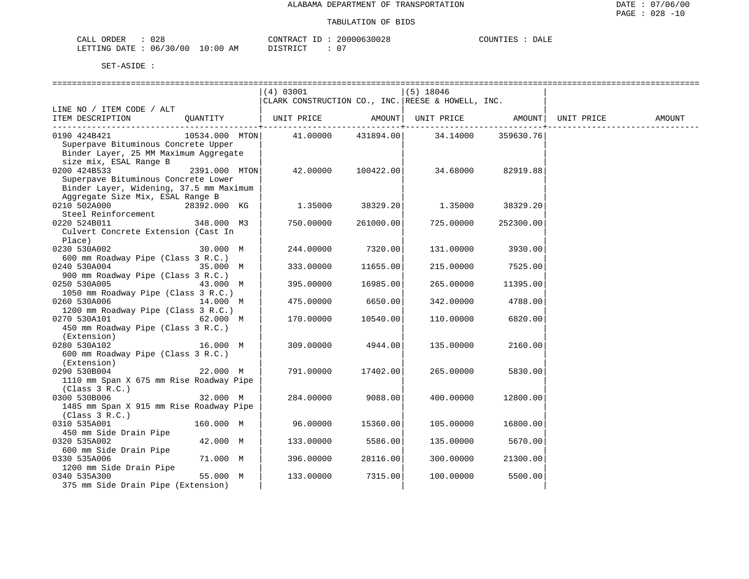ALABAMA DEPARTMENT OF TRANSPORTATION

TABULATION OF BIDS

CALL ORDER : 028 CONTRACT ID : 20000630028 COUNTIES : DALE
LETTING DATE : 06/30/00 10:00 AM DISTRICT : 07

SET-ASIDE :

| LINE NO / ITEM CODE / ALT ITEM DESCRIPTION | QUANTITY | (4) 03001 CLARK CONSTRUCTION CO., INC. UNIT PRICE | AMOUNT | (5) 18046 REESE & HOWELL, INC. UNIT PRICE | AMOUNT | UNIT PRICE | AMOUNT |
|---|---|---|---|---|---|---|---|
| 0190 424B421 Superpave Bituminous Concrete Upper Binder Layer, 25 MM Maximum Aggregate size mix, ESAL Range B | 10534.000 MTON | 41.00000 | 431894.00 | 34.14000 | 359630.76 | | |
| 0200 424B533 Superpave Bituminous Concrete Lower Binder Layer, Widening, 37.5 mm Maximum Aggregate Size Mix, ESAL Range B | 2391.000 MTON | 42.00000 | 100422.00 | 34.68000 | 82919.88 | | |
| 0210 502A000 Steel Reinforcement | 28392.000 KG | 1.35000 | 38329.20 | 1.35000 | 38329.20 | | |
| 0220 524B011 Culvert Concrete Extension (Cast In Place) | 348.000 M3 | 750.00000 | 261000.00 | 725.00000 | 252300.00 | | |
| 0230 530A002 600 mm Roadway Pipe (Class 3 R.C.) | 30.000 M | 244.00000 | 7320.00 | 131.00000 | 3930.00 | | |
| 0240 530A004 900 mm Roadway Pipe (Class 3 R.C.) | 35.000 M | 333.00000 | 11655.00 | 215.00000 | 7525.00 | | |
| 0250 530A005 1050 mm Roadway Pipe (Class 3 R.C.) | 43.000 M | 395.00000 | 16985.00 | 265.00000 | 11395.00 | | |
| 0260 530A006 1200 mm Roadway Pipe (Class 3 R.C.) | 14.000 M | 475.00000 | 6650.00 | 342.00000 | 4788.00 | | |
| 0270 530A101 450 mm Roadway Pipe (Class 3 R.C.) (Extension) | 62.000 M | 170.00000 | 10540.00 | 110.00000 | 6820.00 | | |
| 0280 530A102 600 mm Roadway Pipe (Class 3 R.C.) (Extension) | 16.000 M | 309.00000 | 4944.00 | 135.00000 | 2160.00 | | |
| 0290 530B004 1110 mm Span X 675 mm Rise Roadway Pipe (Class 3 R.C.) | 22.000 M | 791.00000 | 17402.00 | 265.00000 | 5830.00 | | |
| 0300 530B006 1485 mm Span X 915 mm Rise Roadway Pipe (Class 3 R.C.) | 32.000 M | 284.00000 | 9088.00 | 400.00000 | 12800.00 | | |
| 0310 535A001 450 mm Side Drain Pipe | 160.000 M | 96.00000 | 15360.00 | 105.00000 | 16800.00 | | |
| 0320 535A002 600 mm Side Drain Pipe | 42.000 M | 133.00000 | 5586.00 | 135.00000 | 5670.00 | | |
| 0330 535A006 1200 mm Side Drain Pipe | 71.000 M | 396.00000 | 28116.00 | 300.00000 | 21300.00 | | |
| 0340 535A300 375 mm Side Drain Pipe (Extension) | 55.000 M | 133.00000 | 7315.00 | 100.00000 | 5500.00 | | |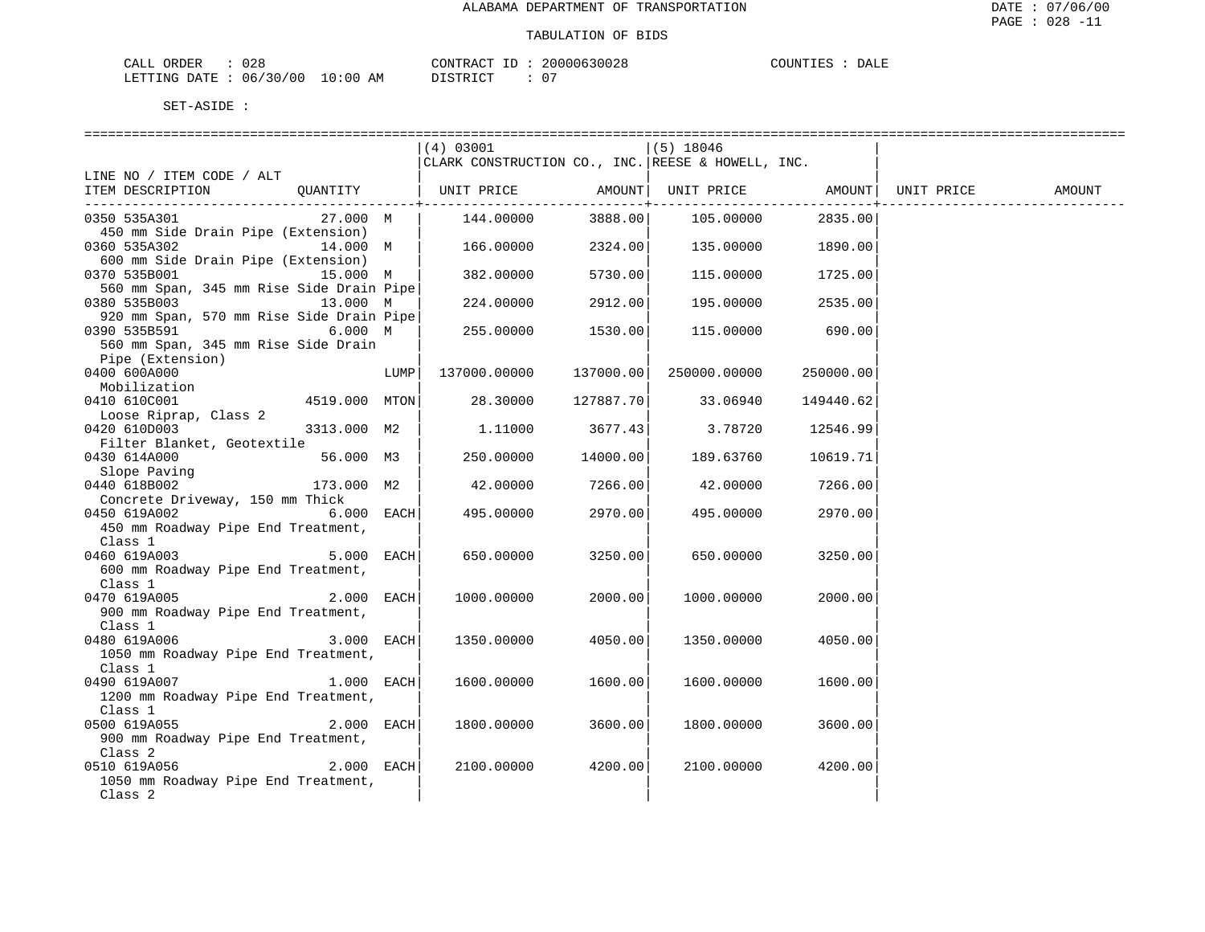ALABAMA DEPARTMENT OF TRANSPORTATION

TABULATION OF BIDS

CALL ORDER : 028    CONTRACT ID : 20000630028    COUNTIES : DALE
LETTING DATE : 06/30/00 10:00 AM    DISTRICT : 07

SET-ASIDE :

| LINE NO / ITEM CODE / ALT ITEM DESCRIPTION | QUANTITY | | (4) 03001 CLARK CONSTRUCTION CO., INC. UNIT PRICE | AMOUNT | (5) 18046 REESE & HOWELL, INC. UNIT PRICE | AMOUNT | UNIT PRICE | AMOUNT |
|---|---|---|---|---|---|---|---|---|
| 0350 535A301 450 mm Side Drain Pipe (Extension) | 27.000 | M | 144.00000 | 3888.00 | 105.00000 | 2835.00 | | |
| 0360 535A302 600 mm Side Drain Pipe (Extension) | 14.000 | M | 166.00000 | 2324.00 | 135.00000 | 1890.00 | | |
| 0370 535B001 560 mm Span, 345 mm Rise Side Drain Pipe | 15.000 | M | 382.00000 | 5730.00 | 115.00000 | 1725.00 | | |
| 0380 535B003 920 mm Span, 570 mm Rise Side Drain Pipe | 13.000 | M | 224.00000 | 2912.00 | 195.00000 | 2535.00 | | |
| 0390 535B591 560 mm Span, 345 mm Rise Side Drain Pipe (Extension) | 6.000 | M | 255.00000 | 1530.00 | 115.00000 | 690.00 | | |
| 0400 600A000 Mobilization | | LUMP | 137000.00000 | 137000.00 | 250000.00000 | 250000.00 | | |
| 0410 610C001 Loose Riprap, Class 2 | 4519.000 | MTON | 28.30000 | 127887.70 | 33.06940 | 149440.62 | | |
| 0420 610D003 Filter Blanket, Geotextile | 3313.000 | M2 | 1.11000 | 3677.43 | 3.78720 | 12546.99 | | |
| 0430 614A000 Slope Paving | 56.000 | M3 | 250.00000 | 14000.00 | 189.63760 | 10619.71 | | |
| 0440 618B002 Concrete Driveway, 150 mm Thick | 173.000 | M2 | 42.00000 | 7266.00 | 42.00000 | 7266.00 | | |
| 0450 619A002 450 mm Roadway Pipe End Treatment, Class 1 | 6.000 | EACH | 495.00000 | 2970.00 | 495.00000 | 2970.00 | | |
| 0460 619A003 600 mm Roadway Pipe End Treatment, Class 1 | 5.000 | EACH | 650.00000 | 3250.00 | 650.00000 | 3250.00 | | |
| 0470 619A005 900 mm Roadway Pipe End Treatment, Class 1 | 2.000 | EACH | 1000.00000 | 2000.00 | 1000.00000 | 2000.00 | | |
| 0480 619A006 1050 mm Roadway Pipe End Treatment, Class 1 | 3.000 | EACH | 1350.00000 | 4050.00 | 1350.00000 | 4050.00 | | |
| 0490 619A007 1200 mm Roadway Pipe End Treatment, Class 1 | 1.000 | EACH | 1600.00000 | 1600.00 | 1600.00000 | 1600.00 | | |
| 0500 619A055 900 mm Roadway Pipe End Treatment, Class 2 | 2.000 | EACH | 1800.00000 | 3600.00 | 1800.00000 | 3600.00 | | |
| 0510 619A056 1050 mm Roadway Pipe End Treatment, Class 2 | 2.000 | EACH | 2100.00000 | 4200.00 | 2100.00000 | 4200.00 | | |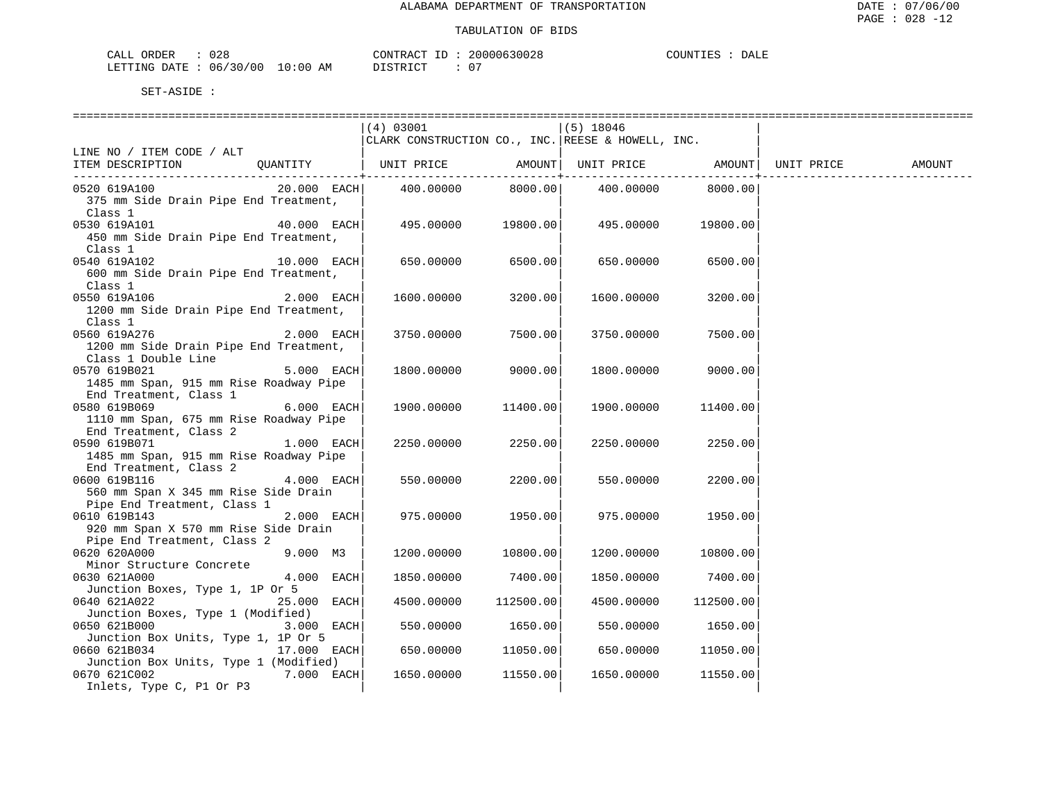ALABAMA DEPARTMENT OF TRANSPORTATION

TABULATION OF BIDS

CALL ORDER : 028 &nbsp;&nbsp;&nbsp;&nbsp; CONTRACT ID : 20000630028 &nbsp;&nbsp;&nbsp;&nbsp; COUNTIES : DALE
LETTING DATE : 06/30/00 10:00 AM &nbsp;&nbsp;&nbsp;&nbsp; DISTRICT : 07

SET-ASIDE :

| LINE NO / ITEM CODE / ALT ITEM DESCRIPTION | QUANTITY | (4) 03001 CLARK CONSTRUCTION CO., INC. UNIT PRICE | AMOUNT | (5) 18046 REESE & HOWELL, INC. UNIT PRICE | AMOUNT | UNIT PRICE | AMOUNT |
|---|---|---|---|---|---|---|---|
| 0520 619A100 375 mm Side Drain Pipe End Treatment, Class 1 | 20.000 EACH | 400.00000 | 8000.00 | 400.00000 | 8000.00 | | |
| 0530 619A101 450 mm Side Drain Pipe End Treatment, Class 1 | 40.000 EACH | 495.00000 | 19800.00 | 495.00000 | 19800.00 | | |
| 0540 619A102 600 mm Side Drain Pipe End Treatment, Class 1 | 10.000 EACH | 650.00000 | 6500.00 | 650.00000 | 6500.00 | | |
| 0550 619A106 1200 mm Side Drain Pipe End Treatment, Class 1 | 2.000 EACH | 1600.00000 | 3200.00 | 1600.00000 | 3200.00 | | |
| 0560 619A276 1200 mm Side Drain Pipe End Treatment, Class 1 Double Line | 2.000 EACH | 3750.00000 | 7500.00 | 3750.00000 | 7500.00 | | |
| 0570 619B021 1485 mm Span, 915 mm Rise Roadway Pipe End Treatment, Class 1 | 5.000 EACH | 1800.00000 | 9000.00 | 1800.00000 | 9000.00 | | |
| 0580 619B069 1110 mm Span, 675 mm Rise Roadway Pipe End Treatment, Class 2 | 6.000 EACH | 1900.00000 | 11400.00 | 1900.00000 | 11400.00 | | |
| 0590 619B071 1485 mm Span, 915 mm Rise Roadway Pipe End Treatment, Class 2 | 1.000 EACH | 2250.00000 | 2250.00 | 2250.00000 | 2250.00 | | |
| 0600 619B116 560 mm Span X 345 mm Rise Side Drain Pipe End Treatment, Class 1 | 4.000 EACH | 550.00000 | 2200.00 | 550.00000 | 2200.00 | | |
| 0610 619B143 920 mm Span X 570 mm Rise Side Drain Pipe End Treatment, Class 2 | 2.000 EACH | 975.00000 | 1950.00 | 975.00000 | 1950.00 | | |
| 0620 620A000 Minor Structure Concrete | 9.000 M3 | 1200.00000 | 10800.00 | 1200.00000 | 10800.00 | | |
| 0630 621A000 Junction Boxes, Type 1, 1P Or 5 | 4.000 EACH | 1850.00000 | 7400.00 | 1850.00000 | 7400.00 | | |
| 0640 621A022 Junction Boxes, Type 1 (Modified) | 25.000 EACH | 4500.00000 | 112500.00 | 4500.00000 | 112500.00 | | |
| 0650 621B000 Junction Box Units, Type 1, 1P Or 5 | 3.000 EACH | 550.00000 | 1650.00 | 550.00000 | 1650.00 | | |
| 0660 621B034 Junction Box Units, Type 1 (Modified) | 17.000 EACH | 650.00000 | 11050.00 | 650.00000 | 11050.00 | | |
| 0670 621C002 Inlets, Type C, P1 Or P3 | 7.000 EACH | 1650.00000 | 11550.00 | 1650.00000 | 11550.00 | | |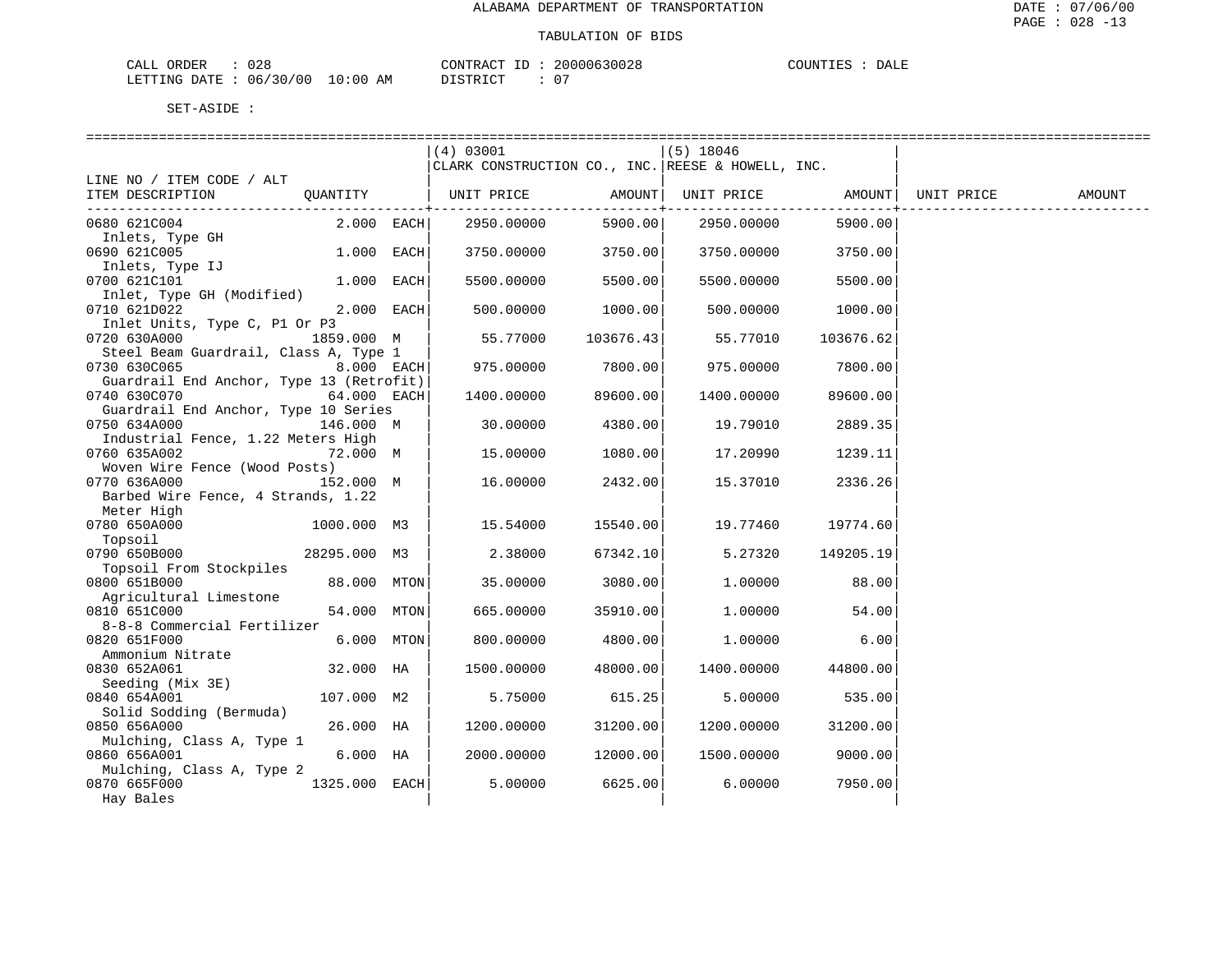ALABAMA DEPARTMENT OF TRANSPORTATION

TABULATION OF BIDS

CALL ORDER : 028 CONTRACT ID : 20000630028 COUNTIES : DALE
LETTING DATE : 06/30/00 10:00 AM DISTRICT : 07

SET-ASIDE :

| LINE NO / ITEM CODE / ALT ITEM DESCRIPTION | QUANTITY | (4) 03001 CLARK CONSTRUCTION CO., INC. UNIT PRICE | AMOUNT | (5) 18046 REESE & HOWELL, INC. UNIT PRICE | AMOUNT | UNIT PRICE | AMOUNT |
|---|---|---|---|---|---|---|---|
| 0680 621C004 Inlets, Type GH | 2.000 EACH | 2950.00000 | 5900.00 | 2950.00000 | 5900.00 | | |
| 0690 621C005 Inlets, Type IJ | 1.000 EACH | 3750.00000 | 3750.00 | 3750.00000 | 3750.00 | | |
| 0700 621C101 Inlet, Type GH (Modified) | 1.000 EACH | 5500.00000 | 5500.00 | 5500.00000 | 5500.00 | | |
| 0710 621D022 Inlet Units, Type C, P1 Or P3 | 2.000 EACH | 500.00000 | 1000.00 | 500.00000 | 1000.00 | | |
| 0720 630A000 Steel Beam Guardrail, Class A, Type 1 | 1859.000 M | 55.77000 | 103676.43 | 55.77010 | 103676.62 | | |
| 0730 630C065 Guardrail End Anchor, Type 13 (Retrofit) | 8.000 EACH | 975.00000 | 7800.00 | 975.00000 | 7800.00 | | |
| 0740 630C070 Guardrail End Anchor, Type 10 Series | 64.000 EACH | 1400.00000 | 89600.00 | 1400.00000 | 89600.00 | | |
| 0750 634A000 Industrial Fence, 1.22 Meters High | 146.000 M | 30.00000 | 4380.00 | 19.79010 | 2889.35 | | |
| 0760 635A002 Woven Wire Fence (Wood Posts) | 72.000 M | 15.00000 | 1080.00 | 17.20990 | 1239.11 | | |
| 0770 636A000 Barbed Wire Fence, 4 Strands, 1.22 Meter High | 152.000 M | 16.00000 | 2432.00 | 15.37010 | 2336.26 | | |
| 0780 650A000 Topsoil | 1000.000 M3 | 15.54000 | 15540.00 | 19.77460 | 19774.60 | | |
| 0790 650B000 Topsoil From Stockpiles | 28295.000 M3 | 2.38000 | 67342.10 | 5.27320 | 149205.19 | | |
| 0800 651B000 Agricultural Limestone | 88.000 MTON | 35.00000 | 3080.00 | 1.00000 | 88.00 | | |
| 0810 651C000 8-8-8 Commercial Fertilizer | 54.000 MTON | 665.00000 | 35910.00 | 1.00000 | 54.00 | | |
| 0820 651F000 Ammonium Nitrate | 6.000 MTON | 800.00000 | 4800.00 | 1.00000 | 6.00 | | |
| 0830 652A061 Seeding (Mix 3E) | 32.000 HA | 1500.00000 | 48000.00 | 1400.00000 | 44800.00 | | |
| 0840 654A001 Solid Sodding (Bermuda) | 107.000 M2 | 5.75000 | 615.25 | 5.00000 | 535.00 | | |
| 0850 656A000 Mulching, Class A, Type 1 | 26.000 HA | 1200.00000 | 31200.00 | 1200.00000 | 31200.00 | | |
| 0860 656A001 Mulching, Class A, Type 2 | 6.000 HA | 2000.00000 | 12000.00 | 1500.00000 | 9000.00 | | |
| 0870 665F000 Hay Bales | 1325.000 EACH | 5.00000 | 6625.00 | 6.00000 | 7950.00 | | |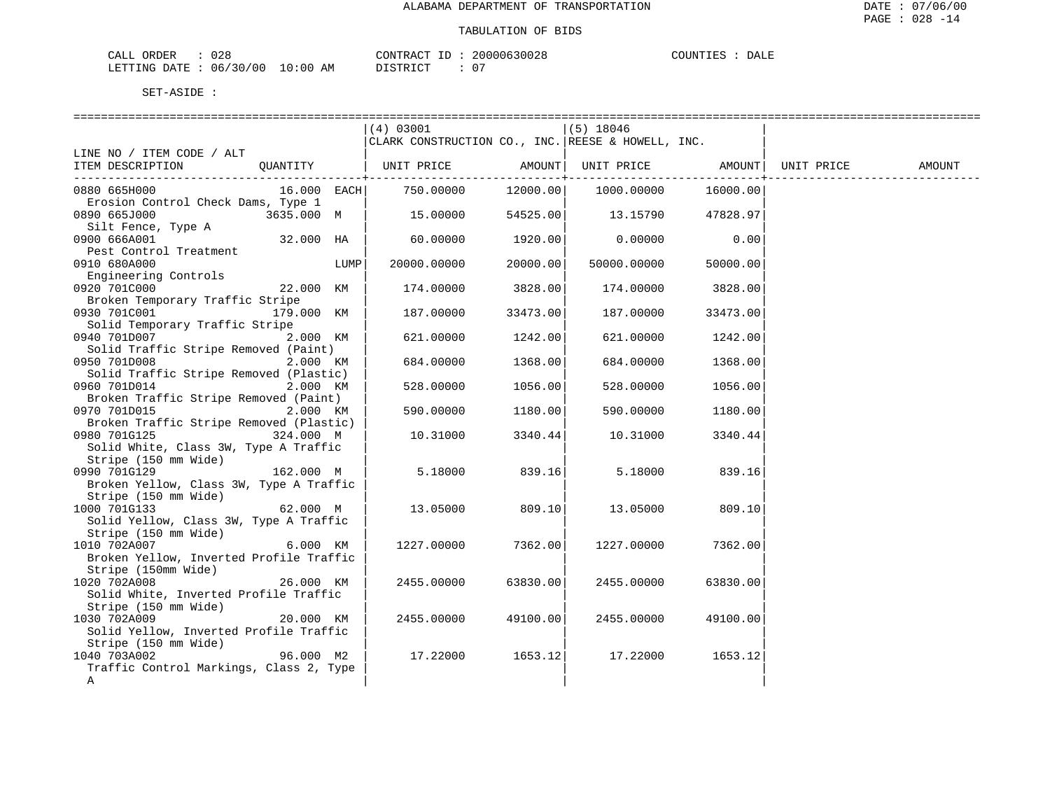ALABAMA DEPARTMENT OF TRANSPORTATION

TABULATION OF BIDS

CALL ORDER : 028　　CONTRACT ID : 20000630028　　COUNTIES : DALE
LETTING DATE : 06/30/00 10:00 AM　　DISTRICT : 07

SET-ASIDE :

| LINE NO / ITEM CODE / ALT ITEM DESCRIPTION | QUANTITY | (4) 03001 CLARK CONSTRUCTION CO., INC. UNIT PRICE | AMOUNT | (5) 18046 REESE & HOWELL, INC. UNIT PRICE | AMOUNT | UNIT PRICE | AMOUNT |
|---|---|---|---|---|---|---|---|
| 0880 665H000 Erosion Control Check Dams, Type 1 | 16.000 EACH | 750.00000 | 12000.00 | 1000.00000 | 16000.00 | | |
| 0890 665J000 Silt Fence, Type A | 3635.000 M | 15.00000 | 54525.00 | 13.15790 | 47828.97 | | |
| 0900 666A001 Pest Control Treatment | 32.000 HA | 60.00000 | 1920.00 | 0.00000 | 0.00 | | |
| 0910 680A000 Engineering Controls | LUMP | 20000.00000 | 20000.00 | 50000.00000 | 50000.00 | | |
| 0920 701C000 Broken Temporary Traffic Stripe | 22.000 KM | 174.00000 | 3828.00 | 174.00000 | 3828.00 | | |
| 0930 701C001 Solid Temporary Traffic Stripe | 179.000 KM | 187.00000 | 33473.00 | 187.00000 | 33473.00 | | |
| 0940 701D007 Solid Traffic Stripe Removed (Paint) | 2.000 KM | 621.00000 | 1242.00 | 621.00000 | 1242.00 | | |
| 0950 701D008 Solid Traffic Stripe Removed (Plastic) | 2.000 KM | 684.00000 | 1368.00 | 684.00000 | 1368.00 | | |
| 0960 701D014 Broken Traffic Stripe Removed (Paint) | 2.000 KM | 528.00000 | 1056.00 | 528.00000 | 1056.00 | | |
| 0970 701D015 Broken Traffic Stripe Removed (Plastic) | 2.000 KM | 590.00000 | 1180.00 | 590.00000 | 1180.00 | | |
| 0980 701G125 Solid White, Class 3W, Type A Traffic Stripe (150 mm Wide) | 324.000 M | 10.31000 | 3340.44 | 10.31000 | 3340.44 | | |
| 0990 701G129 Broken Yellow, Class 3W, Type A Traffic Stripe (150 mm Wide) | 162.000 M | 5.18000 | 839.16 | 5.18000 | 839.16 | | |
| 1000 701G133 Solid Yellow, Class 3W, Type A Traffic Stripe (150 mm Wide) | 62.000 M | 13.05000 | 809.10 | 13.05000 | 809.10 | | |
| 1010 702A007 Broken Yellow, Inverted Profile Traffic Stripe (150mm Wide) | 6.000 KM | 1227.00000 | 7362.00 | 1227.00000 | 7362.00 | | |
| 1020 702A008 Solid White, Inverted Profile Traffic Stripe (150 mm Wide) | 26.000 KM | 2455.00000 | 63830.00 | 2455.00000 | 63830.00 | | |
| 1030 702A009 Solid Yellow, Inverted Profile Traffic Stripe (150 mm Wide) | 20.000 KM | 2455.00000 | 49100.00 | 2455.00000 | 49100.00 | | |
| 1040 703A002 Traffic Control Markings, Class 2, Type A | 96.000 M2 | 17.22000 | 1653.12 | 17.22000 | 1653.12 | | |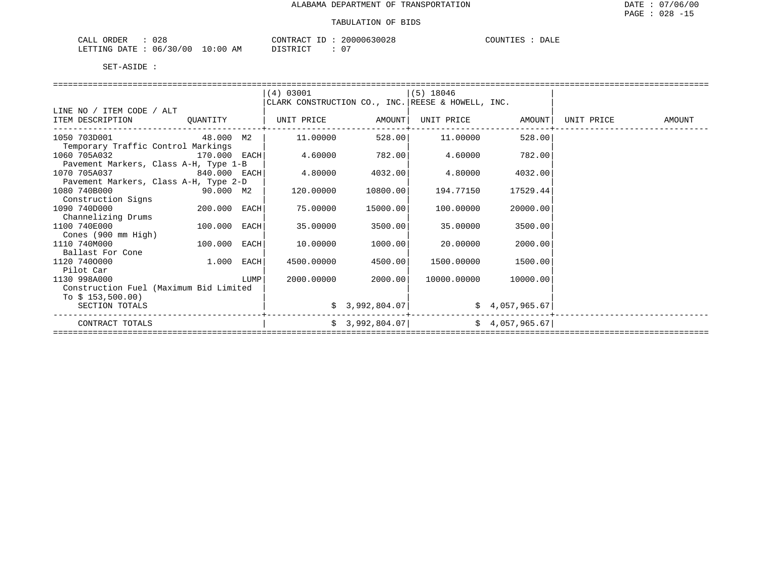ALABAMA DEPARTMENT OF TRANSPORTATION

TABULATION OF BIDS

CALL ORDER : 028 CONTRACT ID : 20000630028 COUNTIES : DALE
LETTING DATE : 06/30/00 10:00 AM DISTRICT : 07

SET-ASIDE :

| LINE NO / ITEM CODE / ALT ITEM DESCRIPTION | QUANTITY | (4) 03001 CLARK CONSTRUCTION CO., INC. UNIT PRICE | AMOUNT | (5) 18046 REESE & HOWELL, INC. UNIT PRICE | AMOUNT | UNIT PRICE | AMOUNT |
|---|---|---|---|---|---|---|---|
| 1050 703D001 Temporary Traffic Control Markings | 48.000 M2 | 11.00000 | 528.00 | 11.00000 | 528.00 | | |
| 1060 705A032 Pavement Markers, Class A-H, Type 1-B | 170.000 EACH | 4.60000 | 782.00 | 4.60000 | 782.00 | | |
| 1070 705A037 Pavement Markers, Class A-H, Type 2-D | 840.000 EACH | 4.80000 | 4032.00 | 4.80000 | 4032.00 | | |
| 1080 740B000 Construction Signs | 90.000 M2 | 120.00000 | 10800.00 | 194.77150 | 17529.44 | | |
| 1090 740D000 Channelizing Drums | 200.000 EACH | 75.00000 | 15000.00 | 100.00000 | 20000.00 | | |
| 1100 740E000 Cones (900 mm High) | 100.000 EACH | 35.00000 | 3500.00 | 35.00000 | 3500.00 | | |
| 1110 740M000 Ballast For Cone | 100.000 EACH | 10.00000 | 1000.00 | 20.00000 | 2000.00 | | |
| 1120 740O000 Pilot Car | 1.000 EACH | 4500.00000 | 4500.00 | 1500.00000 | 1500.00 | | |
| 1130 998A000 Construction Fuel (Maximum Bid Limited To $ 153,500.00) | LUMP | 2000.00000 | 2000.00 | 10000.00000 | 10000.00 | | |
| SECTION TOTALS | | | $ 3,992,804.07 | | $ 4,057,965.67 | | |
| CONTRACT TOTALS | | | $ 3,992,804.07 | | $ 4,057,965.67 | | |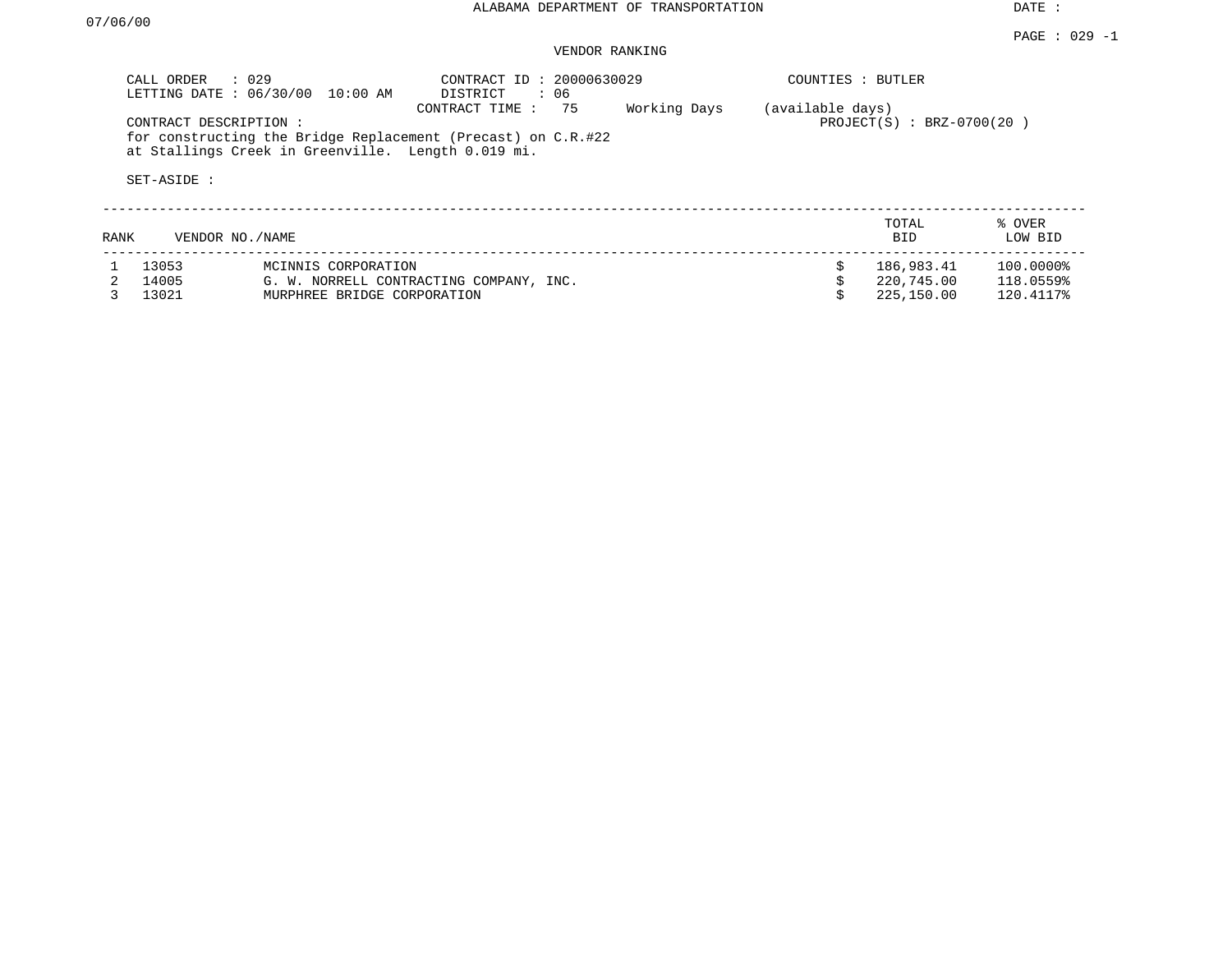ALABAMA DEPARTMENT OF TRANSPORTATION

DATE : 07/06/00

PAGE : 029 -1

VENDOR RANKING

CALL ORDER : 029
LETTING DATE : 06/30/00 10:00 AM

CONTRACT ID : 20000630029
DISTRICT : 06
CONTRACT TIME : 75 Working Days (available days)

COUNTIES : BUTLER

PROJECT(S) : BRZ-0700(20 )

CONTRACT DESCRIPTION :
for constructing the Bridge Replacement (Precast) on C.R.#22 at Stallings Creek in Greenville. Length 0.019 mi.

SET-ASIDE :

| RANK | VENDOR NO./NAME | | TOTAL BID | % OVER LOW BID |
|---|---|---|---|---|
| 1 | 13053 | MCINNIS CORPORATION | $ 186,983.41 | 100.0000% |
| 2 | 14005 | G. W. NORRELL CONTRACTING COMPANY, INC. | $ 220,745.00 | 118.0559% |
| 3 | 13021 | MURPHREE BRIDGE CORPORATION | $ 225,150.00 | 120.4117% |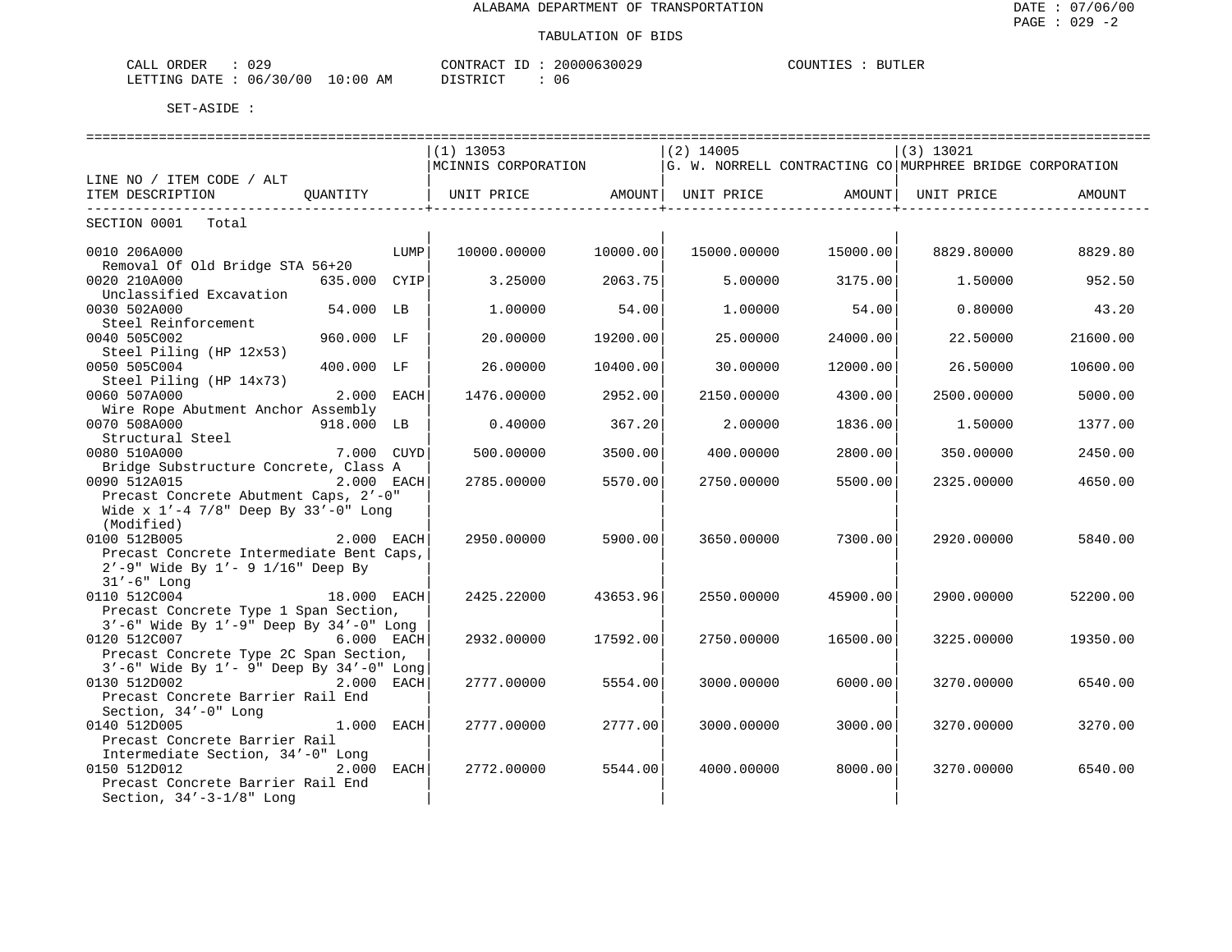ALABAMA DEPARTMENT OF TRANSPORTATION

TABULATION OF BIDS

CALL ORDER : 029 CONTRACT ID : 20000630029 COUNTIES : BUTLER
LETTING DATE : 06/30/00 10:00 AM DISTRICT : 06

SET-ASIDE :

| LINE NO / ITEM CODE / ALT ITEM DESCRIPTION | QUANTITY | (1) 13053 MCINNIS CORPORATION UNIT PRICE | AMOUNT | (2) 14005 G. W. NORRELL CONTRACTING CO UNIT PRICE | AMOUNT | (3) 13021 MURPHREE BRIDGE CORPORATION UNIT PRICE | AMOUNT |
|---|---|---|---|---|---|---|---|
| SECTION 0001 Total | | | | | | | |
| 0010 206A000 Removal Of Old Bridge STA 56+20 | LUMP | 10000.00000 | 10000.00 | 15000.00000 | 15000.00 | 8829.80000 | 8829.80 |
| 0020 210A000 Unclassified Excavation | 635.000 CYIP | 3.25000 | 2063.75 | 5.00000 | 3175.00 | 1.50000 | 952.50 |
| 0030 502A000 Steel Reinforcement | 54.000 LB | 1.00000 | 54.00 | 1.00000 | 54.00 | 0.80000 | 43.20 |
| 0040 505C002 Steel Piling (HP 12x53) | 960.000 LF | 20.00000 | 19200.00 | 25.00000 | 24000.00 | 22.50000 | 21600.00 |
| 0050 505C004 Steel Piling (HP 14x73) | 400.000 LF | 26.00000 | 10400.00 | 30.00000 | 12000.00 | 26.50000 | 10600.00 |
| 0060 507A000 Wire Rope Abutment Anchor Assembly | 2.000 EACH | 1476.00000 | 2952.00 | 2150.00000 | 4300.00 | 2500.00000 | 5000.00 |
| 0070 508A000 Structural Steel | 918.000 LB | 0.40000 | 367.20 | 2.00000 | 1836.00 | 1.50000 | 1377.00 |
| 0080 510A000 Bridge Substructure Concrete, Class A | 7.000 CUYD | 500.00000 | 3500.00 | 400.00000 | 2800.00 | 350.00000 | 2450.00 |
| 0090 512A015 Precast Concrete Abutment Caps, 2'-0" Wide x 1'-4 7/8" Deep By 33'-0" Long (Modified) | 2.000 EACH | 2785.00000 | 5570.00 | 2750.00000 | 5500.00 | 2325.00000 | 4650.00 |
| 0100 512B005 Precast Concrete Intermediate Bent Caps, 2'-9" Wide By 1'- 9 1/16" Deep By 31'-6" Long | 2.000 EACH | 2950.00000 | 5900.00 | 3650.00000 | 7300.00 | 2920.00000 | 5840.00 |
| 0110 512C004 Precast Concrete Type 1 Span Section, 3'-6" Wide By 1'-9" Deep By 34'-0" Long | 18.000 EACH | 2425.22000 | 43653.96 | 2550.00000 | 45900.00 | 2900.00000 | 52200.00 |
| 0120 512C007 Precast Concrete Type 2C Span Section, 3'-6" Wide By 1'- 9" Deep By 34'-0" Long | 6.000 EACH | 2932.00000 | 17592.00 | 2750.00000 | 16500.00 | 3225.00000 | 19350.00 |
| 0130 512D002 Precast Concrete Barrier Rail End Section, 34'-0" Long | 2.000 EACH | 2777.00000 | 5554.00 | 3000.00000 | 6000.00 | 3270.00000 | 6540.00 |
| 0140 512D005 Precast Concrete Barrier Rail Intermediate Section, 34'-0" Long | 1.000 EACH | 2777.00000 | 2777.00 | 3000.00000 | 3000.00 | 3270.00000 | 3270.00 |
| 0150 512D012 Precast Concrete Barrier Rail End Section, 34'-3-1/8" Long | 2.000 EACH | 2772.00000 | 5544.00 | 4000.00000 | 8000.00 | 3270.00000 | 6540.00 |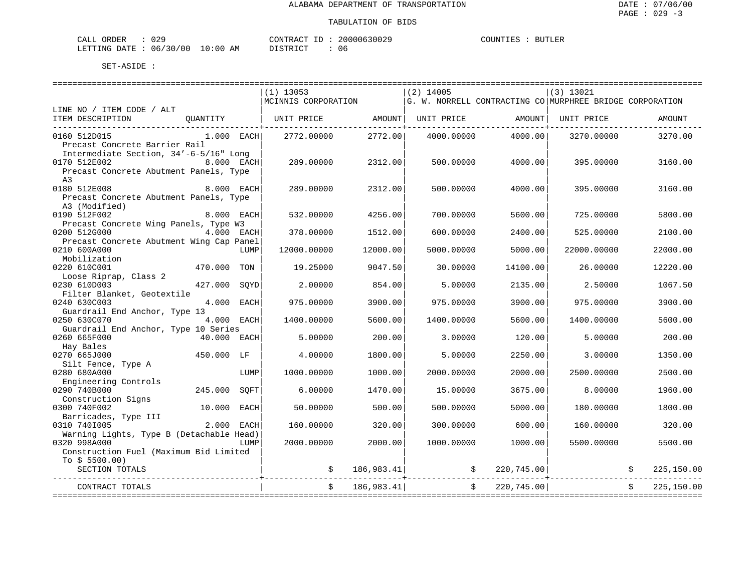ALABAMA DEPARTMENT OF TRANSPORTATION

TABULATION OF BIDS

CALL ORDER : 029 &nbsp;&nbsp;&nbsp; CONTRACT ID : 20000630029 &nbsp;&nbsp;&nbsp; COUNTIES : BUTLER
LETTING DATE : 06/30/00 10:00 AM &nbsp;&nbsp;&nbsp; DISTRICT : 06

SET-ASIDE :

| LINE NO / ITEM CODE / ALT ITEM DESCRIPTION | QUANTITY | (1) 13053 MCINNIS CORPORATION UNIT PRICE | AMOUNT | (2) 14005 G. W. NORRELL CONTRACTING CO UNIT PRICE | AMOUNT | (3) 13021 MURPHREE BRIDGE CORPORATION UNIT PRICE | AMOUNT |
|---|---|---|---|---|---|---|---|
| 0160 512D015 Precast Concrete Barrier Rail Intermediate Section, 34'-6-5/16" Long | 1.000 EACH | 2772.00000 | 2772.00 | 4000.00000 | 4000.00 | 3270.00000 | 3270.00 |
| 0170 512E002 Precast Concrete Abutment Panels, Type A3 | 8.000 EACH | 289.00000 | 2312.00 | 500.00000 | 4000.00 | 395.00000 | 3160.00 |
| 0180 512E008 Precast Concrete Abutment Panels, Type A3 (Modified) | 8.000 EACH | 289.00000 | 2312.00 | 500.00000 | 4000.00 | 395.00000 | 3160.00 |
| 0190 512F002 Precast Concrete Wing Panels, Type W3 | 8.000 EACH | 532.00000 | 4256.00 | 700.00000 | 5600.00 | 725.00000 | 5800.00 |
| 0200 512G000 Precast Concrete Abutment Wing Cap Panel | 4.000 EACH | 378.00000 | 1512.00 | 600.00000 | 2400.00 | 525.00000 | 2100.00 |
| 0210 600A000 Mobilization | LUMP | 12000.00000 | 12000.00 | 5000.00000 | 5000.00 | 22000.00000 | 22000.00 |
| 0220 610C001 Loose Riprap, Class 2 | 470.000 TON | 19.25000 | 9047.50 | 30.00000 | 14100.00 | 26.00000 | 12220.00 |
| 0230 610D003 Filter Blanket, Geotextile | 427.000 SQYD | 2.00000 | 854.00 | 5.00000 | 2135.00 | 2.50000 | 1067.50 |
| 0240 630C003 Guardrail End Anchor, Type 13 | 4.000 EACH | 975.00000 | 3900.00 | 975.00000 | 3900.00 | 975.00000 | 3900.00 |
| 0250 630C070 Guardrail End Anchor, Type 10 Series | 4.000 EACH | 1400.00000 | 5600.00 | 1400.00000 | 5600.00 | 1400.00000 | 5600.00 |
| 0260 665F000 Hay Bales | 40.000 EACH | 5.00000 | 200.00 | 3.00000 | 120.00 | 5.00000 | 200.00 |
| 0270 665J000 Silt Fence, Type A | 450.000 LF | 4.00000 | 1800.00 | 5.00000 | 2250.00 | 3.00000 | 1350.00 |
| 0280 680A000 Engineering Controls | LUMP | 1000.00000 | 1000.00 | 2000.00000 | 2000.00 | 2500.00000 | 2500.00 |
| 0290 740B000 Construction Signs | 245.000 SQFT | 6.00000 | 1470.00 | 15.00000 | 3675.00 | 8.00000 | 1960.00 |
| 0300 740F002 Barricades, Type III | 10.000 EACH | 50.00000 | 500.00 | 500.00000 | 5000.00 | 180.00000 | 1800.00 |
| 0310 740I005 Warning Lights, Type B (Detachable Head) | 2.000 EACH | 160.00000 | 320.00 | 300.00000 | 600.00 | 160.00000 | 320.00 |
| 0320 998A000 Construction Fuel (Maximum Bid Limited To $ 5500.00) | LUMP | 2000.00000 | 2000.00 | 1000.00000 | 1000.00 | 5500.00000 | 5500.00 |
| SECTION TOTALS | | | $ 186,983.41 | | $ 220,745.00 | | $ 225,150.00 |
| CONTRACT TOTALS | | | $ 186,983.41 | | $ 220,745.00 | | $ 225,150.00 |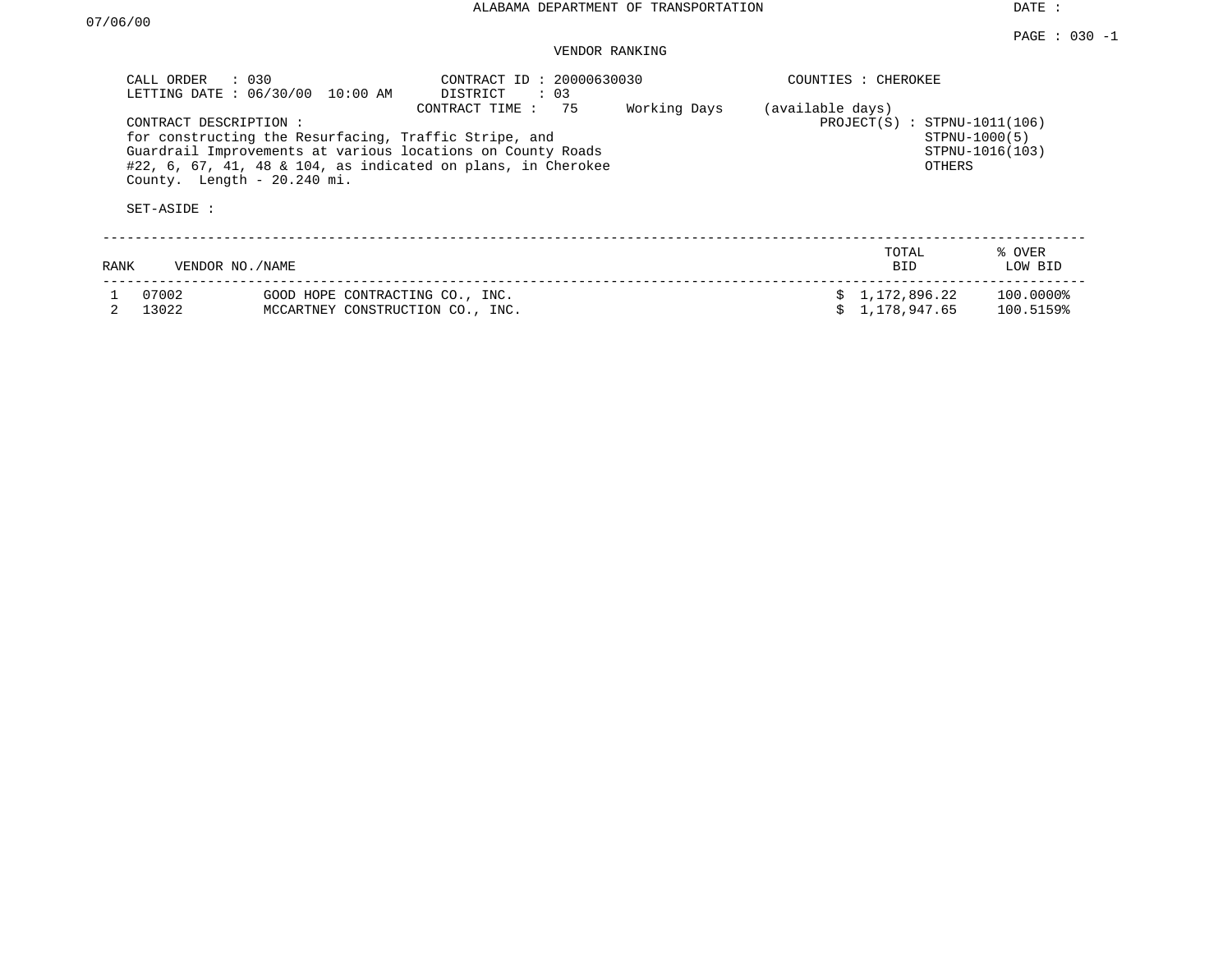# ALABAMA DEPARTMENT OF TRANSPORTATION

DATE : 07/06/00

PAGE : 030 -1

## VENDOR RANKING

CALL ORDER : 030
LETTING DATE : 06/30/00 10:00 AM

CONTRACT ID : 20000630030
DISTRICT : 03
CONTRACT TIME : 75 Working Days (available days)

COUNTIES : CHEROKEE

PROJECT(S) : STPNU-1011(106)
STPNU-1000(5)
STPNU-1016(103)
OTHERS

CONTRACT DESCRIPTION :
for constructing the Resurfacing, Traffic Stripe, and Guardrail Improvements at various locations on County Roads #22, 6, 67, 41, 48 & 104, as indicated on plans, in Cherokee County. Length - 20.240 mi.

SET-ASIDE :

| RANK | VENDOR NO./NAME | | TOTAL BID | % OVER LOW BID |
|---|---|---|---|---|
| 1 | 07002 | GOOD HOPE CONTRACTING CO., INC. | $ 1,172,896.22 | 100.0000% |
| 2 | 13022 | MCCARTNEY CONSTRUCTION CO., INC. | $ 1,178,947.65 | 100.5159% |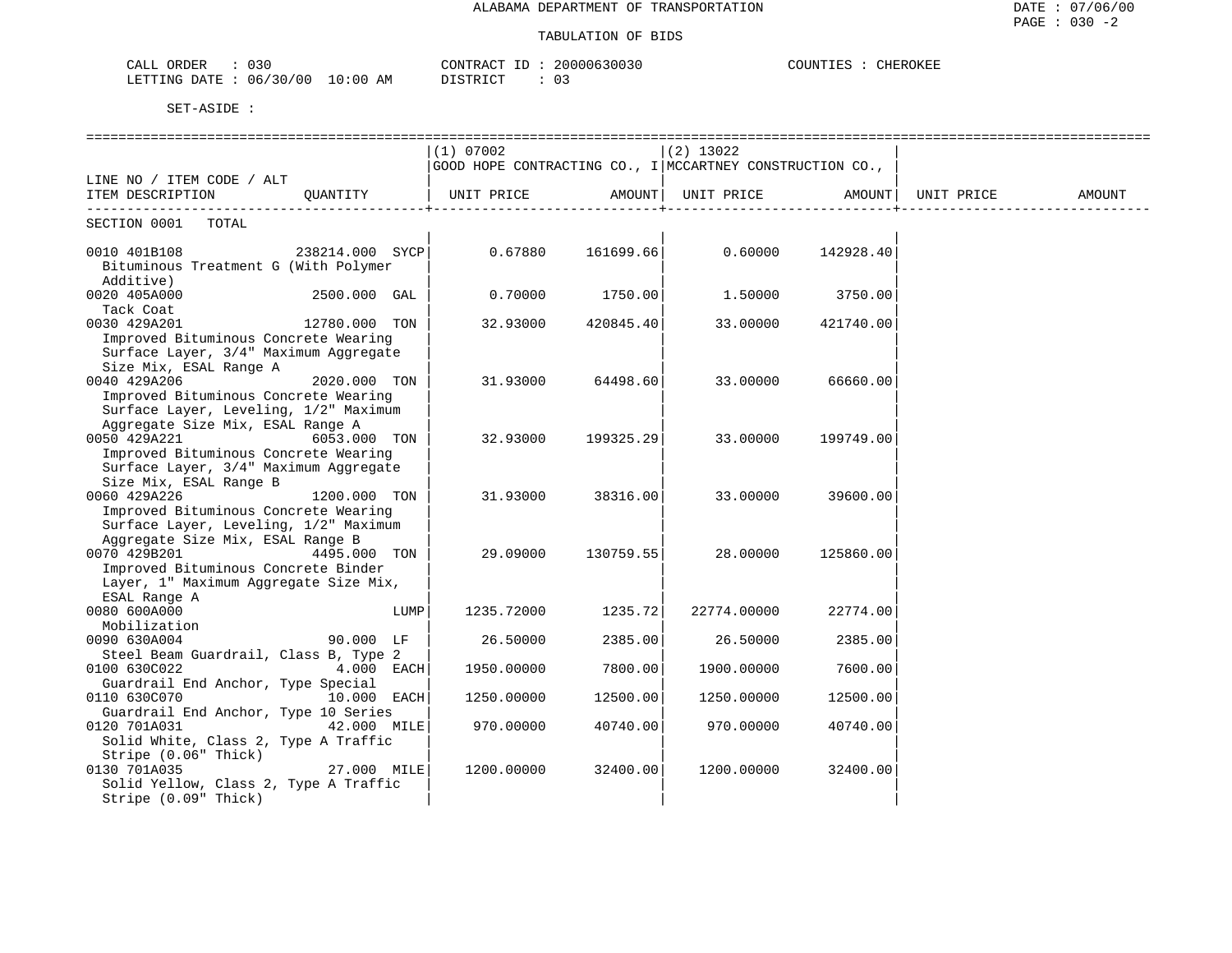ALABAMA DEPARTMENT OF TRANSPORTATION

TABULATION OF BIDS

DATE : 07/06/00
PAGE : 030 -2

CALL ORDER : 030
LETTING DATE : 06/30/00 10:00 AM

CONTRACT ID : 20000630030
DISTRICT : 03

COUNTIES : CHEROKEE

SET-ASIDE :

| LINE NO / ITEM CODE / ALT ITEM DESCRIPTION | QUANTITY | (1) 07002 GOOD HOPE CONTRACTING CO., I UNIT PRICE | AMOUNT | (2) 13022 MCCARTNEY CONSTRUCTION CO., UNIT PRICE | AMOUNT | UNIT PRICE | AMOUNT |
|---|---|---|---|---|---|---|---|
| SECTION 0001 TOTAL | | | | | | | |
| 0010 401B108 Bituminous Treatment G (With Polymer Additive) | 238214.000 SYCP | 0.67880 | 161699.66 | 0.60000 | 142928.40 | | |
| 0020 405A000 Tack Coat | 2500.000 GAL | 0.70000 | 1750.00 | 1.50000 | 3750.00 | | |
| 0030 429A201 Improved Bituminous Concrete Wearing Surface Layer, 3/4" Maximum Aggregate Size Mix, ESAL Range A | 12780.000 TON | 32.93000 | 420845.40 | 33.00000 | 421740.00 | | |
| 0040 429A206 Improved Bituminous Concrete Wearing Surface Layer, Leveling, 1/2" Maximum Aggregate Size Mix, ESAL Range A | 2020.000 TON | 31.93000 | 64498.60 | 33.00000 | 66660.00 | | |
| 0050 429A221 Improved Bituminous Concrete Wearing Surface Layer, 3/4" Maximum Aggregate Size Mix, ESAL Range B | 6053.000 TON | 32.93000 | 199325.29 | 33.00000 | 199749.00 | | |
| 0060 429A226 Improved Bituminous Concrete Wearing Surface Layer, Leveling, 1/2" Maximum Aggregate Size Mix, ESAL Range B | 1200.000 TON | 31.93000 | 38316.00 | 33.00000 | 39600.00 | | |
| 0070 429B201 Improved Bituminous Concrete Binder Layer, 1" Maximum Aggregate Size Mix, ESAL Range A | 4495.000 TON | 29.09000 | 130759.55 | 28.00000 | 125860.00 | | |
| 0080 600A000 Mobilization | LUMP | 1235.72000 | 1235.72 | 22774.00000 | 22774.00 | | |
| 0090 630A004 Steel Beam Guardrail, Class B, Type 2 | 90.000 LF | 26.50000 | 2385.00 | 26.50000 | 2385.00 | | |
| 0100 630C022 Guardrail End Anchor, Type Special | 4.000 EACH | 1950.00000 | 7800.00 | 1900.00000 | 7600.00 | | |
| 0110 630C070 Guardrail End Anchor, Type 10 Series | 10.000 EACH | 1250.00000 | 12500.00 | 1250.00000 | 12500.00 | | |
| 0120 701A031 Solid White, Class 2, Type A Traffic Stripe (0.06" Thick) | 42.000 MILE | 970.00000 | 40740.00 | 970.00000 | 40740.00 | | |
| 0130 701A035 Solid Yellow, Class 2, Type A Traffic Stripe (0.09" Thick) | 27.000 MILE | 1200.00000 | 32400.00 | 1200.00000 | 32400.00 | | |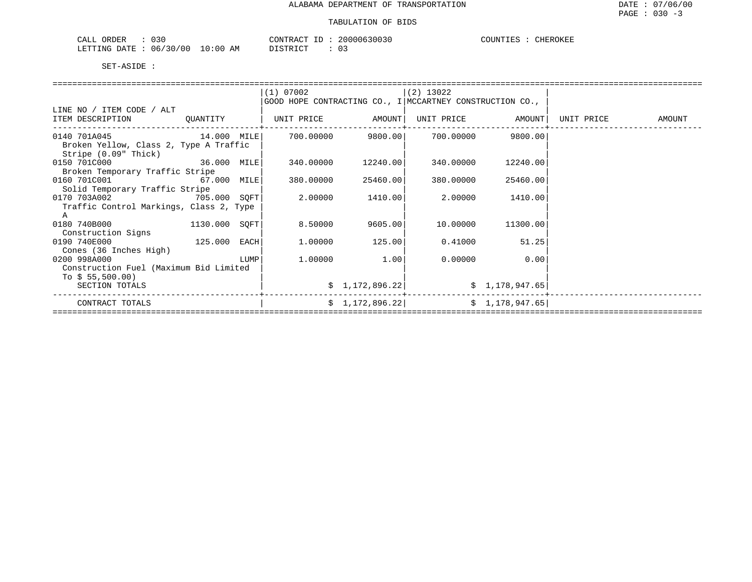# ALABAMA DEPARTMENT OF TRANSPORTATION

## TABULATION OF BIDS

DATE : 07/06/00
PAGE : 030 -3

CALL ORDER : 030
LETTING DATE : 06/30/00 10:00 AM

CONTRACT ID : 20000630030
DISTRICT : 03

COUNTIES : CHEROKEE

SET-ASIDE :

| LINE NO / ITEM CODE / ALT ITEM DESCRIPTION | QUANTITY | (1) 07002 GOOD HOPE CONTRACTING CO., I UNIT PRICE | AMOUNT | (2) 13022 MCCARTNEY CONSTRUCTION CO., UNIT PRICE | AMOUNT | UNIT PRICE | AMOUNT |
|---|---|---|---|---|---|---|---|
| 0140 701A045 Broken Yellow, Class 2, Type A Traffic Stripe (0.09" Thick) | 14.000 MILE | 700.00000 | 9800.00 | 700.00000 | 9800.00 | | |
| 0150 701C000 Broken Temporary Traffic Stripe | 36.000 MILE | 340.00000 | 12240.00 | 340.00000 | 12240.00 | | |
| 0160 701C001 Solid Temporary Traffic Stripe | 67.000 MILE | 380.00000 | 25460.00 | 380.00000 | 25460.00 | | |
| 0170 703A002 Traffic Control Markings, Class 2, Type A | 705.000 SQFT | 2.00000 | 1410.00 | 2.00000 | 1410.00 | | |
| 0180 740B000 Construction Signs | 1130.000 SQFT | 8.50000 | 9605.00 | 10.00000 | 11300.00 | | |
| 0190 740E000 Cones (36 Inches High) | 125.000 EACH | 1.00000 | 125.00 | 0.41000 | 51.25 | | |
| 0200 998A000 Construction Fuel (Maximum Bid Limited To $ 55,500.00) | LUMP | 1.00000 | 1.00 | 0.00000 | 0.00 | | |
| SECTION TOTALS | | | $ 1,172,896.22 | | $ 1,178,947.65 | | |
| CONTRACT TOTALS | | | $ 1,172,896.22 | | $ 1,178,947.65 | | |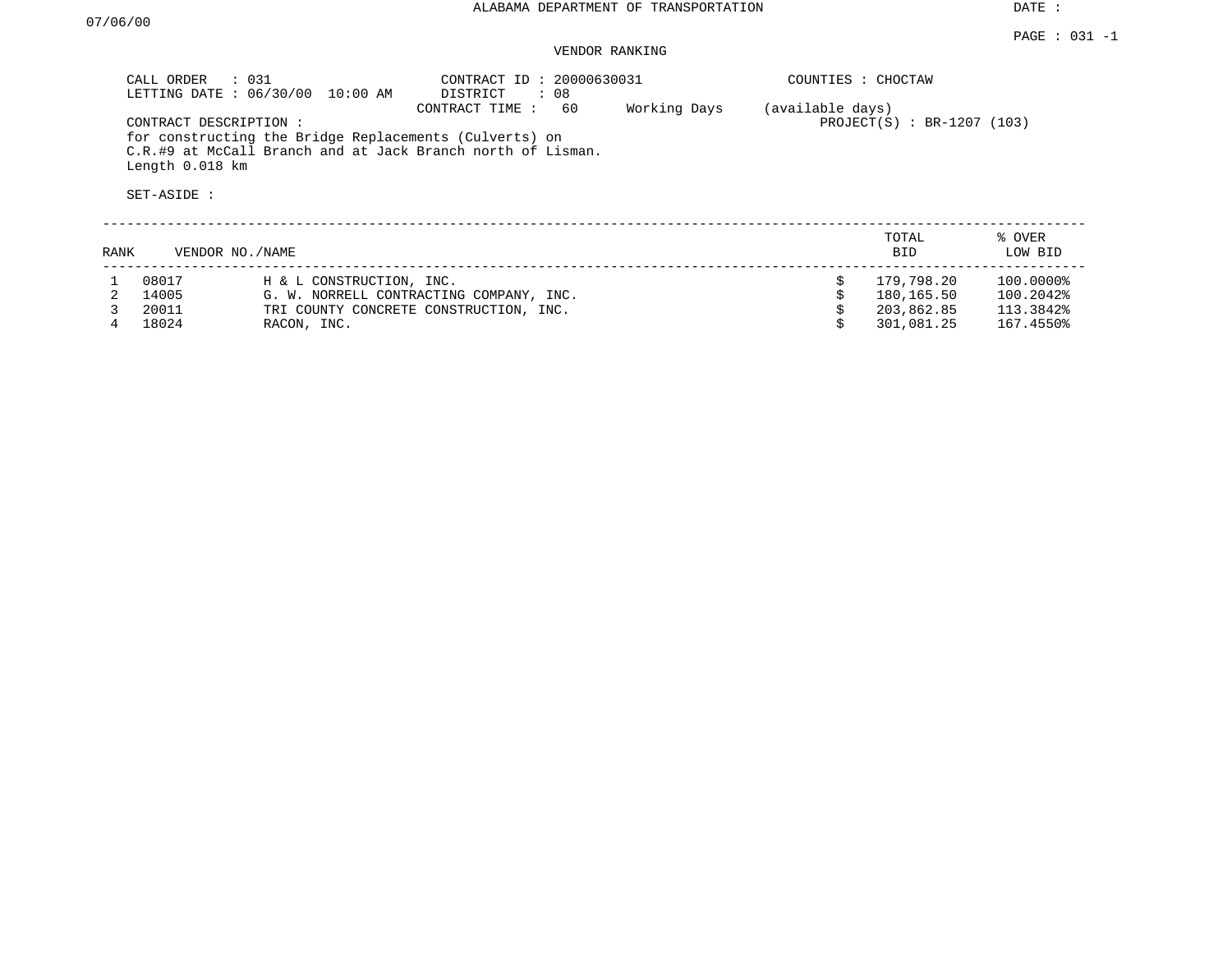ALABAMA DEPARTMENT OF TRANSPORTATION

DATE : 07/06/00

PAGE : 031 -1

VENDOR RANKING

CALL ORDER : 031
LETTING DATE : 06/30/00 10:00 AM

CONTRACT ID : 20000630031
DISTRICT : 08
CONTRACT TIME : 60 Working Days (available days)

COUNTIES : CHOCTAW

PROJECT(S) : BR-1207 (103)

CONTRACT DESCRIPTION :
for constructing the Bridge Replacements (Culverts) on
C.R.#9 at McCall Branch and at Jack Branch north of Lisman.
Length 0.018 km

SET-ASIDE :

| RANK | VENDOR NO./NAME | | TOTAL BID | % OVER LOW BID |
|---|---|---|---|---|
| 1 | 08017 | H & L CONSTRUCTION, INC. | $ 179,798.20 | 100.0000% |
| 2 | 14005 | G. W. NORRELL CONTRACTING COMPANY, INC. | $ 180,165.50 | 100.2042% |
| 3 | 20011 | TRI COUNTY CONCRETE CONSTRUCTION, INC. | $ 203,862.85 | 113.3842% |
| 4 | 18024 | RACON, INC. | $ 301,081.25 | 167.4550% |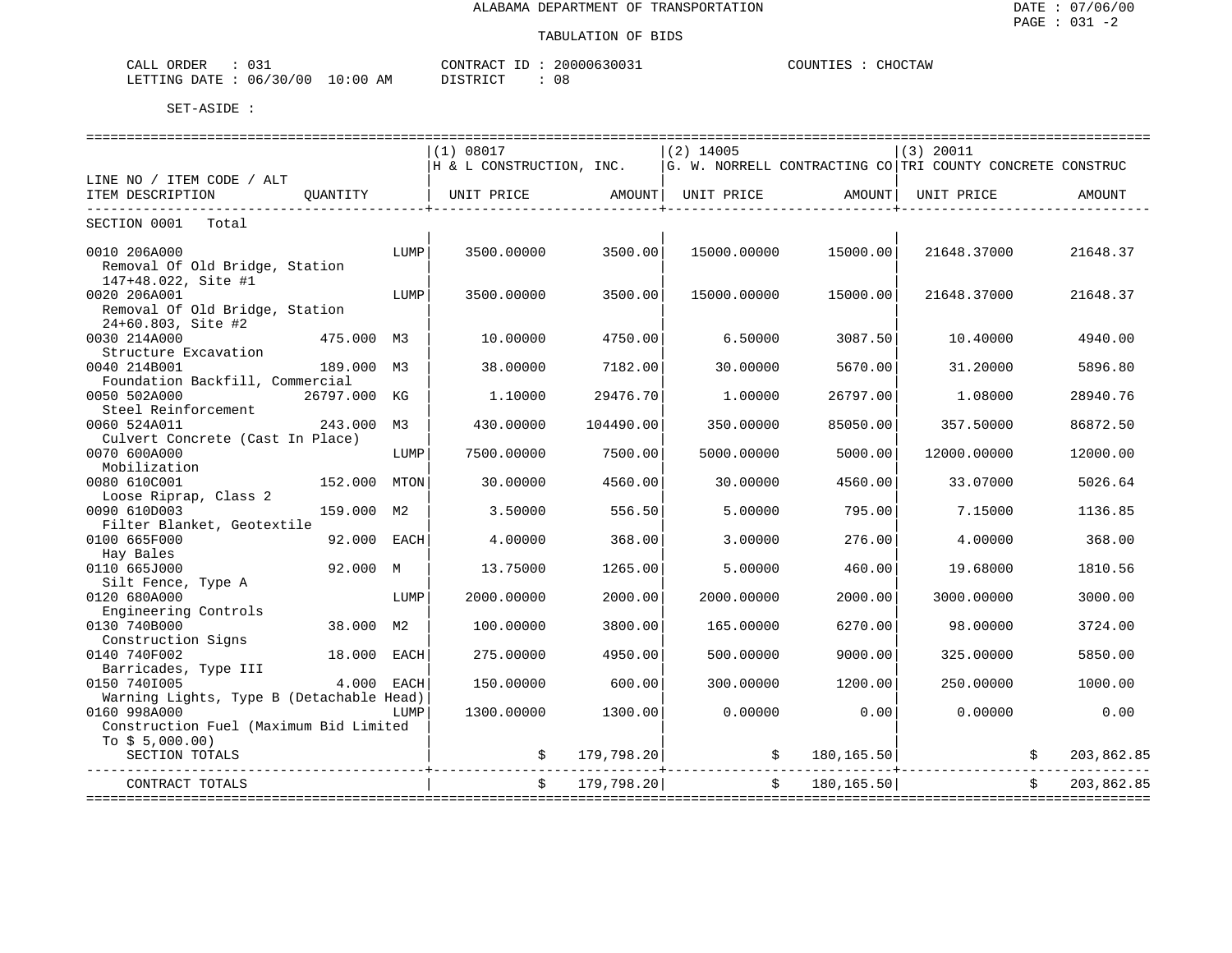ALABAMA DEPARTMENT OF TRANSPORTATION

TABULATION OF BIDS

DATE : 07/06/00
PAGE : 031 -2

CALL ORDER : 031 | CONTRACT ID : 20000630031 | COUNTIES : CHOCTAW
LETTING DATE : 06/30/00 10:00 AM | DISTRICT : 08

SET-ASIDE :

| LINE NO / ITEM CODE / ALT ITEM DESCRIPTION | QUANTITY | | (1) 08017 H & L CONSTRUCTION, INC. UNIT PRICE | AMOUNT | (2) 14005 G. W. NORRELL CONTRACTING CO UNIT PRICE | AMOUNT | (3) 20011 TRI COUNTY CONCRETE CONSTRUC UNIT PRICE | AMOUNT |
|---|---|---|---|---|---|---|---|---|
| SECTION 0001 Total | | | | | | | | |
| 0010 206A000 Removal Of Old Bridge, Station 147+48.022, Site #1 | | LUMP | 3500.00000 | 3500.00 | 15000.00000 | 15000.00 | 21648.37000 | 21648.37 |
| 0020 206A001 Removal Of Old Bridge, Station 24+60.803, Site #2 | | LUMP | 3500.00000 | 3500.00 | 15000.00000 | 15000.00 | 21648.37000 | 21648.37 |
| 0030 214A000 Structure Excavation | 475.000 | M3 | 10.00000 | 4750.00 | 6.50000 | 3087.50 | 10.40000 | 4940.00 |
| 0040 214B001 Foundation Backfill, Commercial | 189.000 | M3 | 38.00000 | 7182.00 | 30.00000 | 5670.00 | 31.20000 | 5896.80 |
| 0050 502A000 Steel Reinforcement | 26797.000 | KG | 1.10000 | 29476.70 | 1.00000 | 26797.00 | 1.08000 | 28940.76 |
| 0060 524A011 Culvert Concrete (Cast In Place) | 243.000 | M3 | 430.00000 | 104490.00 | 350.00000 | 85050.00 | 357.50000 | 86872.50 |
| 0070 600A000 Mobilization | | LUMP | 7500.00000 | 7500.00 | 5000.00000 | 5000.00 | 12000.00000 | 12000.00 |
| 0080 610C001 Loose Riprap, Class 2 | 152.000 | MTON | 30.00000 | 4560.00 | 30.00000 | 4560.00 | 33.07000 | 5026.64 |
| 0090 610D003 Filter Blanket, Geotextile | 159.000 | M2 | 3.50000 | 556.50 | 5.00000 | 795.00 | 7.15000 | 1136.85 |
| 0100 665F000 Hay Bales | 92.000 | EACH | 4.00000 | 368.00 | 3.00000 | 276.00 | 4.00000 | 368.00 |
| 0110 665J000 Silt Fence, Type A | 92.000 | M | 13.75000 | 1265.00 | 5.00000 | 460.00 | 19.68000 | 1810.56 |
| 0120 680A000 Engineering Controls | | LUMP | 2000.00000 | 2000.00 | 2000.00000 | 2000.00 | 3000.00000 | 3000.00 |
| 0130 740B000 Construction Signs | 38.000 | M2 | 100.00000 | 3800.00 | 165.00000 | 6270.00 | 98.00000 | 3724.00 |
| 0140 740F002 Barricades, Type III | 18.000 | EACH | 275.00000 | 4950.00 | 500.00000 | 9000.00 | 325.00000 | 5850.00 |
| 0150 740I005 Warning Lights, Type B (Detachable Head) | 4.000 | EACH | 150.00000 | 600.00 | 300.00000 | 1200.00 | 250.00000 | 1000.00 |
| 0160 998A000 Construction Fuel (Maximum Bid Limited To $ 5,000.00) | | LUMP | 1300.00000 | 1300.00 | 0.00000 | 0.00 | 0.00000 | 0.00 |
| SECTION TOTALS | | | | $ 179,798.20 | | $ 180,165.50 | | $ 203,862.85 |
| CONTRACT TOTALS | | | | $ 179,798.20 | | $ 180,165.50 | | $ 203,862.85 |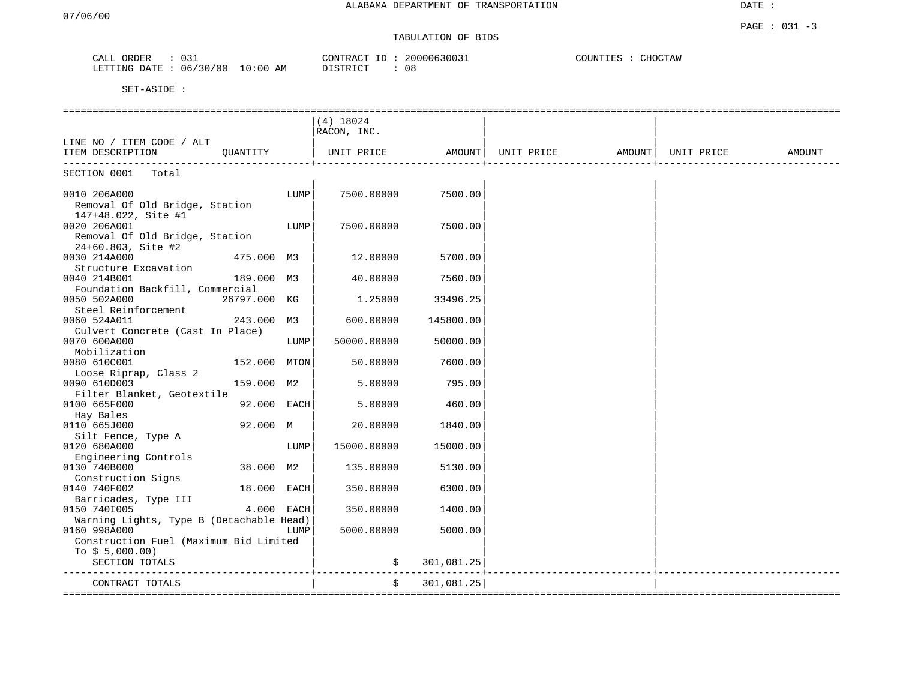ALABAMA DEPARTMENT OF TRANSPORTATION

07/06/00

TABULATION OF BIDS

CALL ORDER : 031
LETTING DATE : 06/30/00 10:00 AM

CONTRACT ID : 20000630031
DISTRICT : 08

COUNTIES : CHOCTAW

SET-ASIDE :

| LINE NO / ITEM CODE / ALT ITEM DESCRIPTION | QUANTITY | | (4) 18024 RACON, INC. UNIT PRICE | AMOUNT | UNIT PRICE | AMOUNT | UNIT PRICE | AMOUNT |
|---|---|---|---|---|---|---|---|---|
| SECTION 0001 Total | | | | | | | | |
| 0010 206A000 Removal Of Old Bridge, Station 147+48.022, Site #1 | | LUMP | 7500.00000 | 7500.00 | | | | |
| 0020 206A001 Removal Of Old Bridge, Station 24+60.803, Site #2 | | LUMP | 7500.00000 | 7500.00 | | | | |
| 0030 214A000 Structure Excavation | 475.000 | M3 | 12.00000 | 5700.00 | | | | |
| 0040 214B001 Foundation Backfill, Commercial | 189.000 | M3 | 40.00000 | 7560.00 | | | | |
| 0050 502A000 Steel Reinforcement | 26797.000 | KG | 1.25000 | 33496.25 | | | | |
| 0060 524A011 Culvert Concrete (Cast In Place) | 243.000 | M3 | 600.00000 | 145800.00 | | | | |
| 0070 600A000 Mobilization | | LUMP | 50000.00000 | 50000.00 | | | | |
| 0080 610C001 Loose Riprap, Class 2 | 152.000 | MTON | 50.00000 | 7600.00 | | | | |
| 0090 610D003 Filter Blanket, Geotextile | 159.000 | M2 | 5.00000 | 795.00 | | | | |
| 0100 665F000 Hay Bales | 92.000 | EACH | 5.00000 | 460.00 | | | | |
| 0110 665J000 Silt Fence, Type A | 92.000 | M | 20.00000 | 1840.00 | | | | |
| 0120 680A000 Engineering Controls | | LUMP | 15000.00000 | 15000.00 | | | | |
| 0130 740B000 Construction Signs | 38.000 | M2 | 135.00000 | 5130.00 | | | | |
| 0140 740F002 Barricades, Type III | 18.000 | EACH | 350.00000 | 6300.00 | | | | |
| 0150 740I005 Warning Lights, Type B (Detachable Head) | 4.000 | EACH | 350.00000 | 1400.00 | | | | |
| 0160 998A000 Construction Fuel (Maximum Bid Limited To $ 5,000.00) | | LUMP | 5000.00000 | 5000.00 | | | | |
| SECTION TOTALS | | | $ | 301,081.25 | | | | |
| CONTRACT TOTALS | | | $ | 301,081.25 | | | | |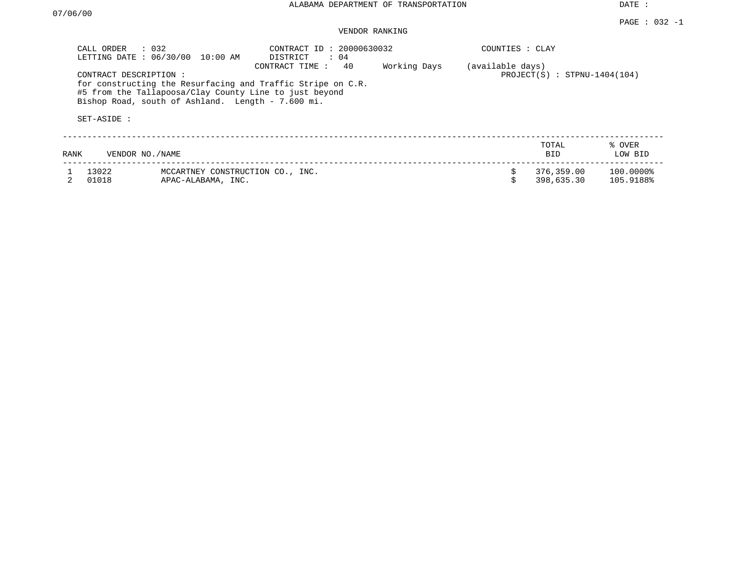07/06/00

ALABAMA DEPARTMENT OF TRANSPORTATION

DATE :

PAGE : 032 -1

VENDOR RANKING

CALL ORDER : 032
LETTING DATE : 06/30/00 10:00 AM

CONTRACT ID : 20000630032
DISTRICT : 04
CONTRACT TIME : 40 Working Days (available days)

COUNTIES : CLAY

PROJECT(S) : STPNU-1404(104)

CONTRACT DESCRIPTION :
for constructing the Resurfacing and Traffic Stripe on C.R. #5 from the Tallapoosa/Clay County Line to just beyond Bishop Road, south of Ashland. Length - 7.600 mi.

SET-ASIDE :

| RANK | VENDOR NO./NAME | | TOTAL BID | % OVER LOW BID |
|---|---|---|---|---|
| 1 | 13022 | MCCARTNEY CONSTRUCTION CO., INC. | $ 376,359.00 | 100.0000% |
| 2 | 01018 | APAC-ALABAMA, INC. | $ 398,635.30 | 105.9188% |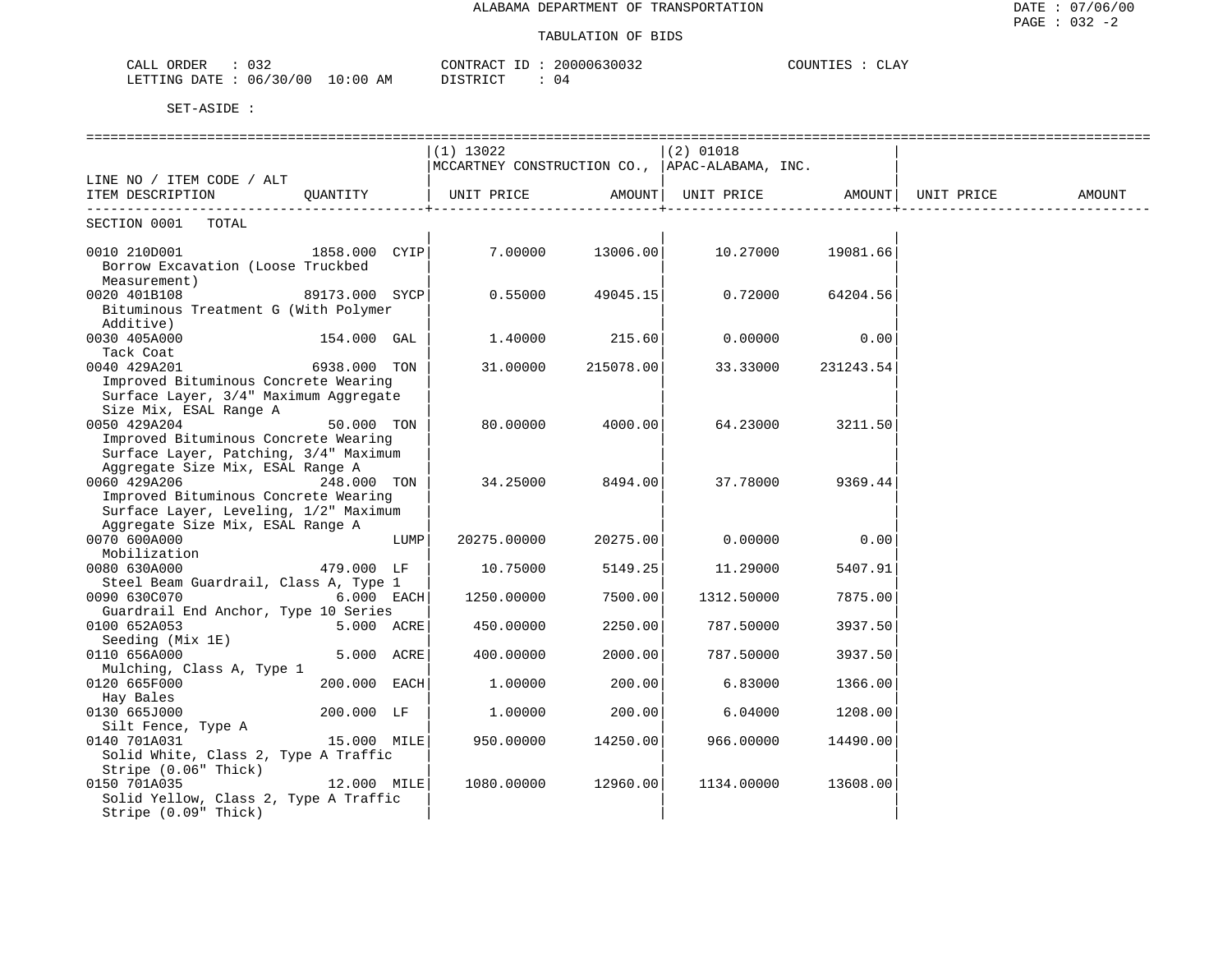ALABAMA DEPARTMENT OF TRANSPORTATION

TABULATION OF BIDS

CALL ORDER : 032    CONTRACT ID : 20000630032    COUNTIES : CLAY
LETTING DATE : 06/30/00 10:00 AM    DISTRICT : 04

SET-ASIDE :

| LINE NO / ITEM CODE / ALT ITEM DESCRIPTION | QUANTITY | (1) 13022 MCCARTNEY CONSTRUCTION CO., UNIT PRICE | AMOUNT | (2) 01018 APAC-ALABAMA, INC. UNIT PRICE | AMOUNT | UNIT PRICE | AMOUNT |
|---|---|---|---|---|---|---|---|
| SECTION 0001 TOTAL | | | | | | | |
| 0010 210D001 Borrow Excavation (Loose Truckbed Measurement) | 1858.000 CYIP | 7.00000 | 13006.00 | 10.27000 | 19081.66 | | |
| 0020 401B108 Bituminous Treatment G (With Polymer Additive) | 89173.000 SYCP | 0.55000 | 49045.15 | 0.72000 | 64204.56 | | |
| 0030 405A000 Tack Coat | 154.000 GAL | 1.40000 | 215.60 | 0.00000 | 0.00 | | |
| 0040 429A201 Improved Bituminous Concrete Wearing Surface Layer, 3/4" Maximum Aggregate Size Mix, ESAL Range A | 6938.000 TON | 31.00000 | 215078.00 | 33.33000 | 231243.54 | | |
| 0050 429A204 Improved Bituminous Concrete Wearing Surface Layer, Patching, 3/4" Maximum Aggregate Size Mix, ESAL Range A | 50.000 TON | 80.00000 | 4000.00 | 64.23000 | 3211.50 | | |
| 0060 429A206 Improved Bituminous Concrete Wearing Surface Layer, Leveling, 1/2" Maximum Aggregate Size Mix, ESAL Range A | 248.000 TON | 34.25000 | 8494.00 | 37.78000 | 9369.44 | | |
| 0070 600A000 Mobilization | LUMP | 20275.00000 | 20275.00 | 0.00000 | 0.00 | | |
| 0080 630A000 Steel Beam Guardrail, Class A, Type 1 | 479.000 LF | 10.75000 | 5149.25 | 11.29000 | 5407.91 | | |
| 0090 630C070 Guardrail End Anchor, Type 10 Series | 6.000 EACH | 1250.00000 | 7500.00 | 1312.50000 | 7875.00 | | |
| 0100 652A053 Seeding (Mix 1E) | 5.000 ACRE | 450.00000 | 2250.00 | 787.50000 | 3937.50 | | |
| 0110 656A000 Mulching, Class A, Type 1 | 5.000 ACRE | 400.00000 | 2000.00 | 787.50000 | 3937.50 | | |
| 0120 665F000 Hay Bales | 200.000 EACH | 1.00000 | 200.00 | 6.83000 | 1366.00 | | |
| 0130 665J000 Silt Fence, Type A | 200.000 LF | 1.00000 | 200.00 | 6.04000 | 1208.00 | | |
| 0140 701A031 Solid White, Class 2, Type A Traffic Stripe (0.06" Thick) | 15.000 MILE | 950.00000 | 14250.00 | 966.00000 | 14490.00 | | |
| 0150 701A035 Solid Yellow, Class 2, Type A Traffic Stripe (0.09" Thick) | 12.000 MILE | 1080.00000 | 12960.00 | 1134.00000 | 13608.00 | | |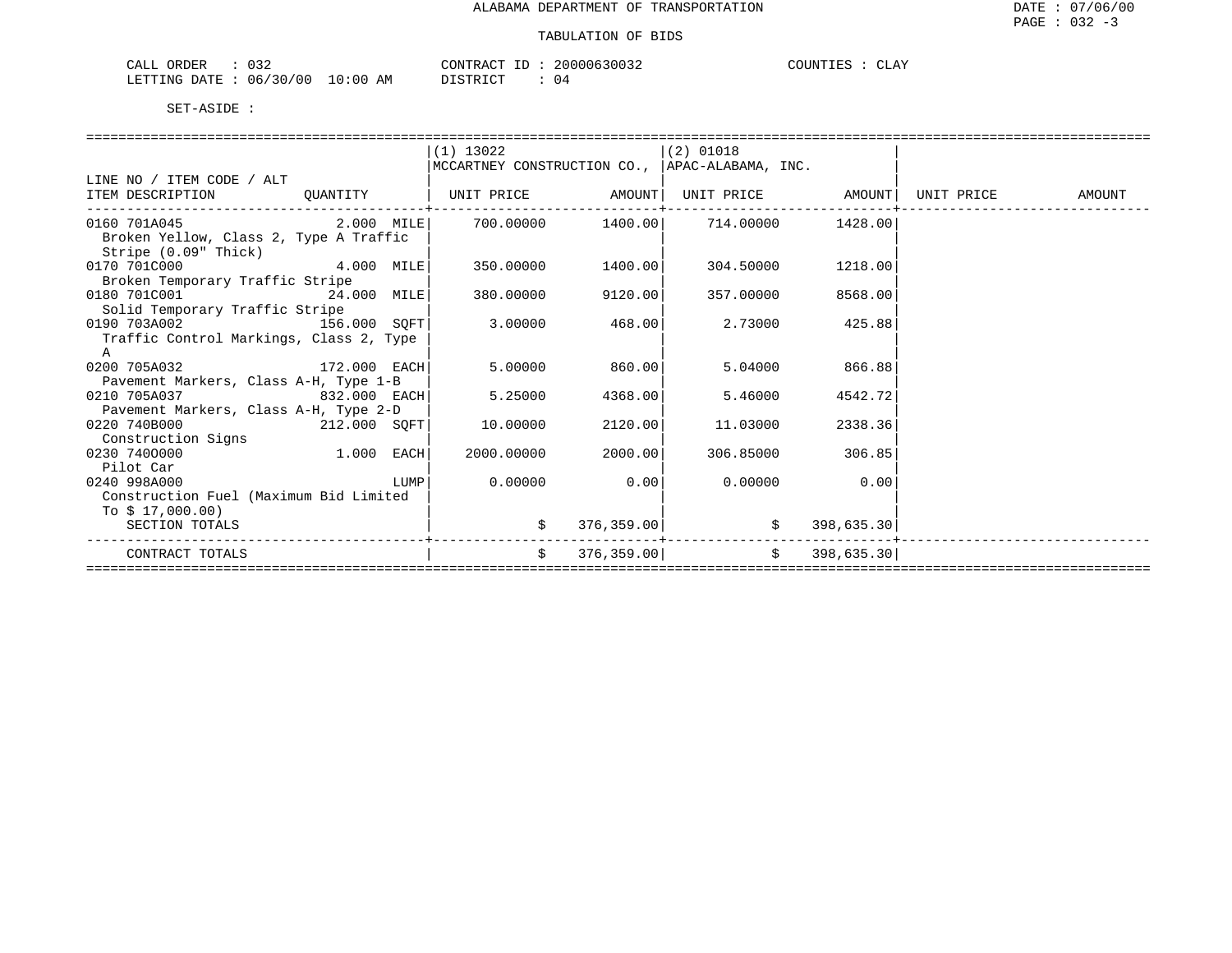ALABAMA DEPARTMENT OF TRANSPORTATION

TABULATION OF BIDS

CALL ORDER : 032 CONTRACT ID : 20000630032 COUNTIES : CLAY
LETTING DATE : 06/30/00 10:00 AM DISTRICT : 04

SET-ASIDE :

| LINE NO / ITEM CODE / ALT ITEM DESCRIPTION | QUANTITY | (1) 13022 MCCARTNEY CONSTRUCTION CO., UNIT PRICE | AMOUNT | (2) 01018 APAC-ALABAMA, INC. UNIT PRICE | AMOUNT | UNIT PRICE | AMOUNT |
|---|---|---|---|---|---|---|---|
| 0160 701A045 Broken Yellow, Class 2, Type A Traffic Stripe (0.09" Thick) | 2.000 MILE | 700.00000 | 1400.00 | 714.00000 | 1428.00 | | |
| 0170 701C000 Broken Temporary Traffic Stripe | 4.000 MILE | 350.00000 | 1400.00 | 304.50000 | 1218.00 | | |
| 0180 701C001 Solid Temporary Traffic Stripe | 24.000 MILE | 380.00000 | 9120.00 | 357.00000 | 8568.00 | | |
| 0190 703A002 Traffic Control Markings, Class 2, Type A | 156.000 SQFT | 3.00000 | 468.00 | 2.73000 | 425.88 | | |
| 0200 705A032 Pavement Markers, Class A-H, Type 1-B | 172.000 EACH | 5.00000 | 860.00 | 5.04000 | 866.88 | | |
| 0210 705A037 Pavement Markers, Class A-H, Type 2-D | 832.000 EACH | 5.25000 | 4368.00 | 5.46000 | 4542.72 | | |
| 0220 740B000 Construction Signs | 212.000 SQFT | 10.00000 | 2120.00 | 11.03000 | 2338.36 | | |
| 0230 740O000 Pilot Car | 1.000 EACH | 2000.00000 | 2000.00 | 306.85000 | 306.85 | | |
| 0240 998A000 Construction Fuel (Maximum Bid Limited To $ 17,000.00) | LUMP | 0.00000 | 0.00 | 0.00000 | 0.00 | | |
| SECTION TOTALS | | $ | 376,359.00 | $ | 398,635.30 | | |
| CONTRACT TOTALS | | $ | 376,359.00 | $ | 398,635.30 | | |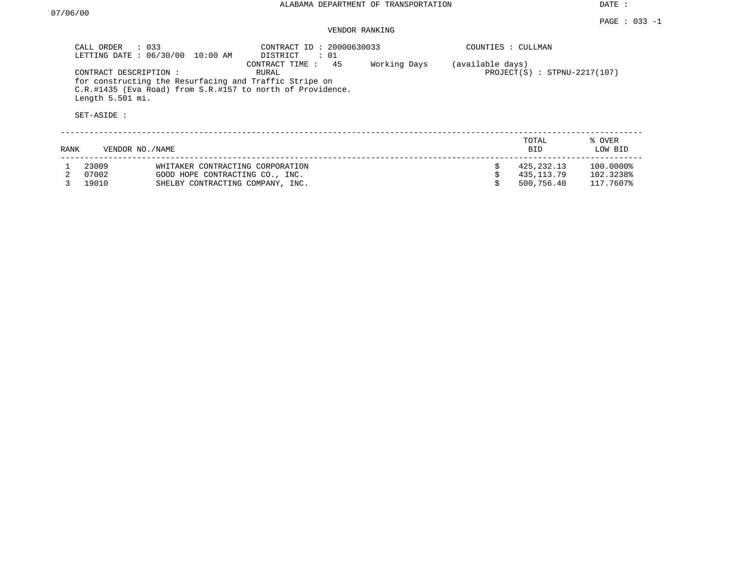ALABAMA DEPARTMENT OF TRANSPORTATION

DATE : 07/06/00

PAGE : 033 -1

VENDOR RANKING

CALL ORDER : 033
LETTING DATE : 06/30/00 10:00 AM

CONTRACT ID : 20000630033
DISTRICT : 01
CONTRACT TIME : 45 Working Days (available days)
RURAL

COUNTIES : CULLMAN

PROJECT(S) : STPNU-2217(107)

CONTRACT DESCRIPTION :
for constructing the Resurfacing and Traffic Stripe on C.R.#1435 (Eva Road) from S.R.#157 to north of Providence. Length 5.501 mi.

SET-ASIDE :

| RANK | VENDOR NO. | NAME | TOTAL BID | % OVER LOW BID |
|---|---|---|---|---|
| 1 | 23009 | WHITAKER CONTRACTING CORPORATION | $ 425,232.13 | 100.0000% |
| 2 | 07002 | GOOD HOPE CONTRACTING CO., INC. | $ 435,113.79 | 102.3238% |
| 3 | 19010 | SHELBY CONTRACTING COMPANY, INC. | $ 500,756.40 | 117.7607% |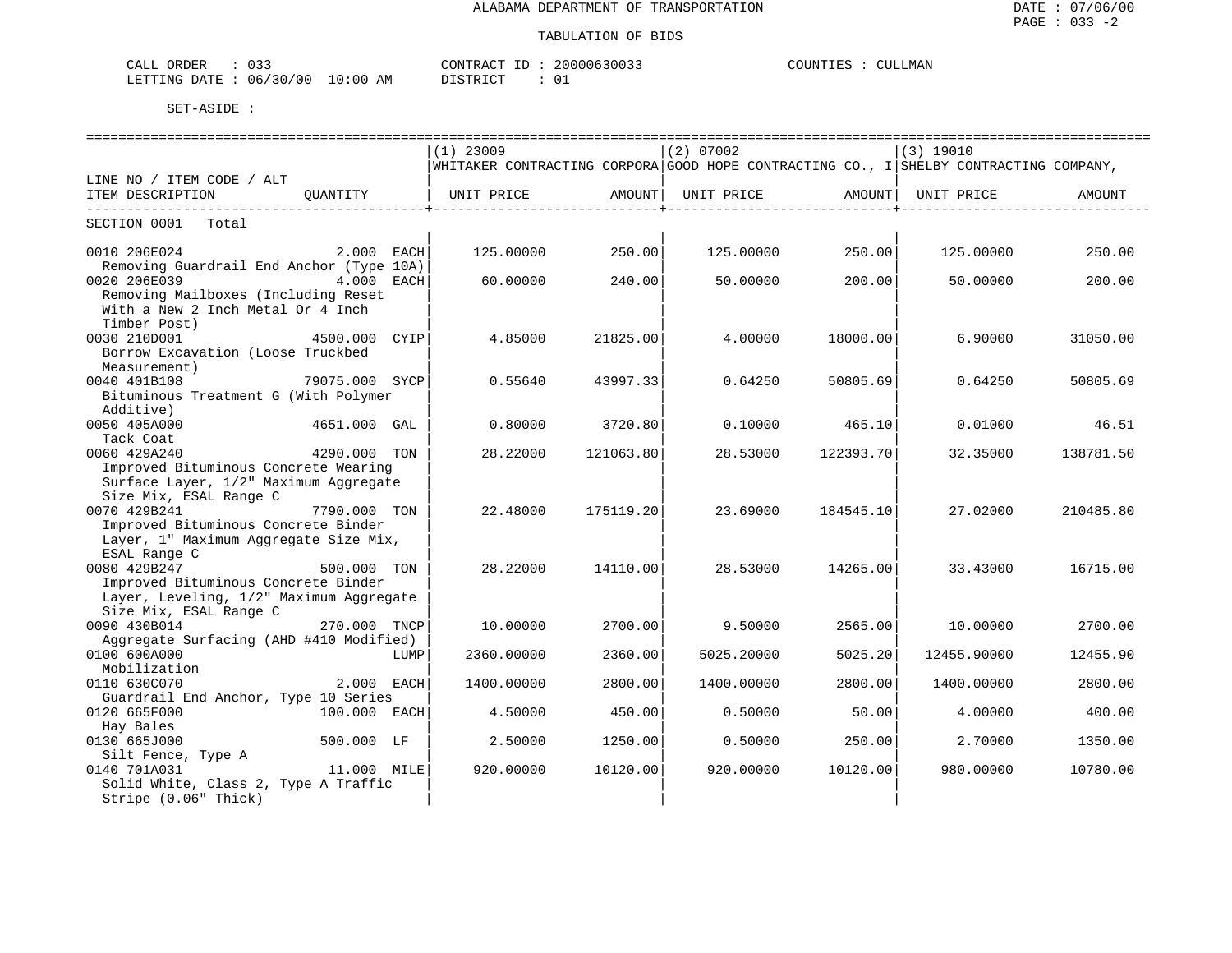ALABAMA DEPARTMENT OF TRANSPORTATION

TABULATION OF BIDS

CALL ORDER : 033  CONTRACT ID : 20000630033  COUNTIES : CULLMAN
LETTING DATE : 06/30/00 10:00 AM  DISTRICT : 01

SET-ASIDE :

| LINE NO / ITEM CODE / ALT ITEM DESCRIPTION | QUANTITY | (1) 23009 WHITAKER CONTRACTING CORPORA UNIT PRICE | AMOUNT | (2) 07002 GOOD HOPE CONTRACTING CO., I UNIT PRICE | AMOUNT | (3) 19010 SHELBY CONTRACTING COMPANY, UNIT PRICE | AMOUNT |
|---|---|---|---|---|---|---|---|
| SECTION 0001 Total | | | | | | | |
| 0010 206E024 Removing Guardrail End Anchor (Type 10A) | 2.000 EACH | 125.00000 | 250.00 | 125.00000 | 250.00 | 125.00000 | 250.00 |
| 0020 206E039 Removing Mailboxes (Including Reset With a New 2 Inch Metal Or 4 Inch Timber Post) | 4.000 EACH | 60.00000 | 240.00 | 50.00000 | 200.00 | 50.00000 | 200.00 |
| 0030 210D001 Borrow Excavation (Loose Truckbed Measurement) | 4500.000 CYIP | 4.85000 | 21825.00 | 4.00000 | 18000.00 | 6.90000 | 31050.00 |
| 0040 401B108 Bituminous Treatment G (With Polymer Additive) | 79075.000 SYCP | 0.55640 | 43997.33 | 0.64250 | 50805.69 | 0.64250 | 50805.69 |
| 0050 405A000 Tack Coat | 4651.000 GAL | 0.80000 | 3720.80 | 0.10000 | 465.10 | 0.01000 | 46.51 |
| 0060 429A240 Improved Bituminous Concrete Wearing Surface Layer, 1/2" Maximum Aggregate Size Mix, ESAL Range C | 4290.000 TON | 28.22000 | 121063.80 | 28.53000 | 122393.70 | 32.35000 | 138781.50 |
| 0070 429B241 Improved Bituminous Concrete Binder Layer, 1" Maximum Aggregate Size Mix, ESAL Range C | 7790.000 TON | 22.48000 | 175119.20 | 23.69000 | 184545.10 | 27.02000 | 210485.80 |
| 0080 429B247 Improved Bituminous Concrete Binder Layer, Leveling, 1/2" Maximum Aggregate Size Mix, ESAL Range C | 500.000 TON | 28.22000 | 14110.00 | 28.53000 | 14265.00 | 33.43000 | 16715.00 |
| 0090 430B014 Aggregate Surfacing (AHD #410 Modified) | 270.000 TNCP | 10.00000 | 2700.00 | 9.50000 | 2565.00 | 10.00000 | 2700.00 |
| 0100 600A000 Mobilization | LUMP | 2360.00000 | 2360.00 | 5025.20000 | 5025.20 | 12455.90000 | 12455.90 |
| 0110 630C070 Guardrail End Anchor, Type 10 Series | 2.000 EACH | 1400.00000 | 2800.00 | 1400.00000 | 2800.00 | 1400.00000 | 2800.00 |
| 0120 665F000 Hay Bales | 100.000 EACH | 4.50000 | 450.00 | 0.50000 | 50.00 | 4.00000 | 400.00 |
| 0130 665J000 Silt Fence, Type A | 500.000 LF | 2.50000 | 1250.00 | 0.50000 | 250.00 | 2.70000 | 1350.00 |
| 0140 701A031 Solid White, Class 2, Type A Traffic Stripe (0.06" Thick) | 11.000 MILE | 920.00000 | 10120.00 | 920.00000 | 10120.00 | 980.00000 | 10780.00 |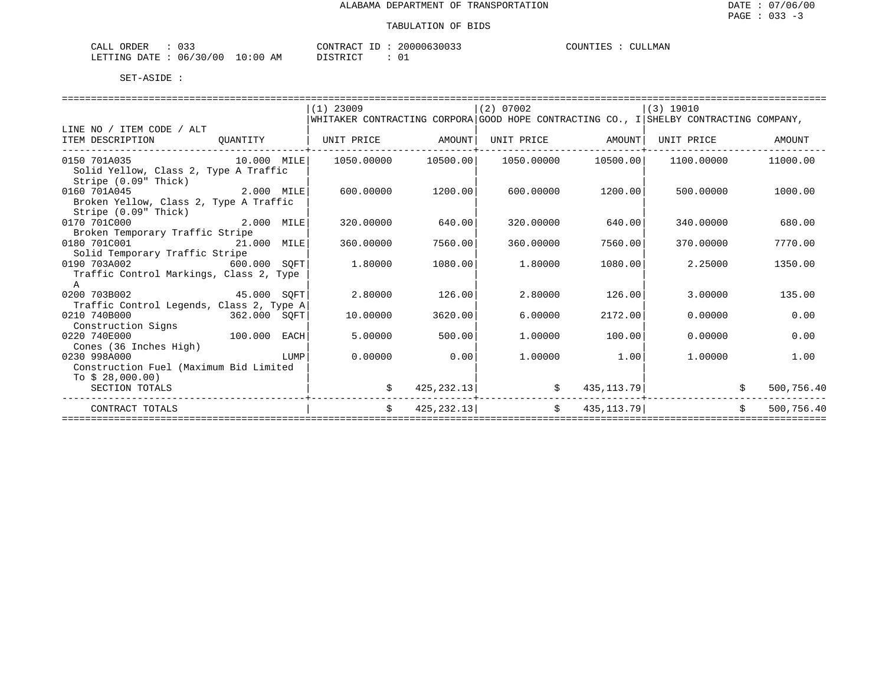ALABAMA DEPARTMENT OF TRANSPORTATION

TABULATION OF BIDS

CALL ORDER : 033    CONTRACT ID : 20000630033    COUNTIES : CULLMAN
LETTING DATE : 06/30/00 10:00 AM    DISTRICT : 01

SET-ASIDE :

| LINE NO / ITEM CODE / ALT ITEM DESCRIPTION | QUANTITY | (1) 23009 WHITAKER CONTRACTING CORPORA UNIT PRICE | AMOUNT | (2) 07002 GOOD HOPE CONTRACTING CO., I UNIT PRICE | AMOUNT | (3) 19010 SHELBY CONTRACTING COMPANY, UNIT PRICE | AMOUNT |
|---|---|---|---|---|---|---|---|
| 0150 701A035 Solid Yellow, Class 2, Type A Traffic Stripe (0.09" Thick) | 10.000 MILE | 1050.00000 | 10500.00 | 1050.00000 | 10500.00 | 1100.00000 | 11000.00 |
| 0160 701A045 Broken Yellow, Class 2, Type A Traffic Stripe (0.09" Thick) | 2.000 MILE | 600.00000 | 1200.00 | 600.00000 | 1200.00 | 500.00000 | 1000.00 |
| 0170 701C000 Broken Temporary Traffic Stripe | 2.000 MILE | 320.00000 | 640.00 | 320.00000 | 640.00 | 340.00000 | 680.00 |
| 0180 701C001 Solid Temporary Traffic Stripe | 21.000 MILE | 360.00000 | 7560.00 | 360.00000 | 7560.00 | 370.00000 | 7770.00 |
| 0190 703A002 Traffic Control Markings, Class 2, Type A | 600.000 SQFT | 1.80000 | 1080.00 | 1.80000 | 1080.00 | 2.25000 | 1350.00 |
| 0200 703B002 Traffic Control Legends, Class 2, Type A | 45.000 SQFT | 2.80000 | 126.00 | 2.80000 | 126.00 | 3.00000 | 135.00 |
| 0210 740B000 Construction Signs | 362.000 SQFT | 10.00000 | 3620.00 | 6.00000 | 2172.00 | 0.00000 | 0.00 |
| 0220 740E000 Cones (36 Inches High) | 100.000 EACH | 5.00000 | 500.00 | 1.00000 | 100.00 | 0.00000 | 0.00 |
| 0230 998A000 Construction Fuel (Maximum Bid Limited To $ 28,000.00) | LUMP | 0.00000 | 0.00 | 1.00000 | 1.00 | 1.00000 | 1.00 |
| SECTION TOTALS | | | $ 425,232.13 | | $ 435,113.79 | | $ 500,756.40 |
| CONTRACT TOTALS | | | $ 425,232.13 | | $ 435,113.79 | | $ 500,756.40 |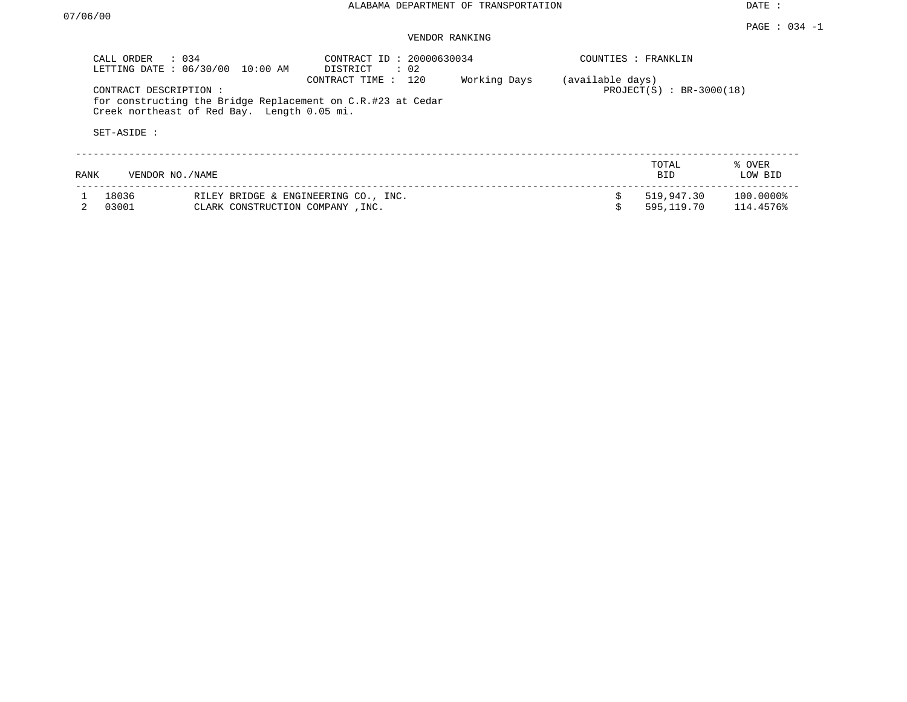ALABAMA DEPARTMENT OF TRANSPORTATION

DATE : 07/06/00

PAGE : 034 -1

VENDOR RANKING

CALL ORDER : 034
LETTING DATE : 06/30/00 10:00 AM

CONTRACT ID : 20000630034
DISTRICT : 02
CONTRACT TIME : 120 Working Days (available days)

COUNTIES : FRANKLIN

PROJECT(S) : BR-3000(18)

CONTRACT DESCRIPTION :
for constructing the Bridge Replacement on C.R.#23 at Cedar Creek northeast of Red Bay. Length 0.05 mi.

SET-ASIDE :

| RANK | VENDOR NO. | NAME | TOTAL BID | % OVER LOW BID |
|---|---|---|---|---|
| 1 | 18036 | RILEY BRIDGE & ENGINEERING CO., INC. | $ 519,947.30 | 100.0000% |
| 2 | 03001 | CLARK CONSTRUCTION COMPANY ,INC. | $ 595,119.70 | 114.4576% |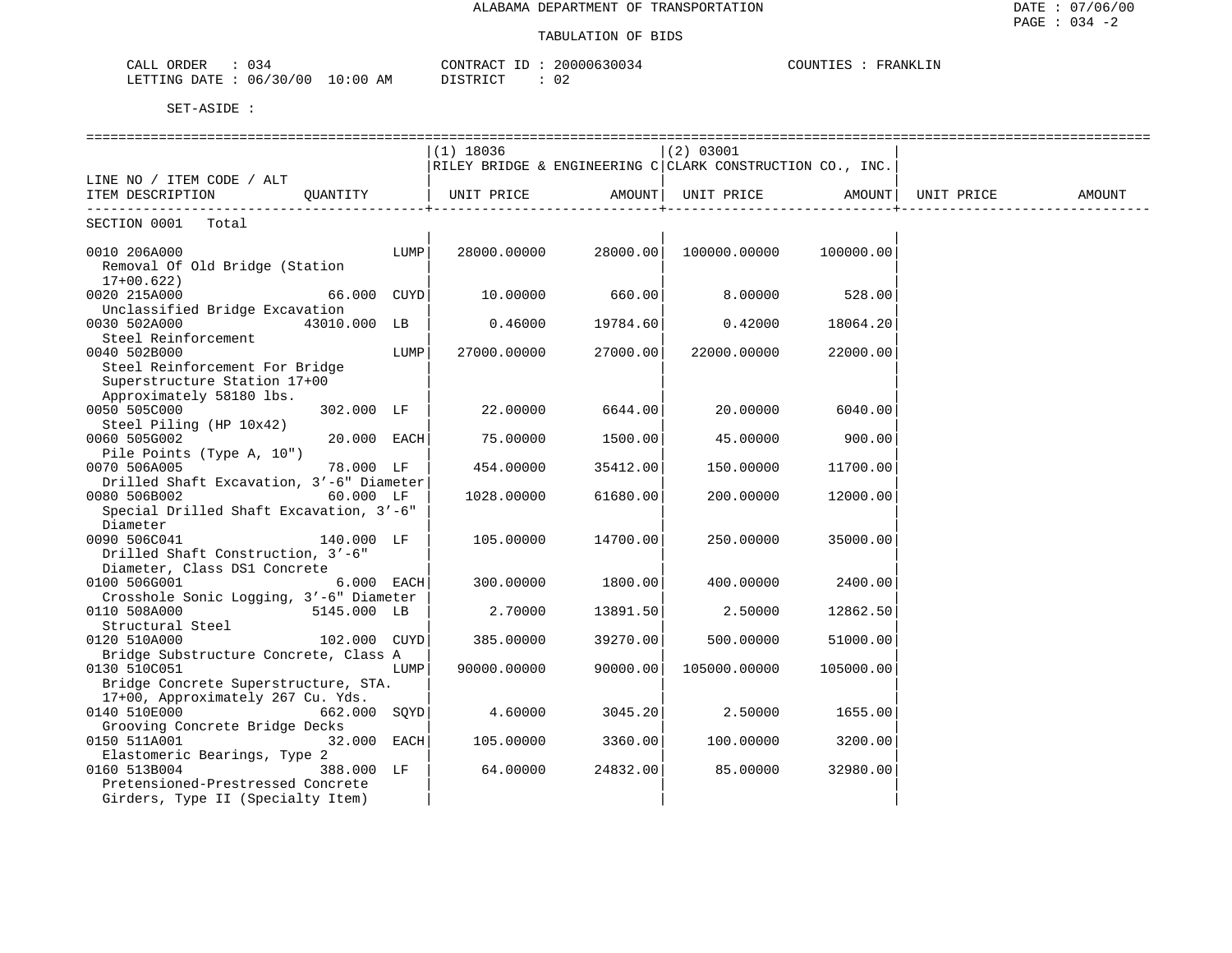ALABAMA DEPARTMENT OF TRANSPORTATION

TABULATION OF BIDS

CALL ORDER : 034　　CONTRACT ID : 20000630034　　COUNTIES : FRANKLIN

LETTING DATE : 06/30/00 10:00 AM　　DISTRICT : 02

SET-ASIDE :

| LINE NO / ITEM CODE / ALT ITEM DESCRIPTION | QUANTITY | (1) 18036 RILEY BRIDGE & ENGINEERING C UNIT PRICE | AMOUNT | (2) 03001 CLARK CONSTRUCTION CO., INC. UNIT PRICE | AMOUNT | UNIT PRICE | AMOUNT |
|---|---|---|---|---|---|---|---|
| SECTION 0001 Total | | | | | | | |
| 0010 206A000 Removal Of Old Bridge (Station 17+00.622) | LUMP | 28000.00000 | 28000.00 | 100000.00000 | 100000.00 | | |
| 0020 215A000 Unclassified Bridge Excavation | 66.000 CUYD | 10.00000 | 660.00 | 8.00000 | 528.00 | | |
| 0030 502A000 Steel Reinforcement | 43010.000 LB | 0.46000 | 19784.60 | 0.42000 | 18064.20 | | |
| 0040 502B000 Steel Reinforcement For Bridge Superstructure Station 17+00 Approximately 58180 lbs. | LUMP | 27000.00000 | 27000.00 | 22000.00000 | 22000.00 | | |
| 0050 505C000 Steel Piling (HP 10x42) | 302.000 LF | 22.00000 | 6644.00 | 20.00000 | 6040.00 | | |
| 0060 505G002 Pile Points (Type A, 10") | 20.000 EACH | 75.00000 | 1500.00 | 45.00000 | 900.00 | | |
| 0070 506A005 Drilled Shaft Excavation, 3'-6" Diameter | 78.000 LF | 454.00000 | 35412.00 | 150.00000 | 11700.00 | | |
| 0080 506B002 Special Drilled Shaft Excavation, 3'-6" Diameter | 60.000 LF | 1028.00000 | 61680.00 | 200.00000 | 12000.00 | | |
| 0090 506C041 Drilled Shaft Construction, 3'-6" Diameter, Class DS1 Concrete | 140.000 LF | 105.00000 | 14700.00 | 250.00000 | 35000.00 | | |
| 0100 506G001 Crosshole Sonic Logging, 3'-6" Diameter | 6.000 EACH | 300.00000 | 1800.00 | 400.00000 | 2400.00 | | |
| 0110 508A000 Structural Steel | 5145.000 LB | 2.70000 | 13891.50 | 2.50000 | 12862.50 | | |
| 0120 510A000 Bridge Substructure Concrete, Class A | 102.000 CUYD | 385.00000 | 39270.00 | 500.00000 | 51000.00 | | |
| 0130 510C051 Bridge Concrete Superstructure, STA. 17+00, Approximately 267 Cu. Yds. | LUMP | 90000.00000 | 90000.00 | 105000.00000 | 105000.00 | | |
| 0140 510E000 Grooving Concrete Bridge Decks | 662.000 SQYD | 4.60000 | 3045.20 | 2.50000 | 1655.00 | | |
| 0150 511A001 Elastomeric Bearings, Type 2 | 32.000 EACH | 105.00000 | 3360.00 | 100.00000 | 3200.00 | | |
| 0160 513B004 Pretensioned-Prestressed Concrete Girders, Type II (Specialty Item) | 388.000 LF | 64.00000 | 24832.00 | 85.00000 | 32980.00 | | |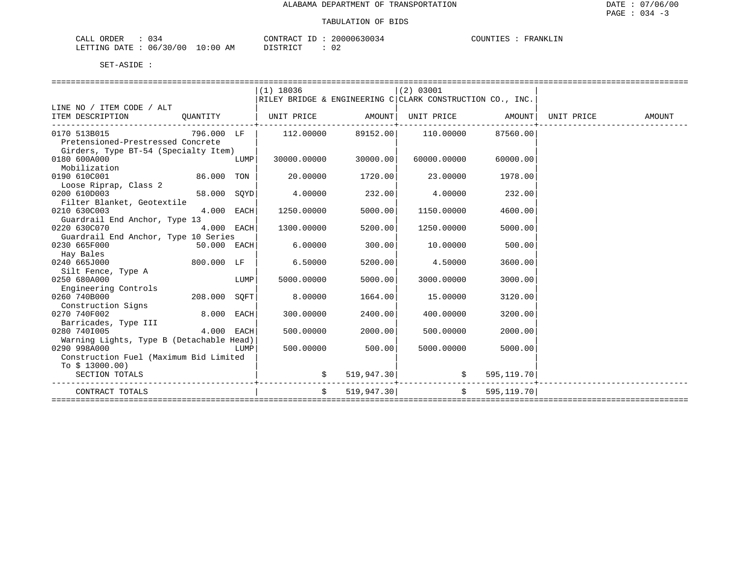ALABAMA DEPARTMENT OF TRANSPORTATION

TABULATION OF BIDS

CALL ORDER : 034 CONTRACT ID : 20000630034 COUNTIES : FRANKLIN
LETTING DATE : 06/30/00 10:00 AM DISTRICT : 02

SET-ASIDE :

| LINE NO / ITEM CODE / ALT ITEM DESCRIPTION | QUANTITY | (1) 18036 RILEY BRIDGE & ENGINEERING C UNIT PRICE | AMOUNT | (2) 03001 CLARK CONSTRUCTION CO., INC. UNIT PRICE | AMOUNT | UNIT PRICE | AMOUNT |
|---|---|---|---|---|---|---|---|
| 0170 513B015 Pretensioned-Prestressed Concrete Girders, Type BT-54 (Specialty Item) | 796.000 LF | 112.00000 | 89152.00 | 110.00000 | 87560.00 | | |
| 0180 600A000 Mobilization | LUMP | 30000.00000 | 30000.00 | 60000.00000 | 60000.00 | | |
| 0190 610C001 Loose Riprap, Class 2 | 86.000 TON | 20.00000 | 1720.00 | 23.00000 | 1978.00 | | |
| 0200 610D003 Filter Blanket, Geotextile | 58.000 SQYD | 4.00000 | 232.00 | 4.00000 | 232.00 | | |
| 0210 630C003 Guardrail End Anchor, Type 13 | 4.000 EACH | 1250.00000 | 5000.00 | 1150.00000 | 4600.00 | | |
| 0220 630C070 Guardrail End Anchor, Type 10 Series | 4.000 EACH | 1300.00000 | 5200.00 | 1250.00000 | 5000.00 | | |
| 0230 665F000 Hay Bales | 50.000 EACH | 6.00000 | 300.00 | 10.00000 | 500.00 | | |
| 0240 665J000 Silt Fence, Type A | 800.000 LF | 6.50000 | 5200.00 | 4.50000 | 3600.00 | | |
| 0250 680A000 Engineering Controls | LUMP | 5000.00000 | 5000.00 | 3000.00000 | 3000.00 | | |
| 0260 740B000 Construction Signs | 208.000 SQFT | 8.00000 | 1664.00 | 15.00000 | 3120.00 | | |
| 0270 740F002 Barricades, Type III | 8.000 EACH | 300.00000 | 2400.00 | 400.00000 | 3200.00 | | |
| 0280 740I005 Warning Lights, Type B (Detachable Head) | 4.000 EACH | 500.00000 | 2000.00 | 500.00000 | 2000.00 | | |
| 0290 998A000 Construction Fuel (Maximum Bid Limited To $ 13000.00) | LUMP | 500.00000 | 500.00 | 5000.00000 | 5000.00 | | |
| SECTION TOTALS | | | $ 519,947.30 | | $ 595,119.70 | | |
| CONTRACT TOTALS | | | $ 519,947.30 | | $ 595,119.70 | | |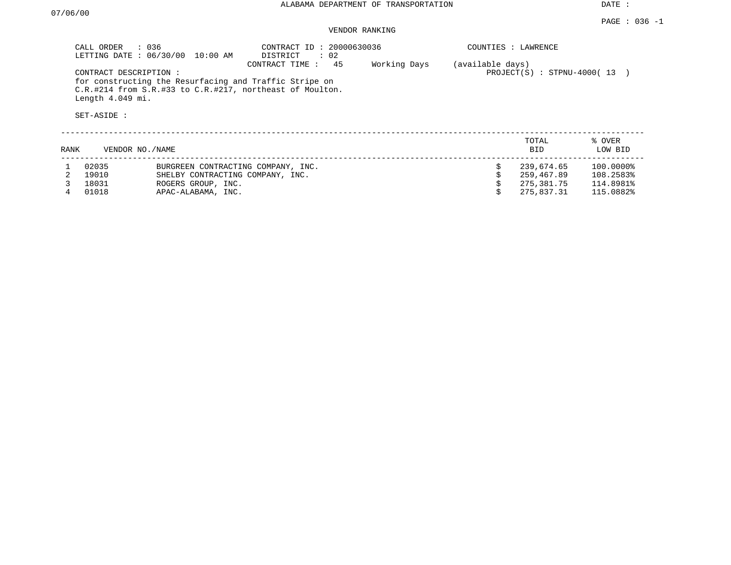ALABAMA DEPARTMENT OF TRANSPORTATION

DATE : 07/06/00

PAGE : 036 -1

VENDOR RANKING

CALL ORDER : 036
LETTING DATE : 06/30/00 10:00 AM

CONTRACT ID : 20000630036
DISTRICT : 02
CONTRACT TIME : 45 Working Days (available days)

COUNTIES : LAWRENCE

PROJECT(S) : STPNU-4000( 13 )

CONTRACT DESCRIPTION :
for constructing the Resurfacing and Traffic Stripe on C.R.#214 from S.R.#33 to C.R.#217, northeast of Moulton. Length 4.049 mi.

SET-ASIDE :

| RANK | VENDOR NO. | NAME | TOTAL BID | % OVER LOW BID |
|---|---|---|---|---|
| 1 | 02035 | BURGREEN CONTRACTING COMPANY, INC. | $ 239,674.65 | 100.0000% |
| 2 | 19010 | SHELBY CONTRACTING COMPANY, INC. | $ 259,467.89 | 108.2583% |
| 3 | 18031 | ROGERS GROUP, INC. | $ 275,381.75 | 114.8981% |
| 4 | 01018 | APAC-ALABAMA, INC. | $ 275,837.31 | 115.0882% |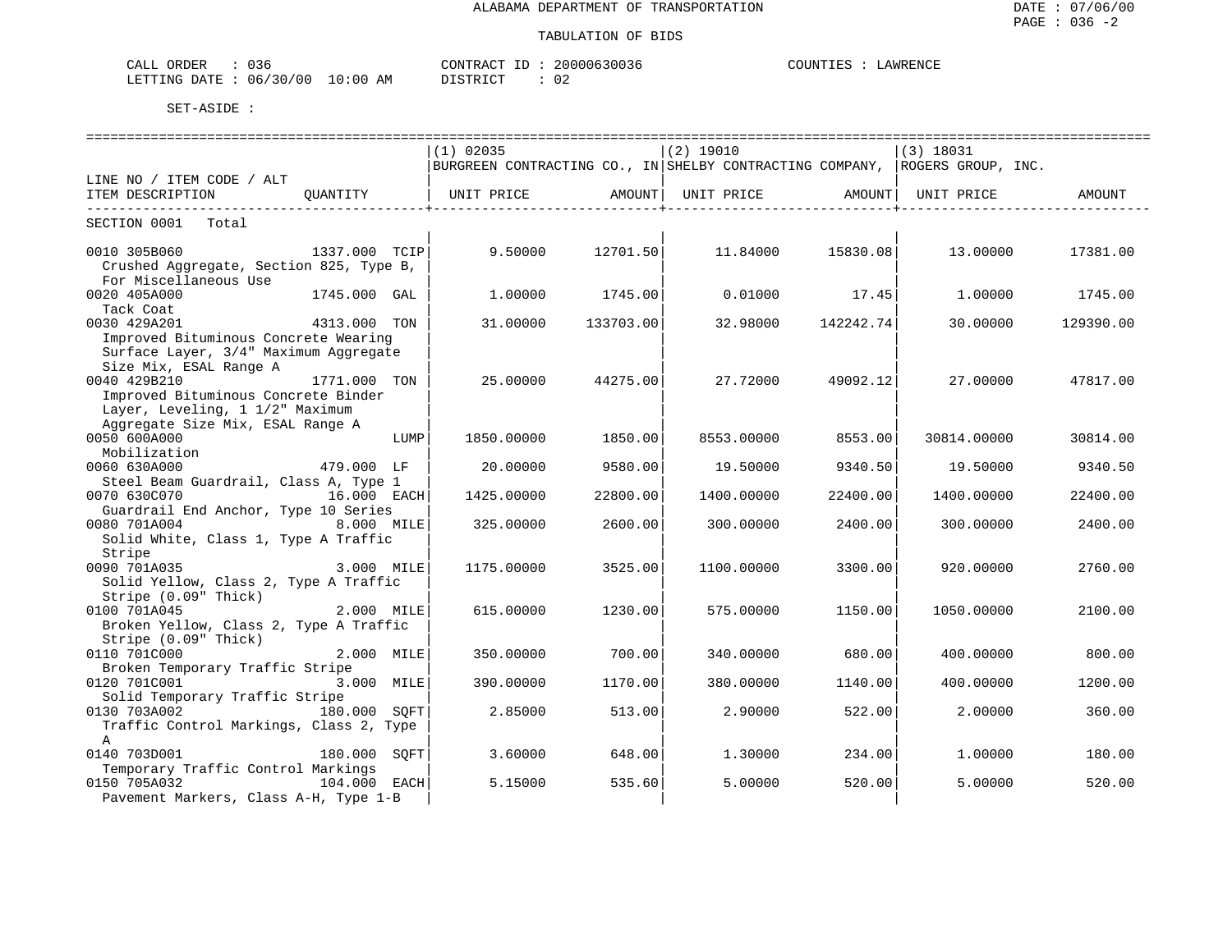ALABAMA DEPARTMENT OF TRANSPORTATION

TABULATION OF BIDS

DATE : 07/06/00
PAGE : 036 -2

CALL ORDER : 036
LETTING DATE : 06/30/00 10:00 AM

CONTRACT ID : 20000630036
DISTRICT : 02

COUNTIES : LAWRENCE

SET-ASIDE :

| LINE NO / ITEM CODE / ALT<br>ITEM DESCRIPTION | QUANTITY | (1) 02035<br>BURGREEN CONTRACTING CO., IN<br>UNIT PRICE | AMOUNT | (2) 19010<br>SHELBY CONTRACTING COMPANY,<br>UNIT PRICE | AMOUNT | (3) 18031<br>ROGERS GROUP, INC.<br>UNIT PRICE | AMOUNT |
|---|---|---|---|---|---|---|---|
| SECTION 0001 Total | | | | | | | |
| 0010 305B060<br>Crushed Aggregate, Section 825, Type B, For Miscellaneous Use | 1337.000 TCIP | 9.50000 | 12701.50 | 11.84000 | 15830.08 | 13.00000 | 17381.00 |
| 0020 405A000<br>Tack Coat | 1745.000 GAL | 1.00000 | 1745.00 | 0.01000 | 17.45 | 1.00000 | 1745.00 |
| 0030 429A201<br>Improved Bituminous Concrete Wearing Surface Layer, 3/4" Maximum Aggregate Size Mix, ESAL Range A | 4313.000 TON | 31.00000 | 133703.00 | 32.98000 | 142242.74 | 30.00000 | 129390.00 |
| 0040 429B210<br>Improved Bituminous Concrete Binder Layer, Leveling, 1 1/2" Maximum Aggregate Size Mix, ESAL Range A | 1771.000 TON | 25.00000 | 44275.00 | 27.72000 | 49092.12 | 27.00000 | 47817.00 |
| 0050 600A000<br>Mobilization | LUMP | 1850.00000 | 1850.00 | 8553.00000 | 8553.00 | 30814.00000 | 30814.00 |
| 0060 630A000<br>Steel Beam Guardrail, Class A, Type 1 | 479.000 LF | 20.00000 | 9580.00 | 19.50000 | 9340.50 | 19.50000 | 9340.50 |
| 0070 630C070<br>Guardrail End Anchor, Type 10 Series | 16.000 EACH | 1425.00000 | 22800.00 | 1400.00000 | 22400.00 | 1400.00000 | 22400.00 |
| 0080 701A004<br>Solid White, Class 1, Type A Traffic Stripe | 8.000 MILE | 325.00000 | 2600.00 | 300.00000 | 2400.00 | 300.00000 | 2400.00 |
| 0090 701A035<br>Solid Yellow, Class 2, Type A Traffic Stripe (0.09" Thick) | 3.000 MILE | 1175.00000 | 3525.00 | 1100.00000 | 3300.00 | 920.00000 | 2760.00 |
| 0100 701A045<br>Broken Yellow, Class 2, Type A Traffic Stripe (0.09" Thick) | 2.000 MILE | 615.00000 | 1230.00 | 575.00000 | 1150.00 | 1050.00000 | 2100.00 |
| 0110 701C000<br>Broken Temporary Traffic Stripe | 2.000 MILE | 350.00000 | 700.00 | 340.00000 | 680.00 | 400.00000 | 800.00 |
| 0120 701C001<br>Solid Temporary Traffic Stripe | 3.000 MILE | 390.00000 | 1170.00 | 380.00000 | 1140.00 | 400.00000 | 1200.00 |
| 0130 703A002<br>Traffic Control Markings, Class 2, Type A | 180.000 SQFT | 2.85000 | 513.00 | 2.90000 | 522.00 | 2.00000 | 360.00 |
| 0140 703D001<br>Temporary Traffic Control Markings | 180.000 SQFT | 3.60000 | 648.00 | 1.30000 | 234.00 | 1.00000 | 180.00 |
| 0150 705A032<br>Pavement Markers, Class A-H, Type 1-B | 104.000 EACH | 5.15000 | 535.60 | 5.00000 | 520.00 | 5.00000 | 520.00 |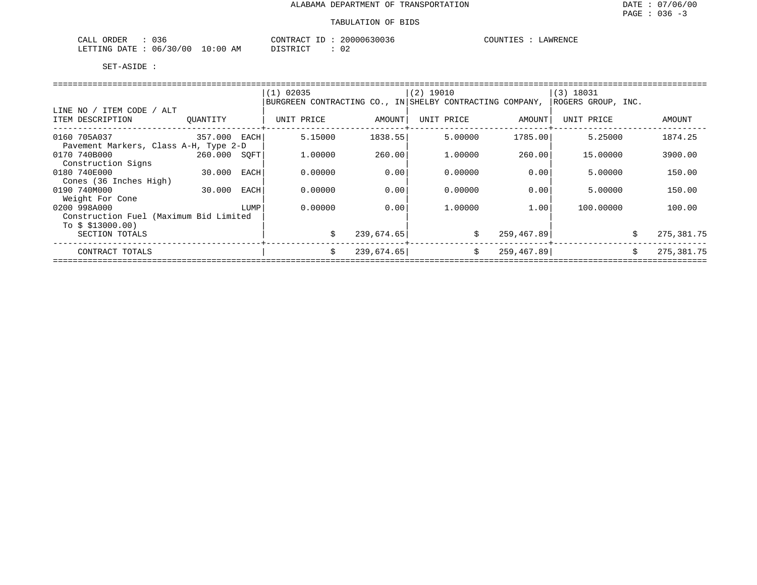ALABAMA DEPARTMENT OF TRANSPORTATION

TABULATION OF BIDS

CALL ORDER : 036
LETTING DATE : 06/30/00 10:00 AM

CONTRACT ID : 20000630036
DISTRICT : 02

COUNTIES : LAWRENCE

SET-ASIDE :

| LINE NO / ITEM CODE / ALT ITEM DESCRIPTION | QUANTITY | (1) 02035 BURGREEN CONTRACTING CO., IN UNIT PRICE | AMOUNT | (2) 19010 SHELBY CONTRACTING COMPANY, UNIT PRICE | AMOUNT | (3) 18031 ROGERS GROUP, INC. UNIT PRICE | AMOUNT |
|---|---|---|---|---|---|---|---|
| 0160 705A037 Pavement Markers, Class A-H, Type 2-D | 357.000 EACH | 5.15000 | 1838.55 | 5.00000 | 1785.00 | 5.25000 | 1874.25 |
| 0170 740B000 Construction Signs | 260.000 SQFT | 1.00000 | 260.00 | 1.00000 | 260.00 | 15.00000 | 3900.00 |
| 0180 740E000 Cones (36 Inches High) | 30.000 EACH | 0.00000 | 0.00 | 0.00000 | 0.00 | 5.00000 | 150.00 |
| 0190 740M000 Weight For Cone | 30.000 EACH | 0.00000 | 0.00 | 0.00000 | 0.00 | 5.00000 | 150.00 |
| 0200 998A000 Construction Fuel (Maximum Bid Limited To $ $13000.00) | LUMP | 0.00000 | 0.00 | 1.00000 | 1.00 | 100.00000 | 100.00 |
| SECTION TOTALS | | $ | 239,674.65 | $ | 259,467.89 | $ | 275,381.75 |
| CONTRACT TOTALS | | $ | 239,674.65 | $ | 259,467.89 | $ | 275,381.75 |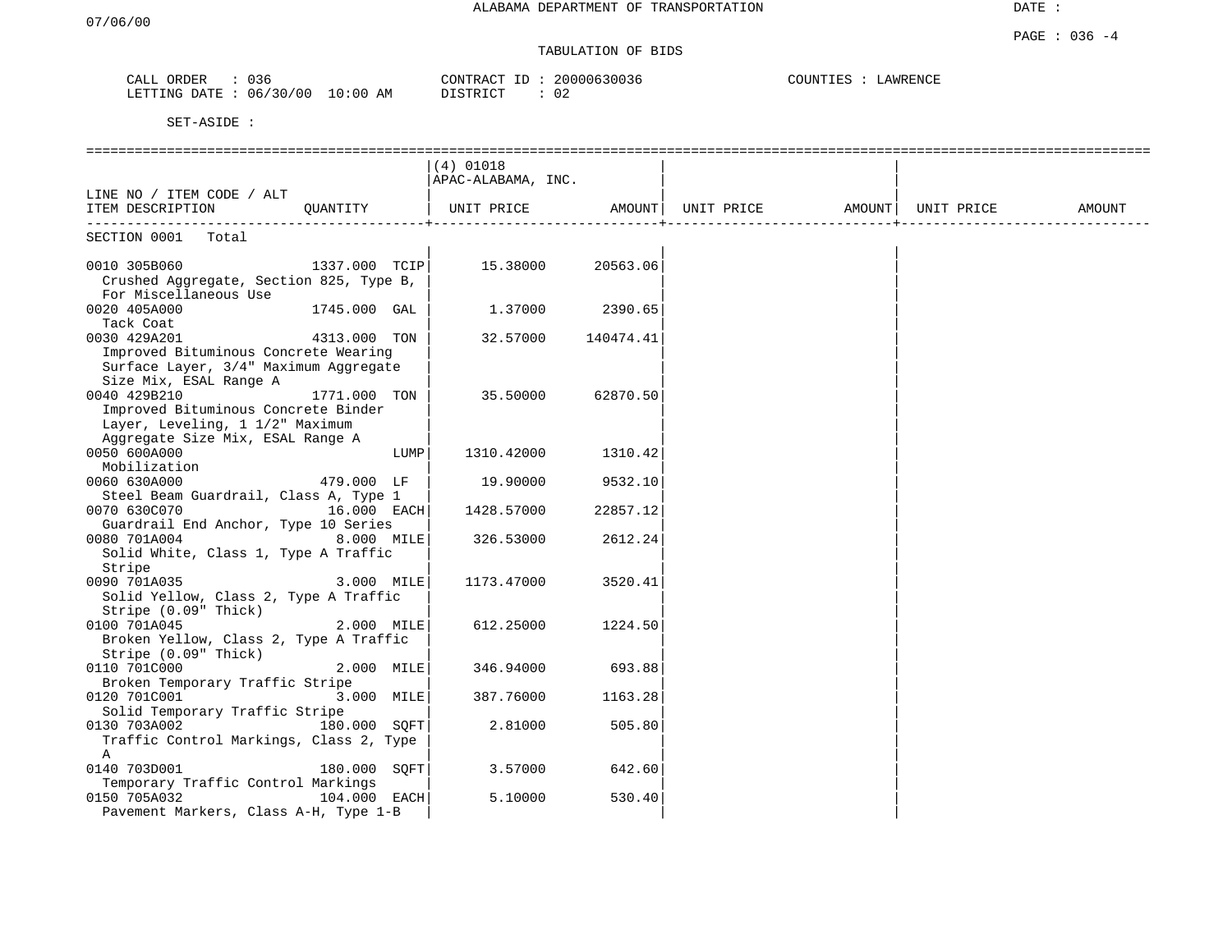ALABAMA DEPARTMENT OF TRANSPORTATION

TABULATION OF BIDS

CALL ORDER : 036
LETTING DATE : 06/30/00 10:00 AM

CONTRACT ID : 20000630036
DISTRICT : 02

COUNTIES : LAWRENCE

SET-ASIDE :

| LINE NO / ITEM CODE / ALT ITEM DESCRIPTION | QUANTITY | (4) 01018 APAC-ALABAMA, INC. UNIT PRICE | AMOUNT | UNIT PRICE | AMOUNT | UNIT PRICE | AMOUNT |
|---|---|---|---|---|---|---|---|
| SECTION 0001 Total | | | | | | | |
| 0010 305B060 Crushed Aggregate, Section 825, Type B, For Miscellaneous Use | 1337.000 TCIP | 15.38000 | 20563.06 | | | | |
| 0020 405A000 Tack Coat | 1745.000 GAL | 1.37000 | 2390.65 | | | | |
| 0030 429A201 Improved Bituminous Concrete Wearing Surface Layer, 3/4" Maximum Aggregate Size Mix, ESAL Range A | 4313.000 TON | 32.57000 | 140474.41 | | | | |
| 0040 429B210 Improved Bituminous Concrete Binder Layer, Leveling, 1 1/2" Maximum Aggregate Size Mix, ESAL Range A | 1771.000 TON | 35.50000 | 62870.50 | | | | |
| 0050 600A000 Mobilization | LUMP | 1310.42000 | 1310.42 | | | | |
| 0060 630A000 Steel Beam Guardrail, Class A, Type 1 | 479.000 LF | 19.90000 | 9532.10 | | | | |
| 0070 630C070 Guardrail End Anchor, Type 10 Series | 16.000 EACH | 1428.57000 | 22857.12 | | | | |
| 0080 701A004 Solid White, Class 1, Type A Traffic Stripe | 8.000 MILE | 326.53000 | 2612.24 | | | | |
| 0090 701A035 Solid Yellow, Class 2, Type A Traffic Stripe (0.09" Thick) | 3.000 MILE | 1173.47000 | 3520.41 | | | | |
| 0100 701A045 Broken Yellow, Class 2, Type A Traffic Stripe (0.09" Thick) | 2.000 MILE | 612.25000 | 1224.50 | | | | |
| 0110 701C000 Broken Temporary Traffic Stripe | 2.000 MILE | 346.94000 | 693.88 | | | | |
| 0120 701C001 Solid Temporary Traffic Stripe | 3.000 MILE | 387.76000 | 1163.28 | | | | |
| 0130 703A002 Traffic Control Markings, Class 2, Type A | 180.000 SQFT | 2.81000 | 505.80 | | | | |
| 0140 703D001 Temporary Traffic Control Markings | 180.000 SQFT | 3.57000 | 642.60 | | | | |
| 0150 705A032 Pavement Markers, Class A-H, Type 1-B | 104.000 EACH | 5.10000 | 530.40 | | | | |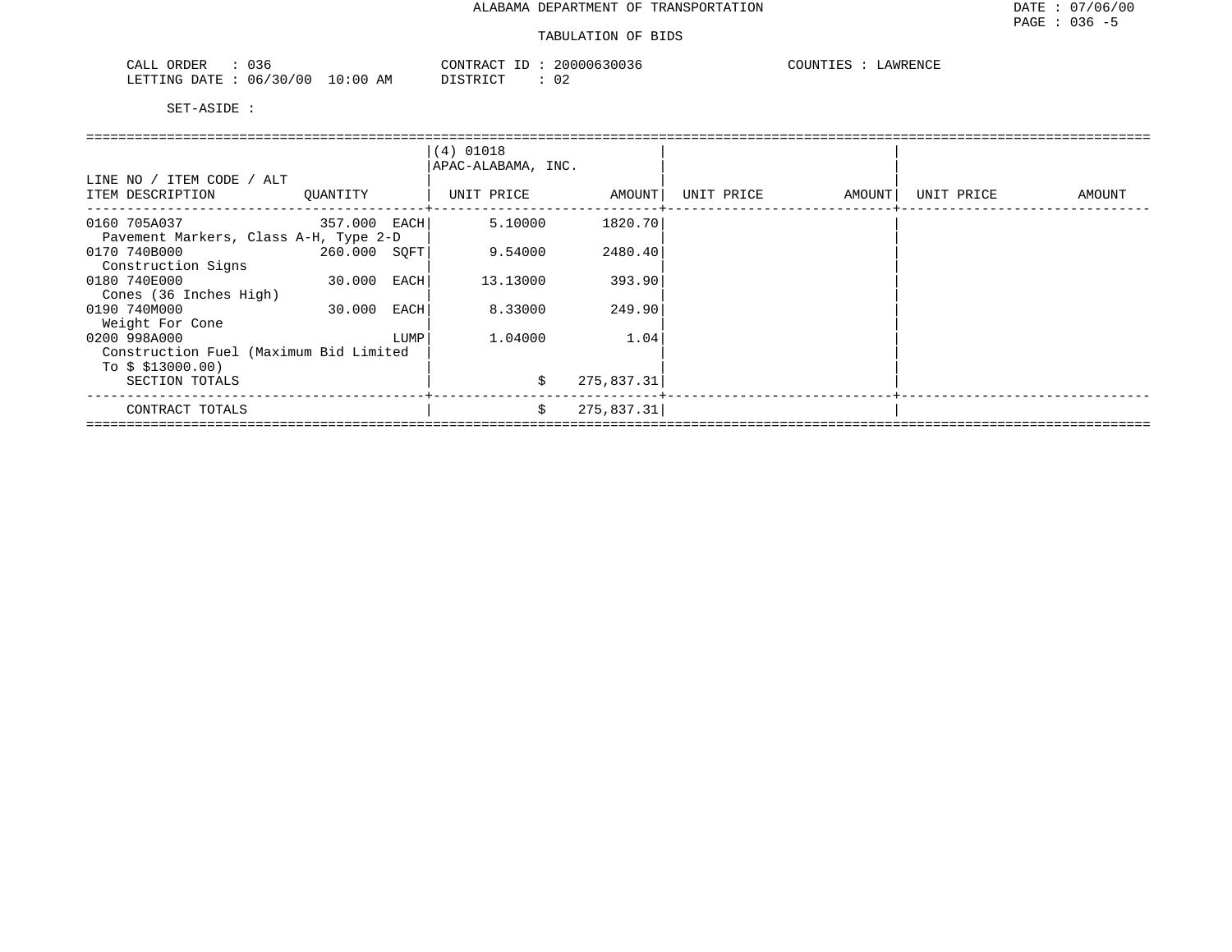ALABAMA DEPARTMENT OF TRANSPORTATION

TABULATION OF BIDS

CALL ORDER : 036  CONTRACT ID : 20000630036  COUNTIES : LAWRENCE
LETTING DATE : 06/30/00 10:00 AM  DISTRICT : 02

SET-ASIDE :

| LINE NO / ITEM CODE / ALT ITEM DESCRIPTION | QUANTITY | (4) 01018 APAC-ALABAMA, INC. UNIT PRICE | AMOUNT | UNIT PRICE | AMOUNT | UNIT PRICE | AMOUNT |
|---|---|---|---|---|---|---|---|
| 0160 705A037 Pavement Markers, Class A-H, Type 2-D | 357.000 EACH | 5.10000 | 1820.70 | | | | |
| 0170 740B000 Construction Signs | 260.000 SQFT | 9.54000 | 2480.40 | | | | |
| 0180 740E000 Cones (36 Inches High) | 30.000 EACH | 13.13000 | 393.90 | | | | |
| 0190 740M000 Weight For Cone | 30.000 EACH | 8.33000 | 249.90 | | | | |
| 0200 998A000 Construction Fuel (Maximum Bid Limited To $ $13000.00) | LUMP | 1.04000 | 1.04 | | | | |
| SECTION TOTALS | | $ | 275,837.31 | | | | |
| CONTRACT TOTALS | | $ | 275,837.31 | | | | |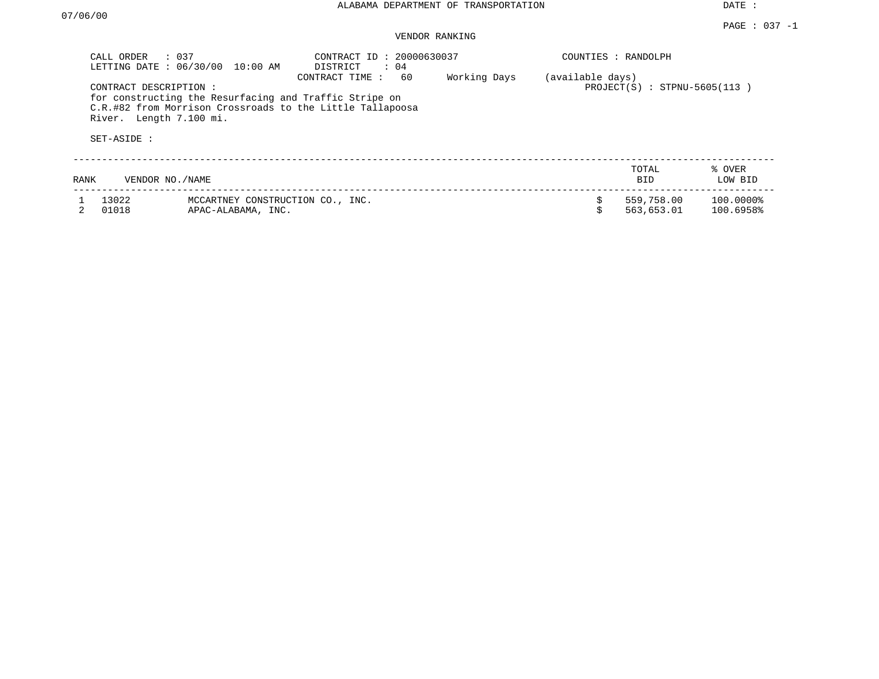ALABAMA DEPARTMENT OF TRANSPORTATION

DATE : 07/06/00

PAGE : 037 -1

VENDOR RANKING

CALL ORDER : 037
LETTING DATE : 06/30/00 10:00 AM

CONTRACT ID : 20000630037
DISTRICT : 04
CONTRACT TIME : 60 Working Days (available days)

COUNTIES : RANDOLPH

PROJECT(S) : STPNU-5605(113 )

CONTRACT DESCRIPTION :
for constructing the Resurfacing and Traffic Stripe on C.R.#82 from Morrison Crossroads to the Little Tallapoosa River. Length 7.100 mi.

SET-ASIDE :

| RANK | VENDOR NO./NAME | | TOTAL BID | % OVER LOW BID |
|---|---|---|---|---|
| 1 | 13022 | MCCARTNEY CONSTRUCTION CO., INC. | $ 559,758.00 | 100.0000% |
| 2 | 01018 | APAC-ALABAMA, INC. | $ 563,653.01 | 100.6958% |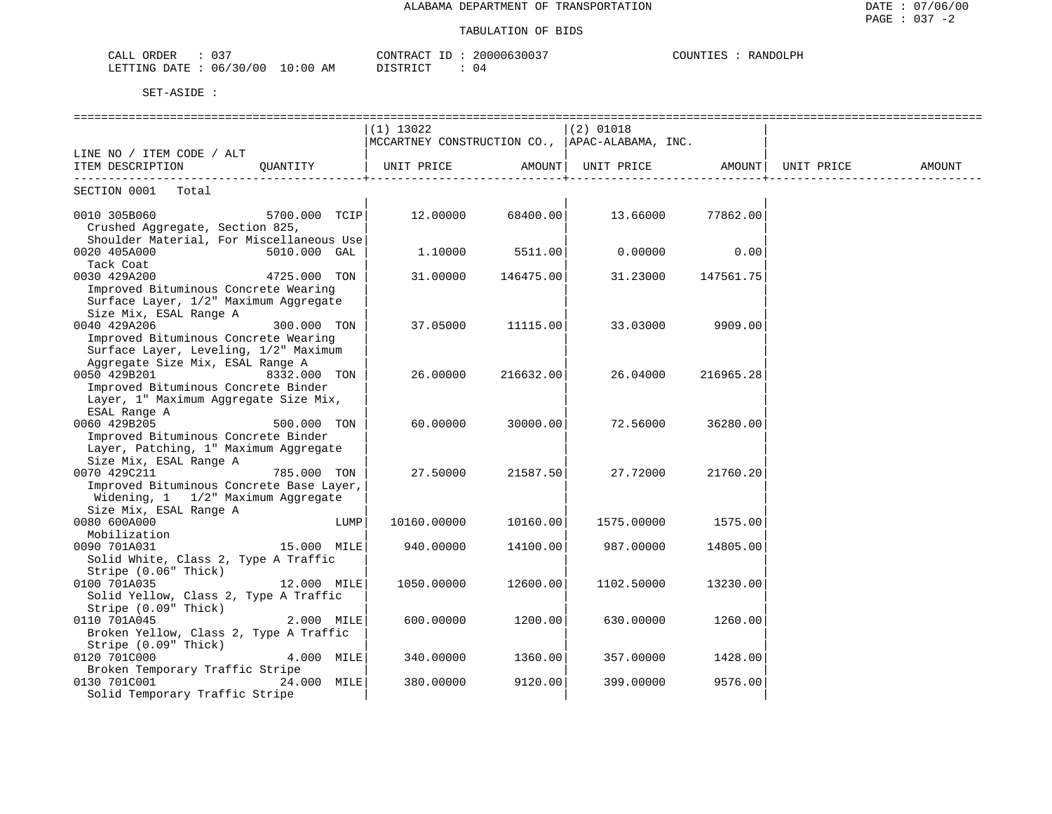ALABAMA DEPARTMENT OF TRANSPORTATION

TABULATION OF BIDS

CALL ORDER : 037 CONTRACT ID : 20000630037 COUNTIES : RANDOLPH
LETTING DATE : 06/30/00 10:00 AM DISTRICT : 04

SET-ASIDE :

| LINE NO / ITEM CODE / ALT ITEM DESCRIPTION | QUANTITY | (1) 13022 MCCARTNEY CONSTRUCTION CO., UNIT PRICE | AMOUNT | (2) 01018 APAC-ALABAMA, INC. UNIT PRICE | AMOUNT | UNIT PRICE | AMOUNT |
|---|---|---|---|---|---|---|---|
| SECTION 0001 Total | | | | | | | |
| 0010 305B060 Crushed Aggregate, Section 825, Shoulder Material, For Miscellaneous Use | 5700.000 TCIP | 12.00000 | 68400.00 | 13.66000 | 77862.00 | | |
| 0020 405A000 Tack Coat | 5010.000 GAL | 1.10000 | 5511.00 | 0.00000 | 0.00 | | |
| 0030 429A200 Improved Bituminous Concrete Wearing Surface Layer, 1/2" Maximum Aggregate Size Mix, ESAL Range A | 4725.000 TON | 31.00000 | 146475.00 | 31.23000 | 147561.75 | | |
| 0040 429A206 Improved Bituminous Concrete Wearing Surface Layer, Leveling, 1/2" Maximum Aggregate Size Mix, ESAL Range A | 300.000 TON | 37.05000 | 11115.00 | 33.03000 | 9909.00 | | |
| 0050 429B201 Improved Bituminous Concrete Binder Layer, 1" Maximum Aggregate Size Mix, ESAL Range A | 8332.000 TON | 26.00000 | 216632.00 | 26.04000 | 216965.28 | | |
| 0060 429B205 Improved Bituminous Concrete Binder Layer, Patching, 1" Maximum Aggregate Size Mix, ESAL Range A | 500.000 TON | 60.00000 | 30000.00 | 72.56000 | 36280.00 | | |
| 0070 429C211 Improved Bituminous Concrete Base Layer, Widening, 1 1/2" Maximum Aggregate Size Mix, ESAL Range A | 785.000 TON | 27.50000 | 21587.50 | 27.72000 | 21760.20 | | |
| 0080 600A000 Mobilization | LUMP | 10160.00000 | 10160.00 | 1575.00000 | 1575.00 | | |
| 0090 701A031 Solid White, Class 2, Type A Traffic Stripe (0.06" Thick) | 15.000 MILE | 940.00000 | 14100.00 | 987.00000 | 14805.00 | | |
| 0100 701A035 Solid Yellow, Class 2, Type A Traffic Stripe (0.09" Thick) | 12.000 MILE | 1050.00000 | 12600.00 | 1102.50000 | 13230.00 | | |
| 0110 701A045 Broken Yellow, Class 2, Type A Traffic Stripe (0.09" Thick) | 2.000 MILE | 600.00000 | 1200.00 | 630.00000 | 1260.00 | | |
| 0120 701C000 Broken Temporary Traffic Stripe | 4.000 MILE | 340.00000 | 1360.00 | 357.00000 | 1428.00 | | |
| 0130 701C001 Solid Temporary Traffic Stripe | 24.000 MILE | 380.00000 | 9120.00 | 399.00000 | 9576.00 | | |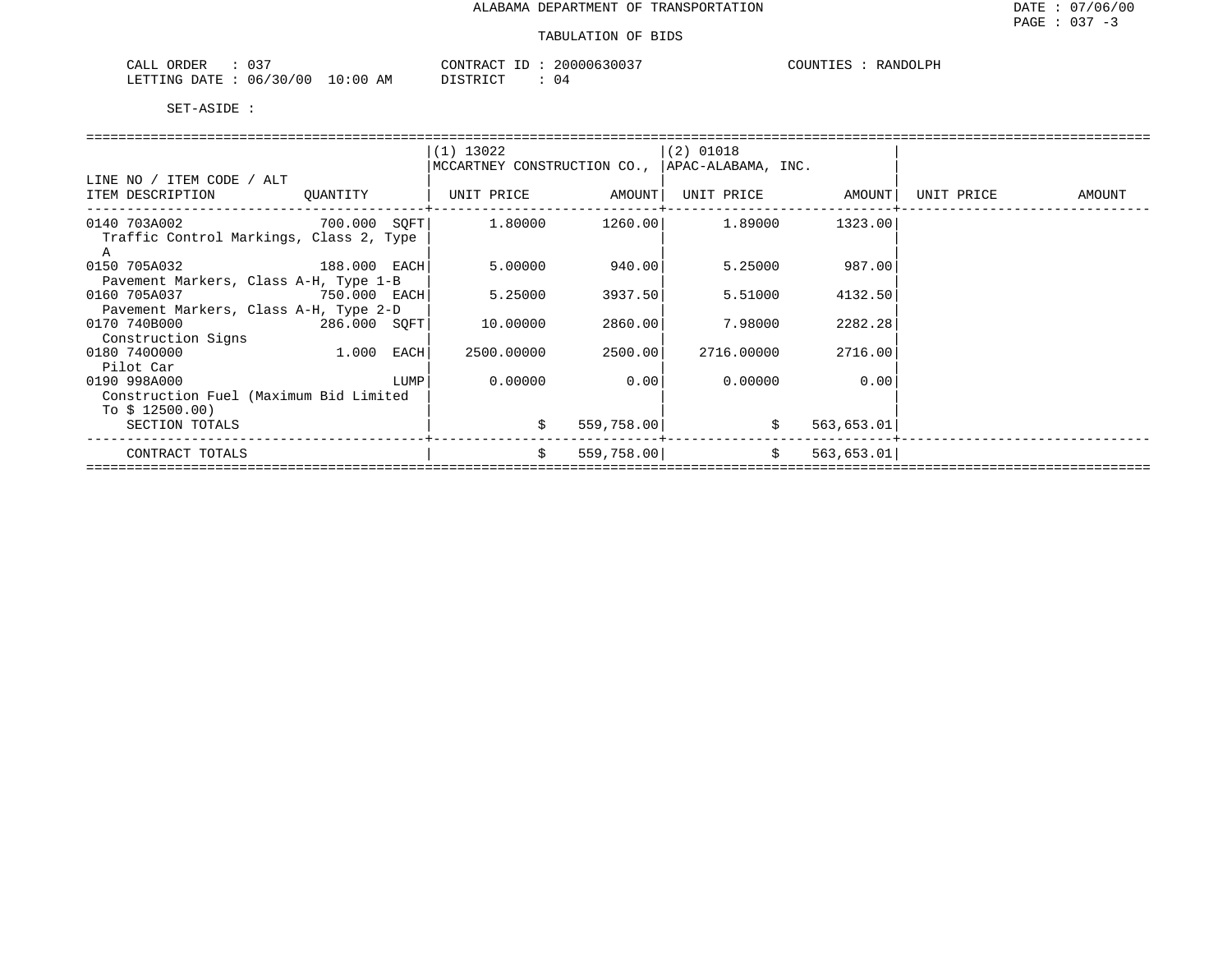# ALABAMA DEPARTMENT OF TRANSPORTATION

## TABULATION OF BIDS

DATE : 07/06/00
PAGE : 037 -3

CALL ORDER : 037
LETTING DATE : 06/30/00 10:00 AM

CONTRACT ID : 20000630037
DISTRICT : 04

COUNTIES : RANDOLPH

SET-ASIDE :

| LINE NO / ITEM CODE / ALT ITEM DESCRIPTION | QUANTITY | (1) 13022 MCCARTNEY CONSTRUCTION CO., UNIT PRICE | AMOUNT | (2) 01018 APAC-ALABAMA, INC. UNIT PRICE | AMOUNT | UNIT PRICE | AMOUNT |
|---|---|---|---|---|---|---|---|
| 0140 703A002 Traffic Control Markings, Class 2, Type A | 700.000 SQFT | 1.80000 | 1260.00 | 1.89000 | 1323.00 | | |
| 0150 705A032 Pavement Markers, Class A-H, Type 1-B | 188.000 EACH | 5.00000 | 940.00 | 5.25000 | 987.00 | | |
| 0160 705A037 Pavement Markers, Class A-H, Type 2-D | 750.000 EACH | 5.25000 | 3937.50 | 5.51000 | 4132.50 | | |
| 0170 740B000 Construction Signs | 286.000 SQFT | 10.00000 | 2860.00 | 7.98000 | 2282.28 | | |
| 0180 740O000 Pilot Car | 1.000 EACH | 2500.00000 | 2500.00 | 2716.00000 | 2716.00 | | |
| 0190 998A000 Construction Fuel (Maximum Bid Limited To $ 12500.00) | LUMP | 0.00000 | 0.00 | 0.00000 | 0.00 | | |
| SECTION TOTALS | | | $ 559,758.00 | | $ 563,653.01 | | |
| CONTRACT TOTALS | | | $ 559,758.00 | | $ 563,653.01 | | |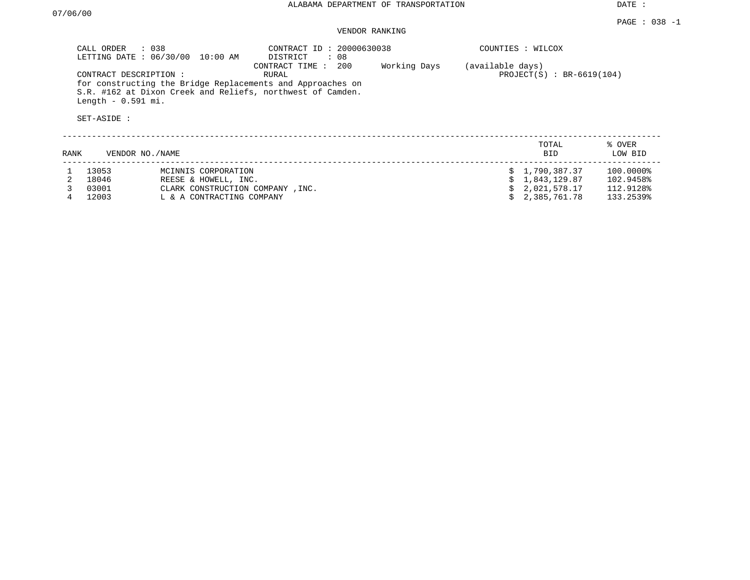ALABAMA DEPARTMENT OF TRANSPORTATION

DATE : 07/06/00

PAGE : 038 -1

VENDOR RANKING

CALL ORDER : 038
LETTING DATE : 06/30/00 10:00 AM

CONTRACT ID : 20000630038
DISTRICT : 08
CONTRACT TIME : 200 Working Days (available days)
RURAL

COUNTIES : WILCOX

PROJECT(S) : BR-6619(104)

CONTRACT DESCRIPTION :
for constructing the Bridge Replacements and Approaches on S.R. #162 at Dixon Creek and Reliefs, northwest of Camden. Length - 0.591 mi.

SET-ASIDE :

| RANK | VENDOR NO. | NAME | TOTAL BID | % OVER LOW BID |
|---|---|---|---|---|
| 1 | 13053 | MCINNIS CORPORATION | $ 1,790,387.37 | 100.0000% |
| 2 | 18046 | REESE & HOWELL, INC. | $ 1,843,129.87 | 102.9458% |
| 3 | 03001 | CLARK CONSTRUCTION COMPANY ,INC. | $ 2,021,578.17 | 112.9128% |
| 4 | 12003 | L & A CONTRACTING COMPANY | $ 2,385,761.78 | 133.2539% |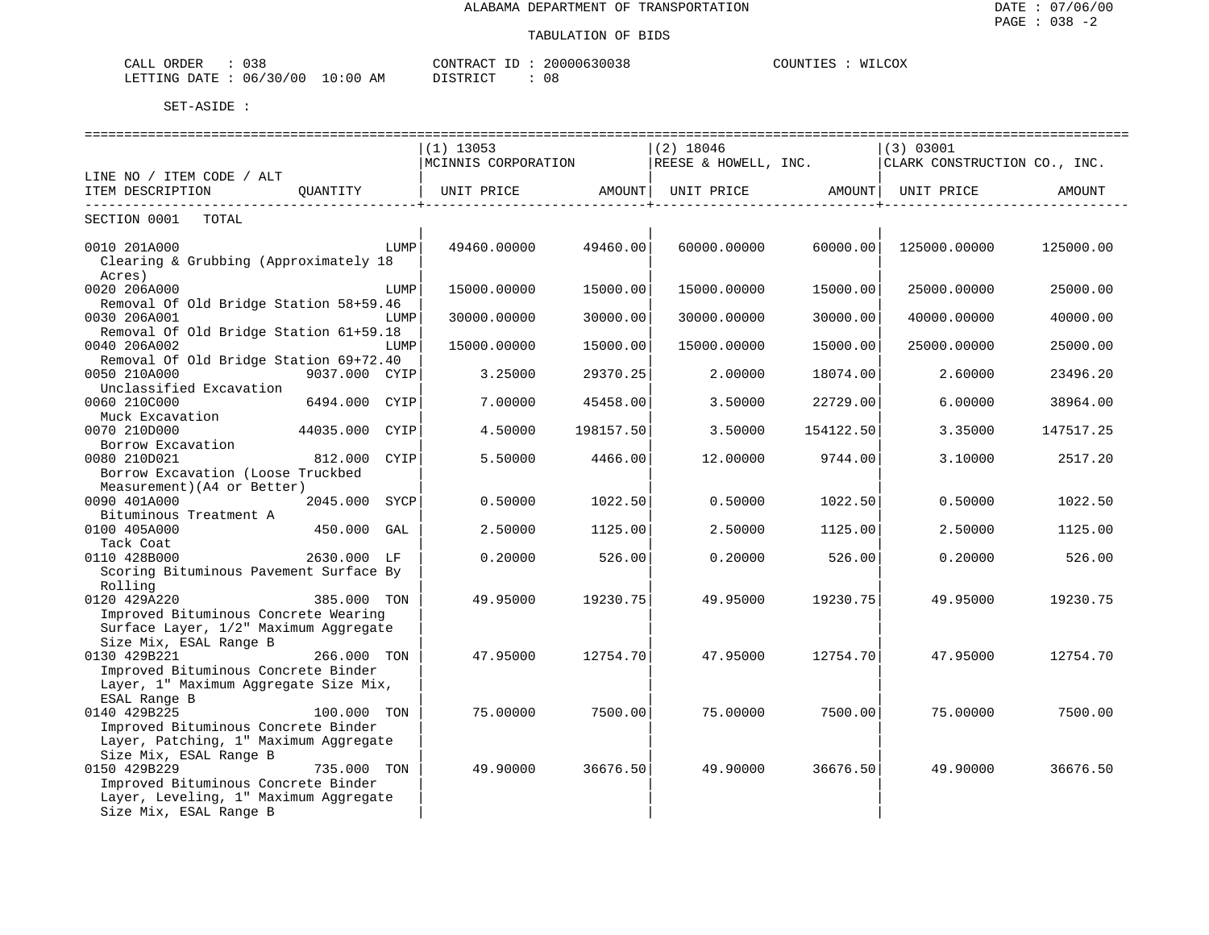ALABAMA DEPARTMENT OF TRANSPORTATION

TABULATION OF BIDS

CALL ORDER : 038 | CONTRACT ID : 20000630038 | COUNTIES : WILCOX
LETTING DATE : 06/30/00 10:00 AM | DISTRICT : 08

SET-ASIDE :

| LINE NO / ITEM CODE / ALT ITEM DESCRIPTION | QUANTITY | (1) 13053 MCINNIS CORPORATION UNIT PRICE | AMOUNT | (2) 18046 REESE & HOWELL, INC. UNIT PRICE | AMOUNT | (3) 03001 CLARK CONSTRUCTION CO., INC. UNIT PRICE | AMOUNT |
|---|---|---|---|---|---|---|---|
| SECTION 0001 TOTAL | | | | | | | |
| 0010 201A000 Clearing & Grubbing (Approximately 18 Acres) | LUMP | 49460.00000 | 49460.00 | 60000.00000 | 60000.00 | 125000.00000 | 125000.00 |
| 0020 206A000 Removal Of Old Bridge Station 58+59.46 | LUMP | 15000.00000 | 15000.00 | 15000.00000 | 15000.00 | 25000.00000 | 25000.00 |
| 0030 206A001 Removal Of Old Bridge Station 61+59.18 | LUMP | 30000.00000 | 30000.00 | 30000.00000 | 30000.00 | 40000.00000 | 40000.00 |
| 0040 206A002 Removal Of Old Bridge Station 69+72.40 | LUMP | 15000.00000 | 15000.00 | 15000.00000 | 15000.00 | 25000.00000 | 25000.00 |
| 0050 210A000 Unclassified Excavation | 9037.000 CYIP | 3.25000 | 29370.25 | 2.00000 | 18074.00 | 2.60000 | 23496.20 |
| 0060 210C000 Muck Excavation | 6494.000 CYIP | 7.00000 | 45458.00 | 3.50000 | 22729.00 | 6.00000 | 38964.00 |
| 0070 210D000 Borrow Excavation | 44035.000 CYIP | 4.50000 | 198157.50 | 3.50000 | 154122.50 | 3.35000 | 147517.25 |
| 0080 210D021 Borrow Excavation (Loose Truckbed Measurement)(A4 or Better) | 812.000 CYIP | 5.50000 | 4466.00 | 12.00000 | 9744.00 | 3.10000 | 2517.20 |
| 0090 401A000 Bituminous Treatment A | 2045.000 SYCP | 0.50000 | 1022.50 | 0.50000 | 1022.50 | 0.50000 | 1022.50 |
| 0100 405A000 Tack Coat | 450.000 GAL | 2.50000 | 1125.00 | 2.50000 | 1125.00 | 2.50000 | 1125.00 |
| 0110 428B000 Scoring Bituminous Pavement Surface By Rolling | 2630.000 LF | 0.20000 | 526.00 | 0.20000 | 526.00 | 0.20000 | 526.00 |
| 0120 429A220 Improved Bituminous Concrete Wearing Surface Layer, 1/2" Maximum Aggregate Size Mix, ESAL Range B | 385.000 TON | 49.95000 | 19230.75 | 49.95000 | 19230.75 | 49.95000 | 19230.75 |
| 0130 429B221 Improved Bituminous Concrete Binder Layer, 1" Maximum Aggregate Size Mix, ESAL Range B | 266.000 TON | 47.95000 | 12754.70 | 47.95000 | 12754.70 | 47.95000 | 12754.70 |
| 0140 429B225 Improved Bituminous Concrete Binder Layer, Patching, 1" Maximum Aggregate Size Mix, ESAL Range B | 100.000 TON | 75.00000 | 7500.00 | 75.00000 | 7500.00 | 75.00000 | 7500.00 |
| 0150 429B229 Improved Bituminous Concrete Binder Layer, Leveling, 1" Maximum Aggregate Size Mix, ESAL Range B | 735.000 TON | 49.90000 | 36676.50 | 49.90000 | 36676.50 | 49.90000 | 36676.50 |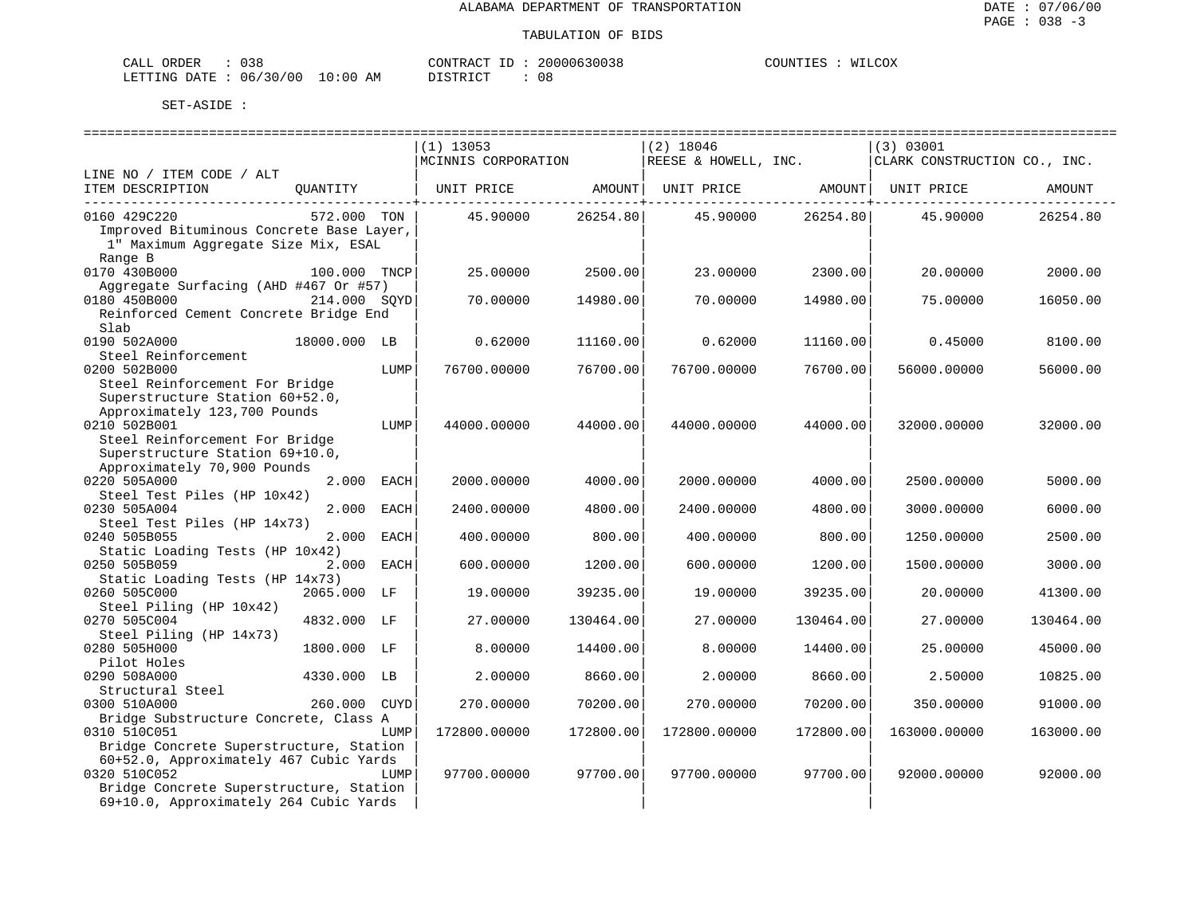ALABAMA DEPARTMENT OF TRANSPORTATION

TABULATION OF BIDS

CALL ORDER : 038 CONTRACT ID : 20000630038 COUNTIES : WILCOX
LETTING DATE : 06/30/00 10:00 AM DISTRICT : 08

SET-ASIDE :

| LINE NO / ITEM CODE / ALT ITEM DESCRIPTION | QUANTITY | (1) 13053 MCINNIS CORPORATION UNIT PRICE | AMOUNT | (2) 18046 REESE & HOWELL, INC. UNIT PRICE | AMOUNT | (3) 03001 CLARK CONSTRUCTION CO., INC. UNIT PRICE | AMOUNT |
|---|---|---|---|---|---|---|---|
| 0160 429C220 Improved Bituminous Concrete Base Layer, 1" Maximum Aggregate Size Mix, ESAL Range B | 572.000 TON | 45.90000 | 26254.80 | 45.90000 | 26254.80 | 45.90000 | 26254.80 |
| 0170 430B000 Aggregate Surfacing (AHD #467 Or #57) | 100.000 TNCP | 25.00000 | 2500.00 | 23.00000 | 2300.00 | 20.00000 | 2000.00 |
| 0180 450B000 Reinforced Cement Concrete Bridge End Slab | 214.000 SQYD | 70.00000 | 14980.00 | 70.00000 | 14980.00 | 75.00000 | 16050.00 |
| 0190 502A000 Steel Reinforcement | 18000.000 LB | 0.62000 | 11160.00 | 0.62000 | 11160.00 | 0.45000 | 8100.00 |
| 0200 502B000 Steel Reinforcement For Bridge Superstructure Station 60+52.0, Approximately 123,700 Pounds | LUMP | 76700.00000 | 76700.00 | 76700.00000 | 76700.00 | 56000.00000 | 56000.00 |
| 0210 502B001 Steel Reinforcement For Bridge Superstructure Station 69+10.0, Approximately 70,900 Pounds | LUMP | 44000.00000 | 44000.00 | 44000.00000 | 44000.00 | 32000.00000 | 32000.00 |
| 0220 505A000 Steel Test Piles (HP 10x42) | 2.000 EACH | 2000.00000 | 4000.00 | 2000.00000 | 4000.00 | 2500.00000 | 5000.00 |
| 0230 505A004 Steel Test Piles (HP 14x73) | 2.000 EACH | 2400.00000 | 4800.00 | 2400.00000 | 4800.00 | 3000.00000 | 6000.00 |
| 0240 505B055 Static Loading Tests (HP 10x42) | 2.000 EACH | 400.00000 | 800.00 | 400.00000 | 800.00 | 1250.00000 | 2500.00 |
| 0250 505B059 Static Loading Tests (HP 14x73) | 2.000 EACH | 600.00000 | 1200.00 | 600.00000 | 1200.00 | 1500.00000 | 3000.00 |
| 0260 505C000 Steel Piling (HP 10x42) | 2065.000 LF | 19.00000 | 39235.00 | 19.00000 | 39235.00 | 20.00000 | 41300.00 |
| 0270 505C004 Steel Piling (HP 14x73) | 4832.000 LF | 27.00000 | 130464.00 | 27.00000 | 130464.00 | 27.00000 | 130464.00 |
| 0280 505H000 Pilot Holes | 1800.000 LF | 8.00000 | 14400.00 | 8.00000 | 14400.00 | 25.00000 | 45000.00 |
| 0290 508A000 Structural Steel | 4330.000 LB | 2.00000 | 8660.00 | 2.00000 | 8660.00 | 2.50000 | 10825.00 |
| 0300 510A000 Bridge Substructure Concrete, Class A | 260.000 CUYD | 270.00000 | 70200.00 | 270.00000 | 70200.00 | 350.00000 | 91000.00 |
| 0310 510C051 Bridge Concrete Superstructure, Station 60+52.0, Approximately 467 Cubic Yards | LUMP | 172800.00000 | 172800.00 | 172800.00000 | 172800.00 | 163000.00000 | 163000.00 |
| 0320 510C052 Bridge Concrete Superstructure, Station 69+10.0, Approximately 264 Cubic Yards | LUMP | 97700.00000 | 97700.00 | 97700.00000 | 97700.00 | 92000.00000 | 92000.00 |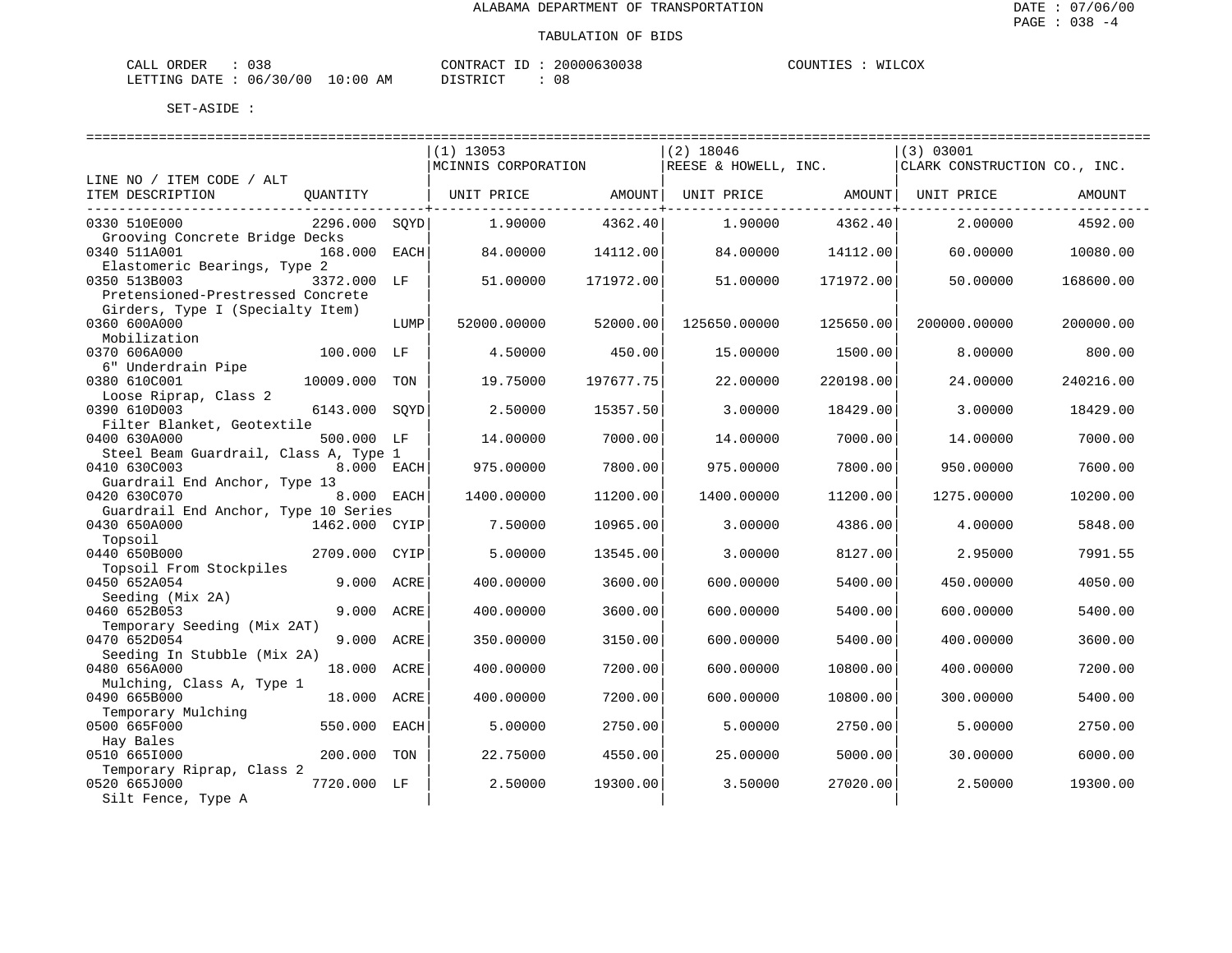ALABAMA DEPARTMENT OF TRANSPORTATION

TABULATION OF BIDS

CALL ORDER : 038    CONTRACT ID : 20000630038    COUNTIES : WILCOX
LETTING DATE : 06/30/00 10:00 AM    DISTRICT : 08

SET-ASIDE :

| LINE NO / ITEM CODE / ALT ITEM DESCRIPTION | QUANTITY | | (1) 13053 MCINNIS CORPORATION UNIT PRICE | AMOUNT | (2) 18046 REESE & HOWELL, INC. UNIT PRICE | AMOUNT | (3) 03001 CLARK CONSTRUCTION CO., INC. UNIT PRICE | AMOUNT |
|---|---|---|---|---|---|---|---|---|
| 0330 510E000 Grooving Concrete Bridge Decks | 2296.000 | SQYD | 1.90000 | 4362.40 | 1.90000 | 4362.40 | 2.00000 | 4592.00 |
| 0340 511A001 Elastomeric Bearings, Type 2 | 168.000 | EACH | 84.00000 | 14112.00 | 84.00000 | 14112.00 | 60.00000 | 10080.00 |
| 0350 513B003 Pretensioned-Prestressed Concrete Girders, Type I (Specialty Item) | 3372.000 | LF | 51.00000 | 171972.00 | 51.00000 | 171972.00 | 50.00000 | 168600.00 |
| 0360 600A000 Mobilization | | LUMP | 52000.00000 | 52000.00 | 125650.00000 | 125650.00 | 200000.00000 | 200000.00 |
| 0370 606A000 6" Underdrain Pipe | 100.000 | LF | 4.50000 | 450.00 | 15.00000 | 1500.00 | 8.00000 | 800.00 |
| 0380 610C001 Loose Riprap, Class 2 | 10009.000 | TON | 19.75000 | 197677.75 | 22.00000 | 220198.00 | 24.00000 | 240216.00 |
| 0390 610D003 Filter Blanket, Geotextile | 6143.000 | SQYD | 2.50000 | 15357.50 | 3.00000 | 18429.00 | 3.00000 | 18429.00 |
| 0400 630A000 Steel Beam Guardrail, Class A, Type 1 | 500.000 | LF | 14.00000 | 7000.00 | 14.00000 | 7000.00 | 14.00000 | 7000.00 |
| 0410 630C003 Guardrail End Anchor, Type 13 | 8.000 | EACH | 975.00000 | 7800.00 | 975.00000 | 7800.00 | 950.00000 | 7600.00 |
| 0420 630C070 Guardrail End Anchor, Type 10 Series | 8.000 | EACH | 1400.00000 | 11200.00 | 1400.00000 | 11200.00 | 1275.00000 | 10200.00 |
| 0430 650A000 Topsoil | 1462.000 | CYIP | 7.50000 | 10965.00 | 3.00000 | 4386.00 | 4.00000 | 5848.00 |
| 0440 650B000 Topsoil From Stockpiles | 2709.000 | CYIP | 5.00000 | 13545.00 | 3.00000 | 8127.00 | 2.95000 | 7991.55 |
| 0450 652A054 Seeding (Mix 2A) | 9.000 | ACRE | 400.00000 | 3600.00 | 600.00000 | 5400.00 | 450.00000 | 4050.00 |
| 0460 652B053 Temporary Seeding (Mix 2AT) | 9.000 | ACRE | 400.00000 | 3600.00 | 600.00000 | 5400.00 | 600.00000 | 5400.00 |
| 0470 652D054 Seeding In Stubble (Mix 2A) | 9.000 | ACRE | 350.00000 | 3150.00 | 600.00000 | 5400.00 | 400.00000 | 3600.00 |
| 0480 656A000 Mulching, Class A, Type 1 | 18.000 | ACRE | 400.00000 | 7200.00 | 600.00000 | 10800.00 | 400.00000 | 7200.00 |
| 0490 665B000 Temporary Mulching | 18.000 | ACRE | 400.00000 | 7200.00 | 600.00000 | 10800.00 | 300.00000 | 5400.00 |
| 0500 665F000 Hay Bales | 550.000 | EACH | 5.00000 | 2750.00 | 5.00000 | 2750.00 | 5.00000 | 2750.00 |
| 0510 665I000 Temporary Riprap, Class 2 | 200.000 | TON | 22.75000 | 4550.00 | 25.00000 | 5000.00 | 30.00000 | 6000.00 |
| 0520 665J000 Silt Fence, Type A | 7720.000 | LF | 2.50000 | 19300.00 | 3.50000 | 27020.00 | 2.50000 | 19300.00 |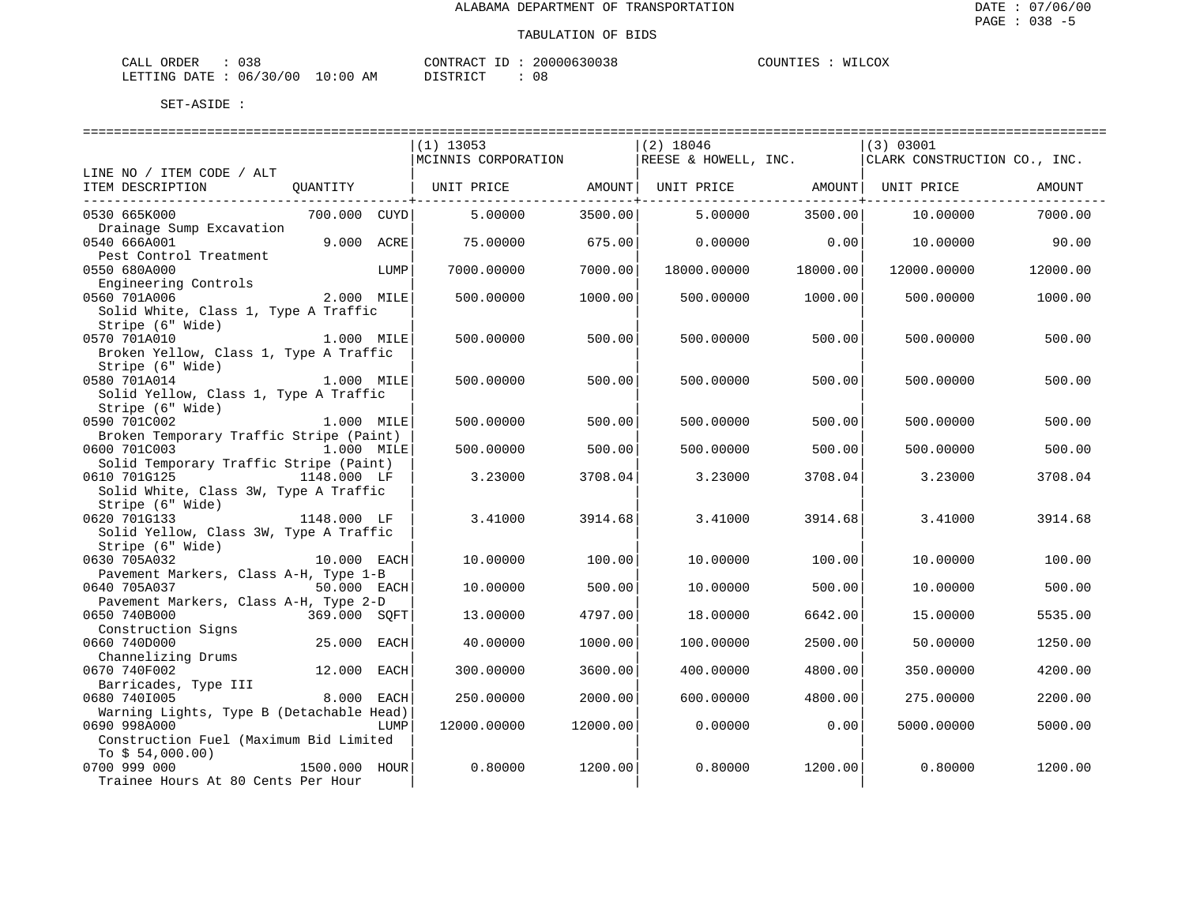ALABAMA DEPARTMENT OF TRANSPORTATION

TABULATION OF BIDS

CALL ORDER : 038 CONTRACT ID : 20000630038 COUNTIES : WILCOX
LETTING DATE : 06/30/00 10:00 AM DISTRICT : 08

SET-ASIDE :

| LINE NO / ITEM CODE / ALT ITEM DESCRIPTION | QUANTITY | (1) 13053 MCINNIS CORPORATION UNIT PRICE | AMOUNT | (2) 18046 REESE & HOWELL, INC. UNIT PRICE | AMOUNT | (3) 03001 CLARK CONSTRUCTION CO., INC. UNIT PRICE | AMOUNT |
|---|---|---|---|---|---|---|---|
| 0530 665K000 Drainage Sump Excavation | 700.000 CUYD | 5.00000 | 3500.00 | 5.00000 | 3500.00 | 10.00000 | 7000.00 |
| 0540 666A001 Pest Control Treatment | 9.000 ACRE | 75.00000 | 675.00 | 0.00000 | 0.00 | 10.00000 | 90.00 |
| 0550 680A000 Engineering Controls | LUMP | 7000.00000 | 7000.00 | 18000.00000 | 18000.00 | 12000.00000 | 12000.00 |
| 0560 701A006 Solid White, Class 1, Type A Traffic Stripe (6" Wide) | 2.000 MILE | 500.00000 | 1000.00 | 500.00000 | 1000.00 | 500.00000 | 1000.00 |
| 0570 701A010 Broken Yellow, Class 1, Type A Traffic Stripe (6" Wide) | 1.000 MILE | 500.00000 | 500.00 | 500.00000 | 500.00 | 500.00000 | 500.00 |
| 0580 701A014 Solid Yellow, Class 1, Type A Traffic Stripe (6" Wide) | 1.000 MILE | 500.00000 | 500.00 | 500.00000 | 500.00 | 500.00000 | 500.00 |
| 0590 701C002 Broken Temporary Traffic Stripe (Paint) | 1.000 MILE | 500.00000 | 500.00 | 500.00000 | 500.00 | 500.00000 | 500.00 |
| 0600 701C003 Solid Temporary Traffic Stripe (Paint) | 1.000 MILE | 500.00000 | 500.00 | 500.00000 | 500.00 | 500.00000 | 500.00 |
| 0610 701G125 Solid White, Class 3W, Type A Traffic Stripe (6" Wide) | 1148.000 LF | 3.23000 | 3708.04 | 3.23000 | 3708.04 | 3.23000 | 3708.04 |
| 0620 701G133 Solid Yellow, Class 3W, Type A Traffic Stripe (6" Wide) | 1148.000 LF | 3.41000 | 3914.68 | 3.41000 | 3914.68 | 3.41000 | 3914.68 |
| 0630 705A032 Pavement Markers, Class A-H, Type 1-B | 10.000 EACH | 10.00000 | 100.00 | 10.00000 | 100.00 | 10.00000 | 100.00 |
| 0640 705A037 Pavement Markers, Class A-H, Type 2-D | 50.000 EACH | 10.00000 | 500.00 | 10.00000 | 500.00 | 10.00000 | 500.00 |
| 0650 740B000 Construction Signs | 369.000 SQFT | 13.00000 | 4797.00 | 18.00000 | 6642.00 | 15.00000 | 5535.00 |
| 0660 740D000 Channelizing Drums | 25.000 EACH | 40.00000 | 1000.00 | 100.00000 | 2500.00 | 50.00000 | 1250.00 |
| 0670 740F002 Barricades, Type III | 12.000 EACH | 300.00000 | 3600.00 | 400.00000 | 4800.00 | 350.00000 | 4200.00 |
| 0680 740I005 Warning Lights, Type B (Detachable Head) | 8.000 EACH | 250.00000 | 2000.00 | 600.00000 | 4800.00 | 275.00000 | 2200.00 |
| 0690 998A000 Construction Fuel (Maximum Bid Limited To $ 54,000.00) | LUMP | 12000.00000 | 12000.00 | 0.00000 | 0.00 | 5000.00000 | 5000.00 |
| 0700 999 000 Trainee Hours At 80 Cents Per Hour | 1500.000 HOUR | 0.80000 | 1200.00 | 0.80000 | 1200.00 | 0.80000 | 1200.00 |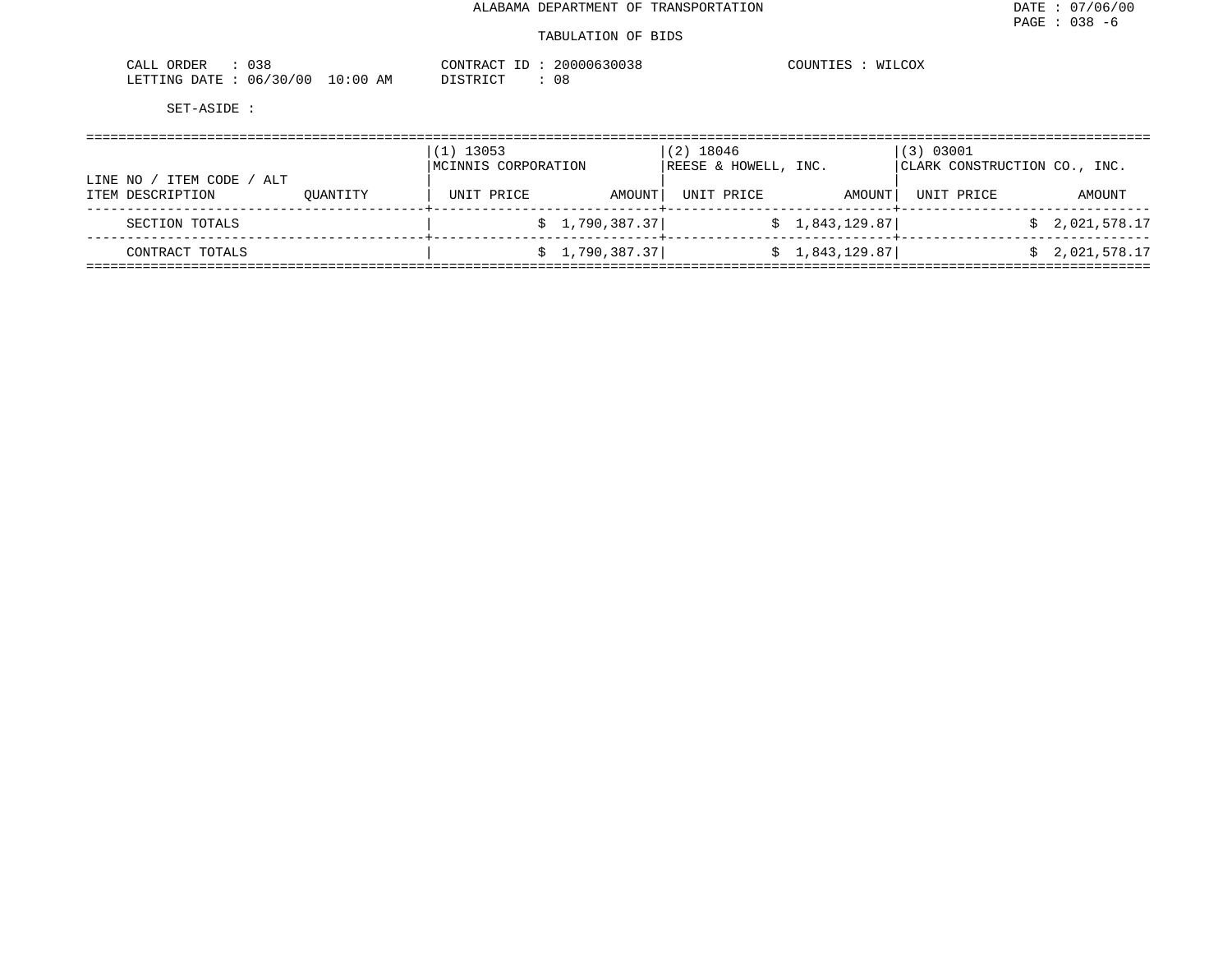ALABAMA DEPARTMENT OF TRANSPORTATION

DATE : 07/06/00
PAGE : 038 -6

TABULATION OF BIDS

CALL ORDER : 038
LETTING DATE : 06/30/00 10:00 AM

CONTRACT ID : 20000630038
DISTRICT : 08

COUNTIES : WILCOX

SET-ASIDE :

| LINE NO / ITEM CODE / ALT ITEM DESCRIPTION | QUANTITY | (1) 13053 MCINNIS CORPORATION UNIT PRICE | AMOUNT | (2) 18046 REESE & HOWELL, INC. UNIT PRICE | AMOUNT | (3) 03001 CLARK CONSTRUCTION CO., INC. UNIT PRICE | AMOUNT |
|---|---|---|---|---|---|---|---|
| SECTION TOTALS | | | $ 1,790,387.37 | | $ 1,843,129.87 | | $ 2,021,578.17 |
| CONTRACT TOTALS | | | $ 1,790,387.37 | | $ 1,843,129.87 | | $ 2,021,578.17 |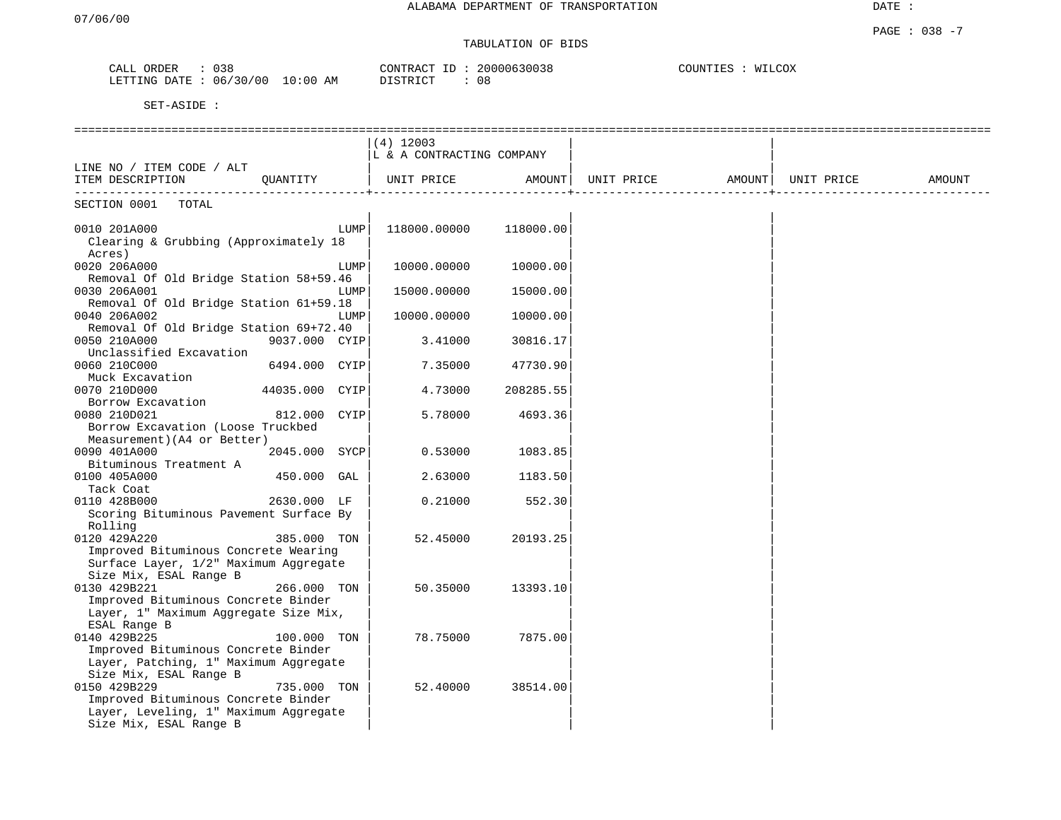# ALABAMA DEPARTMENT OF TRANSPORTATION

## TABULATION OF BIDS

CALL ORDER : 038  
LETTING DATE : 06/30/00 10:00 AM  
CONTRACT ID : 20000630038  
DISTRICT : 08  
COUNTIES : WILCOX

SET-ASIDE :

| LINE NO / ITEM CODE / ALT<br>ITEM DESCRIPTION | QUANTITY | (4) 12003<br>L & A CONTRACTING COMPANY<br>UNIT PRICE | AMOUNT | UNIT PRICE | AMOUNT | UNIT PRICE | AMOUNT |
|---|---|---|---|---|---|---|---|
| SECTION 0001 TOTAL | | | | | | | |
| 0010 201A000<br>Clearing & Grubbing (Approximately 18 Acres) | LUMP | 118000.00000 | 118000.00 | | | | |
| 0020 206A000<br>Removal Of Old Bridge Station 58+59.46 | LUMP | 10000.00000 | 10000.00 | | | | |
| 0030 206A001<br>Removal Of Old Bridge Station 61+59.18 | LUMP | 15000.00000 | 15000.00 | | | | |
| 0040 206A002<br>Removal Of Old Bridge Station 69+72.40 | LUMP | 10000.00000 | 10000.00 | | | | |
| 0050 210A000<br>Unclassified Excavation | 9037.000 CYIP | 3.41000 | 30816.17 | | | | |
| 0060 210C000<br>Muck Excavation | 6494.000 CYIP | 7.35000 | 47730.90 | | | | |
| 0070 210D000<br>Borrow Excavation | 44035.000 CYIP | 4.73000 | 208285.55 | | | | |
| 0080 210D021<br>Borrow Excavation (Loose Truckbed Measurement)(A4 or Better) | 812.000 CYIP | 5.78000 | 4693.36 | | | | |
| 0090 401A000<br>Bituminous Treatment A | 2045.000 SYCP | 0.53000 | 1083.85 | | | | |
| 0100 405A000<br>Tack Coat | 450.000 GAL | 2.63000 | 1183.50 | | | | |
| 0110 428B000<br>Scoring Bituminous Pavement Surface By Rolling | 2630.000 LF | 0.21000 | 552.30 | | | | |
| 0120 429A220<br>Improved Bituminous Concrete Wearing Surface Layer, 1/2" Maximum Aggregate Size Mix, ESAL Range B | 385.000 TON | 52.45000 | 20193.25 | | | | |
| 0130 429B221<br>Improved Bituminous Concrete Binder Layer, 1" Maximum Aggregate Size Mix, ESAL Range B | 266.000 TON | 50.35000 | 13393.10 | | | | |
| 0140 429B225<br>Improved Bituminous Concrete Binder Layer, Patching, 1" Maximum Aggregate Size Mix, ESAL Range B | 100.000 TON | 78.75000 | 7875.00 | | | | |
| 0150 429B229<br>Improved Bituminous Concrete Binder Layer, Leveling, 1" Maximum Aggregate Size Mix, ESAL Range B | 735.000 TON | 52.40000 | 38514.00 | | | | |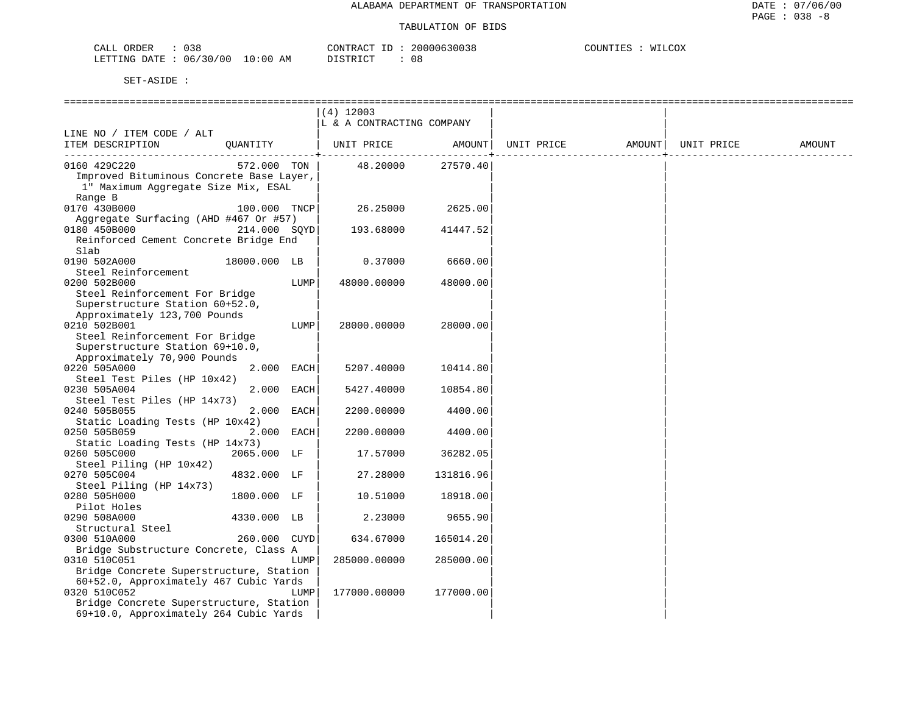ALABAMA DEPARTMENT OF TRANSPORTATION

TABULATION OF BIDS

CALL ORDER : 038 CONTRACT ID : 20000630038 COUNTIES : WILCOX
LETTING DATE : 06/30/00 10:00 AM DISTRICT : 08

SET-ASIDE :

| LINE NO / ITEM CODE / ALT ITEM DESCRIPTION | QUANTITY | (4) 12003 L & A CONTRACTING COMPANY UNIT PRICE | AMOUNT | UNIT PRICE | AMOUNT | UNIT PRICE | AMOUNT |
|---|---|---|---|---|---|---|---|
| 0160 429C220 Improved Bituminous Concrete Base Layer, 1" Maximum Aggregate Size Mix, ESAL Range B | 572.000 TON | 48.20000 | 27570.40 | | | | |
| 0170 430B000 Aggregate Surfacing (AHD #467 Or #57) | 100.000 TNCP | 26.25000 | 2625.00 | | | | |
| 0180 450B000 Reinforced Cement Concrete Bridge End Slab | 214.000 SQYD | 193.68000 | 41447.52 | | | | |
| 0190 502A000 Steel Reinforcement | 18000.000 LB | 0.37000 | 6660.00 | | | | |
| 0200 502B000 Steel Reinforcement For Bridge Superstructure Station 60+52.0, Approximately 123,700 Pounds | LUMP | 48000.00000 | 48000.00 | | | | |
| 0210 502B001 Steel Reinforcement For Bridge Superstructure Station 69+10.0, Approximately 70,900 Pounds | LUMP | 28000.00000 | 28000.00 | | | | |
| 0220 505A000 Steel Test Piles (HP 10x42) | 2.000 EACH | 5207.40000 | 10414.80 | | | | |
| 0230 505A004 Steel Test Piles (HP 14x73) | 2.000 EACH | 5427.40000 | 10854.80 | | | | |
| 0240 505B055 Static Loading Tests (HP 10x42) | 2.000 EACH | 2200.00000 | 4400.00 | | | | |
| 0250 505B059 Static Loading Tests (HP 14x73) | 2.000 EACH | 2200.00000 | 4400.00 | | | | |
| 0260 505C000 Steel Piling (HP 10x42) | 2065.000 LF | 17.57000 | 36282.05 | | | | |
| 0270 505C004 Steel Piling (HP 14x73) | 4832.000 LF | 27.28000 | 131816.96 | | | | |
| 0280 505H000 Pilot Holes | 1800.000 LF | 10.51000 | 18918.00 | | | | |
| 0290 508A000 Structural Steel | 4330.000 LB | 2.23000 | 9655.90 | | | | |
| 0300 510A000 Bridge Substructure Concrete, Class A | 260.000 CUYD | 634.67000 | 165014.20 | | | | |
| 0310 510C051 Bridge Concrete Superstructure, Station 60+52.0, Approximately 467 Cubic Yards | LUMP | 285000.00000 | 285000.00 | | | | |
| 0320 510C052 Bridge Concrete Superstructure, Station 69+10.0, Approximately 264 Cubic Yards | LUMP | 177000.00000 | 177000.00 | | | | |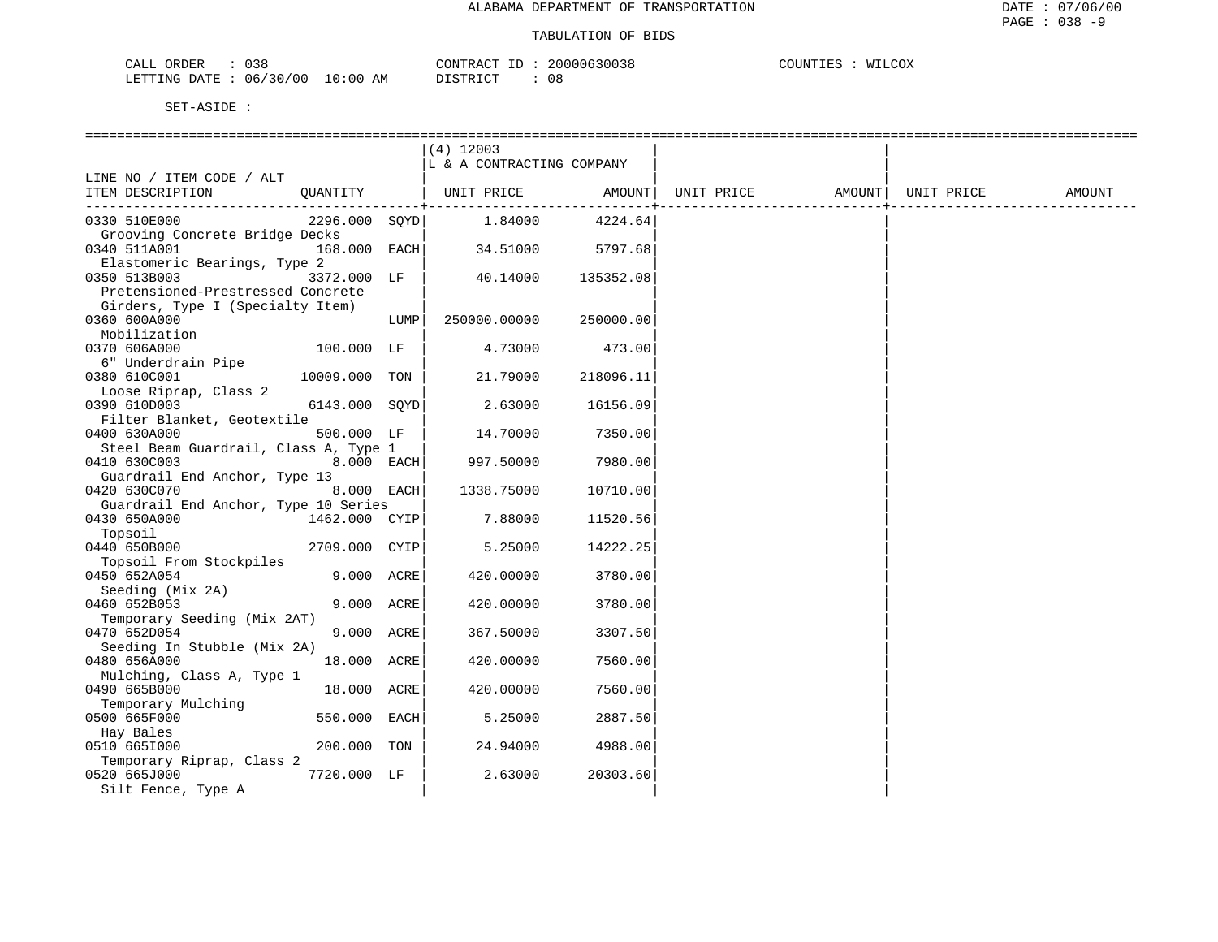ALABAMA DEPARTMENT OF TRANSPORTATION

TABULATION OF BIDS

CALL ORDER : 038 CONTRACT ID : 20000630038 COUNTIES : WILCOX
LETTING DATE : 06/30/00 10:00 AM DISTRICT : 08

SET-ASIDE :

| LINE NO / ITEM CODE / ALT ITEM DESCRIPTION | QUANTITY | | (4) 12003 L & A CONTRACTING COMPANY UNIT PRICE | AMOUNT | UNIT PRICE | AMOUNT | UNIT PRICE | AMOUNT |
|---|---|---|---|---|---|---|---|---|
| 0330 510E000 Grooving Concrete Bridge Decks | 2296.000 | SQYD | 1.84000 | 4224.64 | | | | |
| 0340 511A001 Elastomeric Bearings, Type 2 | 168.000 | EACH | 34.51000 | 5797.68 | | | | |
| 0350 513B003 Pretensioned-Prestressed Concrete Girders, Type I (Specialty Item) | 3372.000 | LF | 40.14000 | 135352.08 | | | | |
| 0360 600A000 Mobilization | | LUMP | 250000.00000 | 250000.00 | | | | |
| 0370 606A000 6" Underdrain Pipe | 100.000 | LF | 4.73000 | 473.00 | | | | |
| 0380 610C001 Loose Riprap, Class 2 | 10009.000 | TON | 21.79000 | 218096.11 | | | | |
| 0390 610D003 Filter Blanket, Geotextile | 6143.000 | SQYD | 2.63000 | 16156.09 | | | | |
| 0400 630A000 Steel Beam Guardrail, Class A, Type 1 | 500.000 | LF | 14.70000 | 7350.00 | | | | |
| 0410 630C003 Guardrail End Anchor, Type 13 | 8.000 | EACH | 997.50000 | 7980.00 | | | | |
| 0420 630C070 Guardrail End Anchor, Type 10 Series | 8.000 | EACH | 1338.75000 | 10710.00 | | | | |
| 0430 650A000 Topsoil | 1462.000 | CYIP | 7.88000 | 11520.56 | | | | |
| 0440 650B000 Topsoil From Stockpiles | 2709.000 | CYIP | 5.25000 | 14222.25 | | | | |
| 0450 652A054 Seeding (Mix 2A) | 9.000 | ACRE | 420.00000 | 3780.00 | | | | |
| 0460 652B053 Temporary Seeding (Mix 2AT) | 9.000 | ACRE | 420.00000 | 3780.00 | | | | |
| 0470 652D054 Seeding In Stubble (Mix 2A) | 9.000 | ACRE | 367.50000 | 3307.50 | | | | |
| 0480 656A000 Mulching, Class A, Type 1 | 18.000 | ACRE | 420.00000 | 7560.00 | | | | |
| 0490 665B000 Temporary Mulching | 18.000 | ACRE | 420.00000 | 7560.00 | | | | |
| 0500 665F000 Hay Bales | 550.000 | EACH | 5.25000 | 2887.50 | | | | |
| 0510 665I000 Temporary Riprap, Class 2 | 200.000 | TON | 24.94000 | 4988.00 | | | | |
| 0520 665J000 Silt Fence, Type A | 7720.000 | LF | 2.63000 | 20303.60 | | | | |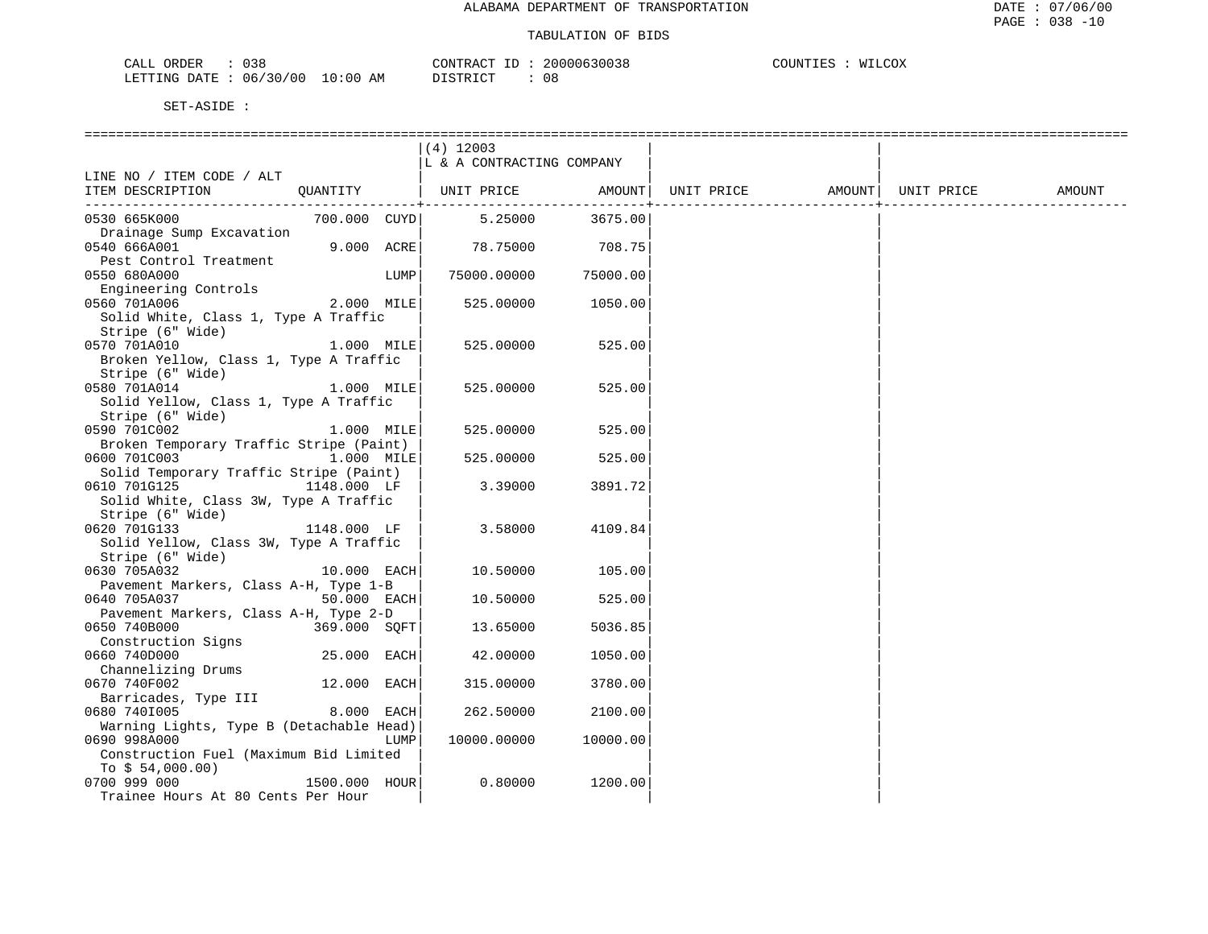ALABAMA DEPARTMENT OF TRANSPORTATION

TABULATION OF BIDS

CALL ORDER : 038 CONTRACT ID : 20000630038 COUNTIES : WILCOX
LETTING DATE : 06/30/00 10:00 AM DISTRICT : 08

SET-ASIDE :

| LINE NO / ITEM CODE / ALT ITEM DESCRIPTION | QUANTITY | (4) 12003 L & A CONTRACTING COMPANY UNIT PRICE | AMOUNT | UNIT PRICE | AMOUNT | UNIT PRICE | AMOUNT |
|---|---|---|---|---|---|---|---|
| 0530 665K000 Drainage Sump Excavation | 700.000 CUYD | 5.25000 | 3675.00 | | | | |
| 0540 666A001 Pest Control Treatment | 9.000 ACRE | 78.75000 | 708.75 | | | | |
| 0550 680A000 Engineering Controls | LUMP | 75000.00000 | 75000.00 | | | | |
| 0560 701A006 Solid White, Class 1, Type A Traffic Stripe (6" Wide) | 2.000 MILE | 525.00000 | 1050.00 | | | | |
| 0570 701A010 Broken Yellow, Class 1, Type A Traffic Stripe (6" Wide) | 1.000 MILE | 525.00000 | 525.00 | | | | |
| 0580 701A014 Solid Yellow, Class 1, Type A Traffic Stripe (6" Wide) | 1.000 MILE | 525.00000 | 525.00 | | | | |
| 0590 701C002 Broken Temporary Traffic Stripe (Paint) | 1.000 MILE | 525.00000 | 525.00 | | | | |
| 0600 701C003 Solid Temporary Traffic Stripe (Paint) | 1.000 MILE | 525.00000 | 525.00 | | | | |
| 0610 701G125 Solid White, Class 3W, Type A Traffic Stripe (6" Wide) | 1148.000 LF | 3.39000 | 3891.72 | | | | |
| 0620 701G133 Solid Yellow, Class 3W, Type A Traffic Stripe (6" Wide) | 1148.000 LF | 3.58000 | 4109.84 | | | | |
| 0630 705A032 Pavement Markers, Class A-H, Type 1-B | 10.000 EACH | 10.50000 | 105.00 | | | | |
| 0640 705A037 Pavement Markers, Class A-H, Type 2-D | 50.000 EACH | 10.50000 | 525.00 | | | | |
| 0650 740B000 Construction Signs | 369.000 SQFT | 13.65000 | 5036.85 | | | | |
| 0660 740D000 Channelizing Drums | 25.000 EACH | 42.00000 | 1050.00 | | | | |
| 0670 740F002 Barricades, Type III | 12.000 EACH | 315.00000 | 3780.00 | | | | |
| 0680 740I005 Warning Lights, Type B (Detachable Head) | 8.000 EACH | 262.50000 | 2100.00 | | | | |
| 0690 998A000 Construction Fuel (Maximum Bid Limited To $ 54,000.00) | LUMP | 10000.00000 | 10000.00 | | | | |
| 0700 999 000 Trainee Hours At 80 Cents Per Hour | 1500.000 HOUR | 0.80000 | 1200.00 | | | | |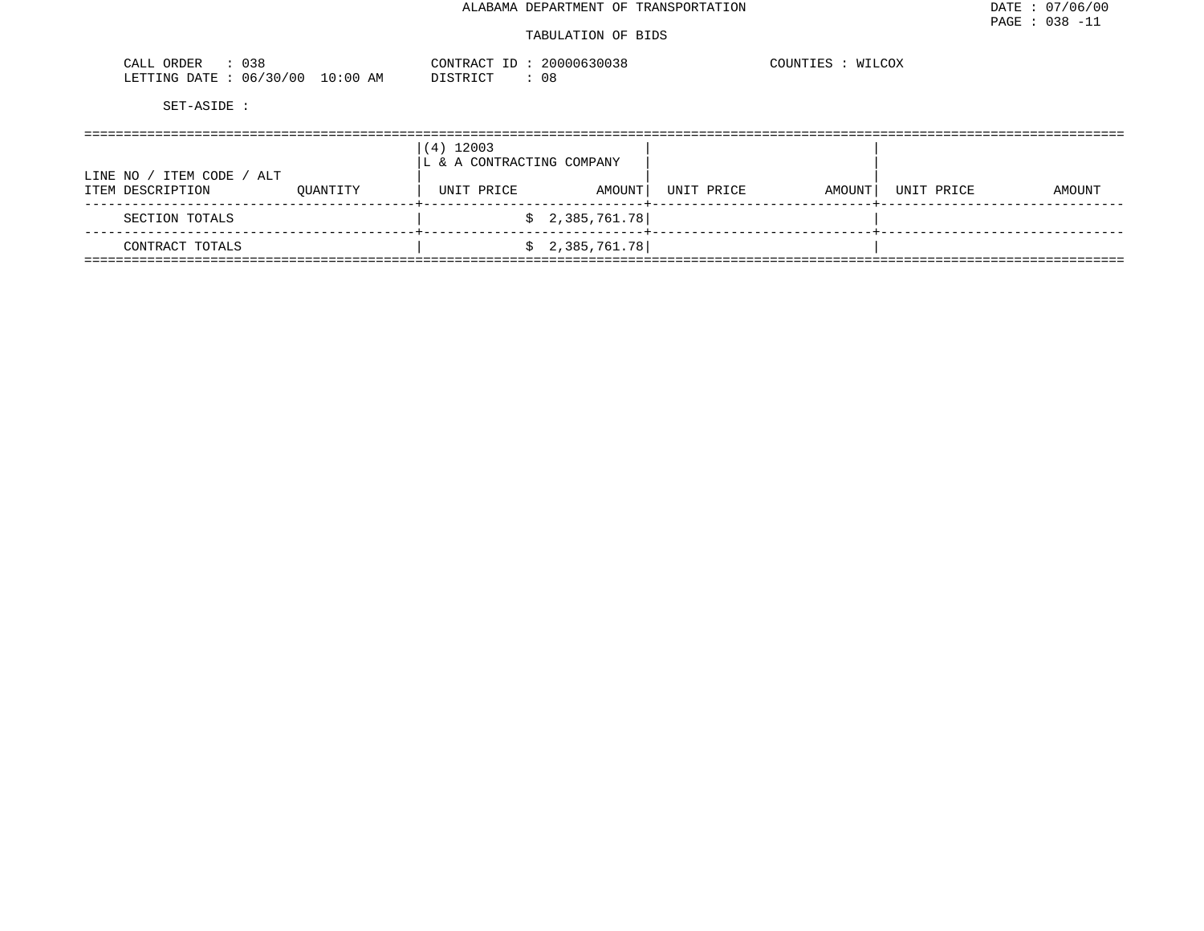ALABAMA DEPARTMENT OF TRANSPORTATION

TABULATION OF BIDS

CALL ORDER : 038
LETTING DATE : 06/30/00 10:00 AM

CONTRACT ID : 20000630038
DISTRICT : 08

COUNTIES : WILCOX

SET-ASIDE :

| LINE NO / ITEM CODE / ALT<br>ITEM DESCRIPTION | QUANTITY | (4) 12003<br>L & A CONTRACTING COMPANY<br>UNIT PRICE | AMOUNT | UNIT PRICE | AMOUNT | UNIT PRICE | AMOUNT |
|---|---|---|---|---|---|---|---|
| SECTION TOTALS | | | $ 2,385,761.78 | | | | |
| CONTRACT TOTALS | | | $ 2,385,761.78 | | | | |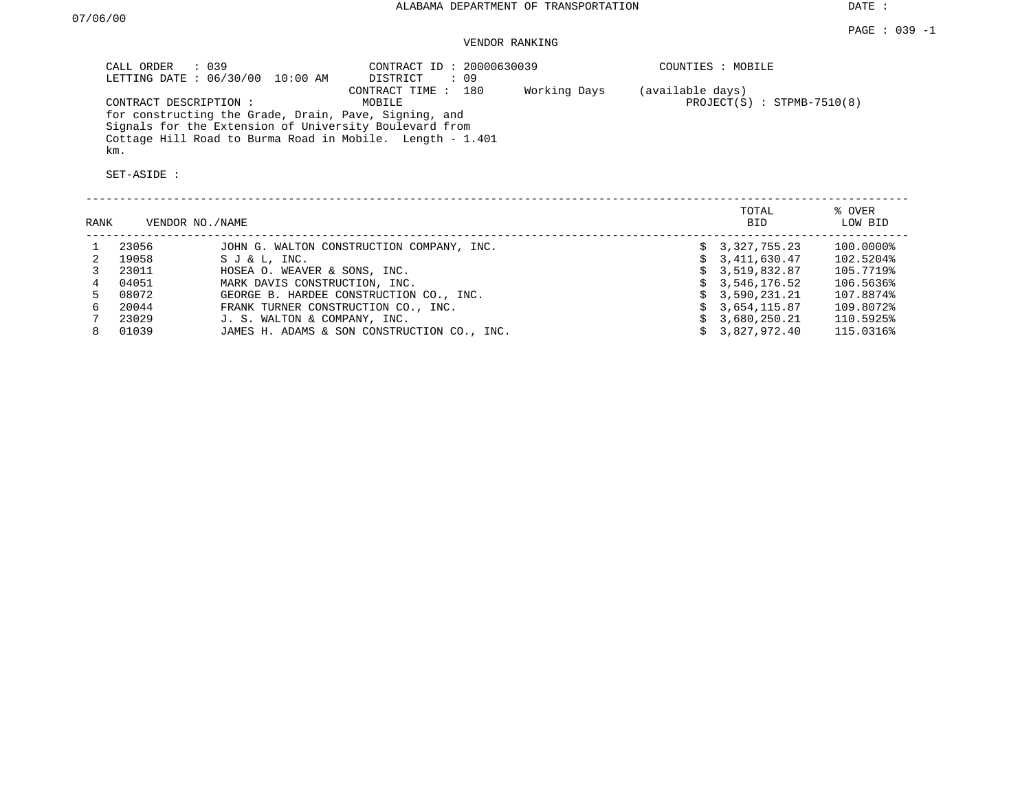ALABAMA DEPARTMENT OF TRANSPORTATION

DATE : 07/06/00

PAGE : 039 -1

VENDOR RANKING

CALL ORDER : 039
LETTING DATE : 06/30/00 10:00 AM

CONTRACT ID : 20000630039
DISTRICT : 09
CONTRACT TIME : 180 Working Days (available days)

COUNTIES : MOBILE

CONTRACT DESCRIPTION : MOBILE
for constructing the Grade, Drain, Pave, Signing, and Signals for the Extension of University Boulevard from Cottage Hill Road to Burma Road in Mobile. Length - 1.401 km.

PROJECT(S) : STPMB-7510(8)

SET-ASIDE :

| RANK | VENDOR NO. | NAME | TOTAL BID | % OVER LOW BID |
|---|---|---|---|---|
| 1 | 23056 | JOHN G. WALTON CONSTRUCTION COMPANY, INC. | $ 3,327,755.23 | 100.0000% |
| 2 | 19058 | S J & L, INC. | $ 3,411,630.47 | 102.5204% |
| 3 | 23011 | HOSEA O. WEAVER & SONS, INC. | $ 3,519,832.87 | 105.7719% |
| 4 | 04051 | MARK DAVIS CONSTRUCTION, INC. | $ 3,546,176.52 | 106.5636% |
| 5 | 08072 | GEORGE B. HARDEE CONSTRUCTION CO., INC. | $ 3,590,231.21 | 107.8874% |
| 6 | 20044 | FRANK TURNER CONSTRUCTION CO., INC. | $ 3,654,115.87 | 109.8072% |
| 7 | 23029 | J. S. WALTON & COMPANY, INC. | $ 3,680,250.21 | 110.5925% |
| 8 | 01039 | JAMES H. ADAMS & SON CONSTRUCTION CO., INC. | $ 3,827,972.40 | 115.0316% |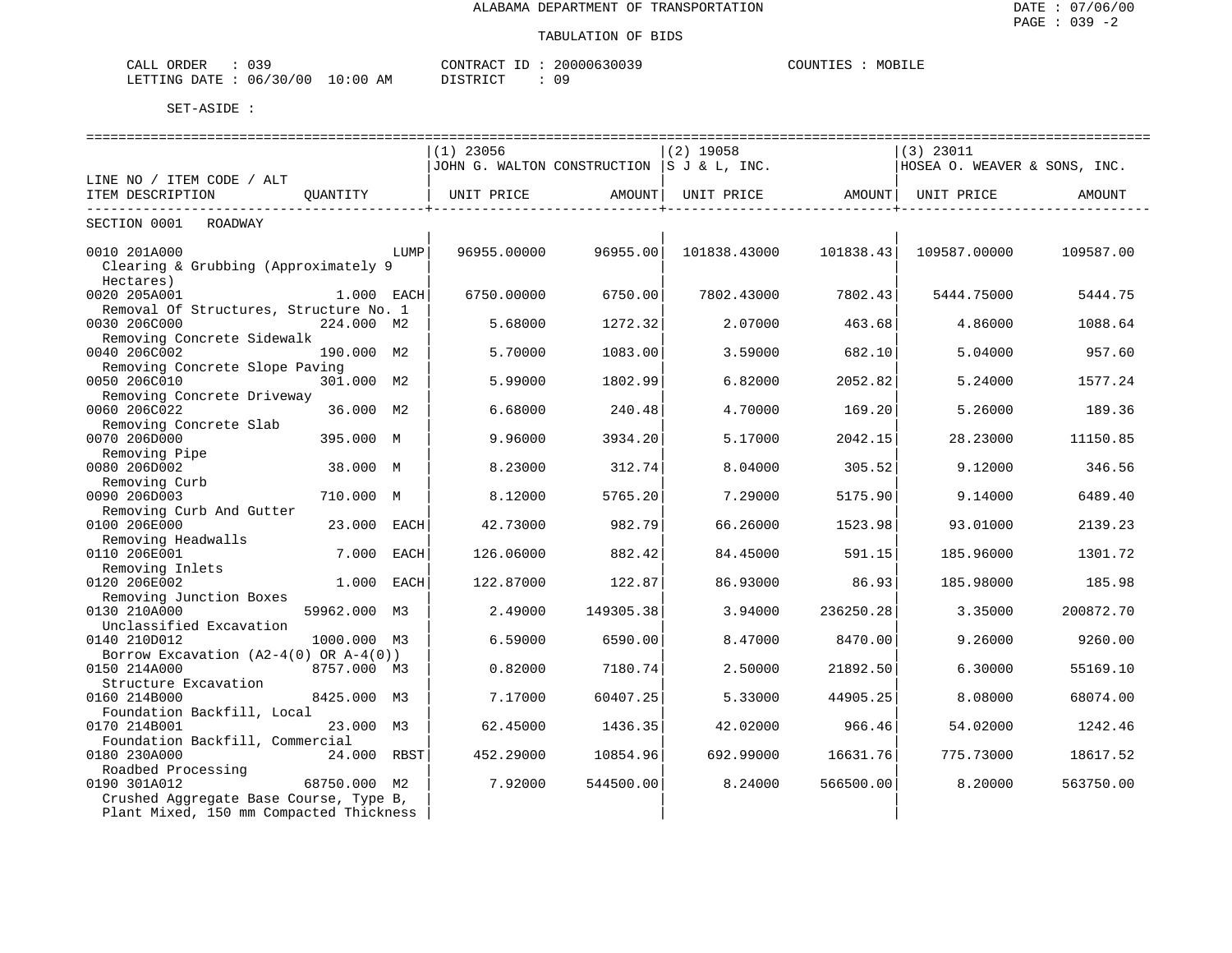ALABAMA DEPARTMENT OF TRANSPORTATION

TABULATION OF BIDS

DATE : 07/06/00
PAGE : 039 -2

CALL ORDER : 039
LETTING DATE : 06/30/00 10:00 AM

CONTRACT ID : 20000630039
DISTRICT : 09

COUNTIES : MOBILE

SET-ASIDE :

| LINE NO / ITEM CODE / ALT ITEM DESCRIPTION | QUANTITY | (1) 23056 JOHN G. WALTON CONSTRUCTION UNIT PRICE | AMOUNT | (2) 19058 S J & L, INC. UNIT PRICE | AMOUNT | (3) 23011 HOSEA O. WEAVER & SONS, INC. UNIT PRICE | AMOUNT |
|---|---|---|---|---|---|---|---|
| SECTION 0001 ROADWAY | | | | | | | |
| 0010 201A000 Clearing & Grubbing (Approximately 9 Hectares) | LUMP | 96955.00000 | 96955.00 | 101838.43000 | 101838.43 | 109587.00000 | 109587.00 |
| 0020 205A001 Removal Of Structures, Structure No. 1 | 1.000 EACH | 6750.00000 | 6750.00 | 7802.43000 | 7802.43 | 5444.75000 | 5444.75 |
| 0030 206C000 Removing Concrete Sidewalk | 224.000 M2 | 5.68000 | 1272.32 | 2.07000 | 463.68 | 4.86000 | 1088.64 |
| 0040 206C002 Removing Concrete Slope Paving | 190.000 M2 | 5.70000 | 1083.00 | 3.59000 | 682.10 | 5.04000 | 957.60 |
| 0050 206C010 Removing Concrete Driveway | 301.000 M2 | 5.99000 | 1802.99 | 6.82000 | 2052.82 | 5.24000 | 1577.24 |
| 0060 206C022 Removing Concrete Slab | 36.000 M2 | 6.68000 | 240.48 | 4.70000 | 169.20 | 5.26000 | 189.36 |
| 0070 206D000 Removing Pipe | 395.000 M | 9.96000 | 3934.20 | 5.17000 | 2042.15 | 28.23000 | 11150.85 |
| 0080 206D002 Removing Curb | 38.000 M | 8.23000 | 312.74 | 8.04000 | 305.52 | 9.12000 | 346.56 |
| 0090 206D003 Removing Curb And Gutter | 710.000 M | 8.12000 | 5765.20 | 7.29000 | 5175.90 | 9.14000 | 6489.40 |
| 0100 206E000 Removing Headwalls | 23.000 EACH | 42.73000 | 982.79 | 66.26000 | 1523.98 | 93.01000 | 2139.23 |
| 0110 206E001 Removing Inlets | 7.000 EACH | 126.06000 | 882.42 | 84.45000 | 591.15 | 185.96000 | 1301.72 |
| 0120 206E002 Removing Junction Boxes | 1.000 EACH | 122.87000 | 122.87 | 86.93000 | 86.93 | 185.98000 | 185.98 |
| 0130 210A000 Unclassified Excavation | 59962.000 M3 | 2.49000 | 149305.38 | 3.94000 | 236250.28 | 3.35000 | 200872.70 |
| 0140 210D012 Borrow Excavation (A2-4(0) OR A-4(0)) | 1000.000 M3 | 6.59000 | 6590.00 | 8.47000 | 8470.00 | 9.26000 | 9260.00 |
| 0150 214A000 Structure Excavation | 8757.000 M3 | 0.82000 | 7180.74 | 2.50000 | 21892.50 | 6.30000 | 55169.10 |
| 0160 214B000 Foundation Backfill, Local | 8425.000 M3 | 7.17000 | 60407.25 | 5.33000 | 44905.25 | 8.08000 | 68074.00 |
| 0170 214B001 Foundation Backfill, Commercial | 23.000 M3 | 62.45000 | 1436.35 | 42.02000 | 966.46 | 54.02000 | 1242.46 |
| 0180 230A000 Roadbed Processing | 24.000 RBST | 452.29000 | 10854.96 | 692.99000 | 16631.76 | 775.73000 | 18617.52 |
| 0190 301A012 Crushed Aggregate Base Course, Type B, Plant Mixed, 150 mm Compacted Thickness | 68750.000 M2 | 7.92000 | 544500.00 | 8.24000 | 566500.00 | 8.20000 | 563750.00 |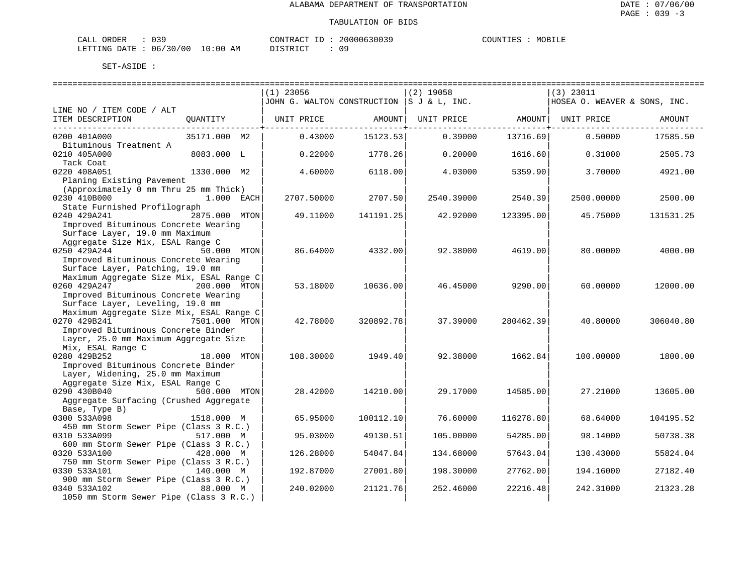ALABAMA DEPARTMENT OF TRANSPORTATION

TABULATION OF BIDS

CALL ORDER : 039 CONTRACT ID : 20000630039 COUNTIES : MOBILE
LETTING DATE : 06/30/00 10:00 AM DISTRICT : 09

SET-ASIDE :

| LINE NO / ITEM CODE / ALT ITEM DESCRIPTION | QUANTITY | (1) 23056 JOHN G. WALTON CONSTRUCTION UNIT PRICE | AMOUNT | (2) 19058 S J & L, INC. UNIT PRICE | AMOUNT | (3) 23011 HOSEA O. WEAVER & SONS, INC. UNIT PRICE | AMOUNT |
|---|---|---|---|---|---|---|---|
| 0200 401A000 Bituminous Treatment A | 35171.000 M2 | 0.43000 | 15123.53 | 0.39000 | 13716.69 | 0.50000 | 17585.50 |
| 0210 405A000 Tack Coat | 8083.000 L | 0.22000 | 1778.26 | 0.20000 | 1616.60 | 0.31000 | 2505.73 |
| 0220 408A051 Planing Existing Pavement (Approximately 0 mm Thru 25 mm Thick) | 1330.000 M2 | 4.60000 | 6118.00 | 4.03000 | 5359.90 | 3.70000 | 4921.00 |
| 0230 410B000 State Furnished Profilograph | 1.000 EACH | 2707.50000 | 2707.50 | 2540.39000 | 2540.39 | 2500.00000 | 2500.00 |
| 0240 429A241 Improved Bituminous Concrete Wearing Surface Layer, 19.0 mm Maximum Aggregate Size Mix, ESAL Range C | 2875.000 MTON | 49.11000 | 141191.25 | 42.92000 | 123395.00 | 45.75000 | 131531.25 |
| 0250 429A244 Improved Bituminous Concrete Wearing Surface Layer, Patching, 19.0 mm Maximum Aggregate Size Mix, ESAL Range C | 50.000 MTON | 86.64000 | 4332.00 | 92.38000 | 4619.00 | 80.00000 | 4000.00 |
| 0260 429A247 Improved Bituminous Concrete Wearing Surface Layer, Leveling, 19.0 mm Maximum Aggregate Size Mix, ESAL Range C | 200.000 MTON | 53.18000 | 10636.00 | 46.45000 | 9290.00 | 60.00000 | 12000.00 |
| 0270 429B241 Improved Bituminous Concrete Binder Layer, 25.0 mm Maximum Aggregate Size Mix, ESAL Range C | 7501.000 MTON | 42.78000 | 320892.78 | 37.39000 | 280462.39 | 40.80000 | 306040.80 |
| 0280 429B252 Improved Bituminous Concrete Binder Layer, Widening, 25.0 mm Maximum Aggregate Size Mix, ESAL Range C | 18.000 MTON | 108.30000 | 1949.40 | 92.38000 | 1662.84 | 100.00000 | 1800.00 |
| 0290 430B040 Aggregate Surfacing (Crushed Aggregate Base, Type B) | 500.000 MTON | 28.42000 | 14210.00 | 29.17000 | 14585.00 | 27.21000 | 13605.00 |
| 0300 533A098 450 mm Storm Sewer Pipe (Class 3 R.C.) | 1518.000 M | 65.95000 | 100112.10 | 76.60000 | 116278.80 | 68.64000 | 104195.52 |
| 0310 533A099 600 mm Storm Sewer Pipe (Class 3 R.C.) | 517.000 M | 95.03000 | 49130.51 | 105.00000 | 54285.00 | 98.14000 | 50738.38 |
| 0320 533A100 750 mm Storm Sewer Pipe (Class 3 R.C.) | 428.000 M | 126.28000 | 54047.84 | 134.68000 | 57643.04 | 130.43000 | 55824.04 |
| 0330 533A101 900 mm Storm Sewer Pipe (Class 3 R.C.) | 140.000 M | 192.87000 | 27001.80 | 198.30000 | 27762.00 | 194.16000 | 27182.40 |
| 0340 533A102 1050 mm Storm Sewer Pipe (Class 3 R.C.) | 88.000 M | 240.02000 | 21121.76 | 252.46000 | 22216.48 | 242.31000 | 21323.28 |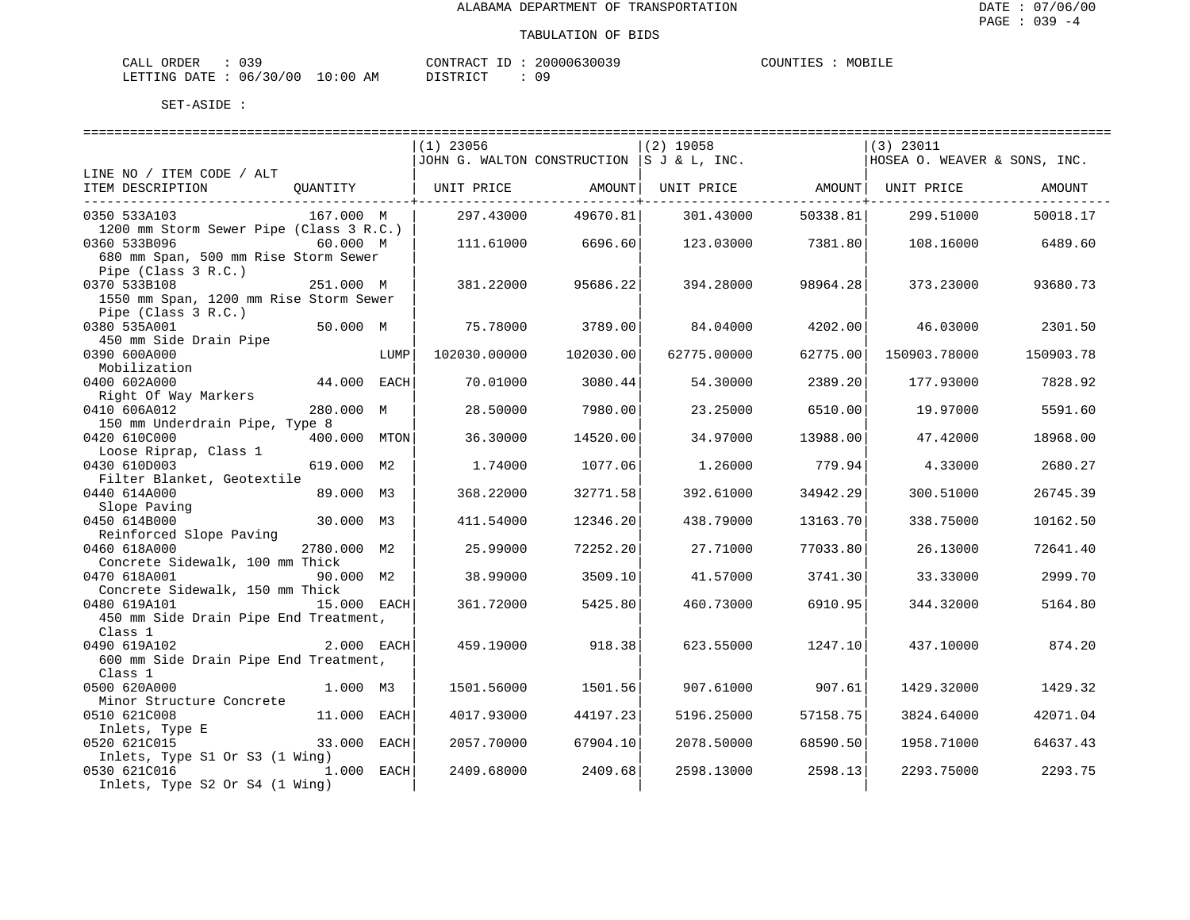ALABAMA DEPARTMENT OF TRANSPORTATION

TABULATION OF BIDS

CALL ORDER : 039 CONTRACT ID : 20000630039 COUNTIES : MOBILE
LETTING DATE : 06/30/00 10:00 AM DISTRICT : 09

SET-ASIDE :

| LINE NO / ITEM CODE / ALT ITEM DESCRIPTION | QUANTITY | (1) 23056 JOHN G. WALTON CONSTRUCTION UNIT PRICE | AMOUNT | (2) 19058 S J & L, INC. UNIT PRICE | AMOUNT | (3) 23011 HOSEA O. WEAVER & SONS, INC. UNIT PRICE | AMOUNT |
|---|---|---|---|---|---|---|---|
| 0350 533A103 1200 mm Storm Sewer Pipe (Class 3 R.C.) | 167.000 M | 297.43000 | 49670.81 | 301.43000 | 50338.81 | 299.51000 | 50018.17 |
| 0360 533B096 680 mm Span, 500 mm Rise Storm Sewer Pipe (Class 3 R.C.) | 60.000 M | 111.61000 | 6696.60 | 123.03000 | 7381.80 | 108.16000 | 6489.60 |
| 0370 533B108 1550 mm Span, 1200 mm Rise Storm Sewer Pipe (Class 3 R.C.) | 251.000 M | 381.22000 | 95686.22 | 394.28000 | 98964.28 | 373.23000 | 93680.73 |
| 0380 535A001 450 mm Side Drain Pipe | 50.000 M | 75.78000 | 3789.00 | 84.04000 | 4202.00 | 46.03000 | 2301.50 |
| 0390 600A000 Mobilization | LUMP | 102030.00000 | 102030.00 | 62775.00000 | 62775.00 | 150903.78000 | 150903.78 |
| 0400 602A000 Right Of Way Markers | 44.000 EACH | 70.01000 | 3080.44 | 54.30000 | 2389.20 | 177.93000 | 7828.92 |
| 0410 606A012 150 mm Underdrain Pipe, Type 8 | 280.000 M | 28.50000 | 7980.00 | 23.25000 | 6510.00 | 19.97000 | 5591.60 |
| 0420 610C000 Loose Riprap, Class 1 | 400.000 MTON | 36.30000 | 14520.00 | 34.97000 | 13988.00 | 47.42000 | 18968.00 |
| 0430 610D003 Filter Blanket, Geotextile | 619.000 M2 | 1.74000 | 1077.06 | 1.26000 | 779.94 | 4.33000 | 2680.27 |
| 0440 614A000 Slope Paving | 89.000 M3 | 368.22000 | 32771.58 | 392.61000 | 34942.29 | 300.51000 | 26745.39 |
| 0450 614B000 Reinforced Slope Paving | 30.000 M3 | 411.54000 | 12346.20 | 438.79000 | 13163.70 | 338.75000 | 10162.50 |
| 0460 618A000 Concrete Sidewalk, 100 mm Thick | 2780.000 M2 | 25.99000 | 72252.20 | 27.71000 | 77033.80 | 26.13000 | 72641.40 |
| 0470 618A001 Concrete Sidewalk, 150 mm Thick | 90.000 M2 | 38.99000 | 3509.10 | 41.57000 | 3741.30 | 33.33000 | 2999.70 |
| 0480 619A101 450 mm Side Drain Pipe End Treatment, Class 1 | 15.000 EACH | 361.72000 | 5425.80 | 460.73000 | 6910.95 | 344.32000 | 5164.80 |
| 0490 619A102 600 mm Side Drain Pipe End Treatment, Class 1 | 2.000 EACH | 459.19000 | 918.38 | 623.55000 | 1247.10 | 437.10000 | 874.20 |
| 0500 620A000 Minor Structure Concrete | 1.000 M3 | 1501.56000 | 1501.56 | 907.61000 | 907.61 | 1429.32000 | 1429.32 |
| 0510 621C008 Inlets, Type E | 11.000 EACH | 4017.93000 | 44197.23 | 5196.25000 | 57158.75 | 3824.64000 | 42071.04 |
| 0520 621C015 Inlets, Type S1 Or S3 (1 Wing) | 33.000 EACH | 2057.70000 | 67904.10 | 2078.50000 | 68590.50 | 1958.71000 | 64637.43 |
| 0530 621C016 Inlets, Type S2 Or S4 (1 Wing) | 1.000 EACH | 2409.68000 | 2409.68 | 2598.13000 | 2598.13 | 2293.75000 | 2293.75 |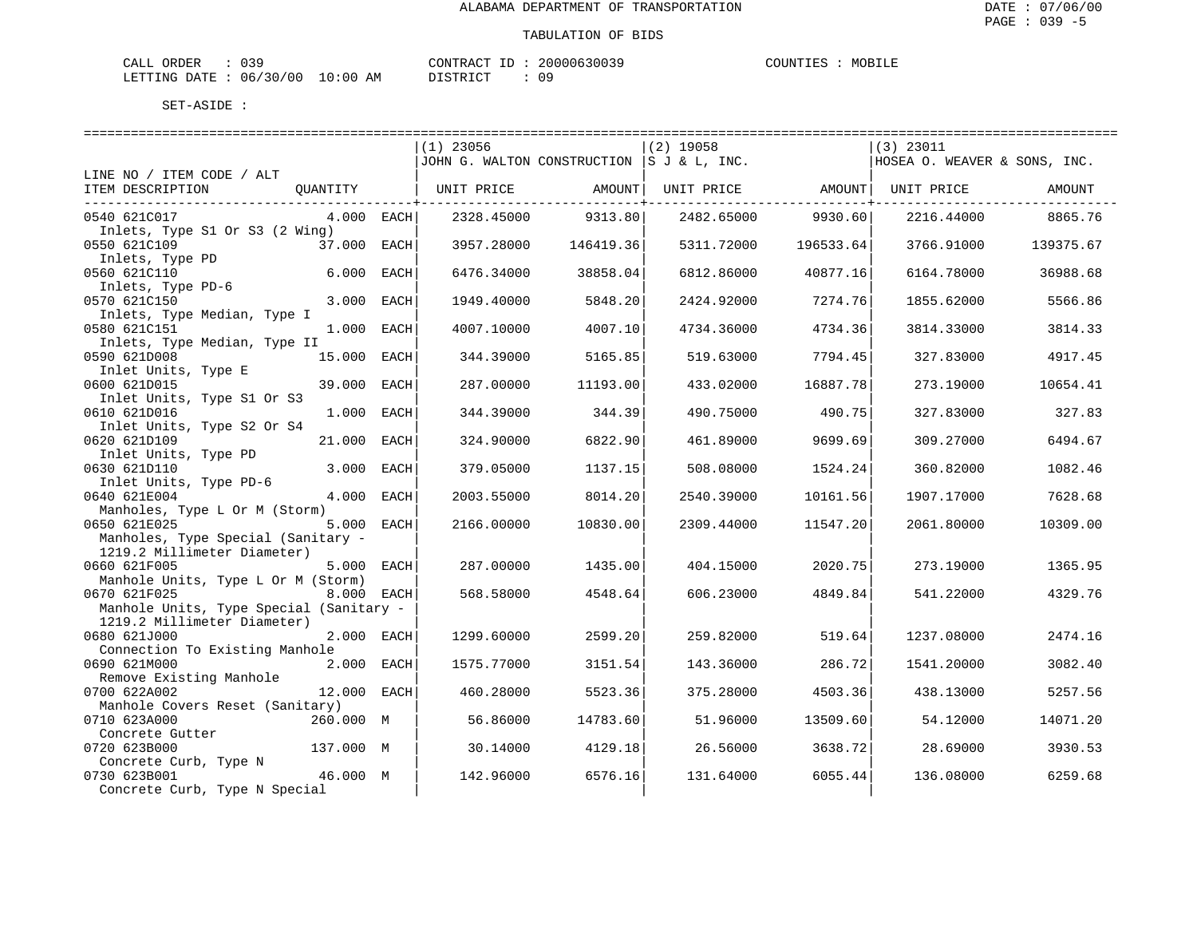ALABAMA DEPARTMENT OF TRANSPORTATION

TABULATION OF BIDS

CALL ORDER : 039
LETTING DATE : 06/30/00 10:00 AM

CONTRACT ID : 20000630039
DISTRICT : 09

COUNTIES : MOBILE

SET-ASIDE :

| LINE NO / ITEM CODE / ALT ITEM DESCRIPTION | QUANTITY | (1) 23056 JOHN G. WALTON CONSTRUCTION UNIT PRICE | AMOUNT | (2) 19058 S J & L, INC. UNIT PRICE | AMOUNT | (3) 23011 HOSEA O. WEAVER & SONS, INC. UNIT PRICE | AMOUNT |
|---|---|---|---|---|---|---|---|
| 0540 621C017 Inlets, Type S1 Or S3 (2 Wing) | 4.000 EACH | 2328.45000 | 9313.80 | 2482.65000 | 9930.60 | 2216.44000 | 8865.76 |
| 0550 621C109 Inlets, Type PD | 37.000 EACH | 3957.28000 | 146419.36 | 5311.72000 | 196533.64 | 3766.91000 | 139375.67 |
| 0560 621C110 Inlets, Type PD-6 | 6.000 EACH | 6476.34000 | 38858.04 | 6812.86000 | 40877.16 | 6164.78000 | 36988.68 |
| 0570 621C150 Inlets, Type Median, Type I | 3.000 EACH | 1949.40000 | 5848.20 | 2424.92000 | 7274.76 | 1855.62000 | 5566.86 |
| 0580 621C151 Inlets, Type Median, Type II | 1.000 EACH | 4007.10000 | 4007.10 | 4734.36000 | 4734.36 | 3814.33000 | 3814.33 |
| 0590 621D008 Inlet Units, Type E | 15.000 EACH | 344.39000 | 5165.85 | 519.63000 | 7794.45 | 327.83000 | 4917.45 |
| 0600 621D015 Inlet Units, Type S1 Or S3 | 39.000 EACH | 287.00000 | 11193.00 | 433.02000 | 16887.78 | 273.19000 | 10654.41 |
| 0610 621D016 Inlet Units, Type S2 Or S4 | 1.000 EACH | 344.39000 | 344.39 | 490.75000 | 490.75 | 327.83000 | 327.83 |
| 0620 621D109 Inlet Units, Type PD | 21.000 EACH | 324.90000 | 6822.90 | 461.89000 | 9699.69 | 309.27000 | 6494.67 |
| 0630 621D110 Inlet Units, Type PD-6 | 3.000 EACH | 379.05000 | 1137.15 | 508.08000 | 1524.24 | 360.82000 | 1082.46 |
| 0640 621E004 Manholes, Type L Or M (Storm) | 4.000 EACH | 2003.55000 | 8014.20 | 2540.39000 | 10161.56 | 1907.17000 | 7628.68 |
| 0650 621E025 Manholes, Type Special (Sanitary - 1219.2 Millimeter Diameter) | 5.000 EACH | 2166.00000 | 10830.00 | 2309.44000 | 11547.20 | 2061.80000 | 10309.00 |
| 0660 621F005 Manhole Units, Type L Or M (Storm) | 5.000 EACH | 287.00000 | 1435.00 | 404.15000 | 2020.75 | 273.19000 | 1365.95 |
| 0670 621F025 Manhole Units, Type Special (Sanitary - 1219.2 Millimeter Diameter) | 8.000 EACH | 568.58000 | 4548.64 | 606.23000 | 4849.84 | 541.22000 | 4329.76 |
| 0680 621J000 Connection To Existing Manhole | 2.000 EACH | 1299.60000 | 2599.20 | 259.82000 | 519.64 | 1237.08000 | 2474.16 |
| 0690 621M000 Remove Existing Manhole | 2.000 EACH | 1575.77000 | 3151.54 | 143.36000 | 286.72 | 1541.20000 | 3082.40 |
| 0700 622A002 Manhole Covers Reset (Sanitary) | 12.000 EACH | 460.28000 | 5523.36 | 375.28000 | 4503.36 | 438.13000 | 5257.56 |
| 0710 623A000 Concrete Gutter | 260.000 M | 56.86000 | 14783.60 | 51.96000 | 13509.60 | 54.12000 | 14071.20 |
| 0720 623B000 Concrete Curb, Type N | 137.000 M | 30.14000 | 4129.18 | 26.56000 | 3638.72 | 28.69000 | 3930.53 |
| 0730 623B001 Concrete Curb, Type N Special | 46.000 M | 142.96000 | 6576.16 | 131.64000 | 6055.44 | 136.08000 | 6259.68 |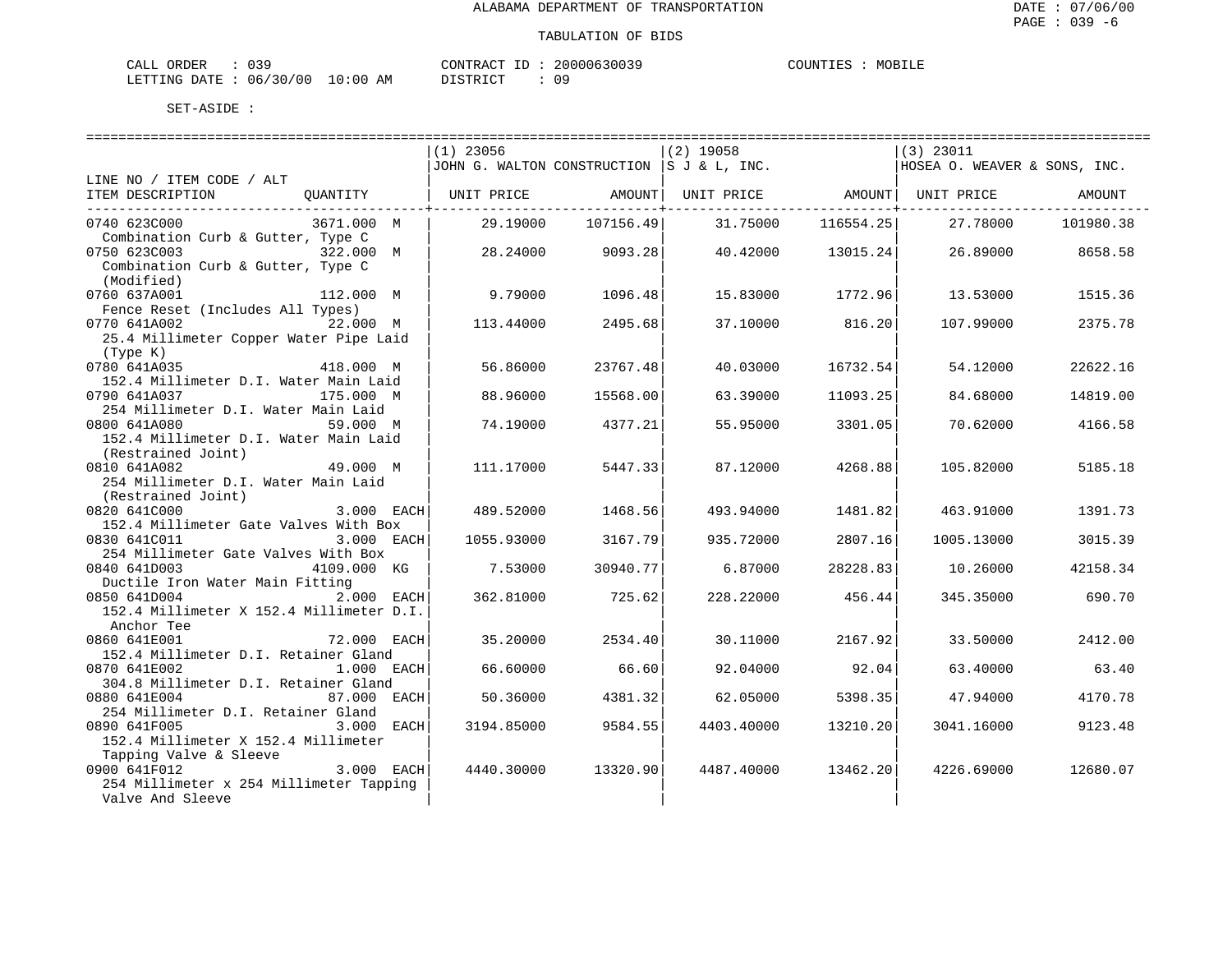ALABAMA DEPARTMENT OF TRANSPORTATION

TABULATION OF BIDS

CALL ORDER : 039 CONTRACT ID : 20000630039 COUNTIES : MOBILE
LETTING DATE : 06/30/00 10:00 AM DISTRICT : 09

SET-ASIDE :

| LINE NO / ITEM CODE / ALT ITEM DESCRIPTION | QUANTITY | (1) 23056 JOHN G. WALTON CONSTRUCTION UNIT PRICE | AMOUNT | (2) 19058 S J & L, INC. UNIT PRICE | AMOUNT | (3) 23011 HOSEA O. WEAVER & SONS, INC. UNIT PRICE | AMOUNT |
|---|---|---|---|---|---|---|---|
| 0740 623C000 Combination Curb & Gutter, Type C | 3671.000 M | 29.19000 | 107156.49 | 31.75000 | 116554.25 | 27.78000 | 101980.38 |
| 0750 623C003 Combination Curb & Gutter, Type C (Modified) | 322.000 M | 28.24000 | 9093.28 | 40.42000 | 13015.24 | 26.89000 | 8658.58 |
| 0760 637A001 Fence Reset (Includes All Types) | 112.000 M | 9.79000 | 1096.48 | 15.83000 | 1772.96 | 13.53000 | 1515.36 |
| 0770 641A002 25.4 Millimeter Copper Water Pipe Laid (Type K) | 22.000 M | 113.44000 | 2495.68 | 37.10000 | 816.20 | 107.99000 | 2375.78 |
| 0780 641A035 152.4 Millimeter D.I. Water Main Laid | 418.000 M | 56.86000 | 23767.48 | 40.03000 | 16732.54 | 54.12000 | 22622.16 |
| 0790 641A037 254 Millimeter D.I. Water Main Laid | 175.000 M | 88.96000 | 15568.00 | 63.39000 | 11093.25 | 84.68000 | 14819.00 |
| 0800 641A080 152.4 Millimeter D.I. Water Main Laid (Restrained Joint) | 59.000 M | 74.19000 | 4377.21 | 55.95000 | 3301.05 | 70.62000 | 4166.58 |
| 0810 641A082 254 Millimeter D.I. Water Main Laid (Restrained Joint) | 49.000 M | 111.17000 | 5447.33 | 87.12000 | 4268.88 | 105.82000 | 5185.18 |
| 0820 641C000 152.4 Millimeter Gate Valves With Box | 3.000 EACH | 489.52000 | 1468.56 | 493.94000 | 1481.82 | 463.91000 | 1391.73 |
| 0830 641C011 254 Millimeter Gate Valves With Box | 3.000 EACH | 1055.93000 | 3167.79 | 935.72000 | 2807.16 | 1005.13000 | 3015.39 |
| 0840 641D003 Ductile Iron Water Main Fitting | 4109.000 KG | 7.53000 | 30940.77 | 6.87000 | 28228.83 | 10.26000 | 42158.34 |
| 0850 641D004 152.4 Millimeter X 152.4 Millimeter D.I. Anchor Tee | 2.000 EACH | 362.81000 | 725.62 | 228.22000 | 456.44 | 345.35000 | 690.70 |
| 0860 641E001 152.4 Millimeter D.I. Retainer Gland | 72.000 EACH | 35.20000 | 2534.40 | 30.11000 | 2167.92 | 33.50000 | 2412.00 |
| 0870 641E002 304.8 Millimeter D.I. Retainer Gland | 1.000 EACH | 66.60000 | 66.60 | 92.04000 | 92.04 | 63.40000 | 63.40 |
| 0880 641E004 254 Millimeter D.I. Retainer Gland | 87.000 EACH | 50.36000 | 4381.32 | 62.05000 | 5398.35 | 47.94000 | 4170.78 |
| 0890 641F005 152.4 Millimeter X 152.4 Millimeter Tapping Valve & Sleeve | 3.000 EACH | 3194.85000 | 9584.55 | 4403.40000 | 13210.20 | 3041.16000 | 9123.48 |
| 0900 641F012 254 Millimeter x 254 Millimeter Tapping Valve And Sleeve | 3.000 EACH | 4440.30000 | 13320.90 | 4487.40000 | 13462.20 | 4226.69000 | 12680.07 |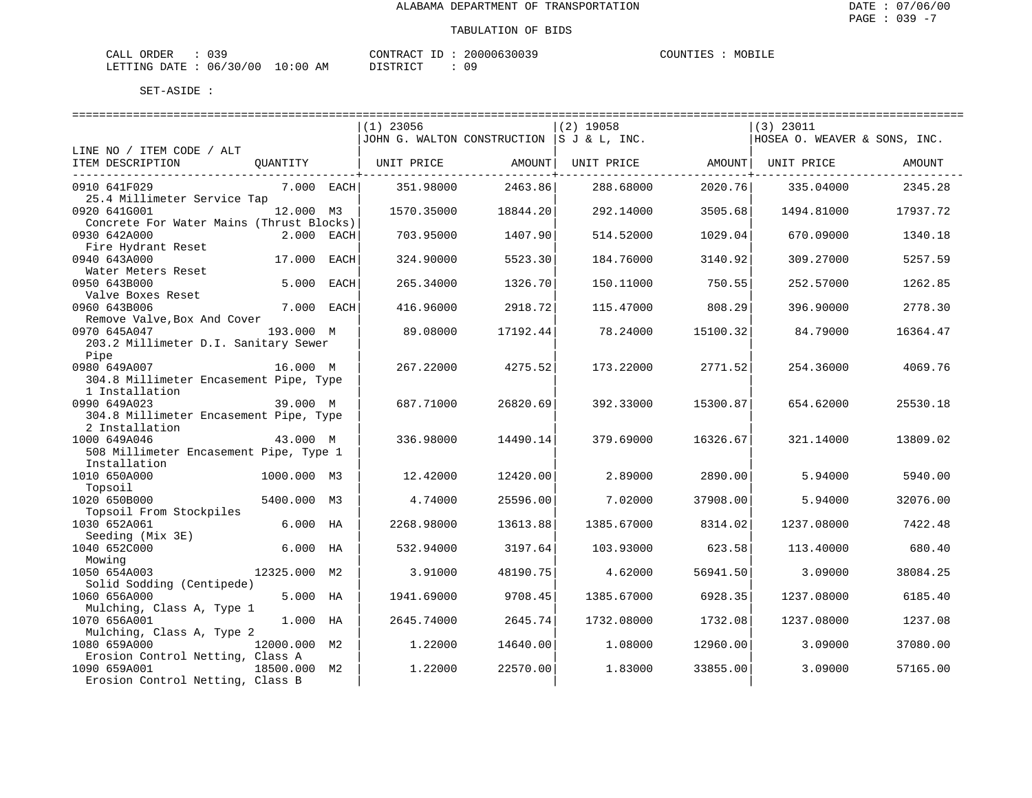ALABAMA DEPARTMENT OF TRANSPORTATION

TABULATION OF BIDS

DATE : 07/06/00
PAGE : 039 -7

CALL ORDER : 039
LETTING DATE : 06/30/00 10:00 AM

CONTRACT ID : 20000630039
DISTRICT : 09

COUNTIES : MOBILE

SET-ASIDE :

| LINE NO / ITEM CODE / ALT ITEM DESCRIPTION | QUANTITY | (1) 23056 JOHN G. WALTON CONSTRUCTION UNIT PRICE | AMOUNT | (2) 19058 S J & L, INC. UNIT PRICE | AMOUNT | (3) 23011 HOSEA O. WEAVER & SONS, INC. UNIT PRICE | AMOUNT |
|---|---|---|---|---|---|---|---|
| 0910 641F029 25.4 Millimeter Service Tap | 7.000 EACH | 351.98000 | 2463.86 | 288.68000 | 2020.76 | 335.04000 | 2345.28 |
| 0920 641G001 Concrete For Water Mains (Thrust Blocks) | 12.000 M3 | 1570.35000 | 18844.20 | 292.14000 | 3505.68 | 1494.81000 | 17937.72 |
| 0930 642A000 Fire Hydrant Reset | 2.000 EACH | 703.95000 | 1407.90 | 514.52000 | 1029.04 | 670.09000 | 1340.18 |
| 0940 643A000 Water Meters Reset | 17.000 EACH | 324.90000 | 5523.30 | 184.76000 | 3140.92 | 309.27000 | 5257.59 |
| 0950 643B000 Valve Boxes Reset | 5.000 EACH | 265.34000 | 1326.70 | 150.11000 | 750.55 | 252.57000 | 1262.85 |
| 0960 643B006 Remove Valve,Box And Cover | 7.000 EACH | 416.96000 | 2918.72 | 115.47000 | 808.29 | 396.90000 | 2778.30 |
| 0970 645A047 203.2 Millimeter D.I. Sanitary Sewer Pipe | 193.000 M | 89.08000 | 17192.44 | 78.24000 | 15100.32 | 84.79000 | 16364.47 |
| 0980 649A007 304.8 Millimeter Encasement Pipe, Type 1 Installation | 16.000 M | 267.22000 | 4275.52 | 173.22000 | 2771.52 | 254.36000 | 4069.76 |
| 0990 649A023 304.8 Millimeter Encasement Pipe, Type 2 Installation | 39.000 M | 687.71000 | 26820.69 | 392.33000 | 15300.87 | 654.62000 | 25530.18 |
| 1000 649A046 508 Millimeter Encasement Pipe, Type 1 Installation | 43.000 M | 336.98000 | 14490.14 | 379.69000 | 16326.67 | 321.14000 | 13809.02 |
| 1010 650A000 Topsoil | 1000.000 M3 | 12.42000 | 12420.00 | 2.89000 | 2890.00 | 5.94000 | 5940.00 |
| 1020 650B000 Topsoil From Stockpiles | 5400.000 M3 | 4.74000 | 25596.00 | 7.02000 | 37908.00 | 5.94000 | 32076.00 |
| 1030 652A061 Seeding (Mix 3E) | 6.000 HA | 2268.98000 | 13613.88 | 1385.67000 | 8314.02 | 1237.08000 | 7422.48 |
| 1040 652C000 Mowing | 6.000 HA | 532.94000 | 3197.64 | 103.93000 | 623.58 | 113.40000 | 680.40 |
| 1050 654A003 Solid Sodding (Centipede) | 12325.000 M2 | 3.91000 | 48190.75 | 4.62000 | 56941.50 | 3.09000 | 38084.25 |
| 1060 656A000 Mulching, Class A, Type 1 | 5.000 HA | 1941.69000 | 9708.45 | 1385.67000 | 6928.35 | 1237.08000 | 6185.40 |
| 1070 656A001 Mulching, Class A, Type 2 | 1.000 HA | 2645.74000 | 2645.74 | 1732.08000 | 1732.08 | 1237.08000 | 1237.08 |
| 1080 659A000 Erosion Control Netting, Class A | 12000.000 M2 | 1.22000 | 14640.00 | 1.08000 | 12960.00 | 3.09000 | 37080.00 |
| 1090 659A001 Erosion Control Netting, Class B | 18500.000 M2 | 1.22000 | 22570.00 | 1.83000 | 33855.00 | 3.09000 | 57165.00 |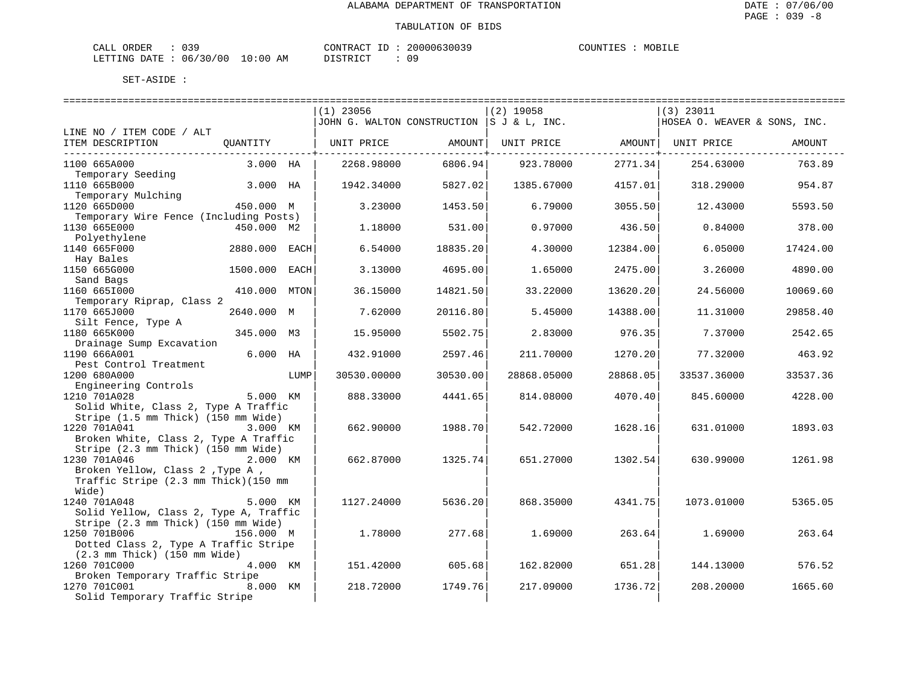ALABAMA DEPARTMENT OF TRANSPORTATION

TABULATION OF BIDS

CALL ORDER : 039 CONTRACT ID : 20000630039 COUNTIES : MOBILE
LETTING DATE : 06/30/00 10:00 AM DISTRICT : 09

SET-ASIDE :

| LINE NO / ITEM CODE / ALT ITEM DESCRIPTION | QUANTITY | | (1) 23056 JOHN G. WALTON CONSTRUCTION UNIT PRICE | AMOUNT | (2) 19058 S J & L, INC. UNIT PRICE | AMOUNT | (3) 23011 HOSEA O. WEAVER & SONS, INC. UNIT PRICE | AMOUNT |
|---|---|---|---|---|---|---|---|---|
| 1100 665A000 Temporary Seeding | 3.000 | HA | 2268.98000 | 6806.94 | 923.78000 | 2771.34 | 254.63000 | 763.89 |
| 1110 665B000 Temporary Mulching | 3.000 | HA | 1942.34000 | 5827.02 | 1385.67000 | 4157.01 | 318.29000 | 954.87 |
| 1120 665D000 Temporary Wire Fence (Including Posts) | 450.000 | M | 3.23000 | 1453.50 | 6.79000 | 3055.50 | 12.43000 | 5593.50 |
| 1130 665E000 Polyethylene | 450.000 | M2 | 1.18000 | 531.00 | 0.97000 | 436.50 | 0.84000 | 378.00 |
| 1140 665F000 Hay Bales | 2880.000 | EACH | 6.54000 | 18835.20 | 4.30000 | 12384.00 | 6.05000 | 17424.00 |
| 1150 665G000 Sand Bags | 1500.000 | EACH | 3.13000 | 4695.00 | 1.65000 | 2475.00 | 3.26000 | 4890.00 |
| 1160 665I000 Temporary Riprap, Class 2 | 410.000 | MTON | 36.15000 | 14821.50 | 33.22000 | 13620.20 | 24.56000 | 10069.60 |
| 1170 665J000 Silt Fence, Type A | 2640.000 | M | 7.62000 | 20116.80 | 5.45000 | 14388.00 | 11.31000 | 29858.40 |
| 1180 665K000 Drainage Sump Excavation | 345.000 | M3 | 15.95000 | 5502.75 | 2.83000 | 976.35 | 7.37000 | 2542.65 |
| 1190 666A001 Pest Control Treatment | 6.000 | HA | 432.91000 | 2597.46 | 211.70000 | 1270.20 | 77.32000 | 463.92 |
| 1200 680A000 Engineering Controls | | LUMP | 30530.00000 | 30530.00 | 28868.05000 | 28868.05 | 33537.36000 | 33537.36 |
| 1210 701A028 Solid White, Class 2, Type A Traffic Stripe (1.5 mm Thick) (150 mm Wide) | 5.000 | KM | 888.33000 | 4441.65 | 814.08000 | 4070.40 | 845.60000 | 4228.00 |
| 1220 701A041 Broken White, Class 2, Type A Traffic Stripe (2.3 mm Thick) (150 mm Wide) | 3.000 | KM | 662.90000 | 1988.70 | 542.72000 | 1628.16 | 631.01000 | 1893.03 |
| 1230 701A046 Broken Yellow, Class 2 ,Type A , Traffic Stripe (2.3 mm Thick)(150 mm Wide) | 2.000 | KM | 662.87000 | 1325.74 | 651.27000 | 1302.54 | 630.99000 | 1261.98 |
| 1240 701A048 Solid Yellow, Class 2, Type A, Traffic Stripe (2.3 mm Thick) (150 mm Wide) | 5.000 | KM | 1127.24000 | 5636.20 | 868.35000 | 4341.75 | 1073.01000 | 5365.05 |
| 1250 701B006 Dotted Class 2, Type A Traffic Stripe (2.3 mm Thick) (150 mm Wide) | 156.000 | M | 1.78000 | 277.68 | 1.69000 | 263.64 | 1.69000 | 263.64 |
| 1260 701C000 Broken Temporary Traffic Stripe | 4.000 | KM | 151.42000 | 605.68 | 162.82000 | 651.28 | 144.13000 | 576.52 |
| 1270 701C001 Solid Temporary Traffic Stripe | 8.000 | KM | 218.72000 | 1749.76 | 217.09000 | 1736.72 | 208.20000 | 1665.60 |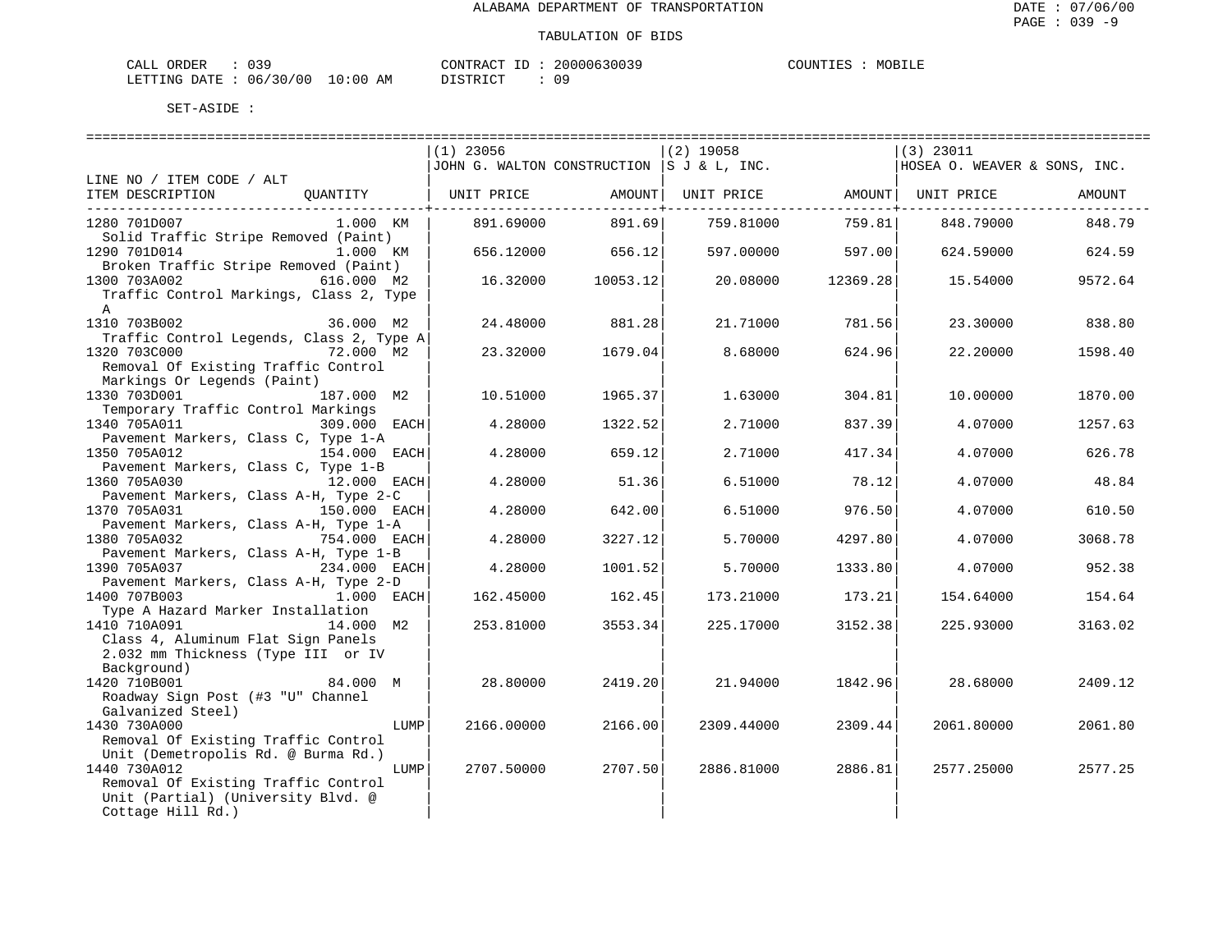ALABAMA DEPARTMENT OF TRANSPORTATION

TABULATION OF BIDS

CALL ORDER : 039 CONTRACT ID : 20000630039 COUNTIES : MOBILE
LETTING DATE : 06/30/00 10:00 AM DISTRICT : 09

SET-ASIDE :

| LINE NO / ITEM CODE / ALT ITEM DESCRIPTION | QUANTITY | (1) 23056 JOHN G. WALTON CONSTRUCTION UNIT PRICE | AMOUNT | (2) 19058 S J & L, INC. UNIT PRICE | AMOUNT | (3) 23011 HOSEA O. WEAVER & SONS, INC. UNIT PRICE | AMOUNT |
|---|---|---|---|---|---|---|---|
| 1280 701D007 Solid Traffic Stripe Removed (Paint) | 1.000 KM | 891.69000 | 891.69 | 759.81000 | 759.81 | 848.79000 | 848.79 |
| 1290 701D014 Broken Traffic Stripe Removed (Paint) | 1.000 KM | 656.12000 | 656.12 | 597.00000 | 597.00 | 624.59000 | 624.59 |
| 1300 703A002 Traffic Control Markings, Class 2, Type A | 616.000 M2 | 16.32000 | 10053.12 | 20.08000 | 12369.28 | 15.54000 | 9572.64 |
| 1310 703B002 Traffic Control Legends, Class 2, Type A | 36.000 M2 | 24.48000 | 881.28 | 21.71000 | 781.56 | 23.30000 | 838.80 |
| 1320 703C000 Removal Of Existing Traffic Control Markings Or Legends (Paint) | 72.000 M2 | 23.32000 | 1679.04 | 8.68000 | 624.96 | 22.20000 | 1598.40 |
| 1330 703D001 Temporary Traffic Control Markings | 187.000 M2 | 10.51000 | 1965.37 | 1.63000 | 304.81 | 10.00000 | 1870.00 |
| 1340 705A011 Pavement Markers, Class C, Type 1-A | 309.000 EACH | 4.28000 | 1322.52 | 2.71000 | 837.39 | 4.07000 | 1257.63 |
| 1350 705A012 Pavement Markers, Class C, Type 1-B | 154.000 EACH | 4.28000 | 659.12 | 2.71000 | 417.34 | 4.07000 | 626.78 |
| 1360 705A030 Pavement Markers, Class A-H, Type 2-C | 12.000 EACH | 4.28000 | 51.36 | 6.51000 | 78.12 | 4.07000 | 48.84 |
| 1370 705A031 Pavement Markers, Class A-H, Type 1-A | 150.000 EACH | 4.28000 | 642.00 | 6.51000 | 976.50 | 4.07000 | 610.50 |
| 1380 705A032 Pavement Markers, Class A-H, Type 1-B | 754.000 EACH | 4.28000 | 3227.12 | 5.70000 | 4297.80 | 4.07000 | 3068.78 |
| 1390 705A037 Pavement Markers, Class A-H, Type 2-D | 234.000 EACH | 4.28000 | 1001.52 | 5.70000 | 1333.80 | 4.07000 | 952.38 |
| 1400 707B003 Type A Hazard Marker Installation | 1.000 EACH | 162.45000 | 162.45 | 173.21000 | 173.21 | 154.64000 | 154.64 |
| 1410 710A091 Class 4, Aluminum Flat Sign Panels 2.032 mm Thickness (Type III or IV Background) | 14.000 M2 | 253.81000 | 3553.34 | 225.17000 | 3152.38 | 225.93000 | 3163.02 |
| 1420 710B001 Roadway Sign Post (#3 "U" Channel Galvanized Steel) | 84.000 M | 28.80000 | 2419.20 | 21.94000 | 1842.96 | 28.68000 | 2409.12 |
| 1430 730A000 Removal Of Existing Traffic Control Unit (Demetropolis Rd. @ Burma Rd.) | LUMP | 2166.00000 | 2166.00 | 2309.44000 | 2309.44 | 2061.80000 | 2061.80 |
| 1440 730A012 Removal Of Existing Traffic Control Unit (Partial) (University Blvd. @ Cottage Hill Rd.) | LUMP | 2707.50000 | 2707.50 | 2886.81000 | 2886.81 | 2577.25000 | 2577.25 |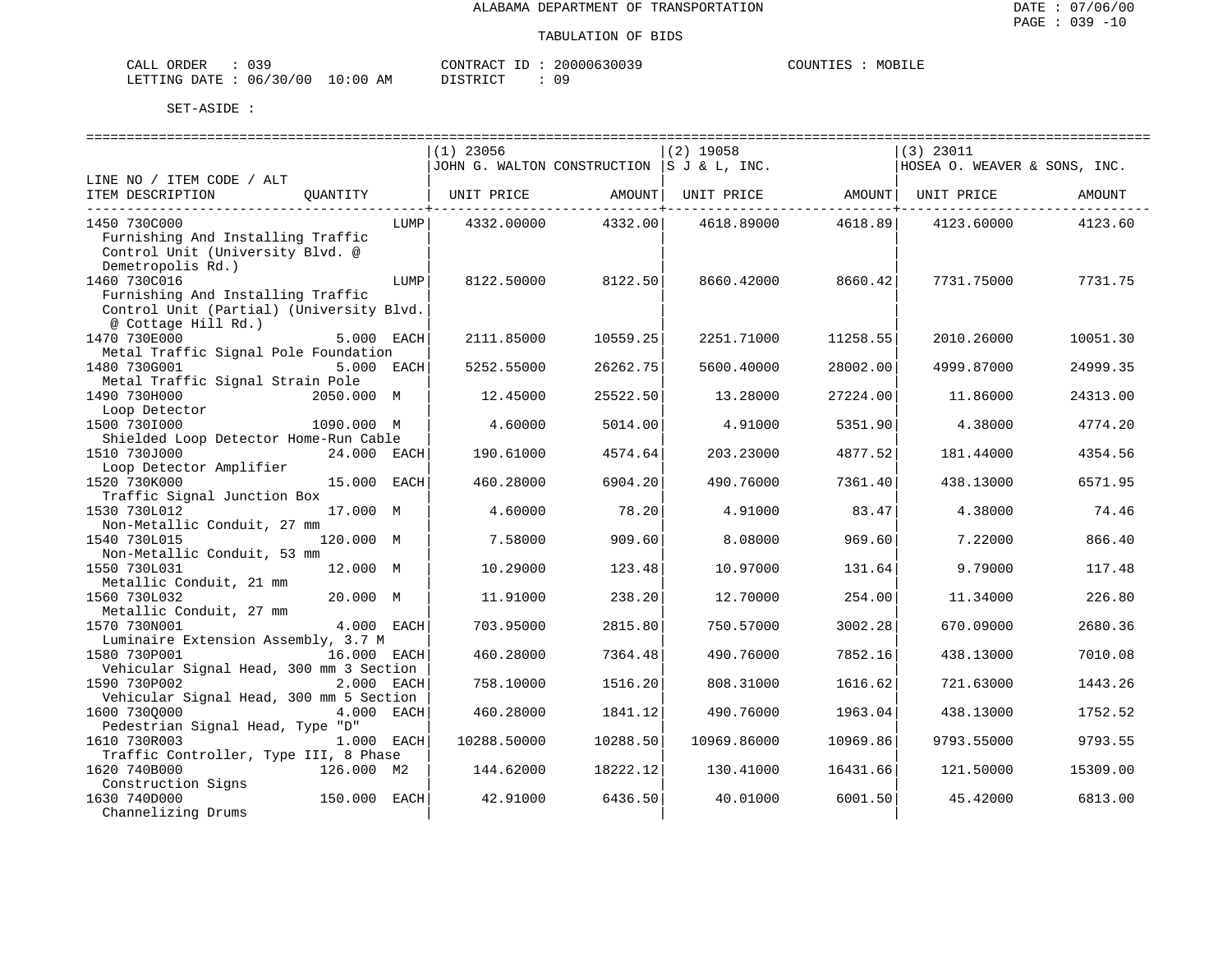ALABAMA DEPARTMENT OF TRANSPORTATION

DATE : 07/06/00
PAGE : 039 -10

TABULATION OF BIDS

CALL ORDER : 039
LETTING DATE : 06/30/00 10:00 AM

CONTRACT ID : 20000630039
DISTRICT : 09

COUNTIES : MOBILE

SET-ASIDE :

| LINE NO / ITEM CODE / ALT<br>ITEM DESCRIPTION | QUANTITY | (1) 23056<br>JOHN G. WALTON CONSTRUCTION<br>UNIT PRICE | AMOUNT | (2) 19058<br>S J & L, INC.<br>UNIT PRICE | AMOUNT | (3) 23011<br>HOSEA O. WEAVER & SONS, INC.<br>UNIT PRICE | AMOUNT |
|---|---|---|---|---|---|---|---|
| 1450 730C000<br>Furnishing And Installing Traffic Control Unit (University Blvd. @ Demetropolis Rd.) | LUMP | 4332.00000 | 4332.00 | 4618.89000 | 4618.89 | 4123.60000 | 4123.60 |
| 1460 730C016<br>Furnishing And Installing Traffic Control Unit (Partial) (University Blvd. @ Cottage Hill Rd.) | LUMP | 8122.50000 | 8122.50 | 8660.42000 | 8660.42 | 7731.75000 | 7731.75 |
| 1470 730E000<br>Metal Traffic Signal Pole Foundation | 5.000 EACH | 2111.85000 | 10559.25 | 2251.71000 | 11258.55 | 2010.26000 | 10051.30 |
| 1480 730G001<br>Metal Traffic Signal Strain Pole | 5.000 EACH | 5252.55000 | 26262.75 | 5600.40000 | 28002.00 | 4999.87000 | 24999.35 |
| 1490 730H000<br>Loop Detector | 2050.000 M | 12.45000 | 25522.50 | 13.28000 | 27224.00 | 11.86000 | 24313.00 |
| 1500 730I000<br>Shielded Loop Detector Home-Run Cable | 1090.000 M | 4.60000 | 5014.00 | 4.91000 | 5351.90 | 4.38000 | 4774.20 |
| 1510 730J000<br>Loop Detector Amplifier | 24.000 EACH | 190.61000 | 4574.64 | 203.23000 | 4877.52 | 181.44000 | 4354.56 |
| 1520 730K000<br>Traffic Signal Junction Box | 15.000 EACH | 460.28000 | 6904.20 | 490.76000 | 7361.40 | 438.13000 | 6571.95 |
| 1530 730L012<br>Non-Metallic Conduit, 27 mm | 17.000 M | 4.60000 | 78.20 | 4.91000 | 83.47 | 4.38000 | 74.46 |
| 1540 730L015<br>Non-Metallic Conduit, 53 mm | 120.000 M | 7.58000 | 909.60 | 8.08000 | 969.60 | 7.22000 | 866.40 |
| 1550 730L031<br>Metallic Conduit, 21 mm | 12.000 M | 10.29000 | 123.48 | 10.97000 | 131.64 | 9.79000 | 117.48 |
| 1560 730L032<br>Metallic Conduit, 27 mm | 20.000 M | 11.91000 | 238.20 | 12.70000 | 254.00 | 11.34000 | 226.80 |
| 1570 730N001<br>Luminaire Extension Assembly, 3.7 M | 4.000 EACH | 703.95000 | 2815.80 | 750.57000 | 3002.28 | 670.09000 | 2680.36 |
| 1580 730P001<br>Vehicular Signal Head, 300 mm 3 Section | 16.000 EACH | 460.28000 | 7364.48 | 490.76000 | 7852.16 | 438.13000 | 7010.08 |
| 1590 730P002<br>Vehicular Signal Head, 300 mm 5 Section | 2.000 EACH | 758.10000 | 1516.20 | 808.31000 | 1616.62 | 721.63000 | 1443.26 |
| 1600 730Q000<br>Pedestrian Signal Head, Type "D" | 4.000 EACH | 460.28000 | 1841.12 | 490.76000 | 1963.04 | 438.13000 | 1752.52 |
| 1610 730R003<br>Traffic Controller, Type III, 8 Phase | 1.000 EACH | 10288.50000 | 10288.50 | 10969.86000 | 10969.86 | 9793.55000 | 9793.55 |
| 1620 740B000<br>Construction Signs | 126.000 M2 | 144.62000 | 18222.12 | 130.41000 | 16431.66 | 121.50000 | 15309.00 |
| 1630 740D000<br>Channelizing Drums | 150.000 EACH | 42.91000 | 6436.50 | 40.01000 | 6001.50 | 45.42000 | 6813.00 |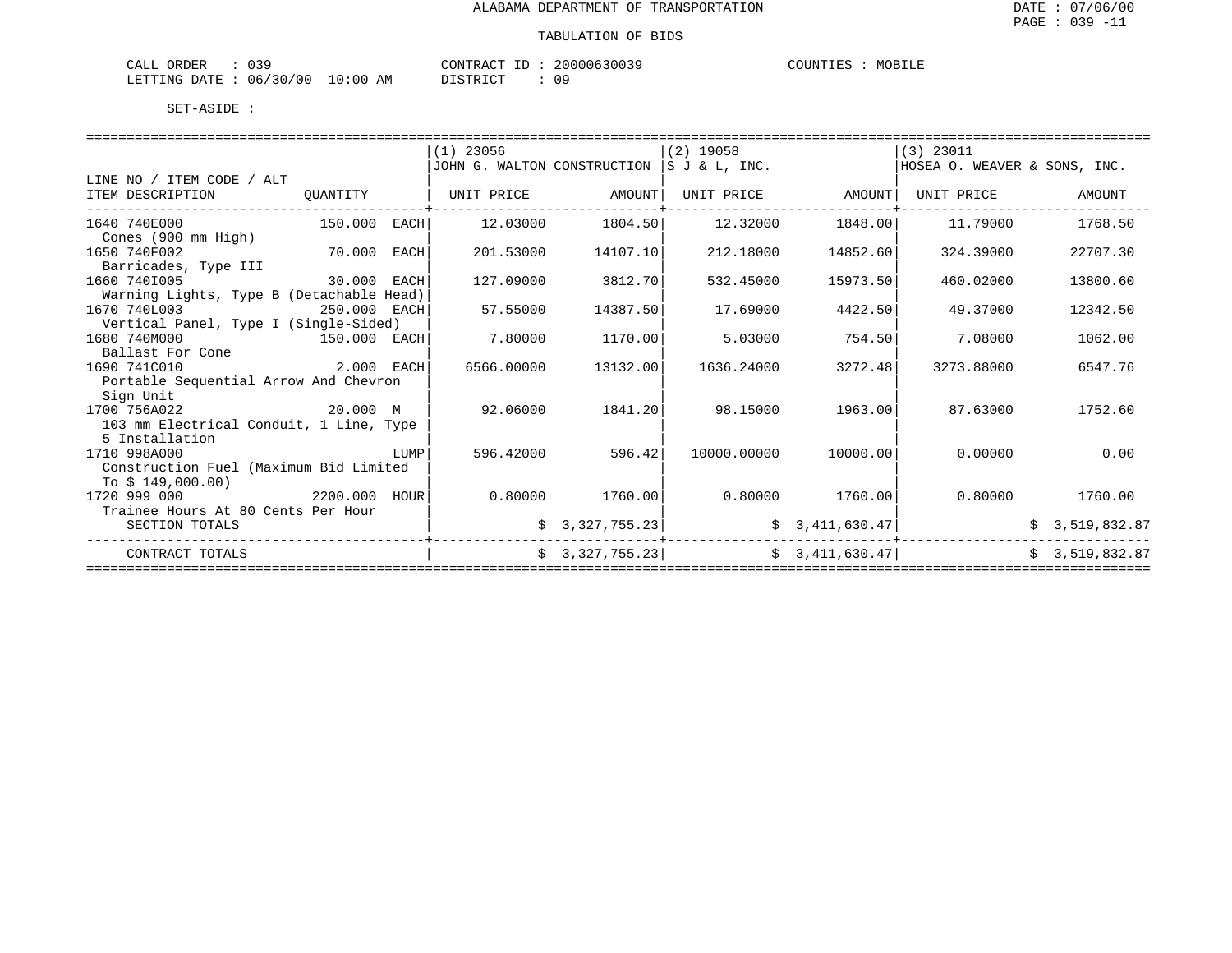ALABAMA DEPARTMENT OF TRANSPORTATION

TABULATION OF BIDS

CALL ORDER : 039  
LETTING DATE : 06/30/00 10:00 AM

CONTRACT ID : 20000630039  
DISTRICT : 09

COUNTIES : MOBILE

SET-ASIDE :

| LINE NO / ITEM CODE / ALT ITEM DESCRIPTION | QUANTITY | (1) 23056 JOHN G. WALTON CONSTRUCTION UNIT PRICE | AMOUNT | (2) 19058 S J & L, INC. UNIT PRICE | AMOUNT | (3) 23011 HOSEA O. WEAVER & SONS, INC. UNIT PRICE | AMOUNT |
|---|---|---|---|---|---|---|---|
| 1640 740E000 Cones (900 mm High) | 150.000 EACH | 12.03000 | 1804.50 | 12.32000 | 1848.00 | 11.79000 | 1768.50 |
| 1650 740F002 Barricades, Type III | 70.000 EACH | 201.53000 | 14107.10 | 212.18000 | 14852.60 | 324.39000 | 22707.30 |
| 1660 740I005 Warning Lights, Type B (Detachable Head) | 30.000 EACH | 127.09000 | 3812.70 | 532.45000 | 15973.50 | 460.02000 | 13800.60 |
| 1670 740L003 Vertical Panel, Type I (Single-Sided) | 250.000 EACH | 57.55000 | 14387.50 | 17.69000 | 4422.50 | 49.37000 | 12342.50 |
| 1680 740M000 Ballast For Cone | 150.000 EACH | 7.80000 | 1170.00 | 5.03000 | 754.50 | 7.08000 | 1062.00 |
| 1690 741C010 Portable Sequential Arrow And Chevron Sign Unit | 2.000 EACH | 6566.00000 | 13132.00 | 1636.24000 | 3272.48 | 3273.88000 | 6547.76 |
| 1700 756A022 103 mm Electrical Conduit, 1 Line, Type 5 Installation | 20.000 M | 92.06000 | 1841.20 | 98.15000 | 1963.00 | 87.63000 | 1752.60 |
| 1710 998A000 Construction Fuel (Maximum Bid Limited To $ 149,000.00) | LUMP | 596.42000 | 596.42 | 10000.00000 | 10000.00 | 0.00000 | 0.00 |
| 1720 999 000 Trainee Hours At 80 Cents Per Hour | 2200.000 HOUR | 0.80000 | 1760.00 | 0.80000 | 1760.00 | 0.80000 | 1760.00 |
| SECTION TOTALS | | | $ 3,327,755.23 | | $ 3,411,630.47 | | $ 3,519,832.87 |
| CONTRACT TOTALS | | | $ 3,327,755.23 | | $ 3,411,630.47 | | $ 3,519,832.87 |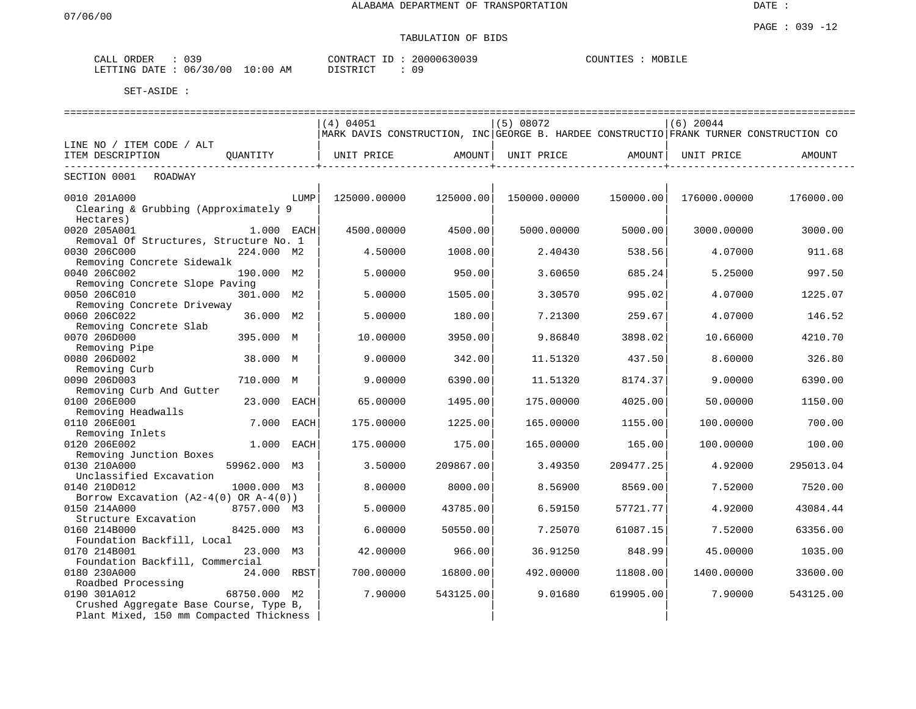ALABAMA DEPARTMENT OF TRANSPORTATION

TABULATION OF BIDS

CALL ORDER : 039 &nbsp;&nbsp;&nbsp;&nbsp; CONTRACT ID : 20000630039 &nbsp;&nbsp;&nbsp;&nbsp; COUNTIES : MOBILE
LETTING DATE : 06/30/00 10:00 AM &nbsp;&nbsp;&nbsp;&nbsp; DISTRICT : 09

SET-ASIDE :

| LINE NO / ITEM CODE / ALT<br>ITEM DESCRIPTION | QUANTITY | | (4) 04051<br>MARK DAVIS CONSTRUCTION, INC<br>UNIT PRICE | AMOUNT | (5) 08072<br>GEORGE B. HARDEE CONSTRUCTIO<br>UNIT PRICE | AMOUNT | (6) 20044<br>FRANK TURNER CONSTRUCTION CO<br>UNIT PRICE | AMOUNT |
|---|---|---|---|---|---|---|---|---|
| SECTION 0001 ROADWAY | | | | | | | | |
| 0010 201A000<br>Clearing & Grubbing (Approximately 9 Hectares) | | LUMP | 125000.00000 | 125000.00 | 150000.00000 | 150000.00 | 176000.00000 | 176000.00 |
| 0020 205A001<br>Removal Of Structures, Structure No. 1 | 1.000 | EACH | 4500.00000 | 4500.00 | 5000.00000 | 5000.00 | 3000.00000 | 3000.00 |
| 0030 206C000<br>Removing Concrete Sidewalk | 224.000 | M2 | 4.50000 | 1008.00 | 2.40430 | 538.56 | 4.07000 | 911.68 |
| 0040 206C002<br>Removing Concrete Slope Paving | 190.000 | M2 | 5.00000 | 950.00 | 3.60650 | 685.24 | 5.25000 | 997.50 |
| 0050 206C010<br>Removing Concrete Driveway | 301.000 | M2 | 5.00000 | 1505.00 | 3.30570 | 995.02 | 4.07000 | 1225.07 |
| 0060 206C022<br>Removing Concrete Slab | 36.000 | M2 | 5.00000 | 180.00 | 7.21300 | 259.67 | 4.07000 | 146.52 |
| 0070 206D000<br>Removing Pipe | 395.000 | M | 10.00000 | 3950.00 | 9.86840 | 3898.02 | 10.66000 | 4210.70 |
| 0080 206D002<br>Removing Curb | 38.000 | M | 9.00000 | 342.00 | 11.51320 | 437.50 | 8.60000 | 326.80 |
| 0090 206D003<br>Removing Curb And Gutter | 710.000 | M | 9.00000 | 6390.00 | 11.51320 | 8174.37 | 9.00000 | 6390.00 |
| 0100 206E000<br>Removing Headwalls | 23.000 | EACH | 65.00000 | 1495.00 | 175.00000 | 4025.00 | 50.00000 | 1150.00 |
| 0110 206E001<br>Removing Inlets | 7.000 | EACH | 175.00000 | 1225.00 | 165.00000 | 1155.00 | 100.00000 | 700.00 |
| 0120 206E002<br>Removing Junction Boxes | 1.000 | EACH | 175.00000 | 175.00 | 165.00000 | 165.00 | 100.00000 | 100.00 |
| 0130 210A000<br>Unclassified Excavation | 59962.000 | M3 | 3.50000 | 209867.00 | 3.49350 | 209477.25 | 4.92000 | 295013.04 |
| 0140 210D012<br>Borrow Excavation (A2-4(0) OR A-4(0)) | 1000.000 | M3 | 8.00000 | 8000.00 | 8.56900 | 8569.00 | 7.52000 | 7520.00 |
| 0150 214A000<br>Structure Excavation | 8757.000 | M3 | 5.00000 | 43785.00 | 6.59150 | 57721.77 | 4.92000 | 43084.44 |
| 0160 214B000<br>Foundation Backfill, Local | 8425.000 | M3 | 6.00000 | 50550.00 | 7.25070 | 61087.15 | 7.52000 | 63356.00 |
| 0170 214B001<br>Foundation Backfill, Commercial | 23.000 | M3 | 42.00000 | 966.00 | 36.91250 | 848.99 | 45.00000 | 1035.00 |
| 0180 230A000<br>Roadbed Processing | 24.000 | RBST | 700.00000 | 16800.00 | 492.00000 | 11808.00 | 1400.00000 | 33600.00 |
| 0190 301A012<br>Crushed Aggregate Base Course, Type B, Plant Mixed, 150 mm Compacted Thickness | 68750.000 | M2 | 7.90000 | 543125.00 | 9.01680 | 619905.00 | 7.90000 | 543125.00 |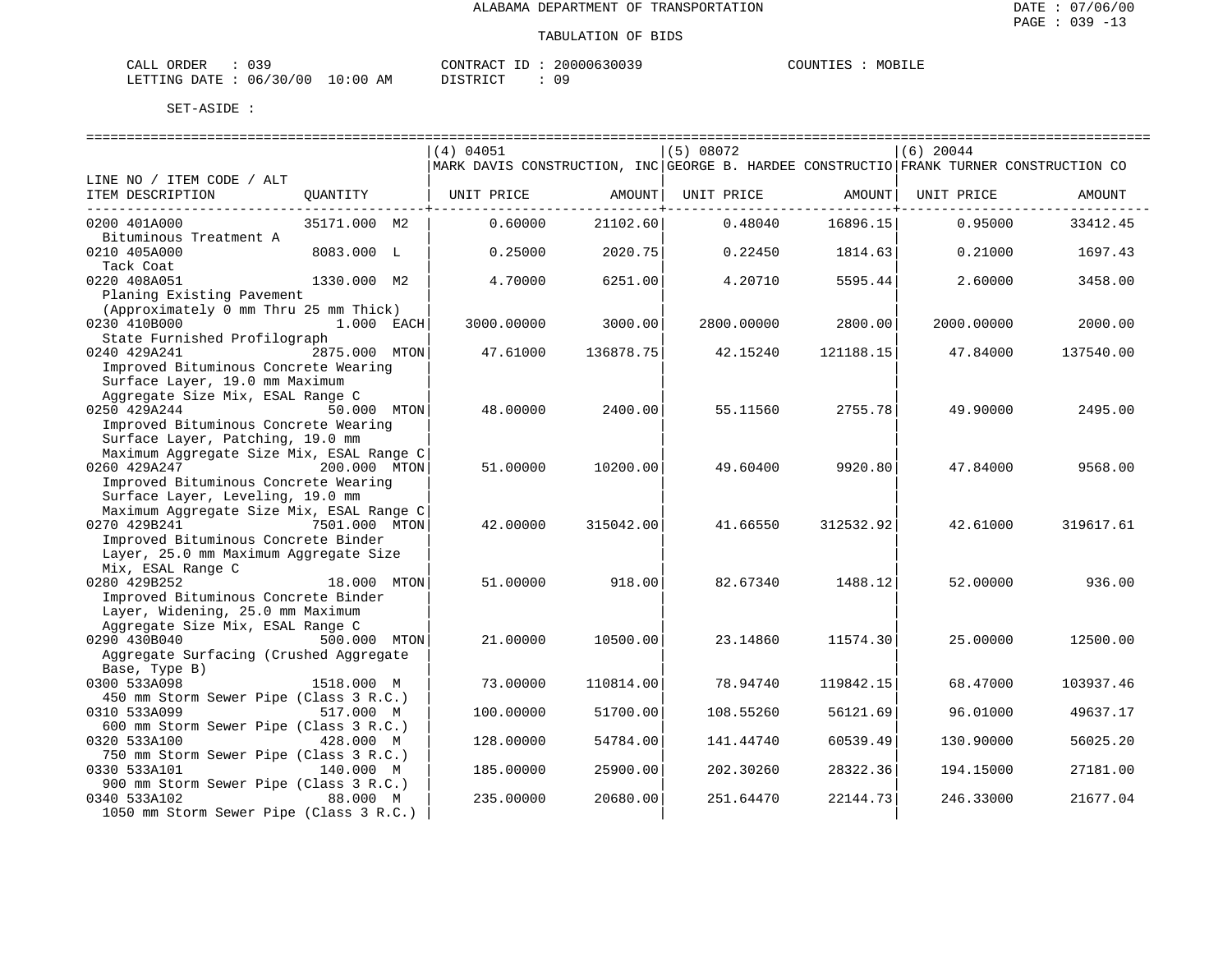ALABAMA DEPARTMENT OF TRANSPORTATION

TABULATION OF BIDS

CALL ORDER : 039    CONTRACT ID : 20000630039    COUNTIES : MOBILE
LETTING DATE : 06/30/00 10:00 AM    DISTRICT : 09

SET-ASIDE :

| LINE NO / ITEM CODE / ALT ITEM DESCRIPTION | QUANTITY | (4) 04051 MARK DAVIS CONSTRUCTION, INC UNIT PRICE | AMOUNT | (5) 08072 GEORGE B. HARDEE CONSTRUCTIO UNIT PRICE | AMOUNT | (6) 20044 FRANK TURNER CONSTRUCTION CO UNIT PRICE | AMOUNT |
|---|---|---|---|---|---|---|---|
| 0200 401A000 Bituminous Treatment A | 35171.000 M2 | 0.60000 | 21102.60 | 0.48040 | 16896.15 | 0.95000 | 33412.45 |
| 0210 405A000 Tack Coat | 8083.000 L | 0.25000 | 2020.75 | 0.22450 | 1814.63 | 0.21000 | 1697.43 |
| 0220 408A051 Planing Existing Pavement (Approximately 0 mm Thru 25 mm Thick) | 1330.000 M2 | 4.70000 | 6251.00 | 4.20710 | 5595.44 | 2.60000 | 3458.00 |
| 0230 410B000 State Furnished Profilograph | 1.000 EACH | 3000.00000 | 3000.00 | 2800.00000 | 2800.00 | 2000.00000 | 2000.00 |
| 0240 429A241 Improved Bituminous Concrete Wearing Surface Layer, 19.0 mm Maximum Aggregate Size Mix, ESAL Range C | 2875.000 MTON | 47.61000 | 136878.75 | 42.15240 | 121188.15 | 47.84000 | 137540.00 |
| 0250 429A244 Improved Bituminous Concrete Wearing Surface Layer, Patching, 19.0 mm Maximum Aggregate Size Mix, ESAL Range C | 50.000 MTON | 48.00000 | 2400.00 | 55.11560 | 2755.78 | 49.90000 | 2495.00 |
| 0260 429A247 Improved Bituminous Concrete Wearing Surface Layer, Leveling, 19.0 mm Maximum Aggregate Size Mix, ESAL Range C | 200.000 MTON | 51.00000 | 10200.00 | 49.60400 | 9920.80 | 47.84000 | 9568.00 |
| 0270 429B241 Improved Bituminous Concrete Binder Layer, 25.0 mm Maximum Aggregate Size Mix, ESAL Range C | 7501.000 MTON | 42.00000 | 315042.00 | 41.66550 | 312532.92 | 42.61000 | 319617.61 |
| 0280 429B252 Improved Bituminous Concrete Binder Layer, Widening, 25.0 mm Maximum Aggregate Size Mix, ESAL Range C | 18.000 MTON | 51.00000 | 918.00 | 82.67340 | 1488.12 | 52.00000 | 936.00 |
| 0290 430B040 Aggregate Surfacing (Crushed Aggregate Base, Type B) | 500.000 MTON | 21.00000 | 10500.00 | 23.14860 | 11574.30 | 25.00000 | 12500.00 |
| 0300 533A098 450 mm Storm Sewer Pipe (Class 3 R.C.) | 1518.000 M | 73.00000 | 110814.00 | 78.94740 | 119842.15 | 68.47000 | 103937.46 |
| 0310 533A099 600 mm Storm Sewer Pipe (Class 3 R.C.) | 517.000 M | 100.00000 | 51700.00 | 108.55260 | 56121.69 | 96.01000 | 49637.17 |
| 0320 533A100 750 mm Storm Sewer Pipe (Class 3 R.C.) | 428.000 M | 128.00000 | 54784.00 | 141.44740 | 60539.49 | 130.90000 | 56025.20 |
| 0330 533A101 900 mm Storm Sewer Pipe (Class 3 R.C.) | 140.000 M | 185.00000 | 25900.00 | 202.30260 | 28322.36 | 194.15000 | 27181.00 |
| 0340 533A102 1050 mm Storm Sewer Pipe (Class 3 R.C.) | 88.000 M | 235.00000 | 20680.00 | 251.64470 | 22144.73 | 246.33000 | 21677.04 |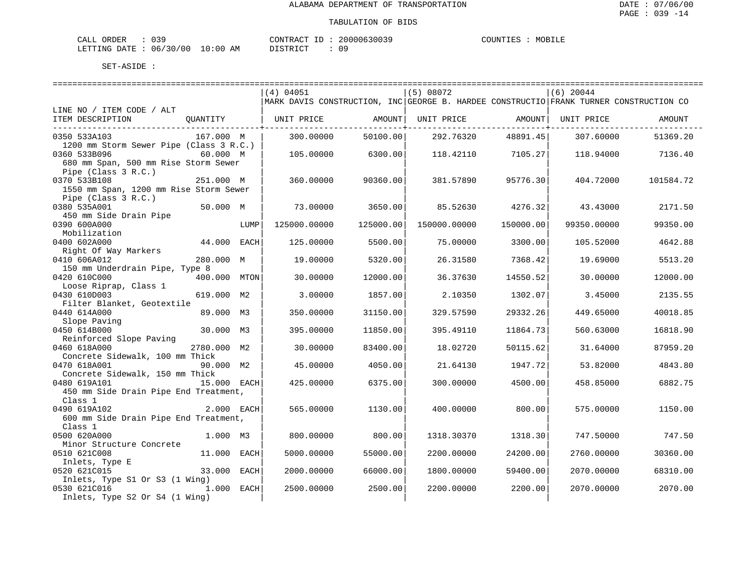ALABAMA DEPARTMENT OF TRANSPORTATION

TABULATION OF BIDS

CALL ORDER : 039    CONTRACT ID : 20000630039    COUNTIES : MOBILE
LETTING DATE : 06/30/00 10:00 AM    DISTRICT : 09

SET-ASIDE :

| LINE NO / ITEM CODE / ALT ITEM DESCRIPTION | QUANTITY | (4) 04051 MARK DAVIS CONSTRUCTION, INC UNIT PRICE | AMOUNT | (5) 08072 GEORGE B. HARDEE CONSTRUCTIO UNIT PRICE | AMOUNT | (6) 20044 FRANK TURNER CONSTRUCTION CO UNIT PRICE | AMOUNT |
|---|---|---|---|---|---|---|---|
| 0350 533A103 1200 mm Storm Sewer Pipe (Class 3 R.C.) | 167.000 M | 300.00000 | 50100.00 | 292.76320 | 48891.45 | 307.60000 | 51369.20 |
| 0360 533B096 680 mm Span, 500 mm Rise Storm Sewer Pipe (Class 3 R.C.) | 60.000 M | 105.00000 | 6300.00 | 118.42110 | 7105.27 | 118.94000 | 7136.40 |
| 0370 533B108 1550 mm Span, 1200 mm Rise Storm Sewer Pipe (Class 3 R.C.) | 251.000 M | 360.00000 | 90360.00 | 381.57890 | 95776.30 | 404.72000 | 101584.72 |
| 0380 535A001 450 mm Side Drain Pipe | 50.000 M | 73.00000 | 3650.00 | 85.52630 | 4276.32 | 43.43000 | 2171.50 |
| 0390 600A000 Mobilization | LUMP | 125000.00000 | 125000.00 | 150000.00000 | 150000.00 | 99350.00000 | 99350.00 |
| 0400 602A000 Right Of Way Markers | 44.000 EACH | 125.00000 | 5500.00 | 75.00000 | 3300.00 | 105.52000 | 4642.88 |
| 0410 606A012 150 mm Underdrain Pipe, Type 8 | 280.000 M | 19.00000 | 5320.00 | 26.31580 | 7368.42 | 19.69000 | 5513.20 |
| 0420 610C000 Loose Riprap, Class 1 | 400.000 MTON | 30.00000 | 12000.00 | 36.37630 | 14550.52 | 30.00000 | 12000.00 |
| 0430 610D003 Filter Blanket, Geotextile | 619.000 M2 | 3.00000 | 1857.00 | 2.10350 | 1302.07 | 3.45000 | 2135.55 |
| 0440 614A000 Slope Paving | 89.000 M3 | 350.00000 | 31150.00 | 329.57590 | 29332.26 | 449.65000 | 40018.85 |
| 0450 614B000 Reinforced Slope Paving | 30.000 M3 | 395.00000 | 11850.00 | 395.49110 | 11864.73 | 560.63000 | 16818.90 |
| 0460 618A000 Concrete Sidewalk, 100 mm Thick | 2780.000 M2 | 30.00000 | 83400.00 | 18.02720 | 50115.62 | 31.64000 | 87959.20 |
| 0470 618A001 Concrete Sidewalk, 150 mm Thick | 90.000 M2 | 45.00000 | 4050.00 | 21.64130 | 1947.72 | 53.82000 | 4843.80 |
| 0480 619A101 450 mm Side Drain Pipe End Treatment, Class 1 | 15.000 EACH | 425.00000 | 6375.00 | 300.00000 | 4500.00 | 458.85000 | 6882.75 |
| 0490 619A102 600 mm Side Drain Pipe End Treatment, Class 1 | 2.000 EACH | 565.00000 | 1130.00 | 400.00000 | 800.00 | 575.00000 | 1150.00 |
| 0500 620A000 Minor Structure Concrete | 1.000 M3 | 800.00000 | 800.00 | 1318.30370 | 1318.30 | 747.50000 | 747.50 |
| 0510 621C008 Inlets, Type E | 11.000 EACH | 5000.00000 | 55000.00 | 2200.00000 | 24200.00 | 2760.00000 | 30360.00 |
| 0520 621C015 Inlets, Type S1 Or S3 (1 Wing) | 33.000 EACH | 2000.00000 | 66000.00 | 1800.00000 | 59400.00 | 2070.00000 | 68310.00 |
| 0530 621C016 Inlets, Type S2 Or S4 (1 Wing) | 1.000 EACH | 2500.00000 | 2500.00 | 2200.00000 | 2200.00 | 2070.00000 | 2070.00 |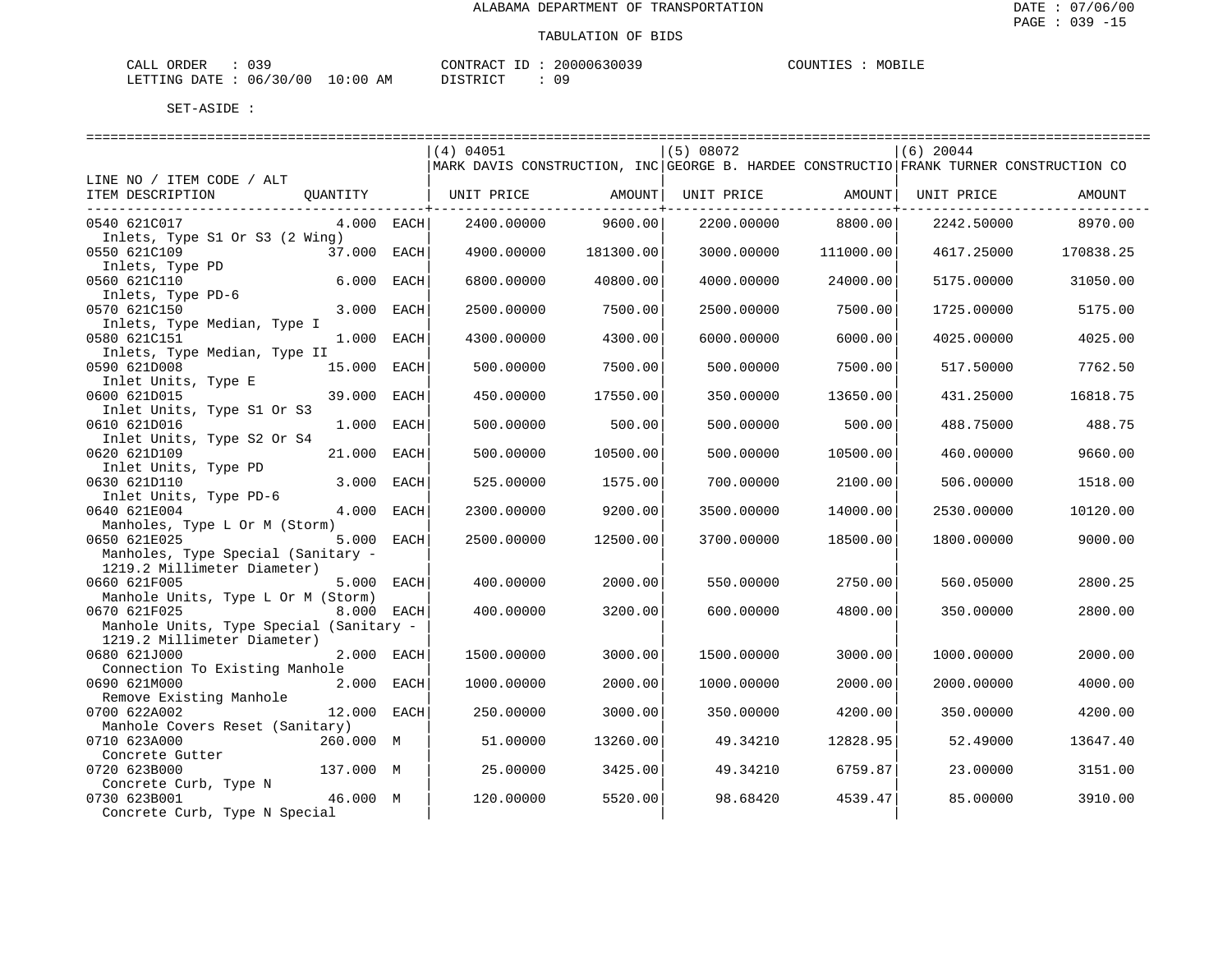ALABAMA DEPARTMENT OF TRANSPORTATION

TABULATION OF BIDS

CALL ORDER : 039 CONTRACT ID : 20000630039 COUNTIES : MOBILE
LETTING DATE : 06/30/00 10:00 AM DISTRICT : 09

SET-ASIDE :

| LINE NO / ITEM CODE / ALT ITEM DESCRIPTION | QUANTITY | | (4) 04051 MARK DAVIS CONSTRUCTION, INC UNIT PRICE | AMOUNT | (5) 08072 GEORGE B. HARDEE CONSTRUCTIO UNIT PRICE | AMOUNT | (6) 20044 FRANK TURNER CONSTRUCTION CO UNIT PRICE | AMOUNT |
|---|---|---|---|---|---|---|---|---|
| 0540 621C017 Inlets, Type S1 Or S3 (2 Wing) | 4.000 | EACH | 2400.00000 | 9600.00 | 2200.00000 | 8800.00 | 2242.50000 | 8970.00 |
| 0550 621C109 Inlets, Type PD | 37.000 | EACH | 4900.00000 | 181300.00 | 3000.00000 | 111000.00 | 4617.25000 | 170838.25 |
| 0560 621C110 Inlets, Type PD-6 | 6.000 | EACH | 6800.00000 | 40800.00 | 4000.00000 | 24000.00 | 5175.00000 | 31050.00 |
| 0570 621C150 Inlets, Type Median, Type I | 3.000 | EACH | 2500.00000 | 7500.00 | 2500.00000 | 7500.00 | 1725.00000 | 5175.00 |
| 0580 621C151 Inlets, Type Median, Type II | 1.000 | EACH | 4300.00000 | 4300.00 | 6000.00000 | 6000.00 | 4025.00000 | 4025.00 |
| 0590 621D008 Inlet Units, Type E | 15.000 | EACH | 500.00000 | 7500.00 | 500.00000 | 7500.00 | 517.50000 | 7762.50 |
| 0600 621D015 Inlet Units, Type S1 Or S3 | 39.000 | EACH | 450.00000 | 17550.00 | 350.00000 | 13650.00 | 431.25000 | 16818.75 |
| 0610 621D016 Inlet Units, Type S2 Or S4 | 1.000 | EACH | 500.00000 | 500.00 | 500.00000 | 500.00 | 488.75000 | 488.75 |
| 0620 621D109 Inlet Units, Type PD | 21.000 | EACH | 500.00000 | 10500.00 | 500.00000 | 10500.00 | 460.00000 | 9660.00 |
| 0630 621D110 Inlet Units, Type PD-6 | 3.000 | EACH | 525.00000 | 1575.00 | 700.00000 | 2100.00 | 506.00000 | 1518.00 |
| 0640 621E004 Manholes, Type L Or M (Storm) | 4.000 | EACH | 2300.00000 | 9200.00 | 3500.00000 | 14000.00 | 2530.00000 | 10120.00 |
| 0650 621E025 Manholes, Type Special (Sanitary - 1219.2 Millimeter Diameter) | 5.000 | EACH | 2500.00000 | 12500.00 | 3700.00000 | 18500.00 | 1800.00000 | 9000.00 |
| 0660 621F005 Manhole Units, Type L Or M (Storm) | 5.000 | EACH | 400.00000 | 2000.00 | 550.00000 | 2750.00 | 560.05000 | 2800.25 |
| 0670 621F025 Manhole Units, Type Special (Sanitary - 1219.2 Millimeter Diameter) | 8.000 | EACH | 400.00000 | 3200.00 | 600.00000 | 4800.00 | 350.00000 | 2800.00 |
| 0680 621J000 Connection To Existing Manhole | 2.000 | EACH | 1500.00000 | 3000.00 | 1500.00000 | 3000.00 | 1000.00000 | 2000.00 |
| 0690 621M000 Remove Existing Manhole | 2.000 | EACH | 1000.00000 | 2000.00 | 1000.00000 | 2000.00 | 2000.00000 | 4000.00 |
| 0700 622A002 Manhole Covers Reset (Sanitary) | 12.000 | EACH | 250.00000 | 3000.00 | 350.00000 | 4200.00 | 350.00000 | 4200.00 |
| 0710 623A000 Concrete Gutter | 260.000 | M | 51.00000 | 13260.00 | 49.34210 | 12828.95 | 52.49000 | 13647.40 |
| 0720 623B000 Concrete Curb, Type N | 137.000 | M | 25.00000 | 3425.00 | 49.34210 | 6759.87 | 23.00000 | 3151.00 |
| 0730 623B001 Concrete Curb, Type N Special | 46.000 | M | 120.00000 | 5520.00 | 98.68420 | 4539.47 | 85.00000 | 3910.00 |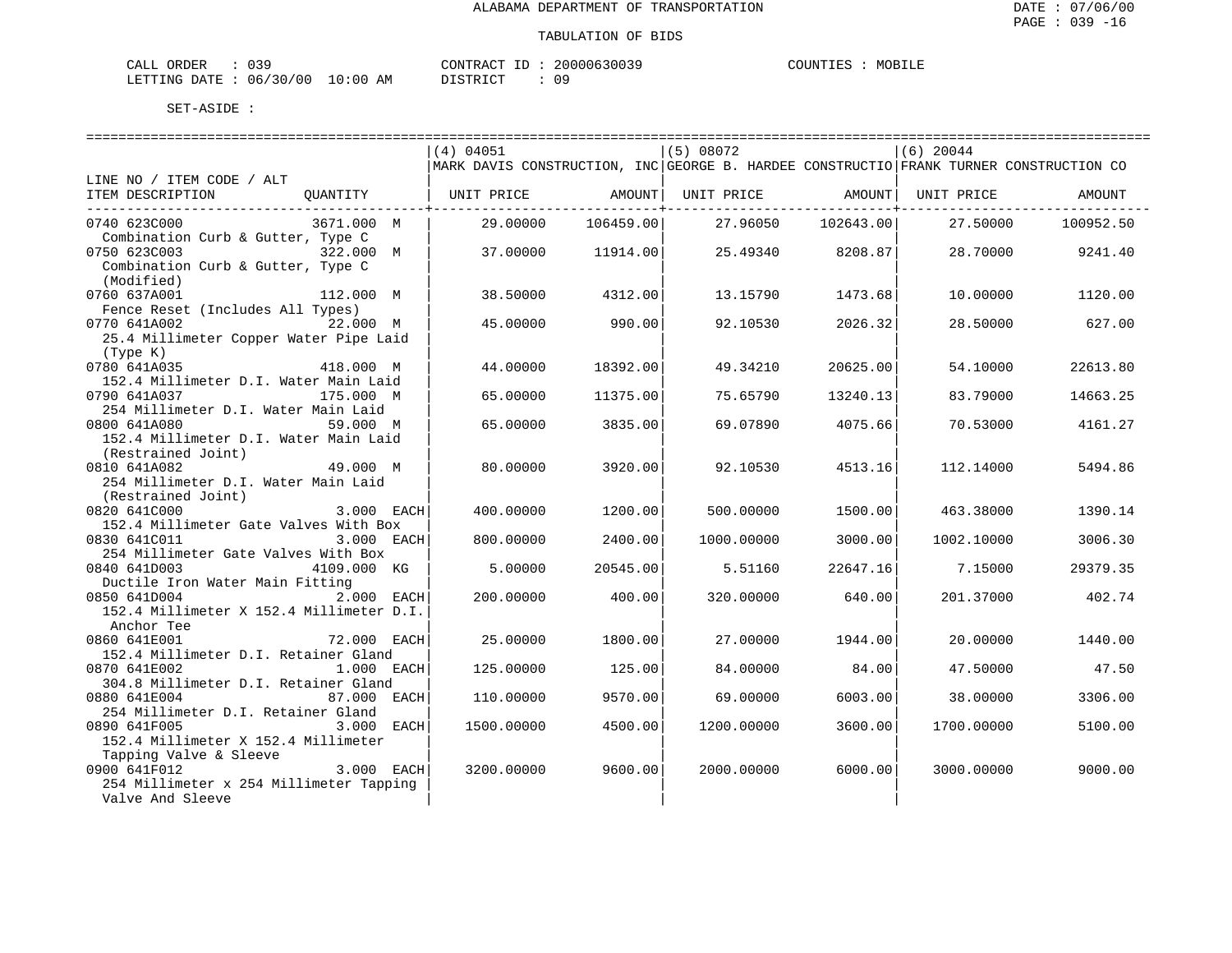ALABAMA DEPARTMENT OF TRANSPORTATION

TABULATION OF BIDS

CALL ORDER : 039
LETTING DATE : 06/30/00 10:00 AM

CONTRACT ID : 20000630039
DISTRICT : 09

COUNTIES : MOBILE

SET-ASIDE :

| LINE NO / ITEM CODE / ALT ITEM DESCRIPTION | QUANTITY | (4) 04051 MARK DAVIS CONSTRUCTION, INC UNIT PRICE | AMOUNT | (5) 08072 GEORGE B. HARDEE CONSTRUCTIO UNIT PRICE | AMOUNT | (6) 20044 FRANK TURNER CONSTRUCTION CO UNIT PRICE | AMOUNT |
|---|---|---|---|---|---|---|---|
| 0740 623C000 Combination Curb & Gutter, Type C | 3671.000 M | 29.00000 | 106459.00 | 27.96050 | 102643.00 | 27.50000 | 100952.50 |
| 0750 623C003 Combination Curb & Gutter, Type C (Modified) | 322.000 M | 37.00000 | 11914.00 | 25.49340 | 8208.87 | 28.70000 | 9241.40 |
| 0760 637A001 Fence Reset (Includes All Types) | 112.000 M | 38.50000 | 4312.00 | 13.15790 | 1473.68 | 10.00000 | 1120.00 |
| 0770 641A002 25.4 Millimeter Copper Water Pipe Laid (Type K) | 22.000 M | 45.00000 | 990.00 | 92.10530 | 2026.32 | 28.50000 | 627.00 |
| 0780 641A035 152.4 Millimeter D.I. Water Main Laid | 418.000 M | 44.00000 | 18392.00 | 49.34210 | 20625.00 | 54.10000 | 22613.80 |
| 0790 641A037 254 Millimeter D.I. Water Main Laid | 175.000 M | 65.00000 | 11375.00 | 75.65790 | 13240.13 | 83.79000 | 14663.25 |
| 0800 641A080 152.4 Millimeter D.I. Water Main Laid (Restrained Joint) | 59.000 M | 65.00000 | 3835.00 | 69.07890 | 4075.66 | 70.53000 | 4161.27 |
| 0810 641A082 254 Millimeter D.I. Water Main Laid (Restrained Joint) | 49.000 M | 80.00000 | 3920.00 | 92.10530 | 4513.16 | 112.14000 | 5494.86 |
| 0820 641C000 152.4 Millimeter Gate Valves With Box | 3.000 EACH | 400.00000 | 1200.00 | 500.00000 | 1500.00 | 463.38000 | 1390.14 |
| 0830 641C011 254 Millimeter Gate Valves With Box | 3.000 EACH | 800.00000 | 2400.00 | 1000.00000 | 3000.00 | 1002.10000 | 3006.30 |
| 0840 641D003 Ductile Iron Water Main Fitting | 4109.000 KG | 5.00000 | 20545.00 | 5.51160 | 22647.16 | 7.15000 | 29379.35 |
| 0850 641D004 152.4 Millimeter X 152.4 Millimeter D.I. Anchor Tee | 2.000 EACH | 200.00000 | 400.00 | 320.00000 | 640.00 | 201.37000 | 402.74 |
| 0860 641E001 152.4 Millimeter D.I. Retainer Gland | 72.000 EACH | 25.00000 | 1800.00 | 27.00000 | 1944.00 | 20.00000 | 1440.00 |
| 0870 641E002 304.8 Millimeter D.I. Retainer Gland | 1.000 EACH | 125.00000 | 125.00 | 84.00000 | 84.00 | 47.50000 | 47.50 |
| 0880 641E004 254 Millimeter D.I. Retainer Gland | 87.000 EACH | 110.00000 | 9570.00 | 69.00000 | 6003.00 | 38.00000 | 3306.00 |
| 0890 641F005 152.4 Millimeter X 152.4 Millimeter Tapping Valve & Sleeve | 3.000 EACH | 1500.00000 | 4500.00 | 1200.00000 | 3600.00 | 1700.00000 | 5100.00 |
| 0900 641F012 254 Millimeter x 254 Millimeter Tapping Valve And Sleeve | 3.000 EACH | 3200.00000 | 9600.00 | 2000.00000 | 6000.00 | 3000.00000 | 9000.00 |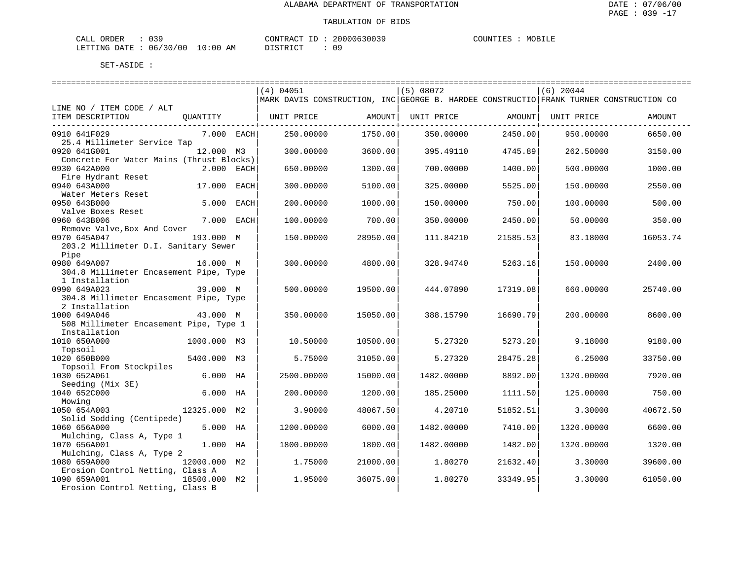ALABAMA DEPARTMENT OF TRANSPORTATION

TABULATION OF BIDS

CALL ORDER : 039 CONTRACT ID : 20000630039 COUNTIES : MOBILE
LETTING DATE : 06/30/00 10:00 AM DISTRICT : 09

SET-ASIDE :

| LINE NO / ITEM CODE / ALT ITEM DESCRIPTION | QUANTITY | (4) 04051 MARK DAVIS CONSTRUCTION, INC UNIT PRICE | AMOUNT | (5) 08072 GEORGE B. HARDEE CONSTRUCTIO UNIT PRICE | AMOUNT | (6) 20044 FRANK TURNER CONSTRUCTION CO UNIT PRICE | AMOUNT |
|---|---|---|---|---|---|---|---|
| 0910 641F029 25.4 Millimeter Service Tap | 7.000 EACH | 250.00000 | 1750.00 | 350.00000 | 2450.00 | 950.00000 | 6650.00 |
| 0920 641G001 Concrete For Water Mains (Thrust Blocks) | 12.000 M3 | 300.00000 | 3600.00 | 395.49110 | 4745.89 | 262.50000 | 3150.00 |
| 0930 642A000 Fire Hydrant Reset | 2.000 EACH | 650.00000 | 1300.00 | 700.00000 | 1400.00 | 500.00000 | 1000.00 |
| 0940 643A000 Water Meters Reset | 17.000 EACH | 300.00000 | 5100.00 | 325.00000 | 5525.00 | 150.00000 | 2550.00 |
| 0950 643B000 Valve Boxes Reset | 5.000 EACH | 200.00000 | 1000.00 | 150.00000 | 750.00 | 100.00000 | 500.00 |
| 0960 643B006 Remove Valve,Box And Cover | 7.000 EACH | 100.00000 | 700.00 | 350.00000 | 2450.00 | 50.00000 | 350.00 |
| 0970 645A047 203.2 Millimeter D.I. Sanitary Sewer Pipe | 193.000 M | 150.00000 | 28950.00 | 111.84210 | 21585.53 | 83.18000 | 16053.74 |
| 0980 649A007 304.8 Millimeter Encasement Pipe, Type 1 Installation | 16.000 M | 300.00000 | 4800.00 | 328.94740 | 5263.16 | 150.00000 | 2400.00 |
| 0990 649A023 304.8 Millimeter Encasement Pipe, Type 2 Installation | 39.000 M | 500.00000 | 19500.00 | 444.07890 | 17319.08 | 660.00000 | 25740.00 |
| 1000 649A046 508 Millimeter Encasement Pipe, Type 1 Installation | 43.000 M | 350.00000 | 15050.00 | 388.15790 | 16690.79 | 200.00000 | 8600.00 |
| 1010 650A000 Topsoil | 1000.000 M3 | 10.50000 | 10500.00 | 5.27320 | 5273.20 | 9.18000 | 9180.00 |
| 1020 650B000 Topsoil From Stockpiles | 5400.000 M3 | 5.75000 | 31050.00 | 5.27320 | 28475.28 | 6.25000 | 33750.00 |
| 1030 652A061 Seeding (Mix 3E) | 6.000 HA | 2500.00000 | 15000.00 | 1482.00000 | 8892.00 | 1320.00000 | 7920.00 |
| 1040 652C000 Mowing | 6.000 HA | 200.00000 | 1200.00 | 185.25000 | 1111.50 | 125.00000 | 750.00 |
| 1050 654A003 Solid Sodding (Centipede) | 12325.000 M2 | 3.90000 | 48067.50 | 4.20710 | 51852.51 | 3.30000 | 40672.50 |
| 1060 656A000 Mulching, Class A, Type 1 | 5.000 HA | 1200.00000 | 6000.00 | 1482.00000 | 7410.00 | 1320.00000 | 6600.00 |
| 1070 656A001 Mulching, Class A, Type 2 | 1.000 HA | 1800.00000 | 1800.00 | 1482.00000 | 1482.00 | 1320.00000 | 1320.00 |
| 1080 659A000 Erosion Control Netting, Class A | 12000.000 M2 | 1.75000 | 21000.00 | 1.80270 | 21632.40 | 3.30000 | 39600.00 |
| 1090 659A001 Erosion Control Netting, Class B | 18500.000 M2 | 1.95000 | 36075.00 | 1.80270 | 33349.95 | 3.30000 | 61050.00 |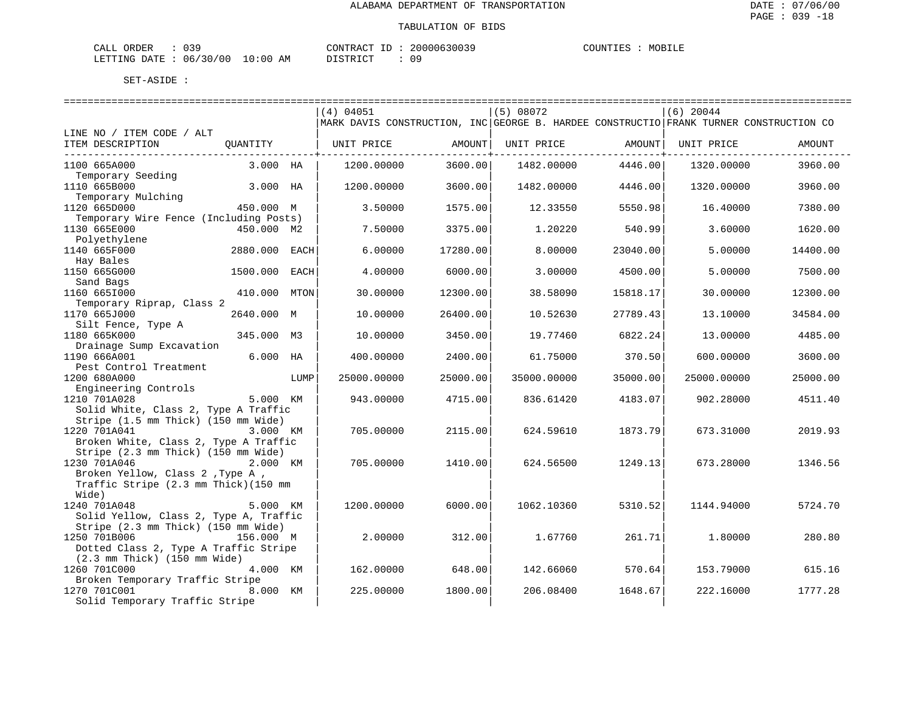ALABAMA DEPARTMENT OF TRANSPORTATION

TABULATION OF BIDS

CALL ORDER : 039 | CONTRACT ID : 20000630039 | COUNTIES : MOBILE
LETTING DATE : 06/30/00 10:00 AM | DISTRICT : 09

SET-ASIDE :

| LINE NO / ITEM CODE / ALT ITEM DESCRIPTION | QUANTITY | (4) 04051 MARK DAVIS CONSTRUCTION, INC UNIT PRICE | AMOUNT | (5) 08072 GEORGE B. HARDEE CONSTRUCTIO UNIT PRICE | AMOUNT | (6) 20044 FRANK TURNER CONSTRUCTION CO UNIT PRICE | AMOUNT |
|---|---|---|---|---|---|---|---|
| 1100 665A000 Temporary Seeding | 3.000 HA | 1200.00000 | 3600.00 | 1482.00000 | 4446.00 | 1320.00000 | 3960.00 |
| 1110 665B000 Temporary Mulching | 3.000 HA | 1200.00000 | 3600.00 | 1482.00000 | 4446.00 | 1320.00000 | 3960.00 |
| 1120 665D000 Temporary Wire Fence (Including Posts) | 450.000 M | 3.50000 | 1575.00 | 12.33550 | 5550.98 | 16.40000 | 7380.00 |
| 1130 665E000 Polyethylene | 450.000 M2 | 7.50000 | 3375.00 | 1.20220 | 540.99 | 3.60000 | 1620.00 |
| 1140 665F000 Hay Bales | 2880.000 EACH | 6.00000 | 17280.00 | 8.00000 | 23040.00 | 5.00000 | 14400.00 |
| 1150 665G000 Sand Bags | 1500.000 EACH | 4.00000 | 6000.00 | 3.00000 | 4500.00 | 5.00000 | 7500.00 |
| 1160 665I000 Temporary Riprap, Class 2 | 410.000 MTON | 30.00000 | 12300.00 | 38.58090 | 15818.17 | 30.00000 | 12300.00 |
| 1170 665J000 Silt Fence, Type A | 2640.000 M | 10.00000 | 26400.00 | 10.52630 | 27789.43 | 13.10000 | 34584.00 |
| 1180 665K000 Drainage Sump Excavation | 345.000 M3 | 10.00000 | 3450.00 | 19.77460 | 6822.24 | 13.00000 | 4485.00 |
| 1190 666A001 Pest Control Treatment | 6.000 HA | 400.00000 | 2400.00 | 61.75000 | 370.50 | 600.00000 | 3600.00 |
| 1200 680A000 Engineering Controls | LUMP | 25000.00000 | 25000.00 | 35000.00000 | 35000.00 | 25000.00000 | 25000.00 |
| 1210 701A028 Solid White, Class 2, Type A Traffic Stripe (1.5 mm Thick) (150 mm Wide) | 5.000 KM | 943.00000 | 4715.00 | 836.61420 | 4183.07 | 902.28000 | 4511.40 |
| 1220 701A041 Broken White, Class 2, Type A Traffic Stripe (2.3 mm Thick) (150 mm Wide) | 3.000 KM | 705.00000 | 2115.00 | 624.59610 | 1873.79 | 673.31000 | 2019.93 |
| 1230 701A046 Broken Yellow, Class 2 ,Type A , Traffic Stripe (2.3 mm Thick)(150 mm Wide) | 2.000 KM | 705.00000 | 1410.00 | 624.56500 | 1249.13 | 673.28000 | 1346.56 |
| 1240 701A048 Solid Yellow, Class 2, Type A, Traffic Stripe (2.3 mm Thick) (150 mm Wide) | 5.000 KM | 1200.00000 | 6000.00 | 1062.10360 | 5310.52 | 1144.94000 | 5724.70 |
| 1250 701B006 Dotted Class 2, Type A Traffic Stripe (2.3 mm Thick) (150 mm Wide) | 156.000 M | 2.00000 | 312.00 | 1.67760 | 261.71 | 1.80000 | 280.80 |
| 1260 701C000 Broken Temporary Traffic Stripe | 4.000 KM | 162.00000 | 648.00 | 142.66060 | 570.64 | 153.79000 | 615.16 |
| 1270 701C001 Solid Temporary Traffic Stripe | 8.000 KM | 225.00000 | 1800.00 | 206.08400 | 1648.67 | 222.16000 | 1777.28 |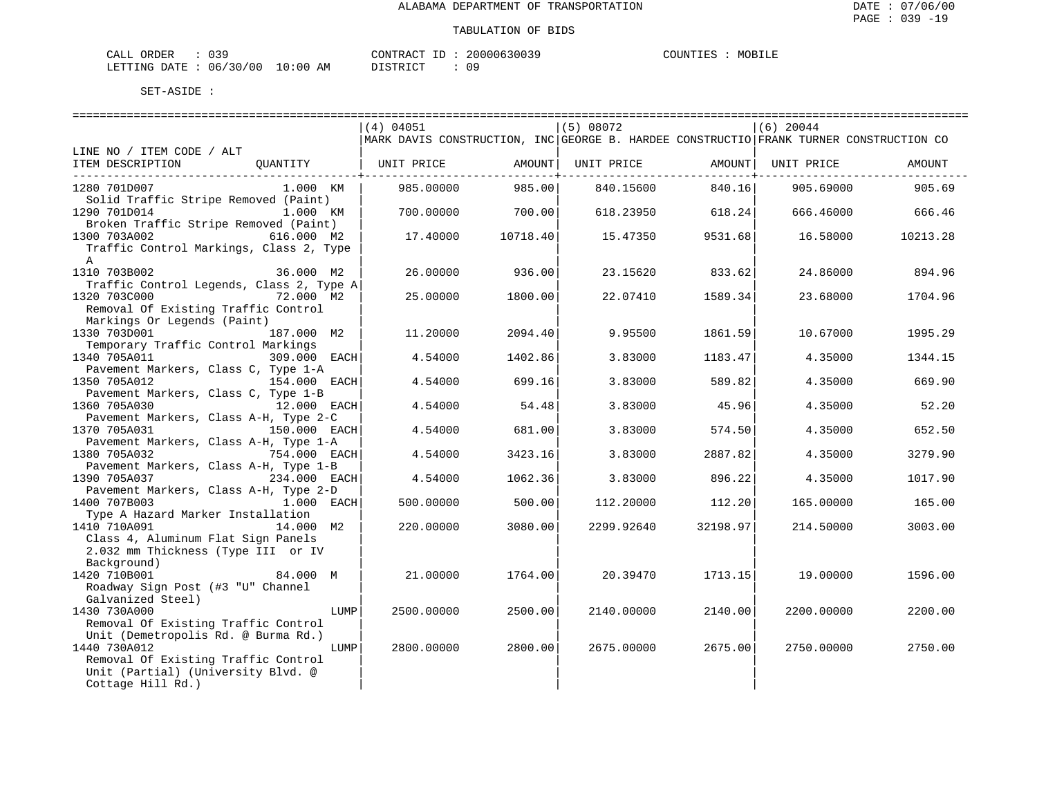ALABAMA DEPARTMENT OF TRANSPORTATION

TABULATION OF BIDS

CALL ORDER : 039 CONTRACT ID : 20000630039 COUNTIES : MOBILE
LETTING DATE : 06/30/00 10:00 AM DISTRICT : 09

SET-ASIDE :

| LINE NO / ITEM CODE / ALT ITEM DESCRIPTION | QUANTITY | (4) 04051 MARK DAVIS CONSTRUCTION, INC UNIT PRICE | AMOUNT | (5) 08072 GEORGE B. HARDEE CONSTRUCTIO UNIT PRICE | AMOUNT | (6) 20044 FRANK TURNER CONSTRUCTION CO UNIT PRICE | AMOUNT |
|---|---|---|---|---|---|---|---|
| 1280 701D007 Solid Traffic Stripe Removed (Paint) | 1.000 KM | 985.00000 | 985.00 | 840.15600 | 840.16 | 905.69000 | 905.69 |
| 1290 701D014 Broken Traffic Stripe Removed (Paint) | 1.000 KM | 700.00000 | 700.00 | 618.23950 | 618.24 | 666.46000 | 666.46 |
| 1300 703A002 Traffic Control Markings, Class 2, Type A | 616.000 M2 | 17.40000 | 10718.40 | 15.47350 | 9531.68 | 16.58000 | 10213.28 |
| 1310 703B002 Traffic Control Legends, Class 2, Type A | 36.000 M2 | 26.00000 | 936.00 | 23.15620 | 833.62 | 24.86000 | 894.96 |
| 1320 703C000 Removal Of Existing Traffic Control Markings Or Legends (Paint) | 72.000 M2 | 25.00000 | 1800.00 | 22.07410 | 1589.34 | 23.68000 | 1704.96 |
| 1330 703D001 Temporary Traffic Control Markings | 187.000 M2 | 11.20000 | 2094.40 | 9.95500 | 1861.59 | 10.67000 | 1995.29 |
| 1340 705A011 Pavement Markers, Class C, Type 1-A | 309.000 EACH | 4.54000 | 1402.86 | 3.83000 | 1183.47 | 4.35000 | 1344.15 |
| 1350 705A012 Pavement Markers, Class C, Type 1-B | 154.000 EACH | 4.54000 | 699.16 | 3.83000 | 589.82 | 4.35000 | 669.90 |
| 1360 705A030 Pavement Markers, Class A-H, Type 2-C | 12.000 EACH | 4.54000 | 54.48 | 3.83000 | 45.96 | 4.35000 | 52.20 |
| 1370 705A031 Pavement Markers, Class A-H, Type 1-A | 150.000 EACH | 4.54000 | 681.00 | 3.83000 | 574.50 | 4.35000 | 652.50 |
| 1380 705A032 Pavement Markers, Class A-H, Type 1-B | 754.000 EACH | 4.54000 | 3423.16 | 3.83000 | 2887.82 | 4.35000 | 3279.90 |
| 1390 705A037 Pavement Markers, Class A-H, Type 2-D | 234.000 EACH | 4.54000 | 1062.36 | 3.83000 | 896.22 | 4.35000 | 1017.90 |
| 1400 707B003 Type A Hazard Marker Installation | 1.000 EACH | 500.00000 | 500.00 | 112.20000 | 112.20 | 165.00000 | 165.00 |
| 1410 710A091 Class 4, Aluminum Flat Sign Panels 2.032 mm Thickness (Type III or IV Background) | 14.000 M2 | 220.00000 | 3080.00 | 2299.92640 | 32198.97 | 214.50000 | 3003.00 |
| 1420 710B001 Roadway Sign Post (#3 "U" Channel Galvanized Steel) | 84.000 M | 21.00000 | 1764.00 | 20.39470 | 1713.15 | 19.00000 | 1596.00 |
| 1430 730A000 Removal Of Existing Traffic Control Unit (Demetropolis Rd. @ Burma Rd.) | LUMP | 2500.00000 | 2500.00 | 2140.00000 | 2140.00 | 2200.00000 | 2200.00 |
| 1440 730A012 Removal Of Existing Traffic Control Unit (Partial) (University Blvd. @ Cottage Hill Rd.) | LUMP | 2800.00000 | 2800.00 | 2675.00000 | 2675.00 | 2750.00000 | 2750.00 |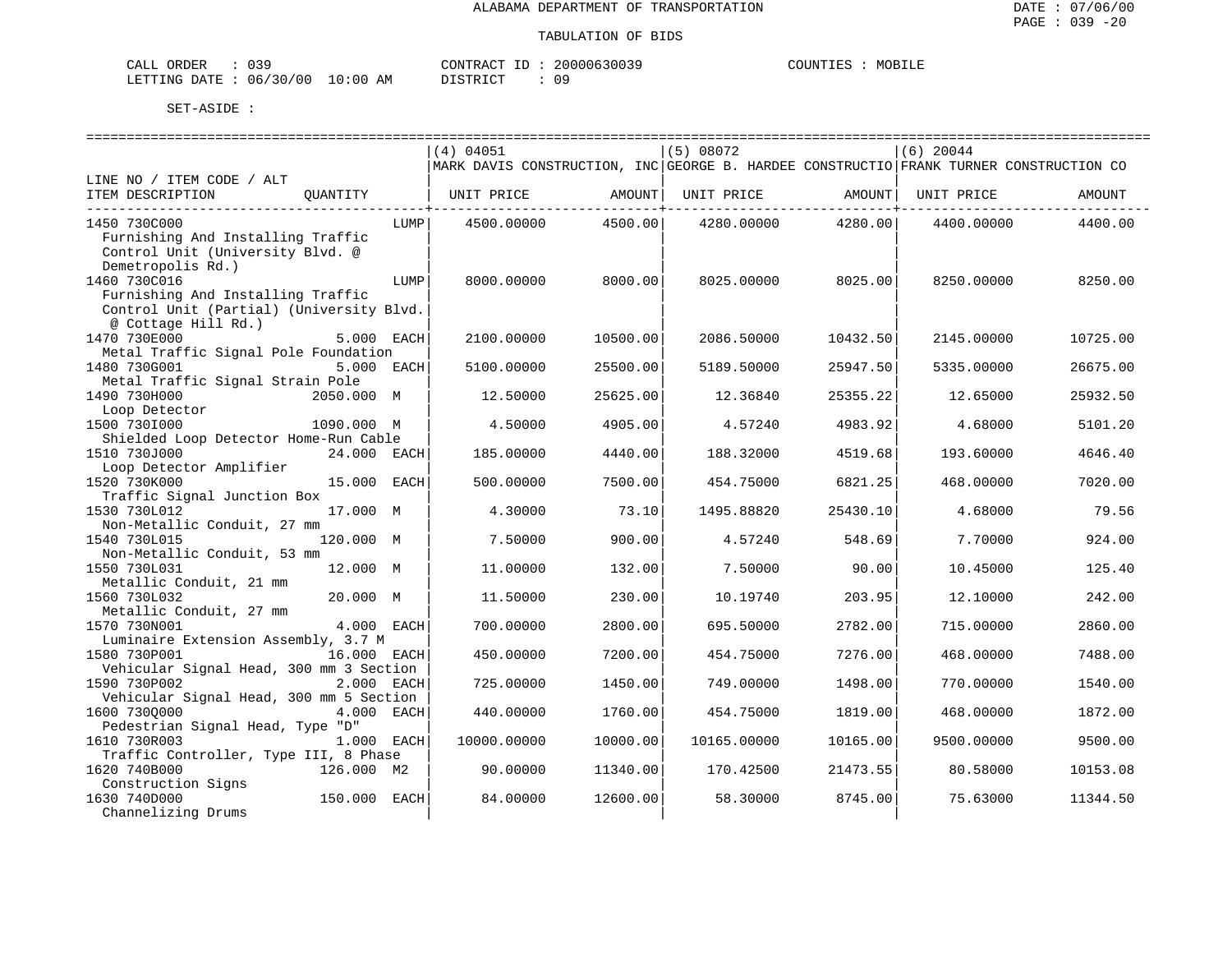ALABAMA DEPARTMENT OF TRANSPORTATION

TABULATION OF BIDS

CALL ORDER : 039 CONTRACT ID : 20000630039 COUNTIES : MOBILE
LETTING DATE : 06/30/00 10:00 AM DISTRICT : 09

SET-ASIDE :

| LINE NO / ITEM CODE / ALT ITEM DESCRIPTION | QUANTITY | (4) 04051 MARK DAVIS CONSTRUCTION, INC UNIT PRICE | AMOUNT | (5) 08072 GEORGE B. HARDEE CONSTRUCTIO UNIT PRICE | AMOUNT | (6) 20044 FRANK TURNER CONSTRUCTION CO UNIT PRICE | AMOUNT |
|---|---|---|---|---|---|---|---|
| 1450 730C000 Furnishing And Installing Traffic Control Unit (University Blvd. @ Demetropolis Rd.) | LUMP | 4500.00000 | 4500.00 | 4280.00000 | 4280.00 | 4400.00000 | 4400.00 |
| 1460 730C016 Furnishing And Installing Traffic Control Unit (Partial) (University Blvd. @ Cottage Hill Rd.) | LUMP | 8000.00000 | 8000.00 | 8025.00000 | 8025.00 | 8250.00000 | 8250.00 |
| 1470 730E000 Metal Traffic Signal Pole Foundation | 5.000 EACH | 2100.00000 | 10500.00 | 2086.50000 | 10432.50 | 2145.00000 | 10725.00 |
| 1480 730G001 Metal Traffic Signal Strain Pole | 5.000 EACH | 5100.00000 | 25500.00 | 5189.50000 | 25947.50 | 5335.00000 | 26675.00 |
| 1490 730H000 Loop Detector | 2050.000 M | 12.50000 | 25625.00 | 12.36840 | 25355.22 | 12.65000 | 25932.50 |
| 1500 730I000 Shielded Loop Detector Home-Run Cable | 1090.000 M | 4.50000 | 4905.00 | 4.57240 | 4983.92 | 4.68000 | 5101.20 |
| 1510 730J000 Loop Detector Amplifier | 24.000 EACH | 185.00000 | 4440.00 | 188.32000 | 4519.68 | 193.60000 | 4646.40 |
| 1520 730K000 Traffic Signal Junction Box | 15.000 EACH | 500.00000 | 7500.00 | 454.75000 | 6821.25 | 468.00000 | 7020.00 |
| 1530 730L012 Non-Metallic Conduit, 27 mm | 17.000 M | 4.30000 | 73.10 | 1495.88820 | 25430.10 | 4.68000 | 79.56 |
| 1540 730L015 Non-Metallic Conduit, 53 mm | 120.000 M | 7.50000 | 900.00 | 4.57240 | 548.69 | 7.70000 | 924.00 |
| 1550 730L031 Metallic Conduit, 21 mm | 12.000 M | 11.00000 | 132.00 | 7.50000 | 90.00 | 10.45000 | 125.40 |
| 1560 730L032 Metallic Conduit, 27 mm | 20.000 M | 11.50000 | 230.00 | 10.19740 | 203.95 | 12.10000 | 242.00 |
| 1570 730N001 Luminaire Extension Assembly, 3.7 M | 4.000 EACH | 700.00000 | 2800.00 | 695.50000 | 2782.00 | 715.00000 | 2860.00 |
| 1580 730P001 Vehicular Signal Head, 300 mm 3 Section | 16.000 EACH | 450.00000 | 7200.00 | 454.75000 | 7276.00 | 468.00000 | 7488.00 |
| 1590 730P002 Vehicular Signal Head, 300 mm 5 Section | 2.000 EACH | 725.00000 | 1450.00 | 749.00000 | 1498.00 | 770.00000 | 1540.00 |
| 1600 730Q000 Pedestrian Signal Head, Type "D" | 4.000 EACH | 440.00000 | 1760.00 | 454.75000 | 1819.00 | 468.00000 | 1872.00 |
| 1610 730R003 Traffic Controller, Type III, 8 Phase | 1.000 EACH | 10000.00000 | 10000.00 | 10165.00000 | 10165.00 | 9500.00000 | 9500.00 |
| 1620 740B000 Construction Signs | 126.000 M2 | 90.00000 | 11340.00 | 170.42500 | 21473.55 | 80.58000 | 10153.08 |
| 1630 740D000 Channelizing Drums | 150.000 EACH | 84.00000 | 12600.00 | 58.30000 | 8745.00 | 75.63000 | 11344.50 |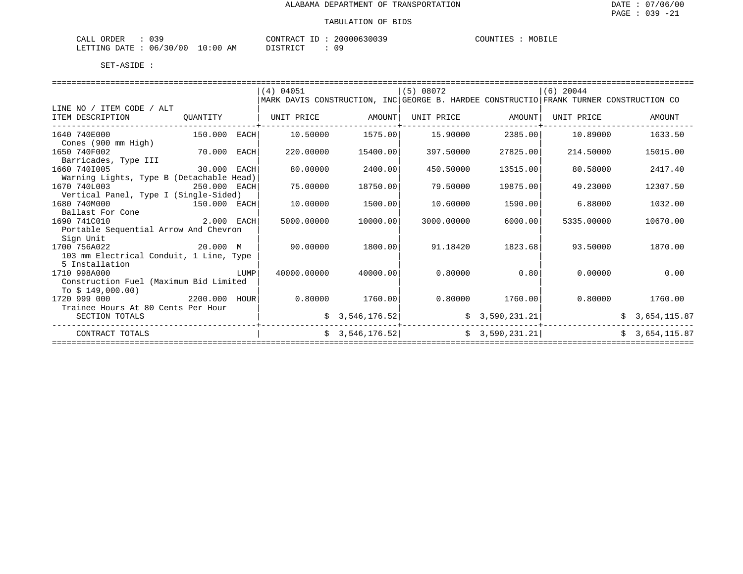ALABAMA DEPARTMENT OF TRANSPORTATION

TABULATION OF BIDS

CALL ORDER : 039  CONTRACT ID : 20000630039  COUNTIES : MOBILE
LETTING DATE : 06/30/00 10:00 AM  DISTRICT : 09

SET-ASIDE :

| LINE NO / ITEM CODE / ALT ITEM DESCRIPTION | QUANTITY | (4) 04051 MARK DAVIS CONSTRUCTION, INC UNIT PRICE | AMOUNT | (5) 08072 GEORGE B. HARDEE CONSTRUCTIO UNIT PRICE | AMOUNT | (6) 20044 FRANK TURNER CONSTRUCTION CO UNIT PRICE | AMOUNT |
|---|---|---|---|---|---|---|---|
| 1640 740E000 Cones (900 mm High) | 150.000 EACH | 10.50000 | 1575.00 | 15.90000 | 2385.00 | 10.89000 | 1633.50 |
| 1650 740F002 Barricades, Type III | 70.000 EACH | 220.00000 | 15400.00 | 397.50000 | 27825.00 | 214.50000 | 15015.00 |
| 1660 740I005 Warning Lights, Type B (Detachable Head) | 30.000 EACH | 80.00000 | 2400.00 | 450.50000 | 13515.00 | 80.58000 | 2417.40 |
| 1670 740L003 Vertical Panel, Type I (Single-Sided) | 250.000 EACH | 75.00000 | 18750.00 | 79.50000 | 19875.00 | 49.23000 | 12307.50 |
| 1680 740M000 Ballast For Cone | 150.000 EACH | 10.00000 | 1500.00 | 10.60000 | 1590.00 | 6.88000 | 1032.00 |
| 1690 741C010 Portable Sequential Arrow And Chevron Sign Unit | 2.000 EACH | 5000.00000 | 10000.00 | 3000.00000 | 6000.00 | 5335.00000 | 10670.00 |
| 1700 756A022 103 mm Electrical Conduit, 1 Line, Type 5 Installation | 20.000 M | 90.00000 | 1800.00 | 91.18420 | 1823.68 | 93.50000 | 1870.00 |
| 1710 998A000 Construction Fuel (Maximum Bid Limited To $ 149,000.00) | LUMP | 40000.00000 | 40000.00 | 0.80000 | 0.80 | 0.00000 | 0.00 |
| 1720 999 000 Trainee Hours At 80 Cents Per Hour | 2200.000 HOUR | 0.80000 | 1760.00 | 0.80000 | 1760.00 | 0.80000 | 1760.00 |
| SECTION TOTALS | | | $ 3,546,176.52 | | $ 3,590,231.21 | | $ 3,654,115.87 |
| CONTRACT TOTALS | | | $ 3,546,176.52 | | $ 3,590,231.21 | | $ 3,654,115.87 |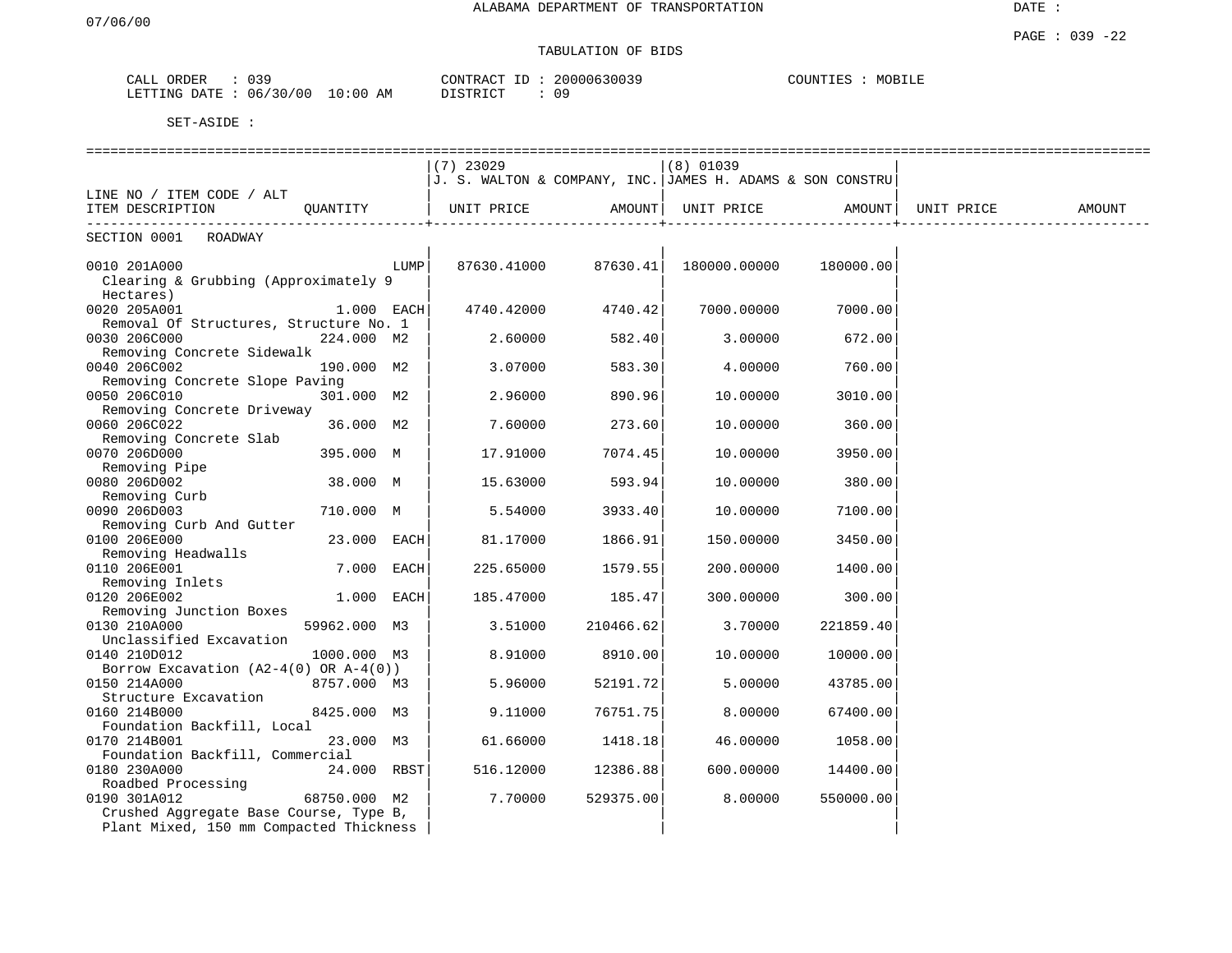ALABAMA DEPARTMENT OF TRANSPORTATION

07/06/00

DATE :

PAGE : 039 -22

TABULATION OF BIDS

CALL ORDER : 039 CONTRACT ID : 20000630039 COUNTIES : MOBILE
LETTING DATE : 06/30/00 10:00 AM DISTRICT : 09

SET-ASIDE :

| LINE NO / ITEM CODE / ALT<br>ITEM DESCRIPTION | QUANTITY | (7) 23029<br>J. S. WALTON & COMPANY, INC.<br>UNIT PRICE | AMOUNT | (8) 01039<br>JAMES H. ADAMS & SON CONSTRU<br>UNIT PRICE | AMOUNT | UNIT PRICE | AMOUNT |
|---|---|---|---|---|---|---|---|
| SECTION 0001 ROADWAY | | | | | | | |
| 0010 201A000<br>Clearing & Grubbing (Approximately 9 Hectares) | LUMP | 87630.41000 | 87630.41 | 180000.00000 | 180000.00 | | |
| 0020 205A001<br>Removal Of Structures, Structure No. 1 | 1.000 EACH | 4740.42000 | 4740.42 | 7000.00000 | 7000.00 | | |
| 0030 206C000<br>Removing Concrete Sidewalk | 224.000 M2 | 2.60000 | 582.40 | 3.00000 | 672.00 | | |
| 0040 206C002<br>Removing Concrete Slope Paving | 190.000 M2 | 3.07000 | 583.30 | 4.00000 | 760.00 | | |
| 0050 206C010<br>Removing Concrete Driveway | 301.000 M2 | 2.96000 | 890.96 | 10.00000 | 3010.00 | | |
| 0060 206C022<br>Removing Concrete Slab | 36.000 M2 | 7.60000 | 273.60 | 10.00000 | 360.00 | | |
| 0070 206D000<br>Removing Pipe | 395.000 M | 17.91000 | 7074.45 | 10.00000 | 3950.00 | | |
| 0080 206D002<br>Removing Curb | 38.000 M | 15.63000 | 593.94 | 10.00000 | 380.00 | | |
| 0090 206D003<br>Removing Curb And Gutter | 710.000 M | 5.54000 | 3933.40 | 10.00000 | 7100.00 | | |
| 0100 206E000<br>Removing Headwalls | 23.000 EACH | 81.17000 | 1866.91 | 150.00000 | 3450.00 | | |
| 0110 206E001<br>Removing Inlets | 7.000 EACH | 225.65000 | 1579.55 | 200.00000 | 1400.00 | | |
| 0120 206E002<br>Removing Junction Boxes | 1.000 EACH | 185.47000 | 185.47 | 300.00000 | 300.00 | | |
| 0130 210A000<br>Unclassified Excavation | 59962.000 M3 | 3.51000 | 210466.62 | 3.70000 | 221859.40 | | |
| 0140 210D012<br>Borrow Excavation (A2-4(0) OR A-4(0)) | 1000.000 M3 | 8.91000 | 8910.00 | 10.00000 | 10000.00 | | |
| 0150 214A000<br>Structure Excavation | 8757.000 M3 | 5.96000 | 52191.72 | 5.00000 | 43785.00 | | |
| 0160 214B000<br>Foundation Backfill, Local | 8425.000 M3 | 9.11000 | 76751.75 | 8.00000 | 67400.00 | | |
| 0170 214B001<br>Foundation Backfill, Commercial | 23.000 M3 | 61.66000 | 1418.18 | 46.00000 | 1058.00 | | |
| 0180 230A000<br>Roadbed Processing | 24.000 RBST | 516.12000 | 12386.88 | 600.00000 | 14400.00 | | |
| 0190 301A012<br>Crushed Aggregate Base Course, Type B, Plant Mixed, 150 mm Compacted Thickness | 68750.000 M2 | 7.70000 | 529375.00 | 8.00000 | 550000.00 | | |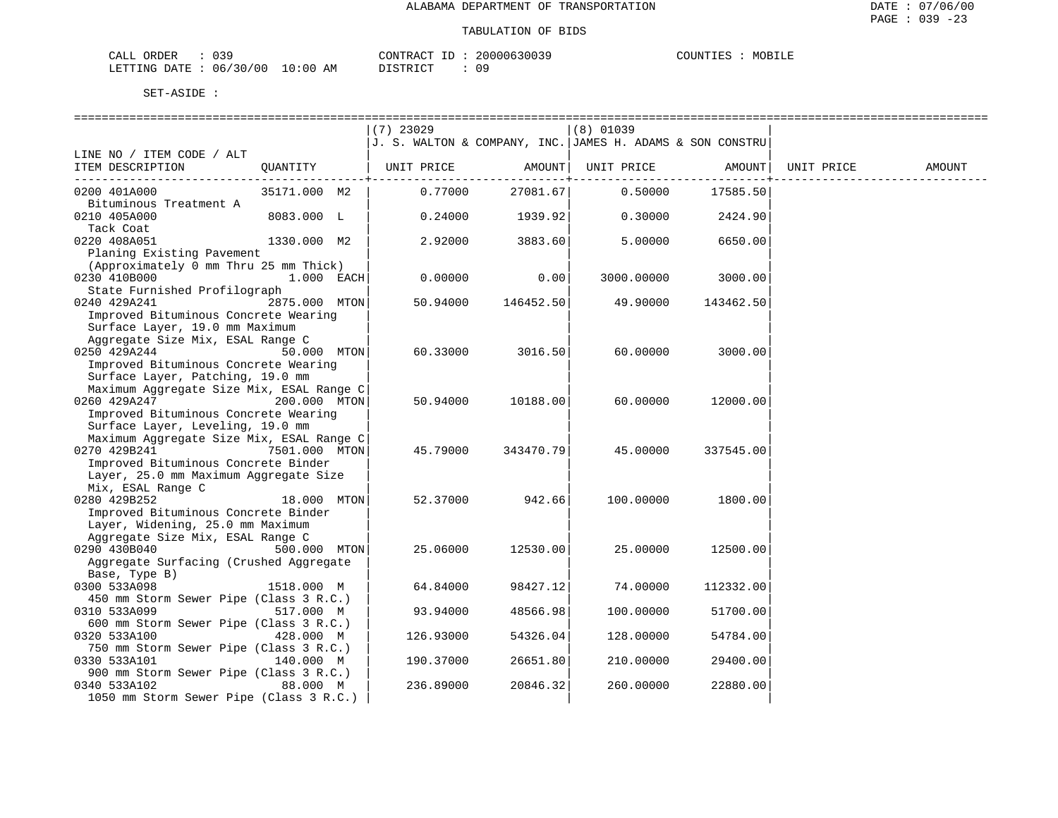ALABAMA DEPARTMENT OF TRANSPORTATION

TABULATION OF BIDS

CALL ORDER : 039 CONTRACT ID : 20000630039 COUNTIES : MOBILE
LETTING DATE : 06/30/00 10:00 AM DISTRICT : 09

SET-ASIDE :

| LINE NO / ITEM CODE / ALT ITEM DESCRIPTION | QUANTITY | (7) 23029 J. S. WALTON & COMPANY, INC. UNIT PRICE | AMOUNT | (8) 01039 JAMES H. ADAMS & SON CONSTRU UNIT PRICE | AMOUNT | UNIT PRICE | AMOUNT |
|---|---|---|---|---|---|---|---|
| 0200 401A000 Bituminous Treatment A | 35171.000 M2 | 0.77000 | 27081.67 | 0.50000 | 17585.50 | | |
| 0210 405A000 Tack Coat | 8083.000 L | 0.24000 | 1939.92 | 0.30000 | 2424.90 | | |
| 0220 408A051 Planing Existing Pavement (Approximately 0 mm Thru 25 mm Thick) | 1330.000 M2 | 2.92000 | 3883.60 | 5.00000 | 6650.00 | | |
| 0230 410B000 State Furnished Profilograph | 1.000 EACH | 0.00000 | 0.00 | 3000.00000 | 3000.00 | | |
| 0240 429A241 Improved Bituminous Concrete Wearing Surface Layer, 19.0 mm Maximum Aggregate Size Mix, ESAL Range C | 2875.000 MTON | 50.94000 | 146452.50 | 49.90000 | 143462.50 | | |
| 0250 429A244 Improved Bituminous Concrete Wearing Surface Layer, Patching, 19.0 mm Maximum Aggregate Size Mix, ESAL Range C | 50.000 MTON | 60.33000 | 3016.50 | 60.00000 | 3000.00 | | |
| 0260 429A247 Improved Bituminous Concrete Wearing Surface Layer, Leveling, 19.0 mm Maximum Aggregate Size Mix, ESAL Range C | 200.000 MTON | 50.94000 | 10188.00 | 60.00000 | 12000.00 | | |
| 0270 429B241 Improved Bituminous Concrete Binder Layer, 25.0 mm Maximum Aggregate Size Mix, ESAL Range C | 7501.000 MTON | 45.79000 | 343470.79 | 45.00000 | 337545.00 | | |
| 0280 429B252 Improved Bituminous Concrete Binder Layer, Widening, 25.0 mm Maximum Aggregate Size Mix, ESAL Range C | 18.000 MTON | 52.37000 | 942.66 | 100.00000 | 1800.00 | | |
| 0290 430B040 Aggregate Surfacing (Crushed Aggregate Base, Type B) | 500.000 MTON | 25.06000 | 12530.00 | 25.00000 | 12500.00 | | |
| 0300 533A098 450 mm Storm Sewer Pipe (Class 3 R.C.) | 1518.000 M | 64.84000 | 98427.12 | 74.00000 | 112332.00 | | |
| 0310 533A099 600 mm Storm Sewer Pipe (Class 3 R.C.) | 517.000 M | 93.94000 | 48566.98 | 100.00000 | 51700.00 | | |
| 0320 533A100 750 mm Storm Sewer Pipe (Class 3 R.C.) | 428.000 M | 126.93000 | 54326.04 | 128.00000 | 54784.00 | | |
| 0330 533A101 900 mm Storm Sewer Pipe (Class 3 R.C.) | 140.000 M | 190.37000 | 26651.80 | 210.00000 | 29400.00 | | |
| 0340 533A102 1050 mm Storm Sewer Pipe (Class 3 R.C.) | 88.000 M | 236.89000 | 20846.32 | 260.00000 | 22880.00 | | |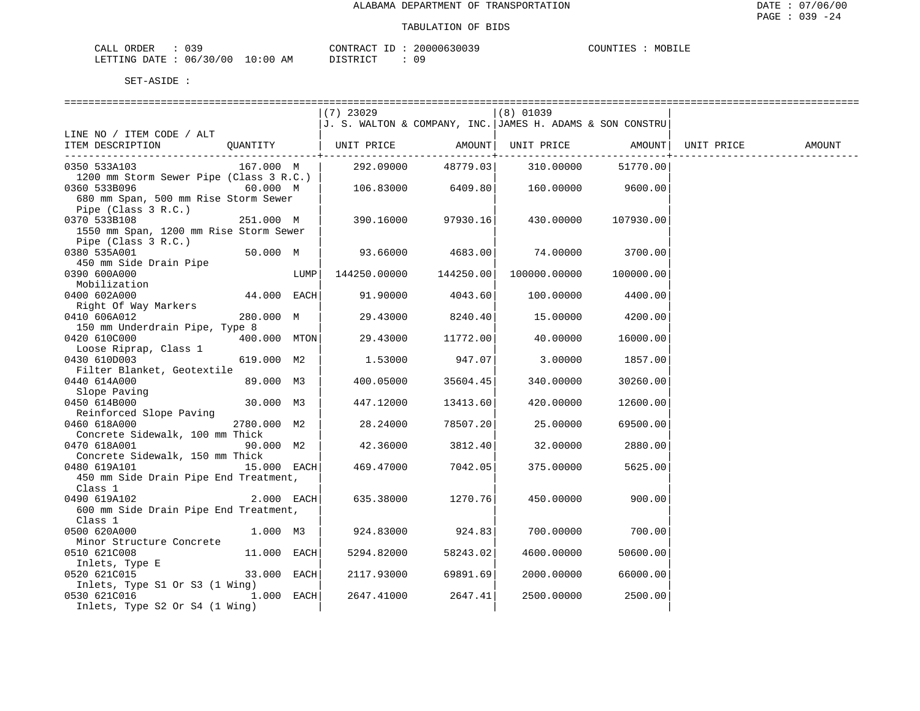ALABAMA DEPARTMENT OF TRANSPORTATION

TABULATION OF BIDS

CALL ORDER : 039 CONTRACT ID : 20000630039 COUNTIES : MOBILE
LETTING DATE : 06/30/00 10:00 AM DISTRICT : 09

SET-ASIDE :

| LINE NO / ITEM CODE / ALT ITEM DESCRIPTION | QUANTITY | (7) 23029 J. S. WALTON & COMPANY, INC. UNIT PRICE | AMOUNT | (8) 01039 JAMES H. ADAMS & SON CONSTRU UNIT PRICE | AMOUNT | UNIT PRICE | AMOUNT |
|---|---|---|---|---|---|---|---|
| 0350 533A103 1200 mm Storm Sewer Pipe (Class 3 R.C.) | 167.000 M | 292.09000 | 48779.03 | 310.00000 | 51770.00 | | |
| 0360 533B096 680 mm Span, 500 mm Rise Storm Sewer Pipe (Class 3 R.C.) | 60.000 M | 106.83000 | 6409.80 | 160.00000 | 9600.00 | | |
| 0370 533B108 1550 mm Span, 1200 mm Rise Storm Sewer Pipe (Class 3 R.C.) | 251.000 M | 390.16000 | 97930.16 | 430.00000 | 107930.00 | | |
| 0380 535A001 450 mm Side Drain Pipe | 50.000 M | 93.66000 | 4683.00 | 74.00000 | 3700.00 | | |
| 0390 600A000 Mobilization | LUMP | 144250.00000 | 144250.00 | 100000.00000 | 100000.00 | | |
| 0400 602A000 Right Of Way Markers | 44.000 EACH | 91.90000 | 4043.60 | 100.00000 | 4400.00 | | |
| 0410 606A012 150 mm Underdrain Pipe, Type 8 | 280.000 M | 29.43000 | 8240.40 | 15.00000 | 4200.00 | | |
| 0420 610C000 Loose Riprap, Class 1 | 400.000 MTON | 29.43000 | 11772.00 | 40.00000 | 16000.00 | | |
| 0430 610D003 Filter Blanket, Geotextile | 619.000 M2 | 1.53000 | 947.07 | 3.00000 | 1857.00 | | |
| 0440 614A000 Slope Paving | 89.000 M3 | 400.05000 | 35604.45 | 340.00000 | 30260.00 | | |
| 0450 614B000 Reinforced Slope Paving | 30.000 M3 | 447.12000 | 13413.60 | 420.00000 | 12600.00 | | |
| 0460 618A000 Concrete Sidewalk, 100 mm Thick | 2780.000 M2 | 28.24000 | 78507.20 | 25.00000 | 69500.00 | | |
| 0470 618A001 Concrete Sidewalk, 150 mm Thick | 90.000 M2 | 42.36000 | 3812.40 | 32.00000 | 2880.00 | | |
| 0480 619A101 450 mm Side Drain Pipe End Treatment, Class 1 | 15.000 EACH | 469.47000 | 7042.05 | 375.00000 | 5625.00 | | |
| 0490 619A102 600 mm Side Drain Pipe End Treatment, Class 1 | 2.000 EACH | 635.38000 | 1270.76 | 450.00000 | 900.00 | | |
| 0500 620A000 Minor Structure Concrete | 1.000 M3 | 924.83000 | 924.83 | 700.00000 | 700.00 | | |
| 0510 621C008 Inlets, Type E | 11.000 EACH | 5294.82000 | 58243.02 | 4600.00000 | 50600.00 | | |
| 0520 621C015 Inlets, Type S1 Or S3 (1 Wing) | 33.000 EACH | 2117.93000 | 69891.69 | 2000.00000 | 66000.00 | | |
| 0530 621C016 Inlets, Type S2 Or S4 (1 Wing) | 1.000 EACH | 2647.41000 | 2647.41 | 2500.00000 | 2500.00 | | |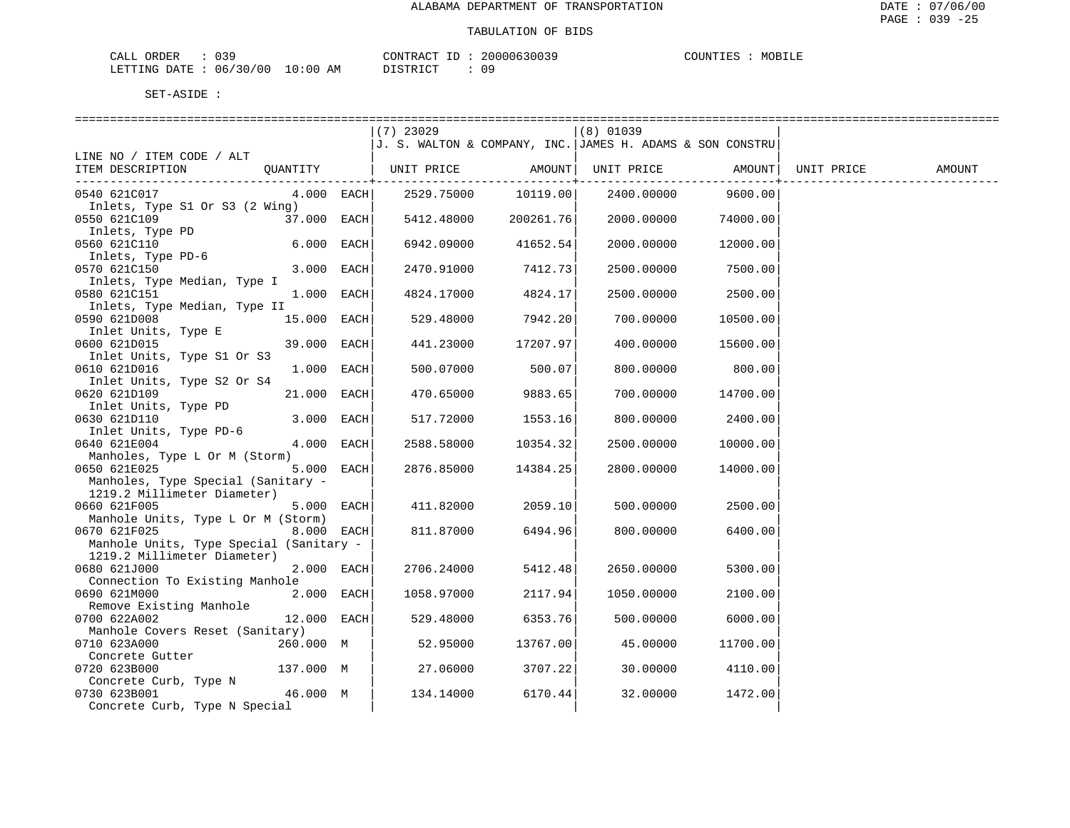ALABAMA DEPARTMENT OF TRANSPORTATION

TABULATION OF BIDS

CALL ORDER : 039 CONTRACT ID : 20000630039 COUNTIES : MOBILE
LETTING DATE : 06/30/00 10:00 AM DISTRICT : 09

SET-ASIDE :

| LINE NO / ITEM CODE / ALT ITEM DESCRIPTION | QUANTITY | (7) 23029 J. S. WALTON & COMPANY, INC. UNIT PRICE | AMOUNT | (8) 01039 JAMES H. ADAMS & SON CONSTRU UNIT PRICE | AMOUNT | UNIT PRICE | AMOUNT |
|---|---|---|---|---|---|---|---|
| 0540 621C017 Inlets, Type S1 Or S3 (2 Wing) | 4.000 EACH | 2529.75000 | 10119.00 | 2400.00000 | 9600.00 | | |
| 0550 621C109 Inlets, Type PD | 37.000 EACH | 5412.48000 | 200261.76 | 2000.00000 | 74000.00 | | |
| 0560 621C110 Inlets, Type PD-6 | 6.000 EACH | 6942.09000 | 41652.54 | 2000.00000 | 12000.00 | | |
| 0570 621C150 Inlets, Type Median, Type I | 3.000 EACH | 2470.91000 | 7412.73 | 2500.00000 | 7500.00 | | |
| 0580 621C151 Inlets, Type Median, Type II | 1.000 EACH | 4824.17000 | 4824.17 | 2500.00000 | 2500.00 | | |
| 0590 621D008 Inlet Units, Type E | 15.000 EACH | 529.48000 | 7942.20 | 700.00000 | 10500.00 | | |
| 0600 621D015 Inlet Units, Type S1 Or S3 | 39.000 EACH | 441.23000 | 17207.97 | 400.00000 | 15600.00 | | |
| 0610 621D016 Inlet Units, Type S2 Or S4 | 1.000 EACH | 500.07000 | 500.07 | 800.00000 | 800.00 | | |
| 0620 621D109 Inlet Units, Type PD | 21.000 EACH | 470.65000 | 9883.65 | 700.00000 | 14700.00 | | |
| 0630 621D110 Inlet Units, Type PD-6 | 3.000 EACH | 517.72000 | 1553.16 | 800.00000 | 2400.00 | | |
| 0640 621E004 Manholes, Type L Or M (Storm) | 4.000 EACH | 2588.58000 | 10354.32 | 2500.00000 | 10000.00 | | |
| 0650 621E025 Manholes, Type Special (Sanitary - 1219.2 Millimeter Diameter) | 5.000 EACH | 2876.85000 | 14384.25 | 2800.00000 | 14000.00 | | |
| 0660 621F005 Manhole Units, Type L Or M (Storm) | 5.000 EACH | 411.82000 | 2059.10 | 500.00000 | 2500.00 | | |
| 0670 621F025 Manhole Units, Type Special (Sanitary - 1219.2 Millimeter Diameter) | 8.000 EACH | 811.87000 | 6494.96 | 800.00000 | 6400.00 | | |
| 0680 621J000 Connection To Existing Manhole | 2.000 EACH | 2706.24000 | 5412.48 | 2650.00000 | 5300.00 | | |
| 0690 621M000 Remove Existing Manhole | 2.000 EACH | 1058.97000 | 2117.94 | 1050.00000 | 2100.00 | | |
| 0700 622A002 Manhole Covers Reset (Sanitary) | 12.000 EACH | 529.48000 | 6353.76 | 500.00000 | 6000.00 | | |
| 0710 623A000 Concrete Gutter | 260.000 M | 52.95000 | 13767.00 | 45.00000 | 11700.00 | | |
| 0720 623B000 Concrete Curb, Type N | 137.000 M | 27.06000 | 3707.22 | 30.00000 | 4110.00 | | |
| 0730 623B001 Concrete Curb, Type N Special | 46.000 M | 134.14000 | 6170.44 | 32.00000 | 1472.00 | | |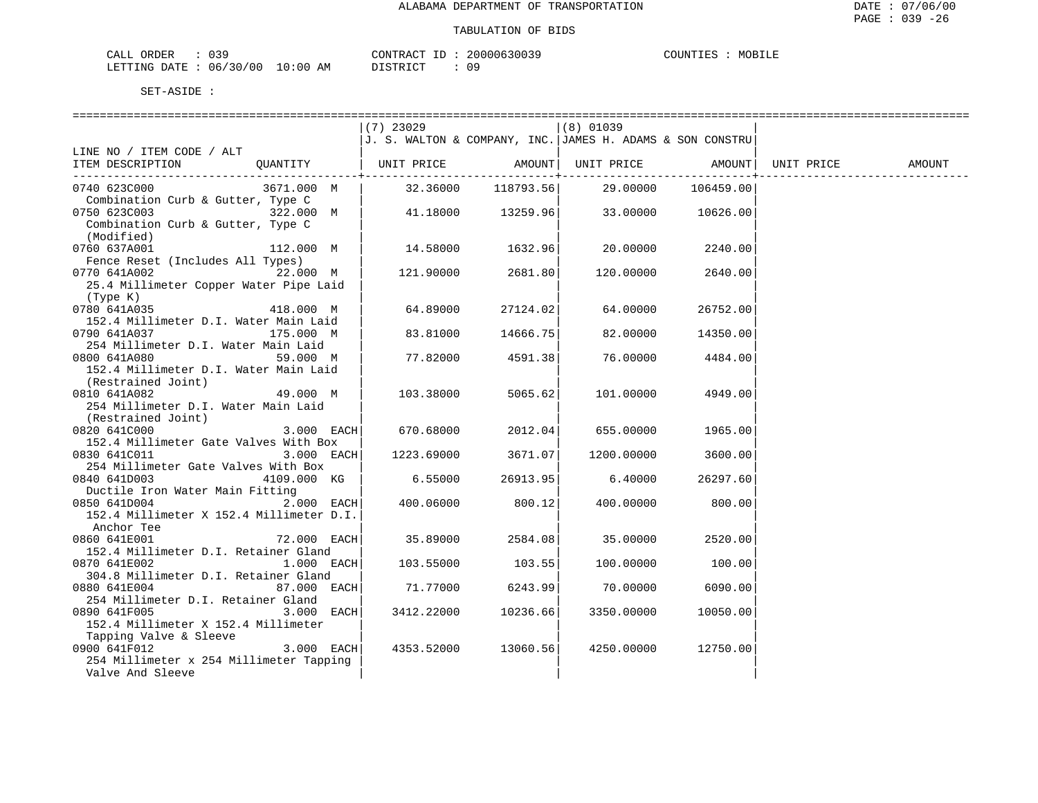ALABAMA DEPARTMENT OF TRANSPORTATION

TABULATION OF BIDS

CALL ORDER : 039 CONTRACT ID : 20000630039 COUNTIES : MOBILE
LETTING DATE : 06/30/00 10:00 AM DISTRICT : 09

SET-ASIDE :

| LINE NO / ITEM CODE / ALT ITEM DESCRIPTION | QUANTITY | (7) 23029 J. S. WALTON & COMPANY, INC. UNIT PRICE | AMOUNT | (8) 01039 JAMES H. ADAMS & SON CONSTRU UNIT PRICE | AMOUNT | UNIT PRICE | AMOUNT |
|---|---|---|---|---|---|---|---|
| 0740 623C000 Combination Curb & Gutter, Type C | 3671.000 M | 32.36000 | 118793.56 | 29.00000 | 106459.00 | | |
| 0750 623C003 Combination Curb & Gutter, Type C (Modified) | 322.000 M | 41.18000 | 13259.96 | 33.00000 | 10626.00 | | |
| 0760 637A001 Fence Reset (Includes All Types) | 112.000 M | 14.58000 | 1632.96 | 20.00000 | 2240.00 | | |
| 0770 641A002 25.4 Millimeter Copper Water Pipe Laid (Type K) | 22.000 M | 121.90000 | 2681.80 | 120.00000 | 2640.00 | | |
| 0780 641A035 152.4 Millimeter D.I. Water Main Laid | 418.000 M | 64.89000 | 27124.02 | 64.00000 | 26752.00 | | |
| 0790 641A037 254 Millimeter D.I. Water Main Laid | 175.000 M | 83.81000 | 14666.75 | 82.00000 | 14350.00 | | |
| 0800 641A080 152.4 Millimeter D.I. Water Main Laid (Restrained Joint) | 59.000 M | 77.82000 | 4591.38 | 76.00000 | 4484.00 | | |
| 0810 641A082 254 Millimeter D.I. Water Main Laid (Restrained Joint) | 49.000 M | 103.38000 | 5065.62 | 101.00000 | 4949.00 | | |
| 0820 641C000 152.4 Millimeter Gate Valves With Box | 3.000 EACH | 670.68000 | 2012.04 | 655.00000 | 1965.00 | | |
| 0830 641C011 254 Millimeter Gate Valves With Box | 3.000 EACH | 1223.69000 | 3671.07 | 1200.00000 | 3600.00 | | |
| 0840 641D003 Ductile Iron Water Main Fitting | 4109.000 KG | 6.55000 | 26913.95 | 6.40000 | 26297.60 | | |
| 0850 641D004 152.4 Millimeter X 152.4 Millimeter D.I. Anchor Tee | 2.000 EACH | 400.06000 | 800.12 | 400.00000 | 800.00 | | |
| 0860 641E001 152.4 Millimeter D.I. Retainer Gland | 72.000 EACH | 35.89000 | 2584.08 | 35.00000 | 2520.00 | | |
| 0870 641E002 304.8 Millimeter D.I. Retainer Gland | 1.000 EACH | 103.55000 | 103.55 | 100.00000 | 100.00 | | |
| 0880 641E004 254 Millimeter D.I. Retainer Gland | 87.000 EACH | 71.77000 | 6243.99 | 70.00000 | 6090.00 | | |
| 0890 641F005 152.4 Millimeter X 152.4 Millimeter Tapping Valve & Sleeve | 3.000 EACH | 3412.22000 | 10236.66 | 3350.00000 | 10050.00 | | |
| 0900 641F012 254 Millimeter x 254 Millimeter Tapping Valve And Sleeve | 3.000 EACH | 4353.52000 | 13060.56 | 4250.00000 | 12750.00 | | |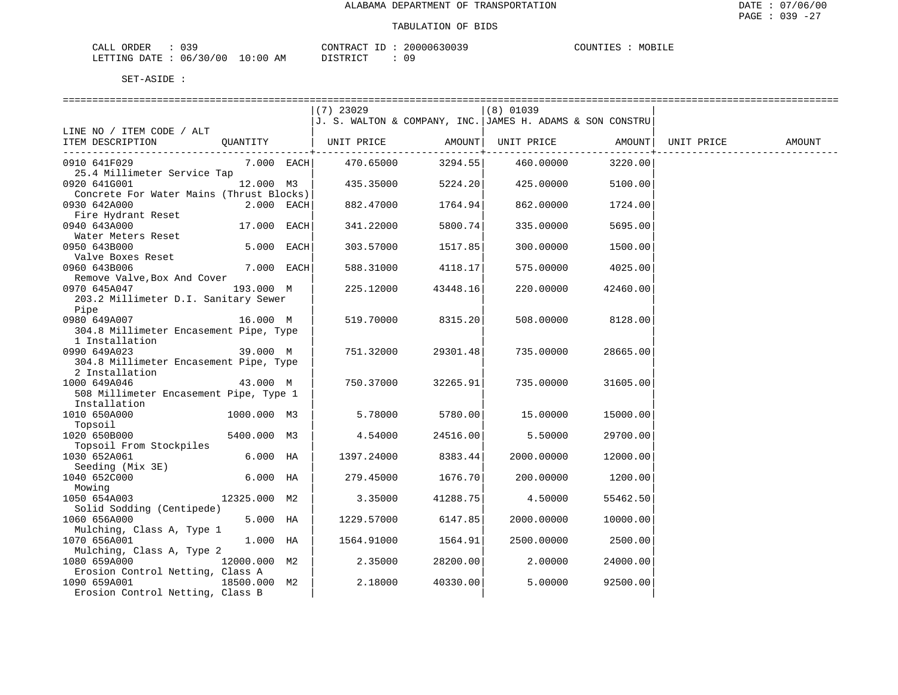ALABAMA DEPARTMENT OF TRANSPORTATION

TABULATION OF BIDS

CALL ORDER : 039 CONTRACT ID : 20000630039 COUNTIES : MOBILE
LETTING DATE : 06/30/00 10:00 AM DISTRICT : 09

SET-ASIDE :

| LINE NO / ITEM CODE / ALT ITEM DESCRIPTION | QUANTITY | (7) 23029 J. S. WALTON & COMPANY, INC. UNIT PRICE | AMOUNT | (8) 01039 JAMES H. ADAMS & SON CONSTRU UNIT PRICE | AMOUNT | UNIT PRICE | AMOUNT |
|---|---|---|---|---|---|---|---|
| 0910 641F029 25.4 Millimeter Service Tap | 7.000 EACH | 470.65000 | 3294.55 | 460.00000 | 3220.00 | | |
| 0920 641G001 Concrete For Water Mains (Thrust Blocks) | 12.000 M3 | 435.35000 | 5224.20 | 425.00000 | 5100.00 | | |
| 0930 642A000 Fire Hydrant Reset | 2.000 EACH | 882.47000 | 1764.94 | 862.00000 | 1724.00 | | |
| 0940 643A000 Water Meters Reset | 17.000 EACH | 341.22000 | 5800.74 | 335.00000 | 5695.00 | | |
| 0950 643B000 Valve Boxes Reset | 5.000 EACH | 303.57000 | 1517.85 | 300.00000 | 1500.00 | | |
| 0960 643B006 Remove Valve,Box And Cover | 7.000 EACH | 588.31000 | 4118.17 | 575.00000 | 4025.00 | | |
| 0970 645A047 203.2 Millimeter D.I. Sanitary Sewer Pipe | 193.000 M | 225.12000 | 43448.16 | 220.00000 | 42460.00 | | |
| 0980 649A007 304.8 Millimeter Encasement Pipe, Type 1 Installation | 16.000 M | 519.70000 | 8315.20 | 508.00000 | 8128.00 | | |
| 0990 649A023 304.8 Millimeter Encasement Pipe, Type 2 Installation | 39.000 M | 751.32000 | 29301.48 | 735.00000 | 28665.00 | | |
| 1000 649A046 508 Millimeter Encasement Pipe, Type 1 Installation | 43.000 M | 750.37000 | 32265.91 | 735.00000 | 31605.00 | | |
| 1010 650A000 Topsoil | 1000.000 M3 | 5.78000 | 5780.00 | 15.00000 | 15000.00 | | |
| 1020 650B000 Topsoil From Stockpiles | 5400.000 M3 | 4.54000 | 24516.00 | 5.50000 | 29700.00 | | |
| 1030 652A061 Seeding (Mix 3E) | 6.000 HA | 1397.24000 | 8383.44 | 2000.00000 | 12000.00 | | |
| 1040 652C000 Mowing | 6.000 HA | 279.45000 | 1676.70 | 200.00000 | 1200.00 | | |
| 1050 654A003 Solid Sodding (Centipede) | 12325.000 M2 | 3.35000 | 41288.75 | 4.50000 | 55462.50 | | |
| 1060 656A000 Mulching, Class A, Type 1 | 5.000 HA | 1229.57000 | 6147.85 | 2000.00000 | 10000.00 | | |
| 1070 656A001 Mulching, Class A, Type 2 | 1.000 HA | 1564.91000 | 1564.91 | 2500.00000 | 2500.00 | | |
| 1080 659A000 Erosion Control Netting, Class A | 12000.000 M2 | 2.35000 | 28200.00 | 2.00000 | 24000.00 | | |
| 1090 659A001 Erosion Control Netting, Class B | 18500.000 M2 | 2.18000 | 40330.00 | 5.00000 | 92500.00 | | |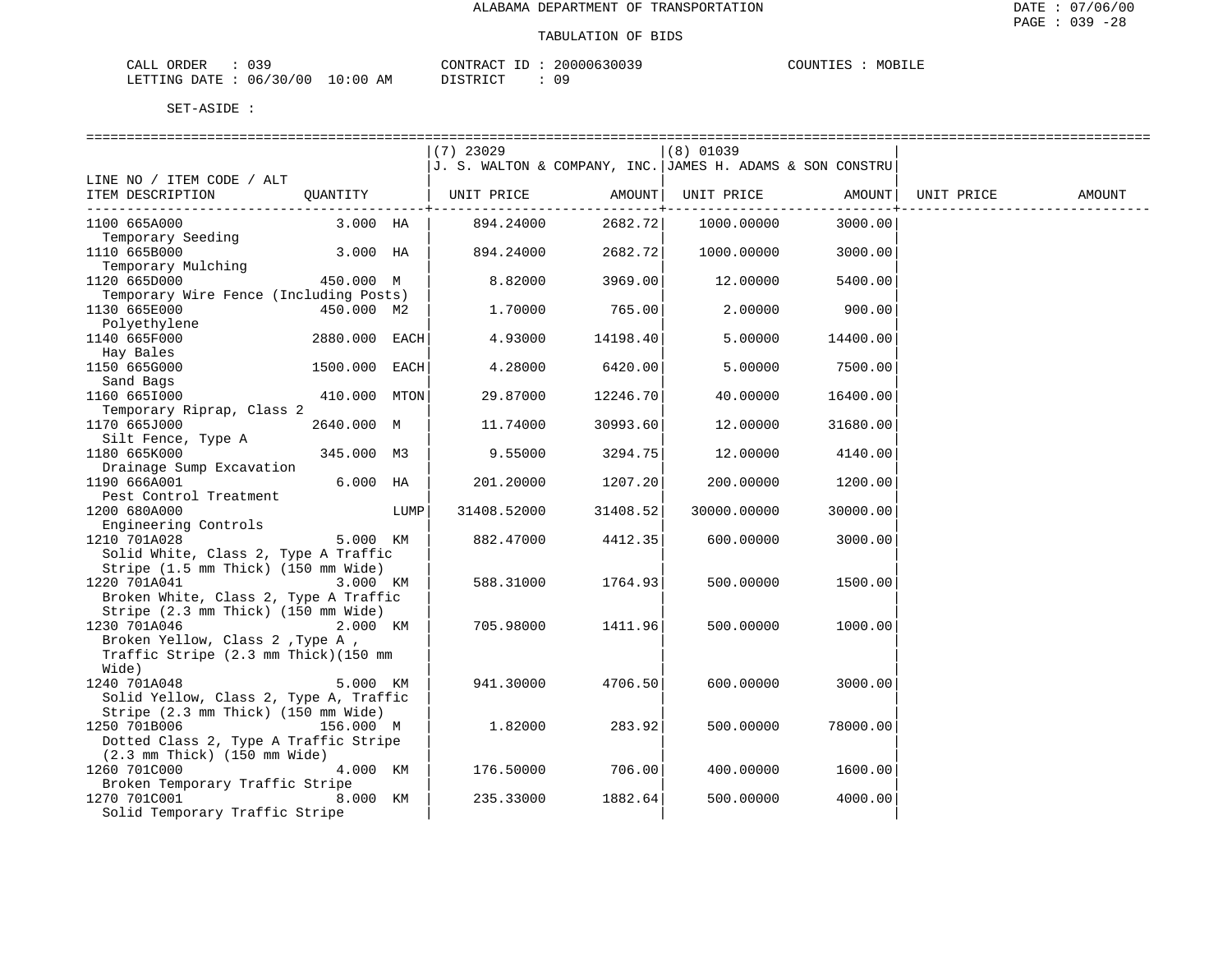ALABAMA DEPARTMENT OF TRANSPORTATION

TABULATION OF BIDS

CALL ORDER : 039 CONTRACT ID : 20000630039 COUNTIES : MOBILE
LETTING DATE : 06/30/00 10:00 AM DISTRICT : 09

SET-ASIDE :

| LINE NO / ITEM CODE / ALT ITEM DESCRIPTION | QUANTITY | (7) 23029 J. S. WALTON & COMPANY, INC. UNIT PRICE | AMOUNT | (8) 01039 JAMES H. ADAMS & SON CONSTRU UNIT PRICE | AMOUNT | UNIT PRICE | AMOUNT |
|---|---|---|---|---|---|---|---|
| 1100 665A000 Temporary Seeding | 3.000 HA | 894.24000 | 2682.72 | 1000.00000 | 3000.00 | | |
| 1110 665B000 Temporary Mulching | 3.000 HA | 894.24000 | 2682.72 | 1000.00000 | 3000.00 | | |
| 1120 665D000 Temporary Wire Fence (Including Posts) | 450.000 M | 8.82000 | 3969.00 | 12.00000 | 5400.00 | | |
| 1130 665E000 Polyethylene | 450.000 M2 | 1.70000 | 765.00 | 2.00000 | 900.00 | | |
| 1140 665F000 Hay Bales | 2880.000 EACH | 4.93000 | 14198.40 | 5.00000 | 14400.00 | | |
| 1150 665G000 Sand Bags | 1500.000 EACH | 4.28000 | 6420.00 | 5.00000 | 7500.00 | | |
| 1160 665I000 Temporary Riprap, Class 2 | 410.000 MTON | 29.87000 | 12246.70 | 40.00000 | 16400.00 | | |
| 1170 665J000 Silt Fence, Type A | 2640.000 M | 11.74000 | 30993.60 | 12.00000 | 31680.00 | | |
| 1180 665K000 Drainage Sump Excavation | 345.000 M3 | 9.55000 | 3294.75 | 12.00000 | 4140.00 | | |
| 1190 666A001 Pest Control Treatment | 6.000 HA | 201.20000 | 1207.20 | 200.00000 | 1200.00 | | |
| 1200 680A000 Engineering Controls | LUMP | 31408.52000 | 31408.52 | 30000.00000 | 30000.00 | | |
| 1210 701A028 Solid White, Class 2, Type A Traffic Stripe (1.5 mm Thick) (150 mm Wide) | 5.000 KM | 882.47000 | 4412.35 | 600.00000 | 3000.00 | | |
| 1220 701A041 Broken White, Class 2, Type A Traffic Stripe (2.3 mm Thick) (150 mm Wide) | 3.000 KM | 588.31000 | 1764.93 | 500.00000 | 1500.00 | | |
| 1230 701A046 Broken Yellow, Class 2 ,Type A , Traffic Stripe (2.3 mm Thick)(150 mm Wide) | 2.000 KM | 705.98000 | 1411.96 | 500.00000 | 1000.00 | | |
| 1240 701A048 Solid Yellow, Class 2, Type A, Traffic Stripe (2.3 mm Thick) (150 mm Wide) | 5.000 KM | 941.30000 | 4706.50 | 600.00000 | 3000.00 | | |
| 1250 701B006 Dotted Class 2, Type A Traffic Stripe (2.3 mm Thick) (150 mm Wide) | 156.000 M | 1.82000 | 283.92 | 500.00000 | 78000.00 | | |
| 1260 701C000 Broken Temporary Traffic Stripe | 4.000 KM | 176.50000 | 706.00 | 400.00000 | 1600.00 | | |
| 1270 701C001 Solid Temporary Traffic Stripe | 8.000 KM | 235.33000 | 1882.64 | 500.00000 | 4000.00 | | |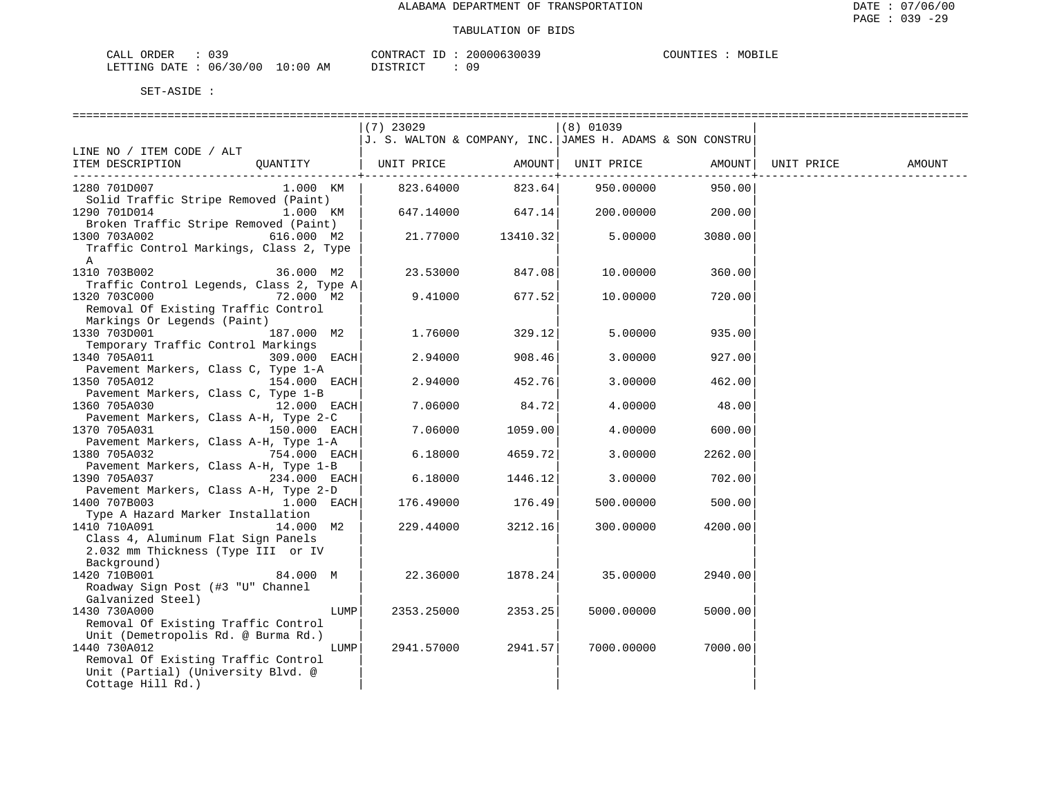ALABAMA DEPARTMENT OF TRANSPORTATION

TABULATION OF BIDS

CALL ORDER : 039 CONTRACT ID : 20000630039 COUNTIES : MOBILE
LETTING DATE : 06/30/00 10:00 AM DISTRICT : 09

SET-ASIDE :

| LINE NO / ITEM CODE / ALT ITEM DESCRIPTION | QUANTITY | (7) 23029 J. S. WALTON & COMPANY, INC. UNIT PRICE | AMOUNT | (8) 01039 JAMES H. ADAMS & SON CONSTRU UNIT PRICE | AMOUNT | UNIT PRICE | AMOUNT |
|---|---|---|---|---|---|---|---|
| 1280 701D007 Solid Traffic Stripe Removed (Paint) | 1.000 KM | 823.64000 | 823.64 | 950.00000 | 950.00 | | |
| 1290 701D014 Broken Traffic Stripe Removed (Paint) | 1.000 KM | 647.14000 | 647.14 | 200.00000 | 200.00 | | |
| 1300 703A002 Traffic Control Markings, Class 2, Type A | 616.000 M2 | 21.77000 | 13410.32 | 5.00000 | 3080.00 | | |
| 1310 703B002 Traffic Control Legends, Class 2, Type A | 36.000 M2 | 23.53000 | 847.08 | 10.00000 | 360.00 | | |
| 1320 703C000 Removal Of Existing Traffic Control Markings Or Legends (Paint) | 72.000 M2 | 9.41000 | 677.52 | 10.00000 | 720.00 | | |
| 1330 703D001 Temporary Traffic Control Markings | 187.000 M2 | 1.76000 | 329.12 | 5.00000 | 935.00 | | |
| 1340 705A011 Pavement Markers, Class C, Type 1-A | 309.000 EACH | 2.94000 | 908.46 | 3.00000 | 927.00 | | |
| 1350 705A012 Pavement Markers, Class C, Type 1-B | 154.000 EACH | 2.94000 | 452.76 | 3.00000 | 462.00 | | |
| 1360 705A030 Pavement Markers, Class A-H, Type 2-C | 12.000 EACH | 7.06000 | 84.72 | 4.00000 | 48.00 | | |
| 1370 705A031 Pavement Markers, Class A-H, Type 1-A | 150.000 EACH | 7.06000 | 1059.00 | 4.00000 | 600.00 | | |
| 1380 705A032 Pavement Markers, Class A-H, Type 1-B | 754.000 EACH | 6.18000 | 4659.72 | 3.00000 | 2262.00 | | |
| 1390 705A037 Pavement Markers, Class A-H, Type 2-D | 234.000 EACH | 6.18000 | 1446.12 | 3.00000 | 702.00 | | |
| 1400 707B003 Type A Hazard Marker Installation | 1.000 EACH | 176.49000 | 176.49 | 500.00000 | 500.00 | | |
| 1410 710A091 Class 4, Aluminum Flat Sign Panels 2.032 mm Thickness (Type III or IV Background) | 14.000 M2 | 229.44000 | 3212.16 | 300.00000 | 4200.00 | | |
| 1420 710B001 Roadway Sign Post (#3 "U" Channel Galvanized Steel) | 84.000 M | 22.36000 | 1878.24 | 35.00000 | 2940.00 | | |
| 1430 730A000 Removal Of Existing Traffic Control Unit (Demetropolis Rd. @ Burma Rd.) | LUMP | 2353.25000 | 2353.25 | 5000.00000 | 5000.00 | | |
| 1440 730A012 Removal Of Existing Traffic Control Unit (Partial) (University Blvd. @ Cottage Hill Rd.) | LUMP | 2941.57000 | 2941.57 | 7000.00000 | 7000.00 | | |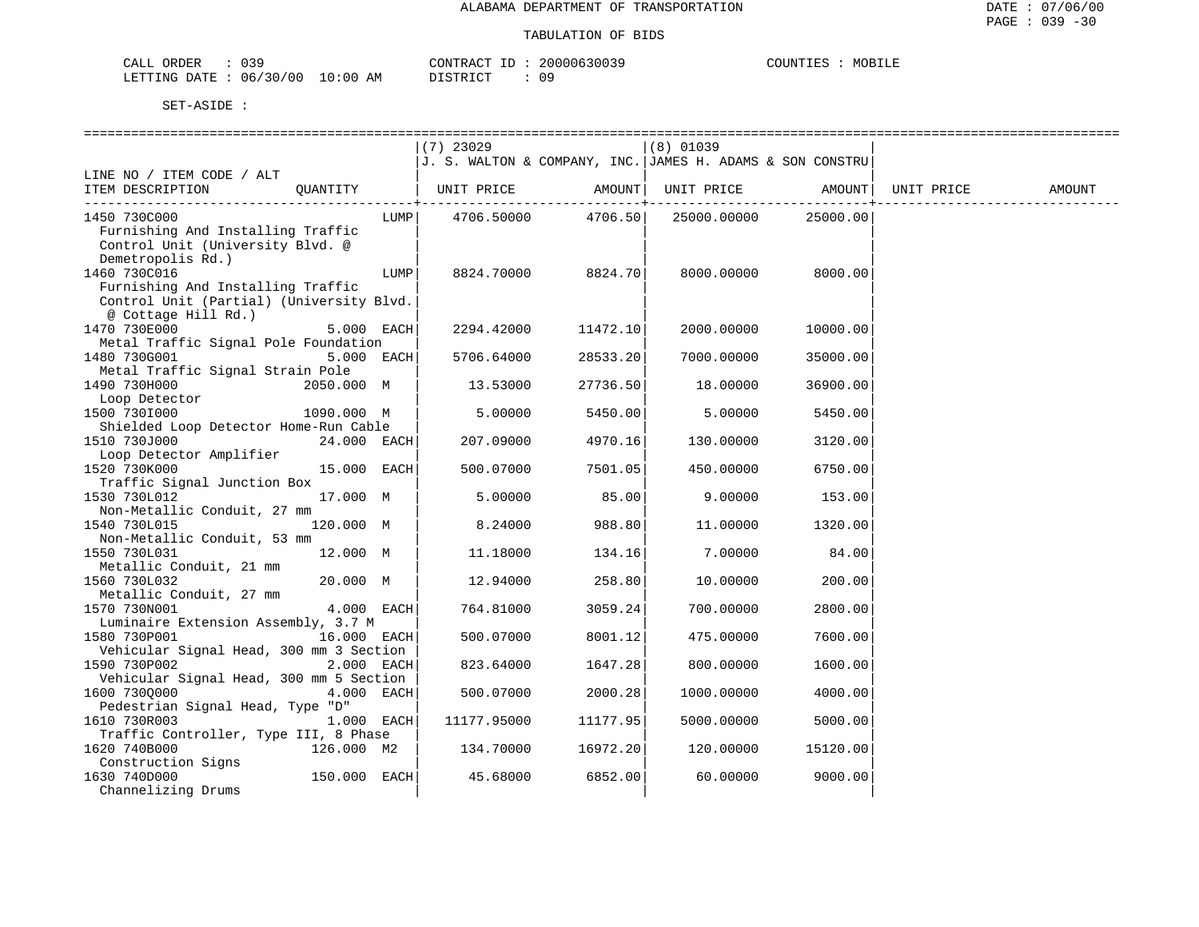ALABAMA DEPARTMENT OF TRANSPORTATION

TABULATION OF BIDS

CALL ORDER : 039 CONTRACT ID : 20000630039 COUNTIES : MOBILE
LETTING DATE : 06/30/00 10:00 AM DISTRICT : 09

SET-ASIDE :

| LINE NO / ITEM CODE / ALT ITEM DESCRIPTION | QUANTITY | (7) 23029 J. S. WALTON & COMPANY, INC. UNIT PRICE | AMOUNT | (8) 01039 JAMES H. ADAMS & SON CONSTRU UNIT PRICE | AMOUNT | UNIT PRICE | AMOUNT |
|---|---|---|---|---|---|---|---|
| 1450 730C000 Furnishing And Installing Traffic Control Unit (University Blvd. @ Demetropolis Rd.) | LUMP | 4706.50000 | 4706.50 | 25000.00000 | 25000.00 | | |
| 1460 730C016 Furnishing And Installing Traffic Control Unit (Partial) (University Blvd. @ Cottage Hill Rd.) | LUMP | 8824.70000 | 8824.70 | 8000.00000 | 8000.00 | | |
| 1470 730E000 Metal Traffic Signal Pole Foundation | 5.000 EACH | 2294.42000 | 11472.10 | 2000.00000 | 10000.00 | | |
| 1480 730G001 Metal Traffic Signal Strain Pole | 5.000 EACH | 5706.64000 | 28533.20 | 7000.00000 | 35000.00 | | |
| 1490 730H000 Loop Detector | 2050.000 M | 13.53000 | 27736.50 | 18.00000 | 36900.00 | | |
| 1500 730I000 Shielded Loop Detector Home-Run Cable | 1090.000 M | 5.00000 | 5450.00 | 5.00000 | 5450.00 | | |
| 1510 730J000 Loop Detector Amplifier | 24.000 EACH | 207.09000 | 4970.16 | 130.00000 | 3120.00 | | |
| 1520 730K000 Traffic Signal Junction Box | 15.000 EACH | 500.07000 | 7501.05 | 450.00000 | 6750.00 | | |
| 1530 730L012 Non-Metallic Conduit, 27 mm | 17.000 M | 5.00000 | 85.00 | 9.00000 | 153.00 | | |
| 1540 730L015 Non-Metallic Conduit, 53 mm | 120.000 M | 8.24000 | 988.80 | 11.00000 | 1320.00 | | |
| 1550 730L031 Metallic Conduit, 21 mm | 12.000 M | 11.18000 | 134.16 | 7.00000 | 84.00 | | |
| 1560 730L032 Metallic Conduit, 27 mm | 20.000 M | 12.94000 | 258.80 | 10.00000 | 200.00 | | |
| 1570 730N001 Luminaire Extension Assembly, 3.7 M | 4.000 EACH | 764.81000 | 3059.24 | 700.00000 | 2800.00 | | |
| 1580 730P001 Vehicular Signal Head, 300 mm 3 Section | 16.000 EACH | 500.07000 | 8001.12 | 475.00000 | 7600.00 | | |
| 1590 730P002 Vehicular Signal Head, 300 mm 5 Section | 2.000 EACH | 823.64000 | 1647.28 | 800.00000 | 1600.00 | | |
| 1600 730Q000 Pedestrian Signal Head, Type "D" | 4.000 EACH | 500.07000 | 2000.28 | 1000.00000 | 4000.00 | | |
| 1610 730R003 Traffic Controller, Type III, 8 Phase | 1.000 EACH | 11177.95000 | 11177.95 | 5000.00000 | 5000.00 | | |
| 1620 740B000 Construction Signs | 126.000 M2 | 134.70000 | 16972.20 | 120.00000 | 15120.00 | | |
| 1630 740D000 Channelizing Drums | 150.000 EACH | 45.68000 | 6852.00 | 60.00000 | 9000.00 | | |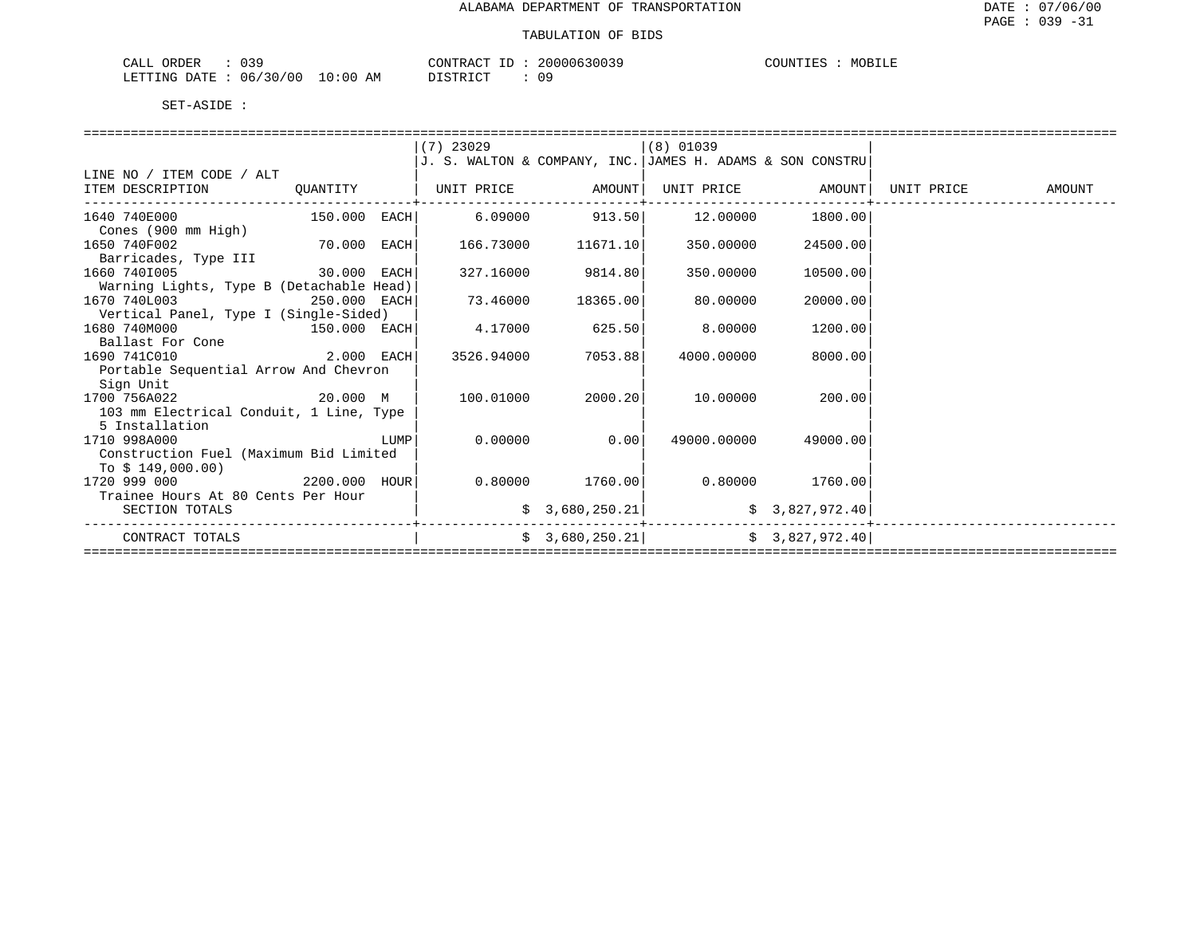ALABAMA DEPARTMENT OF TRANSPORTATION

TABULATION OF BIDS

CALL ORDER : 039
LETTING DATE : 06/30/00 10:00 AM

CONTRACT ID : 20000630039
DISTRICT : 09

COUNTIES : MOBILE

SET-ASIDE :

| LINE NO / ITEM CODE / ALT ITEM DESCRIPTION | QUANTITY | (7) 23029 J. S. WALTON & COMPANY, INC. UNIT PRICE | AMOUNT | (8) 01039 JAMES H. ADAMS & SON CONSTRU UNIT PRICE | AMOUNT | UNIT PRICE | AMOUNT |
|---|---|---|---|---|---|---|---|
| 1640 740E000 Cones (900 mm High) | 150.000 EACH | 6.09000 | 913.50 | 12.00000 | 1800.00 | | |
| 1650 740F002 Barricades, Type III | 70.000 EACH | 166.73000 | 11671.10 | 350.00000 | 24500.00 | | |
| 1660 740I005 Warning Lights, Type B (Detachable Head) | 30.000 EACH | 327.16000 | 9814.80 | 350.00000 | 10500.00 | | |
| 1670 740L003 Vertical Panel, Type I (Single-Sided) | 250.000 EACH | 73.46000 | 18365.00 | 80.00000 | 20000.00 | | |
| 1680 740M000 Ballast For Cone | 150.000 EACH | 4.17000 | 625.50 | 8.00000 | 1200.00 | | |
| 1690 741C010 Portable Sequential Arrow And Chevron Sign Unit | 2.000 EACH | 3526.94000 | 7053.88 | 4000.00000 | 8000.00 | | |
| 1700 756A022 103 mm Electrical Conduit, 1 Line, Type 5 Installation | 20.000 M | 100.01000 | 2000.20 | 10.00000 | 200.00 | | |
| 1710 998A000 Construction Fuel (Maximum Bid Limited To $ 149,000.00) | LUMP | 0.00000 | 0.00 | 49000.00000 | 49000.00 | | |
| 1720 999 000 Trainee Hours At 80 Cents Per Hour | 2200.000 HOUR | 0.80000 | 1760.00 | 0.80000 | 1760.00 | | |
| SECTION TOTALS | | | $ 3,680,250.21 | | $ 3,827,972.40 | | |
| CONTRACT TOTALS | | | $ 3,680,250.21 | | $ 3,827,972.40 | | |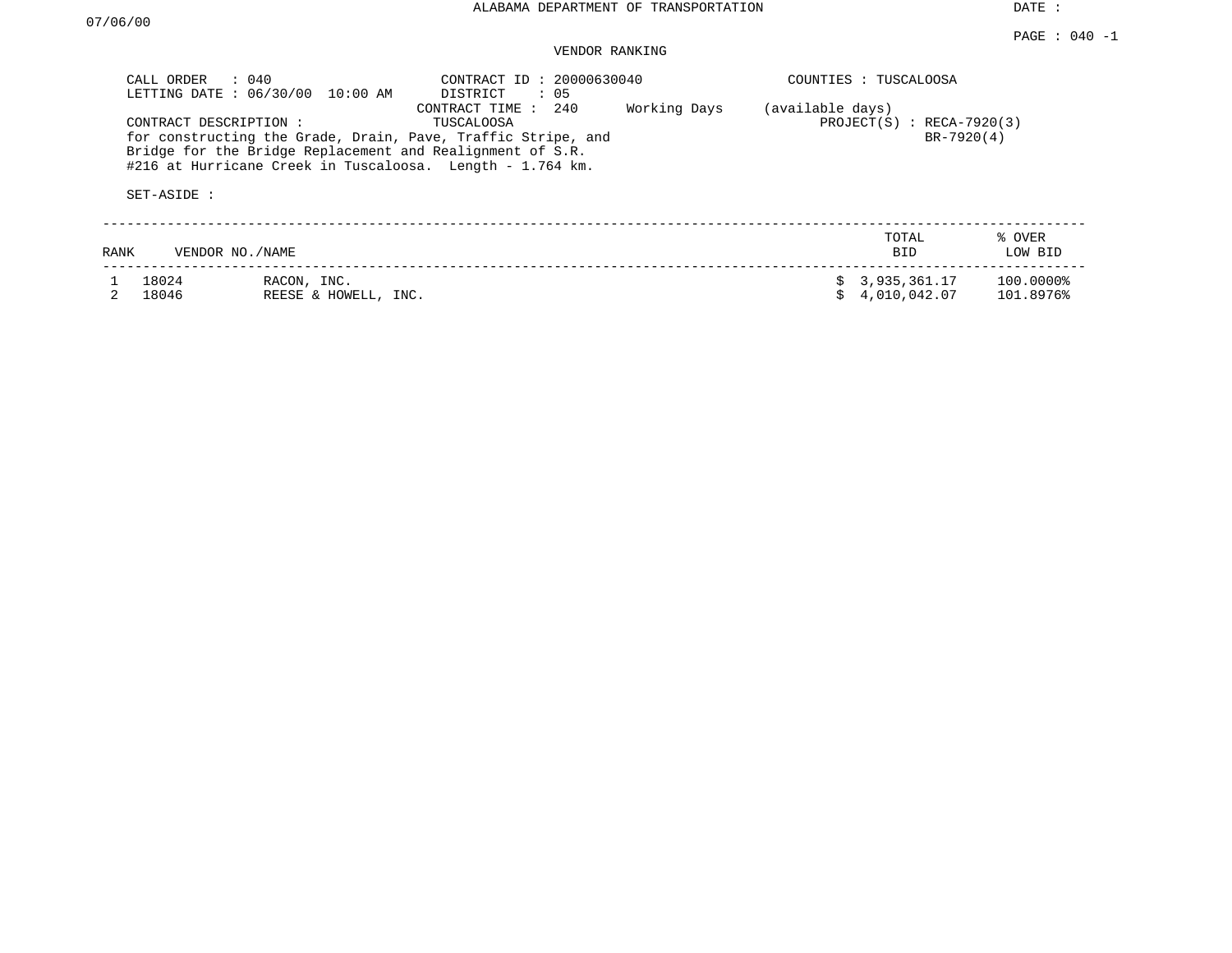ALABAMA DEPARTMENT OF TRANSPORTATION

DATE : 07/06/00

VENDOR RANKING

CALL ORDER : 040
LETTING DATE : 06/30/00 10:00 AM

CONTRACT ID : 20000630040
DISTRICT : 05
CONTRACT TIME : 240 Working Days (available days)

COUNTIES : TUSCALOOSA

CONTRACT DESCRIPTION : TUSCALOOSA
for constructing the Grade, Drain, Pave, Traffic Stripe, and Bridge for the Bridge Replacement and Realignment of S.R. #216 at Hurricane Creek in Tuscaloosa. Length - 1.764 km.

PROJECT(S) : RECA-7920(3)
BR-7920(4)

SET-ASIDE :

| RANK | VENDOR NO. | NAME | TOTAL BID | % OVER LOW BID |
|---|---|---|---|---|
| 1 | 18024 | RACON, INC. | $ 3,935,361.17 | 100.0000% |
| 2 | 18046 | REESE & HOWELL, INC. | $ 4,010,042.07 | 101.8976% |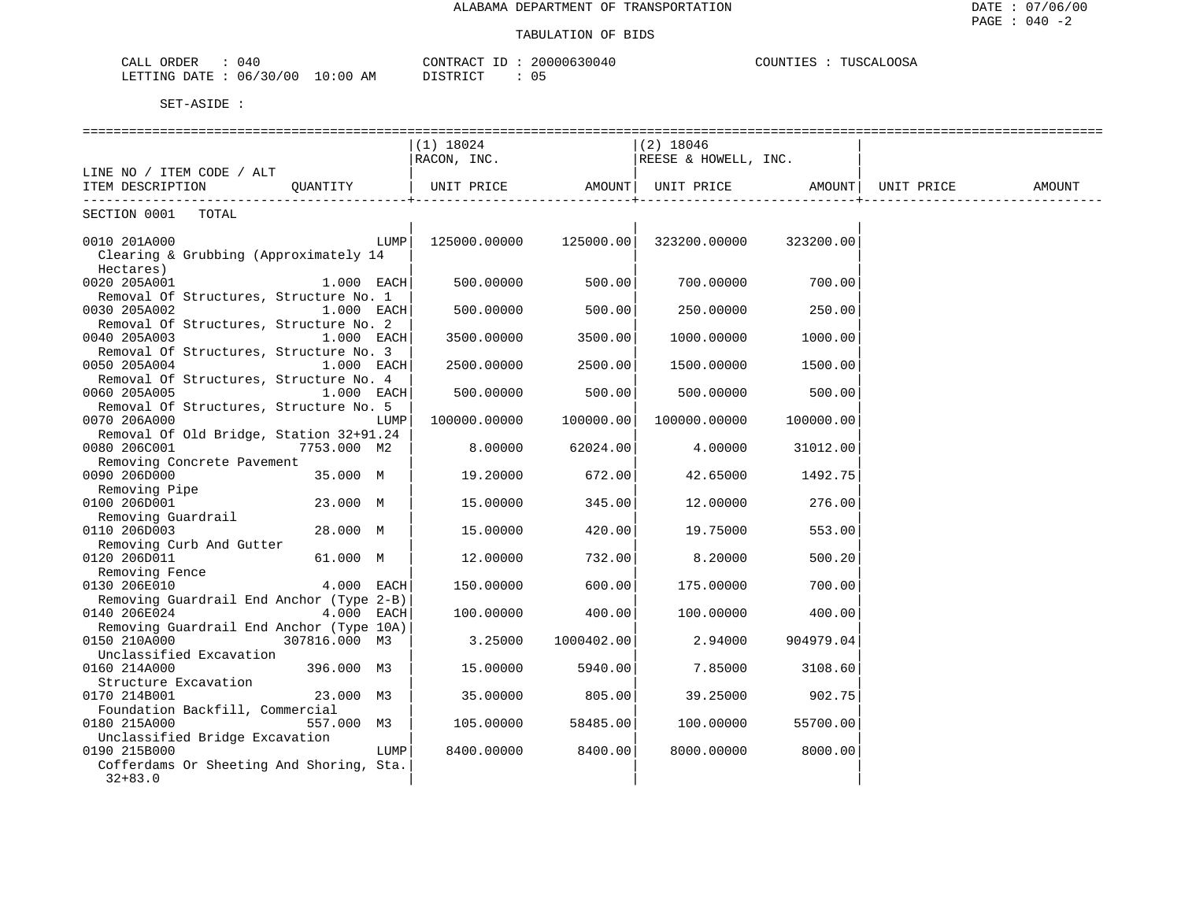ALABAMA DEPARTMENT OF TRANSPORTATION

TABULATION OF BIDS

CALL ORDER : 040 &nbsp;&nbsp;&nbsp;&nbsp; CONTRACT ID : 20000630040 &nbsp;&nbsp;&nbsp;&nbsp; COUNTIES : TUSCALOOSA
LETTING DATE : 06/30/00 10:00 AM &nbsp;&nbsp;&nbsp;&nbsp; DISTRICT : 05

SET-ASIDE :

| LINE NO / ITEM CODE / ALT ITEM DESCRIPTION | QUANTITY | (1) 18024 RACON, INC. UNIT PRICE | AMOUNT | (2) 18046 REESE & HOWELL, INC. UNIT PRICE | AMOUNT | UNIT PRICE | AMOUNT |
|---|---|---|---|---|---|---|---|
| SECTION 0001 TOTAL | | | | | | | |
| 0010 201A000 Clearing & Grubbing (Approximately 14 Hectares) | LUMP | 125000.00000 | 125000.00 | 323200.00000 | 323200.00 | | |
| 0020 205A001 Removal Of Structures, Structure No. 1 | 1.000 EACH | 500.00000 | 500.00 | 700.00000 | 700.00 | | |
| 0030 205A002 Removal Of Structures, Structure No. 2 | 1.000 EACH | 500.00000 | 500.00 | 250.00000 | 250.00 | | |
| 0040 205A003 Removal Of Structures, Structure No. 3 | 1.000 EACH | 3500.00000 | 3500.00 | 1000.00000 | 1000.00 | | |
| 0050 205A004 Removal Of Structures, Structure No. 4 | 1.000 EACH | 2500.00000 | 2500.00 | 1500.00000 | 1500.00 | | |
| 0060 205A005 Removal Of Structures, Structure No. 5 | 1.000 EACH | 500.00000 | 500.00 | 500.00000 | 500.00 | | |
| 0070 206A000 Removal Of Old Bridge, Station 32+91.24 | LUMP | 100000.00000 | 100000.00 | 100000.00000 | 100000.00 | | |
| 0080 206C001 Removing Concrete Pavement | 7753.000 M2 | 8.00000 | 62024.00 | 4.00000 | 31012.00 | | |
| 0090 206D000 Removing Pipe | 35.000 M | 19.20000 | 672.00 | 42.65000 | 1492.75 | | |
| 0100 206D001 Removing Guardrail | 23.000 M | 15.00000 | 345.00 | 12.00000 | 276.00 | | |
| 0110 206D003 Removing Curb And Gutter | 28.000 M | 15.00000 | 420.00 | 19.75000 | 553.00 | | |
| 0120 206D011 Removing Fence | 61.000 M | 12.00000 | 732.00 | 8.20000 | 500.20 | | |
| 0130 206E010 Removing Guardrail End Anchor (Type 2-B) | 4.000 EACH | 150.00000 | 600.00 | 175.00000 | 700.00 | | |
| 0140 206E024 Removing Guardrail End Anchor (Type 10A) | 4.000 EACH | 100.00000 | 400.00 | 100.00000 | 400.00 | | |
| 0150 210A000 Unclassified Excavation | 307816.000 M3 | 3.25000 | 1000402.00 | 2.94000 | 904979.04 | | |
| 0160 214A000 Structure Excavation | 396.000 M3 | 15.00000 | 5940.00 | 7.85000 | 3108.60 | | |
| 0170 214B001 Foundation Backfill, Commercial | 23.000 M3 | 35.00000 | 805.00 | 39.25000 | 902.75 | | |
| 0180 215A000 Unclassified Bridge Excavation | 557.000 M3 | 105.00000 | 58485.00 | 100.00000 | 55700.00 | | |
| 0190 215B000 Cofferdams Or Sheeting And Shoring, Sta. 32+83.0 | LUMP | 8400.00000 | 8400.00 | 8000.00000 | 8000.00 | | |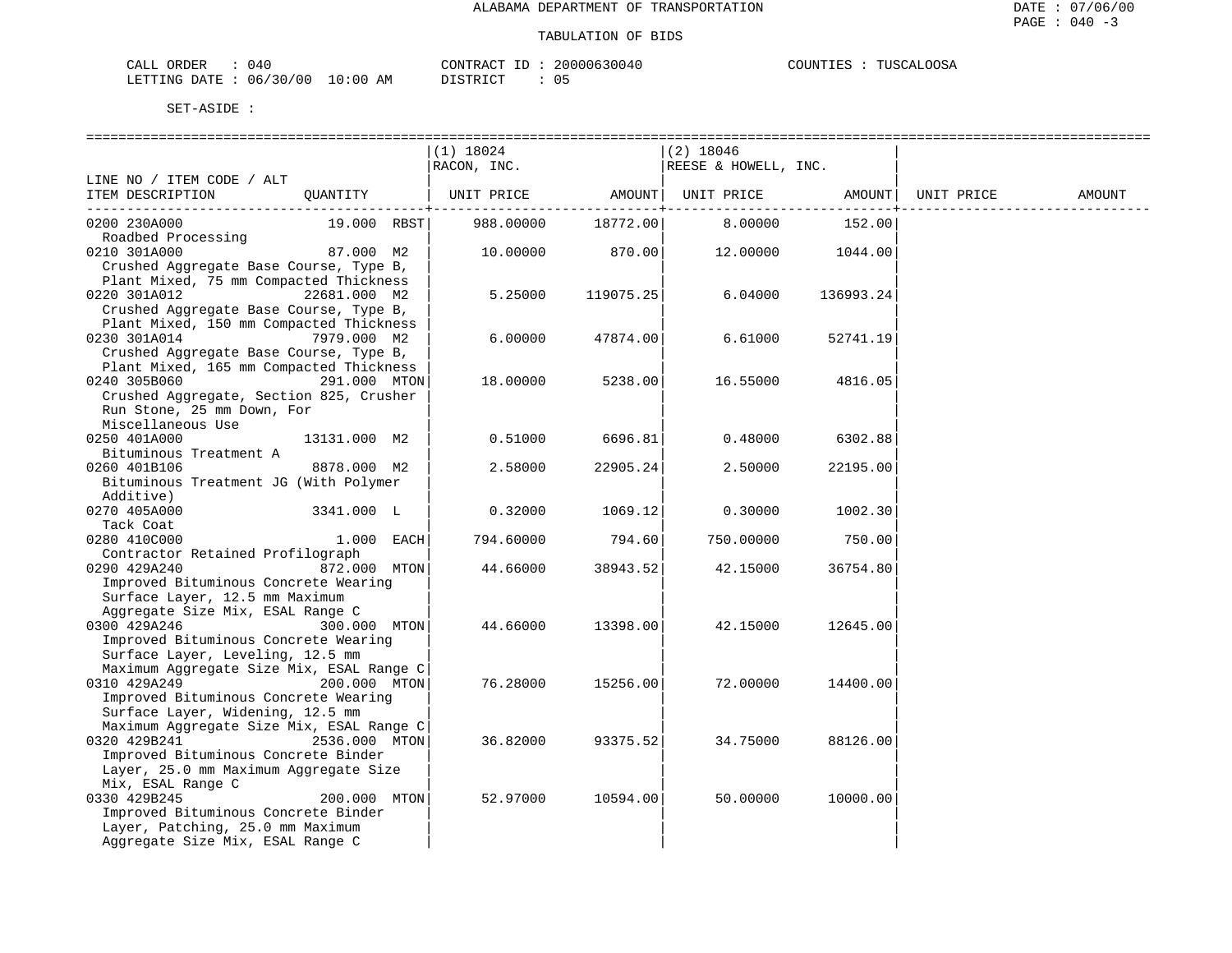ALABAMA DEPARTMENT OF TRANSPORTATION

TABULATION OF BIDS

CALL ORDER : 040  CONTRACT ID : 20000630040  COUNTIES : TUSCALOOSA
LETTING DATE : 06/30/00 10:00 AM  DISTRICT : 05

SET-ASIDE :

| LINE NO / ITEM CODE / ALT ITEM DESCRIPTION | QUANTITY | (1) 18024 RACON, INC. UNIT PRICE | AMOUNT | (2) 18046 REESE & HOWELL, INC. UNIT PRICE | AMOUNT | UNIT PRICE | AMOUNT |
|---|---|---|---|---|---|---|---|
| 0200 230A000 Roadbed Processing | 19.000 RBST | 988.00000 | 18772.00 | 8.00000 | 152.00 | | |
| 0210 301A000 Crushed Aggregate Base Course, Type B, Plant Mixed, 75 mm Compacted Thickness | 87.000 M2 | 10.00000 | 870.00 | 12.00000 | 1044.00 | | |
| 0220 301A012 Crushed Aggregate Base Course, Type B, Plant Mixed, 150 mm Compacted Thickness | 22681.000 M2 | 5.25000 | 119075.25 | 6.04000 | 136993.24 | | |
| 0230 301A014 Crushed Aggregate Base Course, Type B, Plant Mixed, 165 mm Compacted Thickness | 7979.000 M2 | 6.00000 | 47874.00 | 6.61000 | 52741.19 | | |
| 0240 305B060 Crushed Aggregate, Section 825, Crusher Run Stone, 25 mm Down, For Miscellaneous Use | 291.000 MTON | 18.00000 | 5238.00 | 16.55000 | 4816.05 | | |
| 0250 401A000 Bituminous Treatment A | 13131.000 M2 | 0.51000 | 6696.81 | 0.48000 | 6302.88 | | |
| 0260 401B106 Bituminous Treatment JG (With Polymer Additive) | 8878.000 M2 | 2.58000 | 22905.24 | 2.50000 | 22195.00 | | |
| 0270 405A000 Tack Coat | 3341.000 L | 0.32000 | 1069.12 | 0.30000 | 1002.30 | | |
| 0280 410C000 Contractor Retained Profilograph | 1.000 EACH | 794.60000 | 794.60 | 750.00000 | 750.00 | | |
| 0290 429A240 Improved Bituminous Concrete Wearing Surface Layer, 12.5 mm Maximum Aggregate Size Mix, ESAL Range C | 872.000 MTON | 44.66000 | 38943.52 | 42.15000 | 36754.80 | | |
| 0300 429A246 Improved Bituminous Concrete Wearing Surface Layer, Leveling, 12.5 mm Maximum Aggregate Size Mix, ESAL Range C | 300.000 MTON | 44.66000 | 13398.00 | 42.15000 | 12645.00 | | |
| 0310 429A249 Improved Bituminous Concrete Wearing Surface Layer, Widening, 12.5 mm Maximum Aggregate Size Mix, ESAL Range C | 200.000 MTON | 76.28000 | 15256.00 | 72.00000 | 14400.00 | | |
| 0320 429B241 Improved Bituminous Concrete Binder Layer, 25.0 mm Maximum Aggregate Size Mix, ESAL Range C | 2536.000 MTON | 36.82000 | 93375.52 | 34.75000 | 88126.00 | | |
| 0330 429B245 Improved Bituminous Concrete Binder Layer, Patching, 25.0 mm Maximum Aggregate Size Mix, ESAL Range C | 200.000 MTON | 52.97000 | 10594.00 | 50.00000 | 10000.00 | | |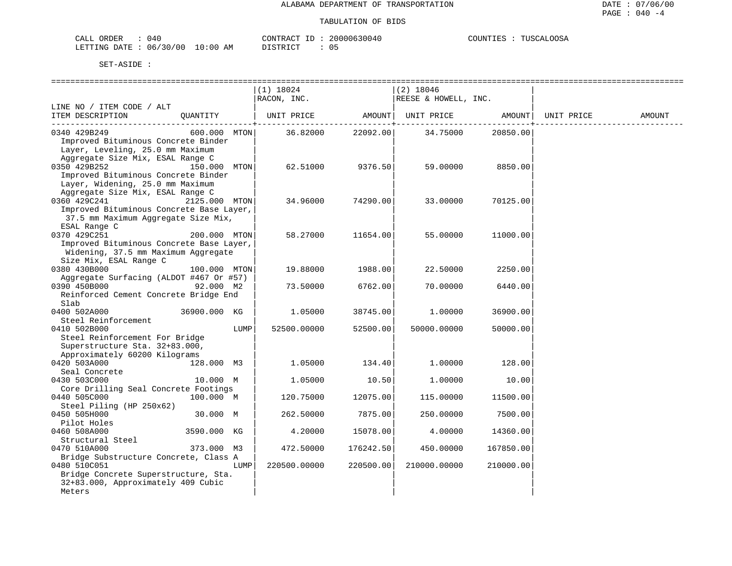ALABAMA DEPARTMENT OF TRANSPORTATION

TABULATION OF BIDS

CALL ORDER : 040
LETTING DATE : 06/30/00 10:00 AM

CONTRACT ID : 20000630040
DISTRICT : 05

COUNTIES : TUSCALOOSA

SET-ASIDE :

| LINE NO / ITEM CODE / ALT ITEM DESCRIPTION | QUANTITY | (1) 18024 RACON, INC. UNIT PRICE | AMOUNT | (2) 18046 REESE & HOWELL, INC. UNIT PRICE | AMOUNT | UNIT PRICE | AMOUNT |
|---|---|---|---|---|---|---|---|
| 0340 429B249 Improved Bituminous Concrete Binder Layer, Leveling, 25.0 mm Maximum Aggregate Size Mix, ESAL Range C | 600.000 MTON | 36.82000 | 22092.00 | 34.75000 | 20850.00 | | |
| 0350 429B252 Improved Bituminous Concrete Binder Layer, Widening, 25.0 mm Maximum Aggregate Size Mix, ESAL Range C | 150.000 MTON | 62.51000 | 9376.50 | 59.00000 | 8850.00 | | |
| 0360 429C241 Improved Bituminous Concrete Base Layer, 37.5 mm Maximum Aggregate Size Mix, ESAL Range C | 2125.000 MTON | 34.96000 | 74290.00 | 33.00000 | 70125.00 | | |
| 0370 429C251 Improved Bituminous Concrete Base Layer, Widening, 37.5 mm Maximum Aggregate Size Mix, ESAL Range C | 200.000 MTON | 58.27000 | 11654.00 | 55.00000 | 11000.00 | | |
| 0380 430B000 Aggregate Surfacing (ALDOT #467 Or #57) | 100.000 MTON | 19.88000 | 1988.00 | 22.50000 | 2250.00 | | |
| 0390 450B000 Reinforced Cement Concrete Bridge End Slab | 92.000 M2 | 73.50000 | 6762.00 | 70.00000 | 6440.00 | | |
| 0400 502A000 Steel Reinforcement | 36900.000 KG | 1.05000 | 38745.00 | 1.00000 | 36900.00 | | |
| 0410 502B000 Steel Reinforcement For Bridge Superstructure Sta. 32+83.000, Approximately 60200 Kilograms | LUMP | 52500.00000 | 52500.00 | 50000.00000 | 50000.00 | | |
| 0420 503A000 Seal Concrete | 128.000 M3 | 1.05000 | 134.40 | 1.00000 | 128.00 | | |
| 0430 503C000 Core Drilling Seal Concrete Footings | 10.000 M | 1.05000 | 10.50 | 1.00000 | 10.00 | | |
| 0440 505C000 Steel Piling (HP 250x62) | 100.000 M | 120.75000 | 12075.00 | 115.00000 | 11500.00 | | |
| 0450 505H000 Pilot Holes | 30.000 M | 262.50000 | 7875.00 | 250.00000 | 7500.00 | | |
| 0460 508A000 Structural Steel | 3590.000 KG | 4.20000 | 15078.00 | 4.00000 | 14360.00 | | |
| 0470 510A000 Bridge Substructure Concrete, Class A | 373.000 M3 | 472.50000 | 176242.50 | 450.00000 | 167850.00 | | |
| 0480 510C051 Bridge Concrete Superstructure, Sta. 32+83.000, Approximately 409 Cubic Meters | LUMP | 220500.00000 | 220500.00 | 210000.00000 | 210000.00 | | |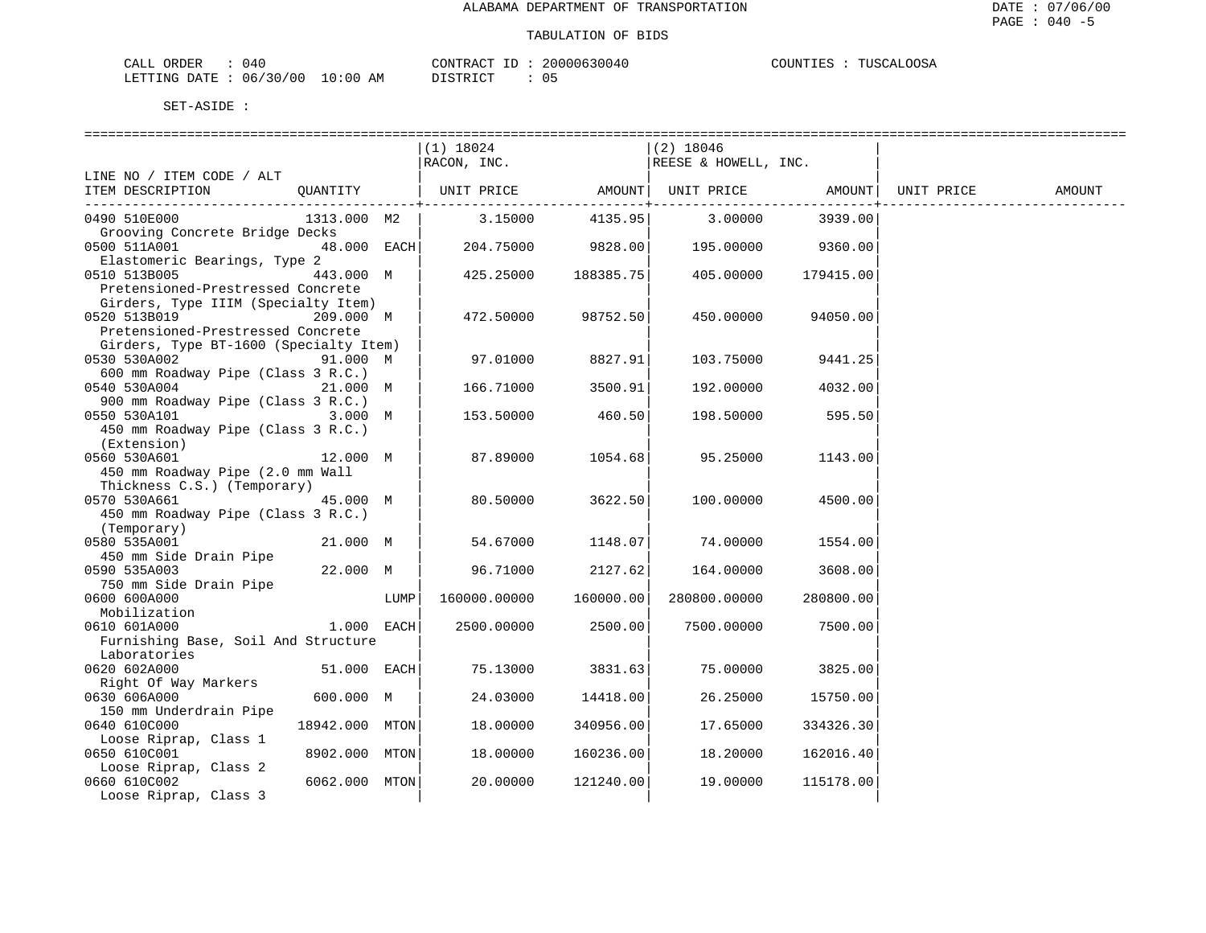ALABAMA DEPARTMENT OF TRANSPORTATION

TABULATION OF BIDS

CALL ORDER : 040 CONTRACT ID : 20000630040 COUNTIES : TUSCALOOSA
LETTING DATE : 06/30/00 10:00 AM DISTRICT : 05

SET-ASIDE :

| LINE NO / ITEM CODE / ALT ITEM DESCRIPTION | QUANTITY | | (1) 18024 RACON, INC. UNIT PRICE | AMOUNT | (2) 18046 REESE & HOWELL, INC. UNIT PRICE | AMOUNT | UNIT PRICE | AMOUNT |
|---|---|---|---|---|---|---|---|---|
| 0490 510E000 Grooving Concrete Bridge Decks | 1313.000 | M2 | 3.15000 | 4135.95 | 3.00000 | 3939.00 | | |
| 0500 511A001 Elastomeric Bearings, Type 2 | 48.000 | EACH | 204.75000 | 9828.00 | 195.00000 | 9360.00 | | |
| 0510 513B005 Pretensioned-Prestressed Concrete Girders, Type IIIM (Specialty Item) | 443.000 | M | 425.25000 | 188385.75 | 405.00000 | 179415.00 | | |
| 0520 513B019 Pretensioned-Prestressed Concrete Girders, Type BT-1600 (Specialty Item) | 209.000 | M | 472.50000 | 98752.50 | 450.00000 | 94050.00 | | |
| 0530 530A002 600 mm Roadway Pipe (Class 3 R.C.) | 91.000 | M | 97.01000 | 8827.91 | 103.75000 | 9441.25 | | |
| 0540 530A004 900 mm Roadway Pipe (Class 3 R.C.) | 21.000 | M | 166.71000 | 3500.91 | 192.00000 | 4032.00 | | |
| 0550 530A101 450 mm Roadway Pipe (Class 3 R.C.) (Extension) | 3.000 | M | 153.50000 | 460.50 | 198.50000 | 595.50 | | |
| 0560 530A601 450 mm Roadway Pipe (2.0 mm Wall Thickness C.S.) (Temporary) | 12.000 | M | 87.89000 | 1054.68 | 95.25000 | 1143.00 | | |
| 0570 530A661 450 mm Roadway Pipe (Class 3 R.C.) (Temporary) | 45.000 | M | 80.50000 | 3622.50 | 100.00000 | 4500.00 | | |
| 0580 535A001 450 mm Side Drain Pipe | 21.000 | M | 54.67000 | 1148.07 | 74.00000 | 1554.00 | | |
| 0590 535A003 750 mm Side Drain Pipe | 22.000 | M | 96.71000 | 2127.62 | 164.00000 | 3608.00 | | |
| 0600 600A000 Mobilization | | LUMP | 160000.00000 | 160000.00 | 280800.00000 | 280800.00 | | |
| 0610 601A000 Furnishing Base, Soil And Structure Laboratories | 1.000 | EACH | 2500.00000 | 2500.00 | 7500.00000 | 7500.00 | | |
| 0620 602A000 Right Of Way Markers | 51.000 | EACH | 75.13000 | 3831.63 | 75.00000 | 3825.00 | | |
| 0630 606A000 150 mm Underdrain Pipe | 600.000 | M | 24.03000 | 14418.00 | 26.25000 | 15750.00 | | |
| 0640 610C000 Loose Riprap, Class 1 | 18942.000 | MTON | 18.00000 | 340956.00 | 17.65000 | 334326.30 | | |
| 0650 610C001 Loose Riprap, Class 2 | 8902.000 | MTON | 18.00000 | 160236.00 | 18.20000 | 162016.40 | | |
| 0660 610C002 Loose Riprap, Class 3 | 6062.000 | MTON | 20.00000 | 121240.00 | 19.00000 | 115178.00 | | |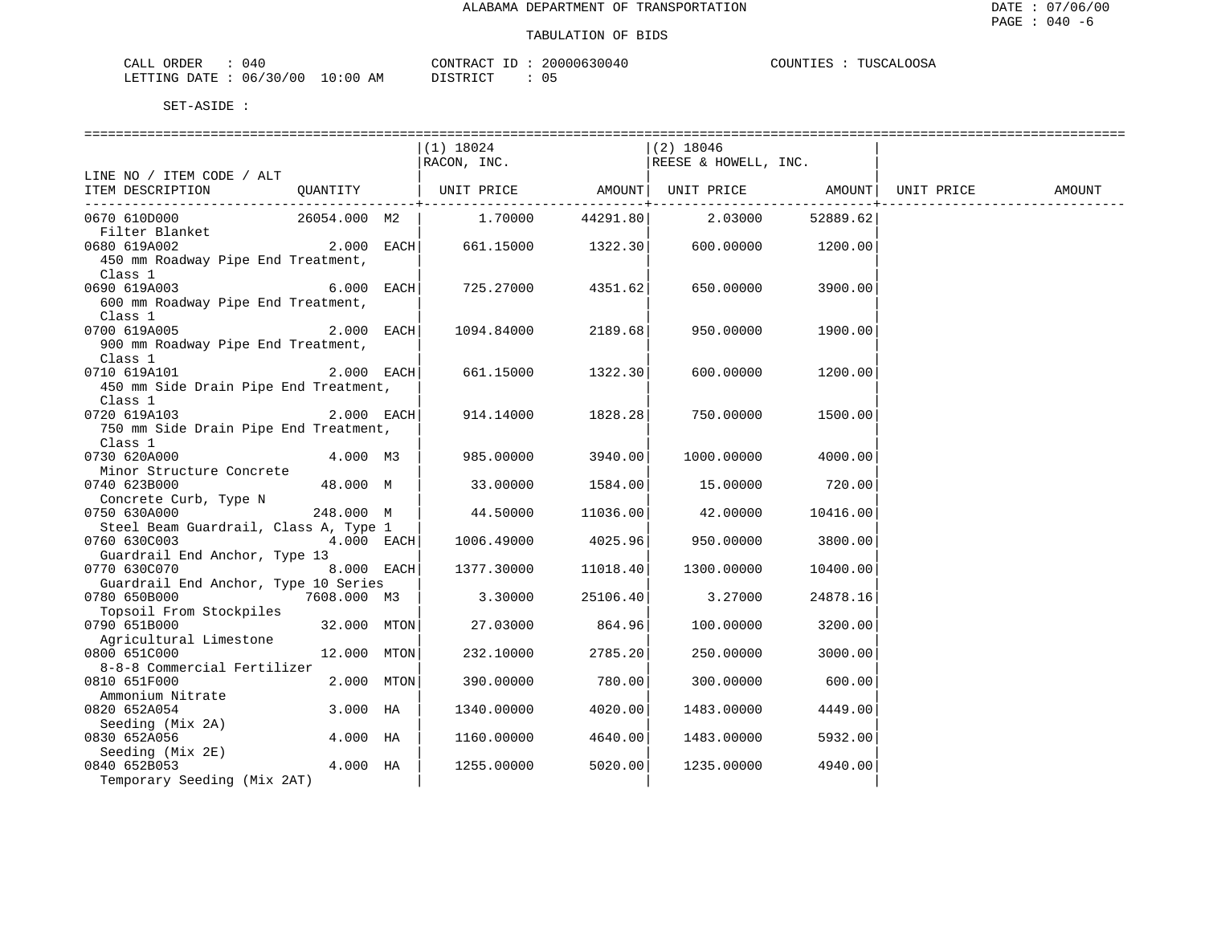ALABAMA DEPARTMENT OF TRANSPORTATION

TABULATION OF BIDS

CALL ORDER : 040    CONTRACT ID : 20000630040    COUNTIES : TUSCALOOSA
LETTING DATE : 06/30/00 10:00 AM    DISTRICT : 05

SET-ASIDE :

| LINE NO / ITEM CODE / ALT ITEM DESCRIPTION | QUANTITY | (1) 18024 RACON, INC. UNIT PRICE | AMOUNT | (2) 18046 REESE & HOWELL, INC. UNIT PRICE | AMOUNT | UNIT PRICE | AMOUNT |
|---|---|---|---|---|---|---|---|
| 0670 610D000 Filter Blanket | 26054.000 M2 | 1.70000 | 44291.80 | 2.03000 | 52889.62 | | |
| 0680 619A002 450 mm Roadway Pipe End Treatment, Class 1 | 2.000 EACH | 661.15000 | 1322.30 | 600.00000 | 1200.00 | | |
| 0690 619A003 600 mm Roadway Pipe End Treatment, Class 1 | 6.000 EACH | 725.27000 | 4351.62 | 650.00000 | 3900.00 | | |
| 0700 619A005 900 mm Roadway Pipe End Treatment, Class 1 | 2.000 EACH | 1094.84000 | 2189.68 | 950.00000 | 1900.00 | | |
| 0710 619A101 450 mm Side Drain Pipe End Treatment, Class 1 | 2.000 EACH | 661.15000 | 1322.30 | 600.00000 | 1200.00 | | |
| 0720 619A103 750 mm Side Drain Pipe End Treatment, Class 1 | 2.000 EACH | 914.14000 | 1828.28 | 750.00000 | 1500.00 | | |
| 0730 620A000 Minor Structure Concrete | 4.000 M3 | 985.00000 | 3940.00 | 1000.00000 | 4000.00 | | |
| 0740 623B000 Concrete Curb, Type N | 48.000 M | 33.00000 | 1584.00 | 15.00000 | 720.00 | | |
| 0750 630A000 Steel Beam Guardrail, Class A, Type 1 | 248.000 M | 44.50000 | 11036.00 | 42.00000 | 10416.00 | | |
| 0760 630C003 Guardrail End Anchor, Type 13 | 4.000 EACH | 1006.49000 | 4025.96 | 950.00000 | 3800.00 | | |
| 0770 630C070 Guardrail End Anchor, Type 10 Series | 8.000 EACH | 1377.30000 | 11018.40 | 1300.00000 | 10400.00 | | |
| 0780 650B000 Topsoil From Stockpiles | 7608.000 M3 | 3.30000 | 25106.40 | 3.27000 | 24878.16 | | |
| 0790 651B000 Agricultural Limestone | 32.000 MTON | 27.03000 | 864.96 | 100.00000 | 3200.00 | | |
| 0800 651C000 8-8-8 Commercial Fertilizer | 12.000 MTON | 232.10000 | 2785.20 | 250.00000 | 3000.00 | | |
| 0810 651F000 Ammonium Nitrate | 2.000 MTON | 390.00000 | 780.00 | 300.00000 | 600.00 | | |
| 0820 652A054 Seeding (Mix 2A) | 3.000 HA | 1340.00000 | 4020.00 | 1483.00000 | 4449.00 | | |
| 0830 652A056 Seeding (Mix 2E) | 4.000 HA | 1160.00000 | 4640.00 | 1483.00000 | 5932.00 | | |
| 0840 652B053 Temporary Seeding (Mix 2AT) | 4.000 HA | 1255.00000 | 5020.00 | 1235.00000 | 4940.00 | | |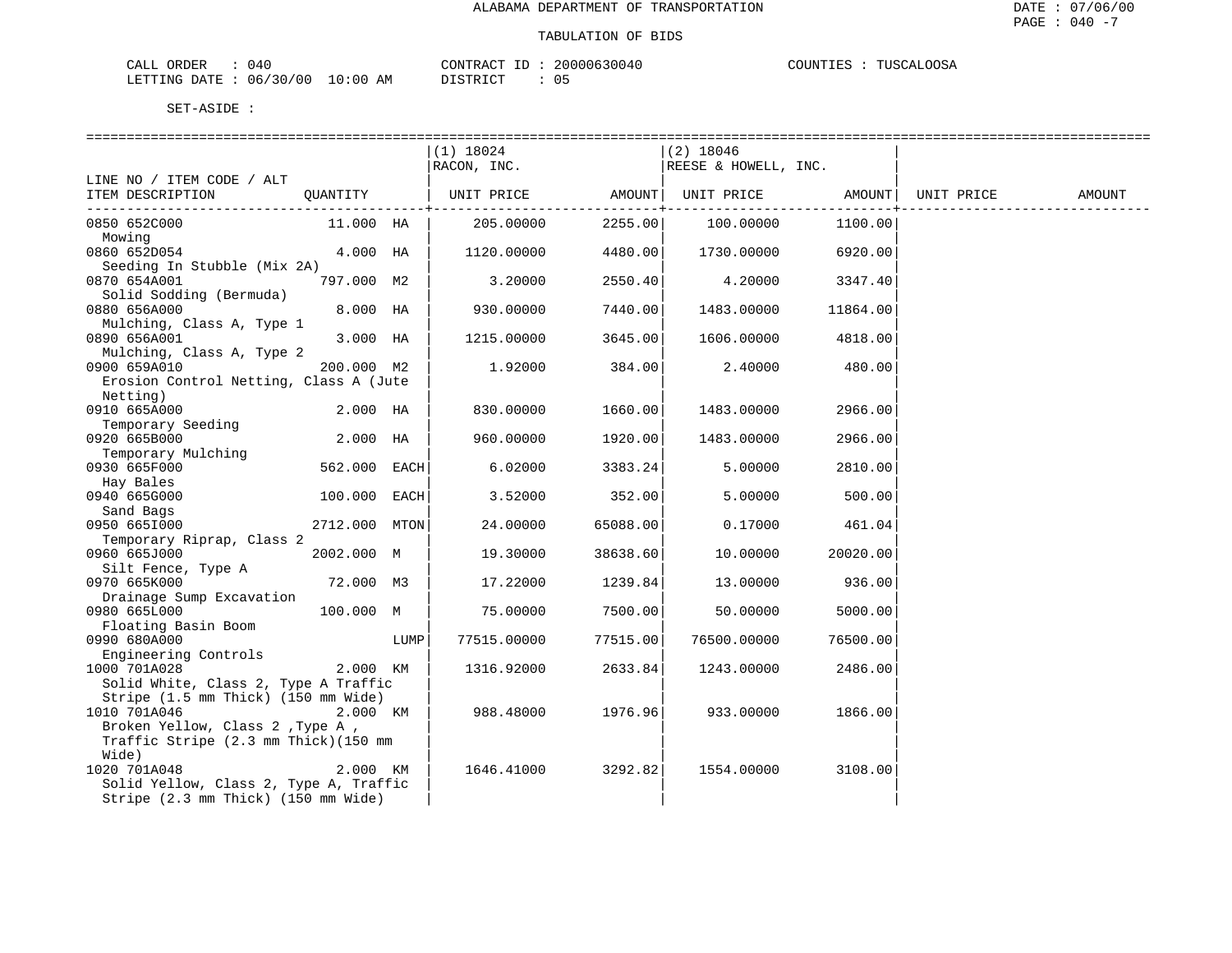ALABAMA DEPARTMENT OF TRANSPORTATION

TABULATION OF BIDS

CALL ORDER : 040 CONTRACT ID : 20000630040 COUNTIES : TUSCALOOSA
LETTING DATE : 06/30/00 10:00 AM DISTRICT : 05

SET-ASIDE :

| LINE NO / ITEM CODE / ALT ITEM DESCRIPTION | QUANTITY | (1) 18024 RACON, INC. UNIT PRICE | AMOUNT | (2) 18046 REESE & HOWELL, INC. UNIT PRICE | AMOUNT | UNIT PRICE | AMOUNT |
|---|---|---|---|---|---|---|---|
| 0850 652C000 Mowing | 11.000 HA | 205.00000 | 2255.00 | 100.00000 | 1100.00 | | |
| 0860 652D054 Seeding In Stubble (Mix 2A) | 4.000 HA | 1120.00000 | 4480.00 | 1730.00000 | 6920.00 | | |
| 0870 654A001 Solid Sodding (Bermuda) | 797.000 M2 | 3.20000 | 2550.40 | 4.20000 | 3347.40 | | |
| 0880 656A000 Mulching, Class A, Type 1 | 8.000 HA | 930.00000 | 7440.00 | 1483.00000 | 11864.00 | | |
| 0890 656A001 Mulching, Class A, Type 2 | 3.000 HA | 1215.00000 | 3645.00 | 1606.00000 | 4818.00 | | |
| 0900 659A010 Erosion Control Netting, Class A (Jute Netting) | 200.000 M2 | 1.92000 | 384.00 | 2.40000 | 480.00 | | |
| 0910 665A000 Temporary Seeding | 2.000 HA | 830.00000 | 1660.00 | 1483.00000 | 2966.00 | | |
| 0920 665B000 Temporary Mulching | 2.000 HA | 960.00000 | 1920.00 | 1483.00000 | 2966.00 | | |
| 0930 665F000 Hay Bales | 562.000 EACH | 6.02000 | 3383.24 | 5.00000 | 2810.00 | | |
| 0940 665G000 Sand Bags | 100.000 EACH | 3.52000 | 352.00 | 5.00000 | 500.00 | | |
| 0950 665I000 Temporary Riprap, Class 2 | 2712.000 MTON | 24.00000 | 65088.00 | 0.17000 | 461.04 | | |
| 0960 665J000 Silt Fence, Type A | 2002.000 M | 19.30000 | 38638.60 | 10.00000 | 20020.00 | | |
| 0970 665K000 Drainage Sump Excavation | 72.000 M3 | 17.22000 | 1239.84 | 13.00000 | 936.00 | | |
| 0980 665L000 Floating Basin Boom | 100.000 M | 75.00000 | 7500.00 | 50.00000 | 5000.00 | | |
| 0990 680A000 Engineering Controls | LUMP | 77515.00000 | 77515.00 | 76500.00000 | 76500.00 | | |
| 1000 701A028 Solid White, Class 2, Type A Traffic Stripe (1.5 mm Thick) (150 mm Wide) | 2.000 KM | 1316.92000 | 2633.84 | 1243.00000 | 2486.00 | | |
| 1010 701A046 Broken Yellow, Class 2 ,Type A , Traffic Stripe (2.3 mm Thick)(150 mm Wide) | 2.000 KM | 988.48000 | 1976.96 | 933.00000 | 1866.00 | | |
| 1020 701A048 Solid Yellow, Class 2, Type A, Traffic Stripe (2.3 mm Thick) (150 mm Wide) | 2.000 KM | 1646.41000 | 3292.82 | 1554.00000 | 3108.00 | | |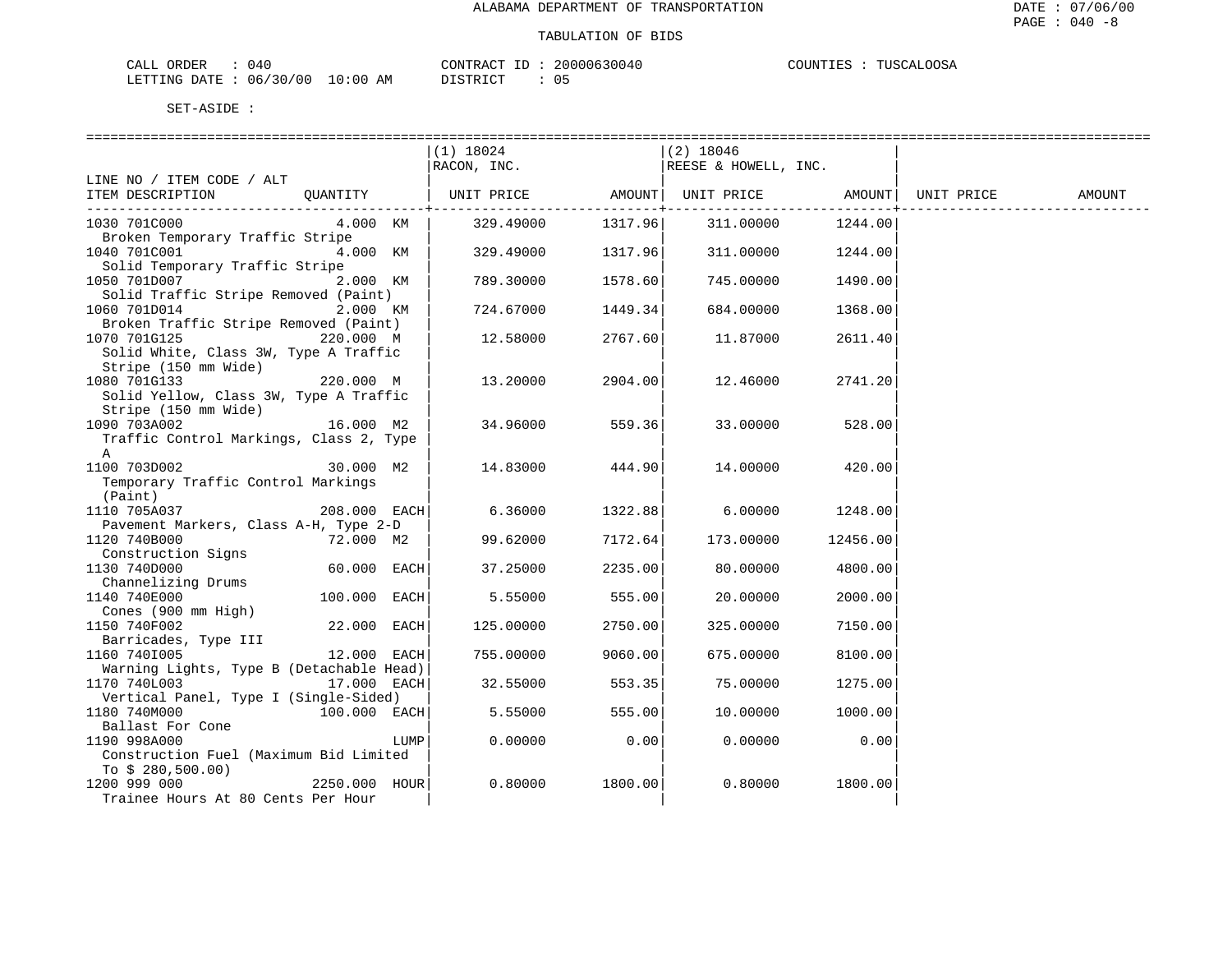ALABAMA DEPARTMENT OF TRANSPORTATION

TABULATION OF BIDS

CALL ORDER : 040
LETTING DATE : 06/30/00 10:00 AM

CONTRACT ID : 20000630040
DISTRICT : 05

COUNTIES : TUSCALOOSA

SET-ASIDE :

| LINE NO / ITEM CODE / ALT ITEM DESCRIPTION | QUANTITY | (1) 18024 RACON, INC. UNIT PRICE | AMOUNT | (2) 18046 REESE & HOWELL, INC. UNIT PRICE | AMOUNT | UNIT PRICE | AMOUNT |
|---|---|---|---|---|---|---|---|
| 1030 701C000 Broken Temporary Traffic Stripe | 4.000 KM | 329.49000 | 1317.96 | 311.00000 | 1244.00 | | |
| 1040 701C001 Solid Temporary Traffic Stripe | 4.000 KM | 329.49000 | 1317.96 | 311.00000 | 1244.00 | | |
| 1050 701D007 Solid Traffic Stripe Removed (Paint) | 2.000 KM | 789.30000 | 1578.60 | 745.00000 | 1490.00 | | |
| 1060 701D014 Broken Traffic Stripe Removed (Paint) | 2.000 KM | 724.67000 | 1449.34 | 684.00000 | 1368.00 | | |
| 1070 701G125 Solid White, Class 3W, Type A Traffic Stripe (150 mm Wide) | 220.000 M | 12.58000 | 2767.60 | 11.87000 | 2611.40 | | |
| 1080 701G133 Solid Yellow, Class 3W, Type A Traffic Stripe (150 mm Wide) | 220.000 M | 13.20000 | 2904.00 | 12.46000 | 2741.20 | | |
| 1090 703A002 Traffic Control Markings, Class 2, Type A | 16.000 M2 | 34.96000 | 559.36 | 33.00000 | 528.00 | | |
| 1100 703D002 Temporary Traffic Control Markings (Paint) | 30.000 M2 | 14.83000 | 444.90 | 14.00000 | 420.00 | | |
| 1110 705A037 Pavement Markers, Class A-H, Type 2-D | 208.000 EACH | 6.36000 | 1322.88 | 6.00000 | 1248.00 | | |
| 1120 740B000 Construction Signs | 72.000 M2 | 99.62000 | 7172.64 | 173.00000 | 12456.00 | | |
| 1130 740D000 Channelizing Drums | 60.000 EACH | 37.25000 | 2235.00 | 80.00000 | 4800.00 | | |
| 1140 740E000 Cones (900 mm High) | 100.000 EACH | 5.55000 | 555.00 | 20.00000 | 2000.00 | | |
| 1150 740F002 Barricades, Type III | 22.000 EACH | 125.00000 | 2750.00 | 325.00000 | 7150.00 | | |
| 1160 740I005 Warning Lights, Type B (Detachable Head) | 12.000 EACH | 755.00000 | 9060.00 | 675.00000 | 8100.00 | | |
| 1170 740L003 Vertical Panel, Type I (Single-Sided) | 17.000 EACH | 32.55000 | 553.35 | 75.00000 | 1275.00 | | |
| 1180 740M000 Ballast For Cone | 100.000 EACH | 5.55000 | 555.00 | 10.00000 | 1000.00 | | |
| 1190 998A000 Construction Fuel (Maximum Bid Limited To $ 280,500.00) | LUMP | 0.00000 | 0.00 | 0.00000 | 0.00 | | |
| 1200 999 000 Trainee Hours At 80 Cents Per Hour | 2250.000 HOUR | 0.80000 | 1800.00 | 0.80000 | 1800.00 | | |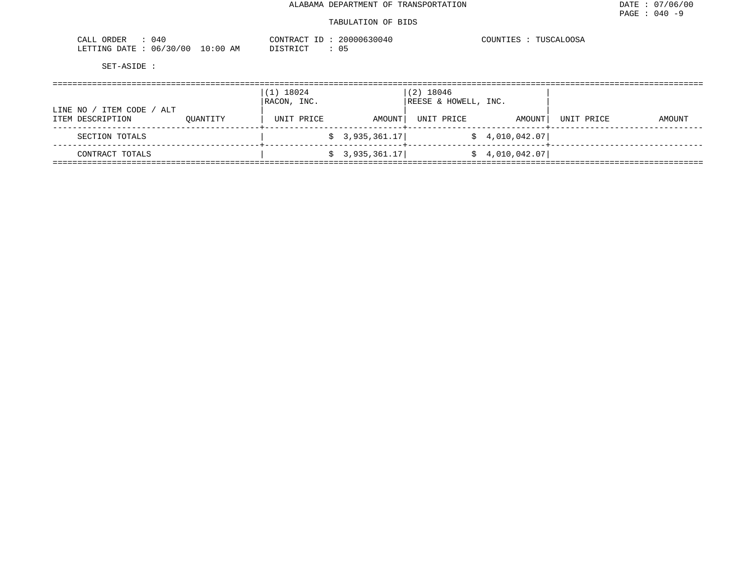ALABAMA DEPARTMENT OF TRANSPORTATION

TABULATION OF BIDS

DATE : 07/06/00
PAGE : 040 -9

CALL ORDER : 040
LETTING DATE : 06/30/00 10:00 AM

CONTRACT ID : 20000630040
DISTRICT : 05

COUNTIES : TUSCALOOSA

SET-ASIDE :

| LINE NO / ITEM CODE / ALT ITEM DESCRIPTION | QUANTITY | (1) 18024 RACON, INC. UNIT PRICE | AMOUNT | (2) 18046 REESE & HOWELL, INC. UNIT PRICE | AMOUNT | UNIT PRICE | AMOUNT |
|---|---|---|---|---|---|---|---|
| SECTION TOTALS | | | $ 3,935,361.17 | | $ 4,010,042.07 | | |
| CONTRACT TOTALS | | | $ 3,935,361.17 | | $ 4,010,042.07 | | |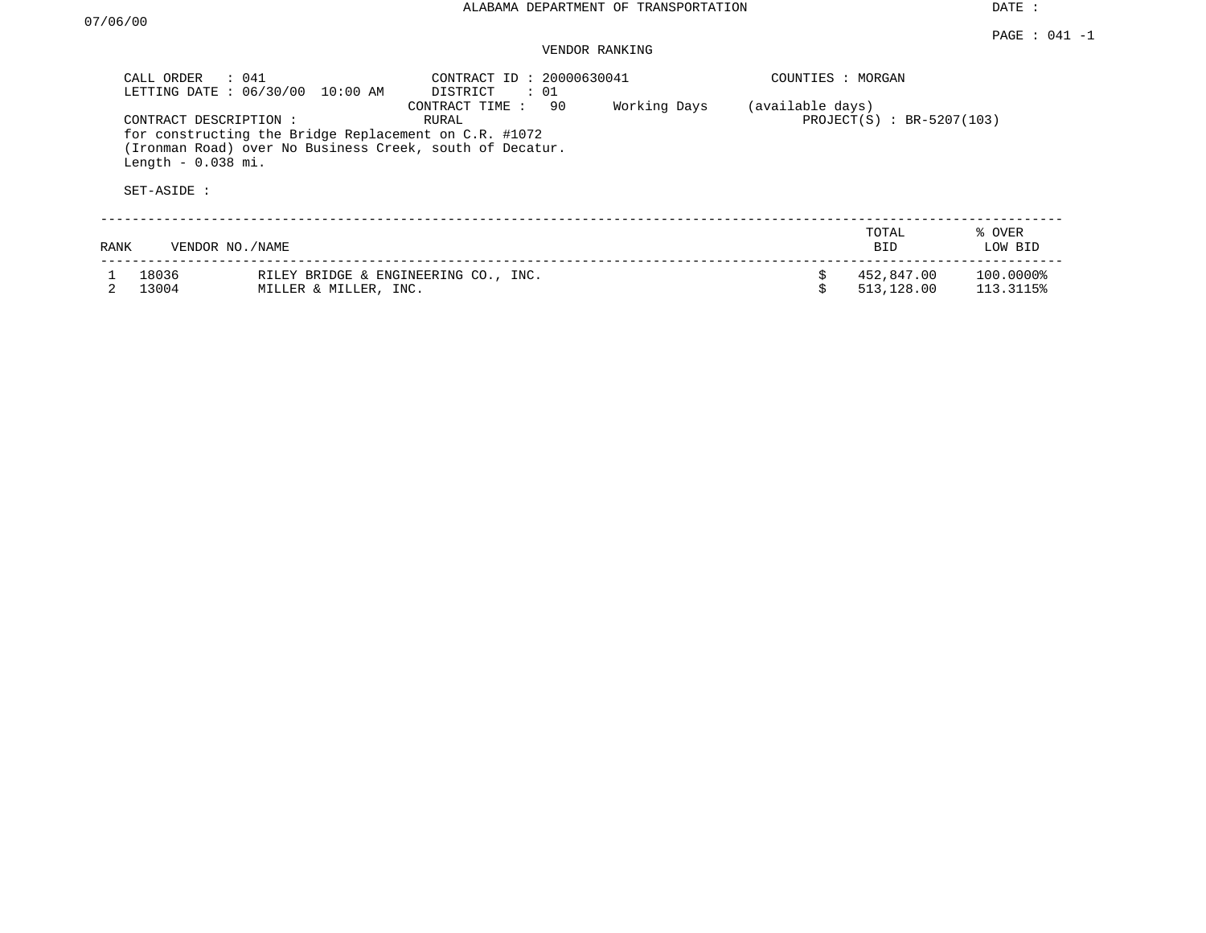ALABAMA DEPARTMENT OF TRANSPORTATION

DATE : 07/06/00

PAGE : 041 -1

VENDOR RANKING

CALL ORDER : 041
LETTING DATE : 06/30/00 10:00 AM
CONTRACT ID : 20000630041
DISTRICT : 01
COUNTIES : MORGAN
CONTRACT TIME : 90 Working Days (available days)
CONTRACT DESCRIPTION : RURAL
PROJECT(S) : BR-5207(103)
for constructing the Bridge Replacement on C.R. #1072 (Ironman Road) over No Business Creek, south of Decatur. Length - 0.038 mi.

SET-ASIDE :

| RANK | VENDOR NO./NAME | | TOTAL BID | % OVER LOW BID |
|---|---|---|---|---|
| 1 | 18036 | RILEY BRIDGE & ENGINEERING CO., INC. | $ 452,847.00 | 100.0000% |
| 2 | 13004 | MILLER & MILLER, INC. | $ 513,128.00 | 113.3115% |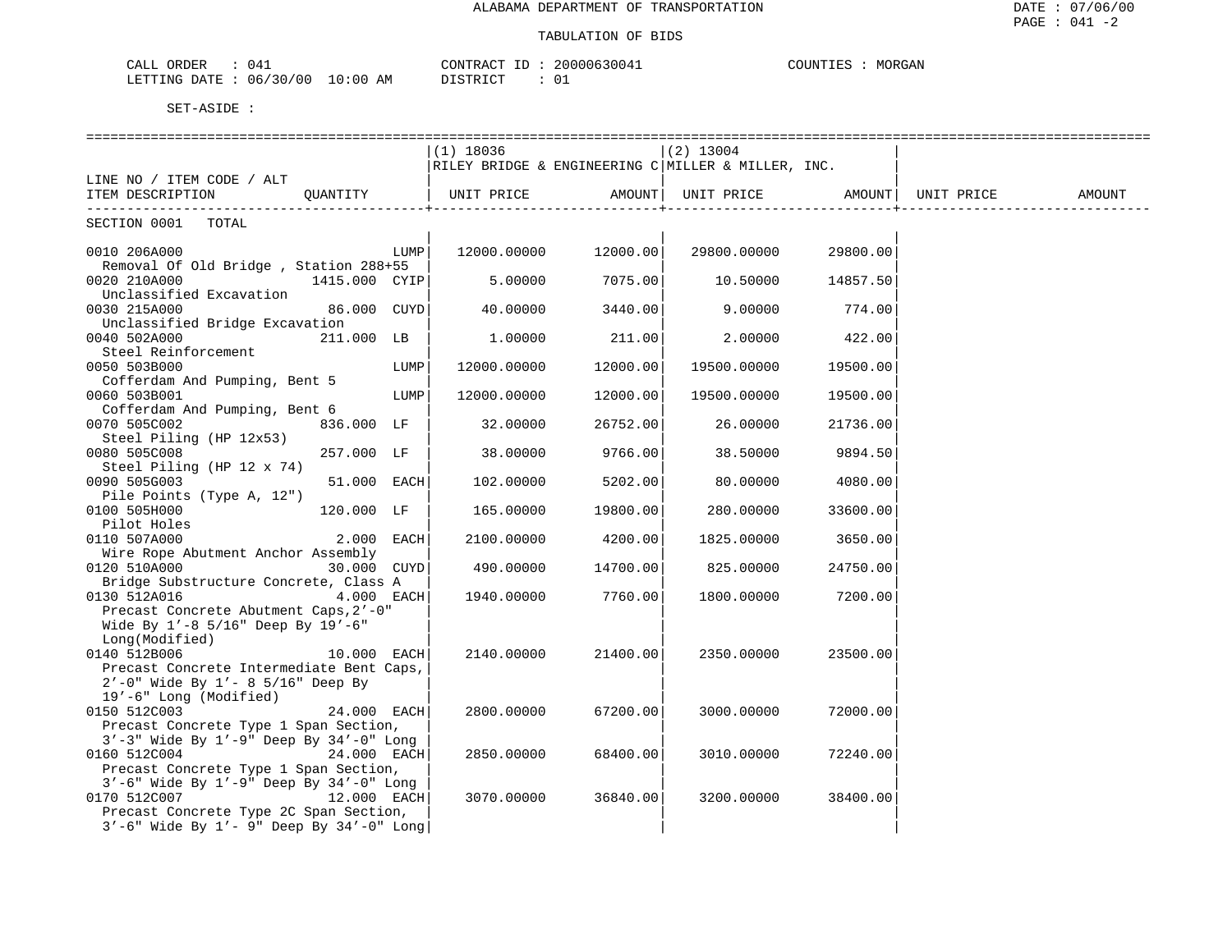ALABAMA DEPARTMENT OF TRANSPORTATION

TABULATION OF BIDS

CALL ORDER : 041  CONTRACT ID : 20000630041  COUNTIES : MORGAN
LETTING DATE : 06/30/00 10:00 AM  DISTRICT : 01

SET-ASIDE :

| LINE NO / ITEM CODE / ALT ITEM DESCRIPTION | QUANTITY | (1) 18036 RILEY BRIDGE & ENGINEERING C UNIT PRICE | AMOUNT | (2) 13004 MILLER & MILLER, INC. UNIT PRICE | AMOUNT | UNIT PRICE | AMOUNT |
|---|---|---|---|---|---|---|---|
| SECTION 0001 TOTAL | | | | | | | |
| 0010 206A000 Removal Of Old Bridge , Station 288+55 | LUMP | 12000.00000 | 12000.00 | 29800.00000 | 29800.00 | | |
| 0020 210A000 Unclassified Excavation | 1415.000 CYIP | 5.00000 | 7075.00 | 10.50000 | 14857.50 | | |
| 0030 215A000 Unclassified Bridge Excavation | 86.000 CUYD | 40.00000 | 3440.00 | 9.00000 | 774.00 | | |
| 0040 502A000 Steel Reinforcement | 211.000 LB | 1.00000 | 211.00 | 2.00000 | 422.00 | | |
| 0050 503B000 Cofferdam And Pumping, Bent 5 | LUMP | 12000.00000 | 12000.00 | 19500.00000 | 19500.00 | | |
| 0060 503B001 Cofferdam And Pumping, Bent 6 | LUMP | 12000.00000 | 12000.00 | 19500.00000 | 19500.00 | | |
| 0070 505C002 Steel Piling (HP 12x53) | 836.000 LF | 32.00000 | 26752.00 | 26.00000 | 21736.00 | | |
| 0080 505C008 Steel Piling (HP 12 x 74) | 257.000 LF | 38.00000 | 9766.00 | 38.50000 | 9894.50 | | |
| 0090 505G003 Pile Points (Type A, 12") | 51.000 EACH | 102.00000 | 5202.00 | 80.00000 | 4080.00 | | |
| 0100 505H000 Pilot Holes | 120.000 LF | 165.00000 | 19800.00 | 280.00000 | 33600.00 | | |
| 0110 507A000 Wire Rope Abutment Anchor Assembly | 2.000 EACH | 2100.00000 | 4200.00 | 1825.00000 | 3650.00 | | |
| 0120 510A000 Bridge Substructure Concrete, Class A | 30.000 CUYD | 490.00000 | 14700.00 | 825.00000 | 24750.00 | | |
| 0130 512A016 Precast Concrete Abutment Caps,2'-0" Wide By 1'-8 5/16" Deep By 19'-6" Long(Modified) | 4.000 EACH | 1940.00000 | 7760.00 | 1800.00000 | 7200.00 | | |
| 0140 512B006 Precast Concrete Intermediate Bent Caps, 2'-0" Wide By 1'- 8 5/16" Deep By 19'-6" Long (Modified) | 10.000 EACH | 2140.00000 | 21400.00 | 2350.00000 | 23500.00 | | |
| 0150 512C003 Precast Concrete Type 1 Span Section, 3'-3" Wide By 1'-9" Deep By 34'-0" Long | 24.000 EACH | 2800.00000 | 67200.00 | 3000.00000 | 72000.00 | | |
| 0160 512C004 Precast Concrete Type 1 Span Section, 3'-6" Wide By 1'-9" Deep By 34'-0" Long | 24.000 EACH | 2850.00000 | 68400.00 | 3010.00000 | 72240.00 | | |
| 0170 512C007 Precast Concrete Type 2C Span Section, 3'-6" Wide By 1'- 9" Deep By 34'-0" Long | 12.000 EACH | 3070.00000 | 36840.00 | 3200.00000 | 38400.00 | | |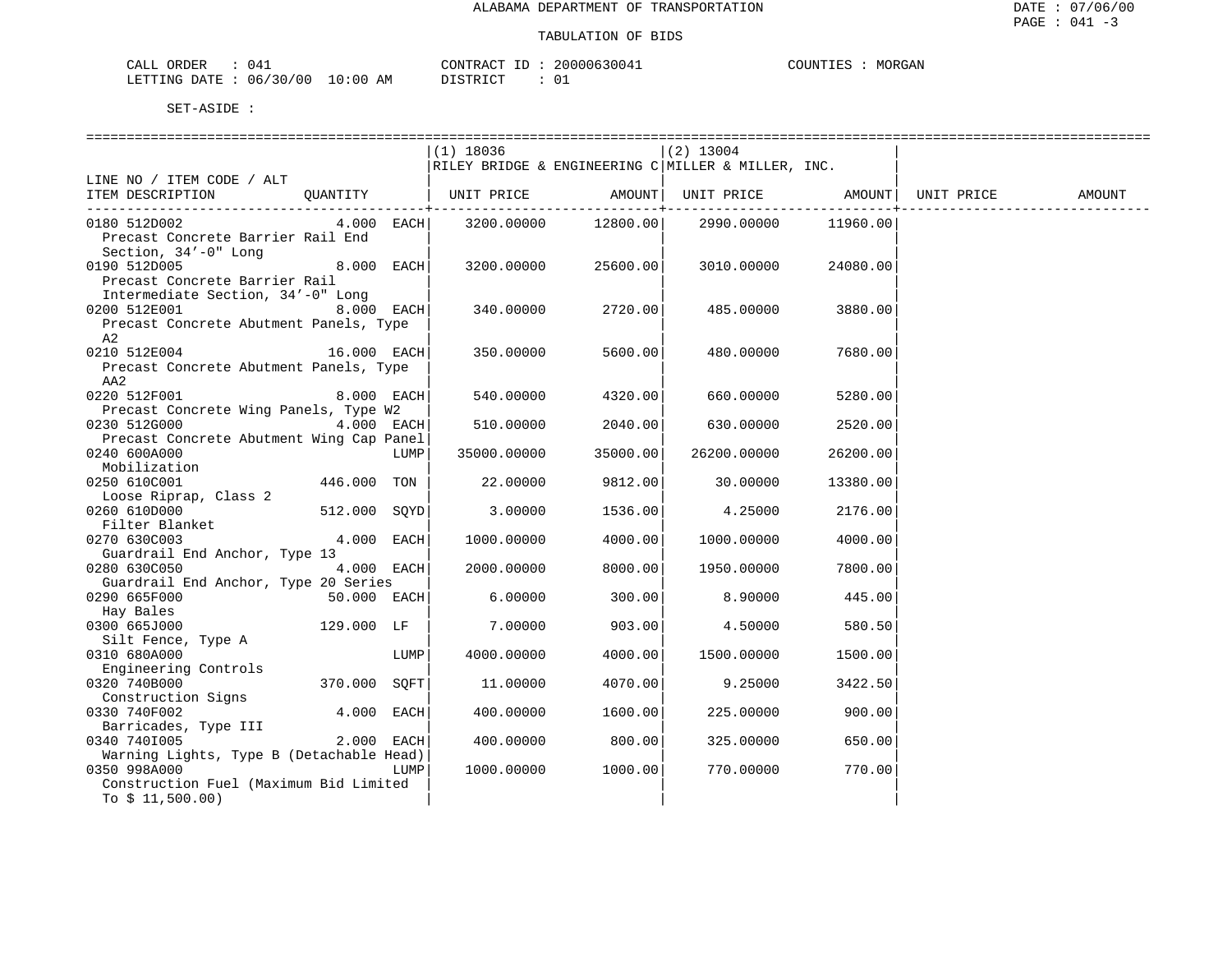ALABAMA DEPARTMENT OF TRANSPORTATION

TABULATION OF BIDS

CALL ORDER : 041 &nbsp;&nbsp;&nbsp; CONTRACT ID : 20000630041 &nbsp;&nbsp;&nbsp; COUNTIES : MORGAN
LETTING DATE : 06/30/00 10:00 AM &nbsp;&nbsp;&nbsp; DISTRICT : 01

SET-ASIDE :

| LINE NO / ITEM CODE / ALT ITEM DESCRIPTION | QUANTITY | (1) 18036 RILEY BRIDGE & ENGINEERING C UNIT PRICE | AMOUNT | (2) 13004 MILLER & MILLER, INC. UNIT PRICE | AMOUNT | UNIT PRICE | AMOUNT |
|---|---|---|---|---|---|---|---|
| 0180 512D002 Precast Concrete Barrier Rail End Section, 34'-0" Long | 4.000 EACH | 3200.00000 | 12800.00 | 2990.00000 | 11960.00 | | |
| 0190 512D005 Precast Concrete Barrier Rail Intermediate Section, 34'-0" Long | 8.000 EACH | 3200.00000 | 25600.00 | 3010.00000 | 24080.00 | | |
| 0200 512E001 Precast Concrete Abutment Panels, Type A2 | 8.000 EACH | 340.00000 | 2720.00 | 485.00000 | 3880.00 | | |
| 0210 512E004 Precast Concrete Abutment Panels, Type AA2 | 16.000 EACH | 350.00000 | 5600.00 | 480.00000 | 7680.00 | | |
| 0220 512F001 Precast Concrete Wing Panels, Type W2 | 8.000 EACH | 540.00000 | 4320.00 | 660.00000 | 5280.00 | | |
| 0230 512G000 Precast Concrete Abutment Wing Cap Panel | 4.000 EACH | 510.00000 | 2040.00 | 630.00000 | 2520.00 | | |
| 0240 600A000 Mobilization | LUMP | 35000.00000 | 35000.00 | 26200.00000 | 26200.00 | | |
| 0250 610C001 Loose Riprap, Class 2 | 446.000 TON | 22.00000 | 9812.00 | 30.00000 | 13380.00 | | |
| 0260 610D000 Filter Blanket | 512.000 SQYD | 3.00000 | 1536.00 | 4.25000 | 2176.00 | | |
| 0270 630C003 Guardrail End Anchor, Type 13 | 4.000 EACH | 1000.00000 | 4000.00 | 1000.00000 | 4000.00 | | |
| 0280 630C050 Guardrail End Anchor, Type 20 Series | 4.000 EACH | 2000.00000 | 8000.00 | 1950.00000 | 7800.00 | | |
| 0290 665F000 Hay Bales | 50.000 EACH | 6.00000 | 300.00 | 8.90000 | 445.00 | | |
| 0300 665J000 Silt Fence, Type A | 129.000 LF | 7.00000 | 903.00 | 4.50000 | 580.50 | | |
| 0310 680A000 Engineering Controls | LUMP | 4000.00000 | 4000.00 | 1500.00000 | 1500.00 | | |
| 0320 740B000 Construction Signs | 370.000 SQFT | 11.00000 | 4070.00 | 9.25000 | 3422.50 | | |
| 0330 740F002 Barricades, Type III | 4.000 EACH | 400.00000 | 1600.00 | 225.00000 | 900.00 | | |
| 0340 740I005 Warning Lights, Type B (Detachable Head) | 2.000 EACH | 400.00000 | 800.00 | 325.00000 | 650.00 | | |
| 0350 998A000 Construction Fuel (Maximum Bid Limited To $ 11,500.00) | LUMP | 1000.00000 | 1000.00 | 770.00000 | 770.00 | | |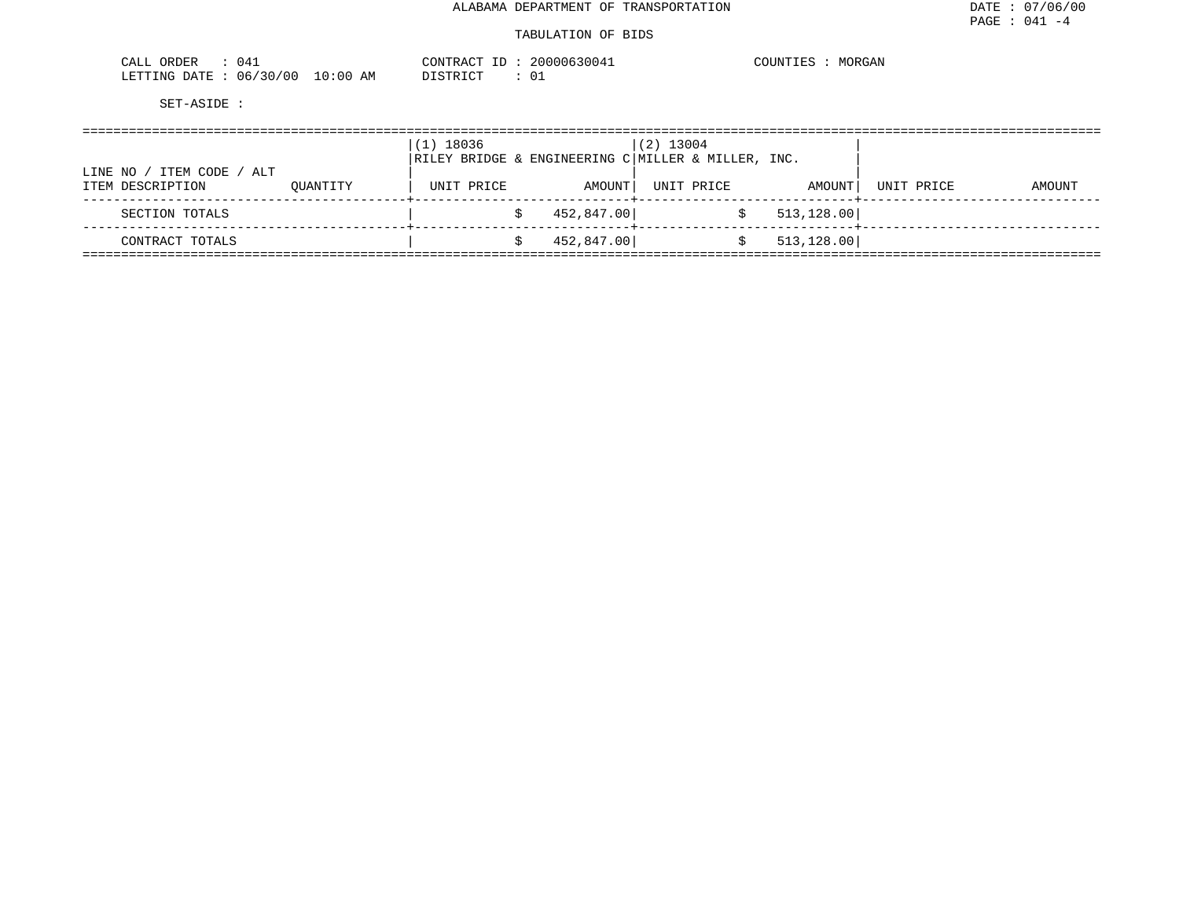ALABAMA DEPARTMENT OF TRANSPORTATION

TABULATION OF BIDS

CALL ORDER : 041
LETTING DATE : 06/30/00 10:00 AM

CONTRACT ID : 20000630041
DISTRICT : 01

COUNTIES : MORGAN

SET-ASIDE :

| LINE NO / ITEM CODE / ALT<br>ITEM DESCRIPTION | QUANTITY | (1) 18036<br>RILEY BRIDGE & ENGINEERING C<br>UNIT PRICE | <br><br>AMOUNT | (2) 13004<br>MILLER & MILLER, INC.<br>UNIT PRICE | <br><br>AMOUNT | <br><br>UNIT PRICE | <br><br>AMOUNT |
|---|---|---|---|---|---|---|---|
| SECTION TOTALS | | | $ 452,847.00 | | $ 513,128.00 | | |
| CONTRACT TOTALS | | | $ 452,847.00 | | $ 513,128.00 | | |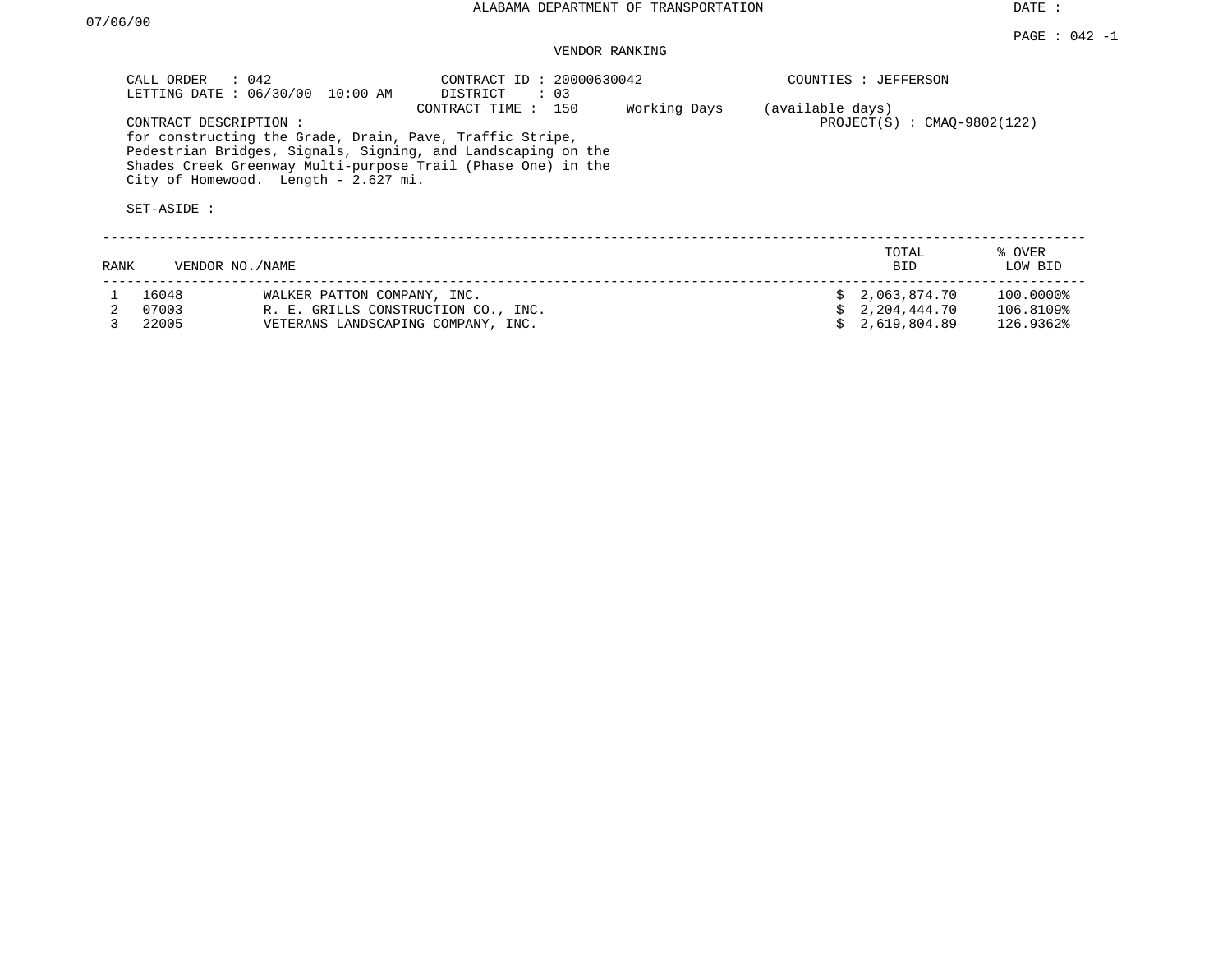# ALABAMA DEPARTMENT OF TRANSPORTATION

## VENDOR RANKING

CALL ORDER : 042
LETTING DATE : 06/30/00 10:00 AM

CONTRACT ID : 20000630042
DISTRICT : 03
CONTRACT TIME : 150 Working Days (available days)

COUNTIES : JEFFERSON
PROJECT(S) : CMAQ-9802(122)

CONTRACT DESCRIPTION :
for constructing the Grade, Drain, Pave, Traffic Stripe, Pedestrian Bridges, Signals, Signing, and Landscaping on the Shades Creek Greenway Multi-purpose Trail (Phase One) in the City of Homewood. Length - 2.627 mi.

SET-ASIDE :

| RANK | VENDOR NO. | NAME | TOTAL BID | % OVER LOW BID |
|---|---|---|---|---|
| 1 | 16048 | WALKER PATTON COMPANY, INC. | $ 2,063,874.70 | 100.0000% |
| 2 | 07003 | R. E. GRILLS CONSTRUCTION CO., INC. | $ 2,204,444.70 | 106.8109% |
| 3 | 22005 | VETERANS LANDSCAPING COMPANY, INC. | $ 2,619,804.89 | 126.9362% |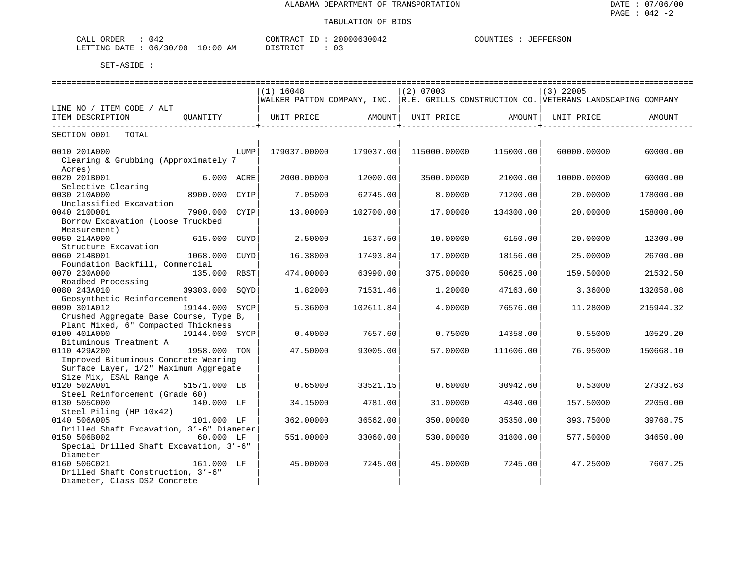ALABAMA DEPARTMENT OF TRANSPORTATION

TABULATION OF BIDS

DATE : 07/06/00
PAGE : 042 -2

CALL ORDER : 042
LETTING DATE : 06/30/00 10:00 AM

CONTRACT ID : 20000630042
DISTRICT : 03

COUNTIES : JEFFERSON

SET-ASIDE :

| LINE NO / ITEM CODE / ALT ITEM DESCRIPTION | QUANTITY | (1) 16048 WALKER PATTON COMPANY, INC. UNIT PRICE | AMOUNT | (2) 07003 R.E. GRILLS CONSTRUCTION CO. UNIT PRICE | AMOUNT | (3) 22005 VETERANS LANDSCAPING COMPANY UNIT PRICE | AMOUNT |
|---|---|---|---|---|---|---|---|
| SECTION 0001 TOTAL | | | | | | | |
| 0010 201A000 Clearing & Grubbing (Approximately 7 Acres) | LUMP | 179037.00000 | 179037.00 | 115000.00000 | 115000.00 | 60000.00000 | 60000.00 |
| 0020 201B001 Selective Clearing | 6.000 ACRE | 2000.00000 | 12000.00 | 3500.00000 | 21000.00 | 10000.00000 | 60000.00 |
| 0030 210A000 Unclassified Excavation | 8900.000 CYIP | 7.05000 | 62745.00 | 8.00000 | 71200.00 | 20.00000 | 178000.00 |
| 0040 210D001 Borrow Excavation (Loose Truckbed Measurement) | 7900.000 CYIP | 13.00000 | 102700.00 | 17.00000 | 134300.00 | 20.00000 | 158000.00 |
| 0050 214A000 Structure Excavation | 615.000 CUYD | 2.50000 | 1537.50 | 10.00000 | 6150.00 | 20.00000 | 12300.00 |
| 0060 214B001 Foundation Backfill, Commercial | 1068.000 CUYD | 16.38000 | 17493.84 | 17.00000 | 18156.00 | 25.00000 | 26700.00 |
| 0070 230A000 Roadbed Processing | 135.000 RBST | 474.00000 | 63990.00 | 375.00000 | 50625.00 | 159.50000 | 21532.50 |
| 0080 243A010 Geosynthetic Reinforcement | 39303.000 SQYD | 1.82000 | 71531.46 | 1.20000 | 47163.60 | 3.36000 | 132058.08 |
| 0090 301A012 Crushed Aggregate Base Course, Type B, Plant Mixed, 6" Compacted Thickness | 19144.000 SYCP | 5.36000 | 102611.84 | 4.00000 | 76576.00 | 11.28000 | 215944.32 |
| 0100 401A000 Bituminous Treatment A | 19144.000 SYCP | 0.40000 | 7657.60 | 0.75000 | 14358.00 | 0.55000 | 10529.20 |
| 0110 429A200 Improved Bituminous Concrete Wearing Surface Layer, 1/2" Maximum Aggregate Size Mix, ESAL Range A | 1958.000 TON | 47.50000 | 93005.00 | 57.00000 | 111606.00 | 76.95000 | 150668.10 |
| 0120 502A001 Steel Reinforcement (Grade 60) | 51571.000 LB | 0.65000 | 33521.15 | 0.60000 | 30942.60 | 0.53000 | 27332.63 |
| 0130 505C000 Steel Piling (HP 10x42) | 140.000 LF | 34.15000 | 4781.00 | 31.00000 | 4340.00 | 157.50000 | 22050.00 |
| 0140 506A005 Drilled Shaft Excavation, 3'-6" Diameter | 101.000 LF | 362.00000 | 36562.00 | 350.00000 | 35350.00 | 393.75000 | 39768.75 |
| 0150 506B002 Special Drilled Shaft Excavation, 3'-6" Diameter | 60.000 LF | 551.00000 | 33060.00 | 530.00000 | 31800.00 | 577.50000 | 34650.00 |
| 0160 506C021 Drilled Shaft Construction, 3'-6" Diameter, Class DS2 Concrete | 161.000 LF | 45.00000 | 7245.00 | 45.00000 | 7245.00 | 47.25000 | 7607.25 |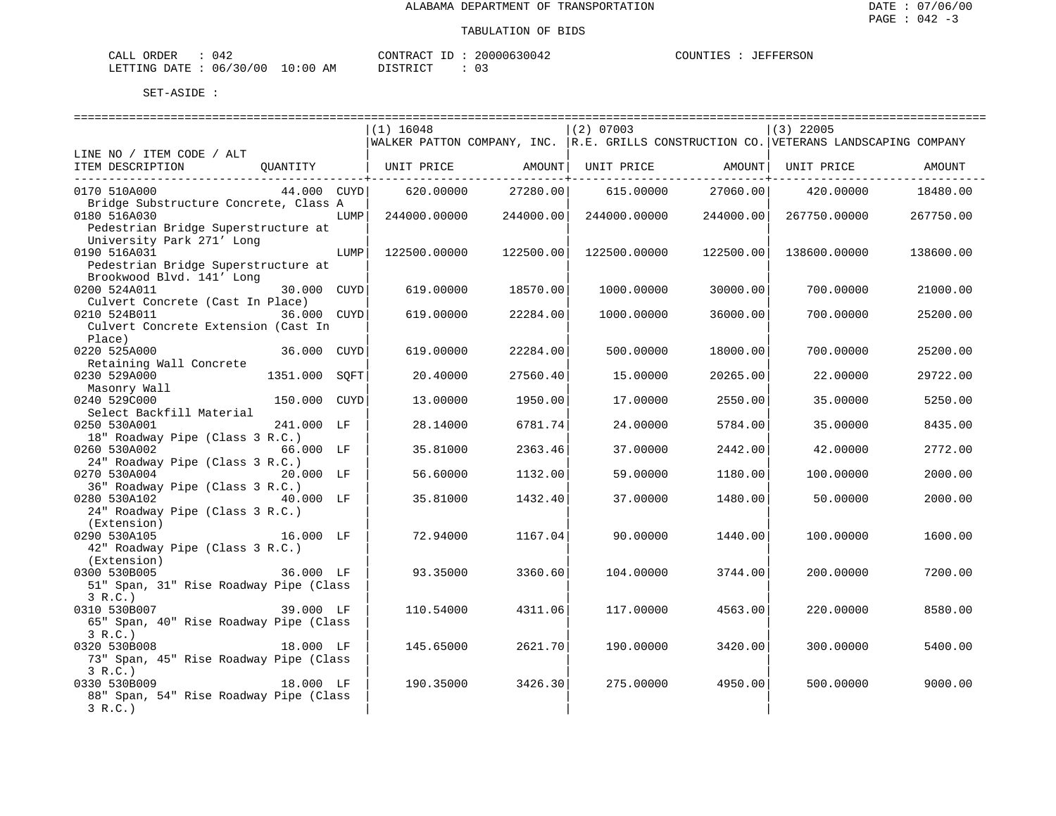ALABAMA DEPARTMENT OF TRANSPORTATION

TABULATION OF BIDS

CALL ORDER : 042 &nbsp;&nbsp;&nbsp; CONTRACT ID : 20000630042 &nbsp;&nbsp;&nbsp; COUNTIES : JEFFERSON
LETTING DATE : 06/30/00 10:00 AM &nbsp;&nbsp;&nbsp; DISTRICT : 03

SET-ASIDE :

| LINE NO / ITEM CODE / ALT ITEM DESCRIPTION | QUANTITY | (1) 16048 WALKER PATTON COMPANY, INC. UNIT PRICE | AMOUNT | (2) 07003 R.E. GRILLS CONSTRUCTION CO. UNIT PRICE | AMOUNT | (3) 22005 VETERANS LANDSCAPING COMPANY UNIT PRICE | AMOUNT |
|---|---|---|---|---|---|---|---|
| 0170 510A000 Bridge Substructure Concrete, Class A | 44.000 CUYD | 620.00000 | 27280.00 | 615.00000 | 27060.00 | 420.00000 | 18480.00 |
| 0180 516A030 Pedestrian Bridge Superstructure at University Park 271' Long | LUMP | 244000.00000 | 244000.00 | 244000.00000 | 244000.00 | 267750.00000 | 267750.00 |
| 0190 516A031 Pedestrian Bridge Superstructure at Brookwood Blvd. 141' Long | LUMP | 122500.00000 | 122500.00 | 122500.00000 | 122500.00 | 138600.00000 | 138600.00 |
| 0200 524A011 Culvert Concrete (Cast In Place) | 30.000 CUYD | 619.00000 | 18570.00 | 1000.00000 | 30000.00 | 700.00000 | 21000.00 |
| 0210 524B011 Culvert Concrete Extension (Cast In Place) | 36.000 CUYD | 619.00000 | 22284.00 | 1000.00000 | 36000.00 | 700.00000 | 25200.00 |
| 0220 525A000 Retaining Wall Concrete | 36.000 CUYD | 619.00000 | 22284.00 | 500.00000 | 18000.00 | 700.00000 | 25200.00 |
| 0230 529A000 Masonry Wall | 1351.000 SQFT | 20.40000 | 27560.40 | 15.00000 | 20265.00 | 22.00000 | 29722.00 |
| 0240 529C000 Select Backfill Material | 150.000 CUYD | 13.00000 | 1950.00 | 17.00000 | 2550.00 | 35.00000 | 5250.00 |
| 0250 530A001 18" Roadway Pipe (Class 3 R.C.) | 241.000 LF | 28.14000 | 6781.74 | 24.00000 | 5784.00 | 35.00000 | 8435.00 |
| 0260 530A002 24" Roadway Pipe (Class 3 R.C.) | 66.000 LF | 35.81000 | 2363.46 | 37.00000 | 2442.00 | 42.00000 | 2772.00 |
| 0270 530A004 36" Roadway Pipe (Class 3 R.C.) | 20.000 LF | 56.60000 | 1132.00 | 59.00000 | 1180.00 | 100.00000 | 2000.00 |
| 0280 530A102 24" Roadway Pipe (Class 3 R.C.) (Extension) | 40.000 LF | 35.81000 | 1432.40 | 37.00000 | 1480.00 | 50.00000 | 2000.00 |
| 0290 530A105 42" Roadway Pipe (Class 3 R.C.) (Extension) | 16.000 LF | 72.94000 | 1167.04 | 90.00000 | 1440.00 | 100.00000 | 1600.00 |
| 0300 530B005 51" Span, 31" Rise Roadway Pipe (Class 3 R.C.) | 36.000 LF | 93.35000 | 3360.60 | 104.00000 | 3744.00 | 200.00000 | 7200.00 |
| 0310 530B007 65" Span, 40" Rise Roadway Pipe (Class 3 R.C.) | 39.000 LF | 110.54000 | 4311.06 | 117.00000 | 4563.00 | 220.00000 | 8580.00 |
| 0320 530B008 73" Span, 45" Rise Roadway Pipe (Class 3 R.C.) | 18.000 LF | 145.65000 | 2621.70 | 190.00000 | 3420.00 | 300.00000 | 5400.00 |
| 0330 530B009 88" Span, 54" Rise Roadway Pipe (Class 3 R.C.) | 18.000 LF | 190.35000 | 3426.30 | 275.00000 | 4950.00 | 500.00000 | 9000.00 |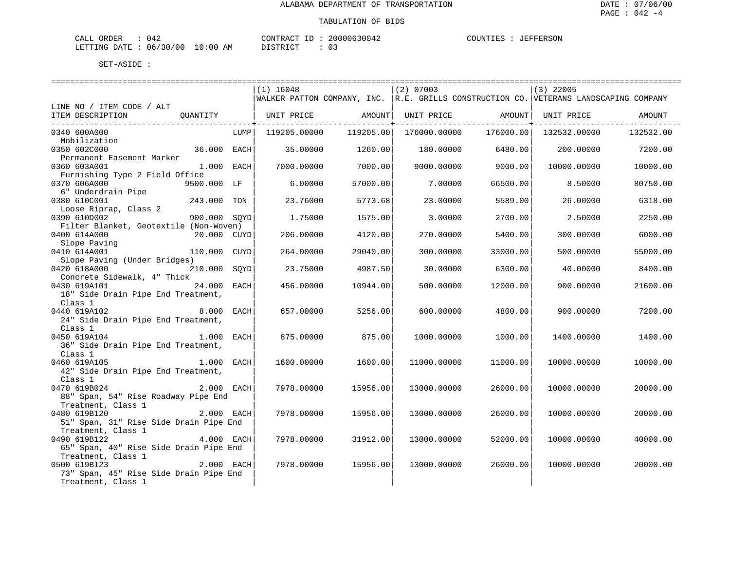ALABAMA DEPARTMENT OF TRANSPORTATION

TABULATION OF BIDS

CALL ORDER : 042 CONTRACT ID : 20000630042 COUNTIES : JEFFERSON
LETTING DATE : 06/30/00 10:00 AM DISTRICT : 03

SET-ASIDE :

| LINE NO / ITEM CODE / ALT ITEM DESCRIPTION | QUANTITY | | (1) 16048 WALKER PATTON COMPANY, INC. UNIT PRICE | AMOUNT | (2) 07003 R.E. GRILLS CONSTRUCTION CO. UNIT PRICE | AMOUNT | (3) 22005 VETERANS LANDSCAPING COMPANY UNIT PRICE | AMOUNT |
|---|---|---|---|---|---|---|---|---|
| 0340 600A000 Mobilization | | LUMP | 119205.00000 | 119205.00 | 176000.00000 | 176000.00 | 132532.00000 | 132532.00 |
| 0350 602C000 Permanent Easement Marker | 36.000 | EACH | 35.00000 | 1260.00 | 180.00000 | 6480.00 | 200.00000 | 7200.00 |
| 0360 603A001 Furnishing Type 2 Field Office | 1.000 | EACH | 7000.00000 | 7000.00 | 9000.00000 | 9000.00 | 10000.00000 | 10000.00 |
| 0370 606A000 6" Underdrain Pipe | 9500.000 | LF | 6.00000 | 57000.00 | 7.00000 | 66500.00 | 8.50000 | 80750.00 |
| 0380 610C001 Loose Riprap, Class 2 | 243.000 | TON | 23.76000 | 5773.68 | 23.00000 | 5589.00 | 26.00000 | 6318.00 |
| 0390 610D002 Filter Blanket, Geotextile (Non-Woven) | 900.000 | SQYD | 1.75000 | 1575.00 | 3.00000 | 2700.00 | 2.50000 | 2250.00 |
| 0400 614A000 Slope Paving | 20.000 | CUYD | 206.00000 | 4120.00 | 270.00000 | 5400.00 | 300.00000 | 6000.00 |
| 0410 614A001 Slope Paving (Under Bridges) | 110.000 | CUYD | 264.00000 | 29040.00 | 300.00000 | 33000.00 | 500.00000 | 55000.00 |
| 0420 618A000 Concrete Sidewalk, 4" Thick | 210.000 | SQYD | 23.75000 | 4987.50 | 30.00000 | 6300.00 | 40.00000 | 8400.00 |
| 0430 619A101 18" Side Drain Pipe End Treatment, Class 1 | 24.000 | EACH | 456.00000 | 10944.00 | 500.00000 | 12000.00 | 900.00000 | 21600.00 |
| 0440 619A102 24" Side Drain Pipe End Treatment, Class 1 | 8.000 | EACH | 657.00000 | 5256.00 | 600.00000 | 4800.00 | 900.00000 | 7200.00 |
| 0450 619A104 36" Side Drain Pipe End Treatment, Class 1 | 1.000 | EACH | 875.00000 | 875.00 | 1000.00000 | 1000.00 | 1400.00000 | 1400.00 |
| 0460 619A105 42" Side Drain Pipe End Treatment, Class 1 | 1.000 | EACH | 1600.00000 | 1600.00 | 11000.00000 | 11000.00 | 10000.00000 | 10000.00 |
| 0470 619B024 88" Span, 54" Rise Roadway Pipe End Treatment, Class 1 | 2.000 | EACH | 7978.00000 | 15956.00 | 13000.00000 | 26000.00 | 10000.00000 | 20000.00 |
| 0480 619B120 51" Span, 31" Rise Side Drain Pipe End Treatment, Class 1 | 2.000 | EACH | 7978.00000 | 15956.00 | 13000.00000 | 26000.00 | 10000.00000 | 20000.00 |
| 0490 619B122 65" Span, 40" Rise Side Drain Pipe End Treatment, Class 1 | 4.000 | EACH | 7978.00000 | 31912.00 | 13000.00000 | 52000.00 | 10000.00000 | 40000.00 |
| 0500 619B123 73" Span, 45" Rise Side Drain Pipe End Treatment, Class 1 | 2.000 | EACH | 7978.00000 | 15956.00 | 13000.00000 | 26000.00 | 10000.00000 | 20000.00 |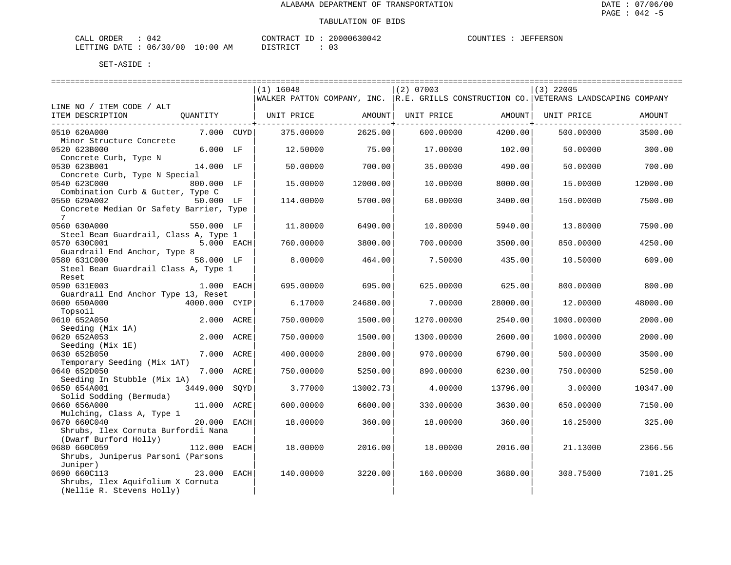ALABAMA DEPARTMENT OF TRANSPORTATION

TABULATION OF BIDS

CALL ORDER : 042 CONTRACT ID : 20000630042 COUNTIES : JEFFERSON
LETTING DATE : 06/30/00 10:00 AM DISTRICT : 03

SET-ASIDE :

| LINE NO / ITEM CODE / ALT ITEM DESCRIPTION | QUANTITY | (1) 16048 WALKER PATTON COMPANY, INC. UNIT PRICE | AMOUNT | (2) 07003 R.E. GRILLS CONSTRUCTION CO. UNIT PRICE | AMOUNT | (3) 22005 VETERANS LANDSCAPING COMPANY UNIT PRICE | AMOUNT |
|---|---|---|---|---|---|---|---|
| 0510 620A000 Minor Structure Concrete | 7.000 CUYD | 375.00000 | 2625.00 | 600.00000 | 4200.00 | 500.00000 | 3500.00 |
| 0520 623B000 Concrete Curb, Type N | 6.000 LF | 12.50000 | 75.00 | 17.00000 | 102.00 | 50.00000 | 300.00 |
| 0530 623B001 Concrete Curb, Type N Special | 14.000 LF | 50.00000 | 700.00 | 35.00000 | 490.00 | 50.00000 | 700.00 |
| 0540 623C000 Combination Curb & Gutter, Type C | 800.000 LF | 15.00000 | 12000.00 | 10.00000 | 8000.00 | 15.00000 | 12000.00 |
| 0550 629A002 Concrete Median Or Safety Barrier, Type 7 | 50.000 LF | 114.00000 | 5700.00 | 68.00000 | 3400.00 | 150.00000 | 7500.00 |
| 0560 630A000 Steel Beam Guardrail, Class A, Type 1 | 550.000 LF | 11.80000 | 6490.00 | 10.80000 | 5940.00 | 13.80000 | 7590.00 |
| 0570 630C001 Guardrail End Anchor, Type 8 | 5.000 EACH | 760.00000 | 3800.00 | 700.00000 | 3500.00 | 850.00000 | 4250.00 |
| 0580 631C000 Steel Beam Guardrail Class A, Type 1 Reset | 58.000 LF | 8.00000 | 464.00 | 7.50000 | 435.00 | 10.50000 | 609.00 |
| 0590 631E003 Guardrail End Anchor Type 13, Reset | 1.000 EACH | 695.00000 | 695.00 | 625.00000 | 625.00 | 800.00000 | 800.00 |
| 0600 650A000 Topsoil | 4000.000 CYIP | 6.17000 | 24680.00 | 7.00000 | 28000.00 | 12.00000 | 48000.00 |
| 0610 652A050 Seeding (Mix 1A) | 2.000 ACRE | 750.00000 | 1500.00 | 1270.00000 | 2540.00 | 1000.00000 | 2000.00 |
| 0620 652A053 Seeding (Mix 1E) | 2.000 ACRE | 750.00000 | 1500.00 | 1300.00000 | 2600.00 | 1000.00000 | 2000.00 |
| 0630 652B050 Temporary Seeding (Mix 1AT) | 7.000 ACRE | 400.00000 | 2800.00 | 970.00000 | 6790.00 | 500.00000 | 3500.00 |
| 0640 652D050 Seeding In Stubble (Mix 1A) | 7.000 ACRE | 750.00000 | 5250.00 | 890.00000 | 6230.00 | 750.00000 | 5250.00 |
| 0650 654A001 Solid Sodding (Bermuda) | 3449.000 SQYD | 3.77000 | 13002.73 | 4.00000 | 13796.00 | 3.00000 | 10347.00 |
| 0660 656A000 Mulching, Class A, Type 1 | 11.000 ACRE | 600.00000 | 6600.00 | 330.00000 | 3630.00 | 650.00000 | 7150.00 |
| 0670 660C040 Shrubs, Ilex Cornuta Burfordii Nana (Dwarf Burford Holly) | 20.000 EACH | 18.00000 | 360.00 | 18.00000 | 360.00 | 16.25000 | 325.00 |
| 0680 660C059 Shrubs, Juniperus Parsoni (Parsons Juniper) | 112.000 EACH | 18.00000 | 2016.00 | 18.00000 | 2016.00 | 21.13000 | 2366.56 |
| 0690 660C113 Shrubs, Ilex Aquifolium X Cornuta (Nellie R. Stevens Holly) | 23.000 EACH | 140.00000 | 3220.00 | 160.00000 | 3680.00 | 308.75000 | 7101.25 |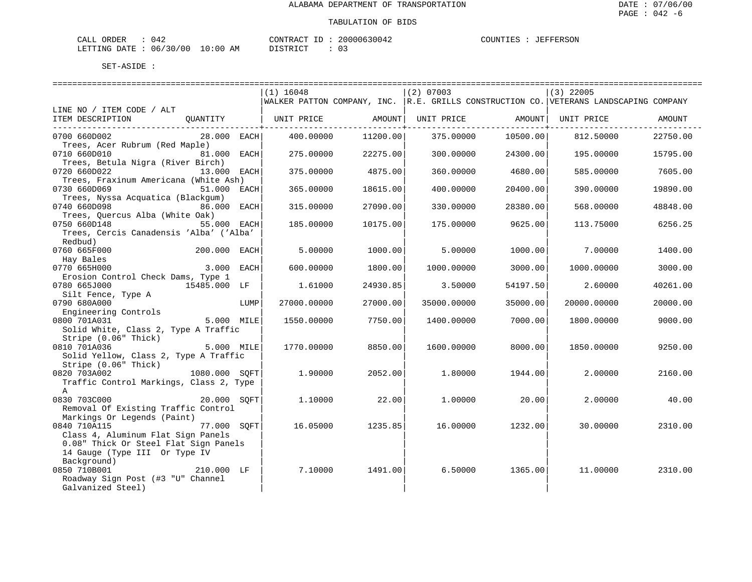ALABAMA DEPARTMENT OF TRANSPORTATION

TABULATION OF BIDS

CALL ORDER : 042 CONTRACT ID : 20000630042 COUNTIES : JEFFERSON
LETTING DATE : 06/30/00 10:00 AM DISTRICT : 03

SET-ASIDE :

| LINE NO / ITEM CODE / ALT ITEM DESCRIPTION | QUANTITY | (1) 16048 WALKER PATTON COMPANY, INC. UNIT PRICE | AMOUNT | (2) 07003 R.E. GRILLS CONSTRUCTION CO. UNIT PRICE | AMOUNT | (3) 22005 VETERANS LANDSCAPING COMPANY UNIT PRICE | AMOUNT |
|---|---|---|---|---|---|---|---|
| 0700 660D002 Trees, Acer Rubrum (Red Maple) | 28.000 EACH | 400.00000 | 11200.00 | 375.00000 | 10500.00 | 812.50000 | 22750.00 |
| 0710 660D010 Trees, Betula Nigra (River Birch) | 81.000 EACH | 275.00000 | 22275.00 | 300.00000 | 24300.00 | 195.00000 | 15795.00 |
| 0720 660D022 Trees, Fraxinum Americana (White Ash) | 13.000 EACH | 375.00000 | 4875.00 | 360.00000 | 4680.00 | 585.00000 | 7605.00 |
| 0730 660D069 Trees, Nyssa Acquatica (Blackgum) | 51.000 EACH | 365.00000 | 18615.00 | 400.00000 | 20400.00 | 390.00000 | 19890.00 |
| 0740 660D098 Trees, Quercus Alba (White Oak) | 86.000 EACH | 315.00000 | 27090.00 | 330.00000 | 28380.00 | 568.00000 | 48848.00 |
| 0750 660D148 Trees, Cercis Canadensis 'Alba' ('Alba' Redbud) | 55.000 EACH | 185.00000 | 10175.00 | 175.00000 | 9625.00 | 113.75000 | 6256.25 |
| 0760 665F000 Hay Bales | 200.000 EACH | 5.00000 | 1000.00 | 5.00000 | 1000.00 | 7.00000 | 1400.00 |
| 0770 665H000 Erosion Control Check Dams, Type 1 | 3.000 EACH | 600.00000 | 1800.00 | 1000.00000 | 3000.00 | 1000.00000 | 3000.00 |
| 0780 665J000 Silt Fence, Type A | 15485.000 LF | 1.61000 | 24930.85 | 3.50000 | 54197.50 | 2.60000 | 40261.00 |
| 0790 680A000 Engineering Controls | LUMP | 27000.00000 | 27000.00 | 35000.00000 | 35000.00 | 20000.00000 | 20000.00 |
| 0800 701A031 Solid White, Class 2, Type A Traffic Stripe (0.06" Thick) | 5.000 MILE | 1550.00000 | 7750.00 | 1400.00000 | 7000.00 | 1800.00000 | 9000.00 |
| 0810 701A036 Solid Yellow, Class 2, Type A Traffic Stripe (0.06" Thick) | 5.000 MILE | 1770.00000 | 8850.00 | 1600.00000 | 8000.00 | 1850.00000 | 9250.00 |
| 0820 703A002 Traffic Control Markings, Class 2, Type A | 1080.000 SQFT | 1.90000 | 2052.00 | 1.80000 | 1944.00 | 2.00000 | 2160.00 |
| 0830 703C000 Removal Of Existing Traffic Control Markings Or Legends (Paint) | 20.000 SQFT | 1.10000 | 22.00 | 1.00000 | 20.00 | 2.00000 | 40.00 |
| 0840 710A115 Class 4, Aluminum Flat Sign Panels 0.08" Thick Or Steel Flat Sign Panels 14 Gauge (Type III Or Type IV Background) | 77.000 SQFT | 16.05000 | 1235.85 | 16.00000 | 1232.00 | 30.00000 | 2310.00 |
| 0850 710B001 Roadway Sign Post (#3 "U" Channel Galvanized Steel) | 210.000 LF | 7.10000 | 1491.00 | 6.50000 | 1365.00 | 11.00000 | 2310.00 |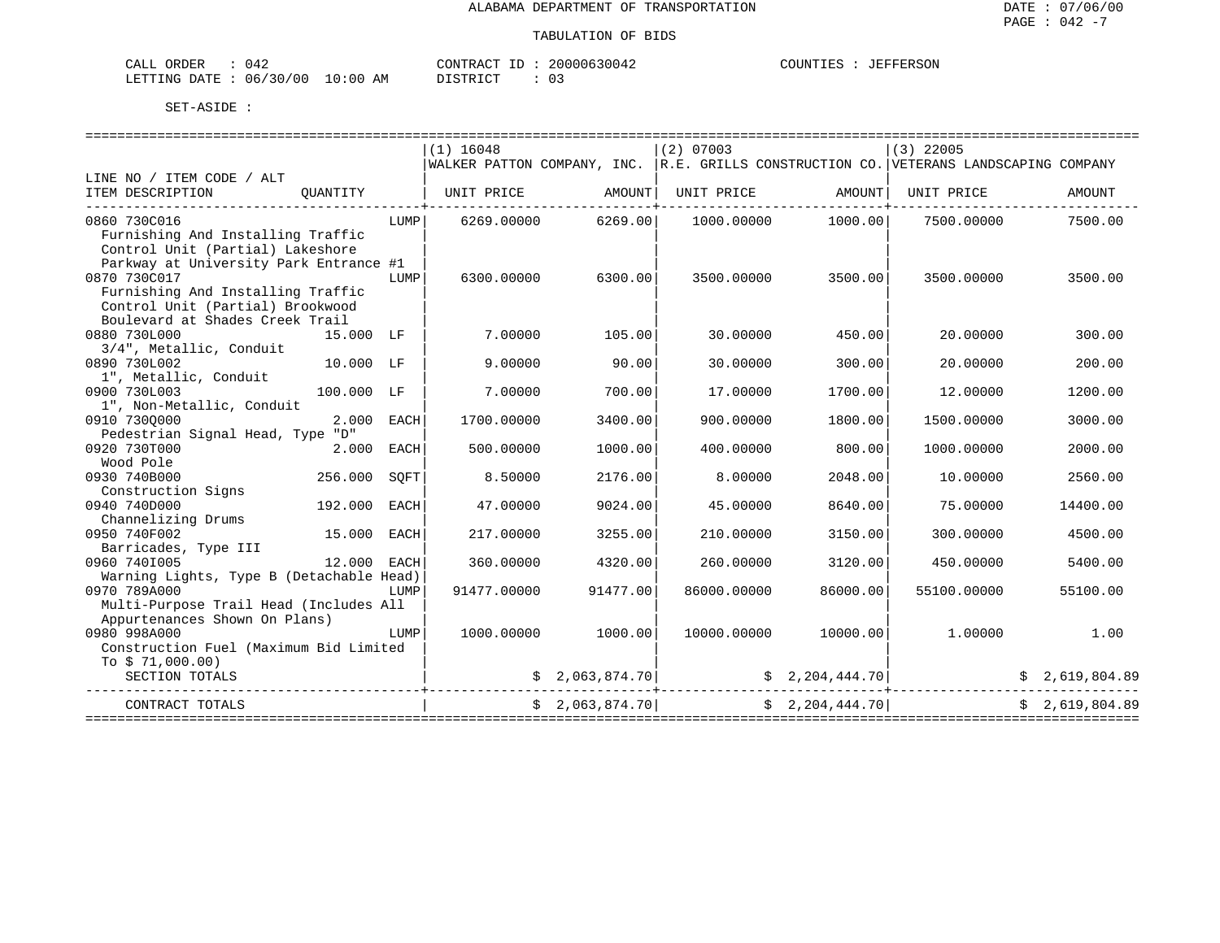ALABAMA DEPARTMENT OF TRANSPORTATION

TABULATION OF BIDS

CALL ORDER : 042 CONTRACT ID : 20000630042 COUNTIES : JEFFERSON
LETTING DATE : 06/30/00 10:00 AM DISTRICT : 03

SET-ASIDE :

| LINE NO / ITEM CODE / ALT ITEM DESCRIPTION | QUANTITY | (1) 16048 WALKER PATTON COMPANY, INC. UNIT PRICE | AMOUNT | (2) 07003 R.E. GRILLS CONSTRUCTION CO. UNIT PRICE | AMOUNT | (3) 22005 VETERANS LANDSCAPING COMPANY UNIT PRICE | AMOUNT |
|---|---|---|---|---|---|---|---|
| 0860 730C016 Furnishing And Installing Traffic Control Unit (Partial) Lakeshore Parkway at University Park Entrance #1 | LUMP | 6269.00000 | 6269.00 | 1000.00000 | 1000.00 | 7500.00000 | 7500.00 |
| 0870 730C017 Furnishing And Installing Traffic Control Unit (Partial) Brookwood Boulevard at Shades Creek Trail | LUMP | 6300.00000 | 6300.00 | 3500.00000 | 3500.00 | 3500.00000 | 3500.00 |
| 0880 730L000 3/4", Metallic, Conduit | 15.000 LF | 7.00000 | 105.00 | 30.00000 | 450.00 | 20.00000 | 300.00 |
| 0890 730L002 1", Metallic, Conduit | 10.000 LF | 9.00000 | 90.00 | 30.00000 | 300.00 | 20.00000 | 200.00 |
| 0900 730L003 1", Non-Metallic, Conduit | 100.000 LF | 7.00000 | 700.00 | 17.00000 | 1700.00 | 12.00000 | 1200.00 |
| 0910 730Q000 Pedestrian Signal Head, Type "D" | 2.000 EACH | 1700.00000 | 3400.00 | 900.00000 | 1800.00 | 1500.00000 | 3000.00 |
| 0920 730T000 Wood Pole | 2.000 EACH | 500.00000 | 1000.00 | 400.00000 | 800.00 | 1000.00000 | 2000.00 |
| 0930 740B000 Construction Signs | 256.000 SQFT | 8.50000 | 2176.00 | 8.00000 | 2048.00 | 10.00000 | 2560.00 |
| 0940 740D000 Channelizing Drums | 192.000 EACH | 47.00000 | 9024.00 | 45.00000 | 8640.00 | 75.00000 | 14400.00 |
| 0950 740F002 Barricades, Type III | 15.000 EACH | 217.00000 | 3255.00 | 210.00000 | 3150.00 | 300.00000 | 4500.00 |
| 0960 740I005 Warning Lights, Type B (Detachable Head) | 12.000 EACH | 360.00000 | 4320.00 | 260.00000 | 3120.00 | 450.00000 | 5400.00 |
| 0970 789A000 Multi-Purpose Trail Head (Includes All Appurtenances Shown On Plans) | LUMP | 91477.00000 | 91477.00 | 86000.00000 | 86000.00 | 55100.00000 | 55100.00 |
| 0980 998A000 Construction Fuel (Maximum Bid Limited To $ 71,000.00) | LUMP | 1000.00000 | 1000.00 | 10000.00000 | 10000.00 | 1.00000 | 1.00 |
| SECTION TOTALS | | | $ 2,063,874.70 | | $ 2,204,444.70 | | $ 2,619,804.89 |
| CONTRACT TOTALS | | | $ 2,063,874.70 | | $ 2,204,444.70 | | $ 2,619,804.89 |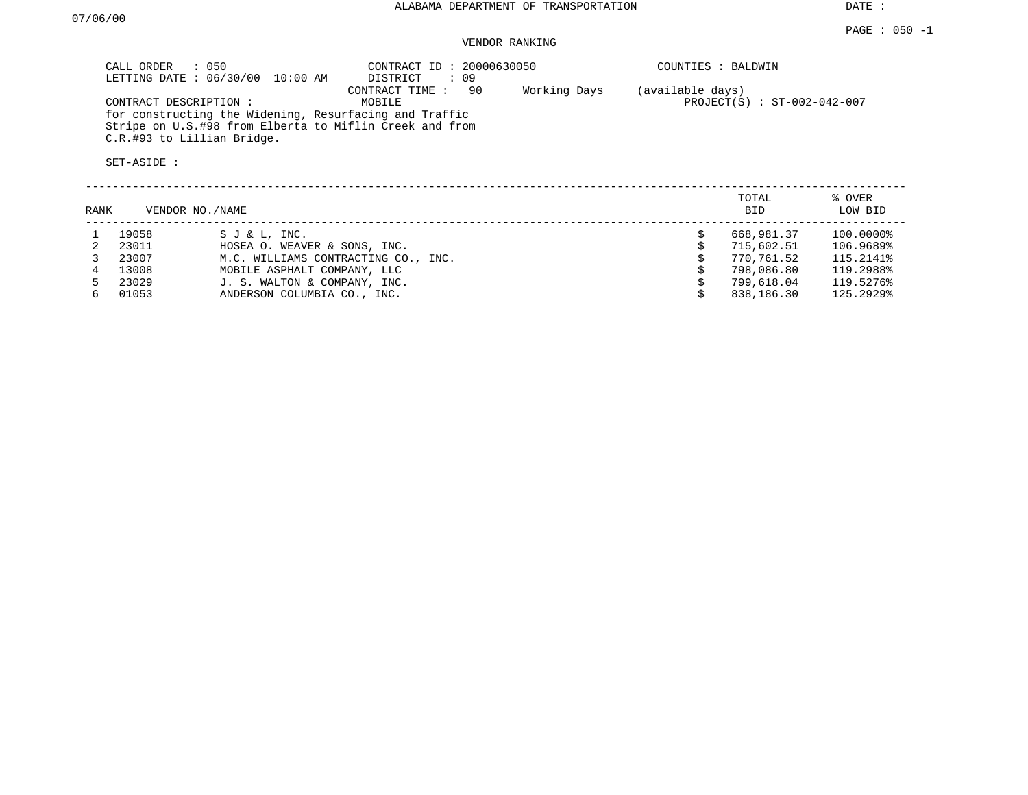ALABAMA DEPARTMENT OF TRANSPORTATION

DATE : 07/06/00

PAGE : 050 -1

VENDOR RANKING

CALL ORDER : 050
LETTING DATE : 06/30/00 10:00 AM

CONTRACT ID : 20000630050
DISTRICT : 09
CONTRACT TIME : 90 Working Days (available days)

COUNTIES : BALDWIN

CONTRACT DESCRIPTION : MOBILE
for constructing the Widening, Resurfacing and Traffic Stripe on U.S.#98 from Elberta to Miflin Creek and from C.R.#93 to Lillian Bridge.

PROJECT(S) : ST-002-042-007

SET-ASIDE :

| RANK | VENDOR NO./NAME | | | TOTAL BID | % OVER LOW BID |
|---|---|---|---|---|---|
| 1 | 19058 | S J & L, INC. | $ | 668,981.37 | 100.0000% |
| 2 | 23011 | HOSEA O. WEAVER & SONS, INC. | $ | 715,602.51 | 106.9689% |
| 3 | 23007 | M.C. WILLIAMS CONTRACTING CO., INC. | $ | 770,761.52 | 115.2141% |
| 4 | 13008 | MOBILE ASPHALT COMPANY, LLC | $ | 798,086.80 | 119.2988% |
| 5 | 23029 | J. S. WALTON & COMPANY, INC. | $ | 799,618.04 | 119.5276% |
| 6 | 01053 | ANDERSON COLUMBIA CO., INC. | $ | 838,186.30 | 125.2929% |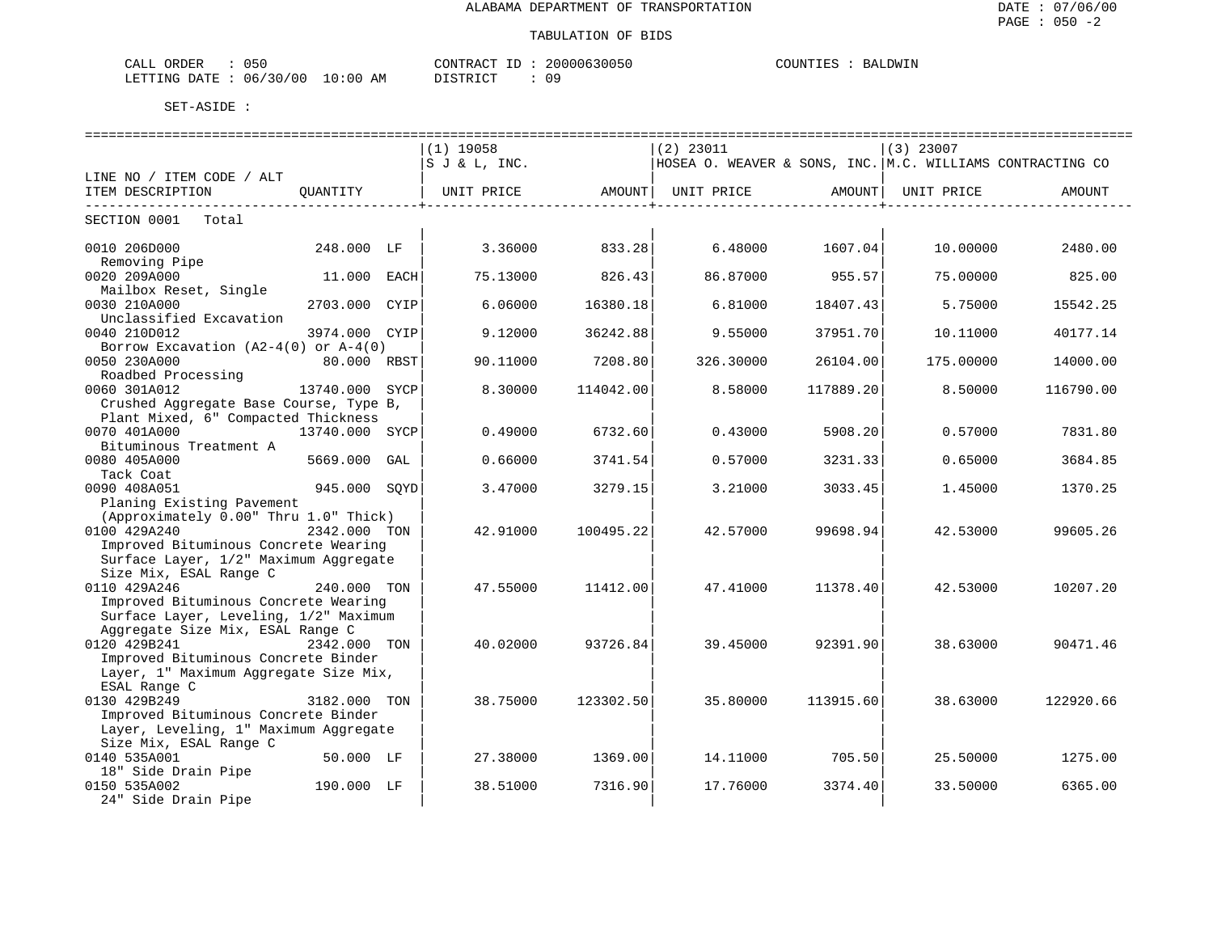ALABAMA DEPARTMENT OF TRANSPORTATION

TABULATION OF BIDS

CALL ORDER : 050　　CONTRACT ID : 20000630050　　COUNTIES : BALDWIN
LETTING DATE : 06/30/00 10:00 AM　　DISTRICT : 09

SET-ASIDE :

| LINE NO / ITEM CODE / ALT ITEM DESCRIPTION | QUANTITY | (1) 19058 S J & L, INC. UNIT PRICE | AMOUNT | (2) 23011 HOSEA O. WEAVER & SONS, INC. UNIT PRICE | AMOUNT | (3) 23007 M.C. WILLIAMS CONTRACTING CO UNIT PRICE | AMOUNT |
|---|---|---|---|---|---|---|---|
| SECTION 0001 Total | | | | | | | |
| 0010 206D000 Removing Pipe | 248.000 LF | 3.36000 | 833.28 | 6.48000 | 1607.04 | 10.00000 | 2480.00 |
| 0020 209A000 Mailbox Reset, Single | 11.000 EACH | 75.13000 | 826.43 | 86.87000 | 955.57 | 75.00000 | 825.00 |
| 0030 210A000 Unclassified Excavation | 2703.000 CYIP | 6.06000 | 16380.18 | 6.81000 | 18407.43 | 5.75000 | 15542.25 |
| 0040 210D012 Borrow Excavation (A2-4(0) or A-4(0) | 3974.000 CYIP | 9.12000 | 36242.88 | 9.55000 | 37951.70 | 10.11000 | 40177.14 |
| 0050 230A000 Roadbed Processing | 80.000 RBST | 90.11000 | 7208.80 | 326.30000 | 26104.00 | 175.00000 | 14000.00 |
| 0060 301A012 Crushed Aggregate Base Course, Type B, Plant Mixed, 6" Compacted Thickness | 13740.000 SYCP | 8.30000 | 114042.00 | 8.58000 | 117889.20 | 8.50000 | 116790.00 |
| 0070 401A000 Bituminous Treatment A | 13740.000 SYCP | 0.49000 | 6732.60 | 0.43000 | 5908.20 | 0.57000 | 7831.80 |
| 0080 405A000 Tack Coat | 5669.000 GAL | 0.66000 | 3741.54 | 0.57000 | 3231.33 | 0.65000 | 3684.85 |
| 0090 408A051 Planing Existing Pavement (Approximately 0.00" Thru 1.0" Thick) | 945.000 SQYD | 3.47000 | 3279.15 | 3.21000 | 3033.45 | 1.45000 | 1370.25 |
| 0100 429A240 Improved Bituminous Concrete Wearing Surface Layer, 1/2" Maximum Aggregate Size Mix, ESAL Range C | 2342.000 TON | 42.91000 | 100495.22 | 42.57000 | 99698.94 | 42.53000 | 99605.26 |
| 0110 429A246 Improved Bituminous Concrete Wearing Surface Layer, Leveling, 1/2" Maximum Aggregate Size Mix, ESAL Range C | 240.000 TON | 47.55000 | 11412.00 | 47.41000 | 11378.40 | 42.53000 | 10207.20 |
| 0120 429B241 Improved Bituminous Concrete Binder Layer, 1" Maximum Aggregate Size Mix, ESAL Range C | 2342.000 TON | 40.02000 | 93726.84 | 39.45000 | 92391.90 | 38.63000 | 90471.46 |
| 0130 429B249 Improved Bituminous Concrete Binder Layer, Leveling, 1" Maximum Aggregate Size Mix, ESAL Range C | 3182.000 TON | 38.75000 | 123302.50 | 35.80000 | 113915.60 | 38.63000 | 122920.66 |
| 0140 535A001 18" Side Drain Pipe | 50.000 LF | 27.38000 | 1369.00 | 14.11000 | 705.50 | 25.50000 | 1275.00 |
| 0150 535A002 24" Side Drain Pipe | 190.000 LF | 38.51000 | 7316.90 | 17.76000 | 3374.40 | 33.50000 | 6365.00 |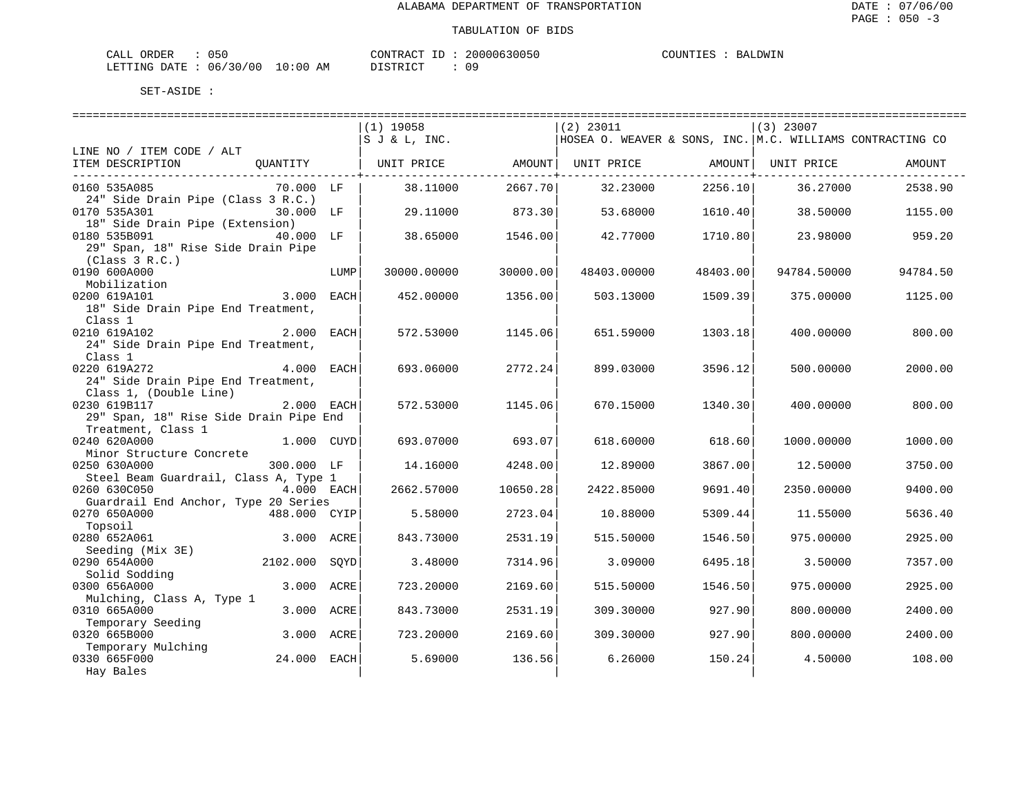ALABAMA DEPARTMENT OF TRANSPORTATION

TABULATION OF BIDS

CALL ORDER : 050 CONTRACT ID : 20000630050 COUNTIES : BALDWIN
LETTING DATE : 06/30/00 10:00 AM DISTRICT : 09

SET-ASIDE :

| LINE NO / ITEM CODE / ALT<br>ITEM DESCRIPTION | QUANTITY | | (1) 19058<br>S J & L, INC.<br>UNIT PRICE | AMOUNT | (2) 23011<br>HOSEA O. WEAVER & SONS, INC.<br>UNIT PRICE | AMOUNT | (3) 23007<br>M.C. WILLIAMS CONTRACTING CO<br>UNIT PRICE | AMOUNT |
|---|---|---|---|---|---|---|---|---|
| 0160 535A085<br>24" Side Drain Pipe (Class 3 R.C.) | 70.000 | LF | 38.11000 | 2667.70 | 32.23000 | 2256.10 | 36.27000 | 2538.90 |
| 0170 535A301<br>18" Side Drain Pipe (Extension) | 30.000 | LF | 29.11000 | 873.30 | 53.68000 | 1610.40 | 38.50000 | 1155.00 |
| 0180 535B091<br>29" Span, 18" Rise Side Drain Pipe (Class 3 R.C.) | 40.000 | LF | 38.65000 | 1546.00 | 42.77000 | 1710.80 | 23.98000 | 959.20 |
| 0190 600A000<br>Mobilization | | LUMP | 30000.00000 | 30000.00 | 48403.00000 | 48403.00 | 94784.50000 | 94784.50 |
| 0200 619A101<br>18" Side Drain Pipe End Treatment, Class 1 | 3.000 | EACH | 452.00000 | 1356.00 | 503.13000 | 1509.39 | 375.00000 | 1125.00 |
| 0210 619A102<br>24" Side Drain Pipe End Treatment, Class 1 | 2.000 | EACH | 572.53000 | 1145.06 | 651.59000 | 1303.18 | 400.00000 | 800.00 |
| 0220 619A272<br>24" Side Drain Pipe End Treatment, Class 1, (Double Line) | 4.000 | EACH | 693.06000 | 2772.24 | 899.03000 | 3596.12 | 500.00000 | 2000.00 |
| 0230 619B117<br>29" Span, 18" Rise Side Drain Pipe End Treatment, Class 1 | 2.000 | EACH | 572.53000 | 1145.06 | 670.15000 | 1340.30 | 400.00000 | 800.00 |
| 0240 620A000<br>Minor Structure Concrete | 1.000 | CUYD | 693.07000 | 693.07 | 618.60000 | 618.60 | 1000.00000 | 1000.00 |
| 0250 630A000<br>Steel Beam Guardrail, Class A, Type 1 | 300.000 | LF | 14.16000 | 4248.00 | 12.89000 | 3867.00 | 12.50000 | 3750.00 |
| 0260 630C050<br>Guardrail End Anchor, Type 20 Series | 4.000 | EACH | 2662.57000 | 10650.28 | 2422.85000 | 9691.40 | 2350.00000 | 9400.00 |
| 0270 650A000<br>Topsoil | 488.000 | CYIP | 5.58000 | 2723.04 | 10.88000 | 5309.44 | 11.55000 | 5636.40 |
| 0280 652A061<br>Seeding (Mix 3E) | 3.000 | ACRE | 843.73000 | 2531.19 | 515.50000 | 1546.50 | 975.00000 | 2925.00 |
| 0290 654A000<br>Solid Sodding | 2102.000 | SQYD | 3.48000 | 7314.96 | 3.09000 | 6495.18 | 3.50000 | 7357.00 |
| 0300 656A000<br>Mulching, Class A, Type 1 | 3.000 | ACRE | 723.20000 | 2169.60 | 515.50000 | 1546.50 | 975.00000 | 2925.00 |
| 0310 665A000<br>Temporary Seeding | 3.000 | ACRE | 843.73000 | 2531.19 | 309.30000 | 927.90 | 800.00000 | 2400.00 |
| 0320 665B000<br>Temporary Mulching | 3.000 | ACRE | 723.20000 | 2169.60 | 309.30000 | 927.90 | 800.00000 | 2400.00 |
| 0330 665F000<br>Hay Bales | 24.000 | EACH | 5.69000 | 136.56 | 6.26000 | 150.24 | 4.50000 | 108.00 |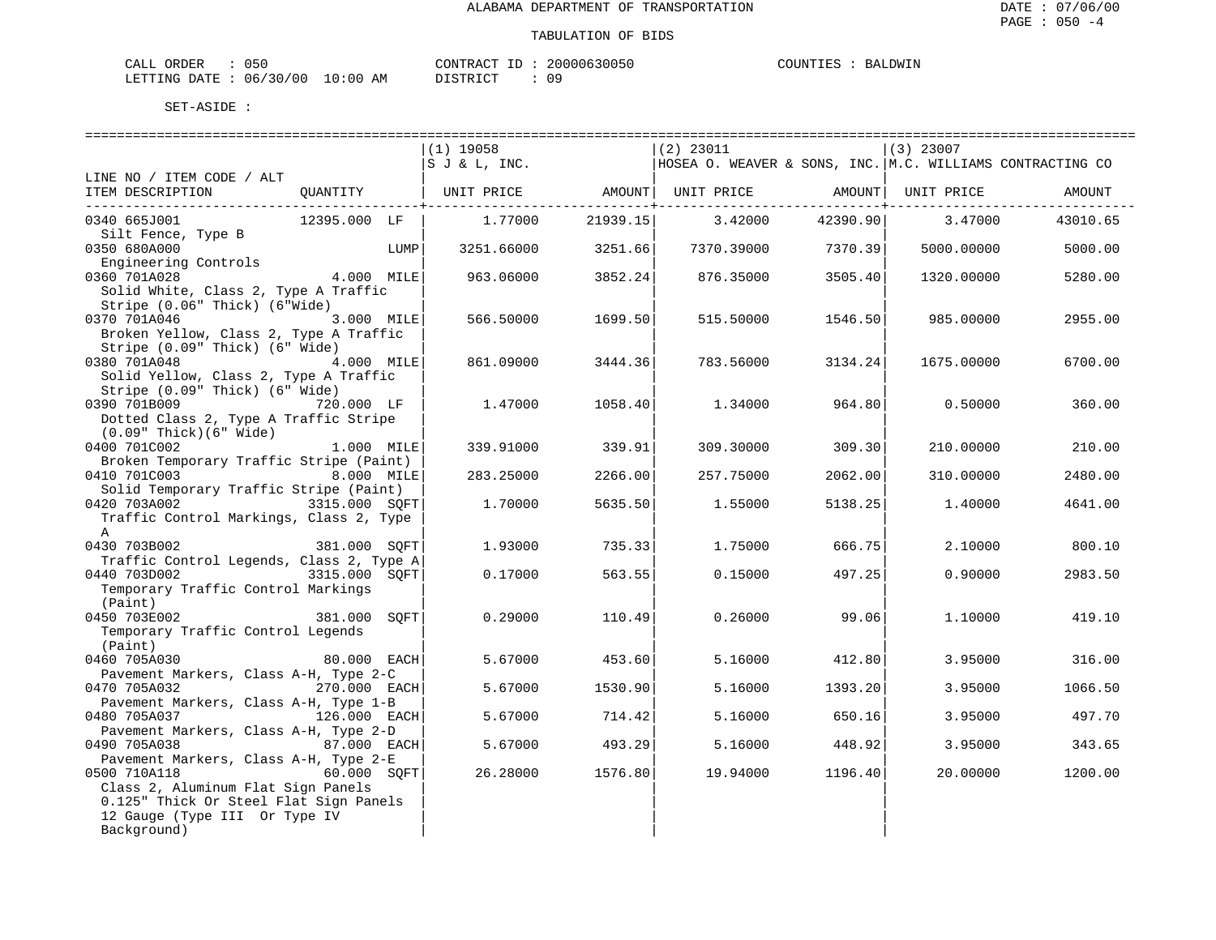ALABAMA DEPARTMENT OF TRANSPORTATION

TABULATION OF BIDS

CALL ORDER : 050 CONTRACT ID : 20000630050 COUNTIES : BALDWIN
LETTING DATE : 06/30/00 10:00 AM DISTRICT : 09

SET-ASIDE :

| LINE NO / ITEM CODE / ALT ITEM DESCRIPTION | QUANTITY | (1) 19058 S J & L, INC. UNIT PRICE | AMOUNT | (2) 23011 HOSEA O. WEAVER & SONS, INC. UNIT PRICE | AMOUNT | (3) 23007 M.C. WILLIAMS CONTRACTING CO UNIT PRICE | AMOUNT |
|---|---|---|---|---|---|---|---|
| 0340 665J001 Silt Fence, Type B | 12395.000 LF | 1.77000 | 21939.15 | 3.42000 | 42390.90 | 3.47000 | 43010.65 |
| 0350 680A000 Engineering Controls | LUMP | 3251.66000 | 3251.66 | 7370.39000 | 7370.39 | 5000.00000 | 5000.00 |
| 0360 701A028 Solid White, Class 2, Type A Traffic Stripe (0.06" Thick) (6"Wide) | 4.000 MILE | 963.06000 | 3852.24 | 876.35000 | 3505.40 | 1320.00000 | 5280.00 |
| 0370 701A046 Broken Yellow, Class 2, Type A Traffic Stripe (0.09" Thick) (6" Wide) | 3.000 MILE | 566.50000 | 1699.50 | 515.50000 | 1546.50 | 985.00000 | 2955.00 |
| 0380 701A048 Solid Yellow, Class 2, Type A Traffic Stripe (0.09" Thick) (6" Wide) | 4.000 MILE | 861.09000 | 3444.36 | 783.56000 | 3134.24 | 1675.00000 | 6700.00 |
| 0390 701B009 Dotted Class 2, Type A Traffic Stripe (0.09" Thick)(6" Wide) | 720.000 LF | 1.47000 | 1058.40 | 1.34000 | 964.80 | 0.50000 | 360.00 |
| 0400 701C002 Broken Temporary Traffic Stripe (Paint) | 1.000 MILE | 339.91000 | 339.91 | 309.30000 | 309.30 | 210.00000 | 210.00 |
| 0410 701C003 Solid Temporary Traffic Stripe (Paint) | 8.000 MILE | 283.25000 | 2266.00 | 257.75000 | 2062.00 | 310.00000 | 2480.00 |
| 0420 703A002 Traffic Control Markings, Class 2, Type A | 3315.000 SQFT | 1.70000 | 5635.50 | 1.55000 | 5138.25 | 1.40000 | 4641.00 |
| 0430 703B002 Traffic Control Legends, Class 2, Type A | 381.000 SQFT | 1.93000 | 735.33 | 1.75000 | 666.75 | 2.10000 | 800.10 |
| 0440 703D002 Temporary Traffic Control Markings (Paint) | 3315.000 SQFT | 0.17000 | 563.55 | 0.15000 | 497.25 | 0.90000 | 2983.50 |
| 0450 703E002 Temporary Traffic Control Legends (Paint) | 381.000 SQFT | 0.29000 | 110.49 | 0.26000 | 99.06 | 1.10000 | 419.10 |
| 0460 705A030 Pavement Markers, Class A-H, Type 2-C | 80.000 EACH | 5.67000 | 453.60 | 5.16000 | 412.80 | 3.95000 | 316.00 |
| 0470 705A032 Pavement Markers, Class A-H, Type 1-B | 270.000 EACH | 5.67000 | 1530.90 | 5.16000 | 1393.20 | 3.95000 | 1066.50 |
| 0480 705A037 Pavement Markers, Class A-H, Type 2-D | 126.000 EACH | 5.67000 | 714.42 | 5.16000 | 650.16 | 3.95000 | 497.70 |
| 0490 705A038 Pavement Markers, Class A-H, Type 2-E | 87.000 EACH | 5.67000 | 493.29 | 5.16000 | 448.92 | 3.95000 | 343.65 |
| 0500 710A118 Class 2, Aluminum Flat Sign Panels 0.125" Thick Or Steel Flat Sign Panels 12 Gauge (Type III Or Type IV Background) | 60.000 SQFT | 26.28000 | 1576.80 | 19.94000 | 1196.40 | 20.00000 | 1200.00 |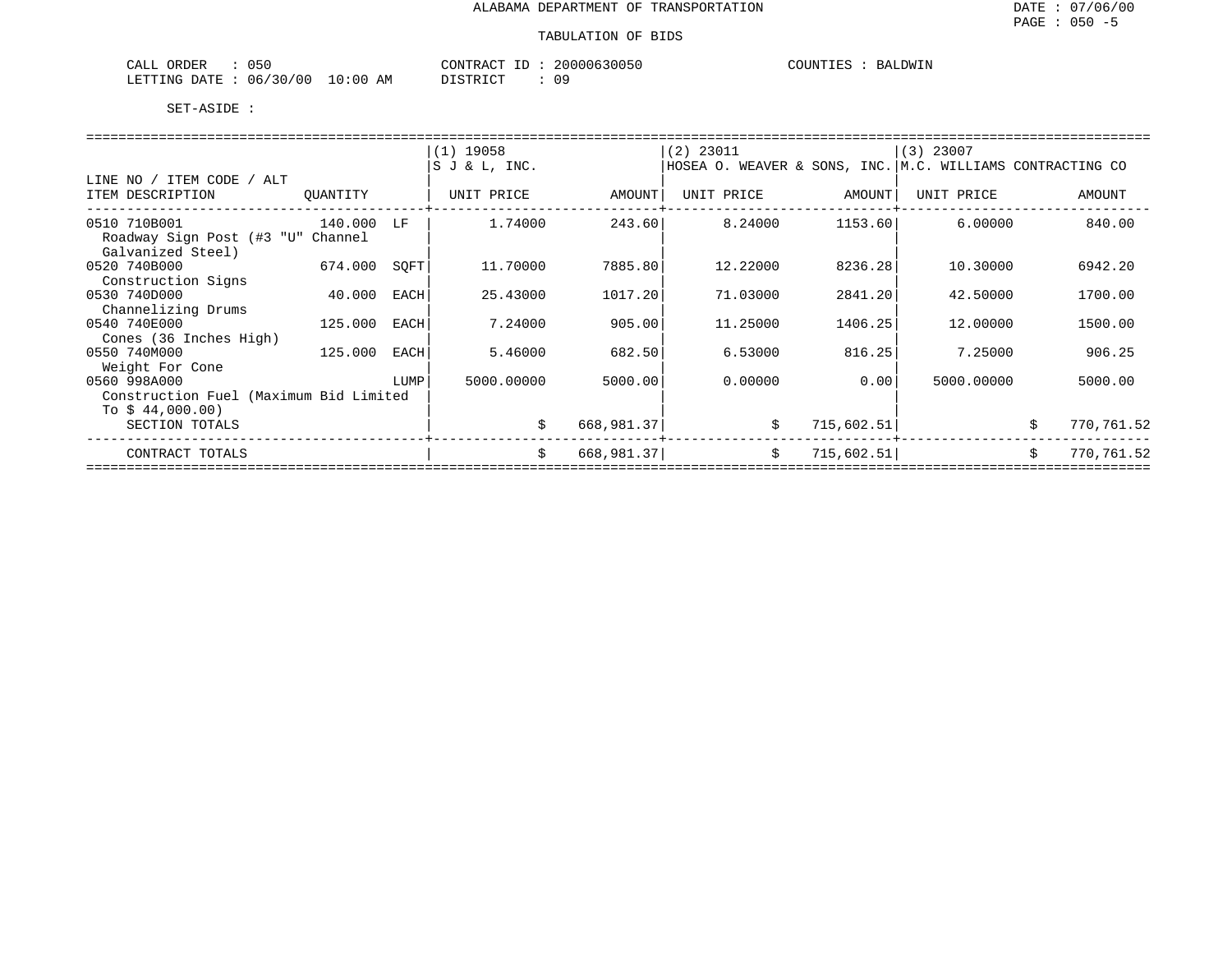ALABAMA DEPARTMENT OF TRANSPORTATION

TABULATION OF BIDS

CALL ORDER : 050    CONTRACT ID : 20000630050    COUNTIES : BALDWIN
LETTING DATE : 06/30/00 10:00 AM    DISTRICT : 09

SET-ASIDE :

| LINE NO / ITEM CODE / ALT<br>ITEM DESCRIPTION | QUANTITY | | (1) 19058<br>S J & L, INC.<br>UNIT PRICE | AMOUNT | (2) 23011<br>HOSEA O. WEAVER & SONS, INC.<br>UNIT PRICE | AMOUNT | (3) 23007<br>M.C. WILLIAMS CONTRACTING CO<br>UNIT PRICE | AMOUNT |
|---|---|---|---|---|---|---|---|---|
| 0510 710B001<br>Roadway Sign Post (#3 "U" Channel Galvanized Steel) | 140.000 | LF | 1.74000 | 243.60 | 8.24000 | 1153.60 | 6.00000 | 840.00 |
| 0520 740B000<br>Construction Signs | 674.000 | SQFT | 11.70000 | 7885.80 | 12.22000 | 8236.28 | 10.30000 | 6942.20 |
| 0530 740D000<br>Channelizing Drums | 40.000 | EACH | 25.43000 | 1017.20 | 71.03000 | 2841.20 | 42.50000 | 1700.00 |
| 0540 740E000<br>Cones (36 Inches High) | 125.000 | EACH | 7.24000 | 905.00 | 11.25000 | 1406.25 | 12.00000 | 1500.00 |
| 0550 740M000<br>Weight For Cone | 125.000 | EACH | 5.46000 | 682.50 | 6.53000 | 816.25 | 7.25000 | 906.25 |
| 0560 998A000<br>Construction Fuel (Maximum Bid Limited To $ 44,000.00) | | LUMP | 5000.00000 | 5000.00 | 0.00000 | 0.00 | 5000.00000 | 5000.00 |
| SECTION TOTALS | | | | $ 668,981.37 | | $ 715,602.51 | | $ 770,761.52 |
| CONTRACT TOTALS | | | | $ 668,981.37 | | $ 715,602.51 | | $ 770,761.52 |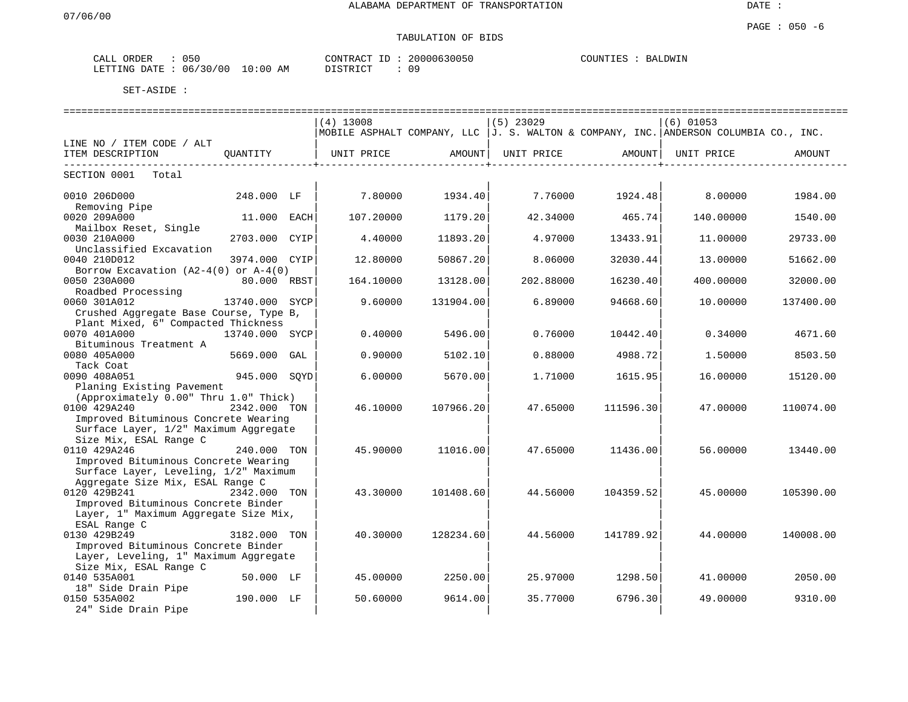ALABAMA DEPARTMENT OF TRANSPORTATION

TABULATION OF BIDS

CALL ORDER : 050  CONTRACT ID : 20000630050  COUNTIES : BALDWIN
LETTING DATE : 06/30/00 10:00 AM  DISTRICT : 09

SET-ASIDE :

| LINE NO / ITEM CODE / ALT ITEM DESCRIPTION | QUANTITY | | (4) 13008 MOBILE ASPHALT COMPANY, LLC UNIT PRICE | AMOUNT | (5) 23029 J. S. WALTON & COMPANY, INC. UNIT PRICE | AMOUNT | (6) 01053 ANDERSON COLUMBIA CO., INC. UNIT PRICE | AMOUNT |
|---|---|---|---|---|---|---|---|---|
| SECTION 0001 Total | | | | | | | | |
| 0010 206D000 Removing Pipe | 248.000 | LF | 7.80000 | 1934.40 | 7.76000 | 1924.48 | 8.00000 | 1984.00 |
| 0020 209A000 Mailbox Reset, Single | 11.000 | EACH | 107.20000 | 1179.20 | 42.34000 | 465.74 | 140.00000 | 1540.00 |
| 0030 210A000 Unclassified Excavation | 2703.000 | CYIP | 4.40000 | 11893.20 | 4.97000 | 13433.91 | 11.00000 | 29733.00 |
| 0040 210D012 Borrow Excavation (A2-4(0) or A-4(0) | 3974.000 | CYIP | 12.80000 | 50867.20 | 8.06000 | 32030.44 | 13.00000 | 51662.00 |
| 0050 230A000 Roadbed Processing | 80.000 | RBST | 164.10000 | 13128.00 | 202.88000 | 16230.40 | 400.00000 | 32000.00 |
| 0060 301A012 Crushed Aggregate Base Course, Type B, Plant Mixed, 6" Compacted Thickness | 13740.000 | SYCP | 9.60000 | 131904.00 | 6.89000 | 94668.60 | 10.00000 | 137400.00 |
| 0070 401A000 Bituminous Treatment A | 13740.000 | SYCP | 0.40000 | 5496.00 | 0.76000 | 10442.40 | 0.34000 | 4671.60 |
| 0080 405A000 Tack Coat | 5669.000 | GAL | 0.90000 | 5102.10 | 0.88000 | 4988.72 | 1.50000 | 8503.50 |
| 0090 408A051 Planing Existing Pavement (Approximately 0.00" Thru 1.0" Thick) | 945.000 | SQYD | 6.00000 | 5670.00 | 1.71000 | 1615.95 | 16.00000 | 15120.00 |
| 0100 429A240 Improved Bituminous Concrete Wearing Surface Layer, 1/2" Maximum Aggregate Size Mix, ESAL Range C | 2342.000 | TON | 46.10000 | 107966.20 | 47.65000 | 111596.30 | 47.00000 | 110074.00 |
| 0110 429A246 Improved Bituminous Concrete Wearing Surface Layer, Leveling, 1/2" Maximum Aggregate Size Mix, ESAL Range C | 240.000 | TON | 45.90000 | 11016.00 | 47.65000 | 11436.00 | 56.00000 | 13440.00 |
| 0120 429B241 Improved Bituminous Concrete Binder Layer, 1" Maximum Aggregate Size Mix, ESAL Range C | 2342.000 | TON | 43.30000 | 101408.60 | 44.56000 | 104359.52 | 45.00000 | 105390.00 |
| 0130 429B249 Improved Bituminous Concrete Binder Layer, Leveling, 1" Maximum Aggregate Size Mix, ESAL Range C | 3182.000 | TON | 40.30000 | 128234.60 | 44.56000 | 141789.92 | 44.00000 | 140008.00 |
| 0140 535A001 18" Side Drain Pipe | 50.000 | LF | 45.00000 | 2250.00 | 25.97000 | 1298.50 | 41.00000 | 2050.00 |
| 0150 535A002 24" Side Drain Pipe | 190.000 | LF | 50.60000 | 9614.00 | 35.77000 | 6796.30 | 49.00000 | 9310.00 |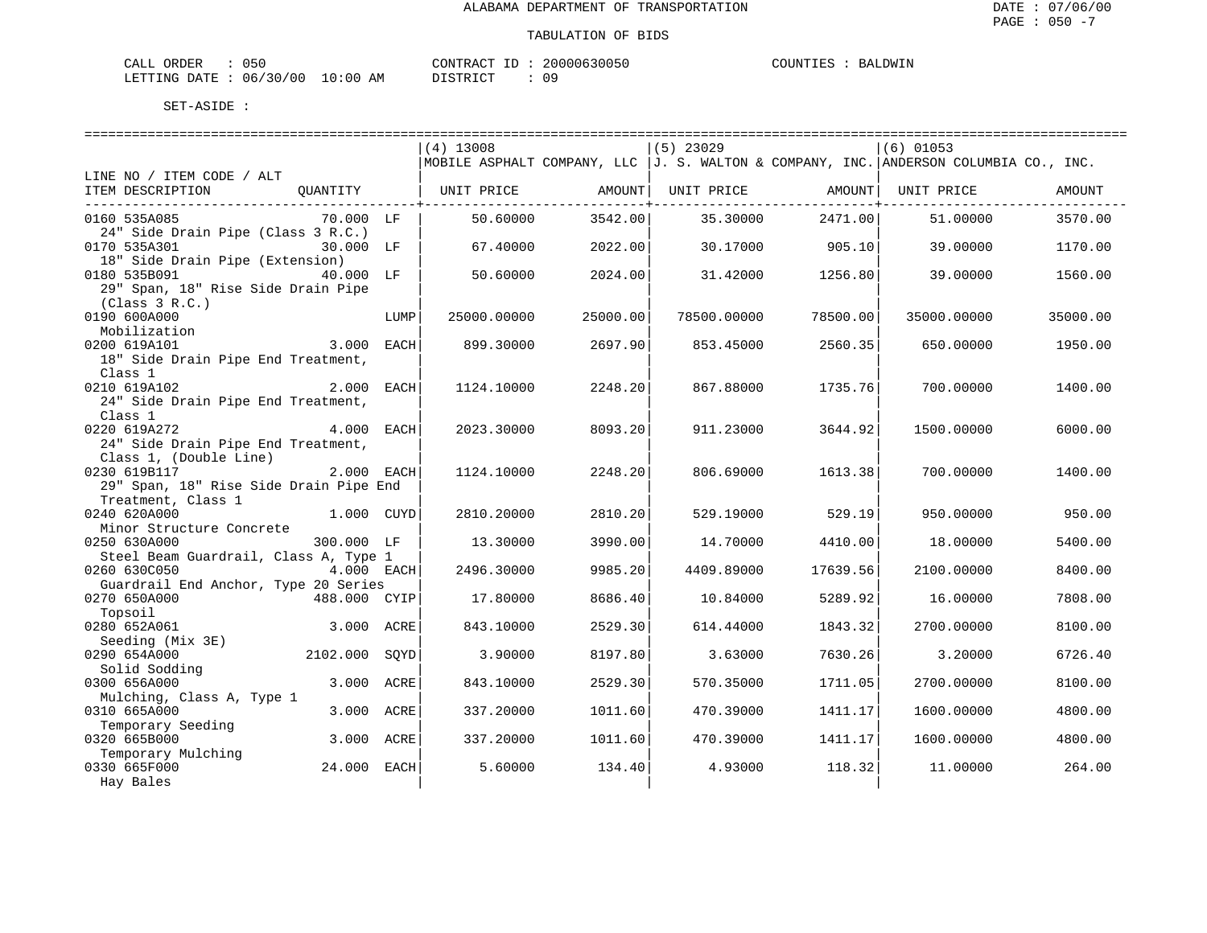ALABAMA DEPARTMENT OF TRANSPORTATION

TABULATION OF BIDS

CALL ORDER : 050 &nbsp;&nbsp;&nbsp;&nbsp; CONTRACT ID : 20000630050 &nbsp;&nbsp;&nbsp;&nbsp; COUNTIES : BALDWIN
LETTING DATE : 06/30/00 10:00 AM &nbsp;&nbsp;&nbsp;&nbsp; DISTRICT : 09

SET-ASIDE :

| LINE NO / ITEM CODE / ALT ITEM DESCRIPTION | QUANTITY | (4) 13008 MOBILE ASPHALT COMPANY, LLC UNIT PRICE | AMOUNT | (5) 23029 J. S. WALTON & COMPANY, INC. UNIT PRICE | AMOUNT | (6) 01053 ANDERSON COLUMBIA CO., INC. UNIT PRICE | AMOUNT |
|---|---|---|---|---|---|---|---|
| 0160 535A085 24" Side Drain Pipe (Class 3 R.C.) | 70.000 LF | 50.60000 | 3542.00 | 35.30000 | 2471.00 | 51.00000 | 3570.00 |
| 0170 535A301 18" Side Drain Pipe (Extension) | 30.000 LF | 67.40000 | 2022.00 | 30.17000 | 905.10 | 39.00000 | 1170.00 |
| 0180 535B091 29" Span, 18" Rise Side Drain Pipe (Class 3 R.C.) | 40.000 LF | 50.60000 | 2024.00 | 31.42000 | 1256.80 | 39.00000 | 1560.00 |
| 0190 600A000 Mobilization | LUMP | 25000.00000 | 25000.00 | 78500.00000 | 78500.00 | 35000.00000 | 35000.00 |
| 0200 619A101 18" Side Drain Pipe End Treatment, Class 1 | 3.000 EACH | 899.30000 | 2697.90 | 853.45000 | 2560.35 | 650.00000 | 1950.00 |
| 0210 619A102 24" Side Drain Pipe End Treatment, Class 1 | 2.000 EACH | 1124.10000 | 2248.20 | 867.88000 | 1735.76 | 700.00000 | 1400.00 |
| 0220 619A272 24" Side Drain Pipe End Treatment, Class 1, (Double Line) | 4.000 EACH | 2023.30000 | 8093.20 | 911.23000 | 3644.92 | 1500.00000 | 6000.00 |
| 0230 619B117 29" Span, 18" Rise Side Drain Pipe End Treatment, Class 1 | 2.000 EACH | 1124.10000 | 2248.20 | 806.69000 | 1613.38 | 700.00000 | 1400.00 |
| 0240 620A000 Minor Structure Concrete | 1.000 CUYD | 2810.20000 | 2810.20 | 529.19000 | 529.19 | 950.00000 | 950.00 |
| 0250 630A000 Steel Beam Guardrail, Class A, Type 1 | 300.000 LF | 13.30000 | 3990.00 | 14.70000 | 4410.00 | 18.00000 | 5400.00 |
| 0260 630C050 Guardrail End Anchor, Type 20 Series | 4.000 EACH | 2496.30000 | 9985.20 | 4409.89000 | 17639.56 | 2100.00000 | 8400.00 |
| 0270 650A000 Topsoil | 488.000 CYIP | 17.80000 | 8686.40 | 10.84000 | 5289.92 | 16.00000 | 7808.00 |
| 0280 652A061 Seeding (Mix 3E) | 3.000 ACRE | 843.10000 | 2529.30 | 614.44000 | 1843.32 | 2700.00000 | 8100.00 |
| 0290 654A000 Solid Sodding | 2102.000 SQYD | 3.90000 | 8197.80 | 3.63000 | 7630.26 | 3.20000 | 6726.40 |
| 0300 656A000 Mulching, Class A, Type 1 | 3.000 ACRE | 843.10000 | 2529.30 | 570.35000 | 1711.05 | 2700.00000 | 8100.00 |
| 0310 665A000 Temporary Seeding | 3.000 ACRE | 337.20000 | 1011.60 | 470.39000 | 1411.17 | 1600.00000 | 4800.00 |
| 0320 665B000 Temporary Mulching | 3.000 ACRE | 337.20000 | 1011.60 | 470.39000 | 1411.17 | 1600.00000 | 4800.00 |
| 0330 665F000 Hay Bales | 24.000 EACH | 5.60000 | 134.40 | 4.93000 | 118.32 | 11.00000 | 264.00 |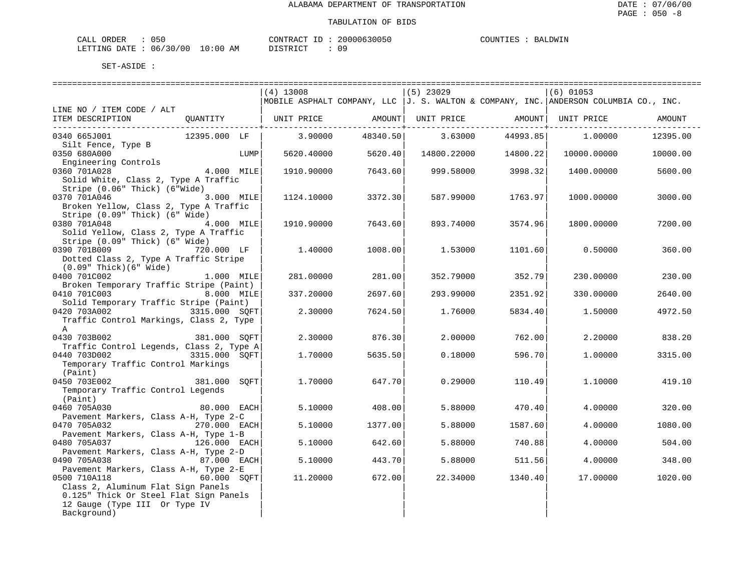ALABAMA DEPARTMENT OF TRANSPORTATION

TABULATION OF BIDS

CALL ORDER : 050 CONTRACT ID : 20000630050 COUNTIES : BALDWIN
LETTING DATE : 06/30/00 10:00 AM DISTRICT : 09

SET-ASIDE :

| LINE NO / ITEM CODE / ALT<br>ITEM DESCRIPTION | QUANTITY | (4) 13008<br>MOBILE ASPHALT COMPANY, LLC<br>UNIT PRICE | AMOUNT | (5) 23029<br>J. S. WALTON & COMPANY, INC.<br>UNIT PRICE | AMOUNT | (6) 01053<br>ANDERSON COLUMBIA CO., INC.<br>UNIT PRICE | AMOUNT |
|---|---|---|---|---|---|---|---|
| 0340 665J001<br>Silt Fence, Type B | 12395.000 LF | 3.90000 | 48340.50 | 3.63000 | 44993.85 | 1.00000 | 12395.00 |
| 0350 680A000<br>Engineering Controls | LUMP | 5620.40000 | 5620.40 | 14800.22000 | 14800.22 | 10000.00000 | 10000.00 |
| 0360 701A028<br>Solid White, Class 2, Type A Traffic Stripe (0.06" Thick) (6"Wide) | 4.000 MILE | 1910.90000 | 7643.60 | 999.58000 | 3998.32 | 1400.00000 | 5600.00 |
| 0370 701A046<br>Broken Yellow, Class 2, Type A Traffic Stripe (0.09" Thick) (6" Wide) | 3.000 MILE | 1124.10000 | 3372.30 | 587.99000 | 1763.97 | 1000.00000 | 3000.00 |
| 0380 701A048<br>Solid Yellow, Class 2, Type A Traffic Stripe (0.09" Thick) (6" Wide) | 4.000 MILE | 1910.90000 | 7643.60 | 893.74000 | 3574.96 | 1800.00000 | 7200.00 |
| 0390 701B009<br>Dotted Class 2, Type A Traffic Stripe (0.09" Thick)(6" Wide) | 720.000 LF | 1.40000 | 1008.00 | 1.53000 | 1101.60 | 0.50000 | 360.00 |
| 0400 701C002<br>Broken Temporary Traffic Stripe (Paint) | 1.000 MILE | 281.00000 | 281.00 | 352.79000 | 352.79 | 230.00000 | 230.00 |
| 0410 701C003<br>Solid Temporary Traffic Stripe (Paint) | 8.000 MILE | 337.20000 | 2697.60 | 293.99000 | 2351.92 | 330.00000 | 2640.00 |
| 0420 703A002<br>Traffic Control Markings, Class 2, Type A | 3315.000 SQFT | 2.30000 | 7624.50 | 1.76000 | 5834.40 | 1.50000 | 4972.50 |
| 0430 703B002<br>Traffic Control Legends, Class 2, Type A | 381.000 SQFT | 2.30000 | 876.30 | 2.00000 | 762.00 | 2.20000 | 838.20 |
| 0440 703D002<br>Temporary Traffic Control Markings (Paint) | 3315.000 SQFT | 1.70000 | 5635.50 | 0.18000 | 596.70 | 1.00000 | 3315.00 |
| 0450 703E002<br>Temporary Traffic Control Legends (Paint) | 381.000 SQFT | 1.70000 | 647.70 | 0.29000 | 110.49 | 1.10000 | 419.10 |
| 0460 705A030<br>Pavement Markers, Class A-H, Type 2-C | 80.000 EACH | 5.10000 | 408.00 | 5.88000 | 470.40 | 4.00000 | 320.00 |
| 0470 705A032<br>Pavement Markers, Class A-H, Type 1-B | 270.000 EACH | 5.10000 | 1377.00 | 5.88000 | 1587.60 | 4.00000 | 1080.00 |
| 0480 705A037<br>Pavement Markers, Class A-H, Type 2-D | 126.000 EACH | 5.10000 | 642.60 | 5.88000 | 740.88 | 4.00000 | 504.00 |
| 0490 705A038<br>Pavement Markers, Class A-H, Type 2-E | 87.000 EACH | 5.10000 | 443.70 | 5.88000 | 511.56 | 4.00000 | 348.00 |
| 0500 710A118<br>Class 2, Aluminum Flat Sign Panels 0.125" Thick Or Steel Flat Sign Panels 12 Gauge (Type III Or Type IV Background) | 60.000 SQFT | 11.20000 | 672.00 | 22.34000 | 1340.40 | 17.00000 | 1020.00 |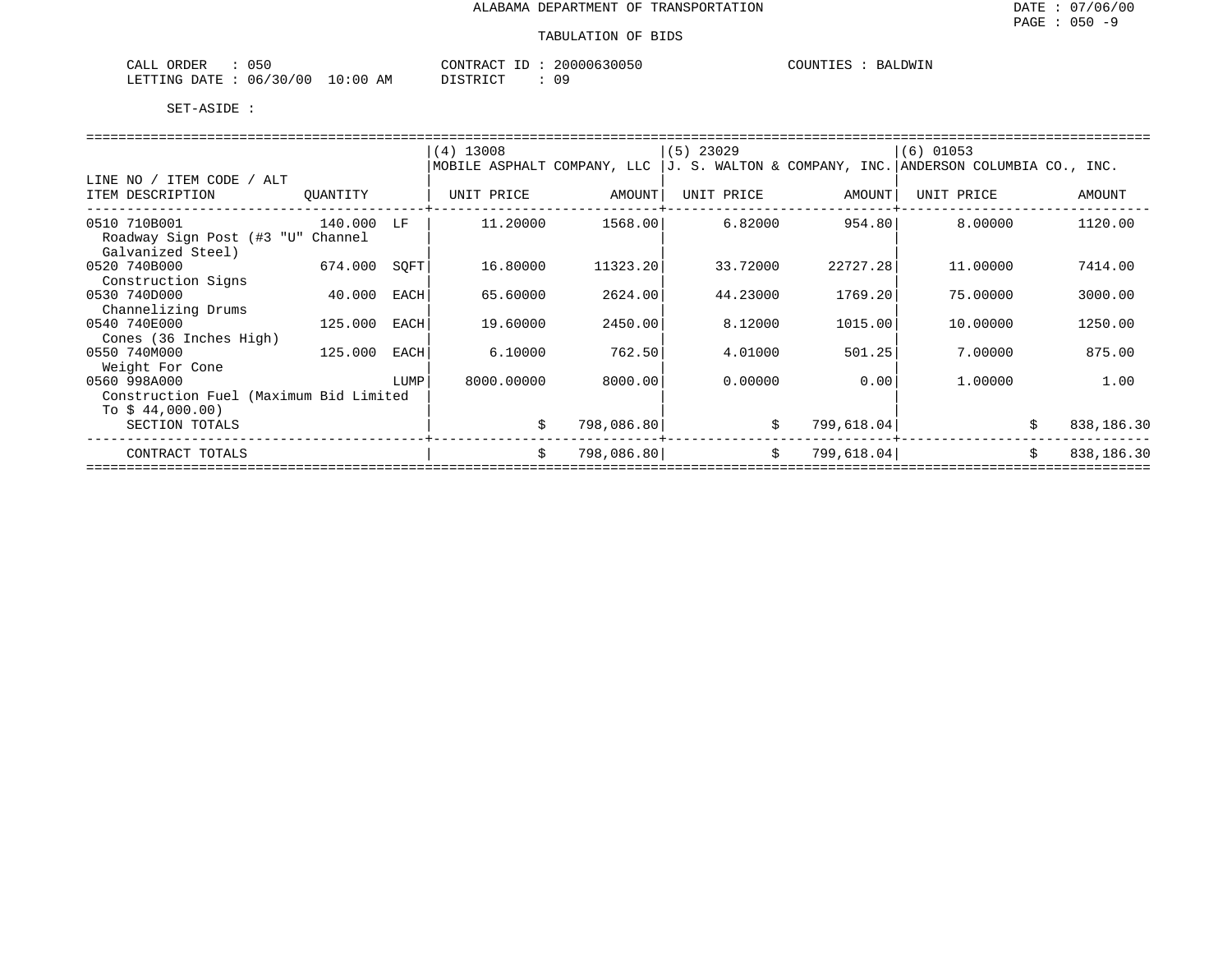ALABAMA DEPARTMENT OF TRANSPORTATION

TABULATION OF BIDS

CALL ORDER : 050
LETTING DATE : 06/30/00 10:00 AM
CONTRACT ID : 20000630050
DISTRICT : 09
COUNTIES : BALDWIN

SET-ASIDE :

| LINE NO / ITEM CODE / ALT ITEM DESCRIPTION | QUANTITY | | (4) 13008 MOBILE ASPHALT COMPANY, LLC UNIT PRICE | AMOUNT | (5) 23029 J. S. WALTON & COMPANY, INC. UNIT PRICE | AMOUNT | (6) 01053 ANDERSON COLUMBIA CO., INC. UNIT PRICE | AMOUNT |
|---|---|---|---|---|---|---|---|---|
| 0510 710B001 Roadway Sign Post (#3 "U" Channel Galvanized Steel) | 140.000 | LF | 11.20000 | 1568.00 | 6.82000 | 954.80 | 8.00000 | 1120.00 |
| 0520 740B000 Construction Signs | 674.000 | SQFT | 16.80000 | 11323.20 | 33.72000 | 22727.28 | 11.00000 | 7414.00 |
| 0530 740D000 Channelizing Drums | 40.000 | EACH | 65.60000 | 2624.00 | 44.23000 | 1769.20 | 75.00000 | 3000.00 |
| 0540 740E000 Cones (36 Inches High) | 125.000 | EACH | 19.60000 | 2450.00 | 8.12000 | 1015.00 | 10.00000 | 1250.00 |
| 0550 740M000 Weight For Cone | 125.000 | EACH | 6.10000 | 762.50 | 4.01000 | 501.25 | 7.00000 | 875.00 |
| 0560 998A000 Construction Fuel (Maximum Bid Limited To $ 44,000.00) | | LUMP | 8000.00000 | 8000.00 | 0.00000 | 0.00 | 1.00000 | 1.00 |
| SECTION TOTALS | | | | $ 798,086.80 | | $ 799,618.04 | | $ 838,186.30 |
| CONTRACT TOTALS | | | | $ 798,086.80 | | $ 799,618.04 | | $ 838,186.30 |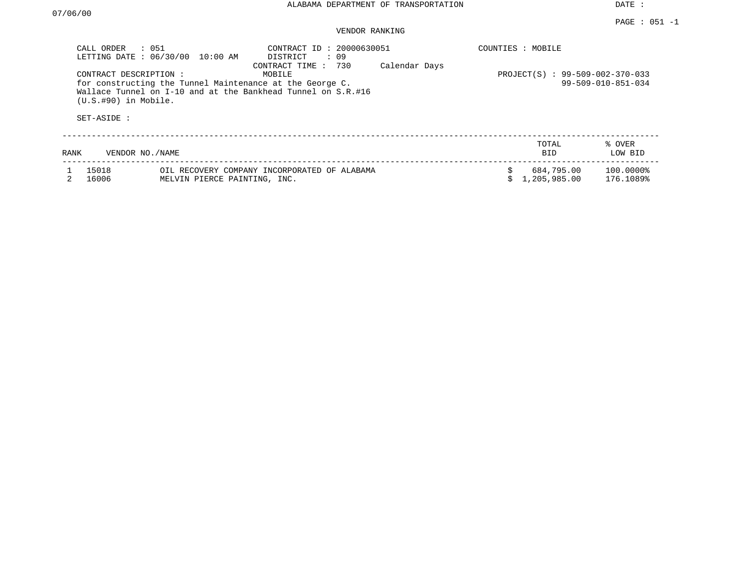ALABAMA DEPARTMENT OF TRANSPORTATION

DATE : 07/06/00

PAGE : 051 -1

VENDOR RANKING

CALL ORDER : 051
LETTING DATE : 06/30/00 10:00 AM

CONTRACT ID : 20000630051
DISTRICT : 09
CONTRACT TIME : 730 Calendar Days

COUNTIES : MOBILE

CONTRACT DESCRIPTION : MOBILE
for constructing the Tunnel Maintenance at the George C. Wallace Tunnel on I-10 and at the Bankhead Tunnel on S.R.#16 (U.S.#90) in Mobile.

PROJECT(S) : 99-509-002-370-033
99-509-010-851-034

SET-ASIDE :

| RANK | VENDOR NO./NAME | | TOTAL BID | % OVER LOW BID |
|---|---|---|---|---|
| 1 | 15018 | OIL RECOVERY COMPANY INCORPORATED OF ALABAMA | $ 684,795.00 | 100.0000% |
| 2 | 16006 | MELVIN PIERCE PAINTING, INC. | $ 1,205,985.00 | 176.1089% |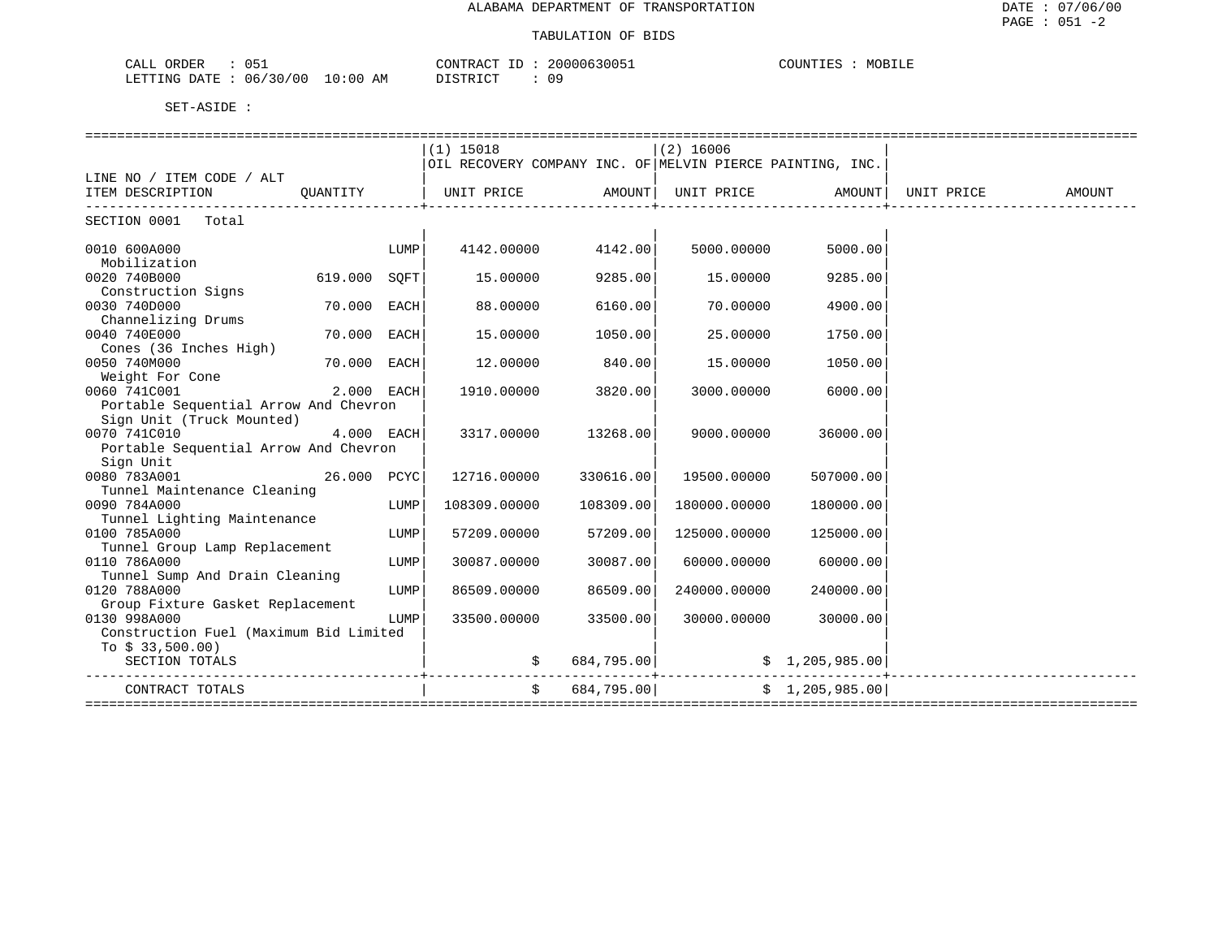# ALABAMA DEPARTMENT OF TRANSPORTATION

## TABULATION OF BIDS

CALL ORDER : 051 CONTRACT ID : 20000630051 COUNTIES : MOBILE
LETTING DATE : 06/30/00 10:00 AM DISTRICT : 09

SET-ASIDE :

| LINE NO / ITEM CODE / ALT ITEM DESCRIPTION | QUANTITY | (1) 15018 OIL RECOVERY COMPANY INC. OF UNIT PRICE | AMOUNT | (2) 16006 MELVIN PIERCE PAINTING, INC. UNIT PRICE | AMOUNT | UNIT PRICE | AMOUNT |
|---|---|---|---|---|---|---|---|
| SECTION 0001 Total | | | | | | | |
| 0010 600A000 Mobilization | LUMP | 4142.00000 | 4142.00 | 5000.00000 | 5000.00 | | |
| 0020 740B000 Construction Signs | 619.000 SQFT | 15.00000 | 9285.00 | 15.00000 | 9285.00 | | |
| 0030 740D000 Channelizing Drums | 70.000 EACH | 88.00000 | 6160.00 | 70.00000 | 4900.00 | | |
| 0040 740E000 Cones (36 Inches High) | 70.000 EACH | 15.00000 | 1050.00 | 25.00000 | 1750.00 | | |
| 0050 740M000 Weight For Cone | 70.000 EACH | 12.00000 | 840.00 | 15.00000 | 1050.00 | | |
| 0060 741C001 Portable Sequential Arrow And Chevron Sign Unit (Truck Mounted) | 2.000 EACH | 1910.00000 | 3820.00 | 3000.00000 | 6000.00 | | |
| 0070 741C010 Portable Sequential Arrow And Chevron Sign Unit | 4.000 EACH | 3317.00000 | 13268.00 | 9000.00000 | 36000.00 | | |
| 0080 783A001 Tunnel Maintenance Cleaning | 26.000 PCYC | 12716.00000 | 330616.00 | 19500.00000 | 507000.00 | | |
| 0090 784A000 Tunnel Lighting Maintenance | LUMP | 108309.00000 | 108309.00 | 180000.00000 | 180000.00 | | |
| 0100 785A000 Tunnel Group Lamp Replacement | LUMP | 57209.00000 | 57209.00 | 125000.00000 | 125000.00 | | |
| 0110 786A000 Tunnel Sump And Drain Cleaning | LUMP | 30087.00000 | 30087.00 | 60000.00000 | 60000.00 | | |
| 0120 788A000 Group Fixture Gasket Replacement | LUMP | 86509.00000 | 86509.00 | 240000.00000 | 240000.00 | | |
| 0130 998A000 Construction Fuel (Maximum Bid Limited To $ 33,500.00) | LUMP | 33500.00000 | 33500.00 | 30000.00000 | 30000.00 | | |
| SECTION TOTALS | | | $ 684,795.00 | | $ 1,205,985.00 | | |
| CONTRACT TOTALS | | | $ 684,795.00 | | $ 1,205,985.00 | | |